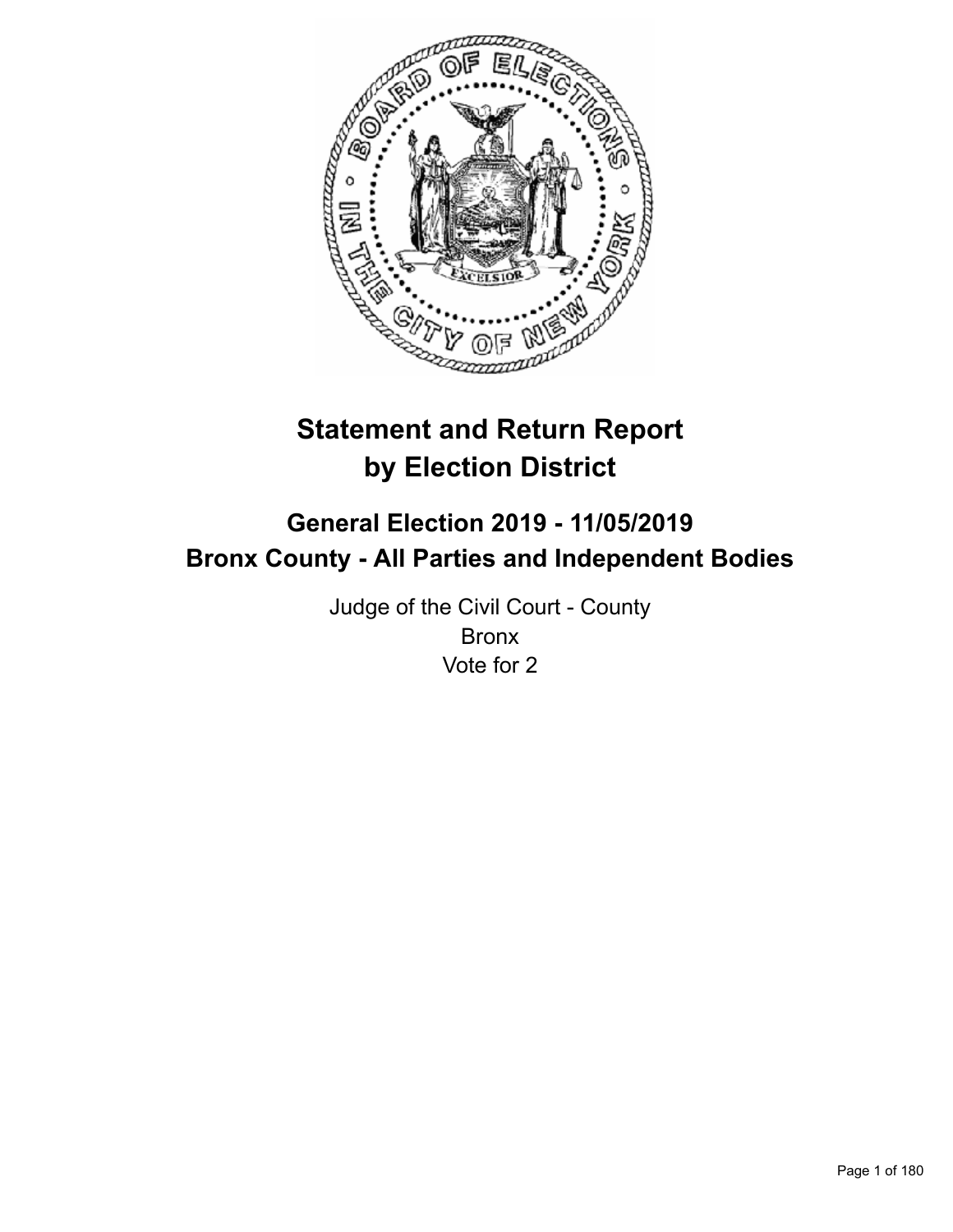# Statement and Return Report by Election District

## General Election 2019 - 11/05/2019
## Bronx County - All Parties and Independent Bodies

Judge of the Civil Court - County
Bronx
Vote for 2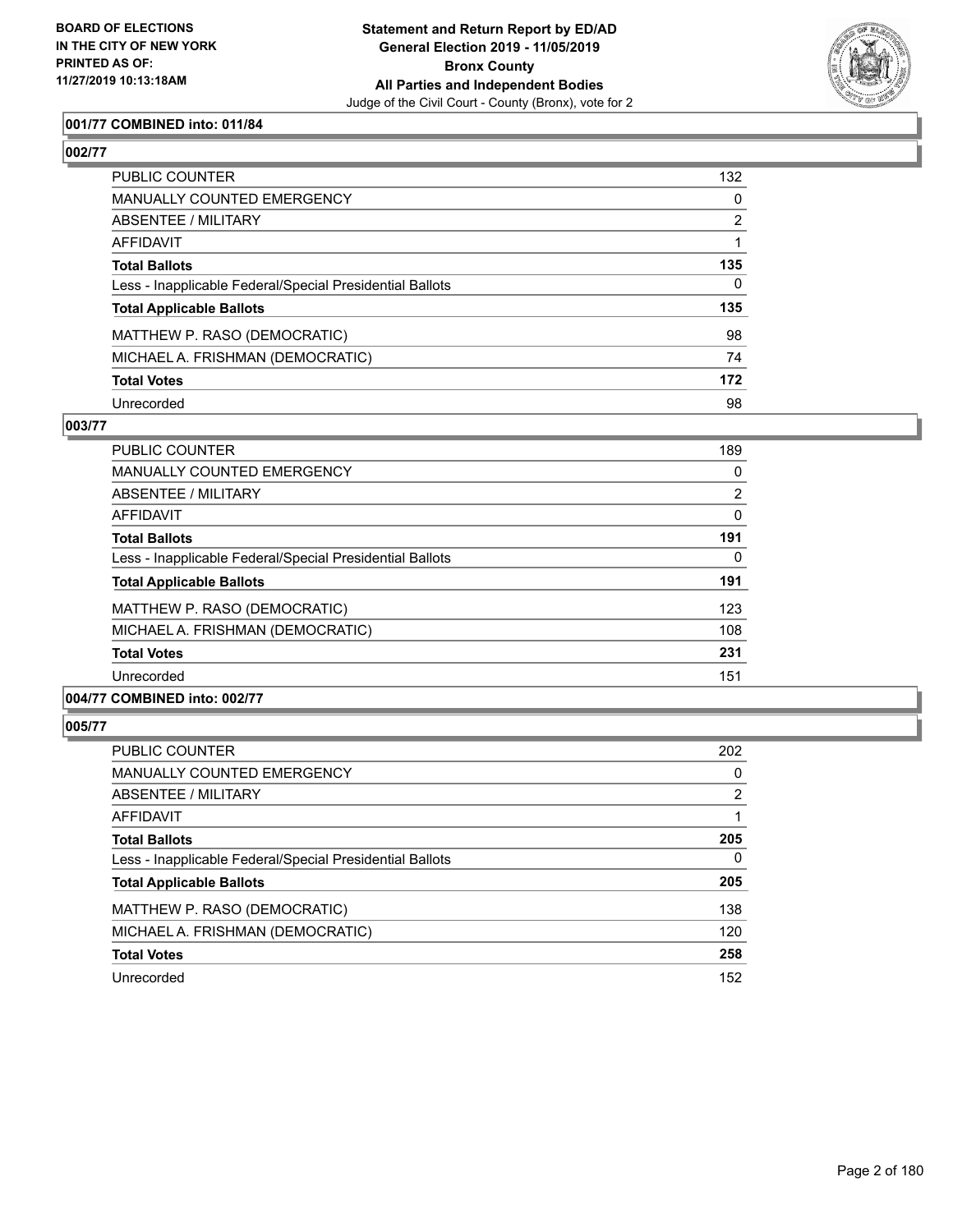**BOARD OF ELECTIONS IN THE CITY OF NEW YORK PRINTED AS OF: 11/27/2019 10:13:18AM**

# Statement and Return Report by ED/AD General Election 2019 - 11/05/2019 Bronx County All Parties and Independent Bodies

Judge of the Civil Court - County (Bronx), vote for 2

### 001/77 COMBINED into: 011/84

### 002/77

| | |
|---|---|
| PUBLIC COUNTER | 132 |
| MANUALLY COUNTED EMERGENCY | 0 |
| ABSENTEE / MILITARY | 2 |
| AFFIDAVIT | 1 |
| **Total Ballots** | **135** |
| Less - Inapplicable Federal/Special Presidential Ballots | 0 |
| **Total Applicable Ballots** | **135** |
| MATTHEW P. RASO (DEMOCRATIC) | 98 |
| MICHAEL A. FRISHMAN (DEMOCRATIC) | 74 |
| **Total Votes** | **172** |
| Unrecorded | 98 |

### 003/77

| | |
|---|---|
| PUBLIC COUNTER | 189 |
| MANUALLY COUNTED EMERGENCY | 0 |
| ABSENTEE / MILITARY | 2 |
| AFFIDAVIT | 0 |
| **Total Ballots** | **191** |
| Less - Inapplicable Federal/Special Presidential Ballots | 0 |
| **Total Applicable Ballots** | **191** |
| MATTHEW P. RASO (DEMOCRATIC) | 123 |
| MICHAEL A. FRISHMAN (DEMOCRATIC) | 108 |
| **Total Votes** | **231** |
| Unrecorded | 151 |

### 004/77 COMBINED into: 002/77

### 005/77

| | |
|---|---|
| PUBLIC COUNTER | 202 |
| MANUALLY COUNTED EMERGENCY | 0 |
| ABSENTEE / MILITARY | 2 |
| AFFIDAVIT | 1 |
| **Total Ballots** | **205** |
| Less - Inapplicable Federal/Special Presidential Ballots | 0 |
| **Total Applicable Ballots** | **205** |
| MATTHEW P. RASO (DEMOCRATIC) | 138 |
| MICHAEL A. FRISHMAN (DEMOCRATIC) | 120 |
| **Total Votes** | **258** |
| Unrecorded | 152 |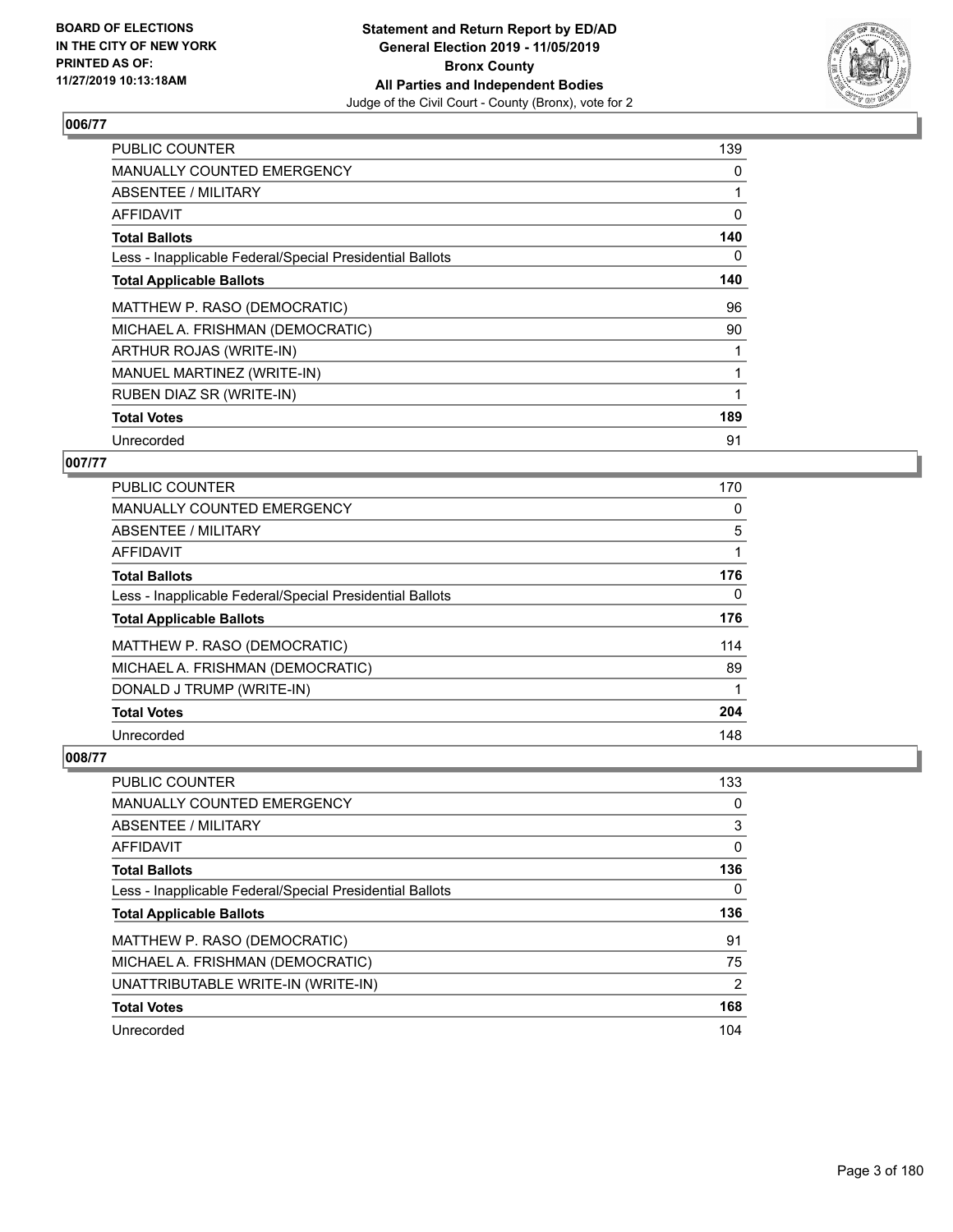## 006/77

| | |
|---|---|
| PUBLIC COUNTER | 139 |
| MANUALLY COUNTED EMERGENCY | 0 |
| ABSENTEE / MILITARY | 1 |
| AFFIDAVIT | 0 |
| **Total Ballots** | **140** |
| Less - Inapplicable Federal/Special Presidential Ballots | 0 |
| **Total Applicable Ballots** | **140** |
| MATTHEW P. RASO (DEMOCRATIC) | 96 |
| MICHAEL A. FRISHMAN (DEMOCRATIC) | 90 |
| ARTHUR ROJAS (WRITE-IN) | 1 |
| MANUEL MARTINEZ (WRITE-IN) | 1 |
| RUBEN DIAZ SR (WRITE-IN) | 1 |
| **Total Votes** | **189** |
| Unrecorded | 91 |

## 007/77

| | |
|---|---|
| PUBLIC COUNTER | 170 |
| MANUALLY COUNTED EMERGENCY | 0 |
| ABSENTEE / MILITARY | 5 |
| AFFIDAVIT | 1 |
| **Total Ballots** | **176** |
| Less - Inapplicable Federal/Special Presidential Ballots | 0 |
| **Total Applicable Ballots** | **176** |
| MATTHEW P. RASO (DEMOCRATIC) | 114 |
| MICHAEL A. FRISHMAN (DEMOCRATIC) | 89 |
| DONALD J TRUMP (WRITE-IN) | 1 |
| **Total Votes** | **204** |
| Unrecorded | 148 |

## 008/77

| | |
|---|---|
| PUBLIC COUNTER | 133 |
| MANUALLY COUNTED EMERGENCY | 0 |
| ABSENTEE / MILITARY | 3 |
| AFFIDAVIT | 0 |
| **Total Ballots** | **136** |
| Less - Inapplicable Federal/Special Presidential Ballots | 0 |
| **Total Applicable Ballots** | **136** |
| MATTHEW P. RASO (DEMOCRATIC) | 91 |
| MICHAEL A. FRISHMAN (DEMOCRATIC) | 75 |
| UNATTRIBUTABLE WRITE-IN (WRITE-IN) | 2 |
| **Total Votes** | **168** |
| Unrecorded | 104 |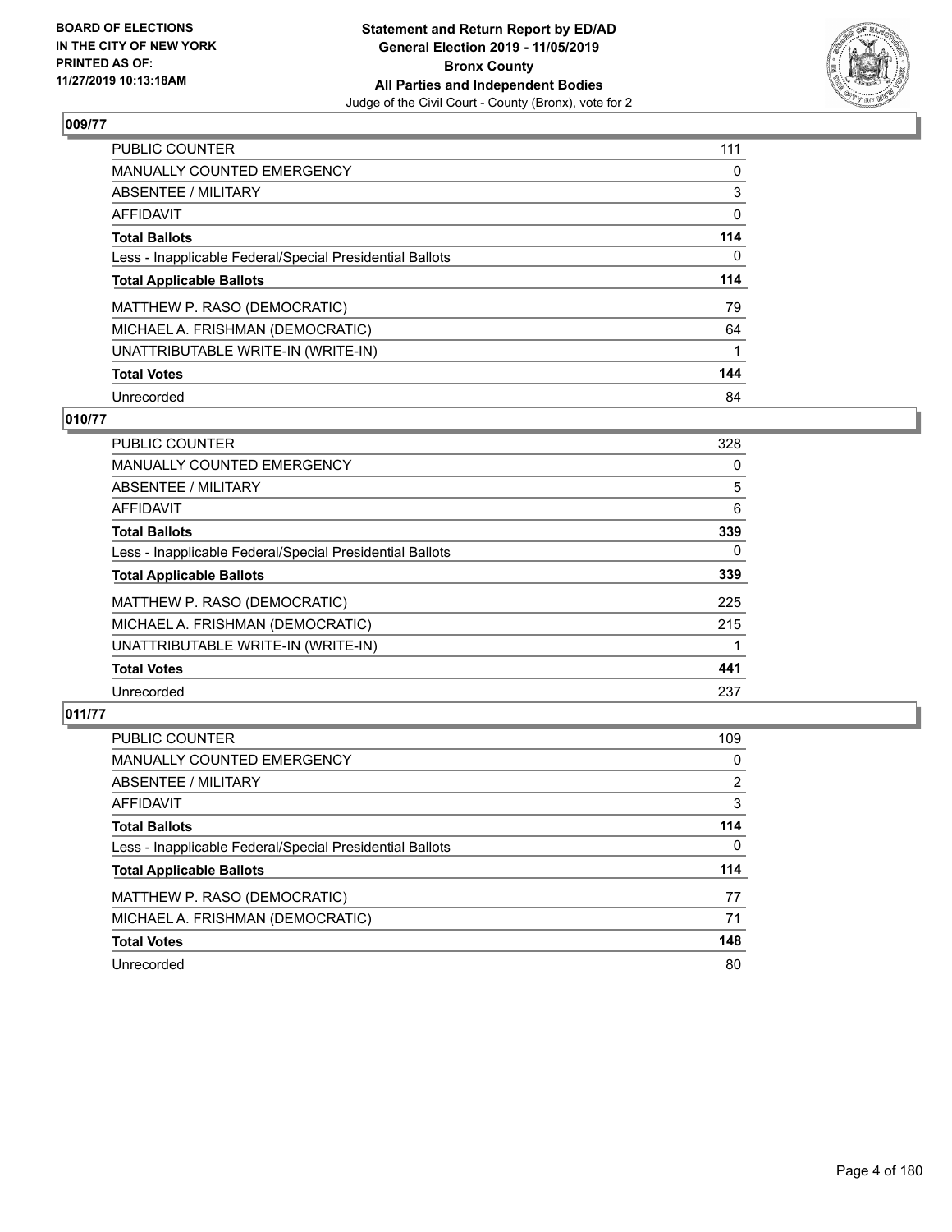## 009/77

| | |
|---|---|
| PUBLIC COUNTER | 111 |
| MANUALLY COUNTED EMERGENCY | 0 |
| ABSENTEE / MILITARY | 3 |
| AFFIDAVIT | 0 |
| **Total Ballots** | **114** |
| Less - Inapplicable Federal/Special Presidential Ballots | 0 |
| **Total Applicable Ballots** | **114** |
| MATTHEW P. RASO (DEMOCRATIC) | 79 |
| MICHAEL A. FRISHMAN (DEMOCRATIC) | 64 |
| UNATTRIBUTABLE WRITE-IN (WRITE-IN) | 1 |
| **Total Votes** | **144** |
| Unrecorded | 84 |

## 010/77

| | |
|---|---|
| PUBLIC COUNTER | 328 |
| MANUALLY COUNTED EMERGENCY | 0 |
| ABSENTEE / MILITARY | 5 |
| AFFIDAVIT | 6 |
| **Total Ballots** | **339** |
| Less - Inapplicable Federal/Special Presidential Ballots | 0 |
| **Total Applicable Ballots** | **339** |
| MATTHEW P. RASO (DEMOCRATIC) | 225 |
| MICHAEL A. FRISHMAN (DEMOCRATIC) | 215 |
| UNATTRIBUTABLE WRITE-IN (WRITE-IN) | 1 |
| **Total Votes** | **441** |
| Unrecorded | 237 |

## 011/77

| | |
|---|---|
| PUBLIC COUNTER | 109 |
| MANUALLY COUNTED EMERGENCY | 0 |
| ABSENTEE / MILITARY | 2 |
| AFFIDAVIT | 3 |
| **Total Ballots** | **114** |
| Less - Inapplicable Federal/Special Presidential Ballots | 0 |
| **Total Applicable Ballots** | **114** |
| MATTHEW P. RASO (DEMOCRATIC) | 77 |
| MICHAEL A. FRISHMAN (DEMOCRATIC) | 71 |
| **Total Votes** | **148** |
| Unrecorded | 80 |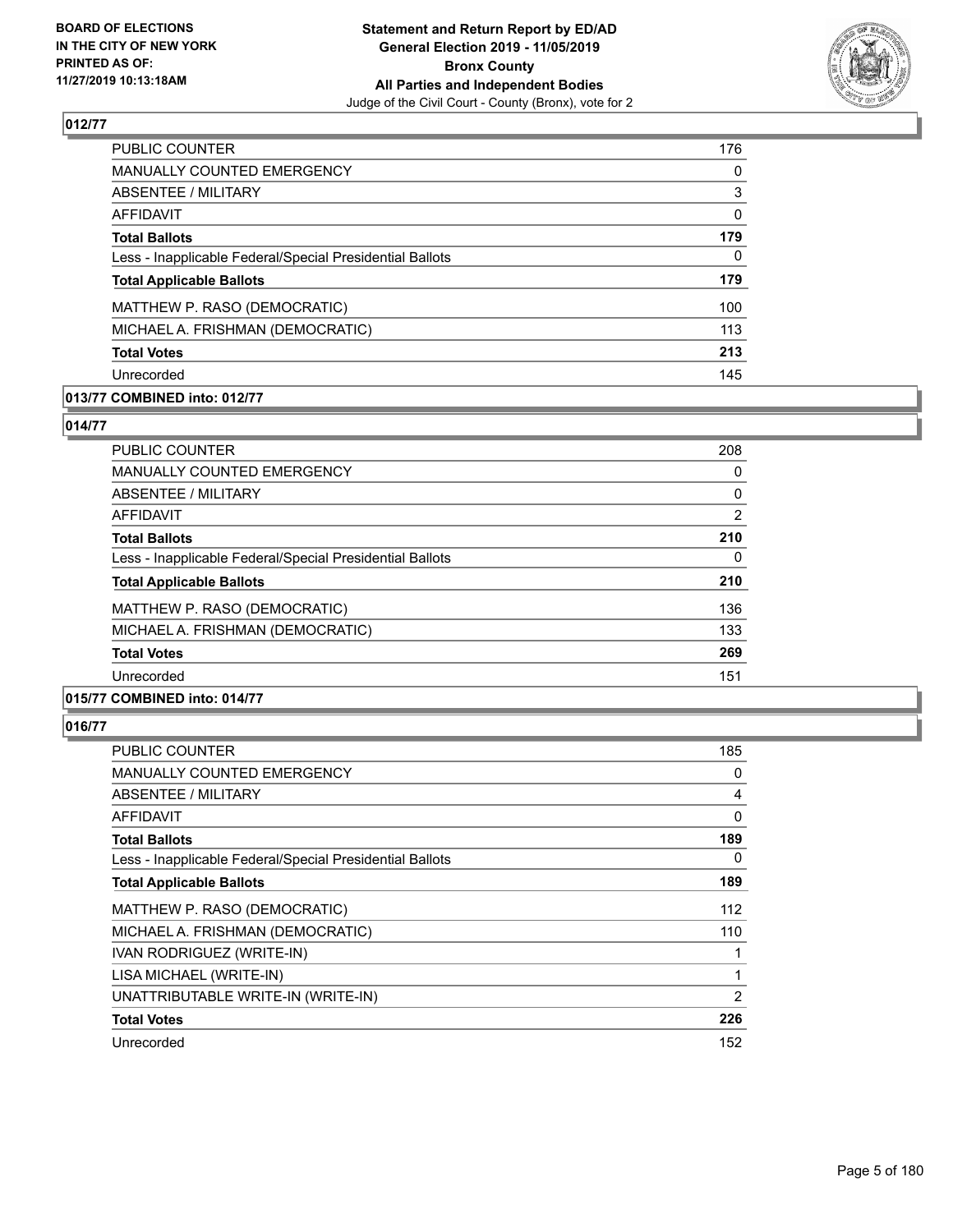### 012/77

| | |
|---|---|
| PUBLIC COUNTER | 176 |
| MANUALLY COUNTED EMERGENCY | 0 |
| ABSENTEE / MILITARY | 3 |
| AFFIDAVIT | 0 |
| **Total Ballots** | **179** |
| Less - Inapplicable Federal/Special Presidential Ballots | 0 |
| **Total Applicable Ballots** | **179** |
| MATTHEW P. RASO (DEMOCRATIC) | 100 |
| MICHAEL A. FRISHMAN (DEMOCRATIC) | 113 |
| **Total Votes** | **213** |
| Unrecorded | 145 |

### 013/77 COMBINED into: 012/77

### 014/77

| | |
|---|---|
| PUBLIC COUNTER | 208 |
| MANUALLY COUNTED EMERGENCY | 0 |
| ABSENTEE / MILITARY | 0 |
| AFFIDAVIT | 2 |
| **Total Ballots** | **210** |
| Less - Inapplicable Federal/Special Presidential Ballots | 0 |
| **Total Applicable Ballots** | **210** |
| MATTHEW P. RASO (DEMOCRATIC) | 136 |
| MICHAEL A. FRISHMAN (DEMOCRATIC) | 133 |
| **Total Votes** | **269** |
| Unrecorded | 151 |

### 015/77 COMBINED into: 014/77

### 016/77

| | |
|---|---|
| PUBLIC COUNTER | 185 |
| MANUALLY COUNTED EMERGENCY | 0 |
| ABSENTEE / MILITARY | 4 |
| AFFIDAVIT | 0 |
| **Total Ballots** | **189** |
| Less - Inapplicable Federal/Special Presidential Ballots | 0 |
| **Total Applicable Ballots** | **189** |
| MATTHEW P. RASO (DEMOCRATIC) | 112 |
| MICHAEL A. FRISHMAN (DEMOCRATIC) | 110 |
| IVAN RODRIGUEZ (WRITE-IN) | 1 |
| LISA MICHAEL (WRITE-IN) | 1 |
| UNATTRIBUTABLE WRITE-IN (WRITE-IN) | 2 |
| **Total Votes** | **226** |
| Unrecorded | 152 |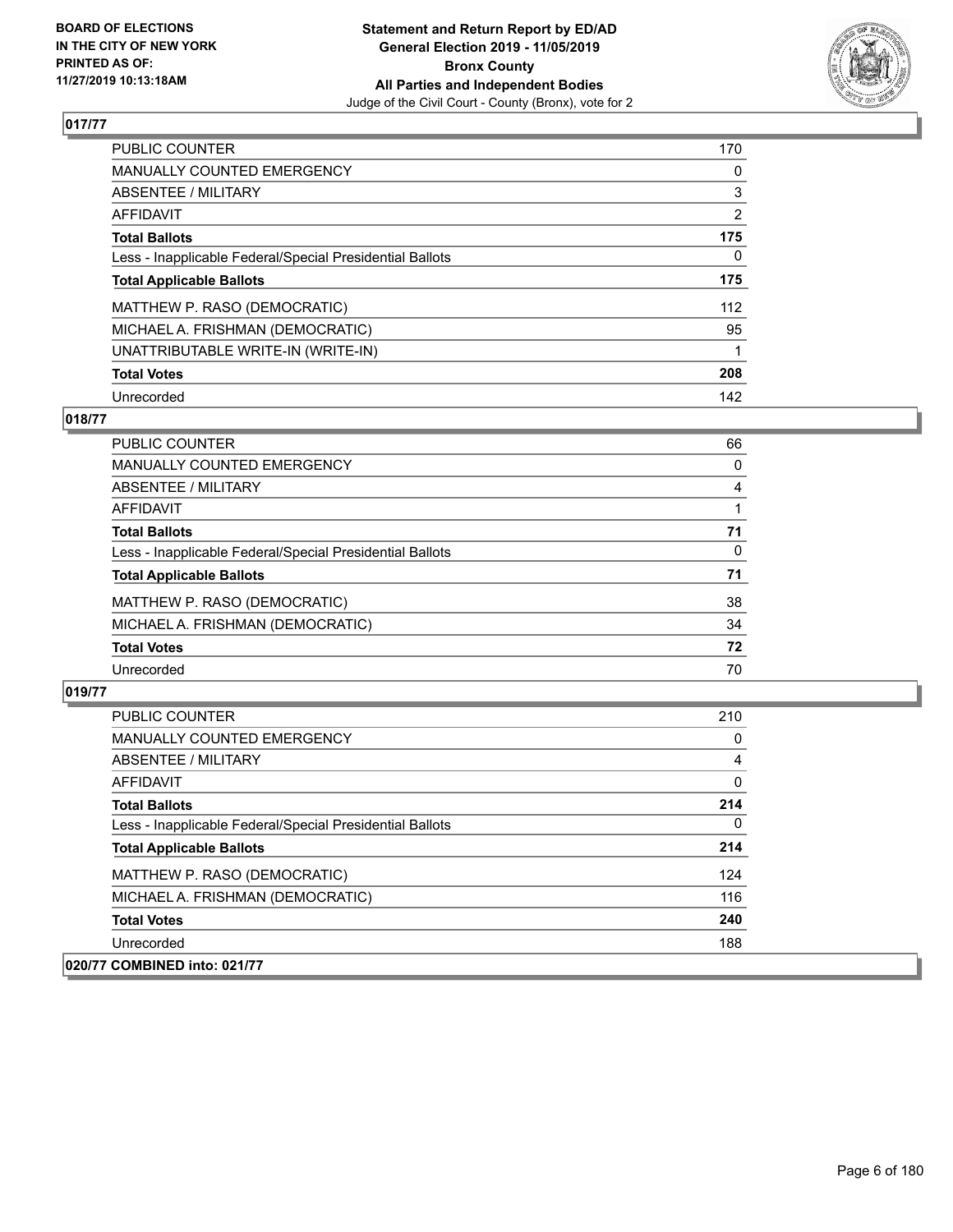## 017/77

| | |
|---|---|
| PUBLIC COUNTER | 170 |
| MANUALLY COUNTED EMERGENCY | 0 |
| ABSENTEE / MILITARY | 3 |
| AFFIDAVIT | 2 |
| **Total Ballots** | **175** |
| Less - Inapplicable Federal/Special Presidential Ballots | 0 |
| **Total Applicable Ballots** | **175** |
| MATTHEW P. RASO (DEMOCRATIC) | 112 |
| MICHAEL A. FRISHMAN (DEMOCRATIC) | 95 |
| UNATTRIBUTABLE WRITE-IN (WRITE-IN) | 1 |
| **Total Votes** | **208** |
| Unrecorded | 142 |

## 018/77

| | |
|---|---|
| PUBLIC COUNTER | 66 |
| MANUALLY COUNTED EMERGENCY | 0 |
| ABSENTEE / MILITARY | 4 |
| AFFIDAVIT | 1 |
| **Total Ballots** | **71** |
| Less - Inapplicable Federal/Special Presidential Ballots | 0 |
| **Total Applicable Ballots** | **71** |
| MATTHEW P. RASO (DEMOCRATIC) | 38 |
| MICHAEL A. FRISHMAN (DEMOCRATIC) | 34 |
| **Total Votes** | **72** |
| Unrecorded | 70 |

## 019/77

| | |
|---|---|
| PUBLIC COUNTER | 210 |
| MANUALLY COUNTED EMERGENCY | 0 |
| ABSENTEE / MILITARY | 4 |
| AFFIDAVIT | 0 |
| **Total Ballots** | **214** |
| Less - Inapplicable Federal/Special Presidential Ballots | 0 |
| **Total Applicable Ballots** | **214** |
| MATTHEW P. RASO (DEMOCRATIC) | 124 |
| MICHAEL A. FRISHMAN (DEMOCRATIC) | 116 |
| **Total Votes** | **240** |
| Unrecorded | 188 |

## 020/77 COMBINED into: 021/77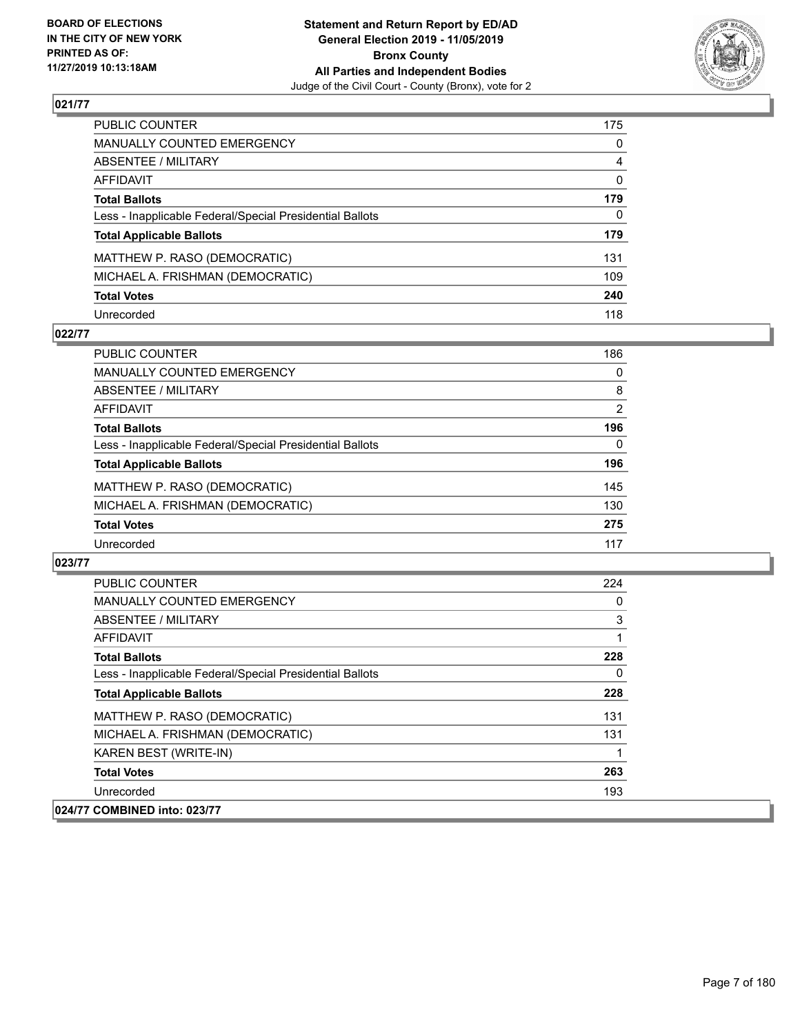## 021/77

| | |
|---|---|
| PUBLIC COUNTER | 175 |
| MANUALLY COUNTED EMERGENCY | 0 |
| ABSENTEE / MILITARY | 4 |
| AFFIDAVIT | 0 |
| **Total Ballots** | **179** |
| Less - Inapplicable Federal/Special Presidential Ballots | 0 |
| **Total Applicable Ballots** | **179** |
| MATTHEW P. RASO (DEMOCRATIC) | 131 |
| MICHAEL A. FRISHMAN (DEMOCRATIC) | 109 |
| **Total Votes** | **240** |
| Unrecorded | 118 |

## 022/77

| | |
|---|---|
| PUBLIC COUNTER | 186 |
| MANUALLY COUNTED EMERGENCY | 0 |
| ABSENTEE / MILITARY | 8 |
| AFFIDAVIT | 2 |
| **Total Ballots** | **196** |
| Less - Inapplicable Federal/Special Presidential Ballots | 0 |
| **Total Applicable Ballots** | **196** |
| MATTHEW P. RASO (DEMOCRATIC) | 145 |
| MICHAEL A. FRISHMAN (DEMOCRATIC) | 130 |
| **Total Votes** | **275** |
| Unrecorded | 117 |

## 023/77

| | |
|---|---|
| PUBLIC COUNTER | 224 |
| MANUALLY COUNTED EMERGENCY | 0 |
| ABSENTEE / MILITARY | 3 |
| AFFIDAVIT | 1 |
| **Total Ballots** | **228** |
| Less - Inapplicable Federal/Special Presidential Ballots | 0 |
| **Total Applicable Ballots** | **228** |
| MATTHEW P. RASO (DEMOCRATIC) | 131 |
| MICHAEL A. FRISHMAN (DEMOCRATIC) | 131 |
| KAREN BEST (WRITE-IN) | 1 |
| **Total Votes** | **263** |
| Unrecorded | 193 |

## 024/77 COMBINED into: 023/77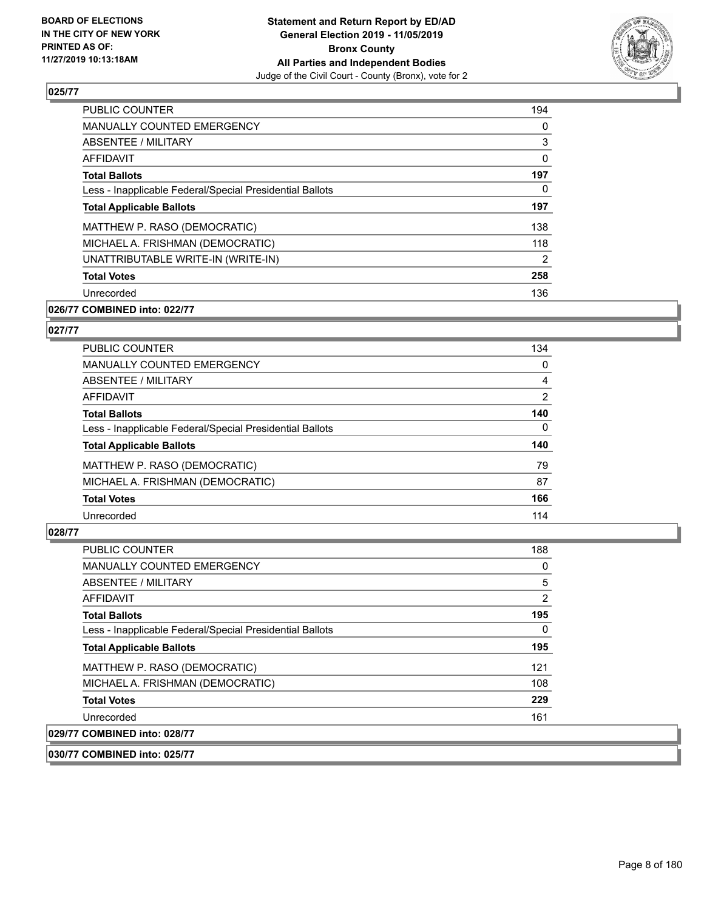**025/77**

| | |
|---|---|
| PUBLIC COUNTER | 194 |
| MANUALLY COUNTED EMERGENCY | 0 |
| ABSENTEE / MILITARY | 3 |
| AFFIDAVIT | 0 |
| **Total Ballots** | **197** |
| Less - Inapplicable Federal/Special Presidential Ballots | 0 |
| **Total Applicable Ballots** | **197** |
| MATTHEW P. RASO (DEMOCRATIC) | 138 |
| MICHAEL A. FRISHMAN (DEMOCRATIC) | 118 |
| UNATTRIBUTABLE WRITE-IN (WRITE-IN) | 2 |
| **Total Votes** | **258** |
| Unrecorded | 136 |

**026/77 COMBINED into: 022/77**

**027/77**

| | |
|---|---|
| PUBLIC COUNTER | 134 |
| MANUALLY COUNTED EMERGENCY | 0 |
| ABSENTEE / MILITARY | 4 |
| AFFIDAVIT | 2 |
| **Total Ballots** | **140** |
| Less - Inapplicable Federal/Special Presidential Ballots | 0 |
| **Total Applicable Ballots** | **140** |
| MATTHEW P. RASO (DEMOCRATIC) | 79 |
| MICHAEL A. FRISHMAN (DEMOCRATIC) | 87 |
| **Total Votes** | **166** |
| Unrecorded | 114 |

**028/77**

| | |
|---|---|
| PUBLIC COUNTER | 188 |
| MANUALLY COUNTED EMERGENCY | 0 |
| ABSENTEE / MILITARY | 5 |
| AFFIDAVIT | 2 |
| **Total Ballots** | **195** |
| Less - Inapplicable Federal/Special Presidential Ballots | 0 |
| **Total Applicable Ballots** | **195** |
| MATTHEW P. RASO (DEMOCRATIC) | 121 |
| MICHAEL A. FRISHMAN (DEMOCRATIC) | 108 |
| **Total Votes** | **229** |
| Unrecorded | 161 |

**029/77 COMBINED into: 028/77**

**030/77 COMBINED into: 025/77**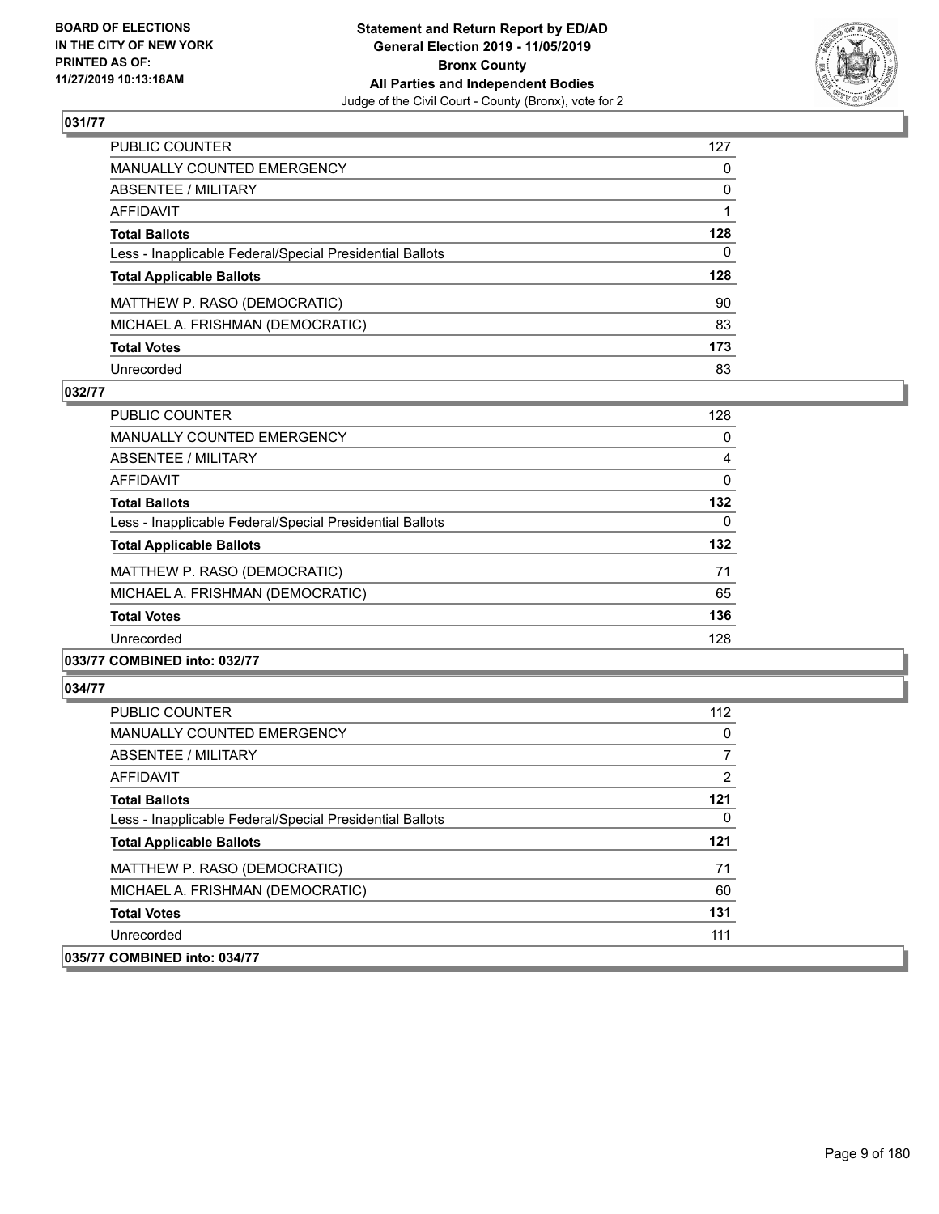**BOARD OF ELECTIONS IN THE CITY OF NEW YORK PRINTED AS OF: 11/27/2019 10:13:18AM**

**Statement and Return Report by ED/AD**
**General Election 2019 - 11/05/2019**
**Bronx County**
**All Parties and Independent Bodies**
Judge of the Civil Court - County (Bronx), vote for 2

## 031/77

| | |
|---|---|
| PUBLIC COUNTER | 127 |
| MANUALLY COUNTED EMERGENCY | 0 |
| ABSENTEE / MILITARY | 0 |
| AFFIDAVIT | 1 |
| **Total Ballots** | **128** |
| Less - Inapplicable Federal/Special Presidential Ballots | 0 |
| **Total Applicable Ballots** | **128** |
| MATTHEW P. RASO (DEMOCRATIC) | 90 |
| MICHAEL A. FRISHMAN (DEMOCRATIC) | 83 |
| **Total Votes** | **173** |
| Unrecorded | 83 |

## 032/77

| | |
|---|---|
| PUBLIC COUNTER | 128 |
| MANUALLY COUNTED EMERGENCY | 0 |
| ABSENTEE / MILITARY | 4 |
| AFFIDAVIT | 0 |
| **Total Ballots** | **132** |
| Less - Inapplicable Federal/Special Presidential Ballots | 0 |
| **Total Applicable Ballots** | **132** |
| MATTHEW P. RASO (DEMOCRATIC) | 71 |
| MICHAEL A. FRISHMAN (DEMOCRATIC) | 65 |
| **Total Votes** | **136** |
| Unrecorded | 128 |

## 033/77 COMBINED into: 032/77

## 034/77

| | |
|---|---|
| PUBLIC COUNTER | 112 |
| MANUALLY COUNTED EMERGENCY | 0 |
| ABSENTEE / MILITARY | 7 |
| AFFIDAVIT | 2 |
| **Total Ballots** | **121** |
| Less - Inapplicable Federal/Special Presidential Ballots | 0 |
| **Total Applicable Ballots** | **121** |
| MATTHEW P. RASO (DEMOCRATIC) | 71 |
| MICHAEL A. FRISHMAN (DEMOCRATIC) | 60 |
| **Total Votes** | **131** |
| Unrecorded | 111 |

## 035/77 COMBINED into: 034/77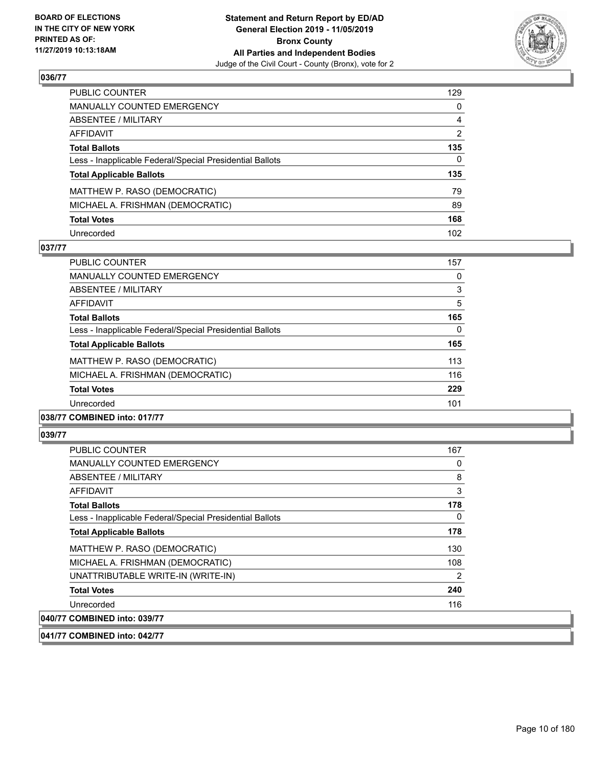## 036/77

| | |
|---|---|
| PUBLIC COUNTER | 129 |
| MANUALLY COUNTED EMERGENCY | 0 |
| ABSENTEE / MILITARY | 4 |
| AFFIDAVIT | 2 |
| **Total Ballots** | **135** |
| Less - Inapplicable Federal/Special Presidential Ballots | 0 |
| **Total Applicable Ballots** | **135** |
| MATTHEW P. RASO (DEMOCRATIC) | 79 |
| MICHAEL A. FRISHMAN (DEMOCRATIC) | 89 |
| **Total Votes** | **168** |
| Unrecorded | 102 |

## 037/77

| | |
|---|---|
| PUBLIC COUNTER | 157 |
| MANUALLY COUNTED EMERGENCY | 0 |
| ABSENTEE / MILITARY | 3 |
| AFFIDAVIT | 5 |
| **Total Ballots** | **165** |
| Less - Inapplicable Federal/Special Presidential Ballots | 0 |
| **Total Applicable Ballots** | **165** |
| MATTHEW P. RASO (DEMOCRATIC) | 113 |
| MICHAEL A. FRISHMAN (DEMOCRATIC) | 116 |
| **Total Votes** | **229** |
| Unrecorded | 101 |

## 038/77 COMBINED into: 017/77

## 039/77

| | |
|---|---|
| PUBLIC COUNTER | 167 |
| MANUALLY COUNTED EMERGENCY | 0 |
| ABSENTEE / MILITARY | 8 |
| AFFIDAVIT | 3 |
| **Total Ballots** | **178** |
| Less - Inapplicable Federal/Special Presidential Ballots | 0 |
| **Total Applicable Ballots** | **178** |
| MATTHEW P. RASO (DEMOCRATIC) | 130 |
| MICHAEL A. FRISHMAN (DEMOCRATIC) | 108 |
| UNATTRIBUTABLE WRITE-IN (WRITE-IN) | 2 |
| **Total Votes** | **240** |
| Unrecorded | 116 |

## 040/77 COMBINED into: 039/77

## 041/77 COMBINED into: 042/77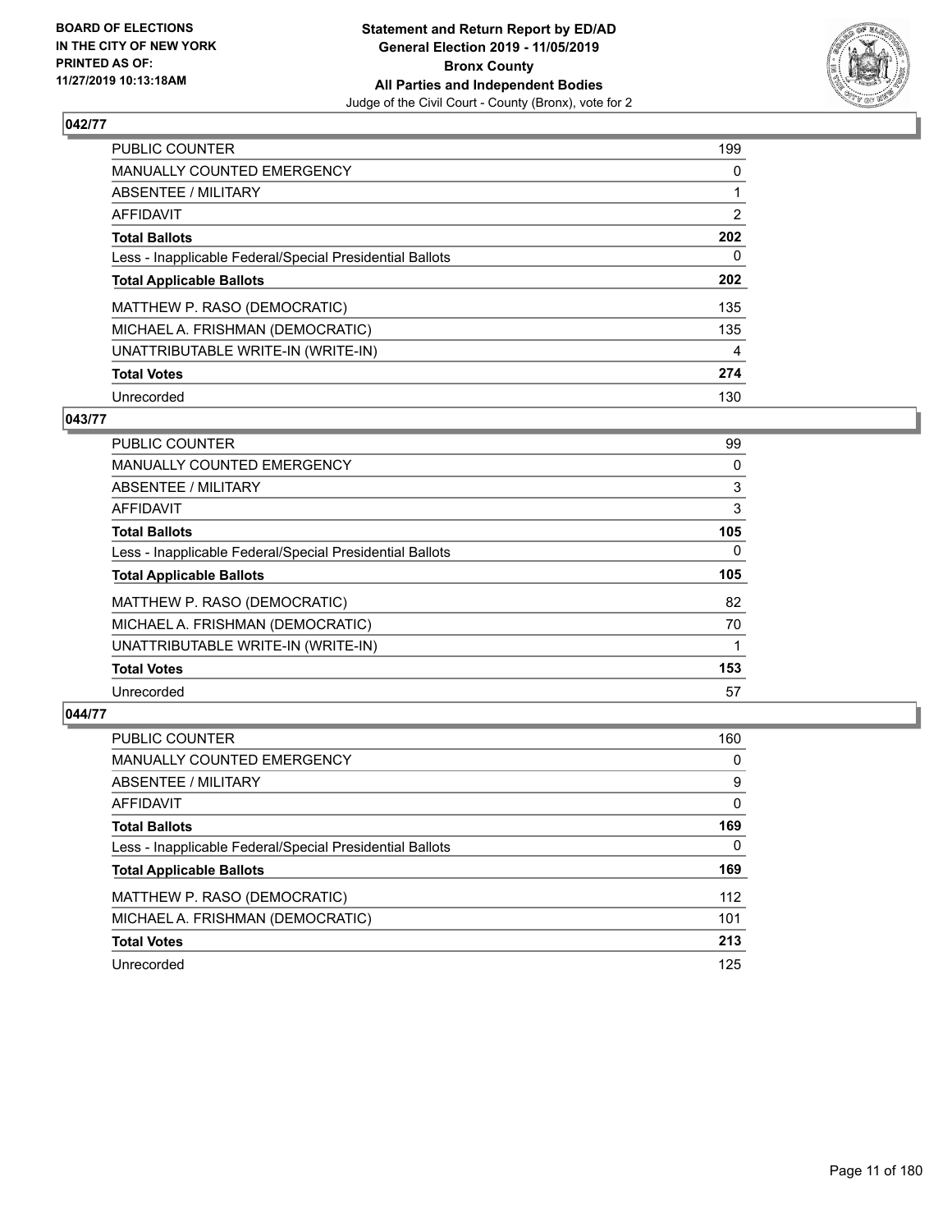**BOARD OF ELECTIONS IN THE CITY OF NEW YORK PRINTED AS OF: 11/27/2019 10:13:18AM**

**Statement and Return Report by ED/AD General Election 2019 - 11/05/2019 Bronx County All Parties and Independent Bodies**
Judge of the Civil Court - County (Bronx), vote for 2

### 042/77

| | |
|---|---|
| PUBLIC COUNTER | 199 |
| MANUALLY COUNTED EMERGENCY | 0 |
| ABSENTEE / MILITARY | 1 |
| AFFIDAVIT | 2 |
| **Total Ballots** | **202** |
| Less - Inapplicable Federal/Special Presidential Ballots | 0 |
| **Total Applicable Ballots** | **202** |
| MATTHEW P. RASO (DEMOCRATIC) | 135 |
| MICHAEL A. FRISHMAN (DEMOCRATIC) | 135 |
| UNATTRIBUTABLE WRITE-IN (WRITE-IN) | 4 |
| **Total Votes** | **274** |
| Unrecorded | 130 |

### 043/77

| | |
|---|---|
| PUBLIC COUNTER | 99 |
| MANUALLY COUNTED EMERGENCY | 0 |
| ABSENTEE / MILITARY | 3 |
| AFFIDAVIT | 3 |
| **Total Ballots** | **105** |
| Less - Inapplicable Federal/Special Presidential Ballots | 0 |
| **Total Applicable Ballots** | **105** |
| MATTHEW P. RASO (DEMOCRATIC) | 82 |
| MICHAEL A. FRISHMAN (DEMOCRATIC) | 70 |
| UNATTRIBUTABLE WRITE-IN (WRITE-IN) | 1 |
| **Total Votes** | **153** |
| Unrecorded | 57 |

### 044/77

| | |
|---|---|
| PUBLIC COUNTER | 160 |
| MANUALLY COUNTED EMERGENCY | 0 |
| ABSENTEE / MILITARY | 9 |
| AFFIDAVIT | 0 |
| **Total Ballots** | **169** |
| Less - Inapplicable Federal/Special Presidential Ballots | 0 |
| **Total Applicable Ballots** | **169** |
| MATTHEW P. RASO (DEMOCRATIC) | 112 |
| MICHAEL A. FRISHMAN (DEMOCRATIC) | 101 |
| **Total Votes** | **213** |
| Unrecorded | 125 |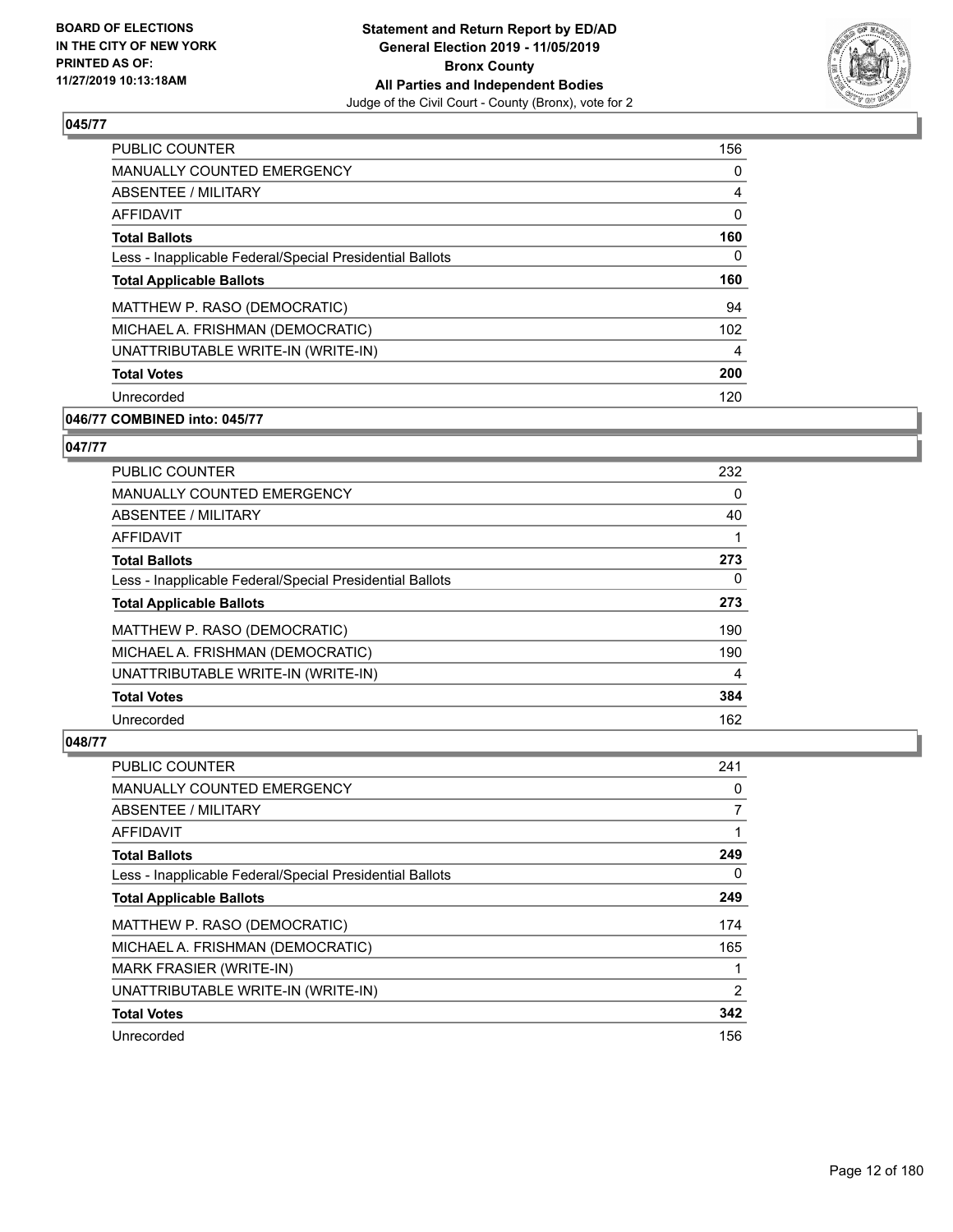## 045/77

| | |
|---|---|
| PUBLIC COUNTER | 156 |
| MANUALLY COUNTED EMERGENCY | 0 |
| ABSENTEE / MILITARY | 4 |
| AFFIDAVIT | 0 |
| **Total Ballots** | **160** |
| Less - Inapplicable Federal/Special Presidential Ballots | 0 |
| **Total Applicable Ballots** | **160** |
| MATTHEW P. RASO (DEMOCRATIC) | 94 |
| MICHAEL A. FRISHMAN (DEMOCRATIC) | 102 |
| UNATTRIBUTABLE WRITE-IN (WRITE-IN) | 4 |
| **Total Votes** | **200** |
| Unrecorded | 120 |

## 046/77 COMBINED into: 045/77

## 047/77

| | |
|---|---|
| PUBLIC COUNTER | 232 |
| MANUALLY COUNTED EMERGENCY | 0 |
| ABSENTEE / MILITARY | 40 |
| AFFIDAVIT | 1 |
| **Total Ballots** | **273** |
| Less - Inapplicable Federal/Special Presidential Ballots | 0 |
| **Total Applicable Ballots** | **273** |
| MATTHEW P. RASO (DEMOCRATIC) | 190 |
| MICHAEL A. FRISHMAN (DEMOCRATIC) | 190 |
| UNATTRIBUTABLE WRITE-IN (WRITE-IN) | 4 |
| **Total Votes** | **384** |
| Unrecorded | 162 |

## 048/77

| | |
|---|---|
| PUBLIC COUNTER | 241 |
| MANUALLY COUNTED EMERGENCY | 0 |
| ABSENTEE / MILITARY | 7 |
| AFFIDAVIT | 1 |
| **Total Ballots** | **249** |
| Less - Inapplicable Federal/Special Presidential Ballots | 0 |
| **Total Applicable Ballots** | **249** |
| MATTHEW P. RASO (DEMOCRATIC) | 174 |
| MICHAEL A. FRISHMAN (DEMOCRATIC) | 165 |
| MARK FRASIER (WRITE-IN) | 1 |
| UNATTRIBUTABLE WRITE-IN (WRITE-IN) | 2 |
| **Total Votes** | **342** |
| Unrecorded | 156 |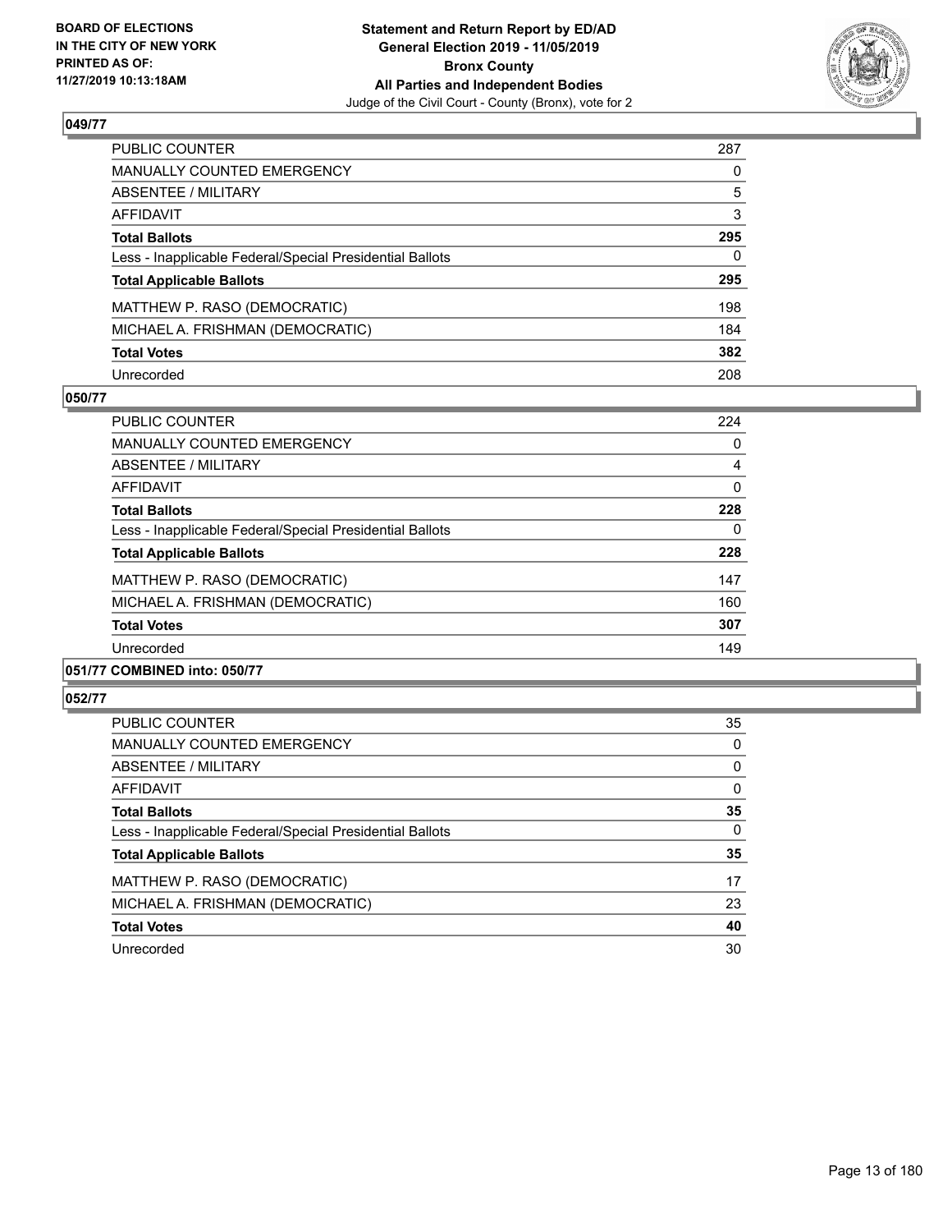## 049/77

| | |
|---|---|
| PUBLIC COUNTER | 287 |
| MANUALLY COUNTED EMERGENCY | 0 |
| ABSENTEE / MILITARY | 5 |
| AFFIDAVIT | 3 |
| **Total Ballots** | **295** |
| Less - Inapplicable Federal/Special Presidential Ballots | 0 |
| **Total Applicable Ballots** | **295** |
| MATTHEW P. RASO (DEMOCRATIC) | 198 |
| MICHAEL A. FRISHMAN (DEMOCRATIC) | 184 |
| **Total Votes** | **382** |
| Unrecorded | 208 |

## 050/77

| | |
|---|---|
| PUBLIC COUNTER | 224 |
| MANUALLY COUNTED EMERGENCY | 0 |
| ABSENTEE / MILITARY | 4 |
| AFFIDAVIT | 0 |
| **Total Ballots** | **228** |
| Less - Inapplicable Federal/Special Presidential Ballots | 0 |
| **Total Applicable Ballots** | **228** |
| MATTHEW P. RASO (DEMOCRATIC) | 147 |
| MICHAEL A. FRISHMAN (DEMOCRATIC) | 160 |
| **Total Votes** | **307** |
| Unrecorded | 149 |

## 051/77 COMBINED into: 050/77

## 052/77

| | |
|---|---|
| PUBLIC COUNTER | 35 |
| MANUALLY COUNTED EMERGENCY | 0 |
| ABSENTEE / MILITARY | 0 |
| AFFIDAVIT | 0 |
| **Total Ballots** | **35** |
| Less - Inapplicable Federal/Special Presidential Ballots | 0 |
| **Total Applicable Ballots** | **35** |
| MATTHEW P. RASO (DEMOCRATIC) | 17 |
| MICHAEL A. FRISHMAN (DEMOCRATIC) | 23 |
| **Total Votes** | **40** |
| Unrecorded | 30 |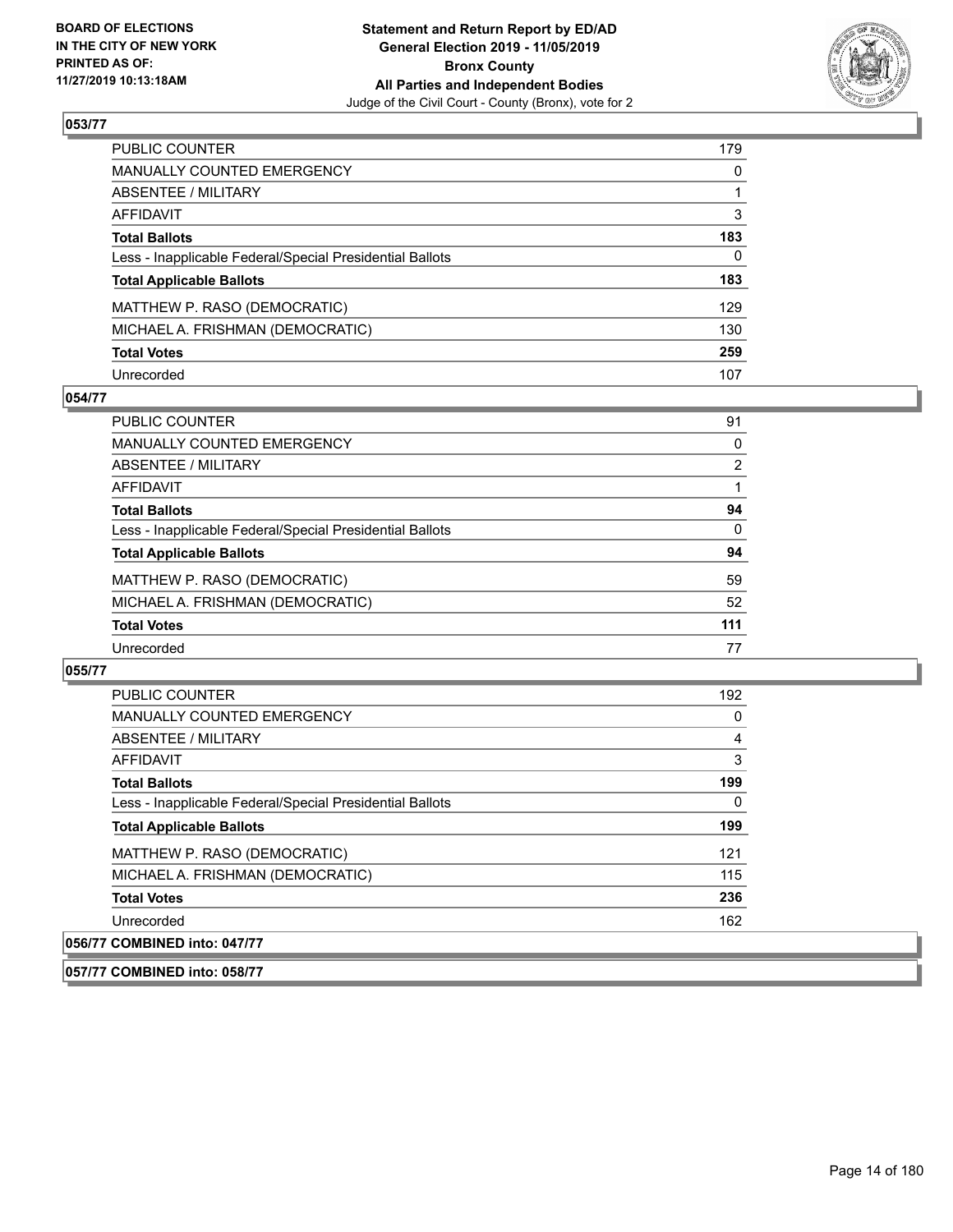## 053/77

| | |
|---|---|
| PUBLIC COUNTER | 179 |
| MANUALLY COUNTED EMERGENCY | 0 |
| ABSENTEE / MILITARY | 1 |
| AFFIDAVIT | 3 |
| **Total Ballots** | **183** |
| Less - Inapplicable Federal/Special Presidential Ballots | 0 |
| **Total Applicable Ballots** | **183** |
| MATTHEW P. RASO (DEMOCRATIC) | 129 |
| MICHAEL A. FRISHMAN (DEMOCRATIC) | 130 |
| **Total Votes** | **259** |
| Unrecorded | 107 |

## 054/77

| | |
|---|---|
| PUBLIC COUNTER | 91 |
| MANUALLY COUNTED EMERGENCY | 0 |
| ABSENTEE / MILITARY | 2 |
| AFFIDAVIT | 1 |
| **Total Ballots** | **94** |
| Less - Inapplicable Federal/Special Presidential Ballots | 0 |
| **Total Applicable Ballots** | **94** |
| MATTHEW P. RASO (DEMOCRATIC) | 59 |
| MICHAEL A. FRISHMAN (DEMOCRATIC) | 52 |
| **Total Votes** | **111** |
| Unrecorded | 77 |

## 055/77

| | |
|---|---|
| PUBLIC COUNTER | 192 |
| MANUALLY COUNTED EMERGENCY | 0 |
| ABSENTEE / MILITARY | 4 |
| AFFIDAVIT | 3 |
| **Total Ballots** | **199** |
| Less - Inapplicable Federal/Special Presidential Ballots | 0 |
| **Total Applicable Ballots** | **199** |
| MATTHEW P. RASO (DEMOCRATIC) | 121 |
| MICHAEL A. FRISHMAN (DEMOCRATIC) | 115 |
| **Total Votes** | **236** |
| Unrecorded | 162 |

## 056/77 COMBINED into: 047/77

## 057/77 COMBINED into: 058/77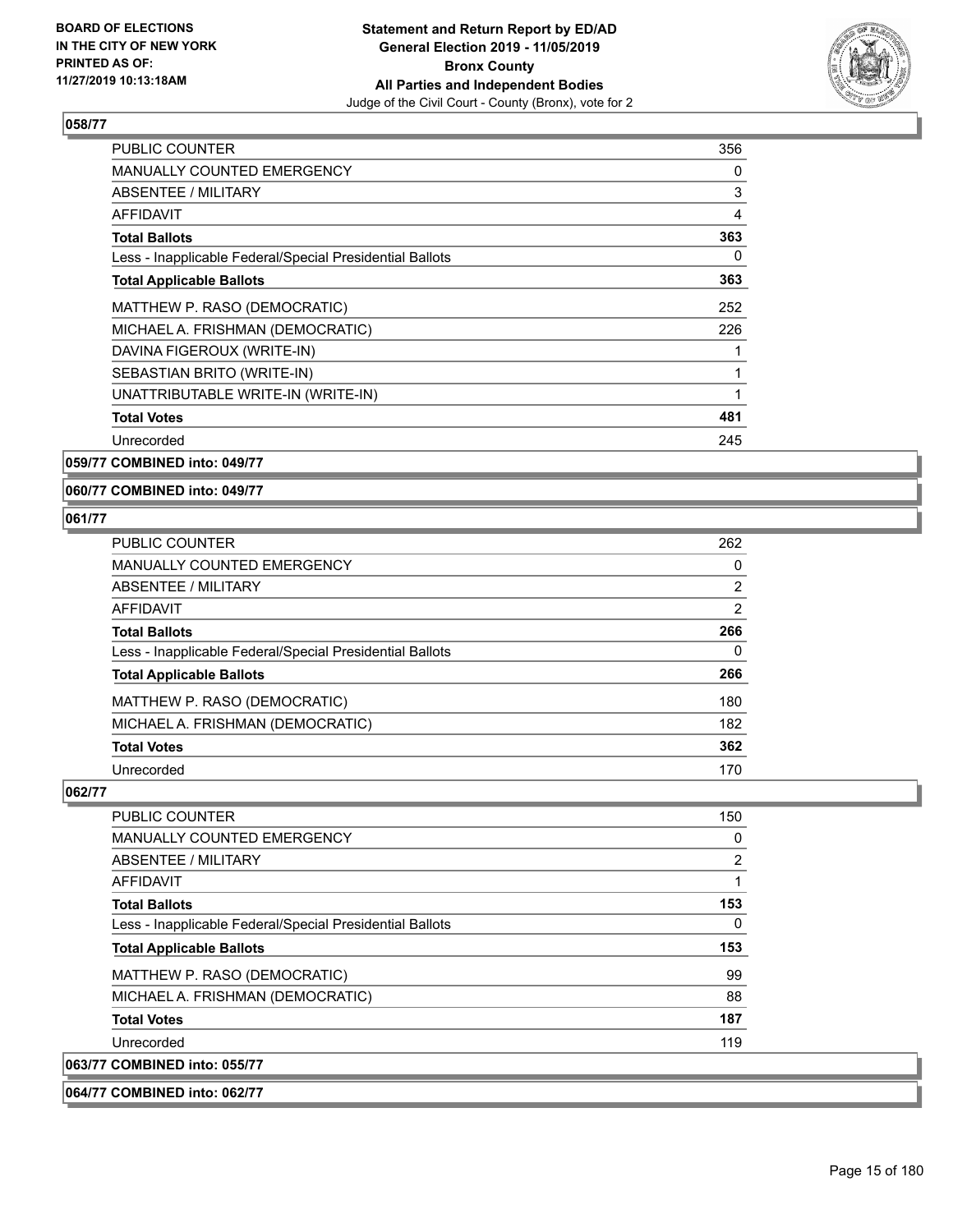### 058/77

| | |
|---|---|
| PUBLIC COUNTER | 356 |
| MANUALLY COUNTED EMERGENCY | 0 |
| ABSENTEE / MILITARY | 3 |
| AFFIDAVIT | 4 |
| **Total Ballots** | **363** |
| Less - Inapplicable Federal/Special Presidential Ballots | 0 |
| **Total Applicable Ballots** | **363** |
| MATTHEW P. RASO (DEMOCRATIC) | 252 |
| MICHAEL A. FRISHMAN (DEMOCRATIC) | 226 |
| DAVINA FIGEROUX (WRITE-IN) | 1 |
| SEBASTIAN BRITO (WRITE-IN) | 1 |
| UNATTRIBUTABLE WRITE-IN (WRITE-IN) | 1 |
| **Total Votes** | **481** |
| Unrecorded | 245 |

### 059/77 COMBINED into: 049/77

### 060/77 COMBINED into: 049/77

### 061/77

| | |
|---|---|
| PUBLIC COUNTER | 262 |
| MANUALLY COUNTED EMERGENCY | 0 |
| ABSENTEE / MILITARY | 2 |
| AFFIDAVIT | 2 |
| **Total Ballots** | **266** |
| Less - Inapplicable Federal/Special Presidential Ballots | 0 |
| **Total Applicable Ballots** | **266** |
| MATTHEW P. RASO (DEMOCRATIC) | 180 |
| MICHAEL A. FRISHMAN (DEMOCRATIC) | 182 |
| **Total Votes** | **362** |
| Unrecorded | 170 |

### 062/77

| | |
|---|---|
| PUBLIC COUNTER | 150 |
| MANUALLY COUNTED EMERGENCY | 0 |
| ABSENTEE / MILITARY | 2 |
| AFFIDAVIT | 1 |
| **Total Ballots** | **153** |
| Less - Inapplicable Federal/Special Presidential Ballots | 0 |
| **Total Applicable Ballots** | **153** |
| MATTHEW P. RASO (DEMOCRATIC) | 99 |
| MICHAEL A. FRISHMAN (DEMOCRATIC) | 88 |
| **Total Votes** | **187** |
| Unrecorded | 119 |

### 063/77 COMBINED into: 055/77

### 064/77 COMBINED into: 062/77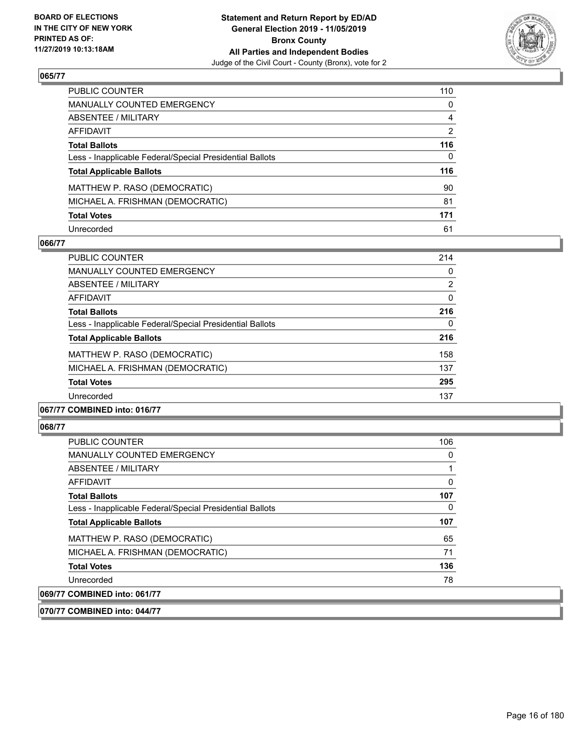## 065/77

| | |
|---|---|
| PUBLIC COUNTER | 110 |
| MANUALLY COUNTED EMERGENCY | 0 |
| ABSENTEE / MILITARY | 4 |
| AFFIDAVIT | 2 |
| **Total Ballots** | **116** |
| Less - Inapplicable Federal/Special Presidential Ballots | 0 |
| **Total Applicable Ballots** | **116** |
| MATTHEW P. RASO (DEMOCRATIC) | 90 |
| MICHAEL A. FRISHMAN (DEMOCRATIC) | 81 |
| **Total Votes** | **171** |
| Unrecorded | 61 |

## 066/77

| | |
|---|---|
| PUBLIC COUNTER | 214 |
| MANUALLY COUNTED EMERGENCY | 0 |
| ABSENTEE / MILITARY | 2 |
| AFFIDAVIT | 0 |
| **Total Ballots** | **216** |
| Less - Inapplicable Federal/Special Presidential Ballots | 0 |
| **Total Applicable Ballots** | **216** |
| MATTHEW P. RASO (DEMOCRATIC) | 158 |
| MICHAEL A. FRISHMAN (DEMOCRATIC) | 137 |
| **Total Votes** | **295** |
| Unrecorded | 137 |

## 067/77 COMBINED into: 016/77

## 068/77

| | |
|---|---|
| PUBLIC COUNTER | 106 |
| MANUALLY COUNTED EMERGENCY | 0 |
| ABSENTEE / MILITARY | 1 |
| AFFIDAVIT | 0 |
| **Total Ballots** | **107** |
| Less - Inapplicable Federal/Special Presidential Ballots | 0 |
| **Total Applicable Ballots** | **107** |
| MATTHEW P. RASO (DEMOCRATIC) | 65 |
| MICHAEL A. FRISHMAN (DEMOCRATIC) | 71 |
| **Total Votes** | **136** |
| Unrecorded | 78 |

## 069/77 COMBINED into: 061/77

## 070/77 COMBINED into: 044/77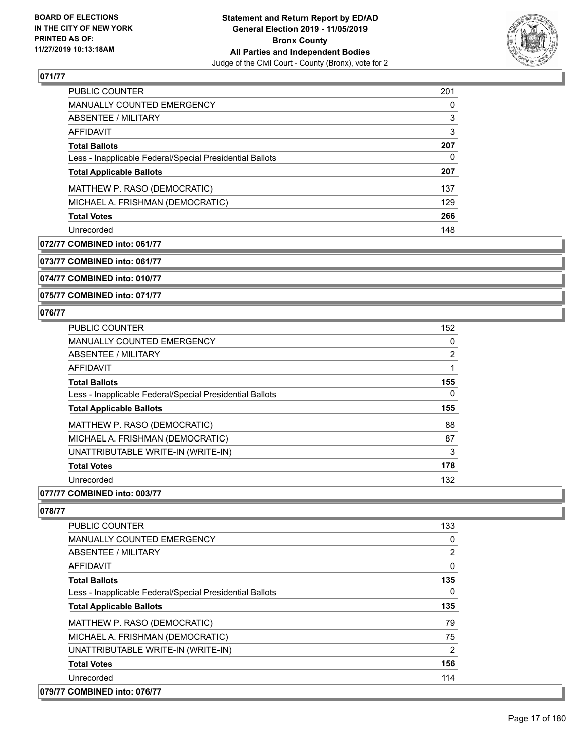## 071/77

| | |
|---|---|
| PUBLIC COUNTER | 201 |
| MANUALLY COUNTED EMERGENCY | 0 |
| ABSENTEE / MILITARY | 3 |
| AFFIDAVIT | 3 |
| **Total Ballots** | **207** |
| Less - Inapplicable Federal/Special Presidential Ballots | 0 |
| **Total Applicable Ballots** | **207** |
| MATTHEW P. RASO (DEMOCRATIC) | 137 |
| MICHAEL A. FRISHMAN (DEMOCRATIC) | 129 |
| **Total Votes** | **266** |
| Unrecorded | 148 |

**072/77 COMBINED into: 061/77**

**073/77 COMBINED into: 061/77**

**074/77 COMBINED into: 010/77**

**075/77 COMBINED into: 071/77**

## 076/77

| | |
|---|---|
| PUBLIC COUNTER | 152 |
| MANUALLY COUNTED EMERGENCY | 0 |
| ABSENTEE / MILITARY | 2 |
| AFFIDAVIT | 1 |
| **Total Ballots** | **155** |
| Less - Inapplicable Federal/Special Presidential Ballots | 0 |
| **Total Applicable Ballots** | **155** |
| MATTHEW P. RASO (DEMOCRATIC) | 88 |
| MICHAEL A. FRISHMAN (DEMOCRATIC) | 87 |
| UNATTRIBUTABLE WRITE-IN (WRITE-IN) | 3 |
| **Total Votes** | **178** |
| Unrecorded | 132 |

**077/77 COMBINED into: 003/77**

## 078/77

| | |
|---|---|
| PUBLIC COUNTER | 133 |
| MANUALLY COUNTED EMERGENCY | 0 |
| ABSENTEE / MILITARY | 2 |
| AFFIDAVIT | 0 |
| **Total Ballots** | **135** |
| Less - Inapplicable Federal/Special Presidential Ballots | 0 |
| **Total Applicable Ballots** | **135** |
| MATTHEW P. RASO (DEMOCRATIC) | 79 |
| MICHAEL A. FRISHMAN (DEMOCRATIC) | 75 |
| UNATTRIBUTABLE WRITE-IN (WRITE-IN) | 2 |
| **Total Votes** | **156** |
| Unrecorded | 114 |

**079/77 COMBINED into: 076/77**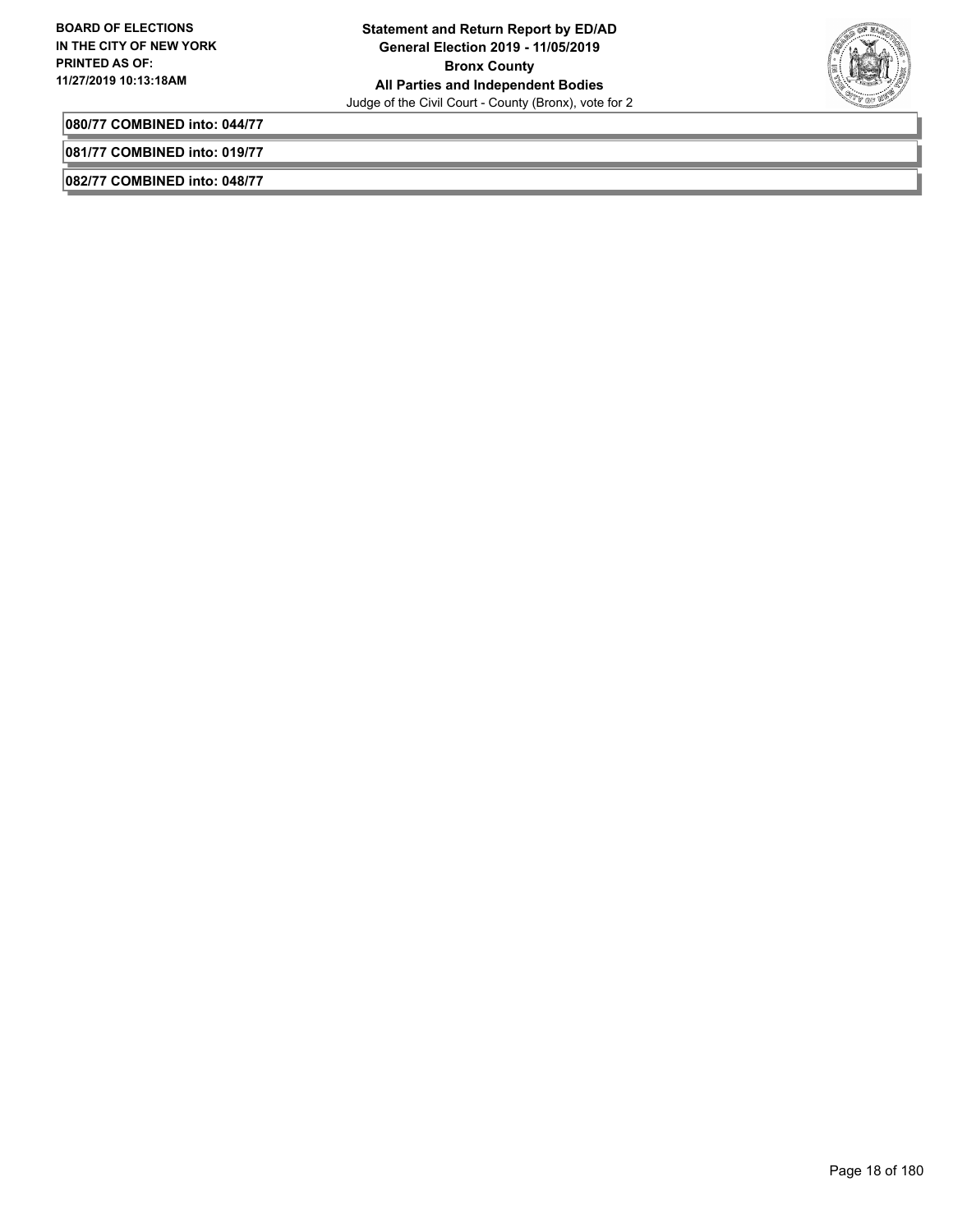**080/77 COMBINED into: 044/77**

**081/77 COMBINED into: 019/77**

**082/77 COMBINED into: 048/77**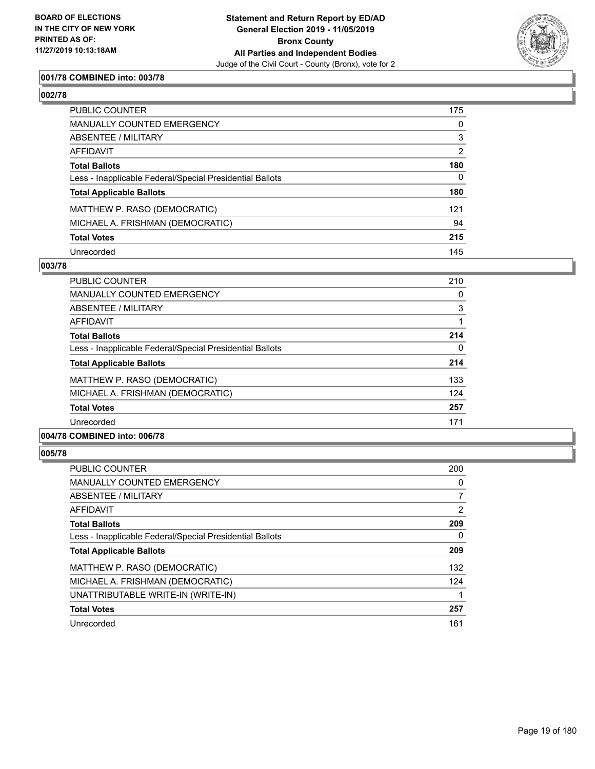### 001/78 COMBINED into: 003/78

### 002/78

| | |
|---|---|
| PUBLIC COUNTER | 175 |
| MANUALLY COUNTED EMERGENCY | 0 |
| ABSENTEE / MILITARY | 3 |
| AFFIDAVIT | 2 |
| **Total Ballots** | **180** |
| Less - Inapplicable Federal/Special Presidential Ballots | 0 |
| **Total Applicable Ballots** | **180** |
| MATTHEW P. RASO (DEMOCRATIC) | 121 |
| MICHAEL A. FRISHMAN (DEMOCRATIC) | 94 |
| **Total Votes** | **215** |
| Unrecorded | 145 |

### 003/78

| | |
|---|---|
| PUBLIC COUNTER | 210 |
| MANUALLY COUNTED EMERGENCY | 0 |
| ABSENTEE / MILITARY | 3 |
| AFFIDAVIT | 1 |
| **Total Ballots** | **214** |
| Less - Inapplicable Federal/Special Presidential Ballots | 0 |
| **Total Applicable Ballots** | **214** |
| MATTHEW P. RASO (DEMOCRATIC) | 133 |
| MICHAEL A. FRISHMAN (DEMOCRATIC) | 124 |
| **Total Votes** | **257** |
| Unrecorded | 171 |

### 004/78 COMBINED into: 006/78

### 005/78

| | |
|---|---|
| PUBLIC COUNTER | 200 |
| MANUALLY COUNTED EMERGENCY | 0 |
| ABSENTEE / MILITARY | 7 |
| AFFIDAVIT | 2 |
| **Total Ballots** | **209** |
| Less - Inapplicable Federal/Special Presidential Ballots | 0 |
| **Total Applicable Ballots** | **209** |
| MATTHEW P. RASO (DEMOCRATIC) | 132 |
| MICHAEL A. FRISHMAN (DEMOCRATIC) | 124 |
| UNATTRIBUTABLE WRITE-IN (WRITE-IN) | 1 |
| **Total Votes** | **257** |
| Unrecorded | 161 |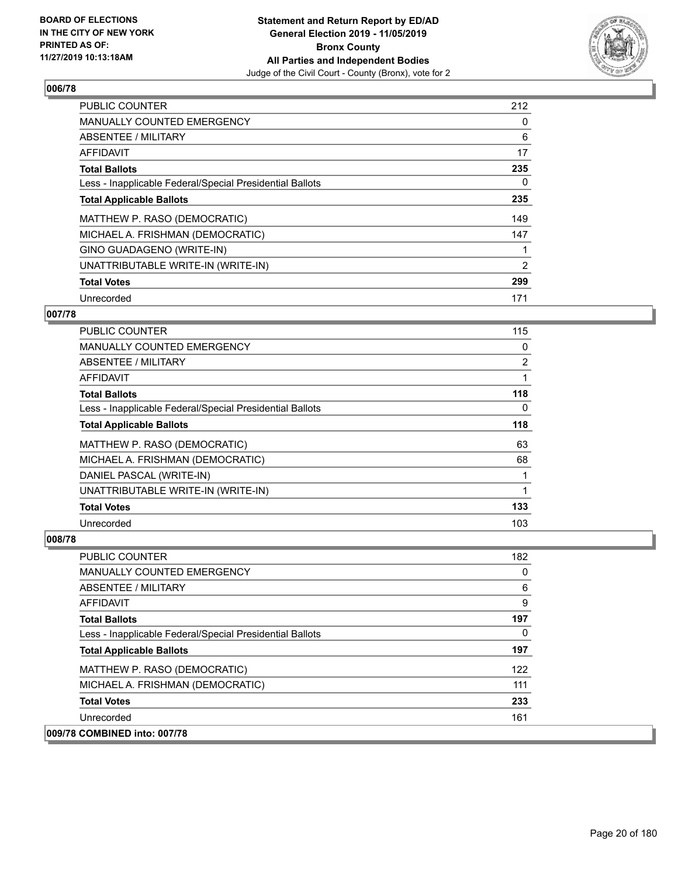**BOARD OF ELECTIONS IN THE CITY OF NEW YORK PRINTED AS OF: 11/27/2019 10:13:18AM**

**Statement and Return Report by ED/AD General Election 2019 - 11/05/2019 Bronx County All Parties and Independent Bodies**
Judge of the Civil Court - County (Bronx), vote for 2

## 006/78

| | |
|---|---|
| PUBLIC COUNTER | 212 |
| MANUALLY COUNTED EMERGENCY | 0 |
| ABSENTEE / MILITARY | 6 |
| AFFIDAVIT | 17 |
| **Total Ballots** | **235** |
| Less - Inapplicable Federal/Special Presidential Ballots | 0 |
| **Total Applicable Ballots** | **235** |
| MATTHEW P. RASO (DEMOCRATIC) | 149 |
| MICHAEL A. FRISHMAN (DEMOCRATIC) | 147 |
| GINO GUADAGENO (WRITE-IN) | 1 |
| UNATTRIBUTABLE WRITE-IN (WRITE-IN) | 2 |
| **Total Votes** | **299** |
| Unrecorded | 171 |

## 007/78

| | |
|---|---|
| PUBLIC COUNTER | 115 |
| MANUALLY COUNTED EMERGENCY | 0 |
| ABSENTEE / MILITARY | 2 |
| AFFIDAVIT | 1 |
| **Total Ballots** | **118** |
| Less - Inapplicable Federal/Special Presidential Ballots | 0 |
| **Total Applicable Ballots** | **118** |
| MATTHEW P. RASO (DEMOCRATIC) | 63 |
| MICHAEL A. FRISHMAN (DEMOCRATIC) | 68 |
| DANIEL PASCAL (WRITE-IN) | 1 |
| UNATTRIBUTABLE WRITE-IN (WRITE-IN) | 1 |
| **Total Votes** | **133** |
| Unrecorded | 103 |

## 008/78

| | |
|---|---|
| PUBLIC COUNTER | 182 |
| MANUALLY COUNTED EMERGENCY | 0 |
| ABSENTEE / MILITARY | 6 |
| AFFIDAVIT | 9 |
| **Total Ballots** | **197** |
| Less - Inapplicable Federal/Special Presidential Ballots | 0 |
| **Total Applicable Ballots** | **197** |
| MATTHEW P. RASO (DEMOCRATIC) | 122 |
| MICHAEL A. FRISHMAN (DEMOCRATIC) | 111 |
| **Total Votes** | **233** |
| Unrecorded | 161 |

## 009/78 COMBINED into: 007/78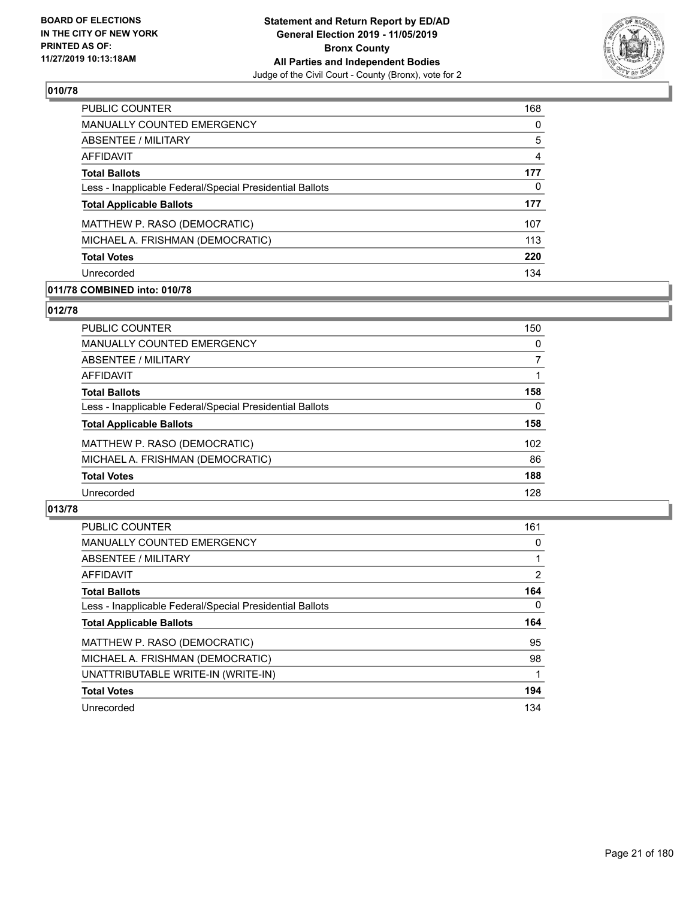### 010/78

| | |
|---|---|
| PUBLIC COUNTER | 168 |
| MANUALLY COUNTED EMERGENCY | 0 |
| ABSENTEE / MILITARY | 5 |
| AFFIDAVIT | 4 |
| **Total Ballots** | **177** |
| Less - Inapplicable Federal/Special Presidential Ballots | 0 |
| **Total Applicable Ballots** | **177** |
| MATTHEW P. RASO (DEMOCRATIC) | 107 |
| MICHAEL A. FRISHMAN (DEMOCRATIC) | 113 |
| **Total Votes** | **220** |
| Unrecorded | 134 |

### 011/78 COMBINED into: 010/78

### 012/78

| | |
|---|---|
| PUBLIC COUNTER | 150 |
| MANUALLY COUNTED EMERGENCY | 0 |
| ABSENTEE / MILITARY | 7 |
| AFFIDAVIT | 1 |
| **Total Ballots** | **158** |
| Less - Inapplicable Federal/Special Presidential Ballots | 0 |
| **Total Applicable Ballots** | **158** |
| MATTHEW P. RASO (DEMOCRATIC) | 102 |
| MICHAEL A. FRISHMAN (DEMOCRATIC) | 86 |
| **Total Votes** | **188** |
| Unrecorded | 128 |

### 013/78

| | |
|---|---|
| PUBLIC COUNTER | 161 |
| MANUALLY COUNTED EMERGENCY | 0 |
| ABSENTEE / MILITARY | 1 |
| AFFIDAVIT | 2 |
| **Total Ballots** | **164** |
| Less - Inapplicable Federal/Special Presidential Ballots | 0 |
| **Total Applicable Ballots** | **164** |
| MATTHEW P. RASO (DEMOCRATIC) | 95 |
| MICHAEL A. FRISHMAN (DEMOCRATIC) | 98 |
| UNATTRIBUTABLE WRITE-IN (WRITE-IN) | 1 |
| **Total Votes** | **194** |
| Unrecorded | 134 |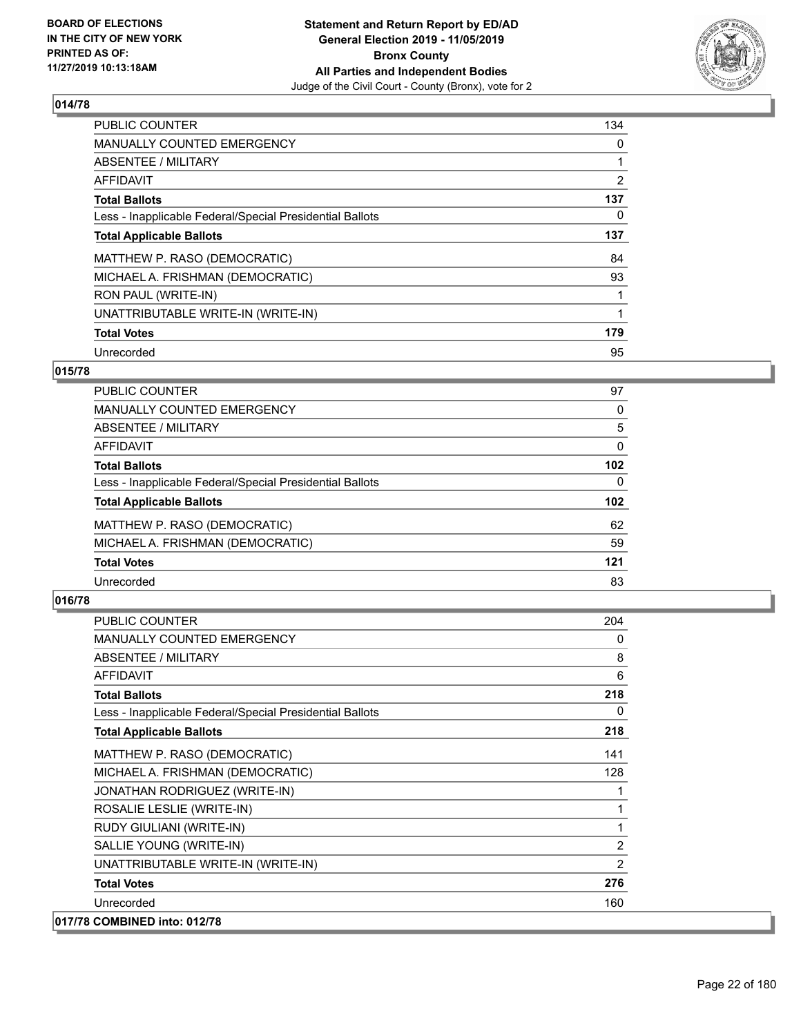## 014/78

| | |
|---|---|
| PUBLIC COUNTER | 134 |
| MANUALLY COUNTED EMERGENCY | 0 |
| ABSENTEE / MILITARY | 1 |
| AFFIDAVIT | 2 |
| **Total Ballots** | **137** |
| Less - Inapplicable Federal/Special Presidential Ballots | 0 |
| **Total Applicable Ballots** | **137** |
| MATTHEW P. RASO (DEMOCRATIC) | 84 |
| MICHAEL A. FRISHMAN (DEMOCRATIC) | 93 |
| RON PAUL (WRITE-IN) | 1 |
| UNATTRIBUTABLE WRITE-IN (WRITE-IN) | 1 |
| **Total Votes** | **179** |
| Unrecorded | 95 |

## 015/78

| | |
|---|---|
| PUBLIC COUNTER | 97 |
| MANUALLY COUNTED EMERGENCY | 0 |
| ABSENTEE / MILITARY | 5 |
| AFFIDAVIT | 0 |
| **Total Ballots** | **102** |
| Less - Inapplicable Federal/Special Presidential Ballots | 0 |
| **Total Applicable Ballots** | **102** |
| MATTHEW P. RASO (DEMOCRATIC) | 62 |
| MICHAEL A. FRISHMAN (DEMOCRATIC) | 59 |
| **Total Votes** | **121** |
| Unrecorded | 83 |

## 016/78

| | |
|---|---|
| PUBLIC COUNTER | 204 |
| MANUALLY COUNTED EMERGENCY | 0 |
| ABSENTEE / MILITARY | 8 |
| AFFIDAVIT | 6 |
| **Total Ballots** | **218** |
| Less - Inapplicable Federal/Special Presidential Ballots | 0 |
| **Total Applicable Ballots** | **218** |
| MATTHEW P. RASO (DEMOCRATIC) | 141 |
| MICHAEL A. FRISHMAN (DEMOCRATIC) | 128 |
| JONATHAN RODRIGUEZ (WRITE-IN) | 1 |
| ROSALIE LESLIE (WRITE-IN) | 1 |
| RUDY GIULIANI (WRITE-IN) | 1 |
| SALLIE YOUNG (WRITE-IN) | 2 |
| UNATTRIBUTABLE WRITE-IN (WRITE-IN) | 2 |
| **Total Votes** | **276** |
| Unrecorded | 160 |

## 017/78 COMBINED into: 012/78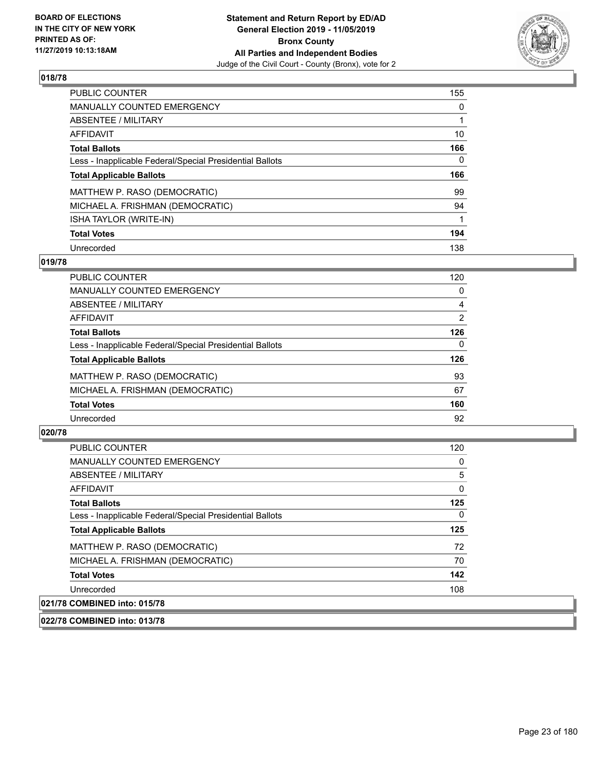**BOARD OF ELECTIONS IN THE CITY OF NEW YORK PRINTED AS OF: 11/27/2019 10:13:18AM**

**Statement and Return Report by ED/AD General Election 2019 - 11/05/2019 Bronx County All Parties and Independent Bodies**
Judge of the Civil Court - County (Bronx), vote for 2

## 018/78

| | |
|---|---|
| PUBLIC COUNTER | 155 |
| MANUALLY COUNTED EMERGENCY | 0 |
| ABSENTEE / MILITARY | 1 |
| AFFIDAVIT | 10 |
| **Total Ballots** | **166** |
| Less - Inapplicable Federal/Special Presidential Ballots | 0 |
| **Total Applicable Ballots** | **166** |
| MATTHEW P. RASO (DEMOCRATIC) | 99 |
| MICHAEL A. FRISHMAN (DEMOCRATIC) | 94 |
| ISHA TAYLOR (WRITE-IN) | 1 |
| **Total Votes** | **194** |
| Unrecorded | 138 |

## 019/78

| | |
|---|---|
| PUBLIC COUNTER | 120 |
| MANUALLY COUNTED EMERGENCY | 0 |
| ABSENTEE / MILITARY | 4 |
| AFFIDAVIT | 2 |
| **Total Ballots** | **126** |
| Less - Inapplicable Federal/Special Presidential Ballots | 0 |
| **Total Applicable Ballots** | **126** |
| MATTHEW P. RASO (DEMOCRATIC) | 93 |
| MICHAEL A. FRISHMAN (DEMOCRATIC) | 67 |
| **Total Votes** | **160** |
| Unrecorded | 92 |

## 020/78

| | |
|---|---|
| PUBLIC COUNTER | 120 |
| MANUALLY COUNTED EMERGENCY | 0 |
| ABSENTEE / MILITARY | 5 |
| AFFIDAVIT | 0 |
| **Total Ballots** | **125** |
| Less - Inapplicable Federal/Special Presidential Ballots | 0 |
| **Total Applicable Ballots** | **125** |
| MATTHEW P. RASO (DEMOCRATIC) | 72 |
| MICHAEL A. FRISHMAN (DEMOCRATIC) | 70 |
| **Total Votes** | **142** |
| Unrecorded | 108 |

## 021/78 COMBINED into: 015/78

## 022/78 COMBINED into: 013/78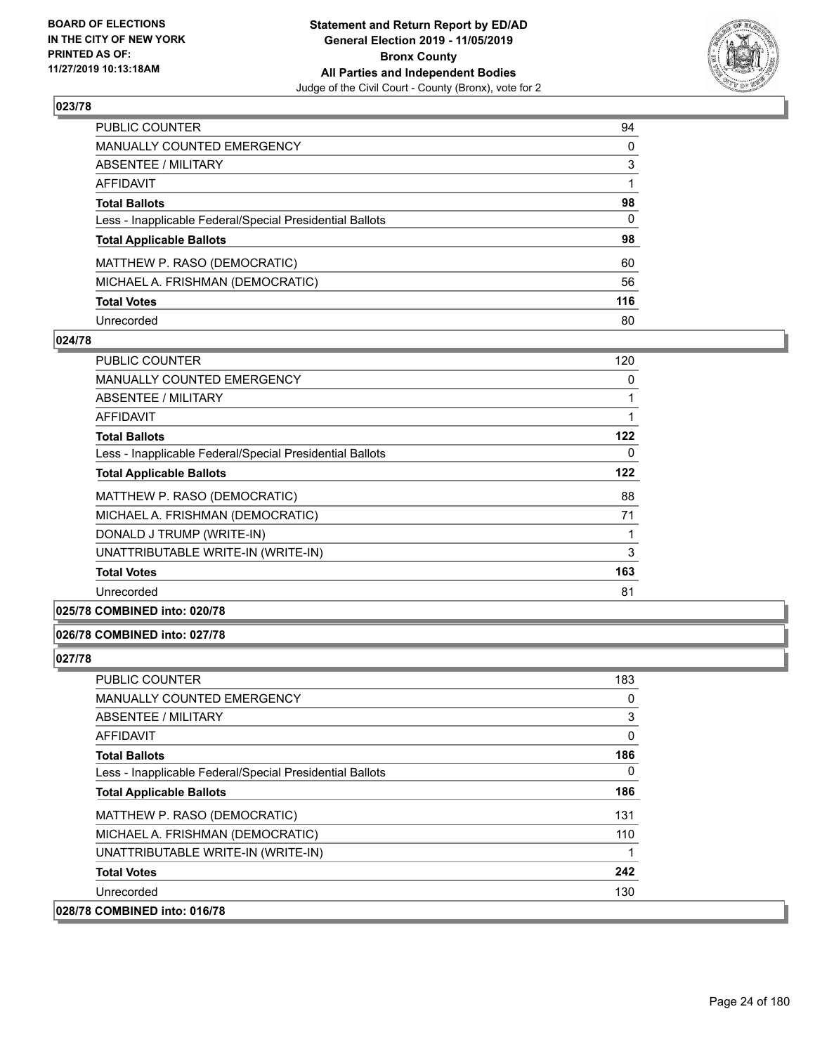**BOARD OF ELECTIONS IN THE CITY OF NEW YORK PRINTED AS OF: 11/27/2019 10:13:18AM**

**Statement and Return Report by ED/AD General Election 2019 - 11/05/2019 Bronx County All Parties and Independent Bodies**

Judge of the Civil Court - County (Bronx), vote for 2

## 023/78

| | |
|---|---|
| PUBLIC COUNTER | 94 |
| MANUALLY COUNTED EMERGENCY | 0 |
| ABSENTEE / MILITARY | 3 |
| AFFIDAVIT | 1 |
| **Total Ballots** | **98** |
| Less - Inapplicable Federal/Special Presidential Ballots | 0 |
| **Total Applicable Ballots** | **98** |
| MATTHEW P. RASO (DEMOCRATIC) | 60 |
| MICHAEL A. FRISHMAN (DEMOCRATIC) | 56 |
| **Total Votes** | **116** |
| Unrecorded | 80 |

## 024/78

| | |
|---|---|
| PUBLIC COUNTER | 120 |
| MANUALLY COUNTED EMERGENCY | 0 |
| ABSENTEE / MILITARY | 1 |
| AFFIDAVIT | 1 |
| **Total Ballots** | **122** |
| Less - Inapplicable Federal/Special Presidential Ballots | 0 |
| **Total Applicable Ballots** | **122** |
| MATTHEW P. RASO (DEMOCRATIC) | 88 |
| MICHAEL A. FRISHMAN (DEMOCRATIC) | 71 |
| DONALD J TRUMP (WRITE-IN) | 1 |
| UNATTRIBUTABLE WRITE-IN (WRITE-IN) | 3 |
| **Total Votes** | **163** |
| Unrecorded | 81 |

## 025/78 COMBINED into: 020/78

## 026/78 COMBINED into: 027/78

## 027/78

| | |
|---|---|
| PUBLIC COUNTER | 183 |
| MANUALLY COUNTED EMERGENCY | 0 |
| ABSENTEE / MILITARY | 3 |
| AFFIDAVIT | 0 |
| **Total Ballots** | **186** |
| Less - Inapplicable Federal/Special Presidential Ballots | 0 |
| **Total Applicable Ballots** | **186** |
| MATTHEW P. RASO (DEMOCRATIC) | 131 |
| MICHAEL A. FRISHMAN (DEMOCRATIC) | 110 |
| UNATTRIBUTABLE WRITE-IN (WRITE-IN) | 1 |
| **Total Votes** | **242** |
| Unrecorded | 130 |

## 028/78 COMBINED into: 016/78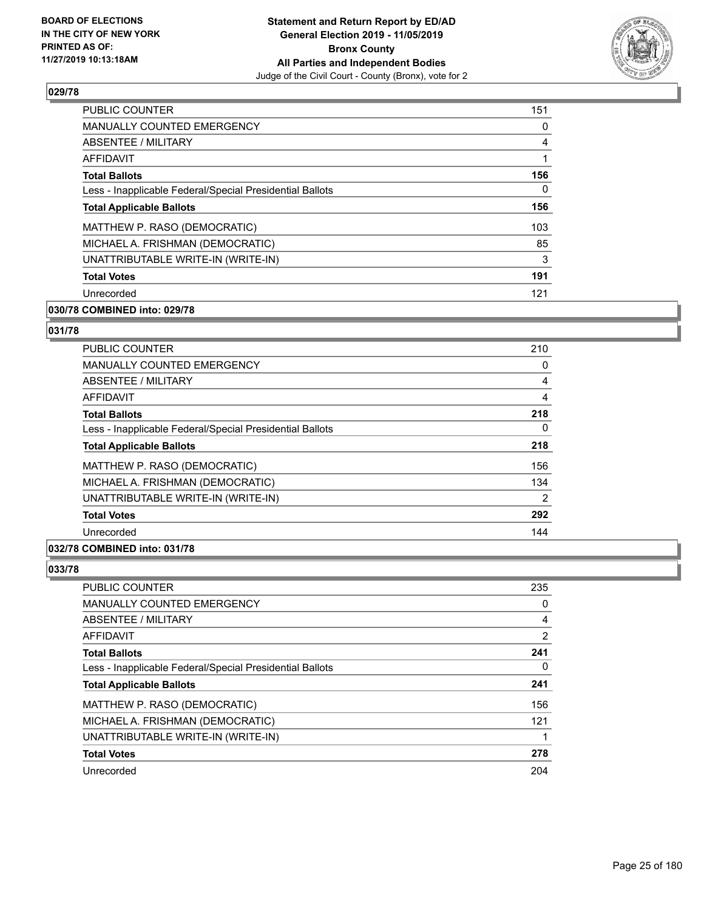## 029/78

| | |
|---|---|
| PUBLIC COUNTER | 151 |
| MANUALLY COUNTED EMERGENCY | 0 |
| ABSENTEE / MILITARY | 4 |
| AFFIDAVIT | 1 |
| **Total Ballots** | **156** |
| Less - Inapplicable Federal/Special Presidential Ballots | 0 |
| **Total Applicable Ballots** | **156** |
| MATTHEW P. RASO (DEMOCRATIC) | 103 |
| MICHAEL A. FRISHMAN (DEMOCRATIC) | 85 |
| UNATTRIBUTABLE WRITE-IN (WRITE-IN) | 3 |
| **Total Votes** | **191** |
| Unrecorded | 121 |

## 030/78 COMBINED into: 029/78

## 031/78

| | |
|---|---|
| PUBLIC COUNTER | 210 |
| MANUALLY COUNTED EMERGENCY | 0 |
| ABSENTEE / MILITARY | 4 |
| AFFIDAVIT | 4 |
| **Total Ballots** | **218** |
| Less - Inapplicable Federal/Special Presidential Ballots | 0 |
| **Total Applicable Ballots** | **218** |
| MATTHEW P. RASO (DEMOCRATIC) | 156 |
| MICHAEL A. FRISHMAN (DEMOCRATIC) | 134 |
| UNATTRIBUTABLE WRITE-IN (WRITE-IN) | 2 |
| **Total Votes** | **292** |
| Unrecorded | 144 |

## 032/78 COMBINED into: 031/78

## 033/78

| | |
|---|---|
| PUBLIC COUNTER | 235 |
| MANUALLY COUNTED EMERGENCY | 0 |
| ABSENTEE / MILITARY | 4 |
| AFFIDAVIT | 2 |
| **Total Ballots** | **241** |
| Less - Inapplicable Federal/Special Presidential Ballots | 0 |
| **Total Applicable Ballots** | **241** |
| MATTHEW P. RASO (DEMOCRATIC) | 156 |
| MICHAEL A. FRISHMAN (DEMOCRATIC) | 121 |
| UNATTRIBUTABLE WRITE-IN (WRITE-IN) | 1 |
| **Total Votes** | **278** |
| Unrecorded | 204 |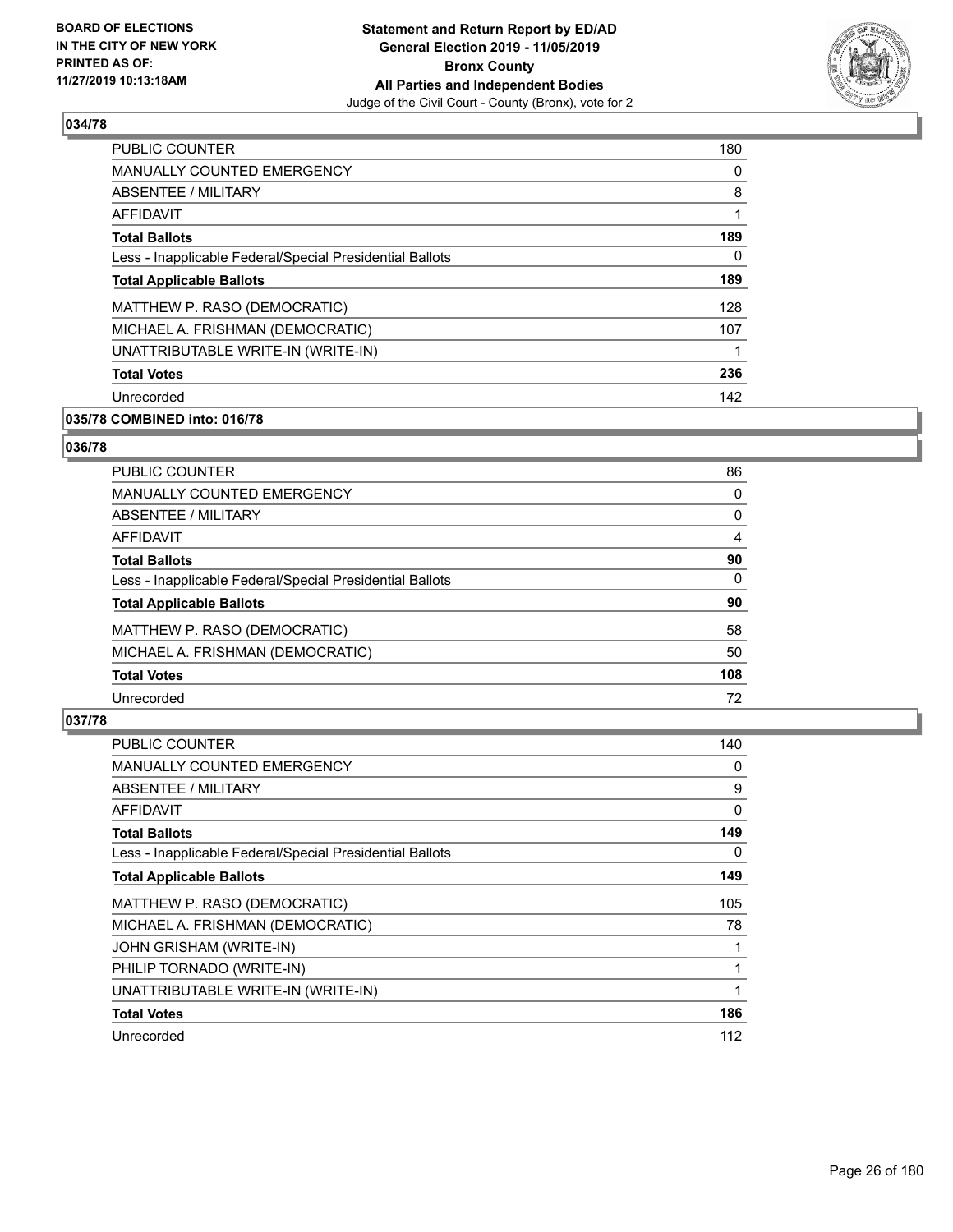### 034/78

| | |
|---|---|
| PUBLIC COUNTER | 180 |
| MANUALLY COUNTED EMERGENCY | 0 |
| ABSENTEE / MILITARY | 8 |
| AFFIDAVIT | 1 |
| **Total Ballots** | **189** |
| Less - Inapplicable Federal/Special Presidential Ballots | 0 |
| **Total Applicable Ballots** | **189** |
| MATTHEW P. RASO (DEMOCRATIC) | 128 |
| MICHAEL A. FRISHMAN (DEMOCRATIC) | 107 |
| UNATTRIBUTABLE WRITE-IN (WRITE-IN) | 1 |
| **Total Votes** | **236** |
| Unrecorded | 142 |

### 035/78 COMBINED into: 016/78

### 036/78

| | |
|---|---|
| PUBLIC COUNTER | 86 |
| MANUALLY COUNTED EMERGENCY | 0 |
| ABSENTEE / MILITARY | 0 |
| AFFIDAVIT | 4 |
| **Total Ballots** | **90** |
| Less - Inapplicable Federal/Special Presidential Ballots | 0 |
| **Total Applicable Ballots** | **90** |
| MATTHEW P. RASO (DEMOCRATIC) | 58 |
| MICHAEL A. FRISHMAN (DEMOCRATIC) | 50 |
| **Total Votes** | **108** |
| Unrecorded | 72 |

### 037/78

| | |
|---|---|
| PUBLIC COUNTER | 140 |
| MANUALLY COUNTED EMERGENCY | 0 |
| ABSENTEE / MILITARY | 9 |
| AFFIDAVIT | 0 |
| **Total Ballots** | **149** |
| Less - Inapplicable Federal/Special Presidential Ballots | 0 |
| **Total Applicable Ballots** | **149** |
| MATTHEW P. RASO (DEMOCRATIC) | 105 |
| MICHAEL A. FRISHMAN (DEMOCRATIC) | 78 |
| JOHN GRISHAM (WRITE-IN) | 1 |
| PHILIP TORNADO (WRITE-IN) | 1 |
| UNATTRIBUTABLE WRITE-IN (WRITE-IN) | 1 |
| **Total Votes** | **186** |
| Unrecorded | 112 |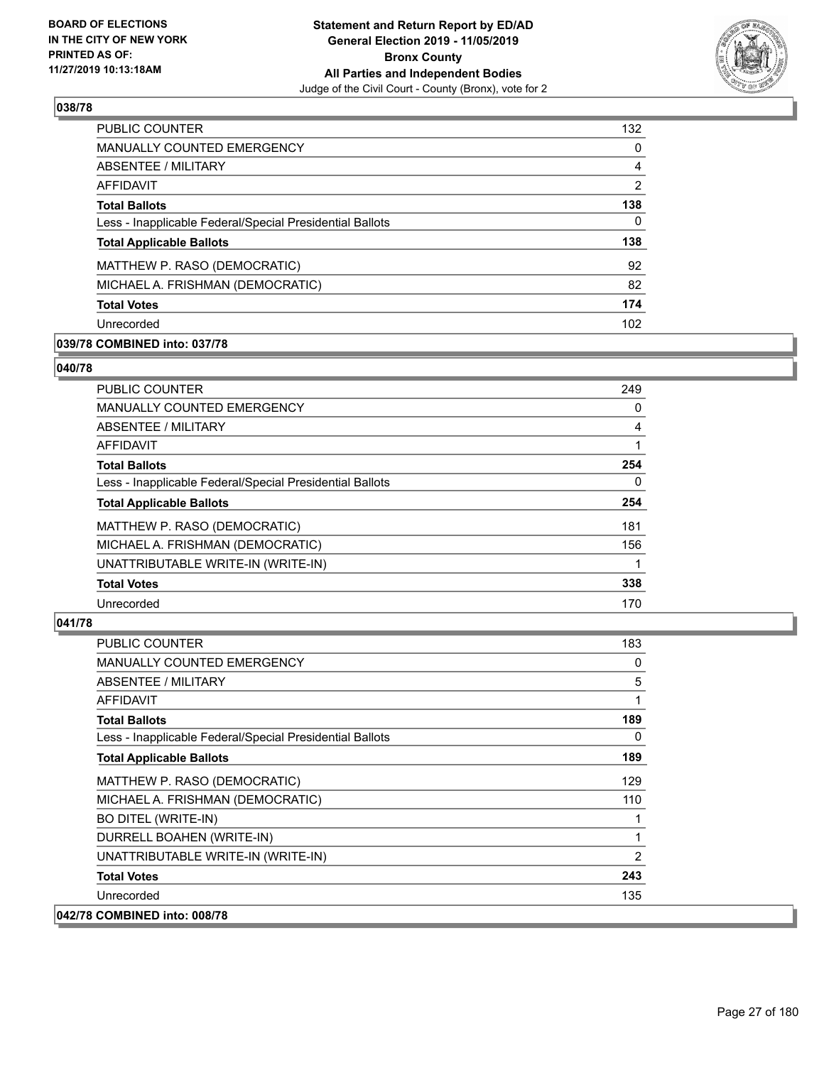**BOARD OF ELECTIONS IN THE CITY OF NEW YORK PRINTED AS OF: 11/27/2019 10:13:18AM**

**Statement and Return Report by ED/AD General Election 2019 - 11/05/2019 Bronx County All Parties and Independent Bodies**
Judge of the Civil Court - County (Bronx), vote for 2

## 038/78

| | |
|---|---|
| PUBLIC COUNTER | 132 |
| MANUALLY COUNTED EMERGENCY | 0 |
| ABSENTEE / MILITARY | 4 |
| AFFIDAVIT | 2 |
| **Total Ballots** | **138** |
| Less - Inapplicable Federal/Special Presidential Ballots | 0 |
| **Total Applicable Ballots** | **138** |
| MATTHEW P. RASO (DEMOCRATIC) | 92 |
| MICHAEL A. FRISHMAN (DEMOCRATIC) | 82 |
| **Total Votes** | **174** |
| Unrecorded | 102 |

## 039/78 COMBINED into: 037/78

## 040/78

| | |
|---|---|
| PUBLIC COUNTER | 249 |
| MANUALLY COUNTED EMERGENCY | 0 |
| ABSENTEE / MILITARY | 4 |
| AFFIDAVIT | 1 |
| **Total Ballots** | **254** |
| Less - Inapplicable Federal/Special Presidential Ballots | 0 |
| **Total Applicable Ballots** | **254** |
| MATTHEW P. RASO (DEMOCRATIC) | 181 |
| MICHAEL A. FRISHMAN (DEMOCRATIC) | 156 |
| UNATTRIBUTABLE WRITE-IN (WRITE-IN) | 1 |
| **Total Votes** | **338** |
| Unrecorded | 170 |

## 041/78

| | |
|---|---|
| PUBLIC COUNTER | 183 |
| MANUALLY COUNTED EMERGENCY | 0 |
| ABSENTEE / MILITARY | 5 |
| AFFIDAVIT | 1 |
| **Total Ballots** | **189** |
| Less - Inapplicable Federal/Special Presidential Ballots | 0 |
| **Total Applicable Ballots** | **189** |
| MATTHEW P. RASO (DEMOCRATIC) | 129 |
| MICHAEL A. FRISHMAN (DEMOCRATIC) | 110 |
| BO DITEL (WRITE-IN) | 1 |
| DURRELL BOAHEN (WRITE-IN) | 1 |
| UNATTRIBUTABLE WRITE-IN (WRITE-IN) | 2 |
| **Total Votes** | **243** |
| Unrecorded | 135 |

## 042/78 COMBINED into: 008/78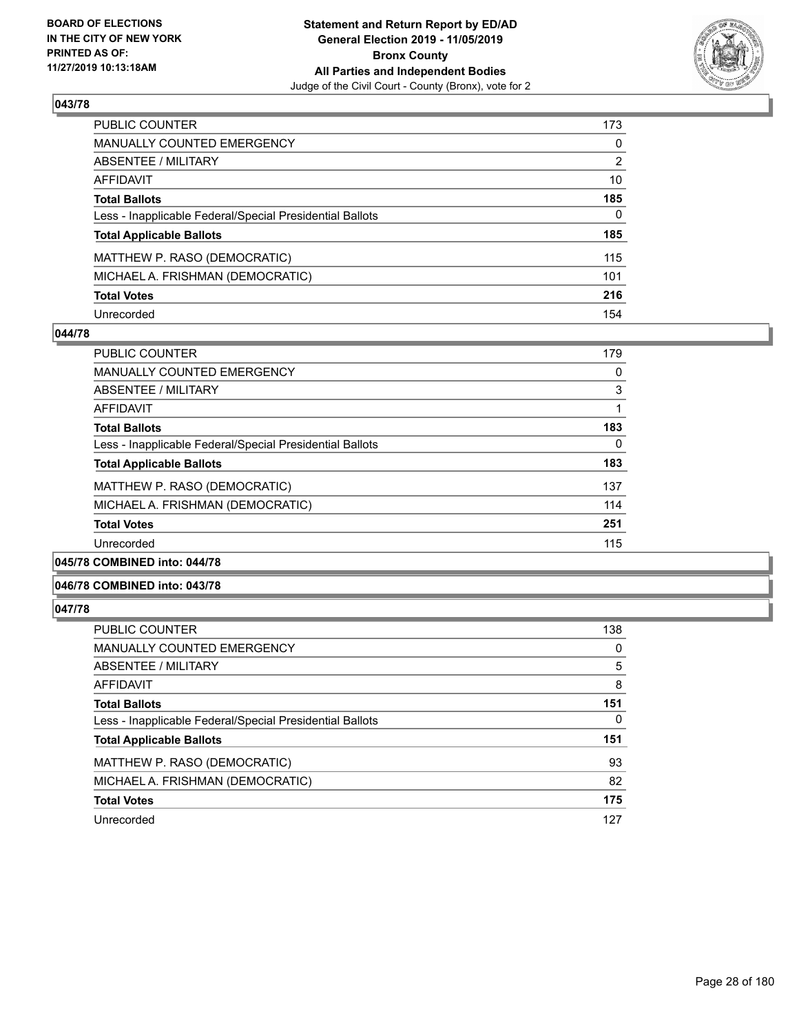### 043/78

| | |
|---|---|
| PUBLIC COUNTER | 173 |
| MANUALLY COUNTED EMERGENCY | 0 |
| ABSENTEE / MILITARY | 2 |
| AFFIDAVIT | 10 |
| **Total Ballots** | **185** |
| Less - Inapplicable Federal/Special Presidential Ballots | 0 |
| **Total Applicable Ballots** | **185** |
| MATTHEW P. RASO (DEMOCRATIC) | 115 |
| MICHAEL A. FRISHMAN (DEMOCRATIC) | 101 |
| **Total Votes** | **216** |
| Unrecorded | 154 |

### 044/78

| | |
|---|---|
| PUBLIC COUNTER | 179 |
| MANUALLY COUNTED EMERGENCY | 0 |
| ABSENTEE / MILITARY | 3 |
| AFFIDAVIT | 1 |
| **Total Ballots** | **183** |
| Less - Inapplicable Federal/Special Presidential Ballots | 0 |
| **Total Applicable Ballots** | **183** |
| MATTHEW P. RASO (DEMOCRATIC) | 137 |
| MICHAEL A. FRISHMAN (DEMOCRATIC) | 114 |
| **Total Votes** | **251** |
| Unrecorded | 115 |

### 045/78 COMBINED into: 044/78

### 046/78 COMBINED into: 043/78

### 047/78

| | |
|---|---|
| PUBLIC COUNTER | 138 |
| MANUALLY COUNTED EMERGENCY | 0 |
| ABSENTEE / MILITARY | 5 |
| AFFIDAVIT | 8 |
| **Total Ballots** | **151** |
| Less - Inapplicable Federal/Special Presidential Ballots | 0 |
| **Total Applicable Ballots** | **151** |
| MATTHEW P. RASO (DEMOCRATIC) | 93 |
| MICHAEL A. FRISHMAN (DEMOCRATIC) | 82 |
| **Total Votes** | **175** |
| Unrecorded | 127 |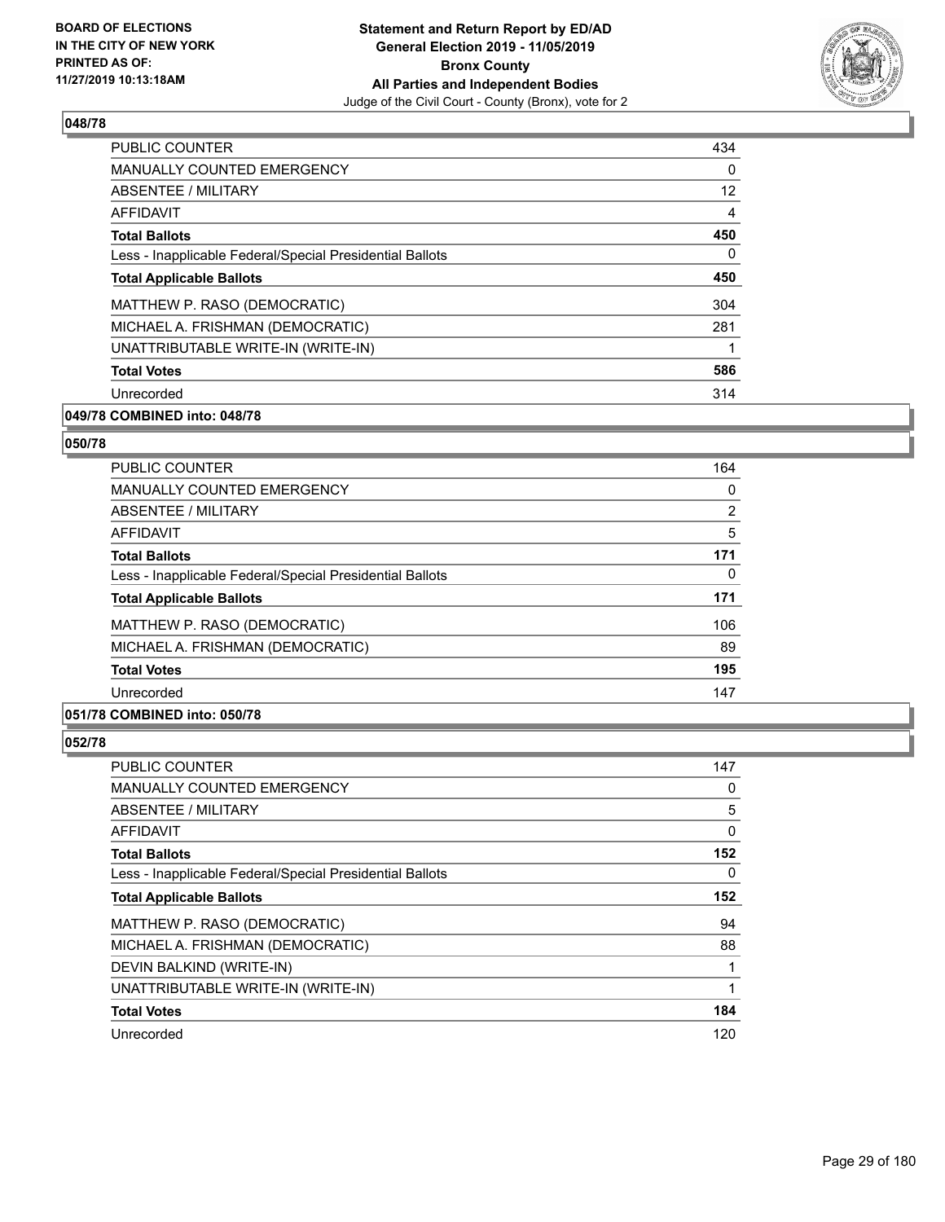**Statement and Return Report by ED/AD**
**General Election 2019 - 11/05/2019**
**Bronx County**
**All Parties and Independent Bodies**
Judge of the Civil Court - County (Bronx), vote for 2

BOARD OF ELECTIONS IN THE CITY OF NEW YORK PRINTED AS OF: 11/27/2019 10:13:18AM

### 048/78

| | |
|---|---|
| PUBLIC COUNTER | 434 |
| MANUALLY COUNTED EMERGENCY | 0 |
| ABSENTEE / MILITARY | 12 |
| AFFIDAVIT | 4 |
| **Total Ballots** | **450** |
| Less - Inapplicable Federal/Special Presidential Ballots | 0 |
| **Total Applicable Ballots** | **450** |
| MATTHEW P. RASO (DEMOCRATIC) | 304 |
| MICHAEL A. FRISHMAN (DEMOCRATIC) | 281 |
| UNATTRIBUTABLE WRITE-IN (WRITE-IN) | 1 |
| **Total Votes** | **586** |
| Unrecorded | 314 |

### 049/78 COMBINED into: 048/78

### 050/78

| | |
|---|---|
| PUBLIC COUNTER | 164 |
| MANUALLY COUNTED EMERGENCY | 0 |
| ABSENTEE / MILITARY | 2 |
| AFFIDAVIT | 5 |
| **Total Ballots** | **171** |
| Less - Inapplicable Federal/Special Presidential Ballots | 0 |
| **Total Applicable Ballots** | **171** |
| MATTHEW P. RASO (DEMOCRATIC) | 106 |
| MICHAEL A. FRISHMAN (DEMOCRATIC) | 89 |
| **Total Votes** | **195** |
| Unrecorded | 147 |

### 051/78 COMBINED into: 050/78

### 052/78

| | |
|---|---|
| PUBLIC COUNTER | 147 |
| MANUALLY COUNTED EMERGENCY | 0 |
| ABSENTEE / MILITARY | 5 |
| AFFIDAVIT | 0 |
| **Total Ballots** | **152** |
| Less - Inapplicable Federal/Special Presidential Ballots | 0 |
| **Total Applicable Ballots** | **152** |
| MATTHEW P. RASO (DEMOCRATIC) | 94 |
| MICHAEL A. FRISHMAN (DEMOCRATIC) | 88 |
| DEVIN BALKIND (WRITE-IN) | 1 |
| UNATTRIBUTABLE WRITE-IN (WRITE-IN) | 1 |
| **Total Votes** | **184** |
| Unrecorded | 120 |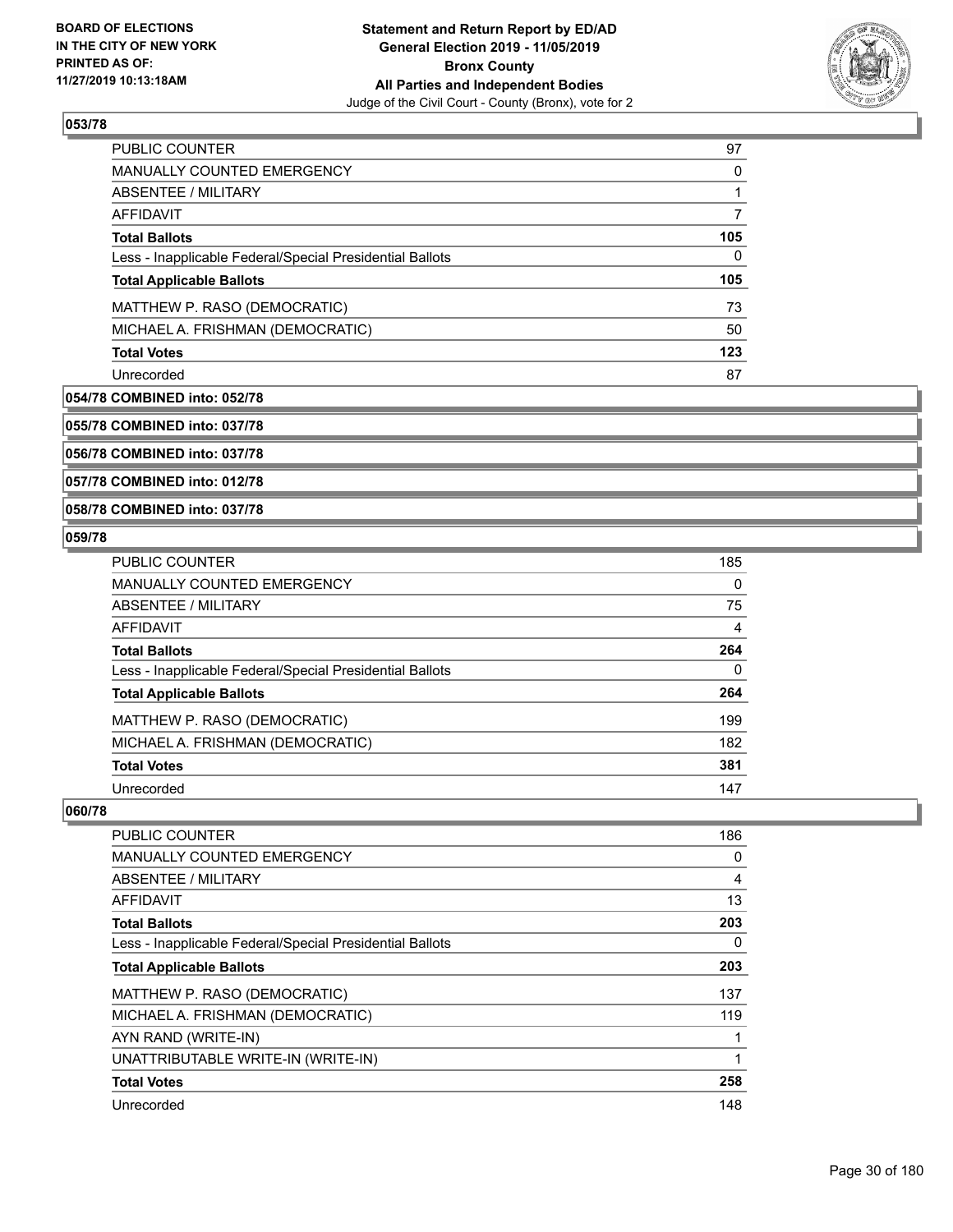### 053/78

| | |
|---|---|
| PUBLIC COUNTER | 97 |
| MANUALLY COUNTED EMERGENCY | 0 |
| ABSENTEE / MILITARY | 1 |
| AFFIDAVIT | 7 |
| **Total Ballots** | **105** |
| Less - Inapplicable Federal/Special Presidential Ballots | 0 |
| **Total Applicable Ballots** | **105** |
| MATTHEW P. RASO (DEMOCRATIC) | 73 |
| MICHAEL A. FRISHMAN (DEMOCRATIC) | 50 |
| **Total Votes** | **123** |
| Unrecorded | 87 |

### 054/78 COMBINED into: 052/78

### 055/78 COMBINED into: 037/78

### 056/78 COMBINED into: 037/78

### 057/78 COMBINED into: 012/78

### 058/78 COMBINED into: 037/78

### 059/78

| | |
|---|---|
| PUBLIC COUNTER | 185 |
| MANUALLY COUNTED EMERGENCY | 0 |
| ABSENTEE / MILITARY | 75 |
| AFFIDAVIT | 4 |
| **Total Ballots** | **264** |
| Less - Inapplicable Federal/Special Presidential Ballots | 0 |
| **Total Applicable Ballots** | **264** |
| MATTHEW P. RASO (DEMOCRATIC) | 199 |
| MICHAEL A. FRISHMAN (DEMOCRATIC) | 182 |
| **Total Votes** | **381** |
| Unrecorded | 147 |

### 060/78

| | |
|---|---|
| PUBLIC COUNTER | 186 |
| MANUALLY COUNTED EMERGENCY | 0 |
| ABSENTEE / MILITARY | 4 |
| AFFIDAVIT | 13 |
| **Total Ballots** | **203** |
| Less - Inapplicable Federal/Special Presidential Ballots | 0 |
| **Total Applicable Ballots** | **203** |
| MATTHEW P. RASO (DEMOCRATIC) | 137 |
| MICHAEL A. FRISHMAN (DEMOCRATIC) | 119 |
| AYN RAND (WRITE-IN) | 1 |
| UNATTRIBUTABLE WRITE-IN (WRITE-IN) | 1 |
| **Total Votes** | **258** |
| Unrecorded | 148 |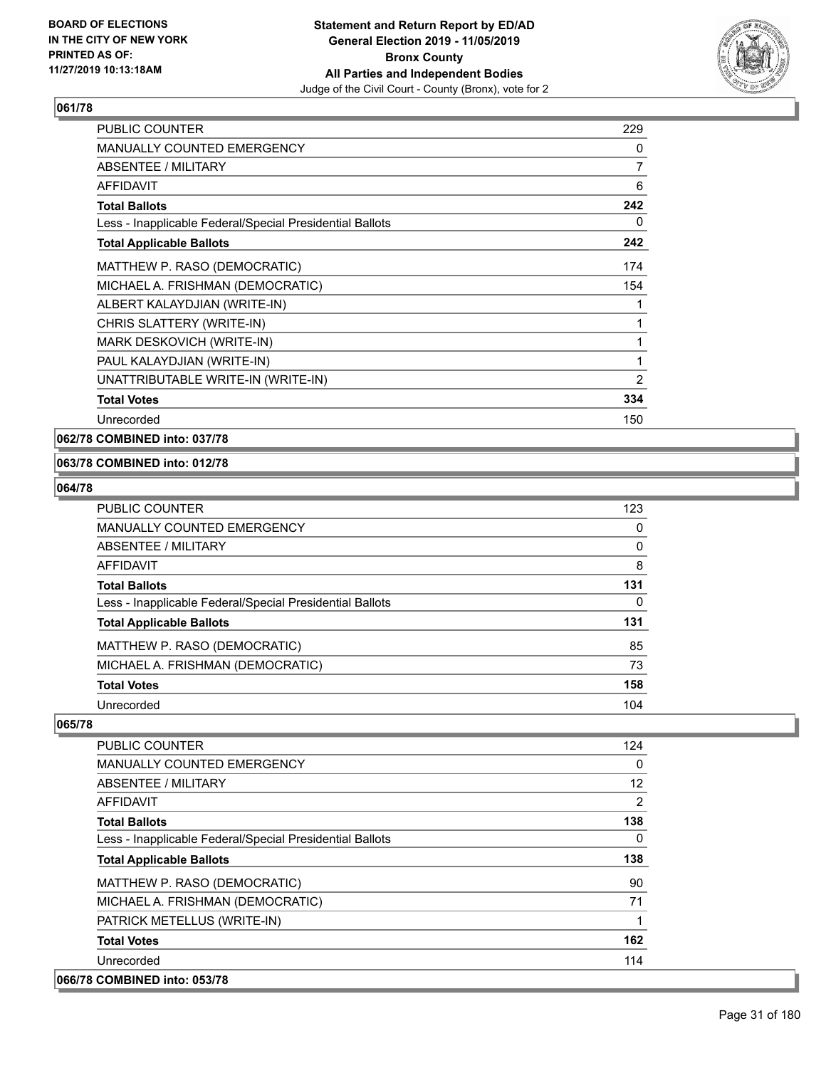## 061/78

| | |
|---|---|
| PUBLIC COUNTER | 229 |
| MANUALLY COUNTED EMERGENCY | 0 |
| ABSENTEE / MILITARY | 7 |
| AFFIDAVIT | 6 |
| **Total Ballots** | **242** |
| Less - Inapplicable Federal/Special Presidential Ballots | 0 |
| **Total Applicable Ballots** | **242** |
| MATTHEW P. RASO (DEMOCRATIC) | 174 |
| MICHAEL A. FRISHMAN (DEMOCRATIC) | 154 |
| ALBERT KALAYDJIAN (WRITE-IN) | 1 |
| CHRIS SLATTERY (WRITE-IN) | 1 |
| MARK DESKOVICH (WRITE-IN) | 1 |
| PAUL KALAYDJIAN (WRITE-IN) | 1 |
| UNATTRIBUTABLE WRITE-IN (WRITE-IN) | 2 |
| **Total Votes** | **334** |
| Unrecorded | 150 |

## 062/78 COMBINED into: 037/78

## 063/78 COMBINED into: 012/78

## 064/78

| | |
|---|---|
| PUBLIC COUNTER | 123 |
| MANUALLY COUNTED EMERGENCY | 0 |
| ABSENTEE / MILITARY | 0 |
| AFFIDAVIT | 8 |
| **Total Ballots** | **131** |
| Less - Inapplicable Federal/Special Presidential Ballots | 0 |
| **Total Applicable Ballots** | **131** |
| MATTHEW P. RASO (DEMOCRATIC) | 85 |
| MICHAEL A. FRISHMAN (DEMOCRATIC) | 73 |
| **Total Votes** | **158** |
| Unrecorded | 104 |

## 065/78

| | |
|---|---|
| PUBLIC COUNTER | 124 |
| MANUALLY COUNTED EMERGENCY | 0 |
| ABSENTEE / MILITARY | 12 |
| AFFIDAVIT | 2 |
| **Total Ballots** | **138** |
| Less - Inapplicable Federal/Special Presidential Ballots | 0 |
| **Total Applicable Ballots** | **138** |
| MATTHEW P. RASO (DEMOCRATIC) | 90 |
| MICHAEL A. FRISHMAN (DEMOCRATIC) | 71 |
| PATRICK METELLUS (WRITE-IN) | 1 |
| **Total Votes** | **162** |
| Unrecorded | 114 |

## 066/78 COMBINED into: 053/78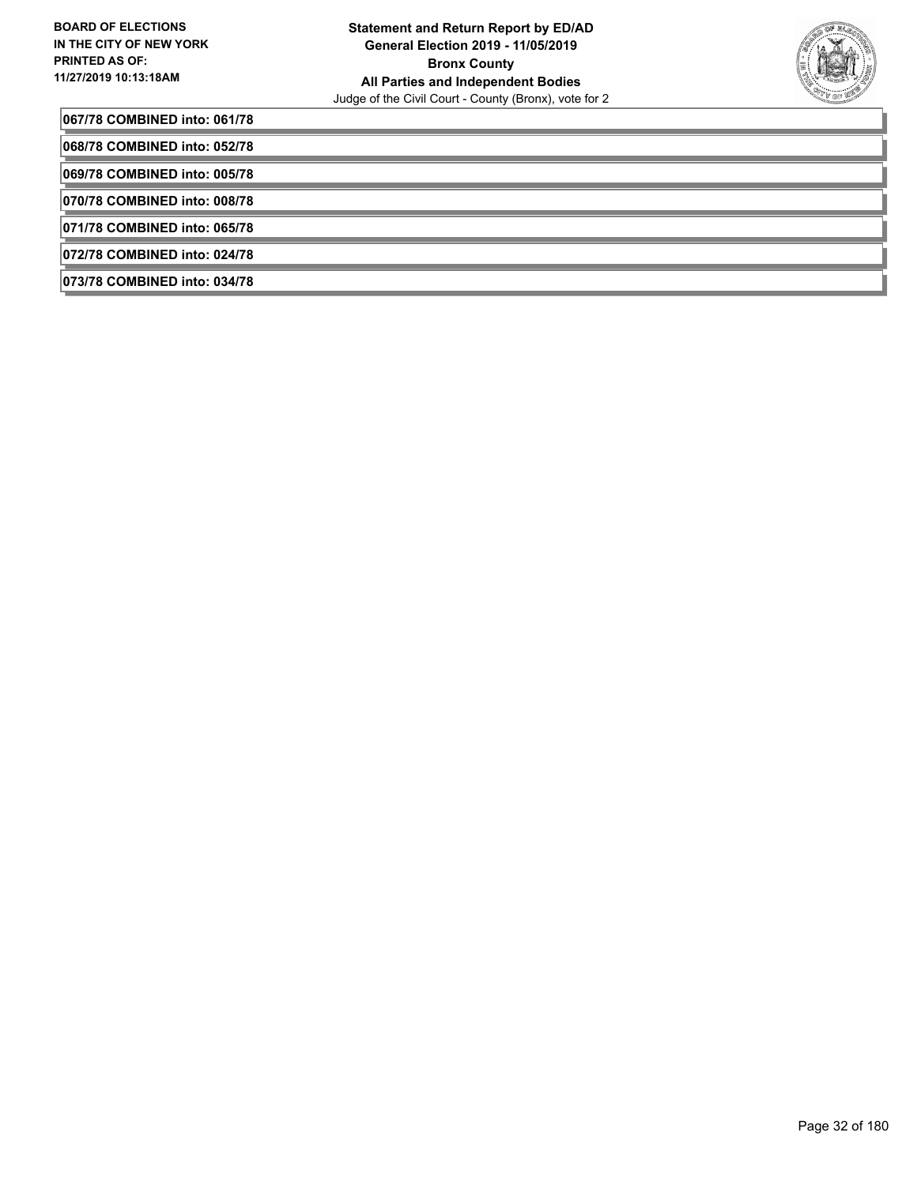**067/78 COMBINED into: 061/78**

**068/78 COMBINED into: 052/78**

**069/78 COMBINED into: 005/78**

**070/78 COMBINED into: 008/78**

**071/78 COMBINED into: 065/78**

**072/78 COMBINED into: 024/78**

**073/78 COMBINED into: 034/78**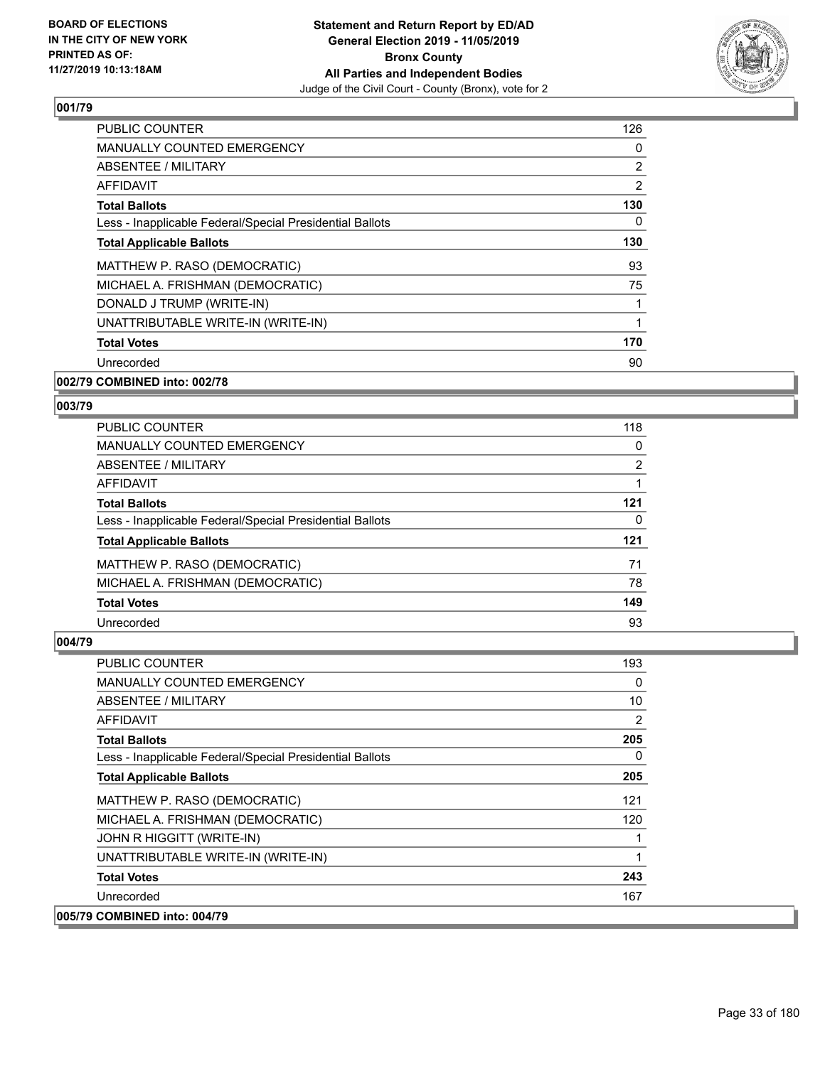BOARD OF ELECTIONS
IN THE CITY OF NEW YORK
PRINTED AS OF:
11/27/2019 10:13:18AM

**Statement and Return Report by ED/AD**
**General Election 2019 - 11/05/2019**
**Bronx County**
**All Parties and Independent Bodies**
Judge of the Civil Court - County (Bronx), vote for 2

### 001/79

| | |
|---|---|
| PUBLIC COUNTER | 126 |
| MANUALLY COUNTED EMERGENCY | 0 |
| ABSENTEE / MILITARY | 2 |
| AFFIDAVIT | 2 |
| **Total Ballots** | **130** |
| Less - Inapplicable Federal/Special Presidential Ballots | 0 |
| **Total Applicable Ballots** | **130** |
| MATTHEW P. RASO (DEMOCRATIC) | 93 |
| MICHAEL A. FRISHMAN (DEMOCRATIC) | 75 |
| DONALD J TRUMP (WRITE-IN) | 1 |
| UNATTRIBUTABLE WRITE-IN (WRITE-IN) | 1 |
| **Total Votes** | **170** |
| Unrecorded | 90 |

### 002/79 COMBINED into: 002/78

### 003/79

| | |
|---|---|
| PUBLIC COUNTER | 118 |
| MANUALLY COUNTED EMERGENCY | 0 |
| ABSENTEE / MILITARY | 2 |
| AFFIDAVIT | 1 |
| **Total Ballots** | **121** |
| Less - Inapplicable Federal/Special Presidential Ballots | 0 |
| **Total Applicable Ballots** | **121** |
| MATTHEW P. RASO (DEMOCRATIC) | 71 |
| MICHAEL A. FRISHMAN (DEMOCRATIC) | 78 |
| **Total Votes** | **149** |
| Unrecorded | 93 |

### 004/79

| | |
|---|---|
| PUBLIC COUNTER | 193 |
| MANUALLY COUNTED EMERGENCY | 0 |
| ABSENTEE / MILITARY | 10 |
| AFFIDAVIT | 2 |
| **Total Ballots** | **205** |
| Less - Inapplicable Federal/Special Presidential Ballots | 0 |
| **Total Applicable Ballots** | **205** |
| MATTHEW P. RASO (DEMOCRATIC) | 121 |
| MICHAEL A. FRISHMAN (DEMOCRATIC) | 120 |
| JOHN R HIGGITT (WRITE-IN) | 1 |
| UNATTRIBUTABLE WRITE-IN (WRITE-IN) | 1 |
| **Total Votes** | **243** |
| Unrecorded | 167 |

### 005/79 COMBINED into: 004/79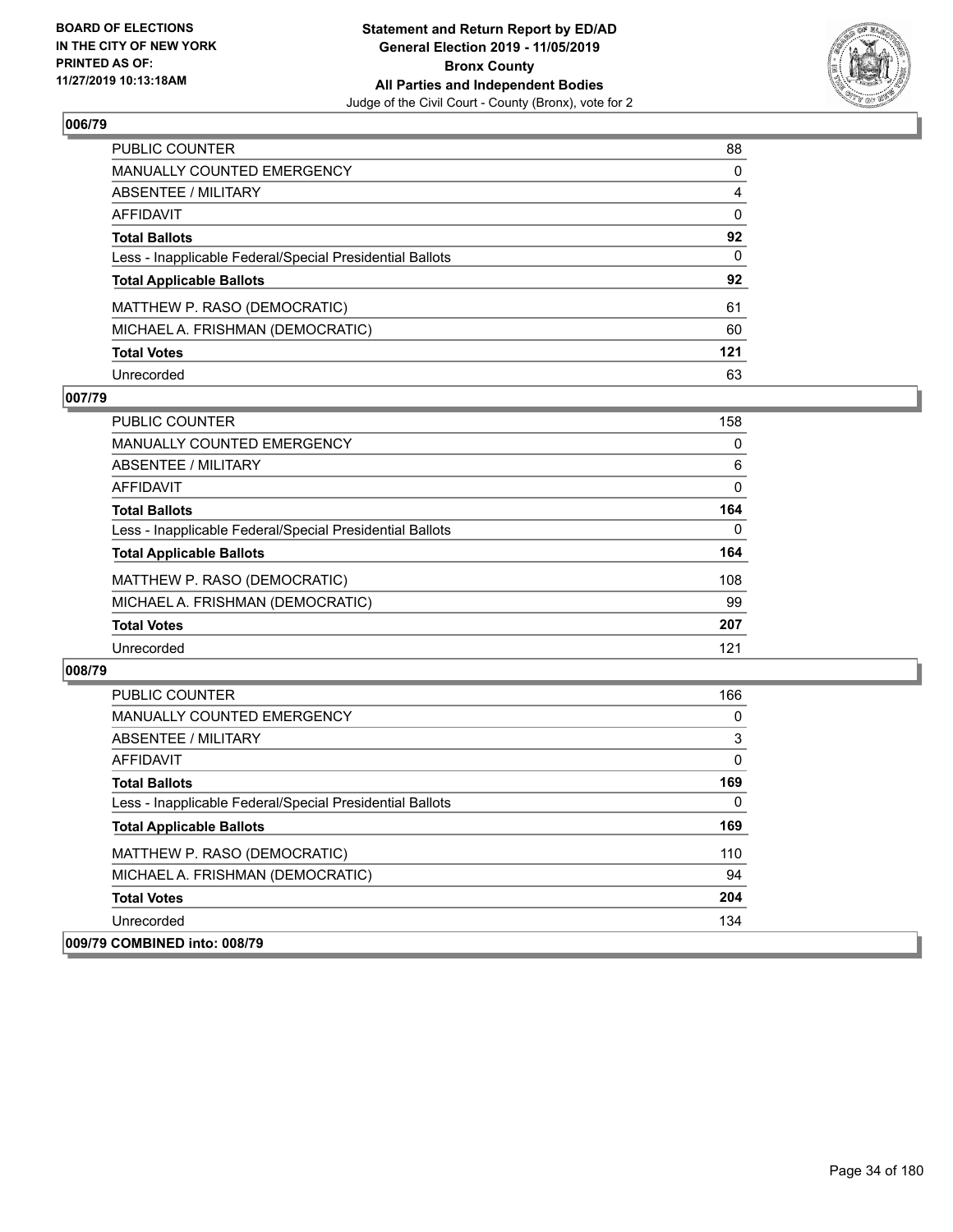## 006/79

| | |
|---|---|
| PUBLIC COUNTER | 88 |
| MANUALLY COUNTED EMERGENCY | 0 |
| ABSENTEE / MILITARY | 4 |
| AFFIDAVIT | 0 |
| **Total Ballots** | **92** |
| Less - Inapplicable Federal/Special Presidential Ballots | 0 |
| **Total Applicable Ballots** | **92** |
| MATTHEW P. RASO (DEMOCRATIC) | 61 |
| MICHAEL A. FRISHMAN (DEMOCRATIC) | 60 |
| **Total Votes** | **121** |
| Unrecorded | 63 |

## 007/79

| | |
|---|---|
| PUBLIC COUNTER | 158 |
| MANUALLY COUNTED EMERGENCY | 0 |
| ABSENTEE / MILITARY | 6 |
| AFFIDAVIT | 0 |
| **Total Ballots** | **164** |
| Less - Inapplicable Federal/Special Presidential Ballots | 0 |
| **Total Applicable Ballots** | **164** |
| MATTHEW P. RASO (DEMOCRATIC) | 108 |
| MICHAEL A. FRISHMAN (DEMOCRATIC) | 99 |
| **Total Votes** | **207** |
| Unrecorded | 121 |

## 008/79

| | |
|---|---|
| PUBLIC COUNTER | 166 |
| MANUALLY COUNTED EMERGENCY | 0 |
| ABSENTEE / MILITARY | 3 |
| AFFIDAVIT | 0 |
| **Total Ballots** | **169** |
| Less - Inapplicable Federal/Special Presidential Ballots | 0 |
| **Total Applicable Ballots** | **169** |
| MATTHEW P. RASO (DEMOCRATIC) | 110 |
| MICHAEL A. FRISHMAN (DEMOCRATIC) | 94 |
| **Total Votes** | **204** |
| Unrecorded | 134 |

## 009/79 COMBINED into: 008/79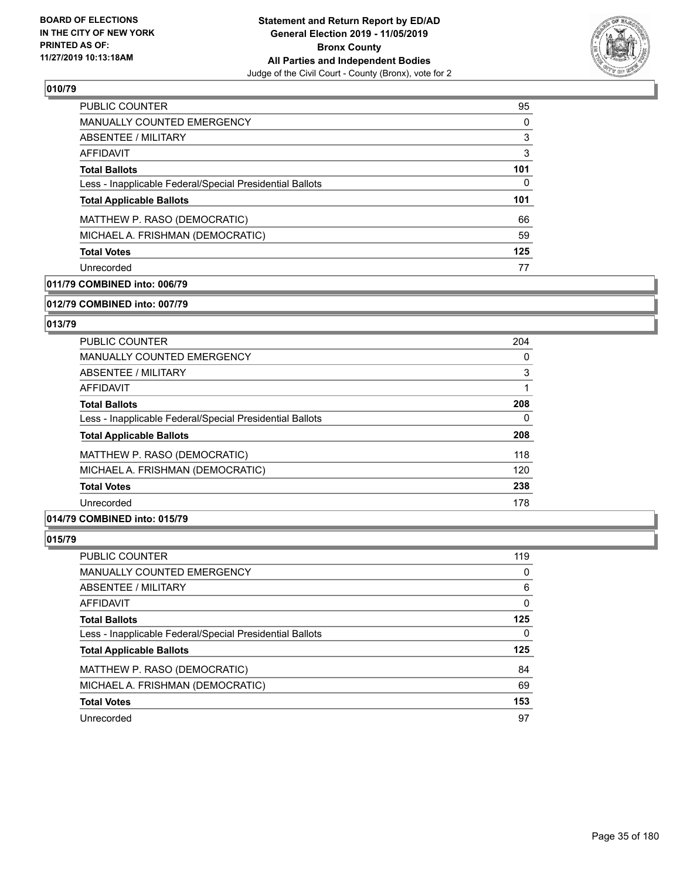## 010/79

| | |
|---|---|
| PUBLIC COUNTER | 95 |
| MANUALLY COUNTED EMERGENCY | 0 |
| ABSENTEE / MILITARY | 3 |
| AFFIDAVIT | 3 |
| **Total Ballots** | **101** |
| Less - Inapplicable Federal/Special Presidential Ballots | 0 |
| **Total Applicable Ballots** | **101** |
| MATTHEW P. RASO (DEMOCRATIC) | 66 |
| MICHAEL A. FRISHMAN (DEMOCRATIC) | 59 |
| **Total Votes** | **125** |
| Unrecorded | 77 |

## 011/79 COMBINED into: 006/79

## 012/79 COMBINED into: 007/79

## 013/79

| | |
|---|---|
| PUBLIC COUNTER | 204 |
| MANUALLY COUNTED EMERGENCY | 0 |
| ABSENTEE / MILITARY | 3 |
| AFFIDAVIT | 1 |
| **Total Ballots** | **208** |
| Less - Inapplicable Federal/Special Presidential Ballots | 0 |
| **Total Applicable Ballots** | **208** |
| MATTHEW P. RASO (DEMOCRATIC) | 118 |
| MICHAEL A. FRISHMAN (DEMOCRATIC) | 120 |
| **Total Votes** | **238** |
| Unrecorded | 178 |

## 014/79 COMBINED into: 015/79

## 015/79

| | |
|---|---|
| PUBLIC COUNTER | 119 |
| MANUALLY COUNTED EMERGENCY | 0 |
| ABSENTEE / MILITARY | 6 |
| AFFIDAVIT | 0 |
| **Total Ballots** | **125** |
| Less - Inapplicable Federal/Special Presidential Ballots | 0 |
| **Total Applicable Ballots** | **125** |
| MATTHEW P. RASO (DEMOCRATIC) | 84 |
| MICHAEL A. FRISHMAN (DEMOCRATIC) | 69 |
| **Total Votes** | **153** |
| Unrecorded | 97 |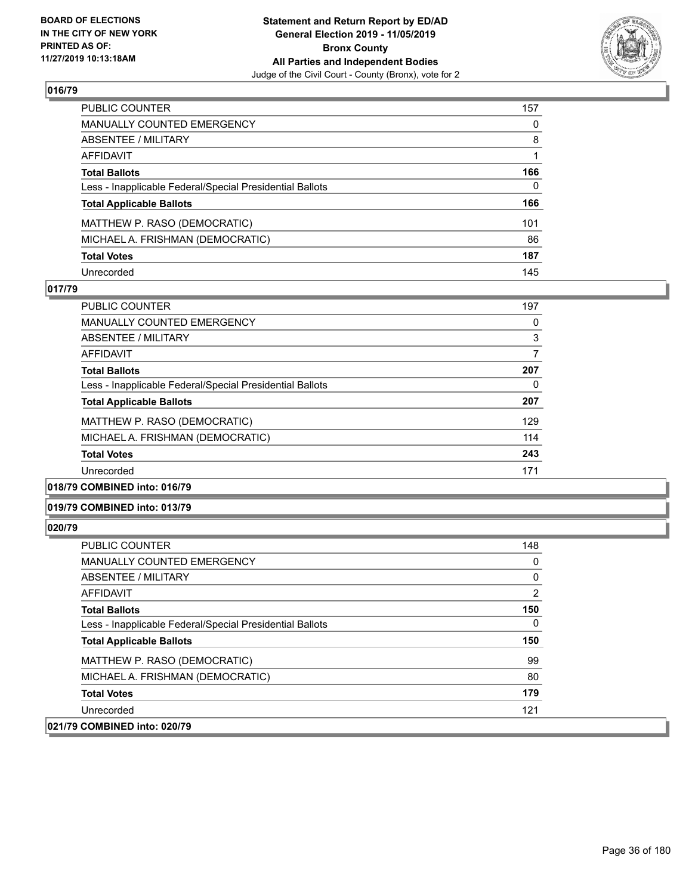**BOARD OF ELECTIONS IN THE CITY OF NEW YORK PRINTED AS OF: 11/27/2019 10:13:18AM**

**Statement and Return Report by ED/AD General Election 2019 - 11/05/2019 Bronx County All Parties and Independent Bodies**
Judge of the Civil Court - County (Bronx), vote for 2

### 016/79

| | |
|---|---|
| PUBLIC COUNTER | 157 |
| MANUALLY COUNTED EMERGENCY | 0 |
| ABSENTEE / MILITARY | 8 |
| AFFIDAVIT | 1 |
| **Total Ballots** | **166** |
| Less - Inapplicable Federal/Special Presidential Ballots | 0 |
| **Total Applicable Ballots** | **166** |
| MATTHEW P. RASO (DEMOCRATIC) | 101 |
| MICHAEL A. FRISHMAN (DEMOCRATIC) | 86 |
| **Total Votes** | **187** |
| Unrecorded | 145 |

### 017/79

| | |
|---|---|
| PUBLIC COUNTER | 197 |
| MANUALLY COUNTED EMERGENCY | 0 |
| ABSENTEE / MILITARY | 3 |
| AFFIDAVIT | 7 |
| **Total Ballots** | **207** |
| Less - Inapplicable Federal/Special Presidential Ballots | 0 |
| **Total Applicable Ballots** | **207** |
| MATTHEW P. RASO (DEMOCRATIC) | 129 |
| MICHAEL A. FRISHMAN (DEMOCRATIC) | 114 |
| **Total Votes** | **243** |
| Unrecorded | 171 |

### 018/79 COMBINED into: 016/79

### 019/79 COMBINED into: 013/79

### 020/79

| | |
|---|---|
| PUBLIC COUNTER | 148 |
| MANUALLY COUNTED EMERGENCY | 0 |
| ABSENTEE / MILITARY | 0 |
| AFFIDAVIT | 2 |
| **Total Ballots** | **150** |
| Less - Inapplicable Federal/Special Presidential Ballots | 0 |
| **Total Applicable Ballots** | **150** |
| MATTHEW P. RASO (DEMOCRATIC) | 99 |
| MICHAEL A. FRISHMAN (DEMOCRATIC) | 80 |
| **Total Votes** | **179** |
| Unrecorded | 121 |

### 021/79 COMBINED into: 020/79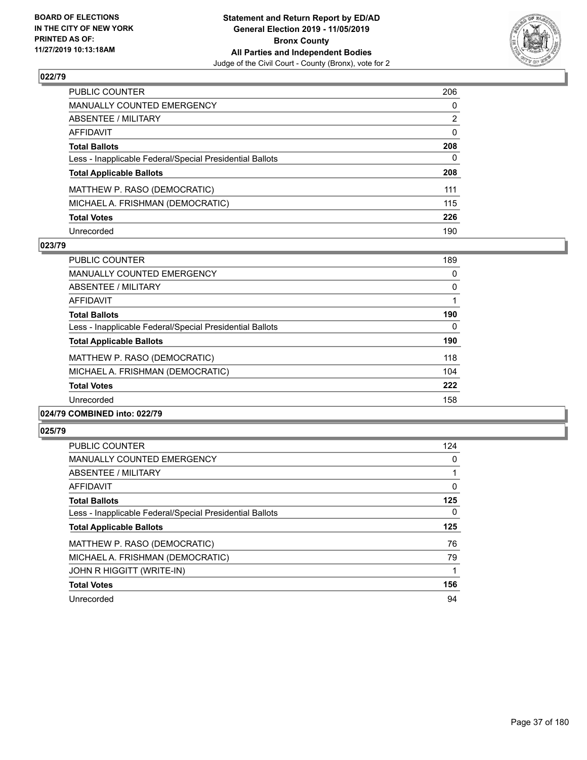**BOARD OF ELECTIONS IN THE CITY OF NEW YORK PRINTED AS OF: 11/27/2019 10:13:18AM**

**Statement and Return Report by ED/AD General Election 2019 - 11/05/2019 Bronx County All Parties and Independent Bodies**

Judge of the Civil Court - County (Bronx), vote for 2

## 022/79

| | |
|---|---|
| PUBLIC COUNTER | 206 |
| MANUALLY COUNTED EMERGENCY | 0 |
| ABSENTEE / MILITARY | 2 |
| AFFIDAVIT | 0 |
| **Total Ballots** | **208** |
| Less - Inapplicable Federal/Special Presidential Ballots | 0 |
| **Total Applicable Ballots** | **208** |
| MATTHEW P. RASO (DEMOCRATIC) | 111 |
| MICHAEL A. FRISHMAN (DEMOCRATIC) | 115 |
| **Total Votes** | **226** |
| Unrecorded | 190 |

## 023/79

| | |
|---|---|
| PUBLIC COUNTER | 189 |
| MANUALLY COUNTED EMERGENCY | 0 |
| ABSENTEE / MILITARY | 0 |
| AFFIDAVIT | 1 |
| **Total Ballots** | **190** |
| Less - Inapplicable Federal/Special Presidential Ballots | 0 |
| **Total Applicable Ballots** | **190** |
| MATTHEW P. RASO (DEMOCRATIC) | 118 |
| MICHAEL A. FRISHMAN (DEMOCRATIC) | 104 |
| **Total Votes** | **222** |
| Unrecorded | 158 |

## 024/79 COMBINED into: 022/79

## 025/79

| | |
|---|---|
| PUBLIC COUNTER | 124 |
| MANUALLY COUNTED EMERGENCY | 0 |
| ABSENTEE / MILITARY | 1 |
| AFFIDAVIT | 0 |
| **Total Ballots** | **125** |
| Less - Inapplicable Federal/Special Presidential Ballots | 0 |
| **Total Applicable Ballots** | **125** |
| MATTHEW P. RASO (DEMOCRATIC) | 76 |
| MICHAEL A. FRISHMAN (DEMOCRATIC) | 79 |
| JOHN R HIGGITT (WRITE-IN) | 1 |
| **Total Votes** | **156** |
| Unrecorded | 94 |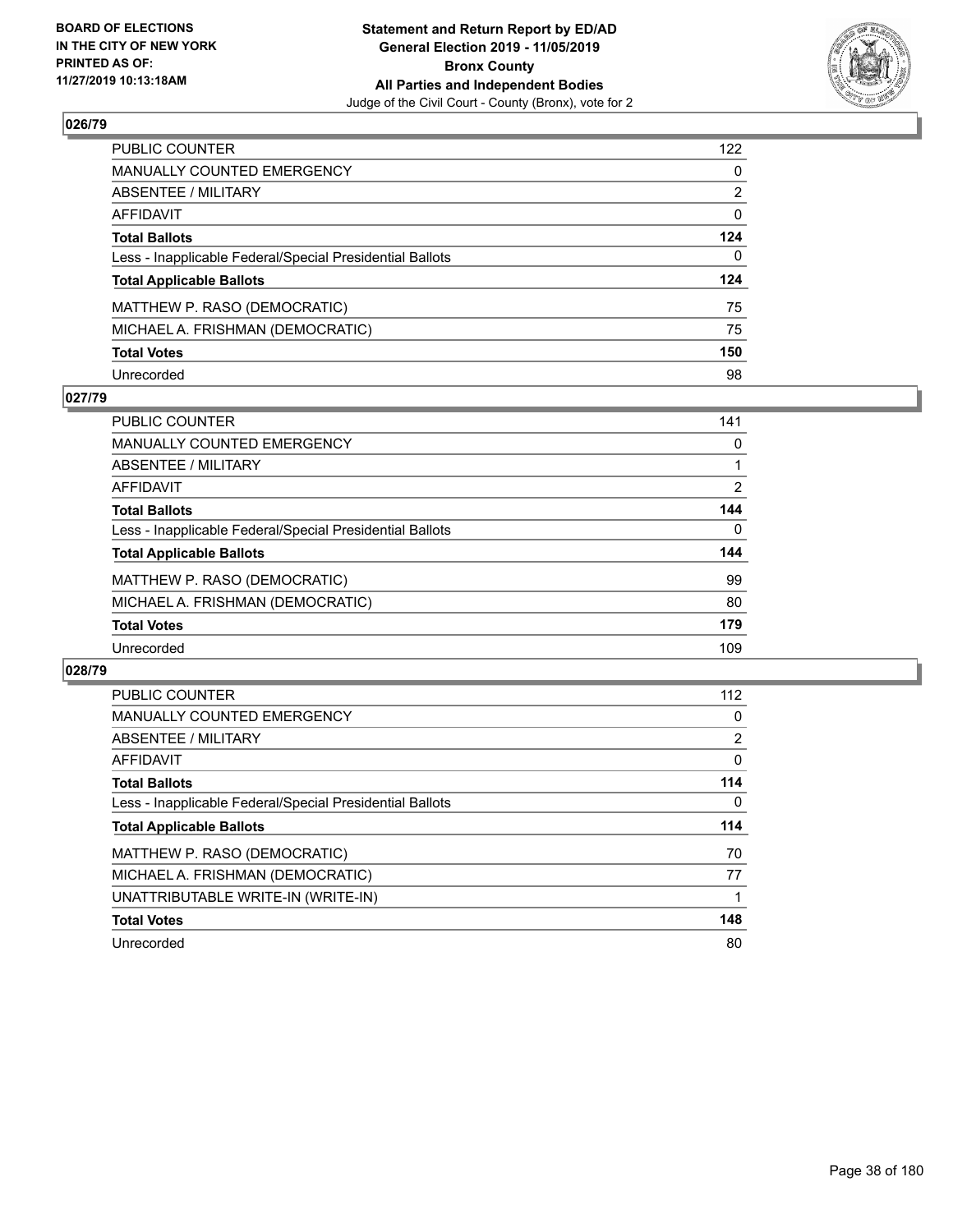## 026/79

| | |
|---|---|
| PUBLIC COUNTER | 122 |
| MANUALLY COUNTED EMERGENCY | 0 |
| ABSENTEE / MILITARY | 2 |
| AFFIDAVIT | 0 |
| **Total Ballots** | **124** |
| Less - Inapplicable Federal/Special Presidential Ballots | 0 |
| **Total Applicable Ballots** | **124** |
| MATTHEW P. RASO (DEMOCRATIC) | 75 |
| MICHAEL A. FRISHMAN (DEMOCRATIC) | 75 |
| **Total Votes** | **150** |
| Unrecorded | 98 |

## 027/79

| | |
|---|---|
| PUBLIC COUNTER | 141 |
| MANUALLY COUNTED EMERGENCY | 0 |
| ABSENTEE / MILITARY | 1 |
| AFFIDAVIT | 2 |
| **Total Ballots** | **144** |
| Less - Inapplicable Federal/Special Presidential Ballots | 0 |
| **Total Applicable Ballots** | **144** |
| MATTHEW P. RASO (DEMOCRATIC) | 99 |
| MICHAEL A. FRISHMAN (DEMOCRATIC) | 80 |
| **Total Votes** | **179** |
| Unrecorded | 109 |

## 028/79

| | |
|---|---|
| PUBLIC COUNTER | 112 |
| MANUALLY COUNTED EMERGENCY | 0 |
| ABSENTEE / MILITARY | 2 |
| AFFIDAVIT | 0 |
| **Total Ballots** | **114** |
| Less - Inapplicable Federal/Special Presidential Ballots | 0 |
| **Total Applicable Ballots** | **114** |
| MATTHEW P. RASO (DEMOCRATIC) | 70 |
| MICHAEL A. FRISHMAN (DEMOCRATIC) | 77 |
| UNATTRIBUTABLE WRITE-IN (WRITE-IN) | 1 |
| **Total Votes** | **148** |
| Unrecorded | 80 |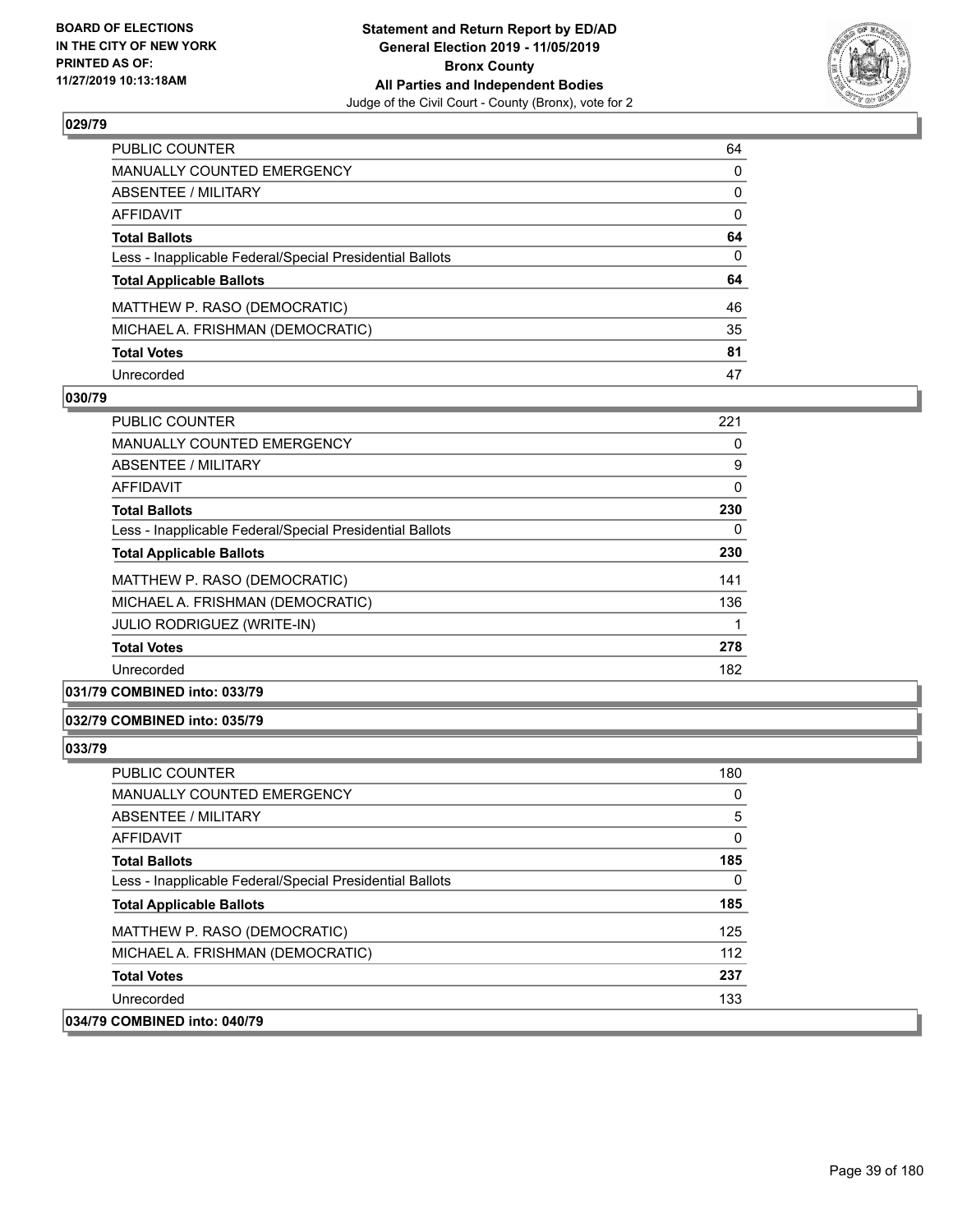**BOARD OF ELECTIONS IN THE CITY OF NEW YORK PRINTED AS OF: 11/27/2019 10:13:18AM**

**Statement and Return Report by ED/AD General Election 2019 - 11/05/2019 Bronx County All Parties and Independent Bodies**
Judge of the Civil Court - County (Bronx), vote for 2

## 029/79

| | |
|---|---|
| PUBLIC COUNTER | 64 |
| MANUALLY COUNTED EMERGENCY | 0 |
| ABSENTEE / MILITARY | 0 |
| AFFIDAVIT | 0 |
| **Total Ballots** | **64** |
| Less - Inapplicable Federal/Special Presidential Ballots | 0 |
| **Total Applicable Ballots** | **64** |
| MATTHEW P. RASO (DEMOCRATIC) | 46 |
| MICHAEL A. FRISHMAN (DEMOCRATIC) | 35 |
| **Total Votes** | **81** |
| Unrecorded | 47 |

## 030/79

| | |
|---|---|
| PUBLIC COUNTER | 221 |
| MANUALLY COUNTED EMERGENCY | 0 |
| ABSENTEE / MILITARY | 9 |
| AFFIDAVIT | 0 |
| **Total Ballots** | **230** |
| Less - Inapplicable Federal/Special Presidential Ballots | 0 |
| **Total Applicable Ballots** | **230** |
| MATTHEW P. RASO (DEMOCRATIC) | 141 |
| MICHAEL A. FRISHMAN (DEMOCRATIC) | 136 |
| JULIO RODRIGUEZ (WRITE-IN) | 1 |
| **Total Votes** | **278** |
| Unrecorded | 182 |

## 031/79 COMBINED into: 033/79

## 032/79 COMBINED into: 035/79

## 033/79

| | |
|---|---|
| PUBLIC COUNTER | 180 |
| MANUALLY COUNTED EMERGENCY | 0 |
| ABSENTEE / MILITARY | 5 |
| AFFIDAVIT | 0 |
| **Total Ballots** | **185** |
| Less - Inapplicable Federal/Special Presidential Ballots | 0 |
| **Total Applicable Ballots** | **185** |
| MATTHEW P. RASO (DEMOCRATIC) | 125 |
| MICHAEL A. FRISHMAN (DEMOCRATIC) | 112 |
| **Total Votes** | **237** |
| Unrecorded | 133 |

## 034/79 COMBINED into: 040/79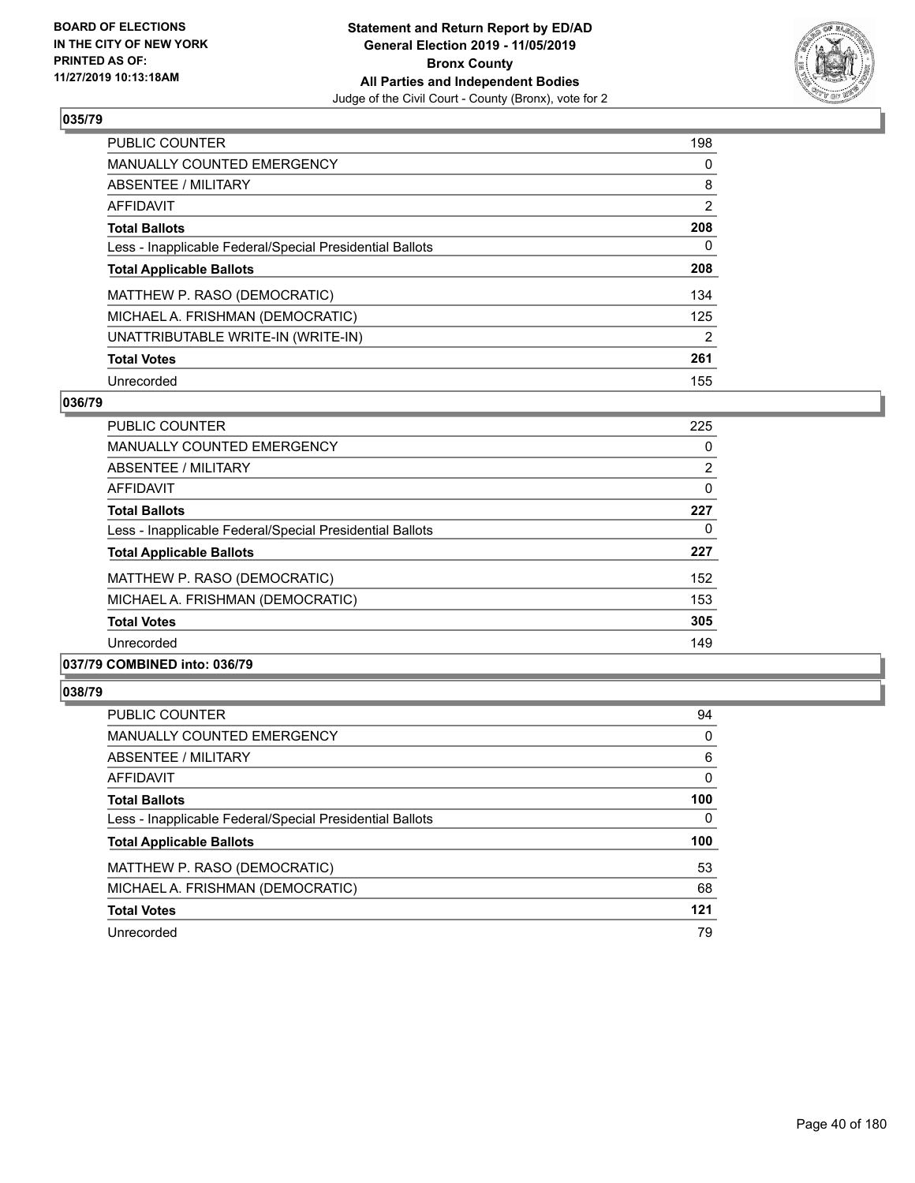BOARD OF ELECTIONS
IN THE CITY OF NEW YORK
PRINTED AS OF:
11/27/2019 10:13:18AM

**Statement and Return Report by ED/AD**
**General Election 2019 - 11/05/2019**
**Bronx County**
**All Parties and Independent Bodies**
Judge of the Civil Court - County (Bronx), vote for 2

## 035/79

| | |
|---|---|
| PUBLIC COUNTER | 198 |
| MANUALLY COUNTED EMERGENCY | 0 |
| ABSENTEE / MILITARY | 8 |
| AFFIDAVIT | 2 |
| **Total Ballots** | **208** |
| Less - Inapplicable Federal/Special Presidential Ballots | 0 |
| **Total Applicable Ballots** | **208** |
| MATTHEW P. RASO (DEMOCRATIC) | 134 |
| MICHAEL A. FRISHMAN (DEMOCRATIC) | 125 |
| UNATTRIBUTABLE WRITE-IN (WRITE-IN) | 2 |
| **Total Votes** | **261** |
| Unrecorded | 155 |

## 036/79

| | |
|---|---|
| PUBLIC COUNTER | 225 |
| MANUALLY COUNTED EMERGENCY | 0 |
| ABSENTEE / MILITARY | 2 |
| AFFIDAVIT | 0 |
| **Total Ballots** | **227** |
| Less - Inapplicable Federal/Special Presidential Ballots | 0 |
| **Total Applicable Ballots** | **227** |
| MATTHEW P. RASO (DEMOCRATIC) | 152 |
| MICHAEL A. FRISHMAN (DEMOCRATIC) | 153 |
| **Total Votes** | **305** |
| Unrecorded | 149 |

## 037/79 COMBINED into: 036/79

## 038/79

| | |
|---|---|
| PUBLIC COUNTER | 94 |
| MANUALLY COUNTED EMERGENCY | 0 |
| ABSENTEE / MILITARY | 6 |
| AFFIDAVIT | 0 |
| **Total Ballots** | **100** |
| Less - Inapplicable Federal/Special Presidential Ballots | 0 |
| **Total Applicable Ballots** | **100** |
| MATTHEW P. RASO (DEMOCRATIC) | 53 |
| MICHAEL A. FRISHMAN (DEMOCRATIC) | 68 |
| **Total Votes** | **121** |
| Unrecorded | 79 |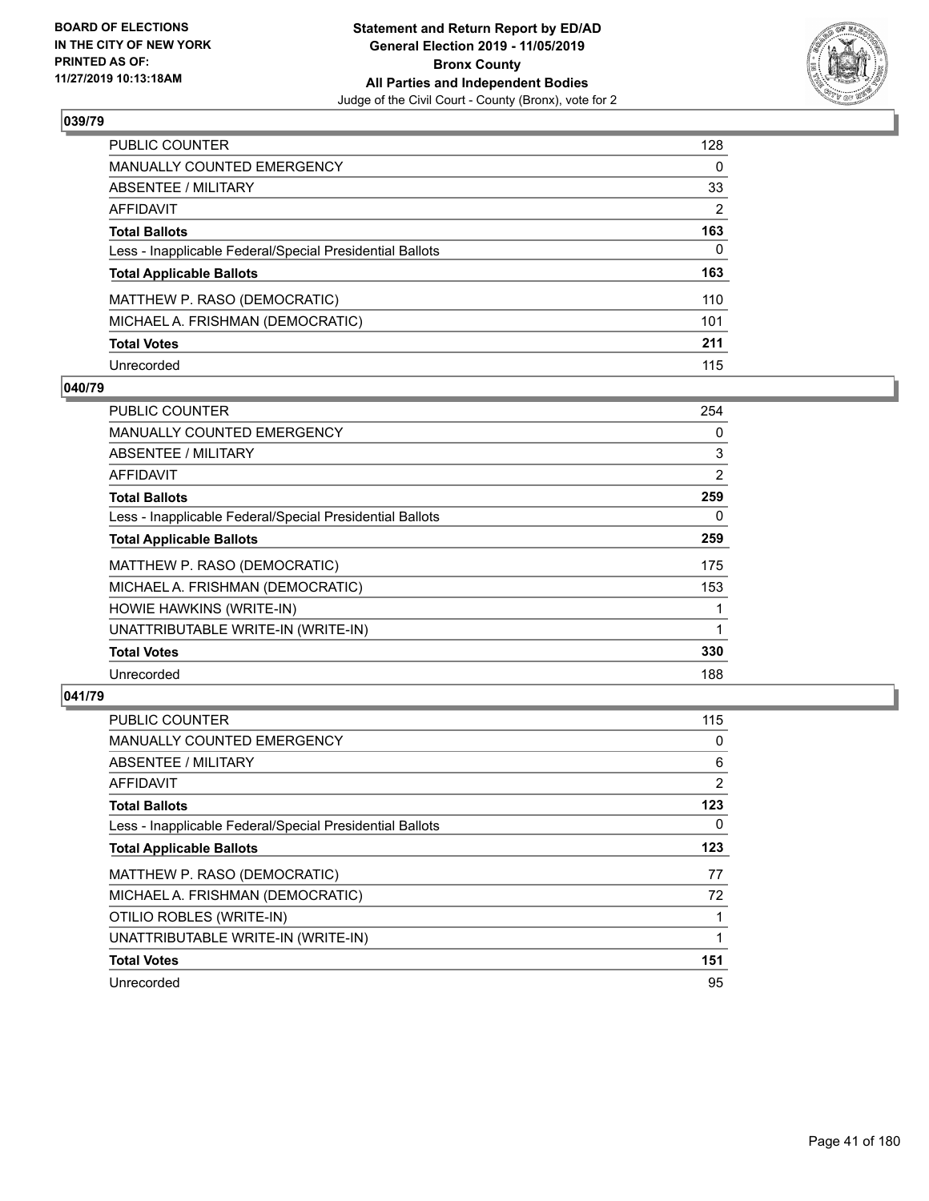**Statement and Return Report by ED/AD**
**General Election 2019 - 11/05/2019**
**Bronx County**
**All Parties and Independent Bodies**
Judge of the Civil Court - County (Bronx), vote for 2

BOARD OF ELECTIONS
IN THE CITY OF NEW YORK
PRINTED AS OF:
11/27/2019 10:13:18AM

## 039/79

| | |
|---|---|
| PUBLIC COUNTER | 128 |
| MANUALLY COUNTED EMERGENCY | 0 |
| ABSENTEE / MILITARY | 33 |
| AFFIDAVIT | 2 |
| **Total Ballots** | **163** |
| Less - Inapplicable Federal/Special Presidential Ballots | 0 |
| **Total Applicable Ballots** | **163** |
| MATTHEW P. RASO (DEMOCRATIC) | 110 |
| MICHAEL A. FRISHMAN (DEMOCRATIC) | 101 |
| **Total Votes** | **211** |
| Unrecorded | 115 |

## 040/79

| | |
|---|---|
| PUBLIC COUNTER | 254 |
| MANUALLY COUNTED EMERGENCY | 0 |
| ABSENTEE / MILITARY | 3 |
| AFFIDAVIT | 2 |
| **Total Ballots** | **259** |
| Less - Inapplicable Federal/Special Presidential Ballots | 0 |
| **Total Applicable Ballots** | **259** |
| MATTHEW P. RASO (DEMOCRATIC) | 175 |
| MICHAEL A. FRISHMAN (DEMOCRATIC) | 153 |
| HOWIE HAWKINS (WRITE-IN) | 1 |
| UNATTRIBUTABLE WRITE-IN (WRITE-IN) | 1 |
| **Total Votes** | **330** |
| Unrecorded | 188 |

## 041/79

| | |
|---|---|
| PUBLIC COUNTER | 115 |
| MANUALLY COUNTED EMERGENCY | 0 |
| ABSENTEE / MILITARY | 6 |
| AFFIDAVIT | 2 |
| **Total Ballots** | **123** |
| Less - Inapplicable Federal/Special Presidential Ballots | 0 |
| **Total Applicable Ballots** | **123** |
| MATTHEW P. RASO (DEMOCRATIC) | 77 |
| MICHAEL A. FRISHMAN (DEMOCRATIC) | 72 |
| OTILIO ROBLES (WRITE-IN) | 1 |
| UNATTRIBUTABLE WRITE-IN (WRITE-IN) | 1 |
| **Total Votes** | **151** |
| Unrecorded | 95 |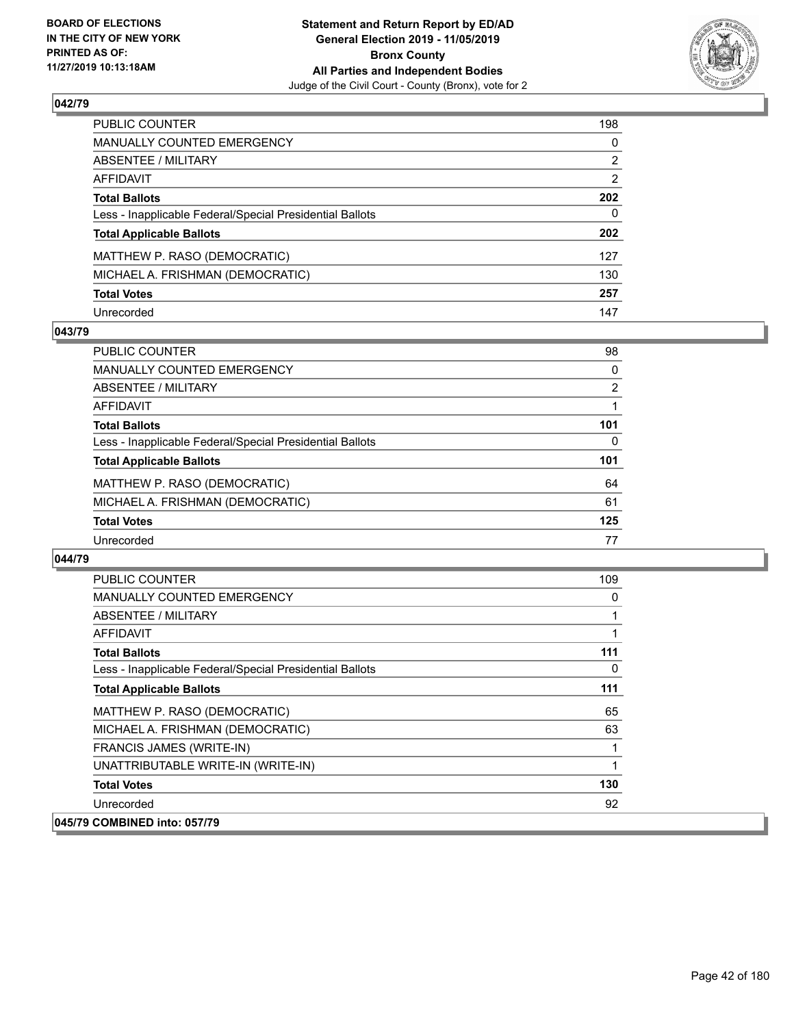**Statement and Return Report by ED/AD**
**General Election 2019 - 11/05/2019**
**Bronx County**
**All Parties and Independent Bodies**
Judge of the Civil Court - County (Bronx), vote for 2

BOARD OF ELECTIONS
IN THE CITY OF NEW YORK
PRINTED AS OF:
11/27/2019 10:13:18AM

### 042/79

| | |
|---|---|
| PUBLIC COUNTER | 198 |
| MANUALLY COUNTED EMERGENCY | 0 |
| ABSENTEE / MILITARY | 2 |
| AFFIDAVIT | 2 |
| **Total Ballots** | **202** |
| Less - Inapplicable Federal/Special Presidential Ballots | 0 |
| **Total Applicable Ballots** | **202** |
| MATTHEW P. RASO (DEMOCRATIC) | 127 |
| MICHAEL A. FRISHMAN (DEMOCRATIC) | 130 |
| **Total Votes** | **257** |
| Unrecorded | 147 |

### 043/79

| | |
|---|---|
| PUBLIC COUNTER | 98 |
| MANUALLY COUNTED EMERGENCY | 0 |
| ABSENTEE / MILITARY | 2 |
| AFFIDAVIT | 1 |
| **Total Ballots** | **101** |
| Less - Inapplicable Federal/Special Presidential Ballots | 0 |
| **Total Applicable Ballots** | **101** |
| MATTHEW P. RASO (DEMOCRATIC) | 64 |
| MICHAEL A. FRISHMAN (DEMOCRATIC) | 61 |
| **Total Votes** | **125** |
| Unrecorded | 77 |

### 044/79

| | |
|---|---|
| PUBLIC COUNTER | 109 |
| MANUALLY COUNTED EMERGENCY | 0 |
| ABSENTEE / MILITARY | 1 |
| AFFIDAVIT | 1 |
| **Total Ballots** | **111** |
| Less - Inapplicable Federal/Special Presidential Ballots | 0 |
| **Total Applicable Ballots** | **111** |
| MATTHEW P. RASO (DEMOCRATIC) | 65 |
| MICHAEL A. FRISHMAN (DEMOCRATIC) | 63 |
| FRANCIS JAMES (WRITE-IN) | 1 |
| UNATTRIBUTABLE WRITE-IN (WRITE-IN) | 1 |
| **Total Votes** | **130** |
| Unrecorded | 92 |

### 045/79 COMBINED into: 057/79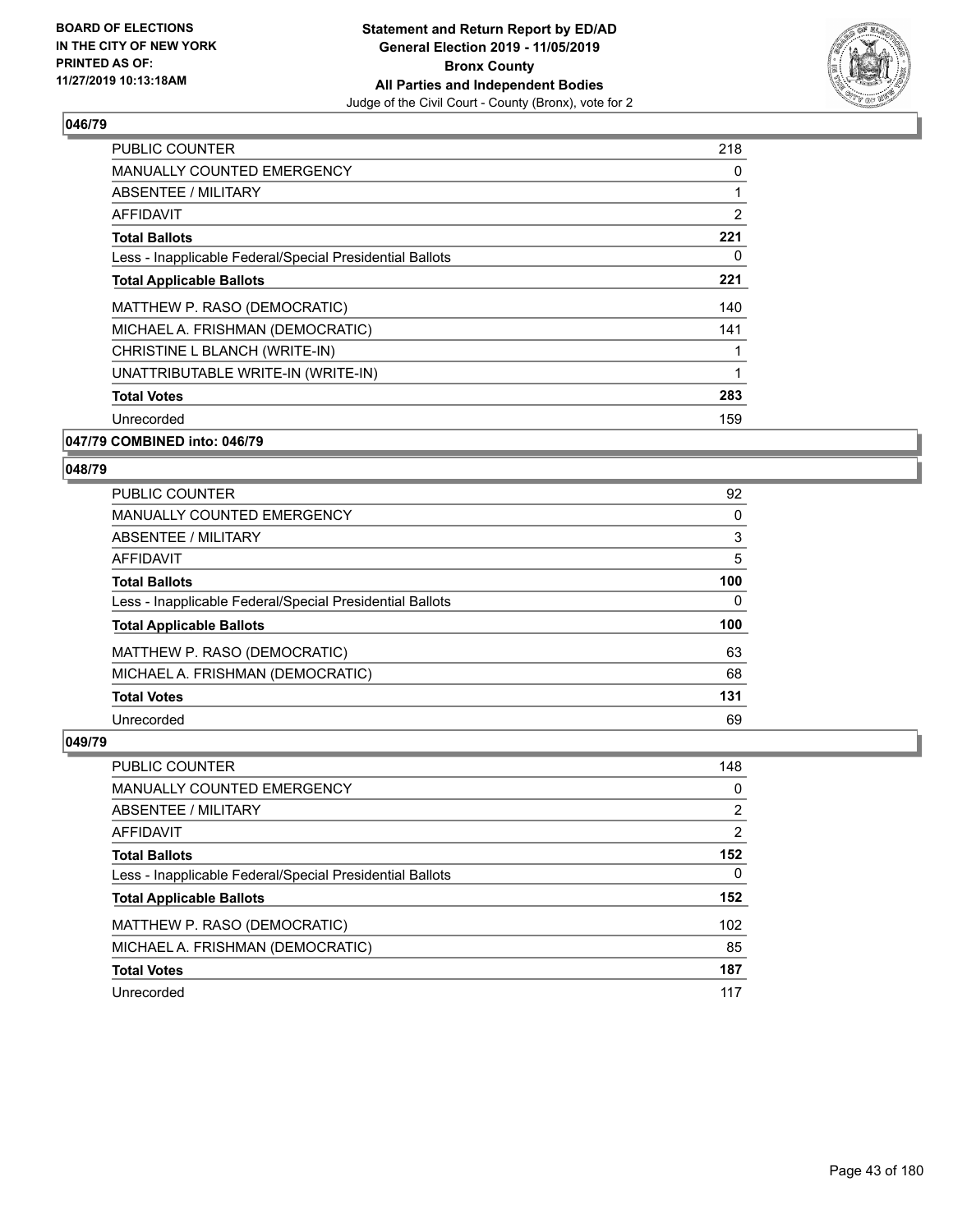## 046/79

| | |
|---|---|
| PUBLIC COUNTER | 218 |
| MANUALLY COUNTED EMERGENCY | 0 |
| ABSENTEE / MILITARY | 1 |
| AFFIDAVIT | 2 |
| **Total Ballots** | **221** |
| Less - Inapplicable Federal/Special Presidential Ballots | 0 |
| **Total Applicable Ballots** | **221** |
| MATTHEW P. RASO (DEMOCRATIC) | 140 |
| MICHAEL A. FRISHMAN (DEMOCRATIC) | 141 |
| CHRISTINE L BLANCH (WRITE-IN) | 1 |
| UNATTRIBUTABLE WRITE-IN (WRITE-IN) | 1 |
| **Total Votes** | **283** |
| Unrecorded | 159 |

## 047/79 COMBINED into: 046/79

## 048/79

| | |
|---|---|
| PUBLIC COUNTER | 92 |
| MANUALLY COUNTED EMERGENCY | 0 |
| ABSENTEE / MILITARY | 3 |
| AFFIDAVIT | 5 |
| **Total Ballots** | **100** |
| Less - Inapplicable Federal/Special Presidential Ballots | 0 |
| **Total Applicable Ballots** | **100** |
| MATTHEW P. RASO (DEMOCRATIC) | 63 |
| MICHAEL A. FRISHMAN (DEMOCRATIC) | 68 |
| **Total Votes** | **131** |
| Unrecorded | 69 |

## 049/79

| | |
|---|---|
| PUBLIC COUNTER | 148 |
| MANUALLY COUNTED EMERGENCY | 0 |
| ABSENTEE / MILITARY | 2 |
| AFFIDAVIT | 2 |
| **Total Ballots** | **152** |
| Less - Inapplicable Federal/Special Presidential Ballots | 0 |
| **Total Applicable Ballots** | **152** |
| MATTHEW P. RASO (DEMOCRATIC) | 102 |
| MICHAEL A. FRISHMAN (DEMOCRATIC) | 85 |
| **Total Votes** | **187** |
| Unrecorded | 117 |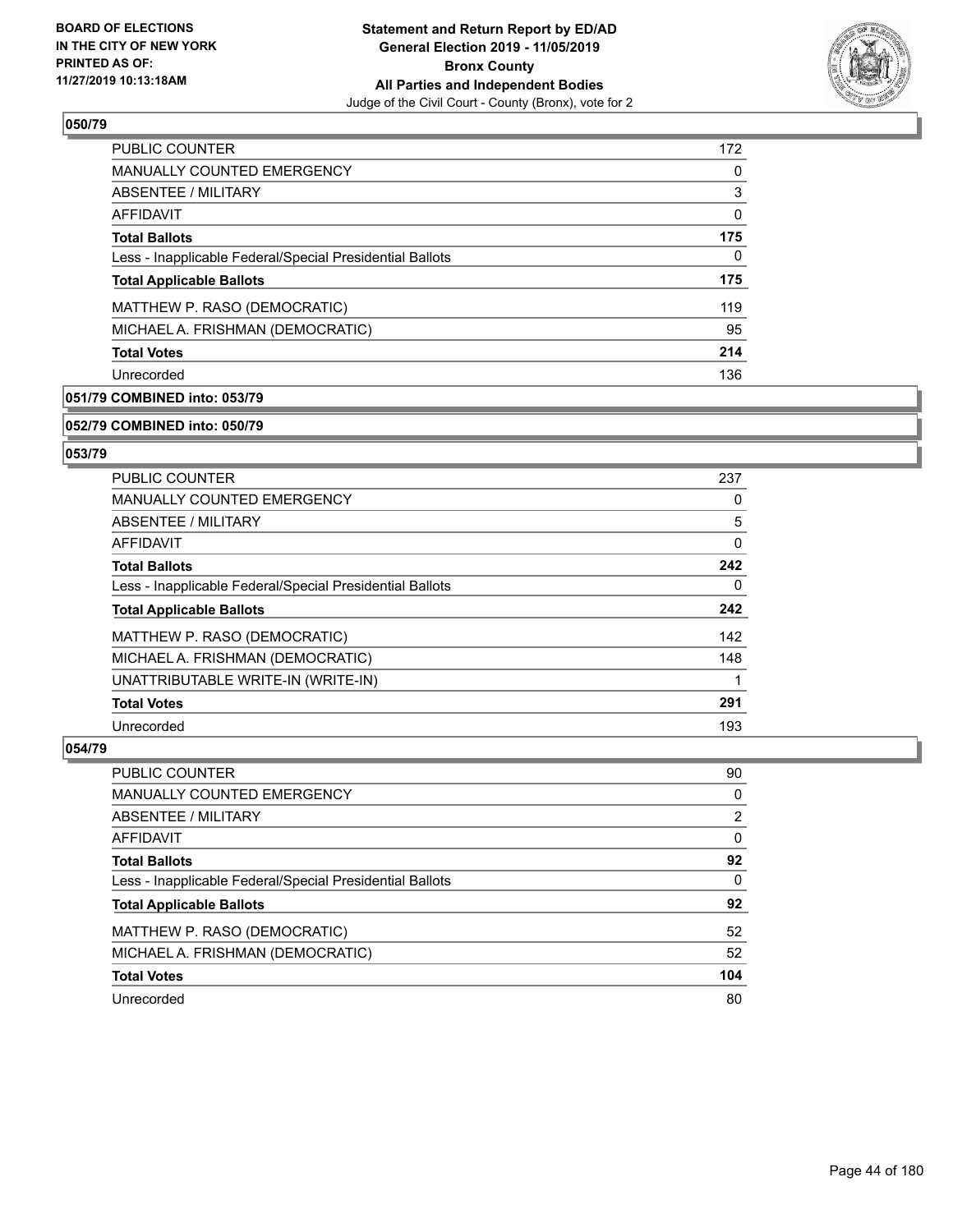BOARD OF ELECTIONS
IN THE CITY OF NEW YORK
PRINTED AS OF:
11/27/2019 10:13:18AM

**Statement and Return Report by ED/AD**
**General Election 2019 - 11/05/2019**
**Bronx County**
**All Parties and Independent Bodies**
Judge of the Civil Court - County (Bronx), vote for 2

### 050/79

| | |
|---|---|
| PUBLIC COUNTER | 172 |
| MANUALLY COUNTED EMERGENCY | 0 |
| ABSENTEE / MILITARY | 3 |
| AFFIDAVIT | 0 |
| **Total Ballots** | **175** |
| Less - Inapplicable Federal/Special Presidential Ballots | 0 |
| **Total Applicable Ballots** | **175** |
| MATTHEW P. RASO (DEMOCRATIC) | 119 |
| MICHAEL A. FRISHMAN (DEMOCRATIC) | 95 |
| **Total Votes** | **214** |
| Unrecorded | 136 |

### 051/79 COMBINED into: 053/79

### 052/79 COMBINED into: 050/79

### 053/79

| | |
|---|---|
| PUBLIC COUNTER | 237 |
| MANUALLY COUNTED EMERGENCY | 0 |
| ABSENTEE / MILITARY | 5 |
| AFFIDAVIT | 0 |
| **Total Ballots** | **242** |
| Less - Inapplicable Federal/Special Presidential Ballots | 0 |
| **Total Applicable Ballots** | **242** |
| MATTHEW P. RASO (DEMOCRATIC) | 142 |
| MICHAEL A. FRISHMAN (DEMOCRATIC) | 148 |
| UNATTRIBUTABLE WRITE-IN (WRITE-IN) | 1 |
| **Total Votes** | **291** |
| Unrecorded | 193 |

### 054/79

| | |
|---|---|
| PUBLIC COUNTER | 90 |
| MANUALLY COUNTED EMERGENCY | 0 |
| ABSENTEE / MILITARY | 2 |
| AFFIDAVIT | 0 |
| **Total Ballots** | **92** |
| Less - Inapplicable Federal/Special Presidential Ballots | 0 |
| **Total Applicable Ballots** | **92** |
| MATTHEW P. RASO (DEMOCRATIC) | 52 |
| MICHAEL A. FRISHMAN (DEMOCRATIC) | 52 |
| **Total Votes** | **104** |
| Unrecorded | 80 |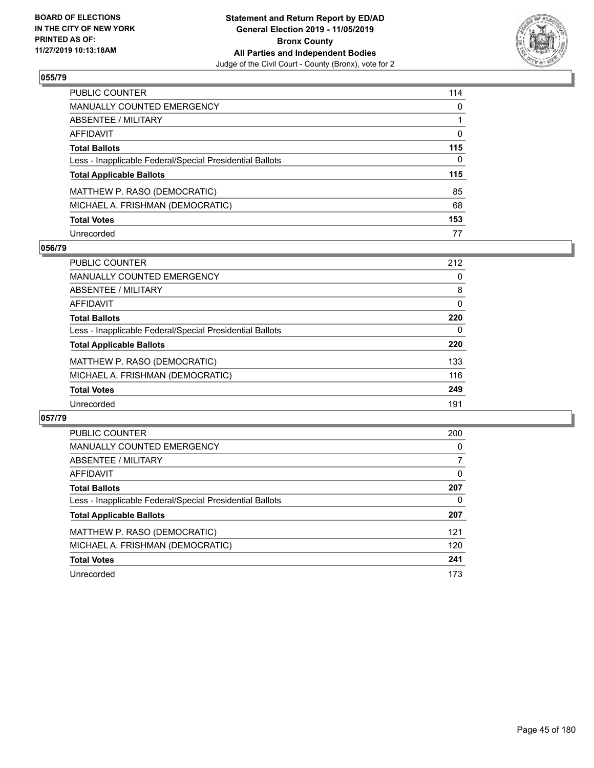**BOARD OF ELECTIONS IN THE CITY OF NEW YORK PRINTED AS OF: 11/27/2019 10:13:18AM**

**Statement and Return Report by ED/AD General Election 2019 - 11/05/2019 Bronx County All Parties and Independent Bodies**
Judge of the Civil Court - County (Bronx), vote for 2

## 055/79

| | |
|---|---|
| PUBLIC COUNTER | 114 |
| MANUALLY COUNTED EMERGENCY | 0 |
| ABSENTEE / MILITARY | 1 |
| AFFIDAVIT | 0 |
| **Total Ballots** | **115** |
| Less - Inapplicable Federal/Special Presidential Ballots | 0 |
| **Total Applicable Ballots** | **115** |
| MATTHEW P. RASO (DEMOCRATIC) | 85 |
| MICHAEL A. FRISHMAN (DEMOCRATIC) | 68 |
| **Total Votes** | **153** |
| Unrecorded | 77 |

## 056/79

| | |
|---|---|
| PUBLIC COUNTER | 212 |
| MANUALLY COUNTED EMERGENCY | 0 |
| ABSENTEE / MILITARY | 8 |
| AFFIDAVIT | 0 |
| **Total Ballots** | **220** |
| Less - Inapplicable Federal/Special Presidential Ballots | 0 |
| **Total Applicable Ballots** | **220** |
| MATTHEW P. RASO (DEMOCRATIC) | 133 |
| MICHAEL A. FRISHMAN (DEMOCRATIC) | 116 |
| **Total Votes** | **249** |
| Unrecorded | 191 |

## 057/79

| | |
|---|---|
| PUBLIC COUNTER | 200 |
| MANUALLY COUNTED EMERGENCY | 0 |
| ABSENTEE / MILITARY | 7 |
| AFFIDAVIT | 0 |
| **Total Ballots** | **207** |
| Less - Inapplicable Federal/Special Presidential Ballots | 0 |
| **Total Applicable Ballots** | **207** |
| MATTHEW P. RASO (DEMOCRATIC) | 121 |
| MICHAEL A. FRISHMAN (DEMOCRATIC) | 120 |
| **Total Votes** | **241** |
| Unrecorded | 173 |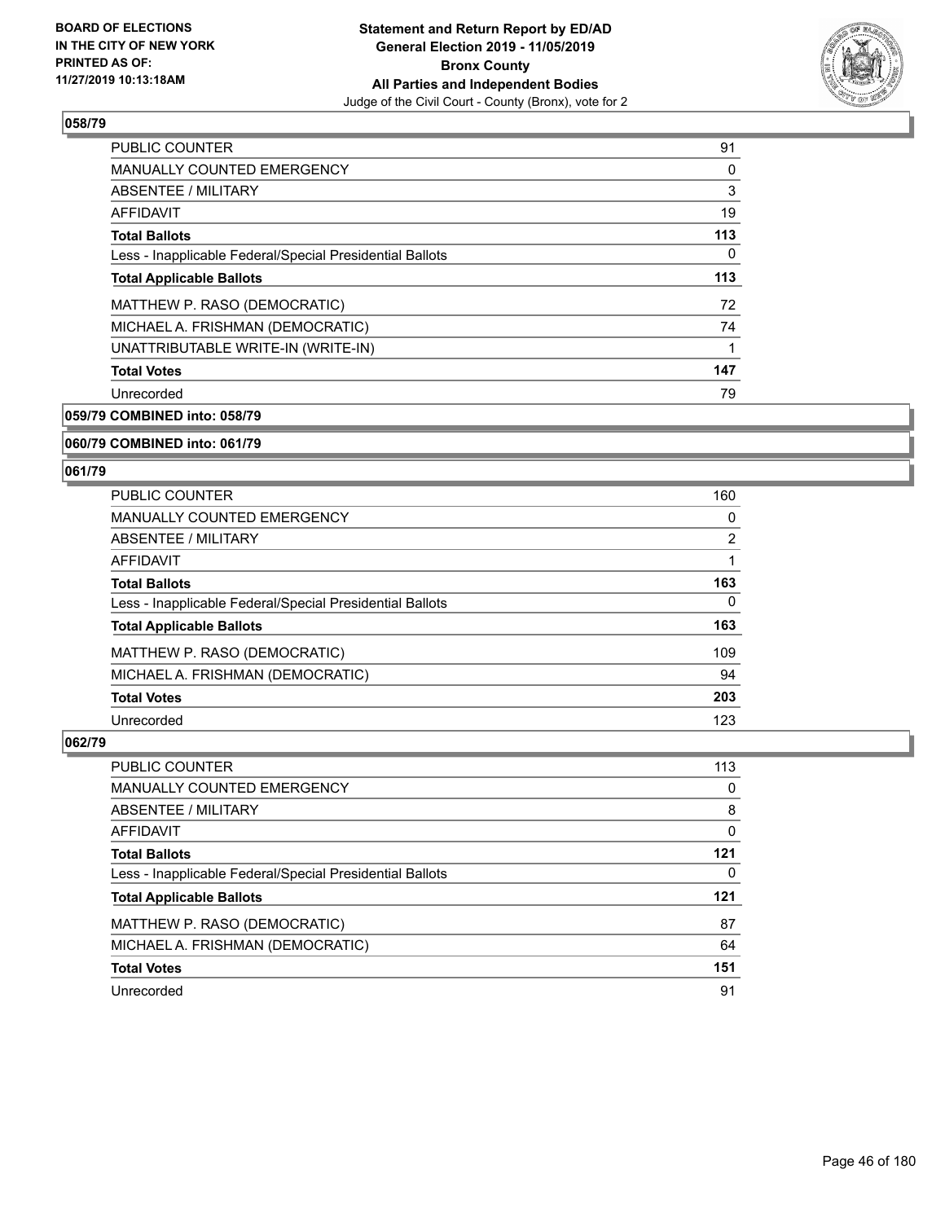**Statement and Return Report by ED/AD**
**General Election 2019 - 11/05/2019**
**Bronx County**
**All Parties and Independent Bodies**
Judge of the Civil Court - County (Bronx), vote for 2

BOARD OF ELECTIONS
IN THE CITY OF NEW YORK
PRINTED AS OF:
11/27/2019 10:13:18AM

### 058/79

| | |
|---|---|
| PUBLIC COUNTER | 91 |
| MANUALLY COUNTED EMERGENCY | 0 |
| ABSENTEE / MILITARY | 3 |
| AFFIDAVIT | 19 |
| **Total Ballots** | **113** |
| Less - Inapplicable Federal/Special Presidential Ballots | 0 |
| **Total Applicable Ballots** | **113** |
| MATTHEW P. RASO (DEMOCRATIC) | 72 |
| MICHAEL A. FRISHMAN (DEMOCRATIC) | 74 |
| UNATTRIBUTABLE WRITE-IN (WRITE-IN) | 1 |
| **Total Votes** | **147** |
| Unrecorded | 79 |

### 059/79 COMBINED into: 058/79

### 060/79 COMBINED into: 061/79

### 061/79

| | |
|---|---|
| PUBLIC COUNTER | 160 |
| MANUALLY COUNTED EMERGENCY | 0 |
| ABSENTEE / MILITARY | 2 |
| AFFIDAVIT | 1 |
| **Total Ballots** | **163** |
| Less - Inapplicable Federal/Special Presidential Ballots | 0 |
| **Total Applicable Ballots** | **163** |
| MATTHEW P. RASO (DEMOCRATIC) | 109 |
| MICHAEL A. FRISHMAN (DEMOCRATIC) | 94 |
| **Total Votes** | **203** |
| Unrecorded | 123 |

### 062/79

| | |
|---|---|
| PUBLIC COUNTER | 113 |
| MANUALLY COUNTED EMERGENCY | 0 |
| ABSENTEE / MILITARY | 8 |
| AFFIDAVIT | 0 |
| **Total Ballots** | **121** |
| Less - Inapplicable Federal/Special Presidential Ballots | 0 |
| **Total Applicable Ballots** | **121** |
| MATTHEW P. RASO (DEMOCRATIC) | 87 |
| MICHAEL A. FRISHMAN (DEMOCRATIC) | 64 |
| **Total Votes** | **151** |
| Unrecorded | 91 |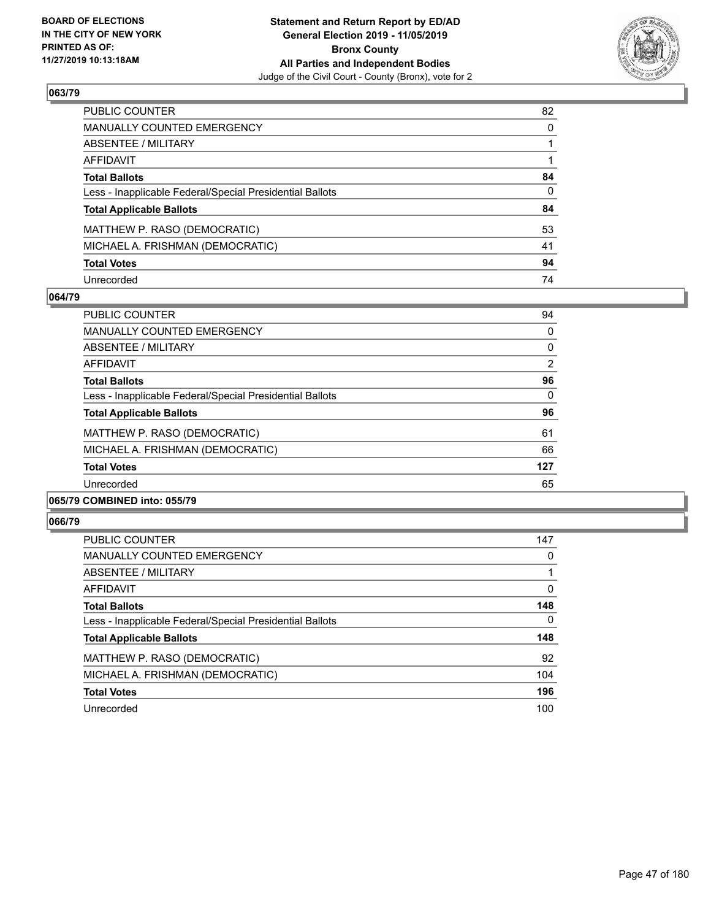## 063/79

| | |
|---|---|
| PUBLIC COUNTER | 82 |
| MANUALLY COUNTED EMERGENCY | 0 |
| ABSENTEE / MILITARY | 1 |
| AFFIDAVIT | 1 |
| **Total Ballots** | **84** |
| Less - Inapplicable Federal/Special Presidential Ballots | 0 |
| **Total Applicable Ballots** | **84** |
| MATTHEW P. RASO (DEMOCRATIC) | 53 |
| MICHAEL A. FRISHMAN (DEMOCRATIC) | 41 |
| **Total Votes** | **94** |
| Unrecorded | 74 |

## 064/79

| | |
|---|---|
| PUBLIC COUNTER | 94 |
| MANUALLY COUNTED EMERGENCY | 0 |
| ABSENTEE / MILITARY | 0 |
| AFFIDAVIT | 2 |
| **Total Ballots** | **96** |
| Less - Inapplicable Federal/Special Presidential Ballots | 0 |
| **Total Applicable Ballots** | **96** |
| MATTHEW P. RASO (DEMOCRATIC) | 61 |
| MICHAEL A. FRISHMAN (DEMOCRATIC) | 66 |
| **Total Votes** | **127** |
| Unrecorded | 65 |

## 065/79 COMBINED into: 055/79

## 066/79

| | |
|---|---|
| PUBLIC COUNTER | 147 |
| MANUALLY COUNTED EMERGENCY | 0 |
| ABSENTEE / MILITARY | 1 |
| AFFIDAVIT | 0 |
| **Total Ballots** | **148** |
| Less - Inapplicable Federal/Special Presidential Ballots | 0 |
| **Total Applicable Ballots** | **148** |
| MATTHEW P. RASO (DEMOCRATIC) | 92 |
| MICHAEL A. FRISHMAN (DEMOCRATIC) | 104 |
| **Total Votes** | **196** |
| Unrecorded | 100 |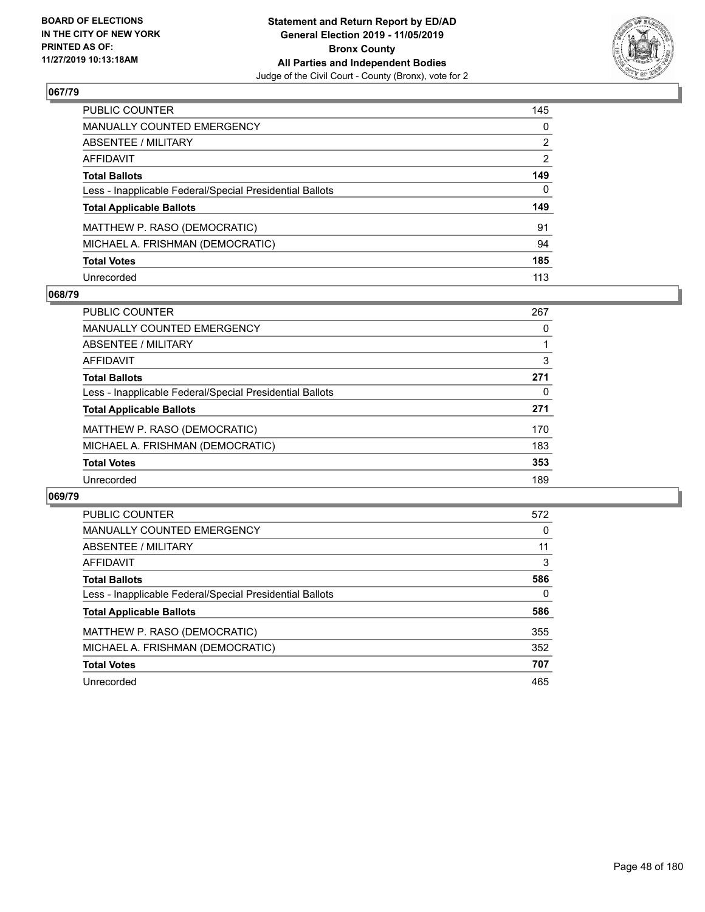**BOARD OF ELECTIONS IN THE CITY OF NEW YORK PRINTED AS OF: 11/27/2019 10:13:18AM**

**Statement and Return Report by ED/AD General Election 2019 - 11/05/2019 Bronx County All Parties and Independent Bodies**
Judge of the Civil Court - County (Bronx), vote for 2

## 067/79

| | |
|---|---|
| PUBLIC COUNTER | 145 |
| MANUALLY COUNTED EMERGENCY | 0 |
| ABSENTEE / MILITARY | 2 |
| AFFIDAVIT | 2 |
| **Total Ballots** | **149** |
| Less - Inapplicable Federal/Special Presidential Ballots | 0 |
| **Total Applicable Ballots** | **149** |
| MATTHEW P. RASO (DEMOCRATIC) | 91 |
| MICHAEL A. FRISHMAN (DEMOCRATIC) | 94 |
| **Total Votes** | **185** |
| Unrecorded | 113 |

## 068/79

| | |
|---|---|
| PUBLIC COUNTER | 267 |
| MANUALLY COUNTED EMERGENCY | 0 |
| ABSENTEE / MILITARY | 1 |
| AFFIDAVIT | 3 |
| **Total Ballots** | **271** |
| Less - Inapplicable Federal/Special Presidential Ballots | 0 |
| **Total Applicable Ballots** | **271** |
| MATTHEW P. RASO (DEMOCRATIC) | 170 |
| MICHAEL A. FRISHMAN (DEMOCRATIC) | 183 |
| **Total Votes** | **353** |
| Unrecorded | 189 |

## 069/79

| | |
|---|---|
| PUBLIC COUNTER | 572 |
| MANUALLY COUNTED EMERGENCY | 0 |
| ABSENTEE / MILITARY | 11 |
| AFFIDAVIT | 3 |
| **Total Ballots** | **586** |
| Less - Inapplicable Federal/Special Presidential Ballots | 0 |
| **Total Applicable Ballots** | **586** |
| MATTHEW P. RASO (DEMOCRATIC) | 355 |
| MICHAEL A. FRISHMAN (DEMOCRATIC) | 352 |
| **Total Votes** | **707** |
| Unrecorded | 465 |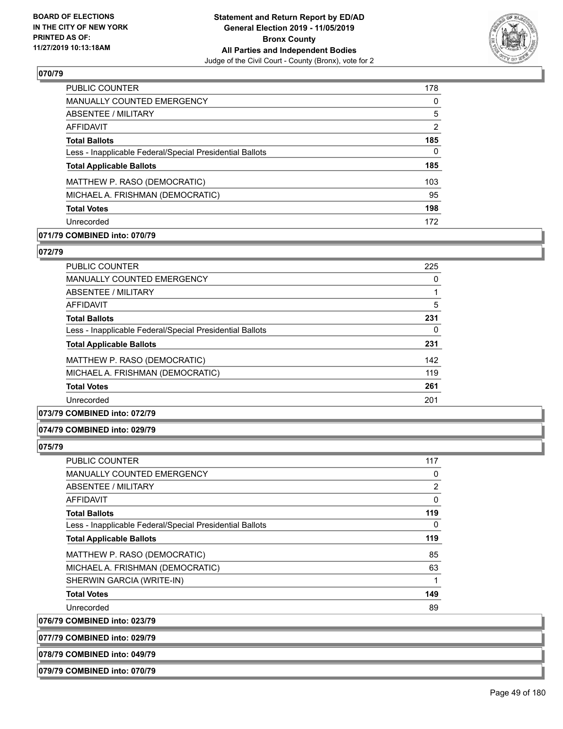**070/79**

| | |
|---|---|
| PUBLIC COUNTER | 178 |
| MANUALLY COUNTED EMERGENCY | 0 |
| ABSENTEE / MILITARY | 5 |
| AFFIDAVIT | 2 |
| **Total Ballots** | **185** |
| Less - Inapplicable Federal/Special Presidential Ballots | 0 |
| **Total Applicable Ballots** | **185** |
| MATTHEW P. RASO (DEMOCRATIC) | 103 |
| MICHAEL A. FRISHMAN (DEMOCRATIC) | 95 |
| **Total Votes** | **198** |
| Unrecorded | 172 |

**071/79 COMBINED into: 070/79**

**072/79**

| | |
|---|---|
| PUBLIC COUNTER | 225 |
| MANUALLY COUNTED EMERGENCY | 0 |
| ABSENTEE / MILITARY | 1 |
| AFFIDAVIT | 5 |
| **Total Ballots** | **231** |
| Less - Inapplicable Federal/Special Presidential Ballots | 0 |
| **Total Applicable Ballots** | **231** |
| MATTHEW P. RASO (DEMOCRATIC) | 142 |
| MICHAEL A. FRISHMAN (DEMOCRATIC) | 119 |
| **Total Votes** | **261** |
| Unrecorded | 201 |

**073/79 COMBINED into: 072/79**

**074/79 COMBINED into: 029/79**

**075/79**

| | |
|---|---|
| PUBLIC COUNTER | 117 |
| MANUALLY COUNTED EMERGENCY | 0 |
| ABSENTEE / MILITARY | 2 |
| AFFIDAVIT | 0 |
| **Total Ballots** | **119** |
| Less - Inapplicable Federal/Special Presidential Ballots | 0 |
| **Total Applicable Ballots** | **119** |
| MATTHEW P. RASO (DEMOCRATIC) | 85 |
| MICHAEL A. FRISHMAN (DEMOCRATIC) | 63 |
| SHERWIN GARCIA (WRITE-IN) | 1 |
| **Total Votes** | **149** |
| Unrecorded | 89 |

**076/79 COMBINED into: 023/79**

**077/79 COMBINED into: 029/79**

**078/79 COMBINED into: 049/79**

**079/79 COMBINED into: 070/79**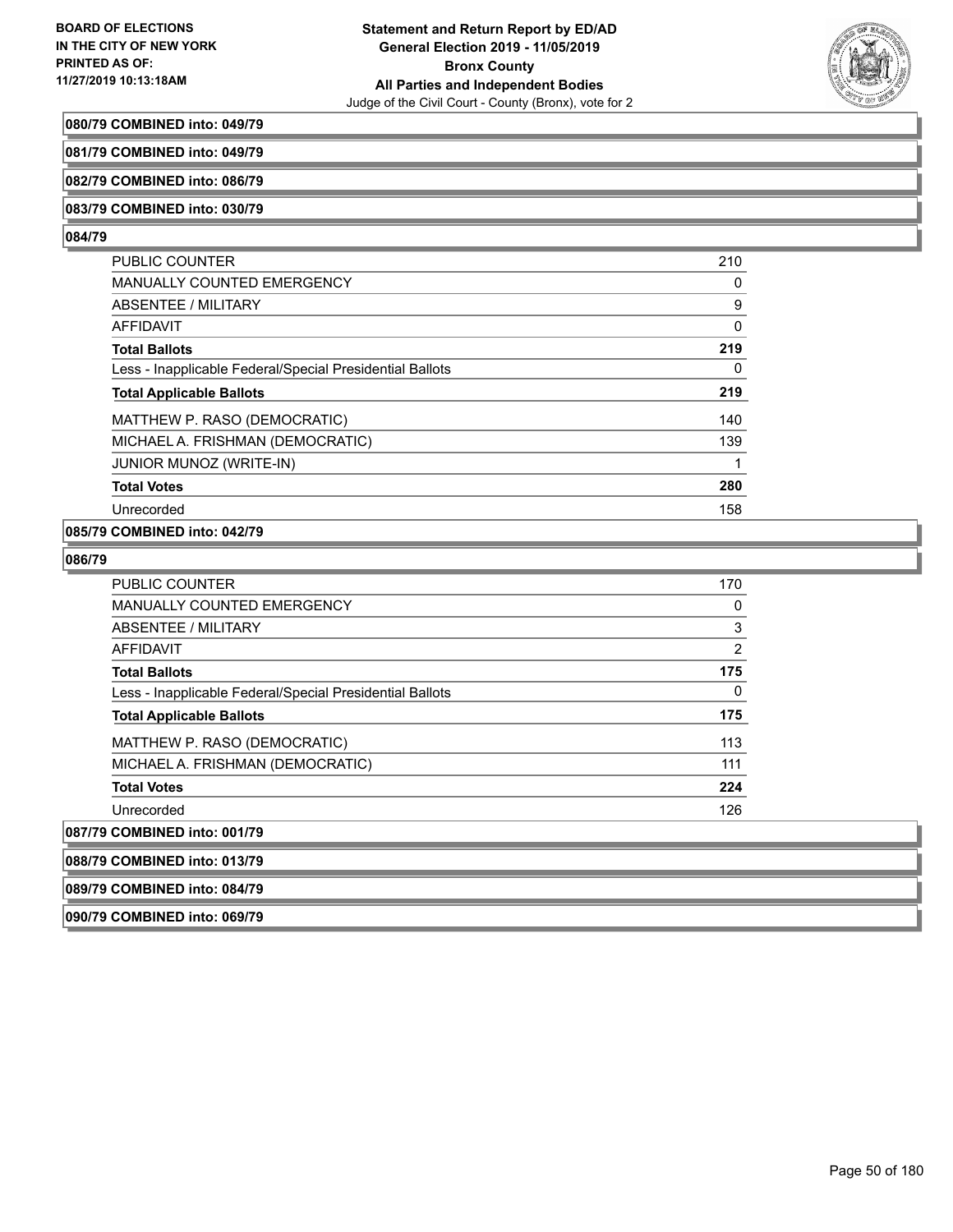**080/79 COMBINED into: 049/79**

**081/79 COMBINED into: 049/79**

**082/79 COMBINED into: 086/79**

**083/79 COMBINED into: 030/79**

**084/79**

| | |
|---|---|
| PUBLIC COUNTER | 210 |
| MANUALLY COUNTED EMERGENCY | 0 |
| ABSENTEE / MILITARY | 9 |
| AFFIDAVIT | 0 |
| **Total Ballots** | **219** |
| Less - Inapplicable Federal/Special Presidential Ballots | 0 |
| **Total Applicable Ballots** | **219** |
| MATTHEW P. RASO (DEMOCRATIC) | 140 |
| MICHAEL A. FRISHMAN (DEMOCRATIC) | 139 |
| JUNIOR MUNOZ (WRITE-IN) | 1 |
| **Total Votes** | **280** |
| Unrecorded | 158 |

**085/79 COMBINED into: 042/79**

**086/79**

| | |
|---|---|
| PUBLIC COUNTER | 170 |
| MANUALLY COUNTED EMERGENCY | 0 |
| ABSENTEE / MILITARY | 3 |
| AFFIDAVIT | 2 |
| **Total Ballots** | **175** |
| Less - Inapplicable Federal/Special Presidential Ballots | 0 |
| **Total Applicable Ballots** | **175** |
| MATTHEW P. RASO (DEMOCRATIC) | 113 |
| MICHAEL A. FRISHMAN (DEMOCRATIC) | 111 |
| **Total Votes** | **224** |
| Unrecorded | 126 |

**087/79 COMBINED into: 001/79**

**088/79 COMBINED into: 013/79**

**089/79 COMBINED into: 084/79**

**090/79 COMBINED into: 069/79**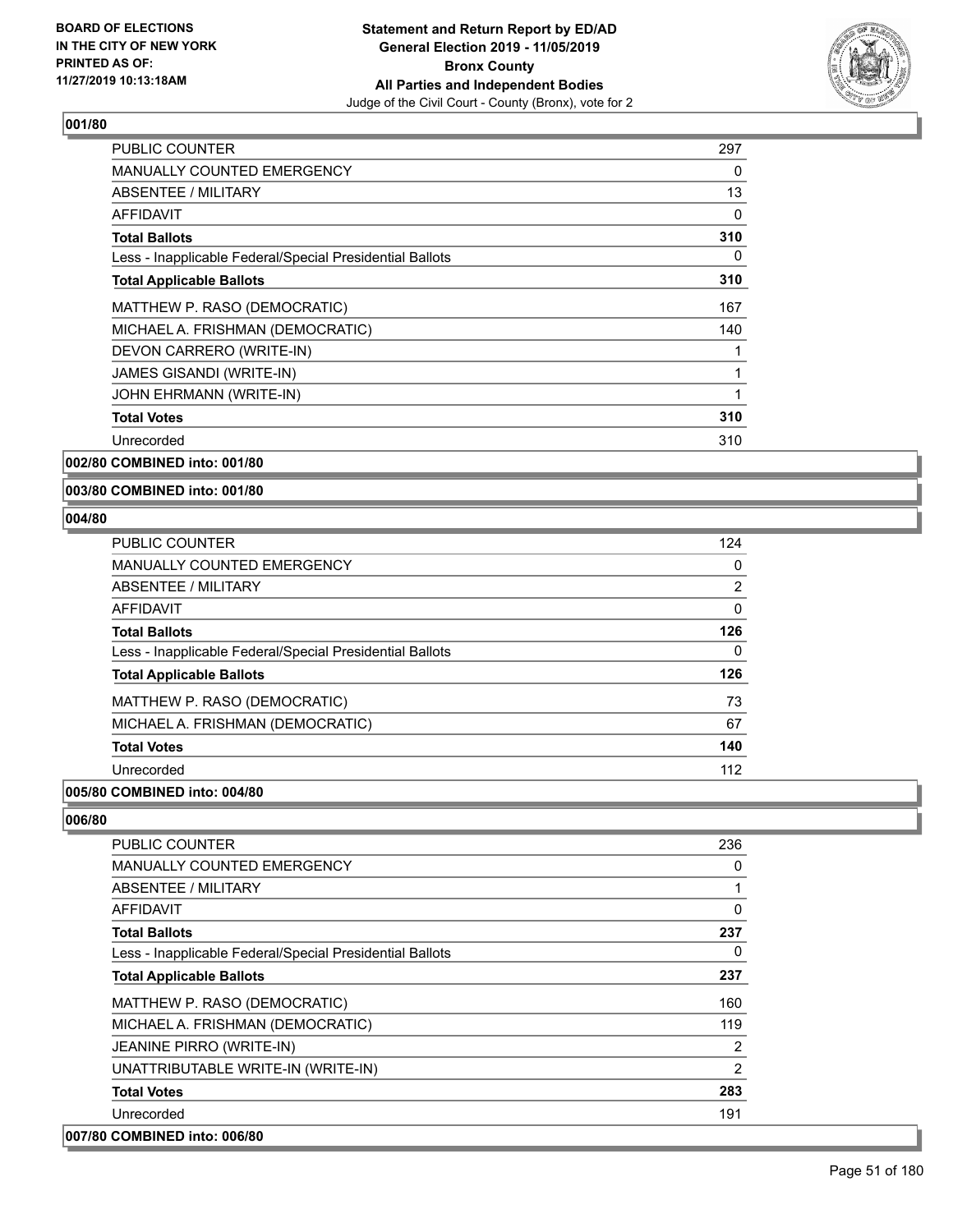**Statement and Return Report by ED/AD**
**General Election 2019 - 11/05/2019**
**Bronx County**
**All Parties and Independent Bodies**
Judge of the Civil Court - County (Bronx), vote for 2

BOARD OF ELECTIONS IN THE CITY OF NEW YORK PRINTED AS OF: 11/27/2019 10:13:18AM

## 001/80

| | |
|---|---|
| PUBLIC COUNTER | 297 |
| MANUALLY COUNTED EMERGENCY | 0 |
| ABSENTEE / MILITARY | 13 |
| AFFIDAVIT | 0 |
| **Total Ballots** | **310** |
| Less - Inapplicable Federal/Special Presidential Ballots | 0 |
| **Total Applicable Ballots** | **310** |
| MATTHEW P. RASO (DEMOCRATIC) | 167 |
| MICHAEL A. FRISHMAN (DEMOCRATIC) | 140 |
| DEVON CARRERO (WRITE-IN) | 1 |
| JAMES GISANDI (WRITE-IN) | 1 |
| JOHN EHRMANN (WRITE-IN) | 1 |
| **Total Votes** | **310** |
| Unrecorded | 310 |

## 002/80 COMBINED into: 001/80

## 003/80 COMBINED into: 001/80

## 004/80

| | |
|---|---|
| PUBLIC COUNTER | 124 |
| MANUALLY COUNTED EMERGENCY | 0 |
| ABSENTEE / MILITARY | 2 |
| AFFIDAVIT | 0 |
| **Total Ballots** | **126** |
| Less - Inapplicable Federal/Special Presidential Ballots | 0 |
| **Total Applicable Ballots** | **126** |
| MATTHEW P. RASO (DEMOCRATIC) | 73 |
| MICHAEL A. FRISHMAN (DEMOCRATIC) | 67 |
| **Total Votes** | **140** |
| Unrecorded | 112 |

## 005/80 COMBINED into: 004/80

## 006/80

| | |
|---|---|
| PUBLIC COUNTER | 236 |
| MANUALLY COUNTED EMERGENCY | 0 |
| ABSENTEE / MILITARY | 1 |
| AFFIDAVIT | 0 |
| **Total Ballots** | **237** |
| Less - Inapplicable Federal/Special Presidential Ballots | 0 |
| **Total Applicable Ballots** | **237** |
| MATTHEW P. RASO (DEMOCRATIC) | 160 |
| MICHAEL A. FRISHMAN (DEMOCRATIC) | 119 |
| JEANINE PIRRO (WRITE-IN) | 2 |
| UNATTRIBUTABLE WRITE-IN (WRITE-IN) | 2 |
| **Total Votes** | **283** |
| Unrecorded | 191 |

## 007/80 COMBINED into: 006/80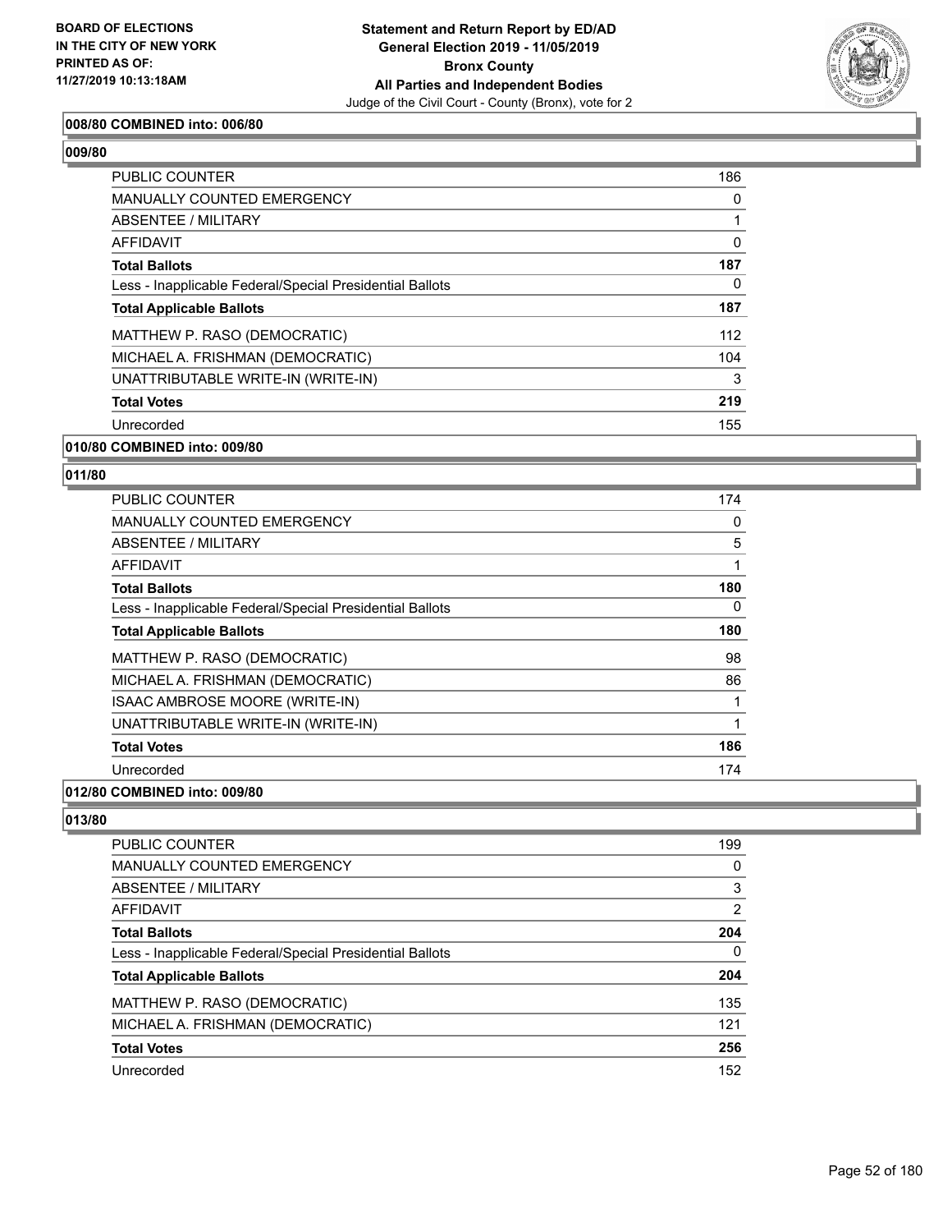**BOARD OF ELECTIONS IN THE CITY OF NEW YORK PRINTED AS OF: 11/27/2019 10:13:18AM**

**Statement and Return Report by ED/AD General Election 2019 - 11/05/2019 Bronx County All Parties and Independent Bodies**

Judge of the Civil Court - County (Bronx), vote for 2

### 008/80 COMBINED into: 006/80

### 009/80

| | |
|---|---|
| PUBLIC COUNTER | 186 |
| MANUALLY COUNTED EMERGENCY | 0 |
| ABSENTEE / MILITARY | 1 |
| AFFIDAVIT | 0 |
| **Total Ballots** | **187** |
| Less - Inapplicable Federal/Special Presidential Ballots | 0 |
| **Total Applicable Ballots** | **187** |
| MATTHEW P. RASO (DEMOCRATIC) | 112 |
| MICHAEL A. FRISHMAN (DEMOCRATIC) | 104 |
| UNATTRIBUTABLE WRITE-IN (WRITE-IN) | 3 |
| **Total Votes** | **219** |
| Unrecorded | 155 |

### 010/80 COMBINED into: 009/80

### 011/80

| | |
|---|---|
| PUBLIC COUNTER | 174 |
| MANUALLY COUNTED EMERGENCY | 0 |
| ABSENTEE / MILITARY | 5 |
| AFFIDAVIT | 1 |
| **Total Ballots** | **180** |
| Less - Inapplicable Federal/Special Presidential Ballots | 0 |
| **Total Applicable Ballots** | **180** |
| MATTHEW P. RASO (DEMOCRATIC) | 98 |
| MICHAEL A. FRISHMAN (DEMOCRATIC) | 86 |
| ISAAC AMBROSE MOORE (WRITE-IN) | 1 |
| UNATTRIBUTABLE WRITE-IN (WRITE-IN) | 1 |
| **Total Votes** | **186** |
| Unrecorded | 174 |

### 012/80 COMBINED into: 009/80

### 013/80

| | |
|---|---|
| PUBLIC COUNTER | 199 |
| MANUALLY COUNTED EMERGENCY | 0 |
| ABSENTEE / MILITARY | 3 |
| AFFIDAVIT | 2 |
| **Total Ballots** | **204** |
| Less - Inapplicable Federal/Special Presidential Ballots | 0 |
| **Total Applicable Ballots** | **204** |
| MATTHEW P. RASO (DEMOCRATIC) | 135 |
| MICHAEL A. FRISHMAN (DEMOCRATIC) | 121 |
| **Total Votes** | **256** |
| Unrecorded | 152 |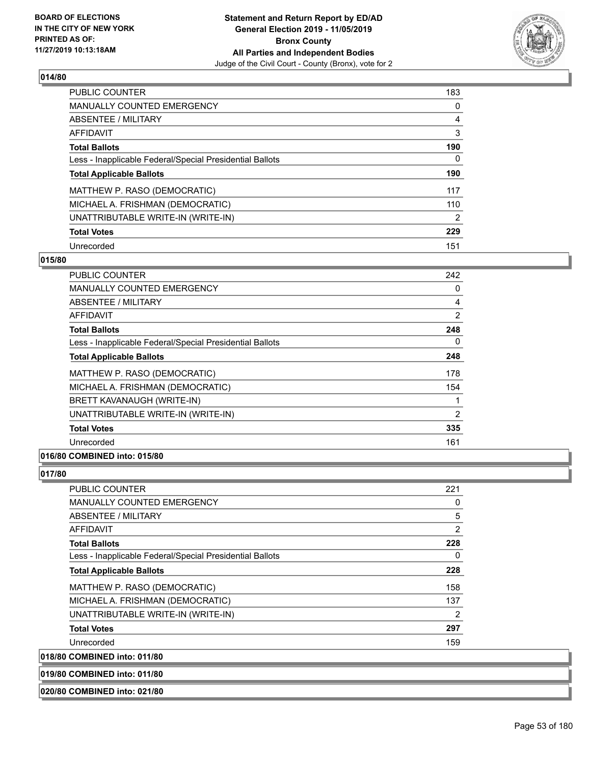**BOARD OF ELECTIONS IN THE CITY OF NEW YORK PRINTED AS OF: 11/27/2019 10:13:18AM**

**Statement and Return Report by ED/AD General Election 2019 - 11/05/2019 Bronx County All Parties and Independent Bodies**
Judge of the Civil Court - County (Bronx), vote for 2

### 014/80

| | |
|---|---|
| PUBLIC COUNTER | 183 |
| MANUALLY COUNTED EMERGENCY | 0 |
| ABSENTEE / MILITARY | 4 |
| AFFIDAVIT | 3 |
| **Total Ballots** | **190** |
| Less - Inapplicable Federal/Special Presidential Ballots | 0 |
| **Total Applicable Ballots** | **190** |
| MATTHEW P. RASO (DEMOCRATIC) | 117 |
| MICHAEL A. FRISHMAN (DEMOCRATIC) | 110 |
| UNATTRIBUTABLE WRITE-IN (WRITE-IN) | 2 |
| **Total Votes** | **229** |
| Unrecorded | 151 |

### 015/80

| | |
|---|---|
| PUBLIC COUNTER | 242 |
| MANUALLY COUNTED EMERGENCY | 0 |
| ABSENTEE / MILITARY | 4 |
| AFFIDAVIT | 2 |
| **Total Ballots** | **248** |
| Less - Inapplicable Federal/Special Presidential Ballots | 0 |
| **Total Applicable Ballots** | **248** |
| MATTHEW P. RASO (DEMOCRATIC) | 178 |
| MICHAEL A. FRISHMAN (DEMOCRATIC) | 154 |
| BRETT KAVANAUGH (WRITE-IN) | 1 |
| UNATTRIBUTABLE WRITE-IN (WRITE-IN) | 2 |
| **Total Votes** | **335** |
| Unrecorded | 161 |

### 016/80 COMBINED into: 015/80

### 017/80

| | |
|---|---|
| PUBLIC COUNTER | 221 |
| MANUALLY COUNTED EMERGENCY | 0 |
| ABSENTEE / MILITARY | 5 |
| AFFIDAVIT | 2 |
| **Total Ballots** | **228** |
| Less - Inapplicable Federal/Special Presidential Ballots | 0 |
| **Total Applicable Ballots** | **228** |
| MATTHEW P. RASO (DEMOCRATIC) | 158 |
| MICHAEL A. FRISHMAN (DEMOCRATIC) | 137 |
| UNATTRIBUTABLE WRITE-IN (WRITE-IN) | 2 |
| **Total Votes** | **297** |
| Unrecorded | 159 |

### 018/80 COMBINED into: 011/80

### 019/80 COMBINED into: 011/80

### 020/80 COMBINED into: 021/80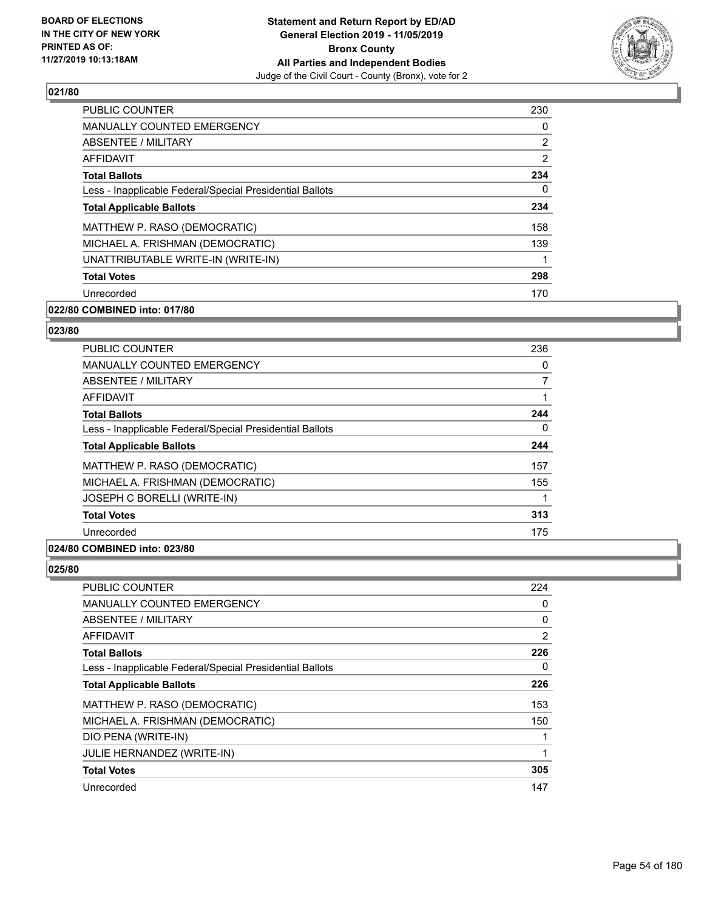**BOARD OF ELECTIONS IN THE CITY OF NEW YORK PRINTED AS OF: 11/27/2019 10:13:18AM**

**Statement and Return Report by ED/AD General Election 2019 - 11/05/2019 Bronx County All Parties and Independent Bodies**

Judge of the Civil Court - County (Bronx), vote for 2

### 021/80

| | |
|---|---|
| PUBLIC COUNTER | 230 |
| MANUALLY COUNTED EMERGENCY | 0 |
| ABSENTEE / MILITARY | 2 |
| AFFIDAVIT | 2 |
| **Total Ballots** | **234** |
| Less - Inapplicable Federal/Special Presidential Ballots | 0 |
| **Total Applicable Ballots** | **234** |
| MATTHEW P. RASO (DEMOCRATIC) | 158 |
| MICHAEL A. FRISHMAN (DEMOCRATIC) | 139 |
| UNATTRIBUTABLE WRITE-IN (WRITE-IN) | 1 |
| **Total Votes** | **298** |
| Unrecorded | 170 |

### 022/80 COMBINED into: 017/80

### 023/80

| | |
|---|---|
| PUBLIC COUNTER | 236 |
| MANUALLY COUNTED EMERGENCY | 0 |
| ABSENTEE / MILITARY | 7 |
| AFFIDAVIT | 1 |
| **Total Ballots** | **244** |
| Less - Inapplicable Federal/Special Presidential Ballots | 0 |
| **Total Applicable Ballots** | **244** |
| MATTHEW P. RASO (DEMOCRATIC) | 157 |
| MICHAEL A. FRISHMAN (DEMOCRATIC) | 155 |
| JOSEPH C BORELLI (WRITE-IN) | 1 |
| **Total Votes** | **313** |
| Unrecorded | 175 |

### 024/80 COMBINED into: 023/80

### 025/80

| | |
|---|---|
| PUBLIC COUNTER | 224 |
| MANUALLY COUNTED EMERGENCY | 0 |
| ABSENTEE / MILITARY | 0 |
| AFFIDAVIT | 2 |
| **Total Ballots** | **226** |
| Less - Inapplicable Federal/Special Presidential Ballots | 0 |
| **Total Applicable Ballots** | **226** |
| MATTHEW P. RASO (DEMOCRATIC) | 153 |
| MICHAEL A. FRISHMAN (DEMOCRATIC) | 150 |
| DIO PENA (WRITE-IN) | 1 |
| JULIE HERNANDEZ (WRITE-IN) | 1 |
| **Total Votes** | **305** |
| Unrecorded | 147 |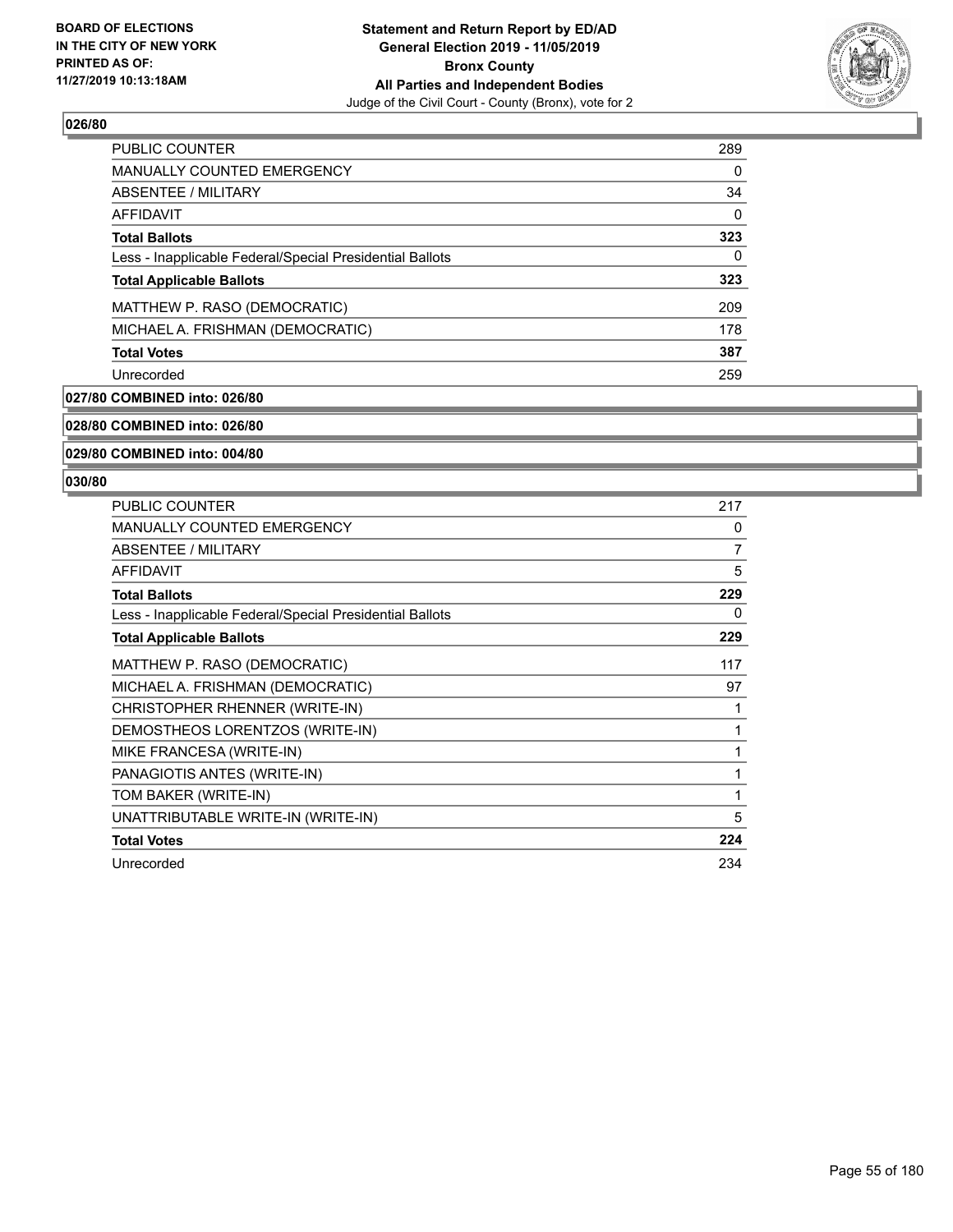### 026/80

| | |
|---|---|
| PUBLIC COUNTER | 289 |
| MANUALLY COUNTED EMERGENCY | 0 |
| ABSENTEE / MILITARY | 34 |
| AFFIDAVIT | 0 |
| **Total Ballots** | **323** |
| Less - Inapplicable Federal/Special Presidential Ballots | 0 |
| **Total Applicable Ballots** | **323** |
| MATTHEW P. RASO (DEMOCRATIC) | 209 |
| MICHAEL A. FRISHMAN (DEMOCRATIC) | 178 |
| **Total Votes** | **387** |
| Unrecorded | 259 |

### 027/80 COMBINED into: 026/80

### 028/80 COMBINED into: 026/80

### 029/80 COMBINED into: 004/80

### 030/80

| | |
|---|---|
| PUBLIC COUNTER | 217 |
| MANUALLY COUNTED EMERGENCY | 0 |
| ABSENTEE / MILITARY | 7 |
| AFFIDAVIT | 5 |
| **Total Ballots** | **229** |
| Less - Inapplicable Federal/Special Presidential Ballots | 0 |
| **Total Applicable Ballots** | **229** |
| MATTHEW P. RASO (DEMOCRATIC) | 117 |
| MICHAEL A. FRISHMAN (DEMOCRATIC) | 97 |
| CHRISTOPHER RHENNER (WRITE-IN) | 1 |
| DEMOSTHEOS LORENTZOS (WRITE-IN) | 1 |
| MIKE FRANCESA (WRITE-IN) | 1 |
| PANAGIOTIS ANTES (WRITE-IN) | 1 |
| TOM BAKER (WRITE-IN) | 1 |
| UNATTRIBUTABLE WRITE-IN (WRITE-IN) | 5 |
| **Total Votes** | **224** |
| Unrecorded | 234 |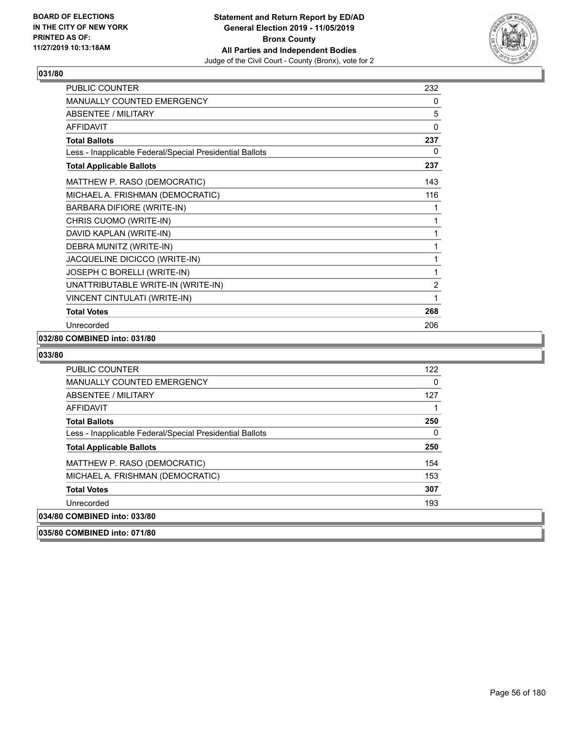**BOARD OF ELECTIONS IN THE CITY OF NEW YORK PRINTED AS OF: 11/27/2019 10:13:18AM**

**Statement and Return Report by ED/AD General Election 2019 - 11/05/2019 Bronx County All Parties and Independent Bodies**
Judge of the Civil Court - County (Bronx), vote for 2

## 031/80

| | |
|---|---|
| PUBLIC COUNTER | 232 |
| MANUALLY COUNTED EMERGENCY | 0 |
| ABSENTEE / MILITARY | 5 |
| AFFIDAVIT | 0 |
| **Total Ballots** | **237** |
| Less - Inapplicable Federal/Special Presidential Ballots | 0 |
| **Total Applicable Ballots** | **237** |
| MATTHEW P. RASO (DEMOCRATIC) | 143 |
| MICHAEL A. FRISHMAN (DEMOCRATIC) | 116 |
| BARBARA DIFIORE (WRITE-IN) | 1 |
| CHRIS CUOMO (WRITE-IN) | 1 |
| DAVID KAPLAN (WRITE-IN) | 1 |
| DEBRA MUNITZ (WRITE-IN) | 1 |
| JACQUELINE DICICCO (WRITE-IN) | 1 |
| JOSEPH C BORELLI (WRITE-IN) | 1 |
| UNATTRIBUTABLE WRITE-IN (WRITE-IN) | 2 |
| VINCENT CINTULATI (WRITE-IN) | 1 |
| **Total Votes** | **268** |
| Unrecorded | 206 |

**032/80 COMBINED into: 031/80**

## 033/80

| | |
|---|---|
| PUBLIC COUNTER | 122 |
| MANUALLY COUNTED EMERGENCY | 0 |
| ABSENTEE / MILITARY | 127 |
| AFFIDAVIT | 1 |
| **Total Ballots** | **250** |
| Less - Inapplicable Federal/Special Presidential Ballots | 0 |
| **Total Applicable Ballots** | **250** |
| MATTHEW P. RASO (DEMOCRATIC) | 154 |
| MICHAEL A. FRISHMAN (DEMOCRATIC) | 153 |
| **Total Votes** | **307** |
| Unrecorded | 193 |

**034/80 COMBINED into: 033/80**

**035/80 COMBINED into: 071/80**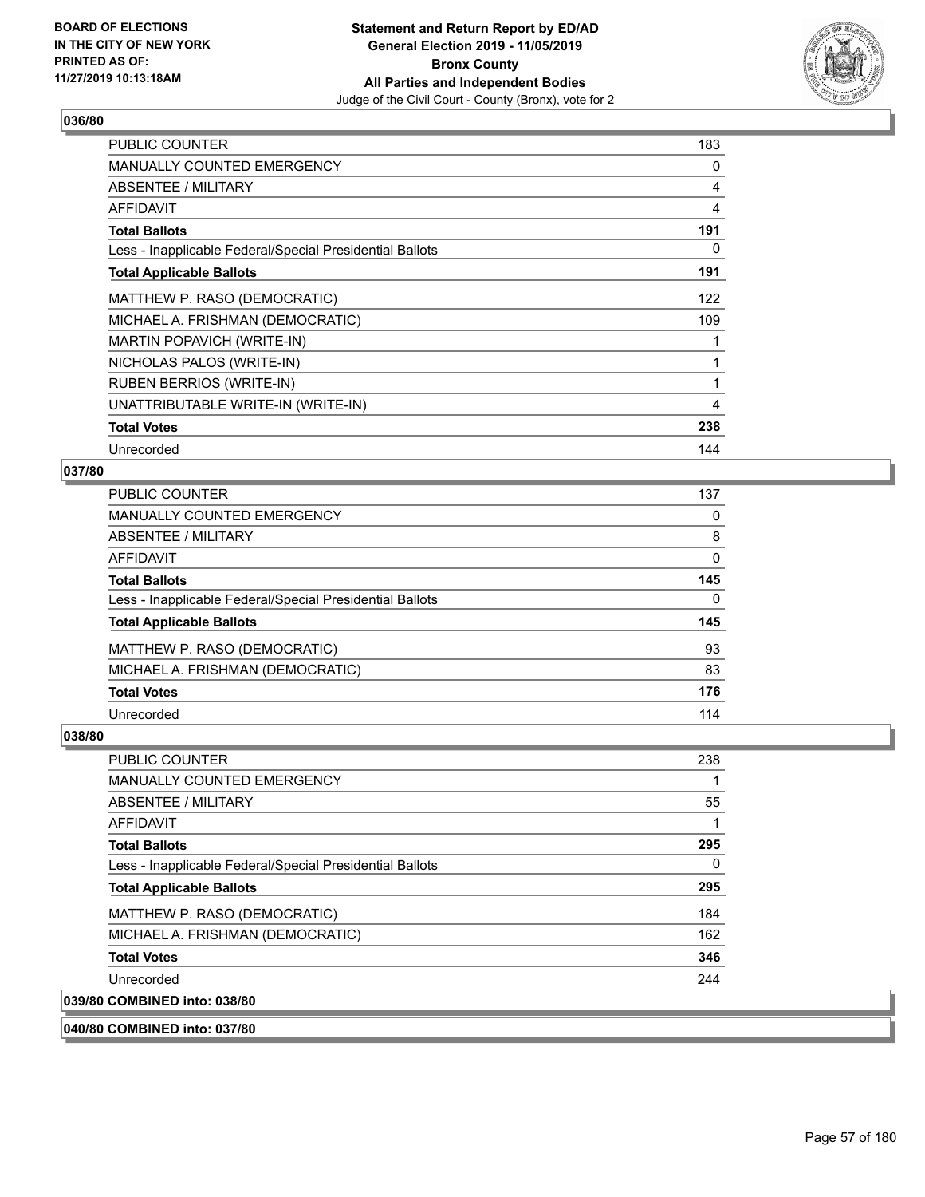**BOARD OF ELECTIONS IN THE CITY OF NEW YORK PRINTED AS OF: 11/27/2019 10:13:18AM**

**Statement and Return Report by ED/AD General Election 2019 - 11/05/2019 Bronx County All Parties and Independent Bodies**
Judge of the Civil Court - County (Bronx), vote for 2

### 036/80

| | |
|---|---|
| PUBLIC COUNTER | 183 |
| MANUALLY COUNTED EMERGENCY | 0 |
| ABSENTEE / MILITARY | 4 |
| AFFIDAVIT | 4 |
| **Total Ballots** | **191** |
| Less - Inapplicable Federal/Special Presidential Ballots | 0 |
| **Total Applicable Ballots** | **191** |
| MATTHEW P. RASO (DEMOCRATIC) | 122 |
| MICHAEL A. FRISHMAN (DEMOCRATIC) | 109 |
| MARTIN POPAVICH (WRITE-IN) | 1 |
| NICHOLAS PALOS (WRITE-IN) | 1 |
| RUBEN BERRIOS (WRITE-IN) | 1 |
| UNATTRIBUTABLE WRITE-IN (WRITE-IN) | 4 |
| **Total Votes** | **238** |
| Unrecorded | 144 |

### 037/80

| | |
|---|---|
| PUBLIC COUNTER | 137 |
| MANUALLY COUNTED EMERGENCY | 0 |
| ABSENTEE / MILITARY | 8 |
| AFFIDAVIT | 0 |
| **Total Ballots** | **145** |
| Less - Inapplicable Federal/Special Presidential Ballots | 0 |
| **Total Applicable Ballots** | **145** |
| MATTHEW P. RASO (DEMOCRATIC) | 93 |
| MICHAEL A. FRISHMAN (DEMOCRATIC) | 83 |
| **Total Votes** | **176** |
| Unrecorded | 114 |

### 038/80

| | |
|---|---|
| PUBLIC COUNTER | 238 |
| MANUALLY COUNTED EMERGENCY | 1 |
| ABSENTEE / MILITARY | 55 |
| AFFIDAVIT | 1 |
| **Total Ballots** | **295** |
| Less - Inapplicable Federal/Special Presidential Ballots | 0 |
| **Total Applicable Ballots** | **295** |
| MATTHEW P. RASO (DEMOCRATIC) | 184 |
| MICHAEL A. FRISHMAN (DEMOCRATIC) | 162 |
| **Total Votes** | **346** |
| Unrecorded | 244 |

### 039/80 COMBINED into: 038/80

### 040/80 COMBINED into: 037/80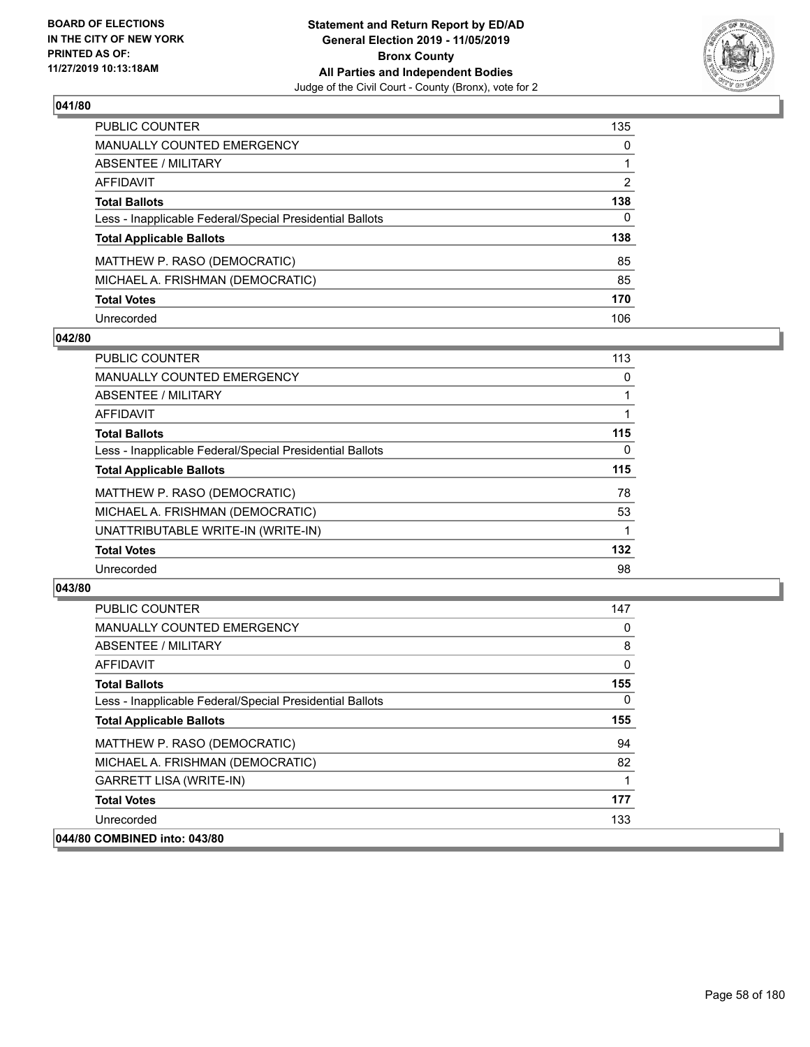## 041/80

| | |
|---|---|
| PUBLIC COUNTER | 135 |
| MANUALLY COUNTED EMERGENCY | 0 |
| ABSENTEE / MILITARY | 1 |
| AFFIDAVIT | 2 |
| **Total Ballots** | **138** |
| Less - Inapplicable Federal/Special Presidential Ballots | 0 |
| **Total Applicable Ballots** | **138** |
| MATTHEW P. RASO (DEMOCRATIC) | 85 |
| MICHAEL A. FRISHMAN (DEMOCRATIC) | 85 |
| **Total Votes** | **170** |
| Unrecorded | 106 |

## 042/80

| | |
|---|---|
| PUBLIC COUNTER | 113 |
| MANUALLY COUNTED EMERGENCY | 0 |
| ABSENTEE / MILITARY | 1 |
| AFFIDAVIT | 1 |
| **Total Ballots** | **115** |
| Less - Inapplicable Federal/Special Presidential Ballots | 0 |
| **Total Applicable Ballots** | **115** |
| MATTHEW P. RASO (DEMOCRATIC) | 78 |
| MICHAEL A. FRISHMAN (DEMOCRATIC) | 53 |
| UNATTRIBUTABLE WRITE-IN (WRITE-IN) | 1 |
| **Total Votes** | **132** |
| Unrecorded | 98 |

## 043/80

| | |
|---|---|
| PUBLIC COUNTER | 147 |
| MANUALLY COUNTED EMERGENCY | 0 |
| ABSENTEE / MILITARY | 8 |
| AFFIDAVIT | 0 |
| **Total Ballots** | **155** |
| Less - Inapplicable Federal/Special Presidential Ballots | 0 |
| **Total Applicable Ballots** | **155** |
| MATTHEW P. RASO (DEMOCRATIC) | 94 |
| MICHAEL A. FRISHMAN (DEMOCRATIC) | 82 |
| GARRETT LISA (WRITE-IN) | 1 |
| **Total Votes** | **177** |
| Unrecorded | 133 |

**044/80 COMBINED into: 043/80**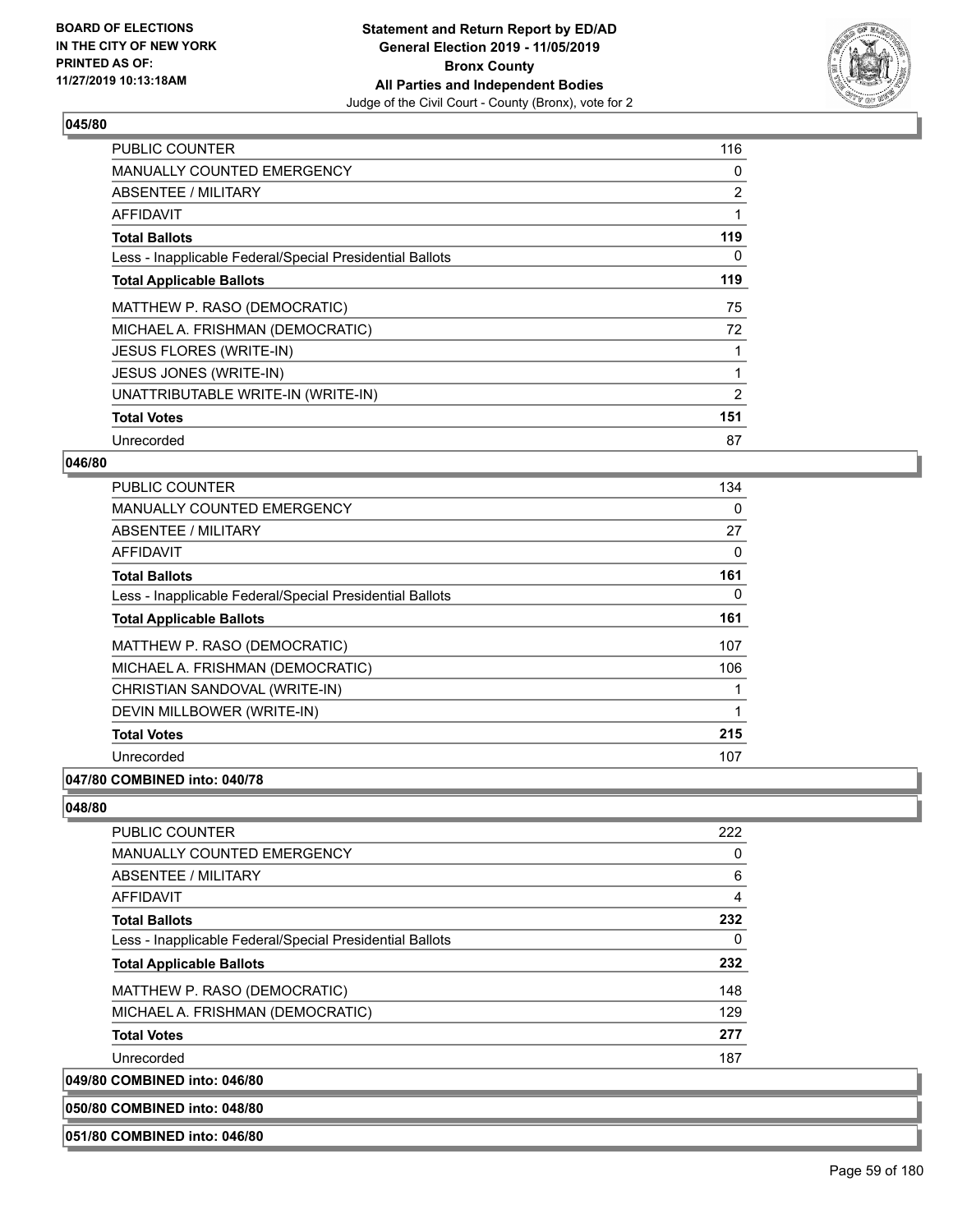**045/80**

| | |
|---|---|
| PUBLIC COUNTER | 116 |
| MANUALLY COUNTED EMERGENCY | 0 |
| ABSENTEE / MILITARY | 2 |
| AFFIDAVIT | 1 |
| **Total Ballots** | **119** |
| Less - Inapplicable Federal/Special Presidential Ballots | 0 |
| **Total Applicable Ballots** | **119** |
| MATTHEW P. RASO (DEMOCRATIC) | 75 |
| MICHAEL A. FRISHMAN (DEMOCRATIC) | 72 |
| JESUS FLORES (WRITE-IN) | 1 |
| JESUS JONES (WRITE-IN) | 1 |
| UNATTRIBUTABLE WRITE-IN (WRITE-IN) | 2 |
| **Total Votes** | **151** |
| Unrecorded | 87 |

**046/80**

| | |
|---|---|
| PUBLIC COUNTER | 134 |
| MANUALLY COUNTED EMERGENCY | 0 |
| ABSENTEE / MILITARY | 27 |
| AFFIDAVIT | 0 |
| **Total Ballots** | **161** |
| Less - Inapplicable Federal/Special Presidential Ballots | 0 |
| **Total Applicable Ballots** | **161** |
| MATTHEW P. RASO (DEMOCRATIC) | 107 |
| MICHAEL A. FRISHMAN (DEMOCRATIC) | 106 |
| CHRISTIAN SANDOVAL (WRITE-IN) | 1 |
| DEVIN MILLBOWER (WRITE-IN) | 1 |
| **Total Votes** | **215** |
| Unrecorded | 107 |

**047/80 COMBINED into: 040/78**

**048/80**

| | |
|---|---|
| PUBLIC COUNTER | 222 |
| MANUALLY COUNTED EMERGENCY | 0 |
| ABSENTEE / MILITARY | 6 |
| AFFIDAVIT | 4 |
| **Total Ballots** | **232** |
| Less - Inapplicable Federal/Special Presidential Ballots | 0 |
| **Total Applicable Ballots** | **232** |
| MATTHEW P. RASO (DEMOCRATIC) | 148 |
| MICHAEL A. FRISHMAN (DEMOCRATIC) | 129 |
| **Total Votes** | **277** |
| Unrecorded | 187 |

**049/80 COMBINED into: 046/80**

**050/80 COMBINED into: 048/80**

**051/80 COMBINED into: 046/80**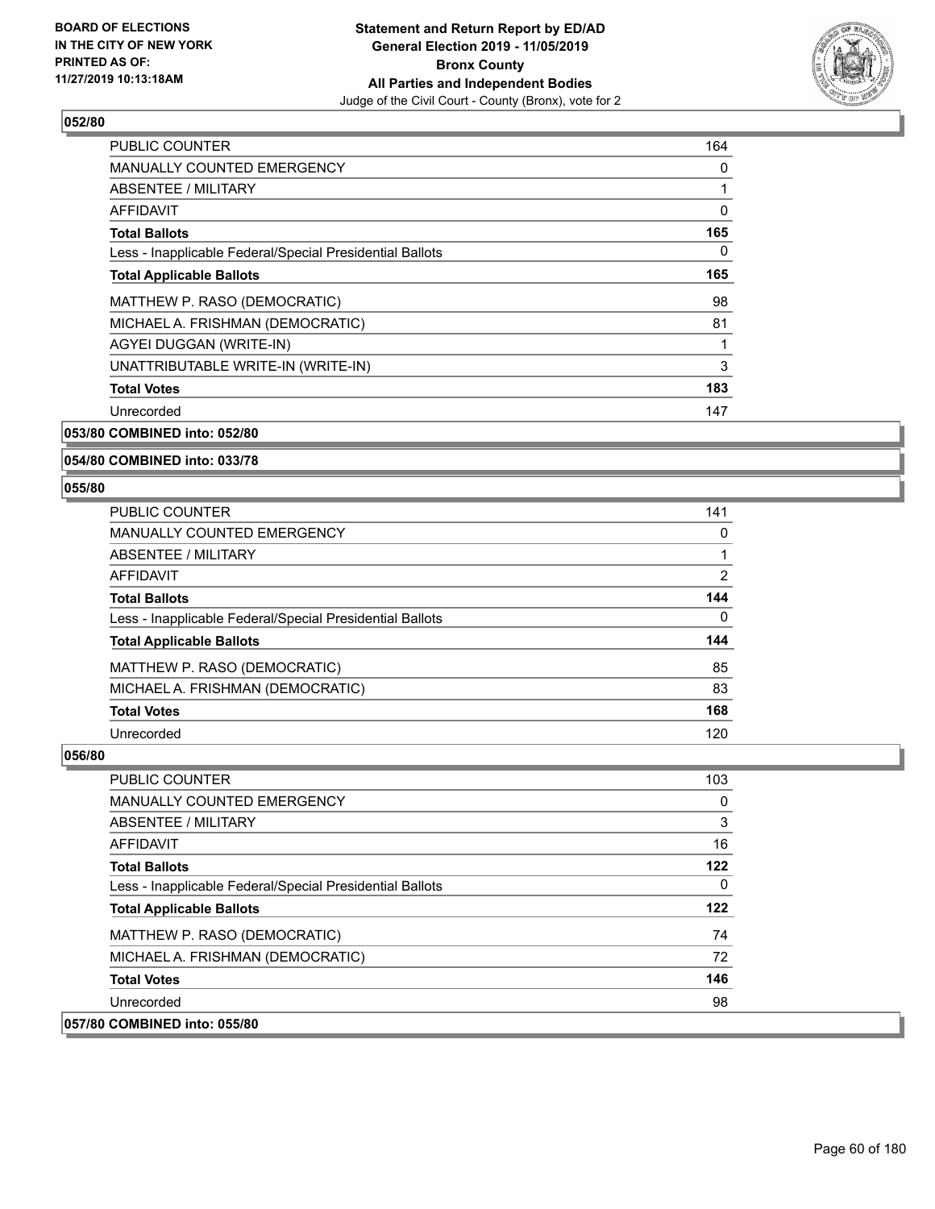### 052/80

| | |
|---|---|
| PUBLIC COUNTER | 164 |
| MANUALLY COUNTED EMERGENCY | 0 |
| ABSENTEE / MILITARY | 1 |
| AFFIDAVIT | 0 |
| **Total Ballots** | **165** |
| Less - Inapplicable Federal/Special Presidential Ballots | 0 |
| **Total Applicable Ballots** | **165** |
| MATTHEW P. RASO (DEMOCRATIC) | 98 |
| MICHAEL A. FRISHMAN (DEMOCRATIC) | 81 |
| AGYEI DUGGAN (WRITE-IN) | 1 |
| UNATTRIBUTABLE WRITE-IN (WRITE-IN) | 3 |
| **Total Votes** | **183** |
| Unrecorded | 147 |

### 053/80 COMBINED into: 052/80

### 054/80 COMBINED into: 033/78

### 055/80

| | |
|---|---|
| PUBLIC COUNTER | 141 |
| MANUALLY COUNTED EMERGENCY | 0 |
| ABSENTEE / MILITARY | 1 |
| AFFIDAVIT | 2 |
| **Total Ballots** | **144** |
| Less - Inapplicable Federal/Special Presidential Ballots | 0 |
| **Total Applicable Ballots** | **144** |
| MATTHEW P. RASO (DEMOCRATIC) | 85 |
| MICHAEL A. FRISHMAN (DEMOCRATIC) | 83 |
| **Total Votes** | **168** |
| Unrecorded | 120 |

### 056/80

| | |
|---|---|
| PUBLIC COUNTER | 103 |
| MANUALLY COUNTED EMERGENCY | 0 |
| ABSENTEE / MILITARY | 3 |
| AFFIDAVIT | 16 |
| **Total Ballots** | **122** |
| Less - Inapplicable Federal/Special Presidential Ballots | 0 |
| **Total Applicable Ballots** | **122** |
| MATTHEW P. RASO (DEMOCRATIC) | 74 |
| MICHAEL A. FRISHMAN (DEMOCRATIC) | 72 |
| **Total Votes** | **146** |
| Unrecorded | 98 |

### 057/80 COMBINED into: 055/80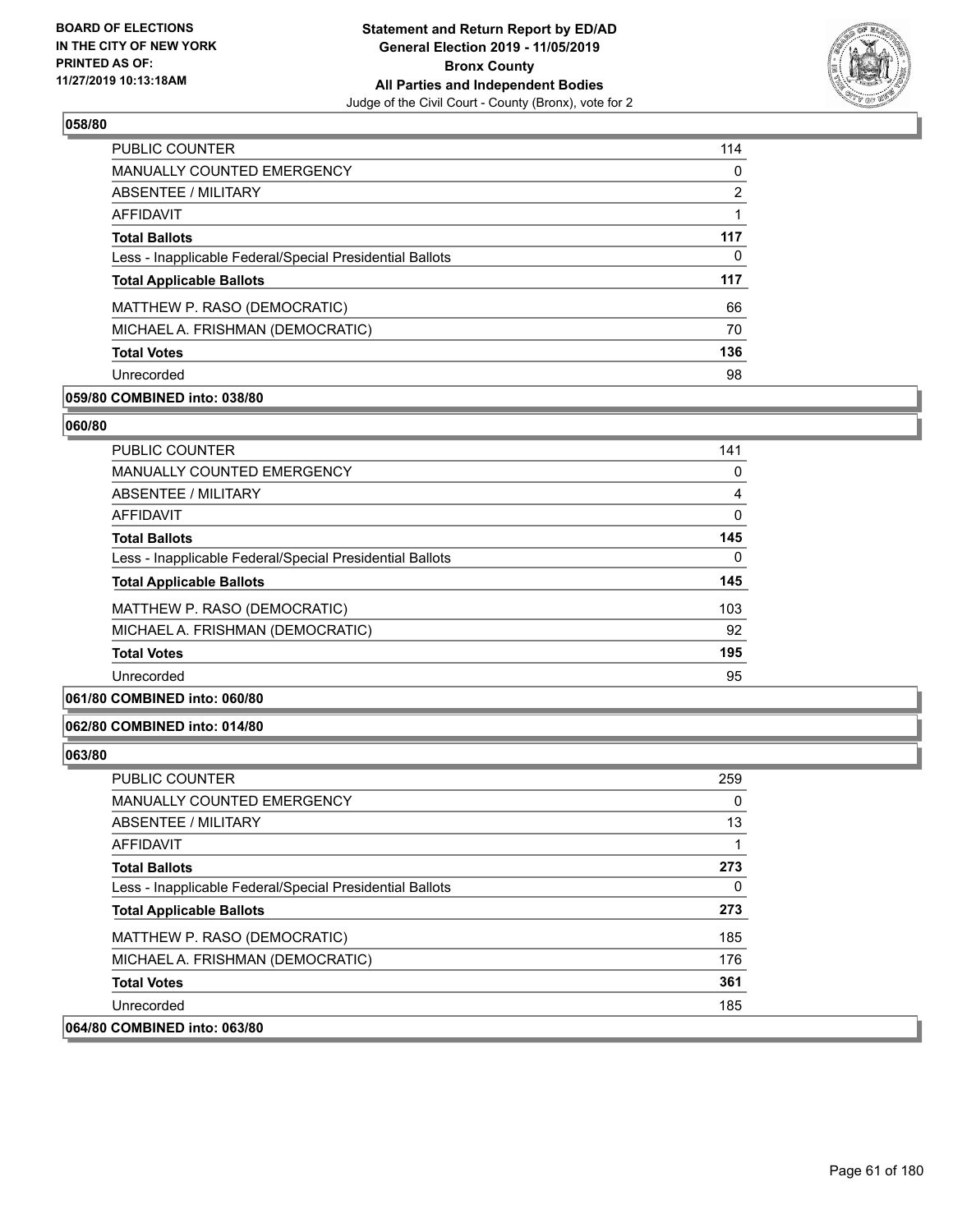### 058/80

| | |
|---|---|
| PUBLIC COUNTER | 114 |
| MANUALLY COUNTED EMERGENCY | 0 |
| ABSENTEE / MILITARY | 2 |
| AFFIDAVIT | 1 |
| **Total Ballots** | **117** |
| Less - Inapplicable Federal/Special Presidential Ballots | 0 |
| **Total Applicable Ballots** | **117** |
| MATTHEW P. RASO (DEMOCRATIC) | 66 |
| MICHAEL A. FRISHMAN (DEMOCRATIC) | 70 |
| **Total Votes** | **136** |
| Unrecorded | 98 |

**059/80 COMBINED into: 038/80**

### 060/80

| | |
|---|---|
| PUBLIC COUNTER | 141 |
| MANUALLY COUNTED EMERGENCY | 0 |
| ABSENTEE / MILITARY | 4 |
| AFFIDAVIT | 0 |
| **Total Ballots** | **145** |
| Less - Inapplicable Federal/Special Presidential Ballots | 0 |
| **Total Applicable Ballots** | **145** |
| MATTHEW P. RASO (DEMOCRATIC) | 103 |
| MICHAEL A. FRISHMAN (DEMOCRATIC) | 92 |
| **Total Votes** | **195** |
| Unrecorded | 95 |

**061/80 COMBINED into: 060/80**

**062/80 COMBINED into: 014/80**

### 063/80

| | |
|---|---|
| PUBLIC COUNTER | 259 |
| MANUALLY COUNTED EMERGENCY | 0 |
| ABSENTEE / MILITARY | 13 |
| AFFIDAVIT | 1 |
| **Total Ballots** | **273** |
| Less - Inapplicable Federal/Special Presidential Ballots | 0 |
| **Total Applicable Ballots** | **273** |
| MATTHEW P. RASO (DEMOCRATIC) | 185 |
| MICHAEL A. FRISHMAN (DEMOCRATIC) | 176 |
| **Total Votes** | **361** |
| Unrecorded | 185 |

**064/80 COMBINED into: 063/80**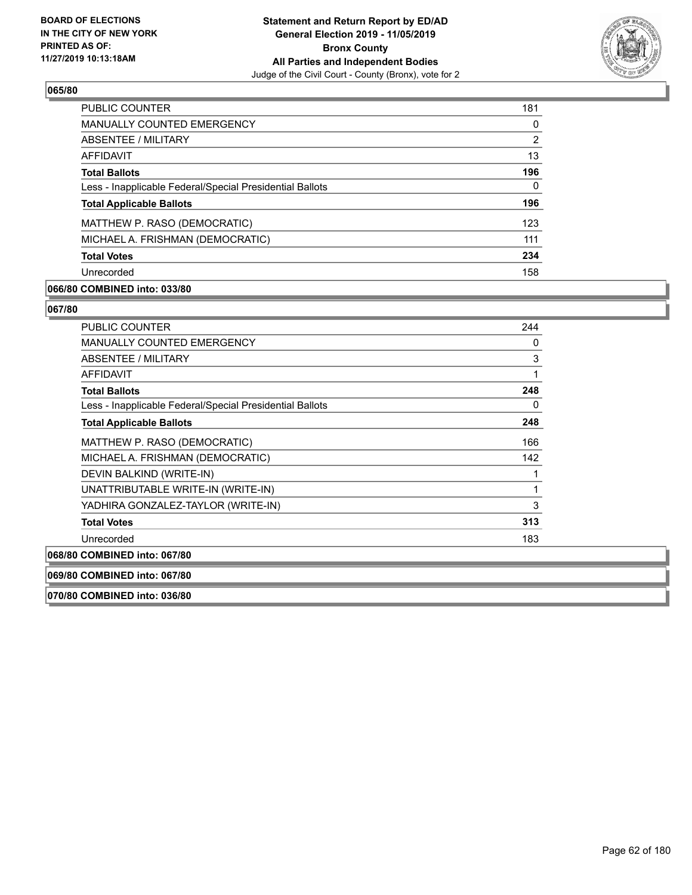## 065/80

| | |
|---|---|
| PUBLIC COUNTER | 181 |
| MANUALLY COUNTED EMERGENCY | 0 |
| ABSENTEE / MILITARY | 2 |
| AFFIDAVIT | 13 |
| **Total Ballots** | **196** |
| Less - Inapplicable Federal/Special Presidential Ballots | 0 |
| **Total Applicable Ballots** | **196** |
| MATTHEW P. RASO (DEMOCRATIC) | 123 |
| MICHAEL A. FRISHMAN (DEMOCRATIC) | 111 |
| **Total Votes** | **234** |
| Unrecorded | 158 |

## 066/80 COMBINED into: 033/80

## 067/80

| | |
|---|---|
| PUBLIC COUNTER | 244 |
| MANUALLY COUNTED EMERGENCY | 0 |
| ABSENTEE / MILITARY | 3 |
| AFFIDAVIT | 1 |
| **Total Ballots** | **248** |
| Less - Inapplicable Federal/Special Presidential Ballots | 0 |
| **Total Applicable Ballots** | **248** |
| MATTHEW P. RASO (DEMOCRATIC) | 166 |
| MICHAEL A. FRISHMAN (DEMOCRATIC) | 142 |
| DEVIN BALKIND (WRITE-IN) | 1 |
| UNATTRIBUTABLE WRITE-IN (WRITE-IN) | 1 |
| YADHIRA GONZALEZ-TAYLOR (WRITE-IN) | 3 |
| **Total Votes** | **313** |
| Unrecorded | 183 |

## 068/80 COMBINED into: 067/80

## 069/80 COMBINED into: 067/80

## 070/80 COMBINED into: 036/80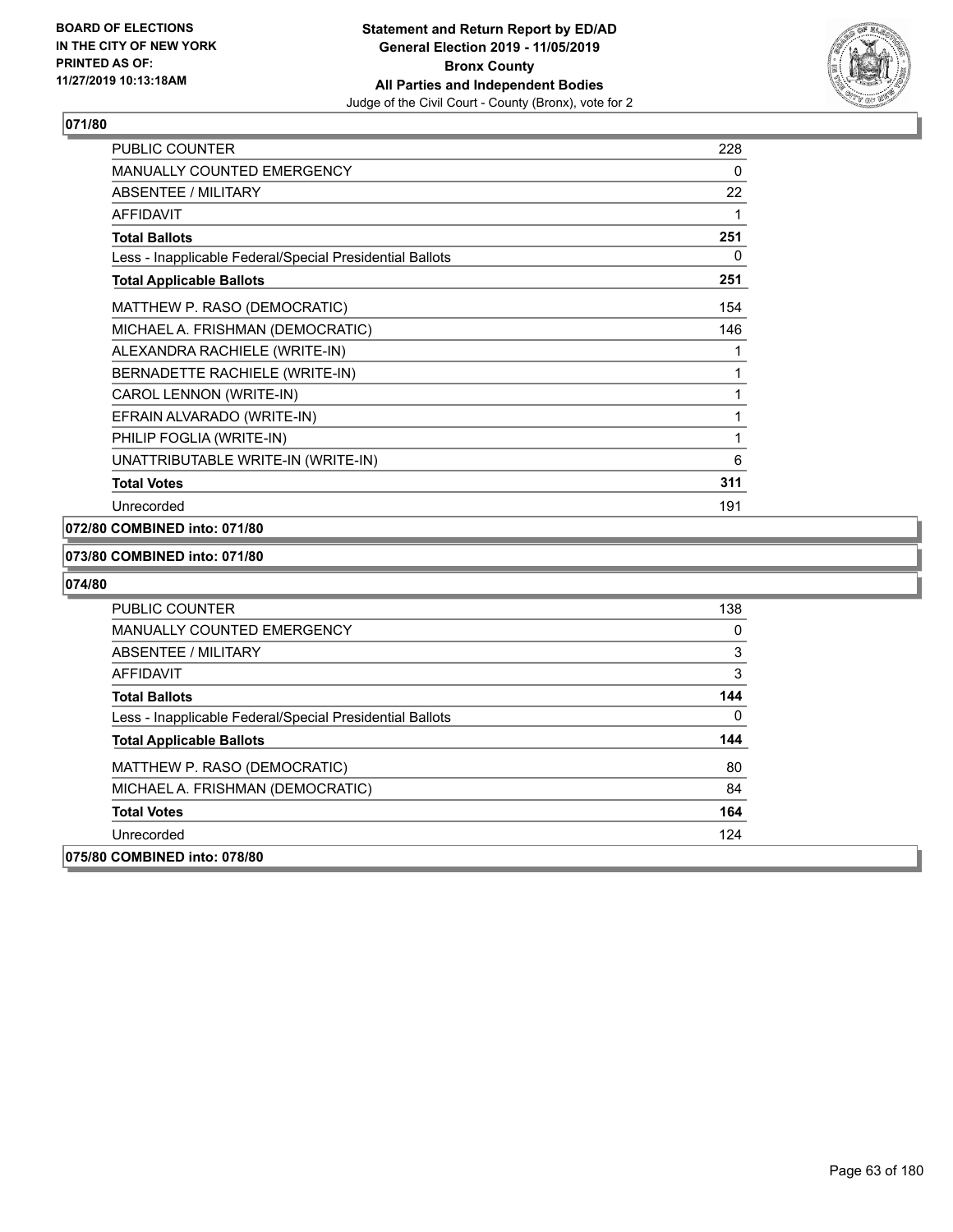**Statement and Return Report by ED/AD**
**General Election 2019 - 11/05/2019**
**Bronx County**
**All Parties and Independent Bodies**
Judge of the Civil Court - County (Bronx), vote for 2

BOARD OF ELECTIONS IN THE CITY OF NEW YORK PRINTED AS OF: 11/27/2019 10:13:18AM

**071/80**

| | |
|---|---|
| PUBLIC COUNTER | 228 |
| MANUALLY COUNTED EMERGENCY | 0 |
| ABSENTEE / MILITARY | 22 |
| AFFIDAVIT | 1 |
| **Total Ballots** | **251** |
| Less - Inapplicable Federal/Special Presidential Ballots | 0 |
| **Total Applicable Ballots** | **251** |
| MATTHEW P. RASO (DEMOCRATIC) | 154 |
| MICHAEL A. FRISHMAN (DEMOCRATIC) | 146 |
| ALEXANDRA RACHIELE (WRITE-IN) | 1 |
| BERNADETTE RACHIELE (WRITE-IN) | 1 |
| CAROL LENNON (WRITE-IN) | 1 |
| EFRAIN ALVARADO (WRITE-IN) | 1 |
| PHILIP FOGLIA (WRITE-IN) | 1 |
| UNATTRIBUTABLE WRITE-IN (WRITE-IN) | 6 |
| **Total Votes** | **311** |
| Unrecorded | 191 |

**072/80 COMBINED into: 071/80**

**073/80 COMBINED into: 071/80**

**074/80**

| | |
|---|---|
| PUBLIC COUNTER | 138 |
| MANUALLY COUNTED EMERGENCY | 0 |
| ABSENTEE / MILITARY | 3 |
| AFFIDAVIT | 3 |
| **Total Ballots** | **144** |
| Less - Inapplicable Federal/Special Presidential Ballots | 0 |
| **Total Applicable Ballots** | **144** |
| MATTHEW P. RASO (DEMOCRATIC) | 80 |
| MICHAEL A. FRISHMAN (DEMOCRATIC) | 84 |
| **Total Votes** | **164** |
| Unrecorded | 124 |

**075/80 COMBINED into: 078/80**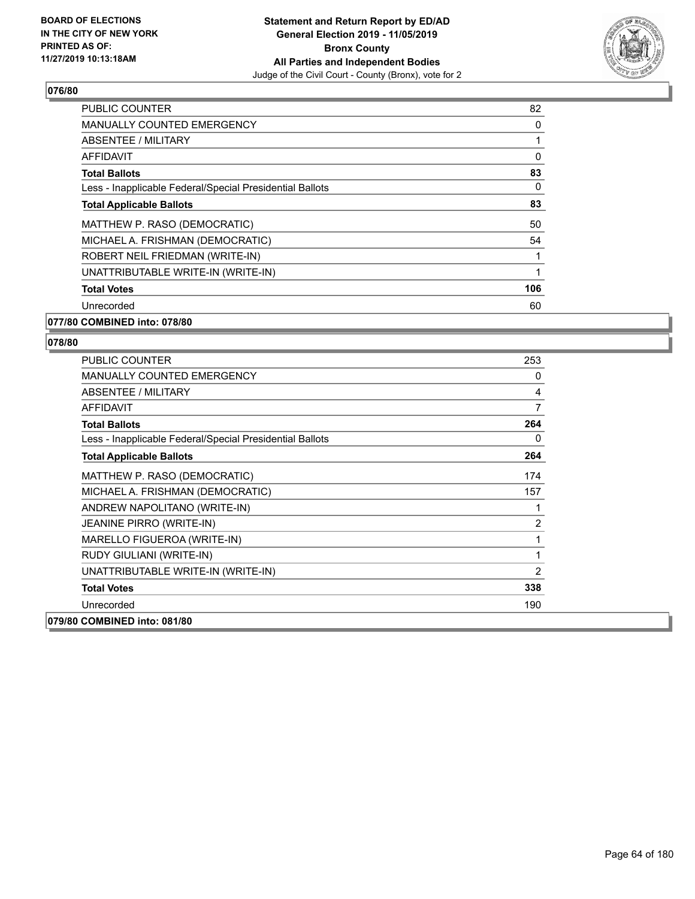## 076/80

| | |
|---|---|
| PUBLIC COUNTER | 82 |
| MANUALLY COUNTED EMERGENCY | 0 |
| ABSENTEE / MILITARY | 1 |
| AFFIDAVIT | 0 |
| **Total Ballots** | **83** |
| Less - Inapplicable Federal/Special Presidential Ballots | 0 |
| **Total Applicable Ballots** | **83** |
| MATTHEW P. RASO (DEMOCRATIC) | 50 |
| MICHAEL A. FRISHMAN (DEMOCRATIC) | 54 |
| ROBERT NEIL FRIEDMAN (WRITE-IN) | 1 |
| UNATTRIBUTABLE WRITE-IN (WRITE-IN) | 1 |
| **Total Votes** | **106** |
| Unrecorded | 60 |

**077/80 COMBINED into: 078/80**

## 078/80

| | |
|---|---|
| PUBLIC COUNTER | 253 |
| MANUALLY COUNTED EMERGENCY | 0 |
| ABSENTEE / MILITARY | 4 |
| AFFIDAVIT | 7 |
| **Total Ballots** | **264** |
| Less - Inapplicable Federal/Special Presidential Ballots | 0 |
| **Total Applicable Ballots** | **264** |
| MATTHEW P. RASO (DEMOCRATIC) | 174 |
| MICHAEL A. FRISHMAN (DEMOCRATIC) | 157 |
| ANDREW NAPOLITANO (WRITE-IN) | 1 |
| JEANINE PIRRO (WRITE-IN) | 2 |
| MARELLO FIGUEROA (WRITE-IN) | 1 |
| RUDY GIULIANI (WRITE-IN) | 1 |
| UNATTRIBUTABLE WRITE-IN (WRITE-IN) | 2 |
| **Total Votes** | **338** |
| Unrecorded | 190 |

**079/80 COMBINED into: 081/80**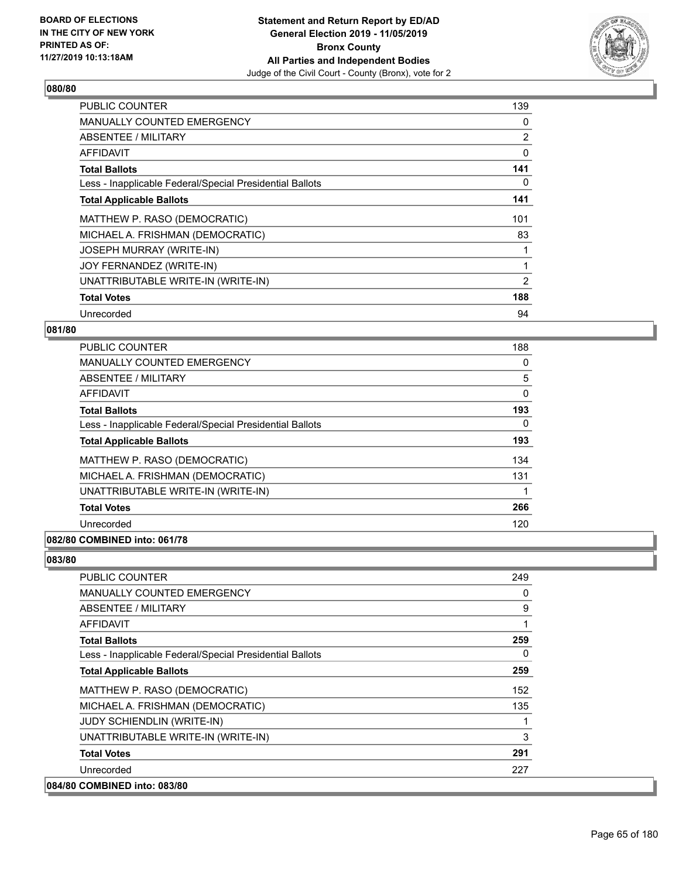## 080/80

| | |
|---|---|
| PUBLIC COUNTER | 139 |
| MANUALLY COUNTED EMERGENCY | 0 |
| ABSENTEE / MILITARY | 2 |
| AFFIDAVIT | 0 |
| **Total Ballots** | **141** |
| Less - Inapplicable Federal/Special Presidential Ballots | 0 |
| **Total Applicable Ballots** | **141** |
| MATTHEW P. RASO (DEMOCRATIC) | 101 |
| MICHAEL A. FRISHMAN (DEMOCRATIC) | 83 |
| JOSEPH MURRAY (WRITE-IN) | 1 |
| JOY FERNANDEZ (WRITE-IN) | 1 |
| UNATTRIBUTABLE WRITE-IN (WRITE-IN) | 2 |
| **Total Votes** | **188** |
| Unrecorded | 94 |

## 081/80

| | |
|---|---|
| PUBLIC COUNTER | 188 |
| MANUALLY COUNTED EMERGENCY | 0 |
| ABSENTEE / MILITARY | 5 |
| AFFIDAVIT | 0 |
| **Total Ballots** | **193** |
| Less - Inapplicable Federal/Special Presidential Ballots | 0 |
| **Total Applicable Ballots** | **193** |
| MATTHEW P. RASO (DEMOCRATIC) | 134 |
| MICHAEL A. FRISHMAN (DEMOCRATIC) | 131 |
| UNATTRIBUTABLE WRITE-IN (WRITE-IN) | 1 |
| **Total Votes** | **266** |
| Unrecorded | 120 |

## 082/80 COMBINED into: 061/78

## 083/80

| | |
|---|---|
| PUBLIC COUNTER | 249 |
| MANUALLY COUNTED EMERGENCY | 0 |
| ABSENTEE / MILITARY | 9 |
| AFFIDAVIT | 1 |
| **Total Ballots** | **259** |
| Less - Inapplicable Federal/Special Presidential Ballots | 0 |
| **Total Applicable Ballots** | **259** |
| MATTHEW P. RASO (DEMOCRATIC) | 152 |
| MICHAEL A. FRISHMAN (DEMOCRATIC) | 135 |
| JUDY SCHIENDLIN (WRITE-IN) | 1 |
| UNATTRIBUTABLE WRITE-IN (WRITE-IN) | 3 |
| **Total Votes** | **291** |
| Unrecorded | 227 |

## 084/80 COMBINED into: 083/80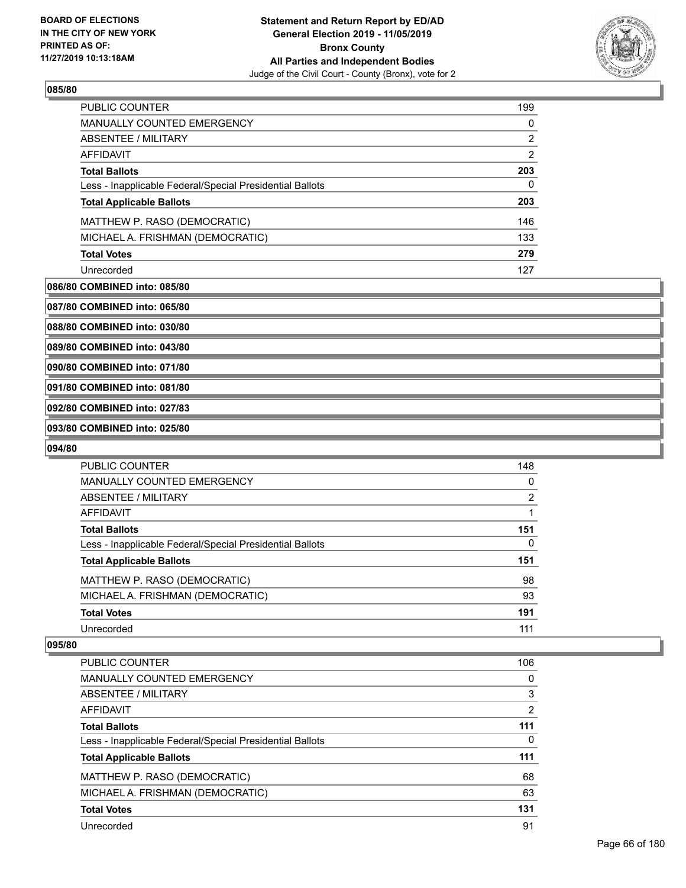## 085/80

| | |
|---|---|
| PUBLIC COUNTER | 199 |
| MANUALLY COUNTED EMERGENCY | 0 |
| ABSENTEE / MILITARY | 2 |
| AFFIDAVIT | 2 |
| **Total Ballots** | **203** |
| Less - Inapplicable Federal/Special Presidential Ballots | 0 |
| **Total Applicable Ballots** | **203** |
| MATTHEW P. RASO (DEMOCRATIC) | 146 |
| MICHAEL A. FRISHMAN (DEMOCRATIC) | 133 |
| **Total Votes** | **279** |
| Unrecorded | 127 |

**086/80 COMBINED into: 085/80**

**087/80 COMBINED into: 065/80**

**088/80 COMBINED into: 030/80**

**089/80 COMBINED into: 043/80**

**090/80 COMBINED into: 071/80**

**091/80 COMBINED into: 081/80**

**092/80 COMBINED into: 027/83**

**093/80 COMBINED into: 025/80**

## 094/80

| | |
|---|---|
| PUBLIC COUNTER | 148 |
| MANUALLY COUNTED EMERGENCY | 0 |
| ABSENTEE / MILITARY | 2 |
| AFFIDAVIT | 1 |
| **Total Ballots** | **151** |
| Less - Inapplicable Federal/Special Presidential Ballots | 0 |
| **Total Applicable Ballots** | **151** |
| MATTHEW P. RASO (DEMOCRATIC) | 98 |
| MICHAEL A. FRISHMAN (DEMOCRATIC) | 93 |
| **Total Votes** | **191** |
| Unrecorded | 111 |

## 095/80

| | |
|---|---|
| PUBLIC COUNTER | 106 |
| MANUALLY COUNTED EMERGENCY | 0 |
| ABSENTEE / MILITARY | 3 |
| AFFIDAVIT | 2 |
| **Total Ballots** | **111** |
| Less - Inapplicable Federal/Special Presidential Ballots | 0 |
| **Total Applicable Ballots** | **111** |
| MATTHEW P. RASO (DEMOCRATIC) | 68 |
| MICHAEL A. FRISHMAN (DEMOCRATIC) | 63 |
| **Total Votes** | **131** |
| Unrecorded | 91 |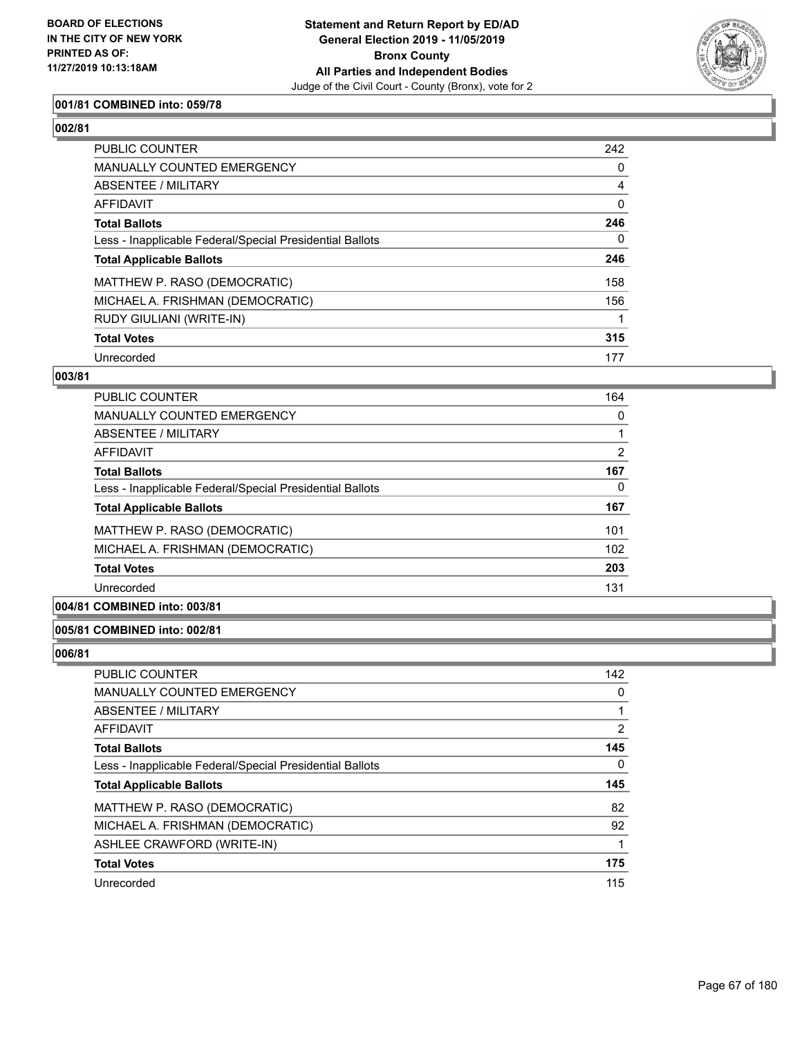**BOARD OF ELECTIONS IN THE CITY OF NEW YORK PRINTED AS OF: 11/27/2019 10:13:18AM**

**Statement and Return Report by ED/AD General Election 2019 - 11/05/2019 Bronx County All Parties and Independent Bodies**
Judge of the Civil Court - County (Bronx), vote for 2

### 001/81 COMBINED into: 059/78

### 002/81

| | |
|---|---|
| PUBLIC COUNTER | 242 |
| MANUALLY COUNTED EMERGENCY | 0 |
| ABSENTEE / MILITARY | 4 |
| AFFIDAVIT | 0 |
| **Total Ballots** | **246** |
| Less - Inapplicable Federal/Special Presidential Ballots | 0 |
| **Total Applicable Ballots** | **246** |
| MATTHEW P. RASO (DEMOCRATIC) | 158 |
| MICHAEL A. FRISHMAN (DEMOCRATIC) | 156 |
| RUDY GIULIANI (WRITE-IN) | 1 |
| **Total Votes** | **315** |
| Unrecorded | 177 |

### 003/81

| | |
|---|---|
| PUBLIC COUNTER | 164 |
| MANUALLY COUNTED EMERGENCY | 0 |
| ABSENTEE / MILITARY | 1 |
| AFFIDAVIT | 2 |
| **Total Ballots** | **167** |
| Less - Inapplicable Federal/Special Presidential Ballots | 0 |
| **Total Applicable Ballots** | **167** |
| MATTHEW P. RASO (DEMOCRATIC) | 101 |
| MICHAEL A. FRISHMAN (DEMOCRATIC) | 102 |
| **Total Votes** | **203** |
| Unrecorded | 131 |

### 004/81 COMBINED into: 003/81

### 005/81 COMBINED into: 002/81

### 006/81

| | |
|---|---|
| PUBLIC COUNTER | 142 |
| MANUALLY COUNTED EMERGENCY | 0 |
| ABSENTEE / MILITARY | 1 |
| AFFIDAVIT | 2 |
| **Total Ballots** | **145** |
| Less - Inapplicable Federal/Special Presidential Ballots | 0 |
| **Total Applicable Ballots** | **145** |
| MATTHEW P. RASO (DEMOCRATIC) | 82 |
| MICHAEL A. FRISHMAN (DEMOCRATIC) | 92 |
| ASHLEE CRAWFORD (WRITE-IN) | 1 |
| **Total Votes** | **175** |
| Unrecorded | 115 |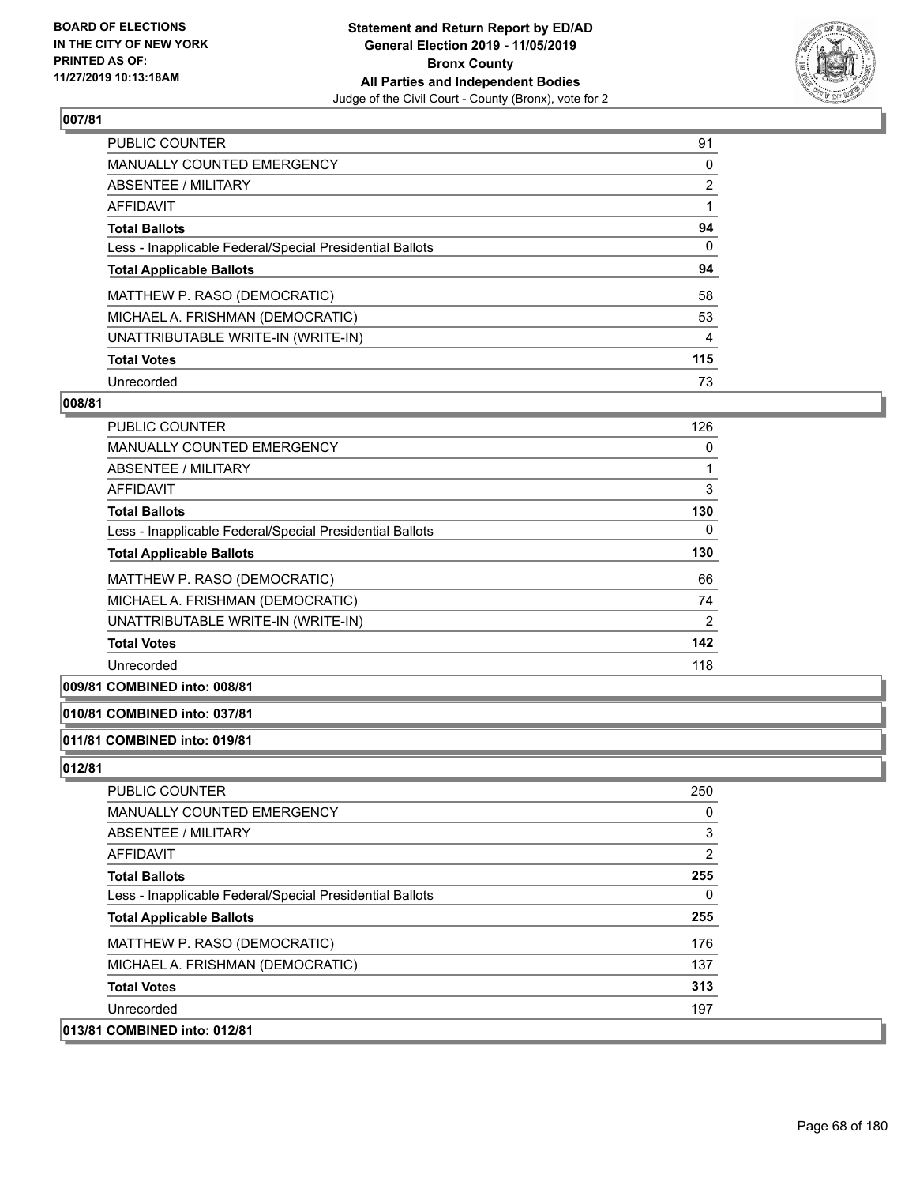**BOARD OF ELECTIONS IN THE CITY OF NEW YORK PRINTED AS OF: 11/27/2019 10:13:18AM**

**Statement and Return Report by ED/AD General Election 2019 - 11/05/2019 Bronx County All Parties and Independent Bodies**

Judge of the Civil Court - County (Bronx), vote for 2

## 007/81

| | |
|---|---|
| PUBLIC COUNTER | 91 |
| MANUALLY COUNTED EMERGENCY | 0 |
| ABSENTEE / MILITARY | 2 |
| AFFIDAVIT | 1 |
| **Total Ballots** | **94** |
| Less - Inapplicable Federal/Special Presidential Ballots | 0 |
| **Total Applicable Ballots** | **94** |
| MATTHEW P. RASO (DEMOCRATIC) | 58 |
| MICHAEL A. FRISHMAN (DEMOCRATIC) | 53 |
| UNATTRIBUTABLE WRITE-IN (WRITE-IN) | 4 |
| **Total Votes** | **115** |
| Unrecorded | 73 |

## 008/81

| | |
|---|---|
| PUBLIC COUNTER | 126 |
| MANUALLY COUNTED EMERGENCY | 0 |
| ABSENTEE / MILITARY | 1 |
| AFFIDAVIT | 3 |
| **Total Ballots** | **130** |
| Less - Inapplicable Federal/Special Presidential Ballots | 0 |
| **Total Applicable Ballots** | **130** |
| MATTHEW P. RASO (DEMOCRATIC) | 66 |
| MICHAEL A. FRISHMAN (DEMOCRATIC) | 74 |
| UNATTRIBUTABLE WRITE-IN (WRITE-IN) | 2 |
| **Total Votes** | **142** |
| Unrecorded | 118 |

## 009/81 COMBINED into: 008/81

## 010/81 COMBINED into: 037/81

## 011/81 COMBINED into: 019/81

## 012/81

| | |
|---|---|
| PUBLIC COUNTER | 250 |
| MANUALLY COUNTED EMERGENCY | 0 |
| ABSENTEE / MILITARY | 3 |
| AFFIDAVIT | 2 |
| **Total Ballots** | **255** |
| Less - Inapplicable Federal/Special Presidential Ballots | 0 |
| **Total Applicable Ballots** | **255** |
| MATTHEW P. RASO (DEMOCRATIC) | 176 |
| MICHAEL A. FRISHMAN (DEMOCRATIC) | 137 |
| **Total Votes** | **313** |
| Unrecorded | 197 |

## 013/81 COMBINED into: 012/81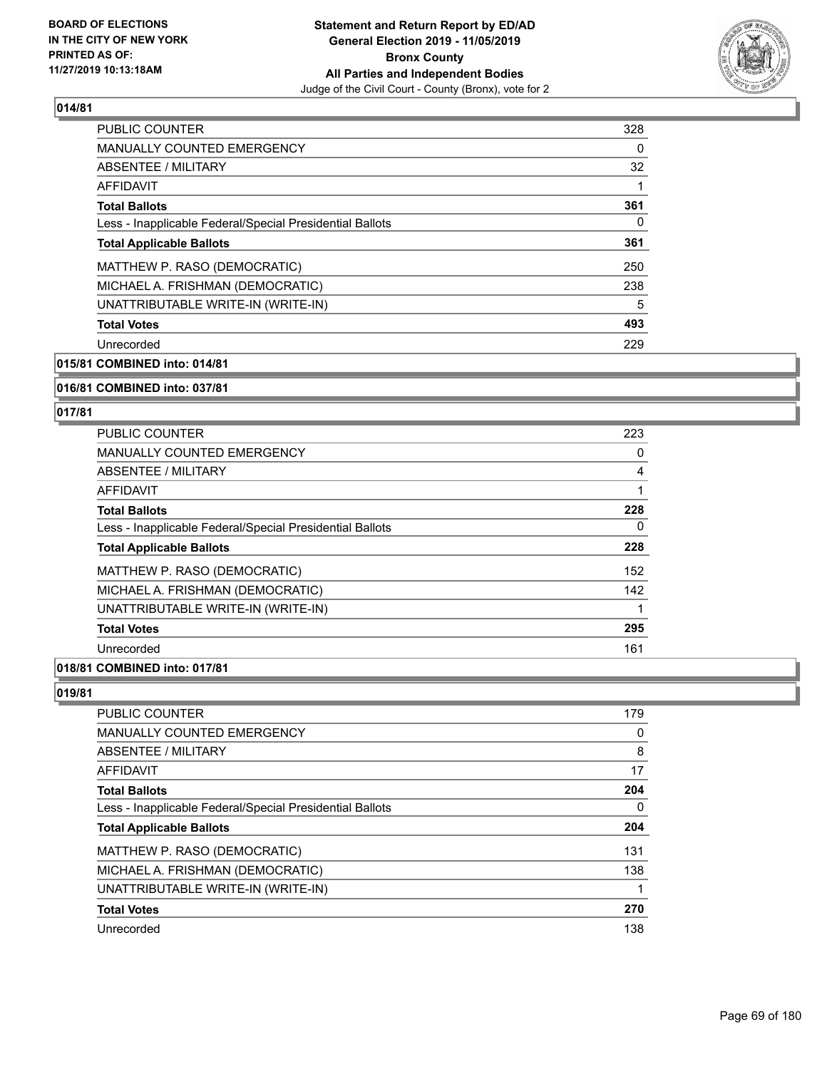## 014/81

| | |
|---|---|
| PUBLIC COUNTER | 328 |
| MANUALLY COUNTED EMERGENCY | 0 |
| ABSENTEE / MILITARY | 32 |
| AFFIDAVIT | 1 |
| **Total Ballots** | **361** |
| Less - Inapplicable Federal/Special Presidential Ballots | 0 |
| **Total Applicable Ballots** | **361** |
| MATTHEW P. RASO (DEMOCRATIC) | 250 |
| MICHAEL A. FRISHMAN (DEMOCRATIC) | 238 |
| UNATTRIBUTABLE WRITE-IN (WRITE-IN) | 5 |
| **Total Votes** | **493** |
| Unrecorded | 229 |

## 015/81 COMBINED into: 014/81

## 016/81 COMBINED into: 037/81

## 017/81

| | |
|---|---|
| PUBLIC COUNTER | 223 |
| MANUALLY COUNTED EMERGENCY | 0 |
| ABSENTEE / MILITARY | 4 |
| AFFIDAVIT | 1 |
| **Total Ballots** | **228** |
| Less - Inapplicable Federal/Special Presidential Ballots | 0 |
| **Total Applicable Ballots** | **228** |
| MATTHEW P. RASO (DEMOCRATIC) | 152 |
| MICHAEL A. FRISHMAN (DEMOCRATIC) | 142 |
| UNATTRIBUTABLE WRITE-IN (WRITE-IN) | 1 |
| **Total Votes** | **295** |
| Unrecorded | 161 |

## 018/81 COMBINED into: 017/81

## 019/81

| | |
|---|---|
| PUBLIC COUNTER | 179 |
| MANUALLY COUNTED EMERGENCY | 0 |
| ABSENTEE / MILITARY | 8 |
| AFFIDAVIT | 17 |
| **Total Ballots** | **204** |
| Less - Inapplicable Federal/Special Presidential Ballots | 0 |
| **Total Applicable Ballots** | **204** |
| MATTHEW P. RASO (DEMOCRATIC) | 131 |
| MICHAEL A. FRISHMAN (DEMOCRATIC) | 138 |
| UNATTRIBUTABLE WRITE-IN (WRITE-IN) | 1 |
| **Total Votes** | **270** |
| Unrecorded | 138 |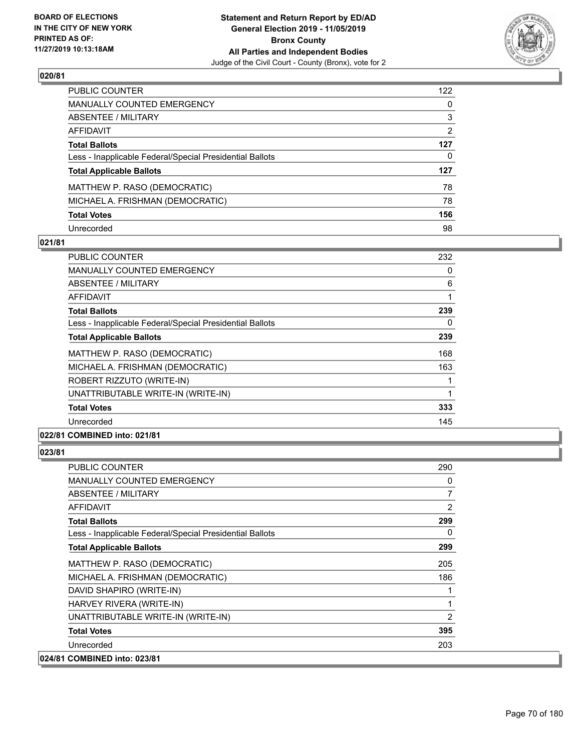**Statement and Return Report by ED/AD**
**General Election 2019 - 11/05/2019**
**Bronx County**
**All Parties and Independent Bodies**
Judge of the Civil Court - County (Bronx), vote for 2

BOARD OF ELECTIONS IN THE CITY OF NEW YORK PRINTED AS OF: 11/27/2019 10:13:18AM

### 020/81

| | |
|---|---|
| PUBLIC COUNTER | 122 |
| MANUALLY COUNTED EMERGENCY | 0 |
| ABSENTEE / MILITARY | 3 |
| AFFIDAVIT | 2 |
| **Total Ballots** | **127** |
| Less - Inapplicable Federal/Special Presidential Ballots | 0 |
| **Total Applicable Ballots** | **127** |
| MATTHEW P. RASO (DEMOCRATIC) | 78 |
| MICHAEL A. FRISHMAN (DEMOCRATIC) | 78 |
| **Total Votes** | **156** |
| Unrecorded | 98 |

### 021/81

| | |
|---|---|
| PUBLIC COUNTER | 232 |
| MANUALLY COUNTED EMERGENCY | 0 |
| ABSENTEE / MILITARY | 6 |
| AFFIDAVIT | 1 |
| **Total Ballots** | **239** |
| Less - Inapplicable Federal/Special Presidential Ballots | 0 |
| **Total Applicable Ballots** | **239** |
| MATTHEW P. RASO (DEMOCRATIC) | 168 |
| MICHAEL A. FRISHMAN (DEMOCRATIC) | 163 |
| ROBERT RIZZUTO (WRITE-IN) | 1 |
| UNATTRIBUTABLE WRITE-IN (WRITE-IN) | 1 |
| **Total Votes** | **333** |
| Unrecorded | 145 |

### 022/81 COMBINED into: 021/81

### 023/81

| | |
|---|---|
| PUBLIC COUNTER | 290 |
| MANUALLY COUNTED EMERGENCY | 0 |
| ABSENTEE / MILITARY | 7 |
| AFFIDAVIT | 2 |
| **Total Ballots** | **299** |
| Less - Inapplicable Federal/Special Presidential Ballots | 0 |
| **Total Applicable Ballots** | **299** |
| MATTHEW P. RASO (DEMOCRATIC) | 205 |
| MICHAEL A. FRISHMAN (DEMOCRATIC) | 186 |
| DAVID SHAPIRO (WRITE-IN) | 1 |
| HARVEY RIVERA (WRITE-IN) | 1 |
| UNATTRIBUTABLE WRITE-IN (WRITE-IN) | 2 |
| **Total Votes** | **395** |
| Unrecorded | 203 |

### 024/81 COMBINED into: 023/81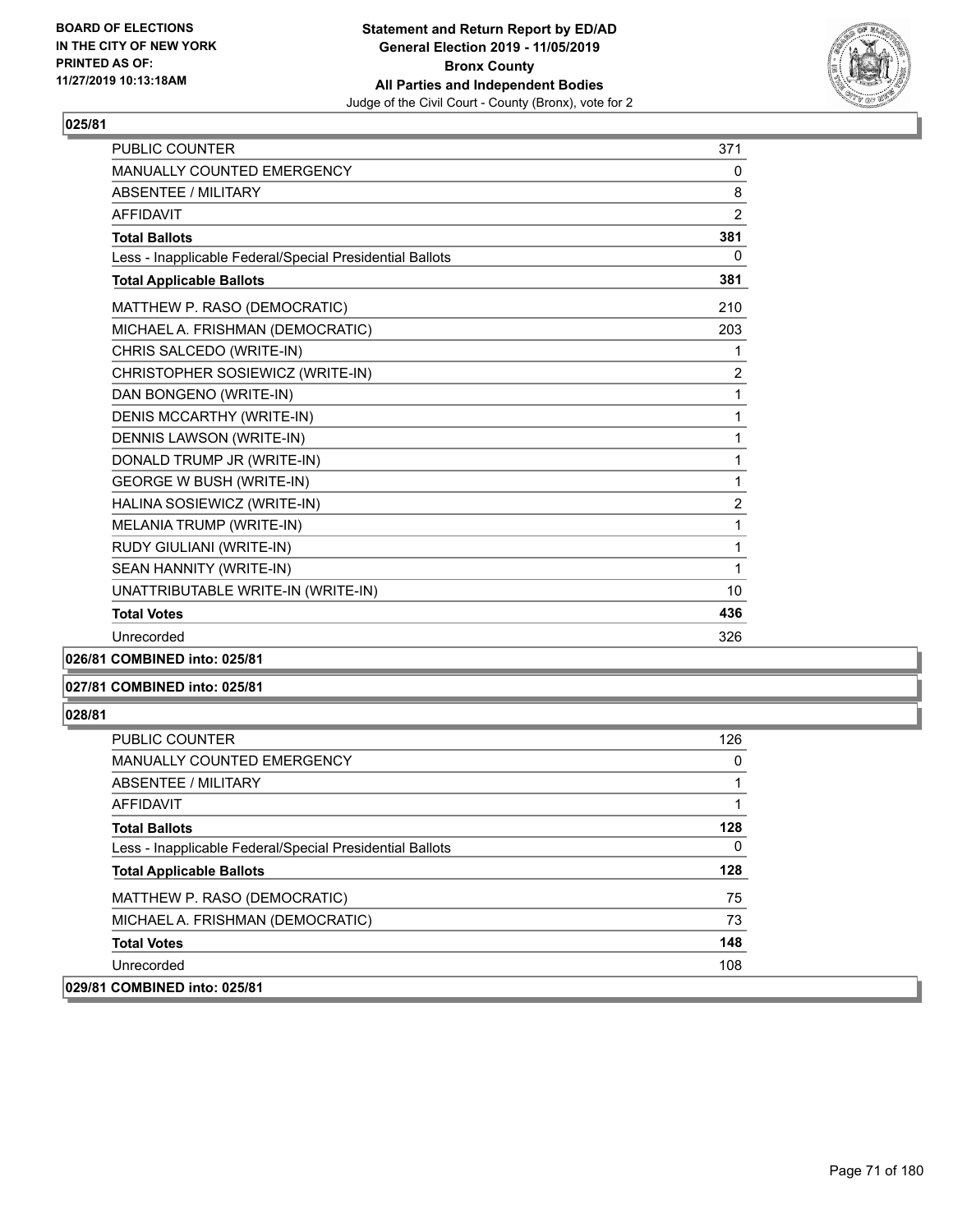**BOARD OF ELECTIONS IN THE CITY OF NEW YORK PRINTED AS OF: 11/27/2019 10:13:18AM**

**Statement and Return Report by ED/AD General Election 2019 - 11/05/2019 Bronx County All Parties and Independent Bodies**
Judge of the Civil Court - County (Bronx), vote for 2

### 025/81

| | |
|---|---|
| PUBLIC COUNTER | 371 |
| MANUALLY COUNTED EMERGENCY | 0 |
| ABSENTEE / MILITARY | 8 |
| AFFIDAVIT | 2 |
| **Total Ballots** | **381** |
| Less - Inapplicable Federal/Special Presidential Ballots | 0 |
| **Total Applicable Ballots** | **381** |
| MATTHEW P. RASO (DEMOCRATIC) | 210 |
| MICHAEL A. FRISHMAN (DEMOCRATIC) | 203 |
| CHRIS SALCEDO (WRITE-IN) | 1 |
| CHRISTOPHER SOSIEWICZ (WRITE-IN) | 2 |
| DAN BONGENO (WRITE-IN) | 1 |
| DENIS MCCARTHY (WRITE-IN) | 1 |
| DENNIS LAWSON (WRITE-IN) | 1 |
| DONALD TRUMP JR (WRITE-IN) | 1 |
| GEORGE W BUSH (WRITE-IN) | 1 |
| HALINA SOSIEWICZ (WRITE-IN) | 2 |
| MELANIA TRUMP (WRITE-IN) | 1 |
| RUDY GIULIANI (WRITE-IN) | 1 |
| SEAN HANNITY (WRITE-IN) | 1 |
| UNATTRIBUTABLE WRITE-IN (WRITE-IN) | 10 |
| **Total Votes** | **436** |
| Unrecorded | 326 |

**026/81 COMBINED into: 025/81**

**027/81 COMBINED into: 025/81**

### 028/81

| | |
|---|---|
| PUBLIC COUNTER | 126 |
| MANUALLY COUNTED EMERGENCY | 0 |
| ABSENTEE / MILITARY | 1 |
| AFFIDAVIT | 1 |
| **Total Ballots** | **128** |
| Less - Inapplicable Federal/Special Presidential Ballots | 0 |
| **Total Applicable Ballots** | **128** |
| MATTHEW P. RASO (DEMOCRATIC) | 75 |
| MICHAEL A. FRISHMAN (DEMOCRATIC) | 73 |
| **Total Votes** | **148** |
| Unrecorded | 108 |

**029/81 COMBINED into: 025/81**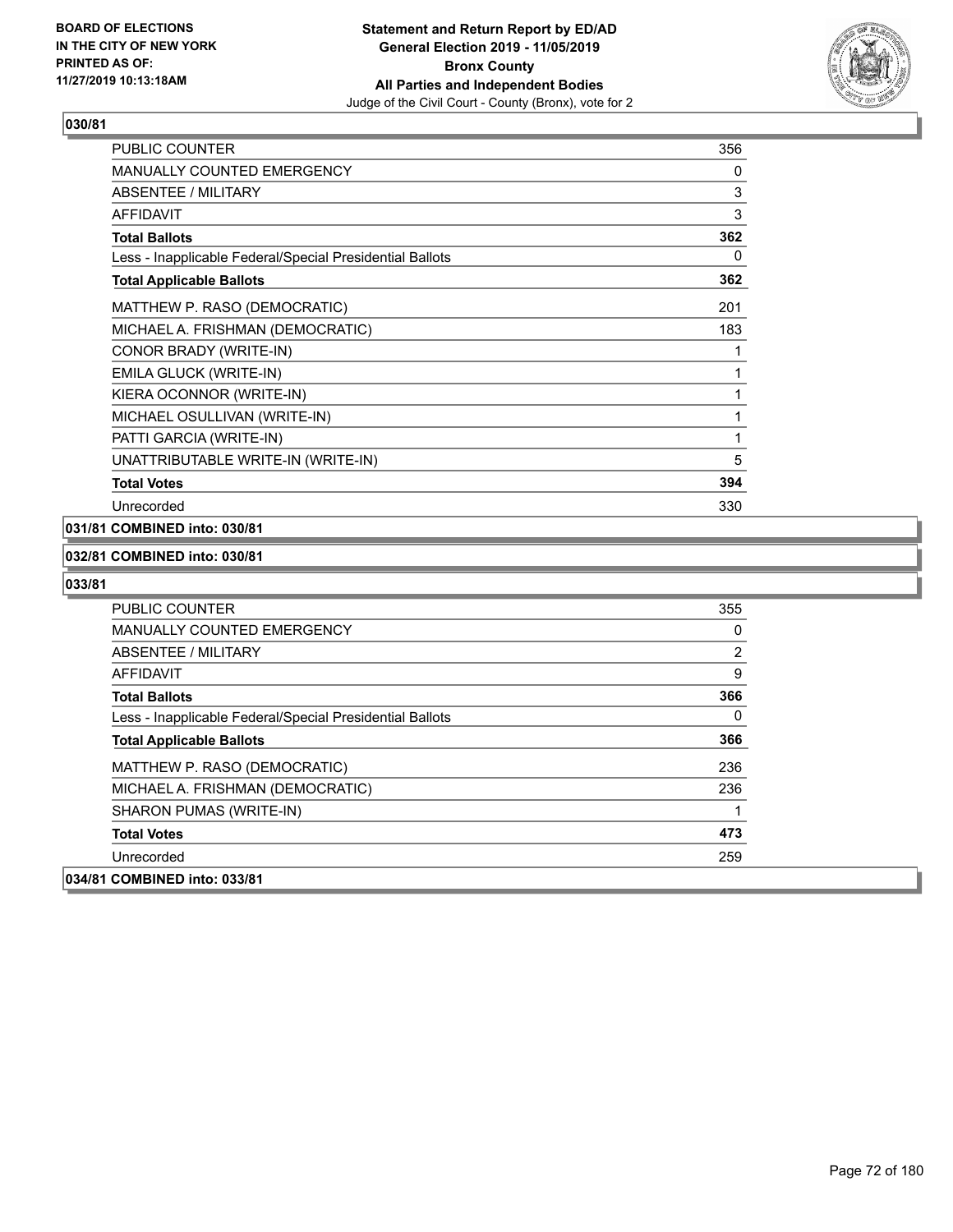**BOARD OF ELECTIONS IN THE CITY OF NEW YORK PRINTED AS OF: 11/27/2019 10:13:18AM**

**Statement and Return Report by ED/AD General Election 2019 - 11/05/2019 Bronx County All Parties and Independent Bodies**
Judge of the Civil Court - County (Bronx), vote for 2

**030/81**

| | |
|---|---|
| PUBLIC COUNTER | 356 |
| MANUALLY COUNTED EMERGENCY | 0 |
| ABSENTEE / MILITARY | 3 |
| AFFIDAVIT | 3 |
| **Total Ballots** | **362** |
| Less - Inapplicable Federal/Special Presidential Ballots | 0 |
| **Total Applicable Ballots** | **362** |
| MATTHEW P. RASO (DEMOCRATIC) | 201 |
| MICHAEL A. FRISHMAN (DEMOCRATIC) | 183 |
| CONOR BRADY (WRITE-IN) | 1 |
| EMILA GLUCK (WRITE-IN) | 1 |
| KIERA OCONNOR (WRITE-IN) | 1 |
| MICHAEL OSULLIVAN (WRITE-IN) | 1 |
| PATTI GARCIA (WRITE-IN) | 1 |
| UNATTRIBUTABLE WRITE-IN (WRITE-IN) | 5 |
| **Total Votes** | **394** |
| Unrecorded | 330 |

**031/81 COMBINED into: 030/81**

**032/81 COMBINED into: 030/81**

**033/81**

| | |
|---|---|
| PUBLIC COUNTER | 355 |
| MANUALLY COUNTED EMERGENCY | 0 |
| ABSENTEE / MILITARY | 2 |
| AFFIDAVIT | 9 |
| **Total Ballots** | **366** |
| Less - Inapplicable Federal/Special Presidential Ballots | 0 |
| **Total Applicable Ballots** | **366** |
| MATTHEW P. RASO (DEMOCRATIC) | 236 |
| MICHAEL A. FRISHMAN (DEMOCRATIC) | 236 |
| SHARON PUMAS (WRITE-IN) | 1 |
| **Total Votes** | **473** |
| Unrecorded | 259 |

**034/81 COMBINED into: 033/81**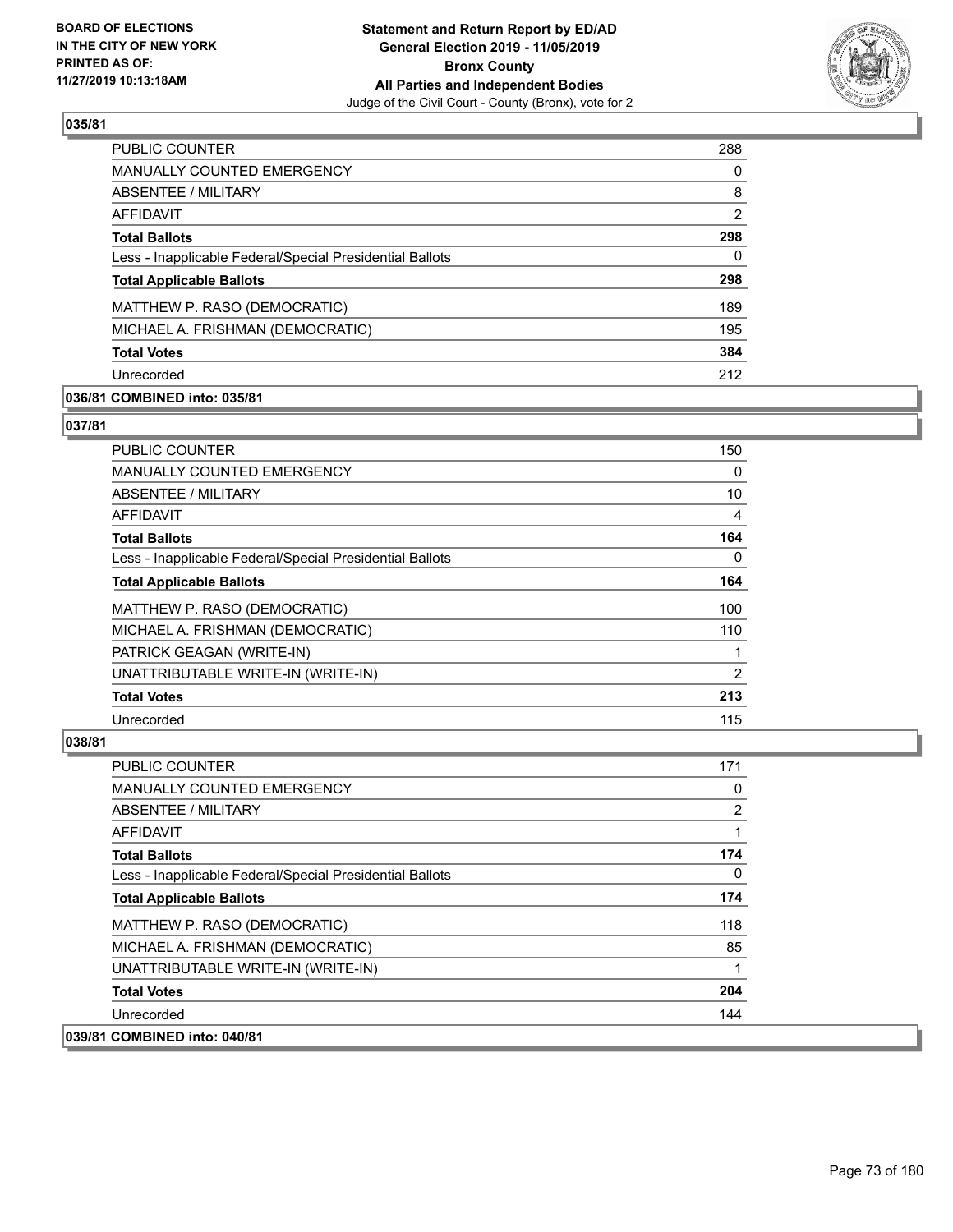## 035/81

| | |
|---|---|
| PUBLIC COUNTER | 288 |
| MANUALLY COUNTED EMERGENCY | 0 |
| ABSENTEE / MILITARY | 8 |
| AFFIDAVIT | 2 |
| **Total Ballots** | **298** |
| Less - Inapplicable Federal/Special Presidential Ballots | 0 |
| **Total Applicable Ballots** | **298** |
| MATTHEW P. RASO (DEMOCRATIC) | 189 |
| MICHAEL A. FRISHMAN (DEMOCRATIC) | 195 |
| **Total Votes** | **384** |
| Unrecorded | 212 |

## 036/81 COMBINED into: 035/81

## 037/81

| | |
|---|---|
| PUBLIC COUNTER | 150 |
| MANUALLY COUNTED EMERGENCY | 0 |
| ABSENTEE / MILITARY | 10 |
| AFFIDAVIT | 4 |
| **Total Ballots** | **164** |
| Less - Inapplicable Federal/Special Presidential Ballots | 0 |
| **Total Applicable Ballots** | **164** |
| MATTHEW P. RASO (DEMOCRATIC) | 100 |
| MICHAEL A. FRISHMAN (DEMOCRATIC) | 110 |
| PATRICK GEAGAN (WRITE-IN) | 1 |
| UNATTRIBUTABLE WRITE-IN (WRITE-IN) | 2 |
| **Total Votes** | **213** |
| Unrecorded | 115 |

## 038/81

| | |
|---|---|
| PUBLIC COUNTER | 171 |
| MANUALLY COUNTED EMERGENCY | 0 |
| ABSENTEE / MILITARY | 2 |
| AFFIDAVIT | 1 |
| **Total Ballots** | **174** |
| Less - Inapplicable Federal/Special Presidential Ballots | 0 |
| **Total Applicable Ballots** | **174** |
| MATTHEW P. RASO (DEMOCRATIC) | 118 |
| MICHAEL A. FRISHMAN (DEMOCRATIC) | 85 |
| UNATTRIBUTABLE WRITE-IN (WRITE-IN) | 1 |
| **Total Votes** | **204** |
| Unrecorded | 144 |

## 039/81 COMBINED into: 040/81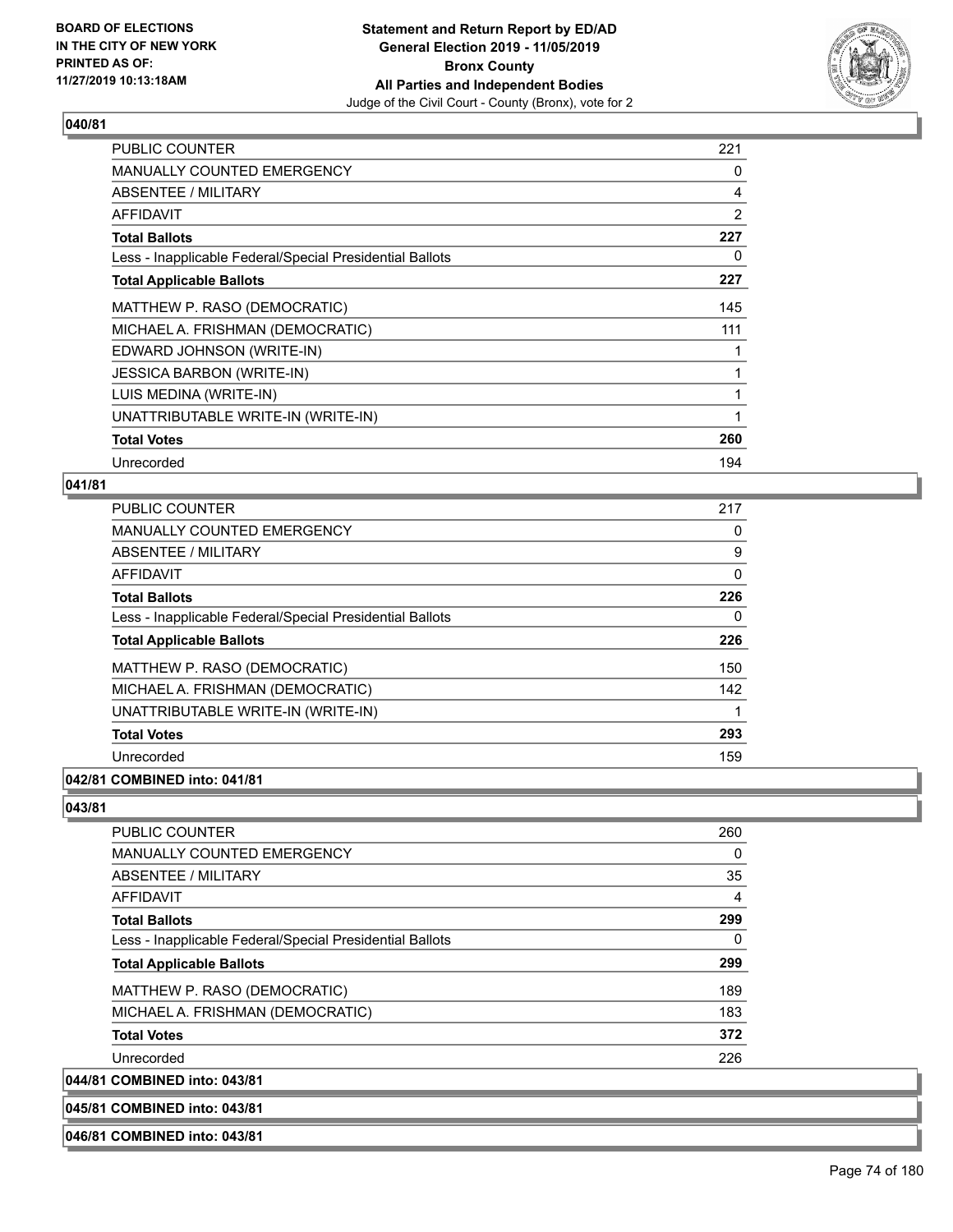## 040/81

| | |
|---|---|
| PUBLIC COUNTER | 221 |
| MANUALLY COUNTED EMERGENCY | 0 |
| ABSENTEE / MILITARY | 4 |
| AFFIDAVIT | 2 |
| **Total Ballots** | **227** |
| Less - Inapplicable Federal/Special Presidential Ballots | 0 |
| **Total Applicable Ballots** | **227** |
| MATTHEW P. RASO (DEMOCRATIC) | 145 |
| MICHAEL A. FRISHMAN (DEMOCRATIC) | 111 |
| EDWARD JOHNSON (WRITE-IN) | 1 |
| JESSICA BARBON (WRITE-IN) | 1 |
| LUIS MEDINA (WRITE-IN) | 1 |
| UNATTRIBUTABLE WRITE-IN (WRITE-IN) | 1 |
| **Total Votes** | **260** |
| Unrecorded | 194 |

## 041/81

| | |
|---|---|
| PUBLIC COUNTER | 217 |
| MANUALLY COUNTED EMERGENCY | 0 |
| ABSENTEE / MILITARY | 9 |
| AFFIDAVIT | 0 |
| **Total Ballots** | **226** |
| Less - Inapplicable Federal/Special Presidential Ballots | 0 |
| **Total Applicable Ballots** | **226** |
| MATTHEW P. RASO (DEMOCRATIC) | 150 |
| MICHAEL A. FRISHMAN (DEMOCRATIC) | 142 |
| UNATTRIBUTABLE WRITE-IN (WRITE-IN) | 1 |
| **Total Votes** | **293** |
| Unrecorded | 159 |

## 042/81 COMBINED into: 041/81

## 043/81

| | |
|---|---|
| PUBLIC COUNTER | 260 |
| MANUALLY COUNTED EMERGENCY | 0 |
| ABSENTEE / MILITARY | 35 |
| AFFIDAVIT | 4 |
| **Total Ballots** | **299** |
| Less - Inapplicable Federal/Special Presidential Ballots | 0 |
| **Total Applicable Ballots** | **299** |
| MATTHEW P. RASO (DEMOCRATIC) | 189 |
| MICHAEL A. FRISHMAN (DEMOCRATIC) | 183 |
| **Total Votes** | **372** |
| Unrecorded | 226 |

## 044/81 COMBINED into: 043/81

## 045/81 COMBINED into: 043/81

## 046/81 COMBINED into: 043/81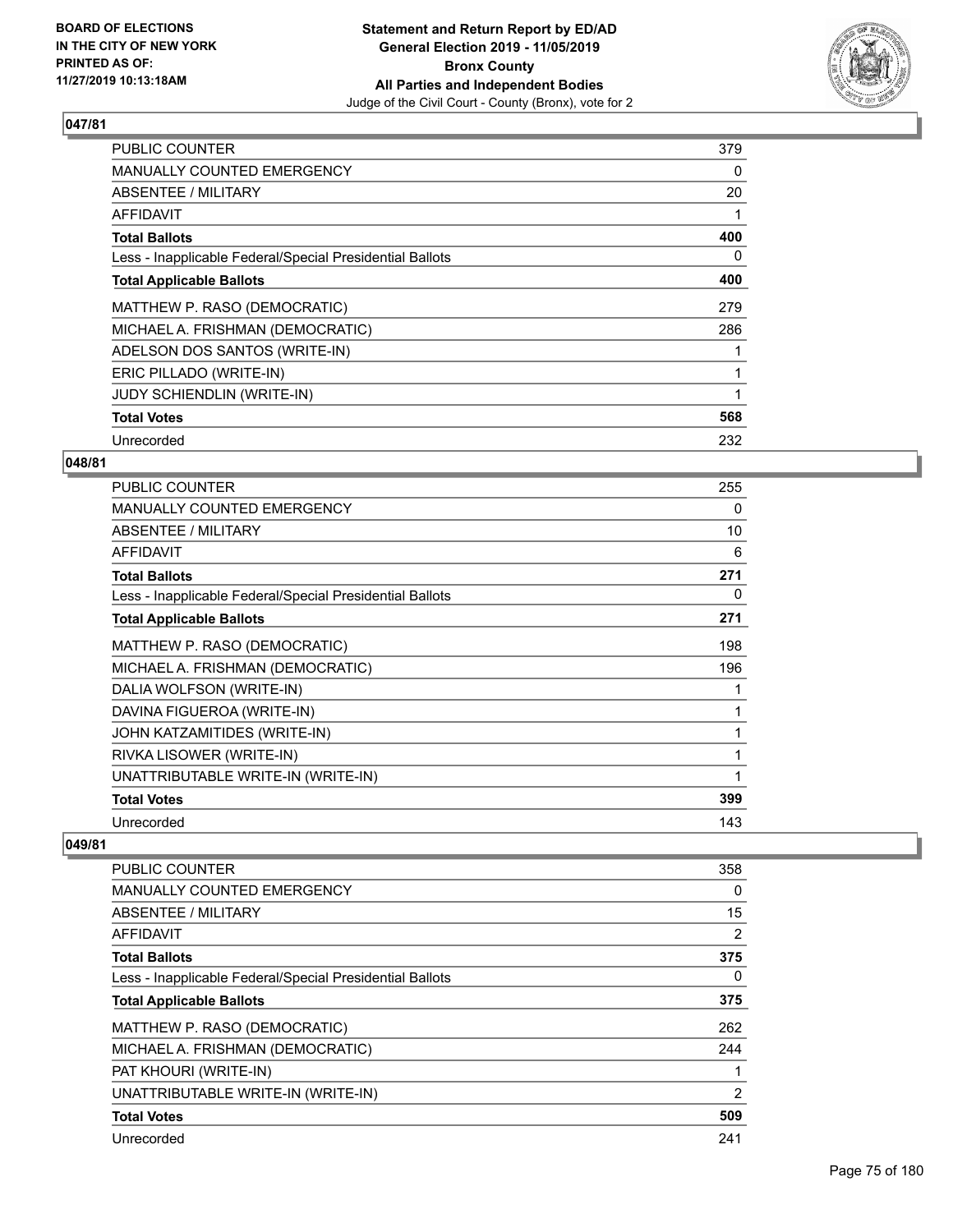## 047/81

| | |
|---|---|
| PUBLIC COUNTER | 379 |
| MANUALLY COUNTED EMERGENCY | 0 |
| ABSENTEE / MILITARY | 20 |
| AFFIDAVIT | 1 |
| **Total Ballots** | **400** |
| Less - Inapplicable Federal/Special Presidential Ballots | 0 |
| **Total Applicable Ballots** | **400** |
| MATTHEW P. RASO (DEMOCRATIC) | 279 |
| MICHAEL A. FRISHMAN (DEMOCRATIC) | 286 |
| ADELSON DOS SANTOS (WRITE-IN) | 1 |
| ERIC PILLADO (WRITE-IN) | 1 |
| JUDY SCHIENDLIN (WRITE-IN) | 1 |
| **Total Votes** | **568** |
| Unrecorded | 232 |

## 048/81

| | |
|---|---|
| PUBLIC COUNTER | 255 |
| MANUALLY COUNTED EMERGENCY | 0 |
| ABSENTEE / MILITARY | 10 |
| AFFIDAVIT | 6 |
| **Total Ballots** | **271** |
| Less - Inapplicable Federal/Special Presidential Ballots | 0 |
| **Total Applicable Ballots** | **271** |
| MATTHEW P. RASO (DEMOCRATIC) | 198 |
| MICHAEL A. FRISHMAN (DEMOCRATIC) | 196 |
| DALIA WOLFSON (WRITE-IN) | 1 |
| DAVINA FIGUEROA (WRITE-IN) | 1 |
| JOHN KATZAMITIDES (WRITE-IN) | 1 |
| RIVKA LISOWER (WRITE-IN) | 1 |
| UNATTRIBUTABLE WRITE-IN (WRITE-IN) | 1 |
| **Total Votes** | **399** |
| Unrecorded | 143 |

## 049/81

| | |
|---|---|
| PUBLIC COUNTER | 358 |
| MANUALLY COUNTED EMERGENCY | 0 |
| ABSENTEE / MILITARY | 15 |
| AFFIDAVIT | 2 |
| **Total Ballots** | **375** |
| Less - Inapplicable Federal/Special Presidential Ballots | 0 |
| **Total Applicable Ballots** | **375** |
| MATTHEW P. RASO (DEMOCRATIC) | 262 |
| MICHAEL A. FRISHMAN (DEMOCRATIC) | 244 |
| PAT KHOURI (WRITE-IN) | 1 |
| UNATTRIBUTABLE WRITE-IN (WRITE-IN) | 2 |
| **Total Votes** | **509** |
| Unrecorded | 241 |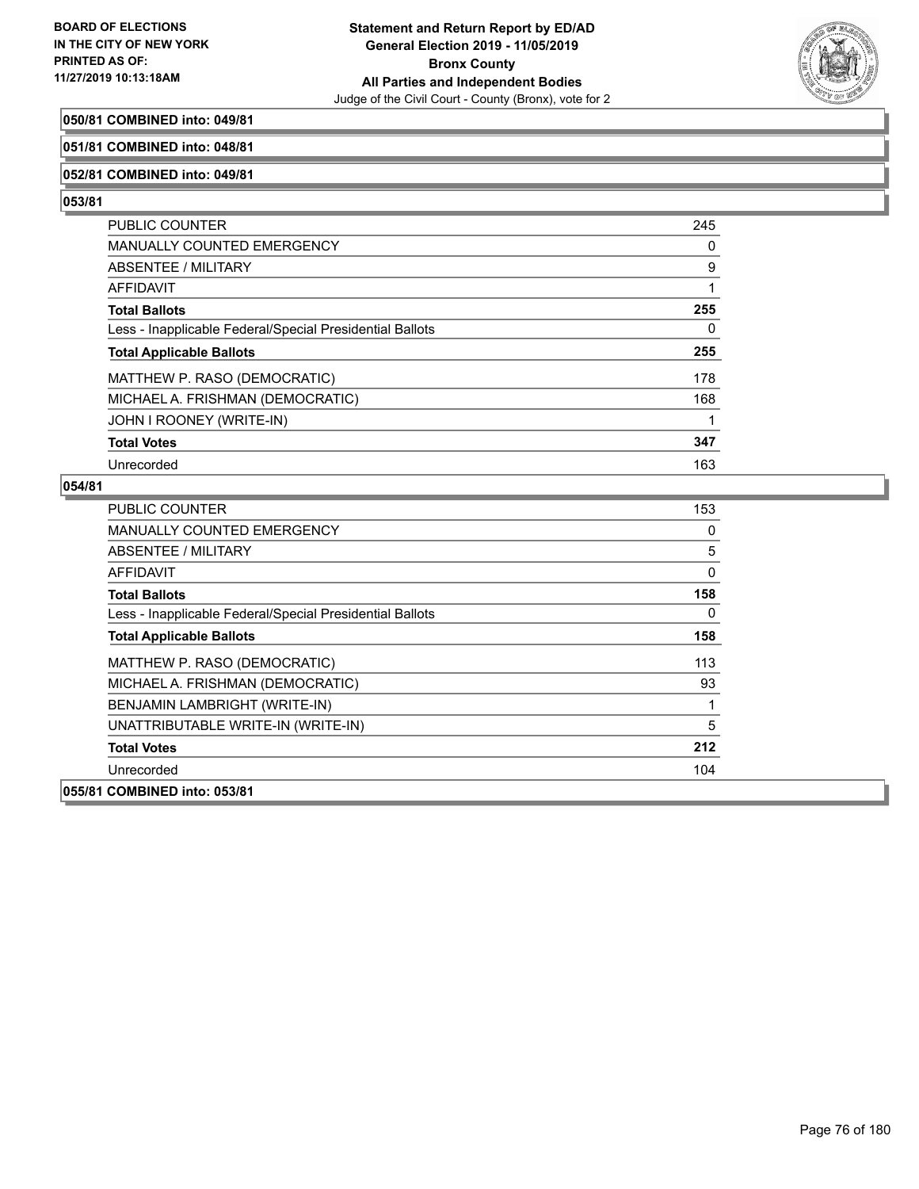**050/81 COMBINED into: 049/81**

**051/81 COMBINED into: 048/81**

**052/81 COMBINED into: 049/81**

**053/81**

| | |
|---|---|
| PUBLIC COUNTER | 245 |
| MANUALLY COUNTED EMERGENCY | 0 |
| ABSENTEE / MILITARY | 9 |
| AFFIDAVIT | 1 |
| **Total Ballots** | **255** |
| Less - Inapplicable Federal/Special Presidential Ballots | 0 |
| **Total Applicable Ballots** | **255** |
| MATTHEW P. RASO (DEMOCRATIC) | 178 |
| MICHAEL A. FRISHMAN (DEMOCRATIC) | 168 |
| JOHN I ROONEY (WRITE-IN) | 1 |
| **Total Votes** | **347** |
| Unrecorded | 163 |

**054/81**

| | |
|---|---|
| PUBLIC COUNTER | 153 |
| MANUALLY COUNTED EMERGENCY | 0 |
| ABSENTEE / MILITARY | 5 |
| AFFIDAVIT | 0 |
| **Total Ballots** | **158** |
| Less - Inapplicable Federal/Special Presidential Ballots | 0 |
| **Total Applicable Ballots** | **158** |
| MATTHEW P. RASO (DEMOCRATIC) | 113 |
| MICHAEL A. FRISHMAN (DEMOCRATIC) | 93 |
| BENJAMIN LAMBRIGHT (WRITE-IN) | 1 |
| UNATTRIBUTABLE WRITE-IN (WRITE-IN) | 5 |
| **Total Votes** | **212** |
| Unrecorded | 104 |

**055/81 COMBINED into: 053/81**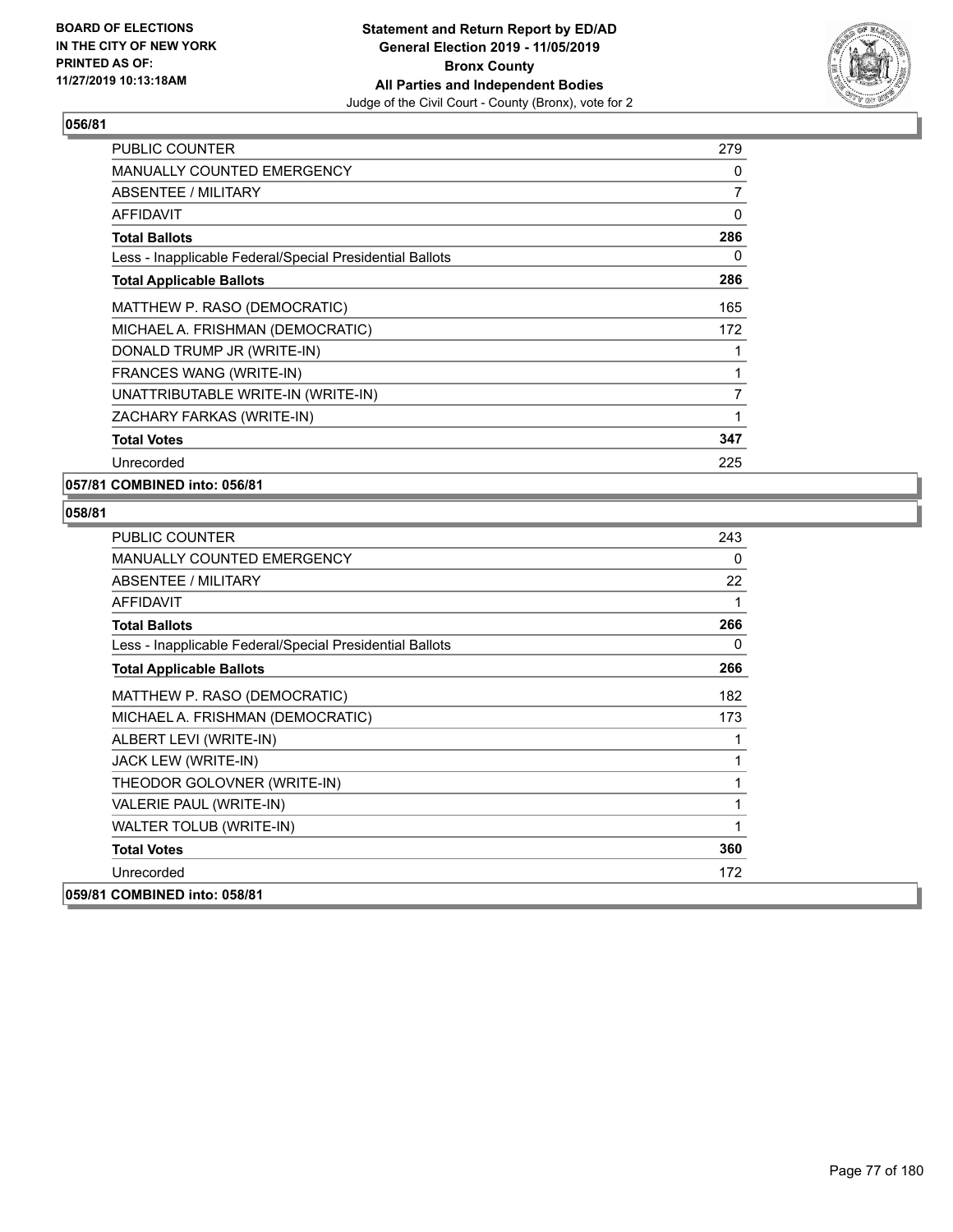**BOARD OF ELECTIONS IN THE CITY OF NEW YORK PRINTED AS OF: 11/27/2019 10:13:18AM**

**Statement and Return Report by ED/AD General Election 2019 - 11/05/2019 Bronx County All Parties and Independent Bodies**
Judge of the Civil Court - County (Bronx), vote for 2

## 056/81

| | |
|---|---|
| PUBLIC COUNTER | 279 |
| MANUALLY COUNTED EMERGENCY | 0 |
| ABSENTEE / MILITARY | 7 |
| AFFIDAVIT | 0 |
| **Total Ballots** | **286** |
| Less - Inapplicable Federal/Special Presidential Ballots | 0 |
| **Total Applicable Ballots** | **286** |
| MATTHEW P. RASO (DEMOCRATIC) | 165 |
| MICHAEL A. FRISHMAN (DEMOCRATIC) | 172 |
| DONALD TRUMP JR (WRITE-IN) | 1 |
| FRANCES WANG (WRITE-IN) | 1 |
| UNATTRIBUTABLE WRITE-IN (WRITE-IN) | 7 |
| ZACHARY FARKAS (WRITE-IN) | 1 |
| **Total Votes** | **347** |
| Unrecorded | 225 |

**057/81 COMBINED into: 056/81**

## 058/81

| | |
|---|---|
| PUBLIC COUNTER | 243 |
| MANUALLY COUNTED EMERGENCY | 0 |
| ABSENTEE / MILITARY | 22 |
| AFFIDAVIT | 1 |
| **Total Ballots** | **266** |
| Less - Inapplicable Federal/Special Presidential Ballots | 0 |
| **Total Applicable Ballots** | **266** |
| MATTHEW P. RASO (DEMOCRATIC) | 182 |
| MICHAEL A. FRISHMAN (DEMOCRATIC) | 173 |
| ALBERT LEVI (WRITE-IN) | 1 |
| JACK LEW (WRITE-IN) | 1 |
| THEODOR GOLOVNER (WRITE-IN) | 1 |
| VALERIE PAUL (WRITE-IN) | 1 |
| WALTER TOLUB (WRITE-IN) | 1 |
| **Total Votes** | **360** |
| Unrecorded | 172 |

**059/81 COMBINED into: 058/81**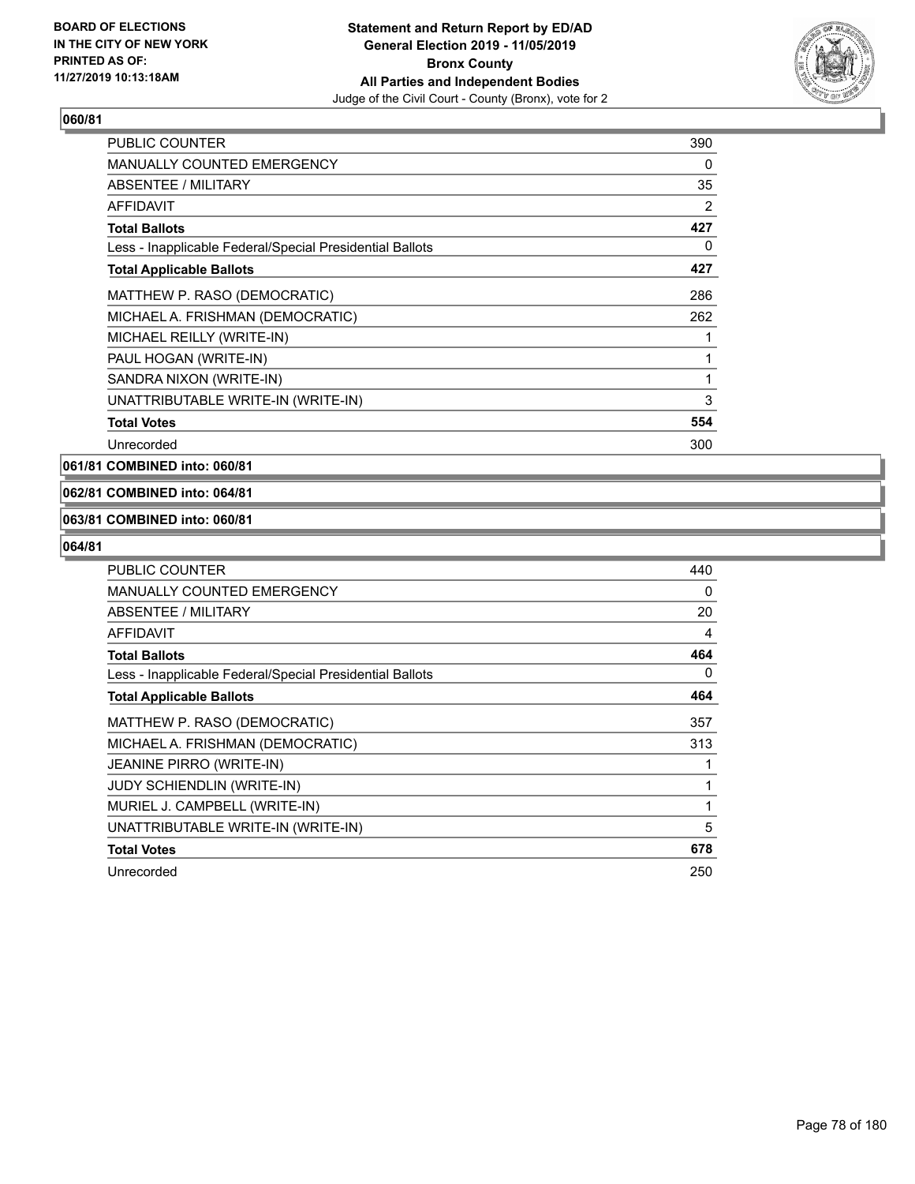**060/81**

| | |
|---|---|
| PUBLIC COUNTER | 390 |
| MANUALLY COUNTED EMERGENCY | 0 |
| ABSENTEE / MILITARY | 35 |
| AFFIDAVIT | 2 |
| **Total Ballots** | **427** |
| Less - Inapplicable Federal/Special Presidential Ballots | 0 |
| **Total Applicable Ballots** | **427** |
| MATTHEW P. RASO (DEMOCRATIC) | 286 |
| MICHAEL A. FRISHMAN (DEMOCRATIC) | 262 |
| MICHAEL REILLY (WRITE-IN) | 1 |
| PAUL HOGAN (WRITE-IN) | 1 |
| SANDRA NIXON (WRITE-IN) | 1 |
| UNATTRIBUTABLE WRITE-IN (WRITE-IN) | 3 |
| **Total Votes** | **554** |
| Unrecorded | 300 |

**061/81 COMBINED into: 060/81**

**062/81 COMBINED into: 064/81**

**063/81 COMBINED into: 060/81**

**064/81**

| | |
|---|---|
| PUBLIC COUNTER | 440 |
| MANUALLY COUNTED EMERGENCY | 0 |
| ABSENTEE / MILITARY | 20 |
| AFFIDAVIT | 4 |
| **Total Ballots** | **464** |
| Less - Inapplicable Federal/Special Presidential Ballots | 0 |
| **Total Applicable Ballots** | **464** |
| MATTHEW P. RASO (DEMOCRATIC) | 357 |
| MICHAEL A. FRISHMAN (DEMOCRATIC) | 313 |
| JEANINE PIRRO (WRITE-IN) | 1 |
| JUDY SCHIENDLIN (WRITE-IN) | 1 |
| MURIEL J. CAMPBELL (WRITE-IN) | 1 |
| UNATTRIBUTABLE WRITE-IN (WRITE-IN) | 5 |
| **Total Votes** | **678** |
| Unrecorded | 250 |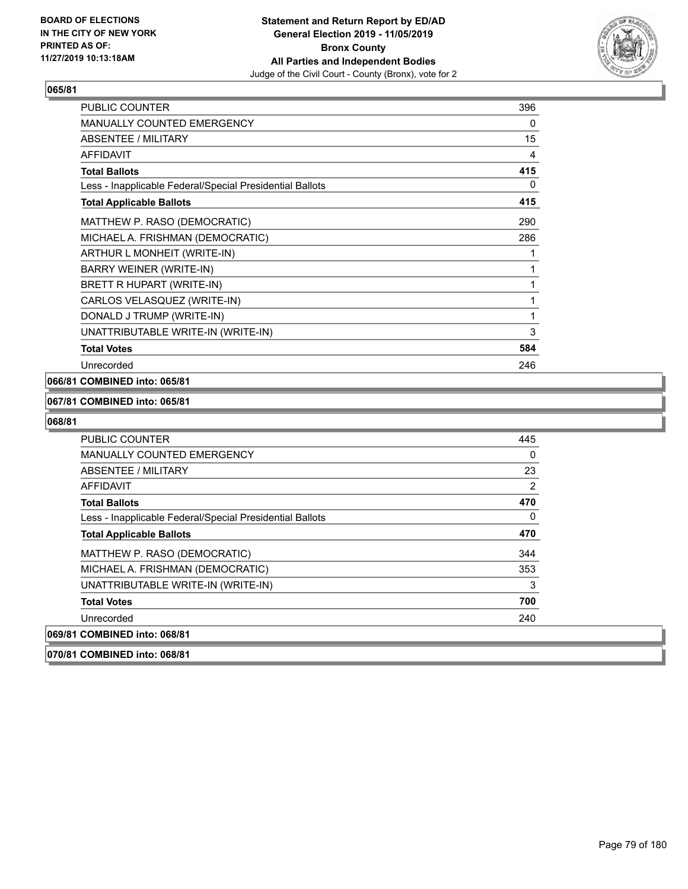**BOARD OF ELECTIONS IN THE CITY OF NEW YORK PRINTED AS OF: 11/27/2019 10:13:18AM**

**Statement and Return Report by ED/AD General Election 2019 - 11/05/2019 Bronx County All Parties and Independent Bodies**

Judge of the Civil Court - County (Bronx), vote for 2

## 065/81

| | |
|---|---|
| PUBLIC COUNTER | 396 |
| MANUALLY COUNTED EMERGENCY | 0 |
| ABSENTEE / MILITARY | 15 |
| AFFIDAVIT | 4 |
| **Total Ballots** | **415** |
| Less - Inapplicable Federal/Special Presidential Ballots | 0 |
| **Total Applicable Ballots** | **415** |
| MATTHEW P. RASO (DEMOCRATIC) | 290 |
| MICHAEL A. FRISHMAN (DEMOCRATIC) | 286 |
| ARTHUR L MONHEIT (WRITE-IN) | 1 |
| BARRY WEINER (WRITE-IN) | 1 |
| BRETT R HUPART (WRITE-IN) | 1 |
| CARLOS VELASQUEZ (WRITE-IN) | 1 |
| DONALD J TRUMP (WRITE-IN) | 1 |
| UNATTRIBUTABLE WRITE-IN (WRITE-IN) | 3 |
| **Total Votes** | **584** |
| Unrecorded | 246 |

**066/81 COMBINED into: 065/81**

**067/81 COMBINED into: 065/81**

## 068/81

| | |
|---|---|
| PUBLIC COUNTER | 445 |
| MANUALLY COUNTED EMERGENCY | 0 |
| ABSENTEE / MILITARY | 23 |
| AFFIDAVIT | 2 |
| **Total Ballots** | **470** |
| Less - Inapplicable Federal/Special Presidential Ballots | 0 |
| **Total Applicable Ballots** | **470** |
| MATTHEW P. RASO (DEMOCRATIC) | 344 |
| MICHAEL A. FRISHMAN (DEMOCRATIC) | 353 |
| UNATTRIBUTABLE WRITE-IN (WRITE-IN) | 3 |
| **Total Votes** | **700** |
| Unrecorded | 240 |

**069/81 COMBINED into: 068/81**

**070/81 COMBINED into: 068/81**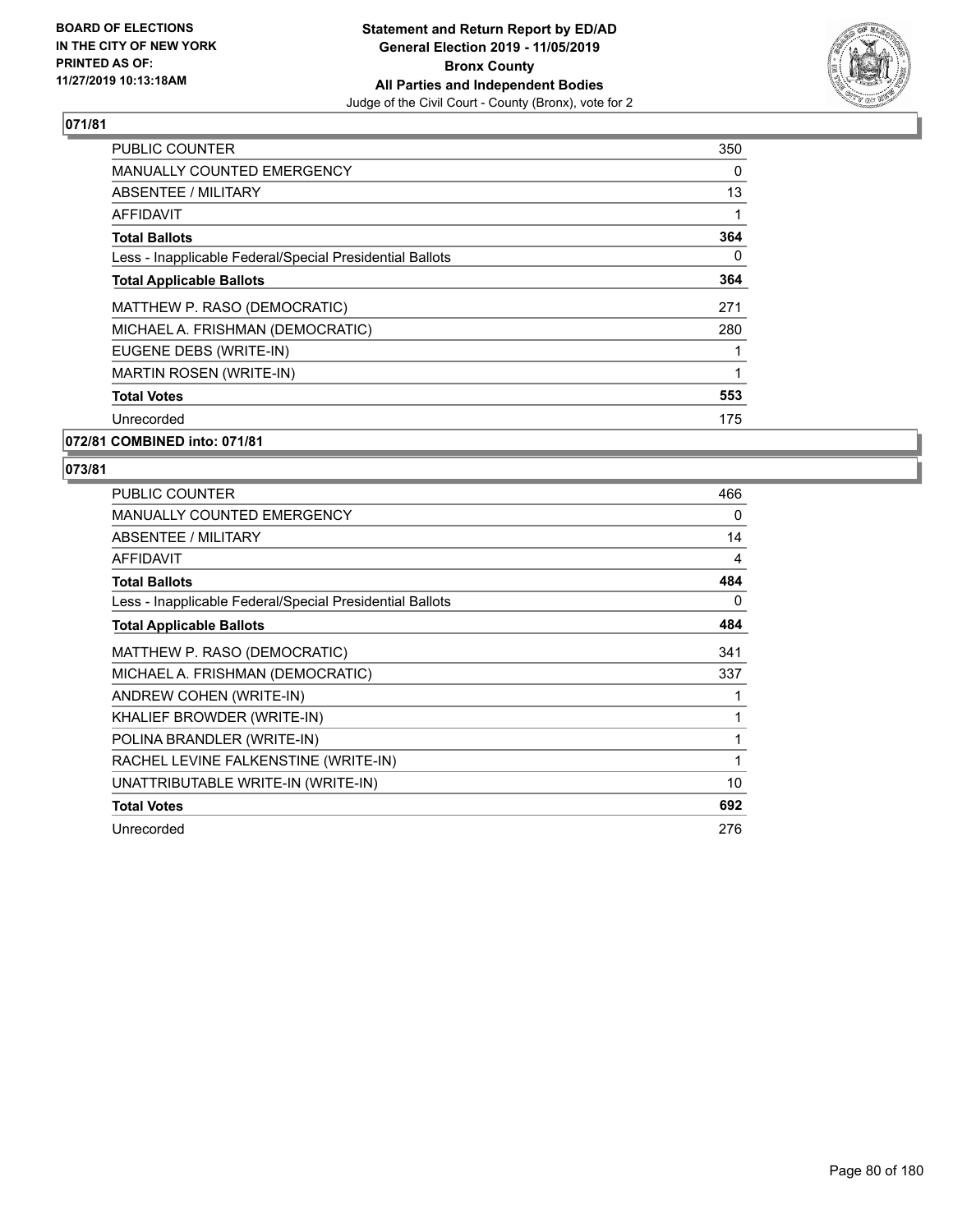## 071/81

| | |
|---|---|
| PUBLIC COUNTER | 350 |
| MANUALLY COUNTED EMERGENCY | 0 |
| ABSENTEE / MILITARY | 13 |
| AFFIDAVIT | 1 |
| **Total Ballots** | **364** |
| Less - Inapplicable Federal/Special Presidential Ballots | 0 |
| **Total Applicable Ballots** | **364** |
| MATTHEW P. RASO (DEMOCRATIC) | 271 |
| MICHAEL A. FRISHMAN (DEMOCRATIC) | 280 |
| EUGENE DEBS (WRITE-IN) | 1 |
| MARTIN ROSEN (WRITE-IN) | 1 |
| **Total Votes** | **553** |
| Unrecorded | 175 |

## 072/81 COMBINED into: 071/81

## 073/81

| | |
|---|---|
| PUBLIC COUNTER | 466 |
| MANUALLY COUNTED EMERGENCY | 0 |
| ABSENTEE / MILITARY | 14 |
| AFFIDAVIT | 4 |
| **Total Ballots** | **484** |
| Less - Inapplicable Federal/Special Presidential Ballots | 0 |
| **Total Applicable Ballots** | **484** |
| MATTHEW P. RASO (DEMOCRATIC) | 341 |
| MICHAEL A. FRISHMAN (DEMOCRATIC) | 337 |
| ANDREW COHEN (WRITE-IN) | 1 |
| KHALIEF BROWDER (WRITE-IN) | 1 |
| POLINA BRANDLER (WRITE-IN) | 1 |
| RACHEL LEVINE FALKENSTINE (WRITE-IN) | 1 |
| UNATTRIBUTABLE WRITE-IN (WRITE-IN) | 10 |
| **Total Votes** | **692** |
| Unrecorded | 276 |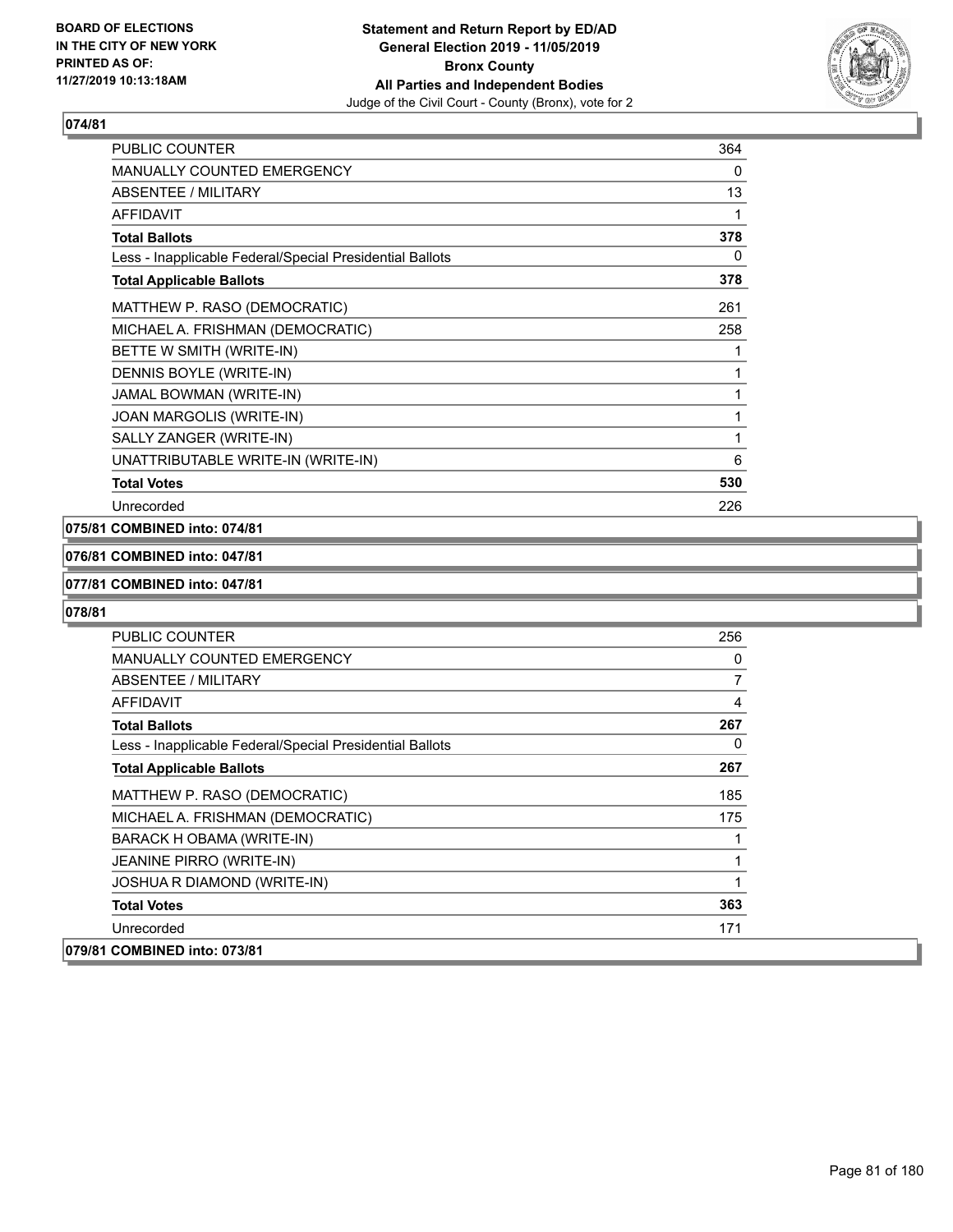**BOARD OF ELECTIONS IN THE CITY OF NEW YORK PRINTED AS OF: 11/27/2019 10:13:18AM**

**Statement and Return Report by ED/AD General Election 2019 - 11/05/2019 Bronx County All Parties and Independent Bodies**
Judge of the Civil Court - County (Bronx), vote for 2

## 074/81

| | |
|---|---|
| PUBLIC COUNTER | 364 |
| MANUALLY COUNTED EMERGENCY | 0 |
| ABSENTEE / MILITARY | 13 |
| AFFIDAVIT | 1 |
| **Total Ballots** | **378** |
| Less - Inapplicable Federal/Special Presidential Ballots | 0 |
| **Total Applicable Ballots** | **378** |
| MATTHEW P. RASO (DEMOCRATIC) | 261 |
| MICHAEL A. FRISHMAN (DEMOCRATIC) | 258 |
| BETTE W SMITH (WRITE-IN) | 1 |
| DENNIS BOYLE (WRITE-IN) | 1 |
| JAMAL BOWMAN (WRITE-IN) | 1 |
| JOAN MARGOLIS (WRITE-IN) | 1 |
| SALLY ZANGER (WRITE-IN) | 1 |
| UNATTRIBUTABLE WRITE-IN (WRITE-IN) | 6 |
| **Total Votes** | **530** |
| Unrecorded | 226 |

**075/81 COMBINED into: 074/81**

**076/81 COMBINED into: 047/81**

**077/81 COMBINED into: 047/81**

## 078/81

| | |
|---|---|
| PUBLIC COUNTER | 256 |
| MANUALLY COUNTED EMERGENCY | 0 |
| ABSENTEE / MILITARY | 7 |
| AFFIDAVIT | 4 |
| **Total Ballots** | **267** |
| Less - Inapplicable Federal/Special Presidential Ballots | 0 |
| **Total Applicable Ballots** | **267** |
| MATTHEW P. RASO (DEMOCRATIC) | 185 |
| MICHAEL A. FRISHMAN (DEMOCRATIC) | 175 |
| BARACK H OBAMA (WRITE-IN) | 1 |
| JEANINE PIRRO (WRITE-IN) | 1 |
| JOSHUA R DIAMOND (WRITE-IN) | 1 |
| **Total Votes** | **363** |
| Unrecorded | 171 |

**079/81 COMBINED into: 073/81**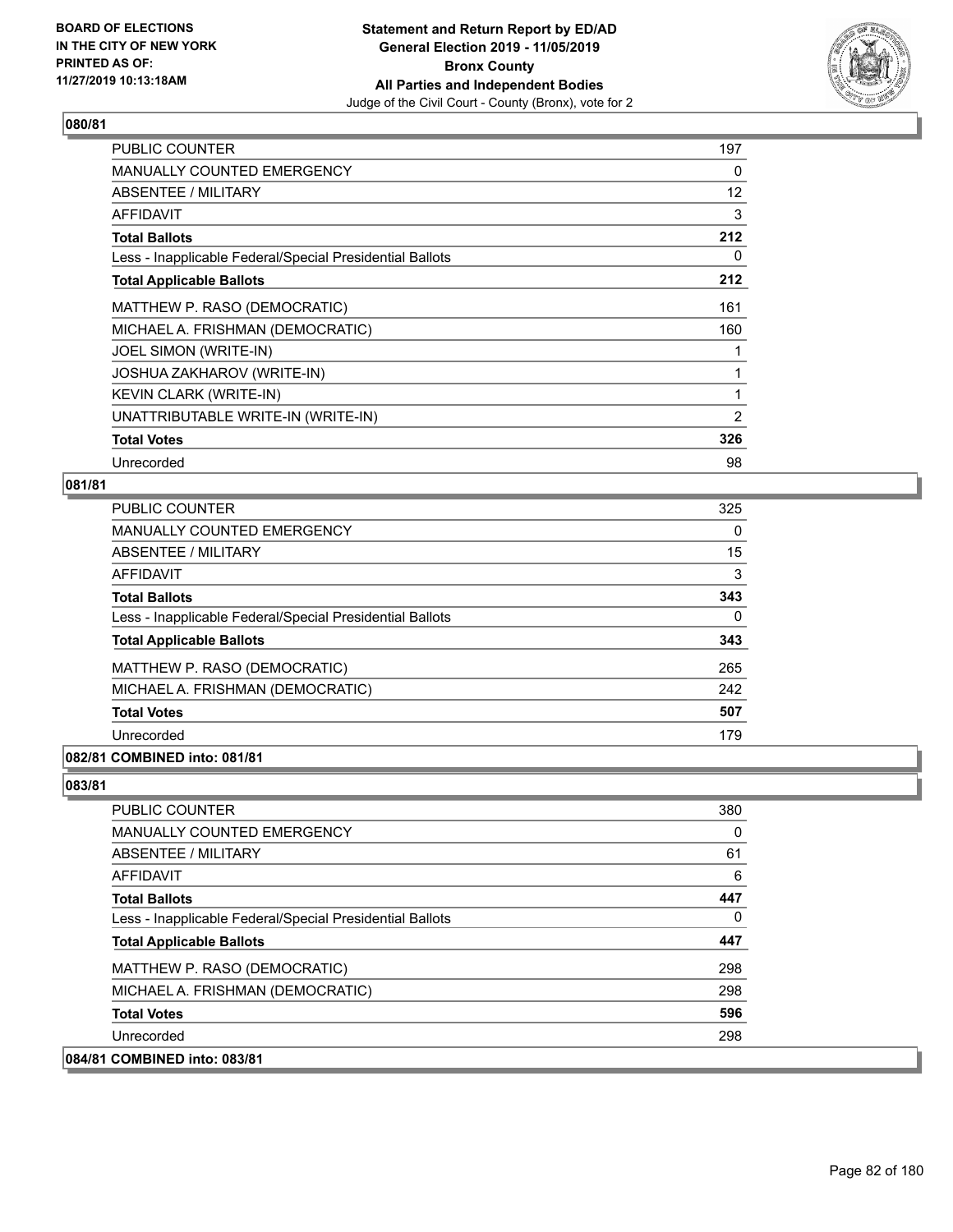**Statement and Return Report by ED/AD**
**General Election 2019 - 11/05/2019**
**Bronx County**
**All Parties and Independent Bodies**
Judge of the Civil Court - County (Bronx), vote for 2

BOARD OF ELECTIONS IN THE CITY OF NEW YORK PRINTED AS OF: 11/27/2019 10:13:18AM

## 080/81

| | |
|---|---|
| PUBLIC COUNTER | 197 |
| MANUALLY COUNTED EMERGENCY | 0 |
| ABSENTEE / MILITARY | 12 |
| AFFIDAVIT | 3 |
| **Total Ballots** | **212** |
| Less - Inapplicable Federal/Special Presidential Ballots | 0 |
| **Total Applicable Ballots** | **212** |
| MATTHEW P. RASO (DEMOCRATIC) | 161 |
| MICHAEL A. FRISHMAN (DEMOCRATIC) | 160 |
| JOEL SIMON (WRITE-IN) | 1 |
| JOSHUA ZAKHAROV (WRITE-IN) | 1 |
| KEVIN CLARK (WRITE-IN) | 1 |
| UNATTRIBUTABLE WRITE-IN (WRITE-IN) | 2 |
| **Total Votes** | **326** |
| Unrecorded | 98 |

## 081/81

| | |
|---|---|
| PUBLIC COUNTER | 325 |
| MANUALLY COUNTED EMERGENCY | 0 |
| ABSENTEE / MILITARY | 15 |
| AFFIDAVIT | 3 |
| **Total Ballots** | **343** |
| Less - Inapplicable Federal/Special Presidential Ballots | 0 |
| **Total Applicable Ballots** | **343** |
| MATTHEW P. RASO (DEMOCRATIC) | 265 |
| MICHAEL A. FRISHMAN (DEMOCRATIC) | 242 |
| **Total Votes** | **507** |
| Unrecorded | 179 |

## 082/81 COMBINED into: 081/81

## 083/81

| | |
|---|---|
| PUBLIC COUNTER | 380 |
| MANUALLY COUNTED EMERGENCY | 0 |
| ABSENTEE / MILITARY | 61 |
| AFFIDAVIT | 6 |
| **Total Ballots** | **447** |
| Less - Inapplicable Federal/Special Presidential Ballots | 0 |
| **Total Applicable Ballots** | **447** |
| MATTHEW P. RASO (DEMOCRATIC) | 298 |
| MICHAEL A. FRISHMAN (DEMOCRATIC) | 298 |
| **Total Votes** | **596** |
| Unrecorded | 298 |

## 084/81 COMBINED into: 083/81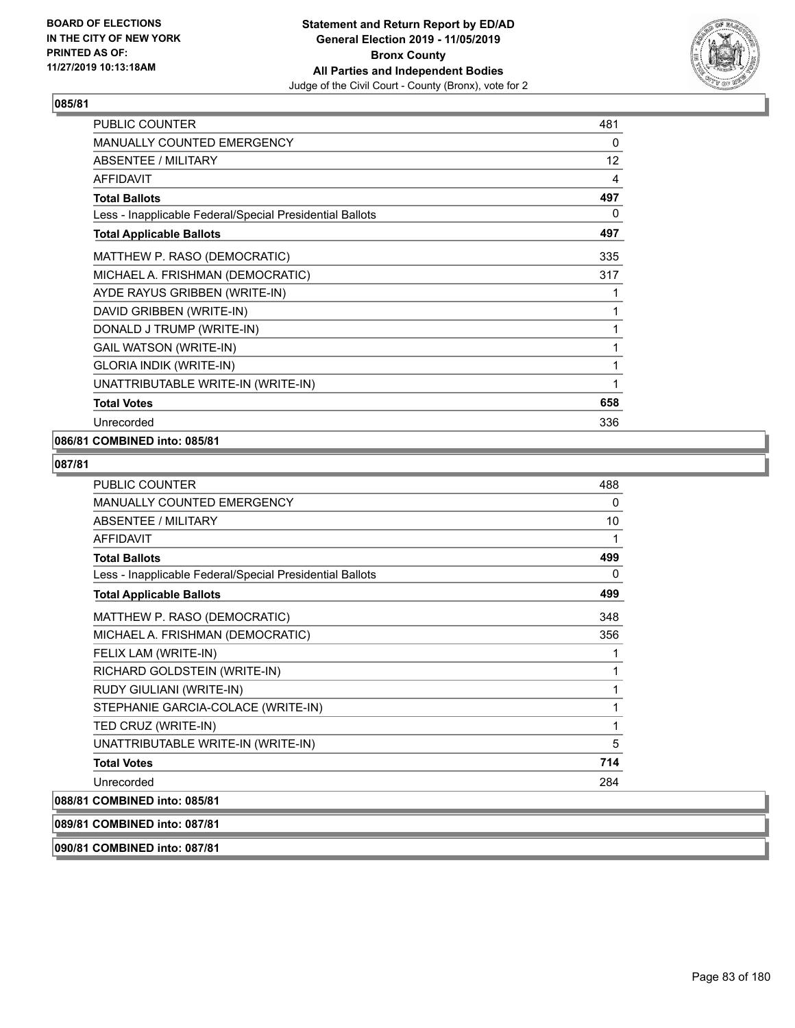**BOARD OF ELECTIONS IN THE CITY OF NEW YORK PRINTED AS OF: 11/27/2019 10:13:18AM**

**Statement and Return Report by ED/AD General Election 2019 - 11/05/2019 Bronx County All Parties and Independent Bodies**
Judge of the Civil Court - County (Bronx), vote for 2

## 085/81

| | |
|---|---|
| PUBLIC COUNTER | 481 |
| MANUALLY COUNTED EMERGENCY | 0 |
| ABSENTEE / MILITARY | 12 |
| AFFIDAVIT | 4 |
| **Total Ballots** | **497** |
| Less - Inapplicable Federal/Special Presidential Ballots | 0 |
| **Total Applicable Ballots** | **497** |
| MATTHEW P. RASO (DEMOCRATIC) | 335 |
| MICHAEL A. FRISHMAN (DEMOCRATIC) | 317 |
| AYDE RAYUS GRIBBEN (WRITE-IN) | 1 |
| DAVID GRIBBEN (WRITE-IN) | 1 |
| DONALD J TRUMP (WRITE-IN) | 1 |
| GAIL WATSON (WRITE-IN) | 1 |
| GLORIA INDIK (WRITE-IN) | 1 |
| UNATTRIBUTABLE WRITE-IN (WRITE-IN) | 1 |
| **Total Votes** | **658** |
| Unrecorded | 336 |

**086/81 COMBINED into: 085/81**

## 087/81

| | |
|---|---|
| PUBLIC COUNTER | 488 |
| MANUALLY COUNTED EMERGENCY | 0 |
| ABSENTEE / MILITARY | 10 |
| AFFIDAVIT | 1 |
| **Total Ballots** | **499** |
| Less - Inapplicable Federal/Special Presidential Ballots | 0 |
| **Total Applicable Ballots** | **499** |
| MATTHEW P. RASO (DEMOCRATIC) | 348 |
| MICHAEL A. FRISHMAN (DEMOCRATIC) | 356 |
| FELIX LAM (WRITE-IN) | 1 |
| RICHARD GOLDSTEIN (WRITE-IN) | 1 |
| RUDY GIULIANI (WRITE-IN) | 1 |
| STEPHANIE GARCIA-COLACE (WRITE-IN) | 1 |
| TED CRUZ (WRITE-IN) | 1 |
| UNATTRIBUTABLE WRITE-IN (WRITE-IN) | 5 |
| **Total Votes** | **714** |
| Unrecorded | 284 |

**088/81 COMBINED into: 085/81**

**089/81 COMBINED into: 087/81**

**090/81 COMBINED into: 087/81**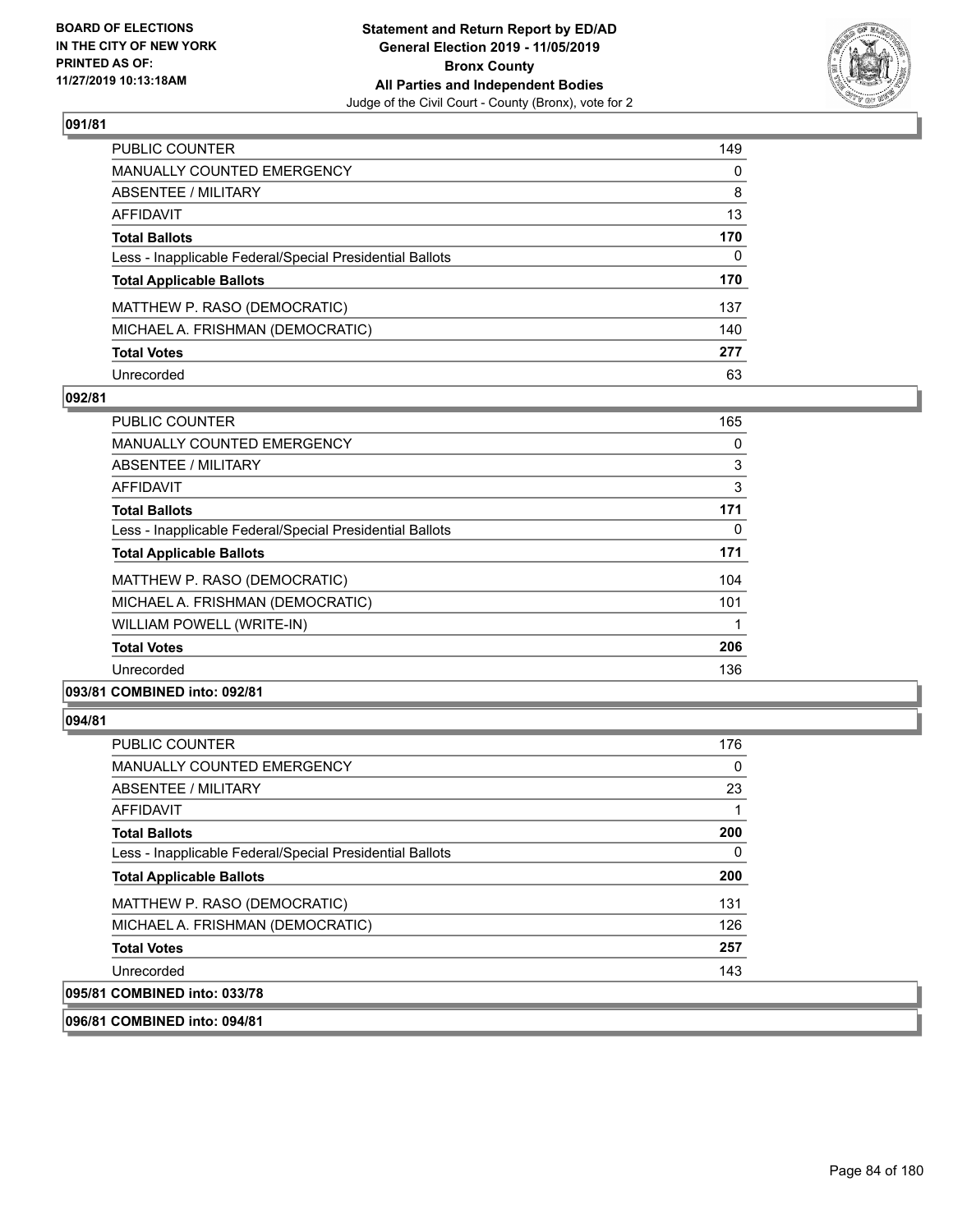### 091/81

| | |
|---|---|
| PUBLIC COUNTER | 149 |
| MANUALLY COUNTED EMERGENCY | 0 |
| ABSENTEE / MILITARY | 8 |
| AFFIDAVIT | 13 |
| **Total Ballots** | **170** |
| Less - Inapplicable Federal/Special Presidential Ballots | 0 |
| **Total Applicable Ballots** | **170** |
| MATTHEW P. RASO (DEMOCRATIC) | 137 |
| MICHAEL A. FRISHMAN (DEMOCRATIC) | 140 |
| **Total Votes** | **277** |
| Unrecorded | 63 |

### 092/81

| | |
|---|---|
| PUBLIC COUNTER | 165 |
| MANUALLY COUNTED EMERGENCY | 0 |
| ABSENTEE / MILITARY | 3 |
| AFFIDAVIT | 3 |
| **Total Ballots** | **171** |
| Less - Inapplicable Federal/Special Presidential Ballots | 0 |
| **Total Applicable Ballots** | **171** |
| MATTHEW P. RASO (DEMOCRATIC) | 104 |
| MICHAEL A. FRISHMAN (DEMOCRATIC) | 101 |
| WILLIAM POWELL (WRITE-IN) | 1 |
| **Total Votes** | **206** |
| Unrecorded | 136 |

### 093/81 COMBINED into: 092/81

### 094/81

| | |
|---|---|
| PUBLIC COUNTER | 176 |
| MANUALLY COUNTED EMERGENCY | 0 |
| ABSENTEE / MILITARY | 23 |
| AFFIDAVIT | 1 |
| **Total Ballots** | **200** |
| Less - Inapplicable Federal/Special Presidential Ballots | 0 |
| **Total Applicable Ballots** | **200** |
| MATTHEW P. RASO (DEMOCRATIC) | 131 |
| MICHAEL A. FRISHMAN (DEMOCRATIC) | 126 |
| **Total Votes** | **257** |
| Unrecorded | 143 |

### 095/81 COMBINED into: 033/78

### 096/81 COMBINED into: 094/81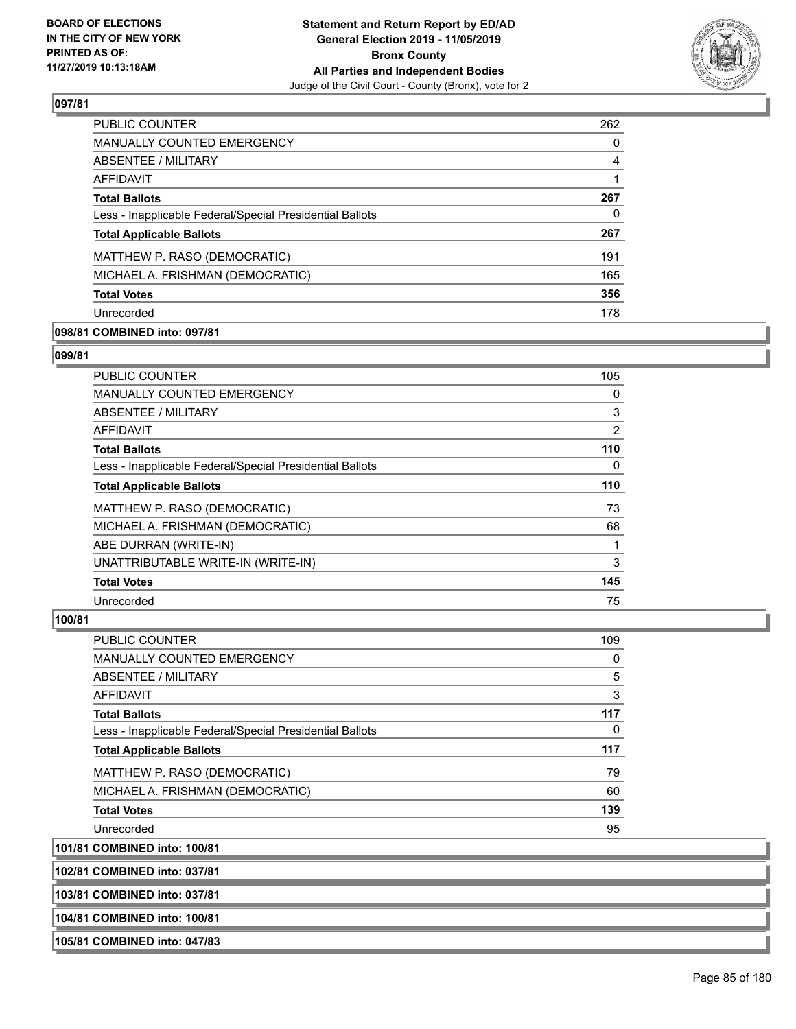**Statement and Return Report by ED/AD**
**General Election 2019 - 11/05/2019**
**Bronx County**
**All Parties and Independent Bodies**
Judge of the Civil Court - County (Bronx), vote for 2

BOARD OF ELECTIONS
IN THE CITY OF NEW YORK
PRINTED AS OF:
11/27/2019 10:13:18AM

**097/81**

| | |
|---|---|
| PUBLIC COUNTER | 262 |
| MANUALLY COUNTED EMERGENCY | 0 |
| ABSENTEE / MILITARY | 4 |
| AFFIDAVIT | 1 |
| **Total Ballots** | **267** |
| Less - Inapplicable Federal/Special Presidential Ballots | 0 |
| **Total Applicable Ballots** | **267** |
| MATTHEW P. RASO (DEMOCRATIC) | 191 |
| MICHAEL A. FRISHMAN (DEMOCRATIC) | 165 |
| **Total Votes** | **356** |
| Unrecorded | 178 |

**098/81 COMBINED into: 097/81**

**099/81**

| | |
|---|---|
| PUBLIC COUNTER | 105 |
| MANUALLY COUNTED EMERGENCY | 0 |
| ABSENTEE / MILITARY | 3 |
| AFFIDAVIT | 2 |
| **Total Ballots** | **110** |
| Less - Inapplicable Federal/Special Presidential Ballots | 0 |
| **Total Applicable Ballots** | **110** |
| MATTHEW P. RASO (DEMOCRATIC) | 73 |
| MICHAEL A. FRISHMAN (DEMOCRATIC) | 68 |
| ABE DURRAN (WRITE-IN) | 1 |
| UNATTRIBUTABLE WRITE-IN (WRITE-IN) | 3 |
| **Total Votes** | **145** |
| Unrecorded | 75 |

**100/81**

| | |
|---|---|
| PUBLIC COUNTER | 109 |
| MANUALLY COUNTED EMERGENCY | 0 |
| ABSENTEE / MILITARY | 5 |
| AFFIDAVIT | 3 |
| **Total Ballots** | **117** |
| Less - Inapplicable Federal/Special Presidential Ballots | 0 |
| **Total Applicable Ballots** | **117** |
| MATTHEW P. RASO (DEMOCRATIC) | 79 |
| MICHAEL A. FRISHMAN (DEMOCRATIC) | 60 |
| **Total Votes** | **139** |
| Unrecorded | 95 |

**101/81 COMBINED into: 100/81**

**102/81 COMBINED into: 037/81**

**103/81 COMBINED into: 037/81**

**104/81 COMBINED into: 100/81**

**105/81 COMBINED into: 047/83**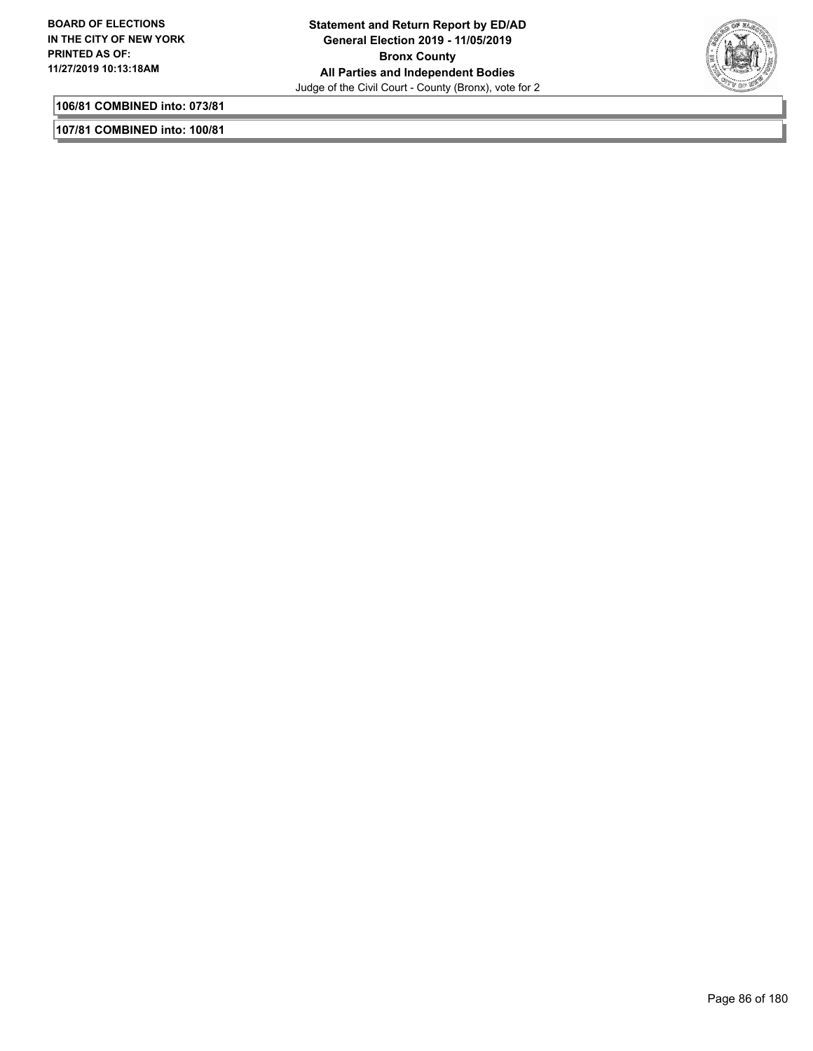**106/81 COMBINED into: 073/81**

**107/81 COMBINED into: 100/81**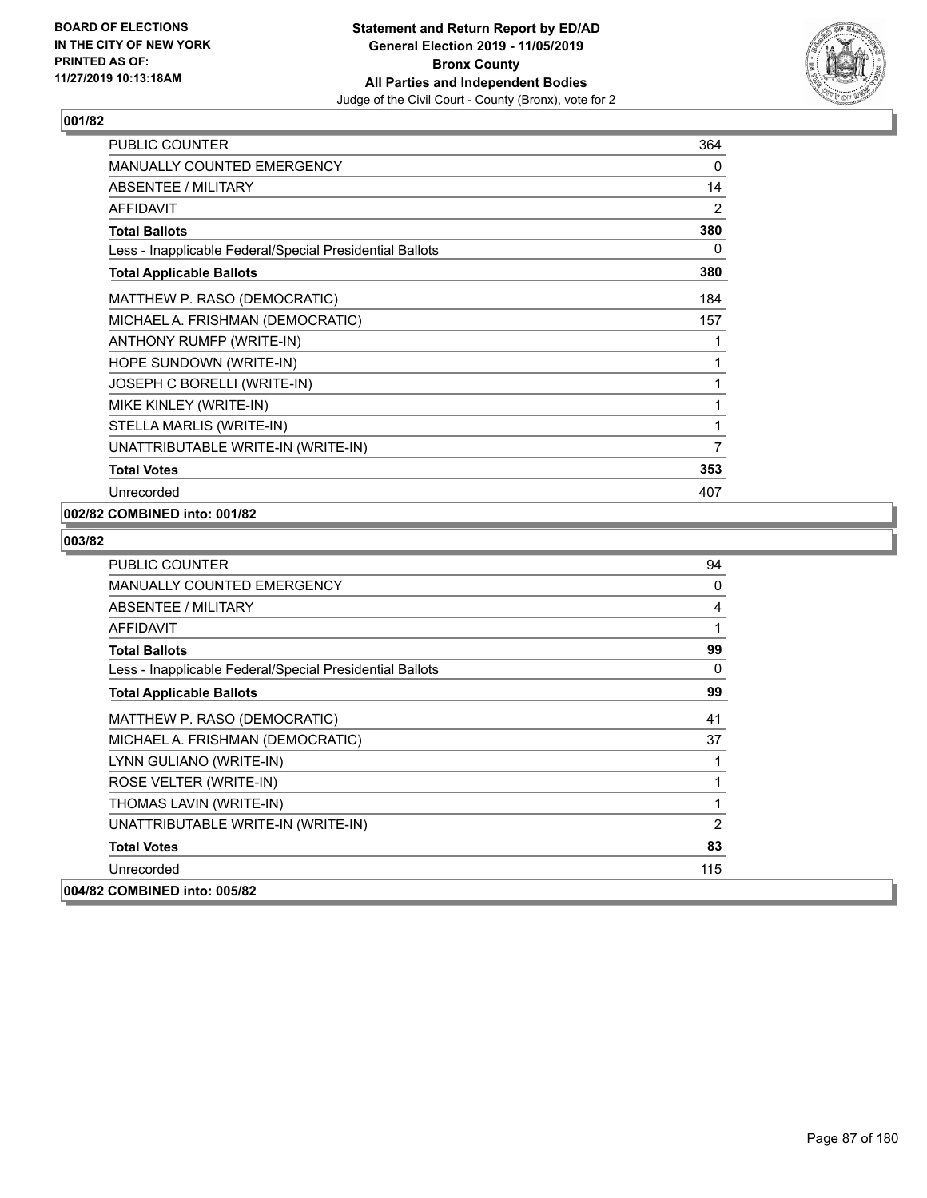**BOARD OF ELECTIONS IN THE CITY OF NEW YORK PRINTED AS OF: 11/27/2019 10:13:18AM**

**Statement and Return Report by ED/AD General Election 2019 - 11/05/2019 Bronx County All Parties and Independent Bodies**
Judge of the Civil Court - County (Bronx), vote for 2

### 001/82

| | |
|---|---|
| PUBLIC COUNTER | 364 |
| MANUALLY COUNTED EMERGENCY | 0 |
| ABSENTEE / MILITARY | 14 |
| AFFIDAVIT | 2 |
| **Total Ballots** | **380** |
| Less - Inapplicable Federal/Special Presidential Ballots | 0 |
| **Total Applicable Ballots** | **380** |
| MATTHEW P. RASO (DEMOCRATIC) | 184 |
| MICHAEL A. FRISHMAN (DEMOCRATIC) | 157 |
| ANTHONY RUMFP (WRITE-IN) | 1 |
| HOPE SUNDOWN (WRITE-IN) | 1 |
| JOSEPH C BORELLI (WRITE-IN) | 1 |
| MIKE KINLEY (WRITE-IN) | 1 |
| STELLA MARLIS (WRITE-IN) | 1 |
| UNATTRIBUTABLE WRITE-IN (WRITE-IN) | 7 |
| **Total Votes** | **353** |
| Unrecorded | 407 |

### 002/82 COMBINED into: 001/82

### 003/82

| | |
|---|---|
| PUBLIC COUNTER | 94 |
| MANUALLY COUNTED EMERGENCY | 0 |
| ABSENTEE / MILITARY | 4 |
| AFFIDAVIT | 1 |
| **Total Ballots** | **99** |
| Less - Inapplicable Federal/Special Presidential Ballots | 0 |
| **Total Applicable Ballots** | **99** |
| MATTHEW P. RASO (DEMOCRATIC) | 41 |
| MICHAEL A. FRISHMAN (DEMOCRATIC) | 37 |
| LYNN GULIANO (WRITE-IN) | 1 |
| ROSE VELTER (WRITE-IN) | 1 |
| THOMAS LAVIN (WRITE-IN) | 1 |
| UNATTRIBUTABLE WRITE-IN (WRITE-IN) | 2 |
| **Total Votes** | **83** |
| Unrecorded | 115 |

### 004/82 COMBINED into: 005/82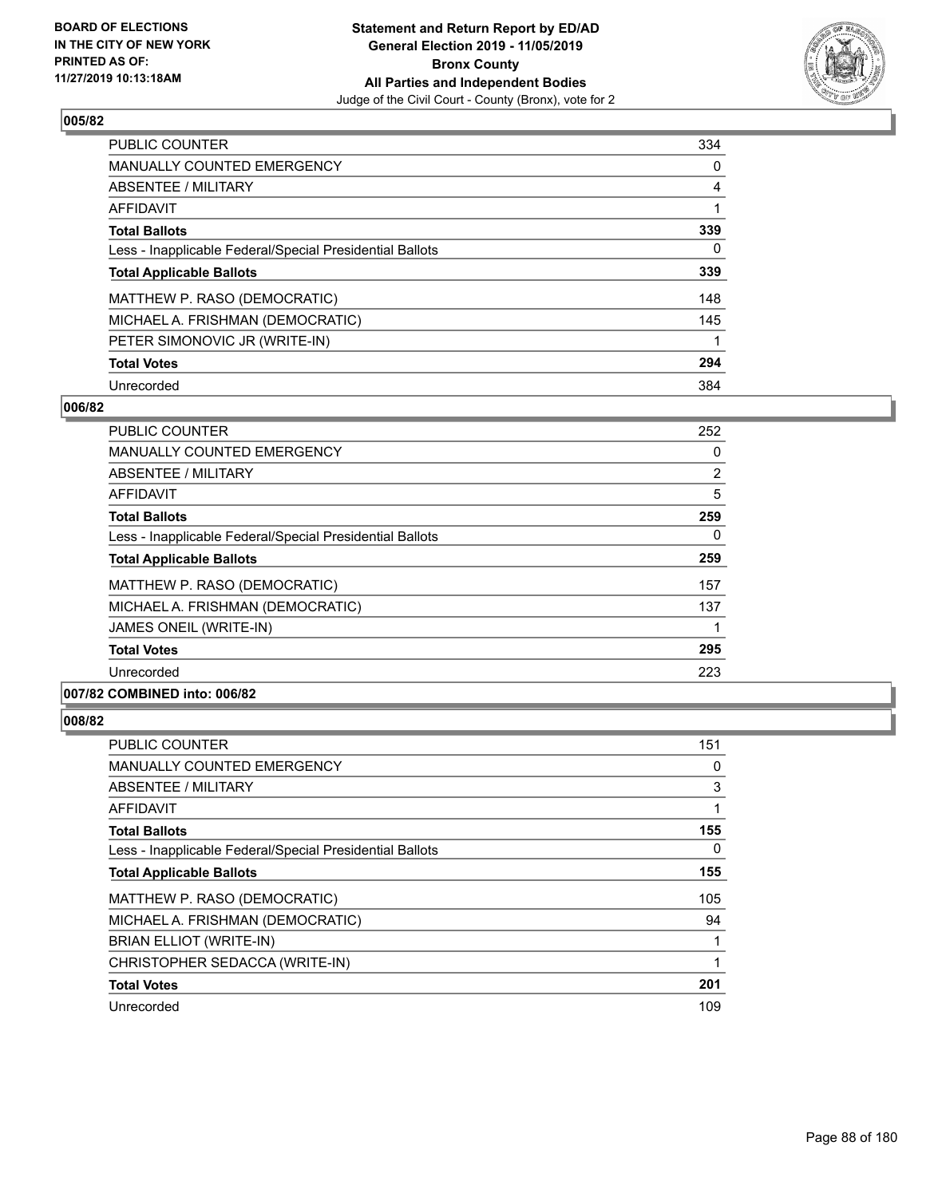**BOARD OF ELECTIONS IN THE CITY OF NEW YORK PRINTED AS OF: 11/27/2019 10:13:18AM**

**Statement and Return Report by ED/AD General Election 2019 - 11/05/2019 Bronx County All Parties and Independent Bodies**
Judge of the Civil Court - County (Bronx), vote for 2

### 005/82

| | |
|---|---|
| PUBLIC COUNTER | 334 |
| MANUALLY COUNTED EMERGENCY | 0 |
| ABSENTEE / MILITARY | 4 |
| AFFIDAVIT | 1 |
| **Total Ballots** | **339** |
| Less - Inapplicable Federal/Special Presidential Ballots | 0 |
| **Total Applicable Ballots** | **339** |
| MATTHEW P. RASO (DEMOCRATIC) | 148 |
| MICHAEL A. FRISHMAN (DEMOCRATIC) | 145 |
| PETER SIMONOVIC JR (WRITE-IN) | 1 |
| **Total Votes** | **294** |
| Unrecorded | 384 |

### 006/82

| | |
|---|---|
| PUBLIC COUNTER | 252 |
| MANUALLY COUNTED EMERGENCY | 0 |
| ABSENTEE / MILITARY | 2 |
| AFFIDAVIT | 5 |
| **Total Ballots** | **259** |
| Less - Inapplicable Federal/Special Presidential Ballots | 0 |
| **Total Applicable Ballots** | **259** |
| MATTHEW P. RASO (DEMOCRATIC) | 157 |
| MICHAEL A. FRISHMAN (DEMOCRATIC) | 137 |
| JAMES ONEIL (WRITE-IN) | 1 |
| **Total Votes** | **295** |
| Unrecorded | 223 |

### 007/82 COMBINED into: 006/82

### 008/82

| | |
|---|---|
| PUBLIC COUNTER | 151 |
| MANUALLY COUNTED EMERGENCY | 0 |
| ABSENTEE / MILITARY | 3 |
| AFFIDAVIT | 1 |
| **Total Ballots** | **155** |
| Less - Inapplicable Federal/Special Presidential Ballots | 0 |
| **Total Applicable Ballots** | **155** |
| MATTHEW P. RASO (DEMOCRATIC) | 105 |
| MICHAEL A. FRISHMAN (DEMOCRATIC) | 94 |
| BRIAN ELLIOT (WRITE-IN) | 1 |
| CHRISTOPHER SEDACCA (WRITE-IN) | 1 |
| **Total Votes** | **201** |
| Unrecorded | 109 |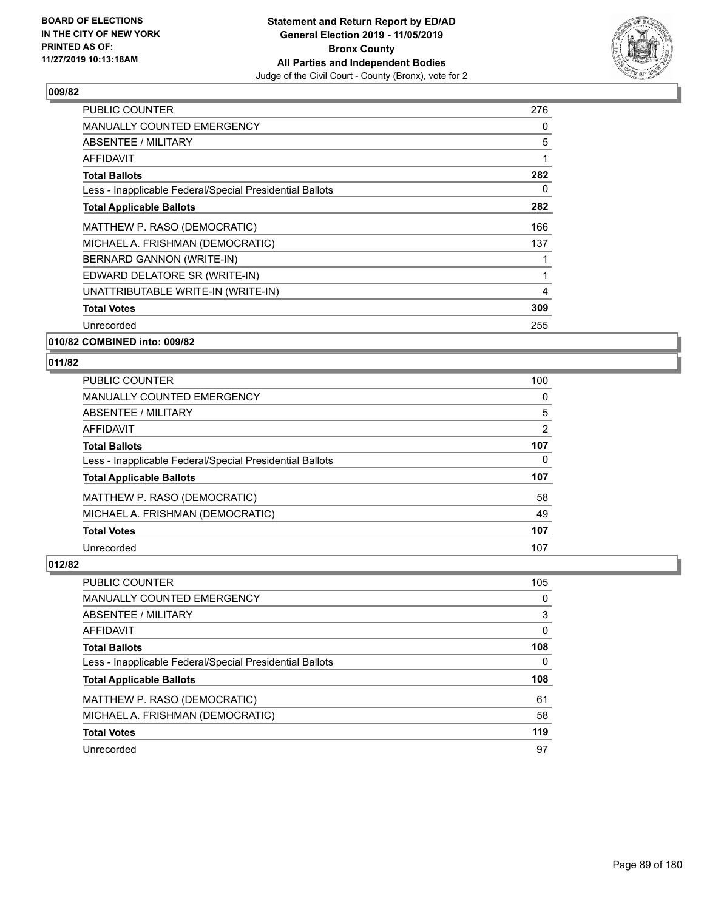### 009/82

| | |
|---|---|
| PUBLIC COUNTER | 276 |
| MANUALLY COUNTED EMERGENCY | 0 |
| ABSENTEE / MILITARY | 5 |
| AFFIDAVIT | 1 |
| **Total Ballots** | **282** |
| Less - Inapplicable Federal/Special Presidential Ballots | 0 |
| **Total Applicable Ballots** | **282** |
| MATTHEW P. RASO (DEMOCRATIC) | 166 |
| MICHAEL A. FRISHMAN (DEMOCRATIC) | 137 |
| BERNARD GANNON (WRITE-IN) | 1 |
| EDWARD DELATORE SR (WRITE-IN) | 1 |
| UNATTRIBUTABLE WRITE-IN (WRITE-IN) | 4 |
| **Total Votes** | **309** |
| Unrecorded | 255 |

### 010/82 COMBINED into: 009/82

### 011/82

| | |
|---|---|
| PUBLIC COUNTER | 100 |
| MANUALLY COUNTED EMERGENCY | 0 |
| ABSENTEE / MILITARY | 5 |
| AFFIDAVIT | 2 |
| **Total Ballots** | **107** |
| Less - Inapplicable Federal/Special Presidential Ballots | 0 |
| **Total Applicable Ballots** | **107** |
| MATTHEW P. RASO (DEMOCRATIC) | 58 |
| MICHAEL A. FRISHMAN (DEMOCRATIC) | 49 |
| **Total Votes** | **107** |
| Unrecorded | 107 |

### 012/82

| | |
|---|---|
| PUBLIC COUNTER | 105 |
| MANUALLY COUNTED EMERGENCY | 0 |
| ABSENTEE / MILITARY | 3 |
| AFFIDAVIT | 0 |
| **Total Ballots** | **108** |
| Less - Inapplicable Federal/Special Presidential Ballots | 0 |
| **Total Applicable Ballots** | **108** |
| MATTHEW P. RASO (DEMOCRATIC) | 61 |
| MICHAEL A. FRISHMAN (DEMOCRATIC) | 58 |
| **Total Votes** | **119** |
| Unrecorded | 97 |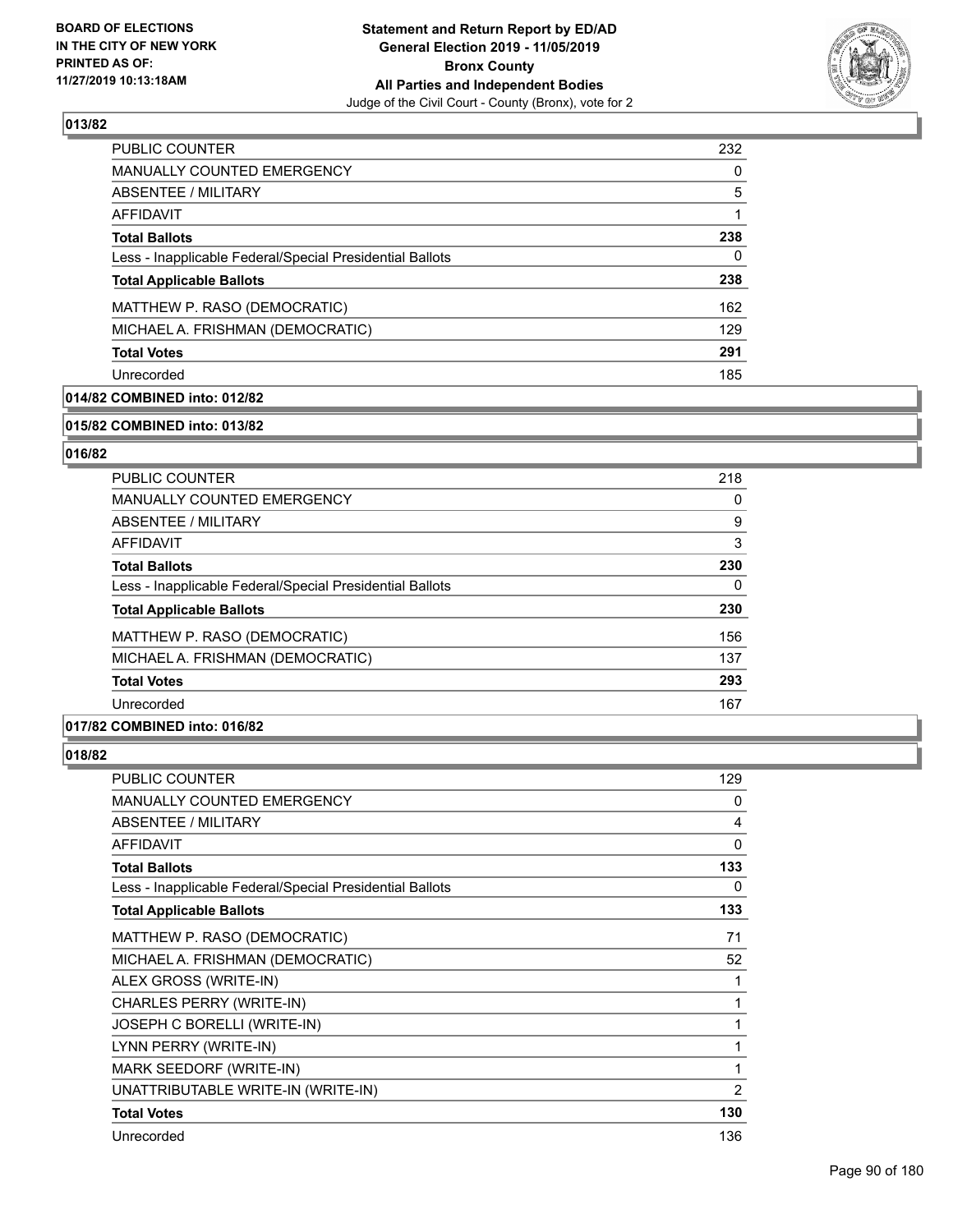### 013/82

| | |
|---|---|
| PUBLIC COUNTER | 232 |
| MANUALLY COUNTED EMERGENCY | 0 |
| ABSENTEE / MILITARY | 5 |
| AFFIDAVIT | 1 |
| **Total Ballots** | **238** |
| Less - Inapplicable Federal/Special Presidential Ballots | 0 |
| **Total Applicable Ballots** | **238** |
| MATTHEW P. RASO (DEMOCRATIC) | 162 |
| MICHAEL A. FRISHMAN (DEMOCRATIC) | 129 |
| **Total Votes** | **291** |
| Unrecorded | 185 |

### 014/82 COMBINED into: 012/82

### 015/82 COMBINED into: 013/82

### 016/82

| | |
|---|---|
| PUBLIC COUNTER | 218 |
| MANUALLY COUNTED EMERGENCY | 0 |
| ABSENTEE / MILITARY | 9 |
| AFFIDAVIT | 3 |
| **Total Ballots** | **230** |
| Less - Inapplicable Federal/Special Presidential Ballots | 0 |
| **Total Applicable Ballots** | **230** |
| MATTHEW P. RASO (DEMOCRATIC) | 156 |
| MICHAEL A. FRISHMAN (DEMOCRATIC) | 137 |
| **Total Votes** | **293** |
| Unrecorded | 167 |

### 017/82 COMBINED into: 016/82

### 018/82

| | |
|---|---|
| PUBLIC COUNTER | 129 |
| MANUALLY COUNTED EMERGENCY | 0 |
| ABSENTEE / MILITARY | 4 |
| AFFIDAVIT | 0 |
| **Total Ballots** | **133** |
| Less - Inapplicable Federal/Special Presidential Ballots | 0 |
| **Total Applicable Ballots** | **133** |
| MATTHEW P. RASO (DEMOCRATIC) | 71 |
| MICHAEL A. FRISHMAN (DEMOCRATIC) | 52 |
| ALEX GROSS (WRITE-IN) | 1 |
| CHARLES PERRY (WRITE-IN) | 1 |
| JOSEPH C BORELLI (WRITE-IN) | 1 |
| LYNN PERRY (WRITE-IN) | 1 |
| MARK SEEDORF (WRITE-IN) | 1 |
| UNATTRIBUTABLE WRITE-IN (WRITE-IN) | 2 |
| **Total Votes** | **130** |
| Unrecorded | 136 |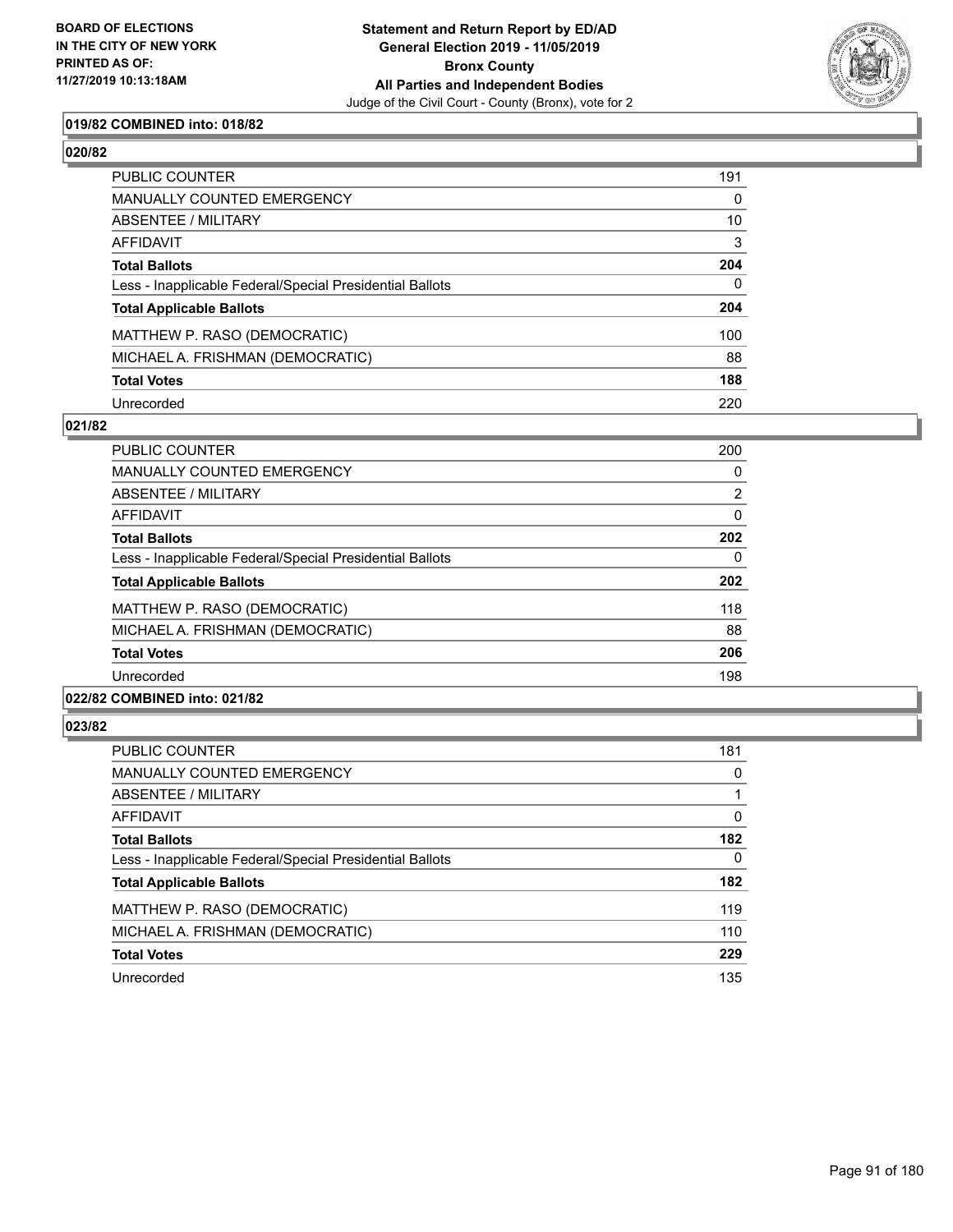**Statement and Return Report by ED/AD**
**General Election 2019 - 11/05/2019**
**Bronx County**
**All Parties and Independent Bodies**
Judge of the Civil Court - County (Bronx), vote for 2

BOARD OF ELECTIONS
IN THE CITY OF NEW YORK
PRINTED AS OF:
11/27/2019 10:13:18AM

### 019/82 COMBINED into: 018/82

### 020/82

| | |
|---|---|
| PUBLIC COUNTER | 191 |
| MANUALLY COUNTED EMERGENCY | 0 |
| ABSENTEE / MILITARY | 10 |
| AFFIDAVIT | 3 |
| **Total Ballots** | **204** |
| Less - Inapplicable Federal/Special Presidential Ballots | 0 |
| **Total Applicable Ballots** | **204** |
| MATTHEW P. RASO (DEMOCRATIC) | 100 |
| MICHAEL A. FRISHMAN (DEMOCRATIC) | 88 |
| **Total Votes** | **188** |
| Unrecorded | 220 |

### 021/82

| | |
|---|---|
| PUBLIC COUNTER | 200 |
| MANUALLY COUNTED EMERGENCY | 0 |
| ABSENTEE / MILITARY | 2 |
| AFFIDAVIT | 0 |
| **Total Ballots** | **202** |
| Less - Inapplicable Federal/Special Presidential Ballots | 0 |
| **Total Applicable Ballots** | **202** |
| MATTHEW P. RASO (DEMOCRATIC) | 118 |
| MICHAEL A. FRISHMAN (DEMOCRATIC) | 88 |
| **Total Votes** | **206** |
| Unrecorded | 198 |

### 022/82 COMBINED into: 021/82

### 023/82

| | |
|---|---|
| PUBLIC COUNTER | 181 |
| MANUALLY COUNTED EMERGENCY | 0 |
| ABSENTEE / MILITARY | 1 |
| AFFIDAVIT | 0 |
| **Total Ballots** | **182** |
| Less - Inapplicable Federal/Special Presidential Ballots | 0 |
| **Total Applicable Ballots** | **182** |
| MATTHEW P. RASO (DEMOCRATIC) | 119 |
| MICHAEL A. FRISHMAN (DEMOCRATIC) | 110 |
| **Total Votes** | **229** |
| Unrecorded | 135 |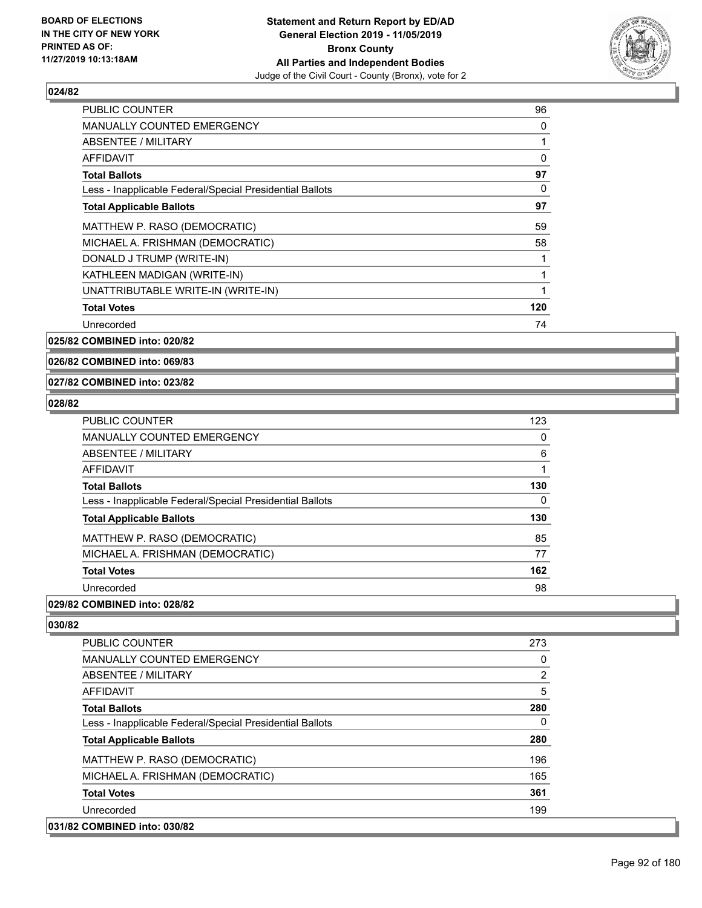## 024/82

| | |
|---|---|
| PUBLIC COUNTER | 96 |
| MANUALLY COUNTED EMERGENCY | 0 |
| ABSENTEE / MILITARY | 1 |
| AFFIDAVIT | 0 |
| **Total Ballots** | **97** |
| Less - Inapplicable Federal/Special Presidential Ballots | 0 |
| **Total Applicable Ballots** | **97** |
| MATTHEW P. RASO (DEMOCRATIC) | 59 |
| MICHAEL A. FRISHMAN (DEMOCRATIC) | 58 |
| DONALD J TRUMP (WRITE-IN) | 1 |
| KATHLEEN MADIGAN (WRITE-IN) | 1 |
| UNATTRIBUTABLE WRITE-IN (WRITE-IN) | 1 |
| **Total Votes** | **120** |
| Unrecorded | 74 |

**025/82 COMBINED into: 020/82**

**026/82 COMBINED into: 069/83**

**027/82 COMBINED into: 023/82**

## 028/82

| | |
|---|---|
| PUBLIC COUNTER | 123 |
| MANUALLY COUNTED EMERGENCY | 0 |
| ABSENTEE / MILITARY | 6 |
| AFFIDAVIT | 1 |
| **Total Ballots** | **130** |
| Less - Inapplicable Federal/Special Presidential Ballots | 0 |
| **Total Applicable Ballots** | **130** |
| MATTHEW P. RASO (DEMOCRATIC) | 85 |
| MICHAEL A. FRISHMAN (DEMOCRATIC) | 77 |
| **Total Votes** | **162** |
| Unrecorded | 98 |

**029/82 COMBINED into: 028/82**

## 030/82

| | |
|---|---|
| PUBLIC COUNTER | 273 |
| MANUALLY COUNTED EMERGENCY | 0 |
| ABSENTEE / MILITARY | 2 |
| AFFIDAVIT | 5 |
| **Total Ballots** | **280** |
| Less - Inapplicable Federal/Special Presidential Ballots | 0 |
| **Total Applicable Ballots** | **280** |
| MATTHEW P. RASO (DEMOCRATIC) | 196 |
| MICHAEL A. FRISHMAN (DEMOCRATIC) | 165 |
| **Total Votes** | **361** |
| Unrecorded | 199 |

**031/82 COMBINED into: 030/82**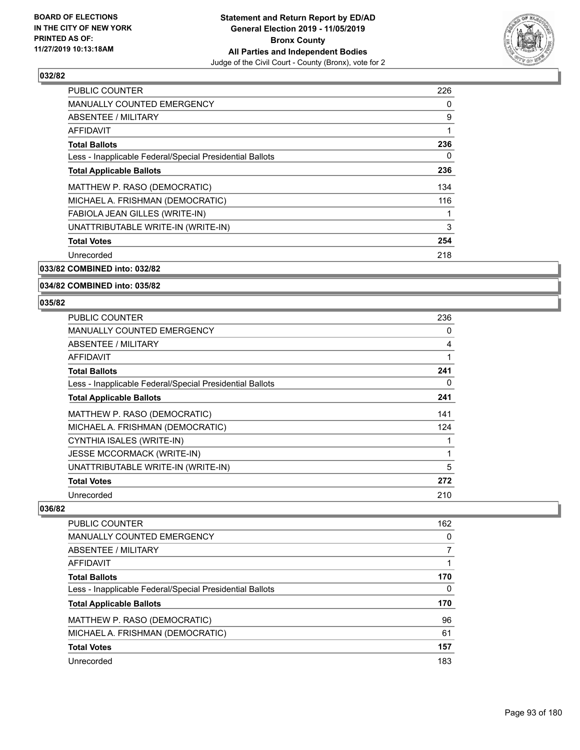### 032/82

| | |
|---|---|
| PUBLIC COUNTER | 226 |
| MANUALLY COUNTED EMERGENCY | 0 |
| ABSENTEE / MILITARY | 9 |
| AFFIDAVIT | 1 |
| **Total Ballots** | **236** |
| Less - Inapplicable Federal/Special Presidential Ballots | 0 |
| **Total Applicable Ballots** | **236** |
| MATTHEW P. RASO (DEMOCRATIC) | 134 |
| MICHAEL A. FRISHMAN (DEMOCRATIC) | 116 |
| FABIOLA JEAN GILLES (WRITE-IN) | 1 |
| UNATTRIBUTABLE WRITE-IN (WRITE-IN) | 3 |
| **Total Votes** | **254** |
| Unrecorded | 218 |

### 033/82 COMBINED into: 032/82

### 034/82 COMBINED into: 035/82

### 035/82

| | |
|---|---|
| PUBLIC COUNTER | 236 |
| MANUALLY COUNTED EMERGENCY | 0 |
| ABSENTEE / MILITARY | 4 |
| AFFIDAVIT | 1 |
| **Total Ballots** | **241** |
| Less - Inapplicable Federal/Special Presidential Ballots | 0 |
| **Total Applicable Ballots** | **241** |
| MATTHEW P. RASO (DEMOCRATIC) | 141 |
| MICHAEL A. FRISHMAN (DEMOCRATIC) | 124 |
| CYNTHIA ISALES (WRITE-IN) | 1 |
| JESSE MCCORMACK (WRITE-IN) | 1 |
| UNATTRIBUTABLE WRITE-IN (WRITE-IN) | 5 |
| **Total Votes** | **272** |
| Unrecorded | 210 |

### 036/82

| | |
|---|---|
| PUBLIC COUNTER | 162 |
| MANUALLY COUNTED EMERGENCY | 0 |
| ABSENTEE / MILITARY | 7 |
| AFFIDAVIT | 1 |
| **Total Ballots** | **170** |
| Less - Inapplicable Federal/Special Presidential Ballots | 0 |
| **Total Applicable Ballots** | **170** |
| MATTHEW P. RASO (DEMOCRATIC) | 96 |
| MICHAEL A. FRISHMAN (DEMOCRATIC) | 61 |
| **Total Votes** | **157** |
| Unrecorded | 183 |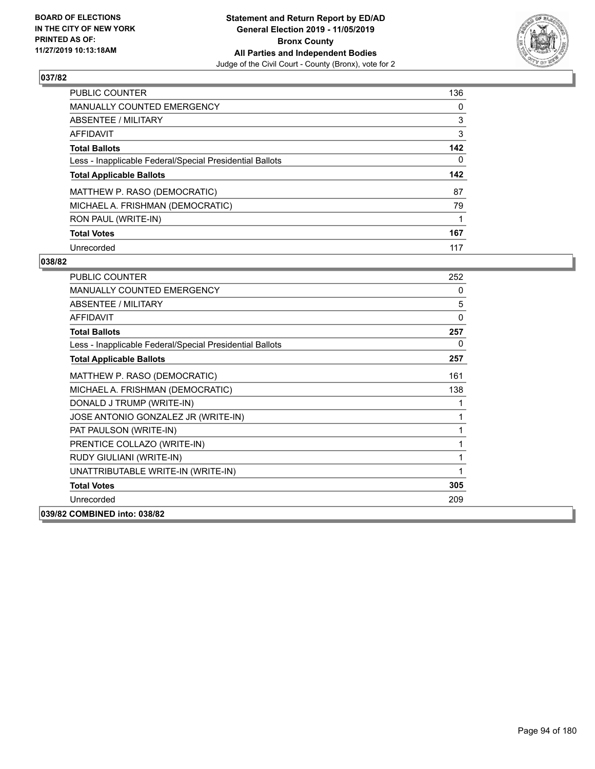**BOARD OF ELECTIONS IN THE CITY OF NEW YORK PRINTED AS OF: 11/27/2019 10:13:18AM**

**Statement and Return Report by ED/AD General Election 2019 - 11/05/2019 Bronx County All Parties and Independent Bodies**
Judge of the Civil Court - County (Bronx), vote for 2

## 037/82

| | |
|---|---|
| PUBLIC COUNTER | 136 |
| MANUALLY COUNTED EMERGENCY | 0 |
| ABSENTEE / MILITARY | 3 |
| AFFIDAVIT | 3 |
| **Total Ballots** | **142** |
| Less - Inapplicable Federal/Special Presidential Ballots | 0 |
| **Total Applicable Ballots** | **142** |
| MATTHEW P. RASO (DEMOCRATIC) | 87 |
| MICHAEL A. FRISHMAN (DEMOCRATIC) | 79 |
| RON PAUL (WRITE-IN) | 1 |
| **Total Votes** | **167** |
| Unrecorded | 117 |

## 038/82

| | |
|---|---|
| PUBLIC COUNTER | 252 |
| MANUALLY COUNTED EMERGENCY | 0 |
| ABSENTEE / MILITARY | 5 |
| AFFIDAVIT | 0 |
| **Total Ballots** | **257** |
| Less - Inapplicable Federal/Special Presidential Ballots | 0 |
| **Total Applicable Ballots** | **257** |
| MATTHEW P. RASO (DEMOCRATIC) | 161 |
| MICHAEL A. FRISHMAN (DEMOCRATIC) | 138 |
| DONALD J TRUMP (WRITE-IN) | 1 |
| JOSE ANTONIO GONZALEZ JR (WRITE-IN) | 1 |
| PAT PAULSON (WRITE-IN) | 1 |
| PRENTICE COLLAZO (WRITE-IN) | 1 |
| RUDY GIULIANI (WRITE-IN) | 1 |
| UNATTRIBUTABLE WRITE-IN (WRITE-IN) | 1 |
| **Total Votes** | **305** |
| Unrecorded | 209 |

**039/82 COMBINED into: 038/82**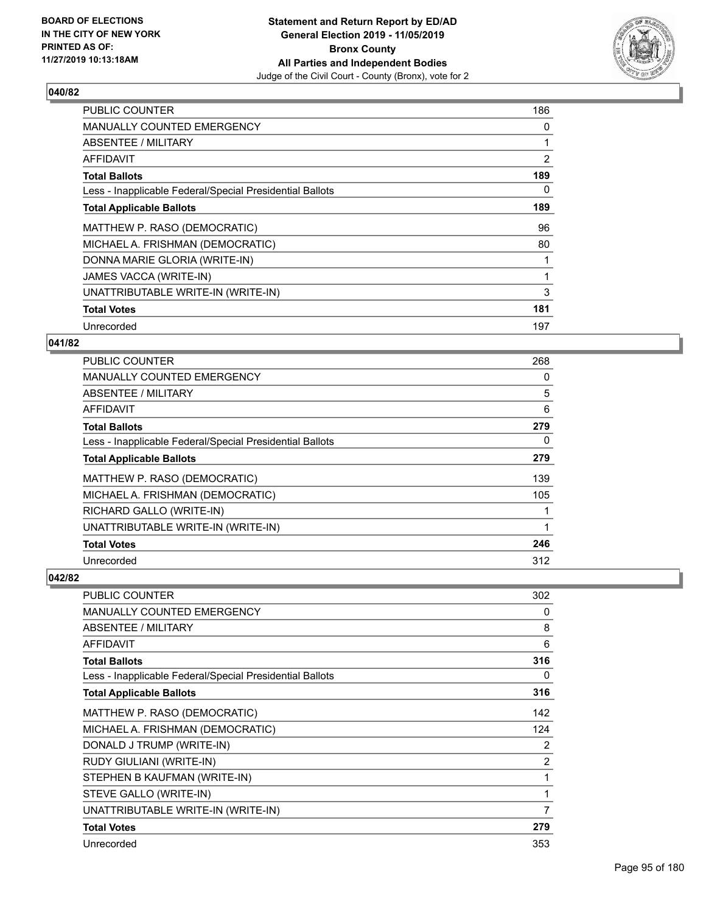**BOARD OF ELECTIONS IN THE CITY OF NEW YORK PRINTED AS OF: 11/27/2019 10:13:18AM**

**Statement and Return Report by ED/AD General Election 2019 - 11/05/2019 Bronx County All Parties and Independent Bodies**
Judge of the Civil Court - County (Bronx), vote for 2

### 040/82

| | |
|---|---|
| PUBLIC COUNTER | 186 |
| MANUALLY COUNTED EMERGENCY | 0 |
| ABSENTEE / MILITARY | 1 |
| AFFIDAVIT | 2 |
| **Total Ballots** | **189** |
| Less - Inapplicable Federal/Special Presidential Ballots | 0 |
| **Total Applicable Ballots** | **189** |
| MATTHEW P. RASO (DEMOCRATIC) | 96 |
| MICHAEL A. FRISHMAN (DEMOCRATIC) | 80 |
| DONNA MARIE GLORIA (WRITE-IN) | 1 |
| JAMES VACCA (WRITE-IN) | 1 |
| UNATTRIBUTABLE WRITE-IN (WRITE-IN) | 3 |
| **Total Votes** | **181** |
| Unrecorded | 197 |

### 041/82

| | |
|---|---|
| PUBLIC COUNTER | 268 |
| MANUALLY COUNTED EMERGENCY | 0 |
| ABSENTEE / MILITARY | 5 |
| AFFIDAVIT | 6 |
| **Total Ballots** | **279** |
| Less - Inapplicable Federal/Special Presidential Ballots | 0 |
| **Total Applicable Ballots** | **279** |
| MATTHEW P. RASO (DEMOCRATIC) | 139 |
| MICHAEL A. FRISHMAN (DEMOCRATIC) | 105 |
| RICHARD GALLO (WRITE-IN) | 1 |
| UNATTRIBUTABLE WRITE-IN (WRITE-IN) | 1 |
| **Total Votes** | **246** |
| Unrecorded | 312 |

### 042/82

| | |
|---|---|
| PUBLIC COUNTER | 302 |
| MANUALLY COUNTED EMERGENCY | 0 |
| ABSENTEE / MILITARY | 8 |
| AFFIDAVIT | 6 |
| **Total Ballots** | **316** |
| Less - Inapplicable Federal/Special Presidential Ballots | 0 |
| **Total Applicable Ballots** | **316** |
| MATTHEW P. RASO (DEMOCRATIC) | 142 |
| MICHAEL A. FRISHMAN (DEMOCRATIC) | 124 |
| DONALD J TRUMP (WRITE-IN) | 2 |
| RUDY GIULIANI (WRITE-IN) | 2 |
| STEPHEN B KAUFMAN (WRITE-IN) | 1 |
| STEVE GALLO (WRITE-IN) | 1 |
| UNATTRIBUTABLE WRITE-IN (WRITE-IN) | 7 |
| **Total Votes** | **279** |
| Unrecorded | 353 |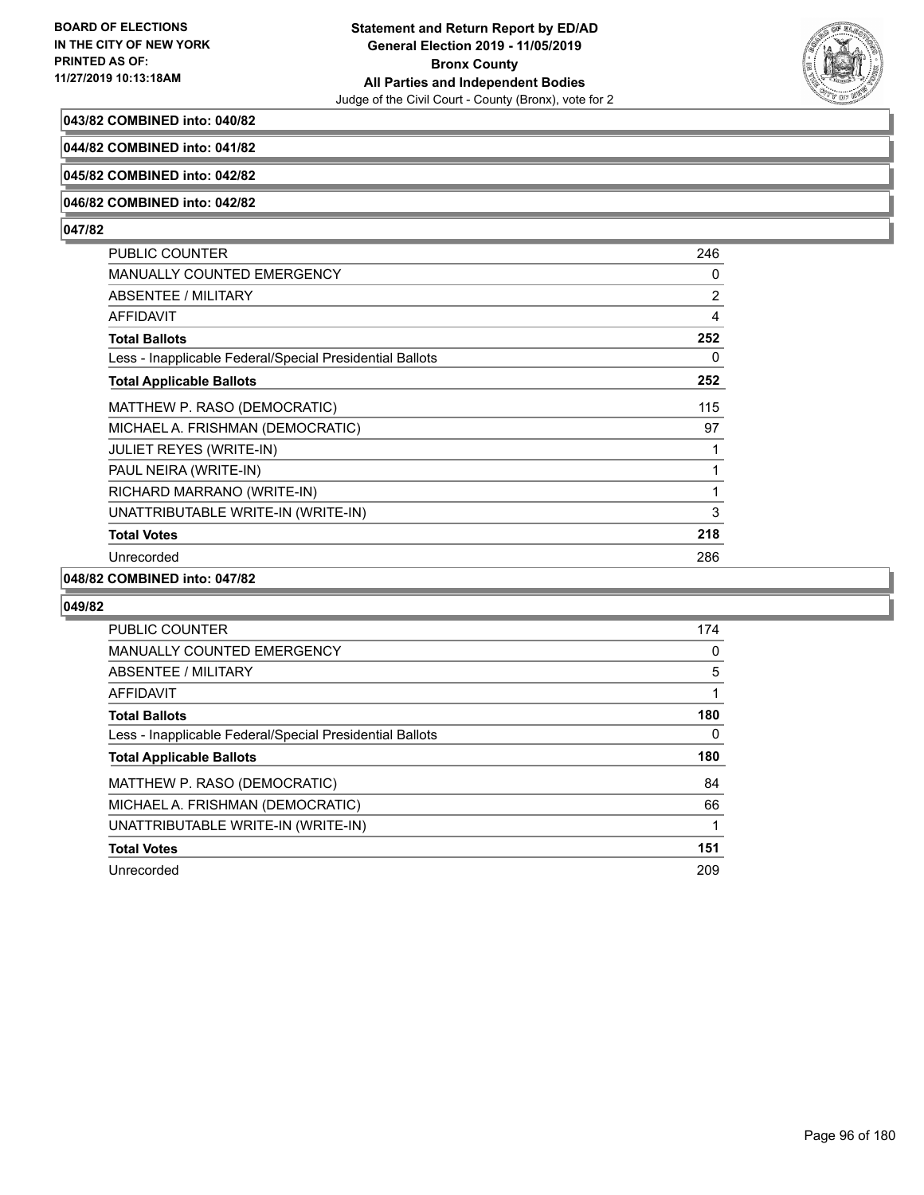**043/82 COMBINED into: 040/82**

**044/82 COMBINED into: 041/82**

**045/82 COMBINED into: 042/82**

**046/82 COMBINED into: 042/82**

**047/82**

| | |
|---|---|
| PUBLIC COUNTER | 246 |
| MANUALLY COUNTED EMERGENCY | 0 |
| ABSENTEE / MILITARY | 2 |
| AFFIDAVIT | 4 |
| **Total Ballots** | **252** |
| Less - Inapplicable Federal/Special Presidential Ballots | 0 |
| **Total Applicable Ballots** | **252** |
| MATTHEW P. RASO (DEMOCRATIC) | 115 |
| MICHAEL A. FRISHMAN (DEMOCRATIC) | 97 |
| JULIET REYES (WRITE-IN) | 1 |
| PAUL NEIRA (WRITE-IN) | 1 |
| RICHARD MARRANO (WRITE-IN) | 1 |
| UNATTRIBUTABLE WRITE-IN (WRITE-IN) | 3 |
| **Total Votes** | **218** |
| Unrecorded | 286 |

**048/82 COMBINED into: 047/82**

**049/82**

| | |
|---|---|
| PUBLIC COUNTER | 174 |
| MANUALLY COUNTED EMERGENCY | 0 |
| ABSENTEE / MILITARY | 5 |
| AFFIDAVIT | 1 |
| **Total Ballots** | **180** |
| Less - Inapplicable Federal/Special Presidential Ballots | 0 |
| **Total Applicable Ballots** | **180** |
| MATTHEW P. RASO (DEMOCRATIC) | 84 |
| MICHAEL A. FRISHMAN (DEMOCRATIC) | 66 |
| UNATTRIBUTABLE WRITE-IN (WRITE-IN) | 1 |
| **Total Votes** | **151** |
| Unrecorded | 209 |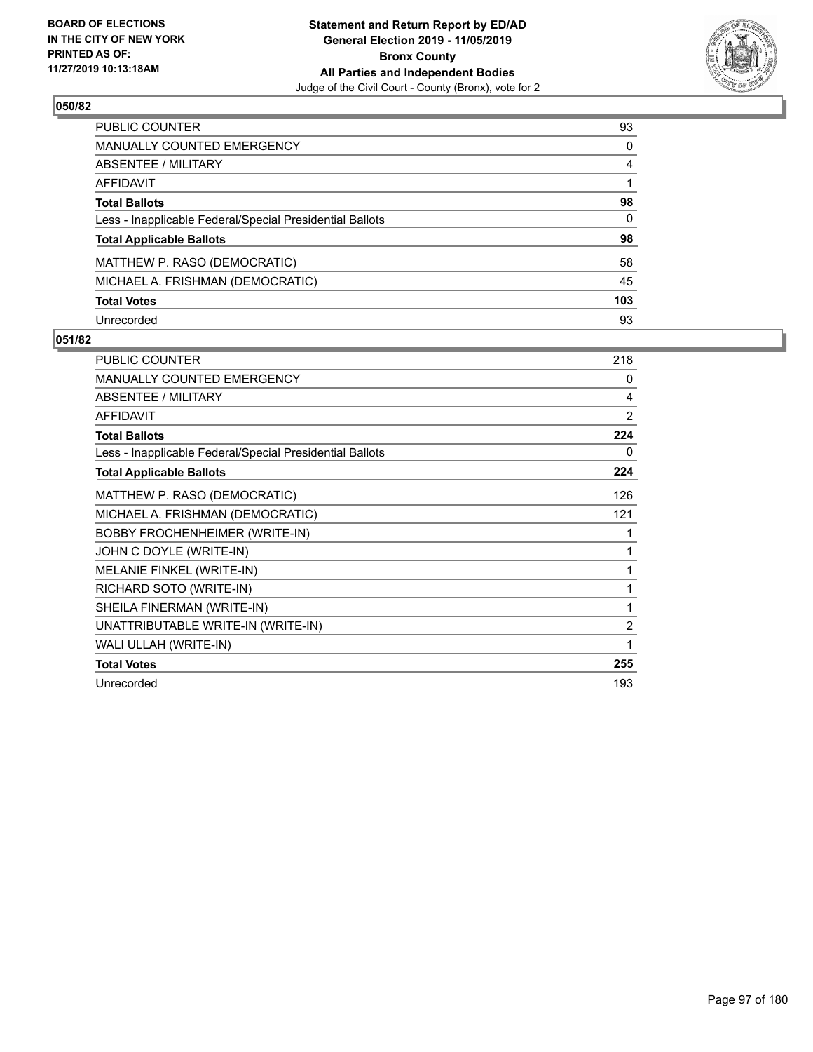**Statement and Return Report by ED/AD**
**General Election 2019 - 11/05/2019**
**Bronx County**
**All Parties and Independent Bodies**
Judge of the Civil Court - County (Bronx), vote for 2

BOARD OF ELECTIONS
IN THE CITY OF NEW YORK
PRINTED AS OF:
11/27/2019 10:13:18AM

## 050/82

| | |
|---|---|
| PUBLIC COUNTER | 93 |
| MANUALLY COUNTED EMERGENCY | 0 |
| ABSENTEE / MILITARY | 4 |
| AFFIDAVIT | 1 |
| **Total Ballots** | **98** |
| Less - Inapplicable Federal/Special Presidential Ballots | 0 |
| **Total Applicable Ballots** | **98** |
| MATTHEW P. RASO (DEMOCRATIC) | 58 |
| MICHAEL A. FRISHMAN (DEMOCRATIC) | 45 |
| **Total Votes** | **103** |
| Unrecorded | 93 |

## 051/82

| | |
|---|---|
| PUBLIC COUNTER | 218 |
| MANUALLY COUNTED EMERGENCY | 0 |
| ABSENTEE / MILITARY | 4 |
| AFFIDAVIT | 2 |
| **Total Ballots** | **224** |
| Less - Inapplicable Federal/Special Presidential Ballots | 0 |
| **Total Applicable Ballots** | **224** |
| MATTHEW P. RASO (DEMOCRATIC) | 126 |
| MICHAEL A. FRISHMAN (DEMOCRATIC) | 121 |
| BOBBY FROCHENHEIMER (WRITE-IN) | 1 |
| JOHN C DOYLE (WRITE-IN) | 1 |
| MELANIE FINKEL (WRITE-IN) | 1 |
| RICHARD SOTO (WRITE-IN) | 1 |
| SHEILA FINERMAN (WRITE-IN) | 1 |
| UNATTRIBUTABLE WRITE-IN (WRITE-IN) | 2 |
| WALI ULLAH (WRITE-IN) | 1 |
| **Total Votes** | **255** |
| Unrecorded | 193 |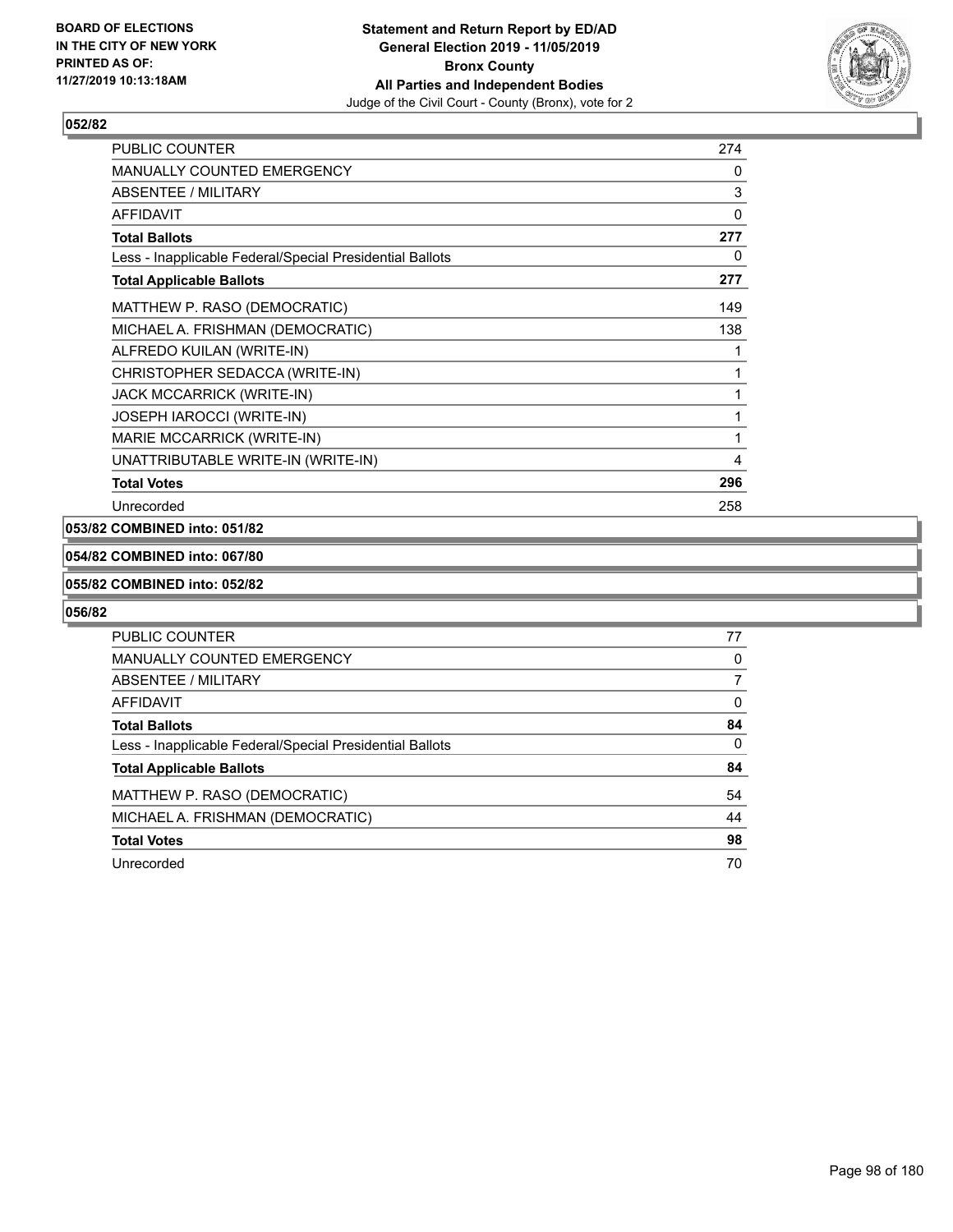## 052/82

| | |
|---|---|
| PUBLIC COUNTER | 274 |
| MANUALLY COUNTED EMERGENCY | 0 |
| ABSENTEE / MILITARY | 3 |
| AFFIDAVIT | 0 |
| **Total Ballots** | **277** |
| Less - Inapplicable Federal/Special Presidential Ballots | 0 |
| **Total Applicable Ballots** | **277** |
| MATTHEW P. RASO (DEMOCRATIC) | 149 |
| MICHAEL A. FRISHMAN (DEMOCRATIC) | 138 |
| ALFREDO KUILAN (WRITE-IN) | 1 |
| CHRISTOPHER SEDACCA (WRITE-IN) | 1 |
| JACK MCCARRICK (WRITE-IN) | 1 |
| JOSEPH IAROCCI (WRITE-IN) | 1 |
| MARIE MCCARRICK (WRITE-IN) | 1 |
| UNATTRIBUTABLE WRITE-IN (WRITE-IN) | 4 |
| **Total Votes** | **296** |
| Unrecorded | 258 |

## 053/82 COMBINED into: 051/82

## 054/82 COMBINED into: 067/80

## 055/82 COMBINED into: 052/82

## 056/82

| | |
|---|---|
| PUBLIC COUNTER | 77 |
| MANUALLY COUNTED EMERGENCY | 0 |
| ABSENTEE / MILITARY | 7 |
| AFFIDAVIT | 0 |
| **Total Ballots** | **84** |
| Less - Inapplicable Federal/Special Presidential Ballots | 0 |
| **Total Applicable Ballots** | **84** |
| MATTHEW P. RASO (DEMOCRATIC) | 54 |
| MICHAEL A. FRISHMAN (DEMOCRATIC) | 44 |
| **Total Votes** | **98** |
| Unrecorded | 70 |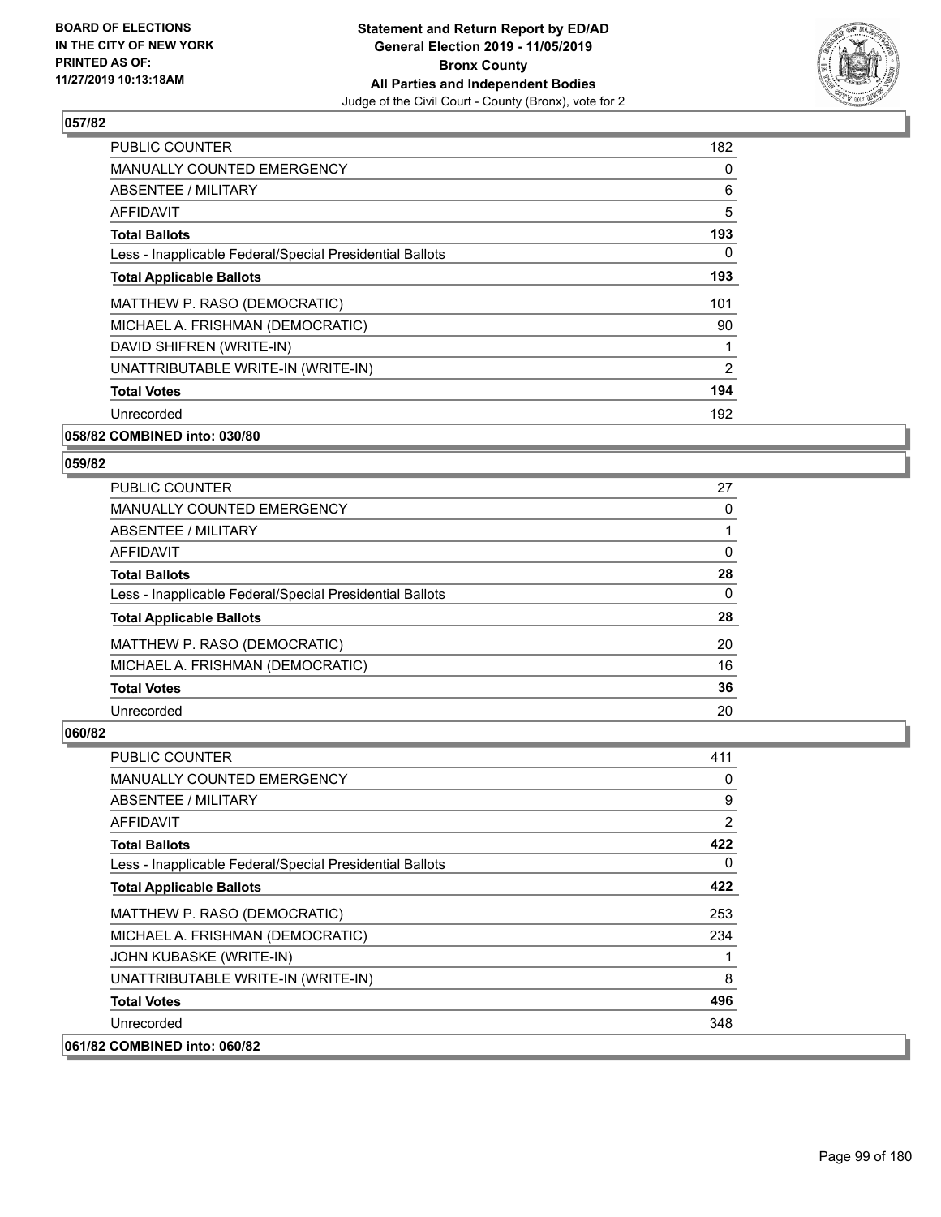## 057/82

| | |
|---|---|
| PUBLIC COUNTER | 182 |
| MANUALLY COUNTED EMERGENCY | 0 |
| ABSENTEE / MILITARY | 6 |
| AFFIDAVIT | 5 |
| **Total Ballots** | **193** |
| Less - Inapplicable Federal/Special Presidential Ballots | 0 |
| **Total Applicable Ballots** | **193** |
| MATTHEW P. RASO (DEMOCRATIC) | 101 |
| MICHAEL A. FRISHMAN (DEMOCRATIC) | 90 |
| DAVID SHIFREN (WRITE-IN) | 1 |
| UNATTRIBUTABLE WRITE-IN (WRITE-IN) | 2 |
| **Total Votes** | **194** |
| Unrecorded | 192 |

**058/82 COMBINED into: 030/80**

## 059/82

| | |
|---|---|
| PUBLIC COUNTER | 27 |
| MANUALLY COUNTED EMERGENCY | 0 |
| ABSENTEE / MILITARY | 1 |
| AFFIDAVIT | 0 |
| **Total Ballots** | **28** |
| Less - Inapplicable Federal/Special Presidential Ballots | 0 |
| **Total Applicable Ballots** | **28** |
| MATTHEW P. RASO (DEMOCRATIC) | 20 |
| MICHAEL A. FRISHMAN (DEMOCRATIC) | 16 |
| **Total Votes** | **36** |
| Unrecorded | 20 |

## 060/82

| | |
|---|---|
| PUBLIC COUNTER | 411 |
| MANUALLY COUNTED EMERGENCY | 0 |
| ABSENTEE / MILITARY | 9 |
| AFFIDAVIT | 2 |
| **Total Ballots** | **422** |
| Less - Inapplicable Federal/Special Presidential Ballots | 0 |
| **Total Applicable Ballots** | **422** |
| MATTHEW P. RASO (DEMOCRATIC) | 253 |
| MICHAEL A. FRISHMAN (DEMOCRATIC) | 234 |
| JOHN KUBASKE (WRITE-IN) | 1 |
| UNATTRIBUTABLE WRITE-IN (WRITE-IN) | 8 |
| **Total Votes** | **496** |
| Unrecorded | 348 |

**061/82 COMBINED into: 060/82**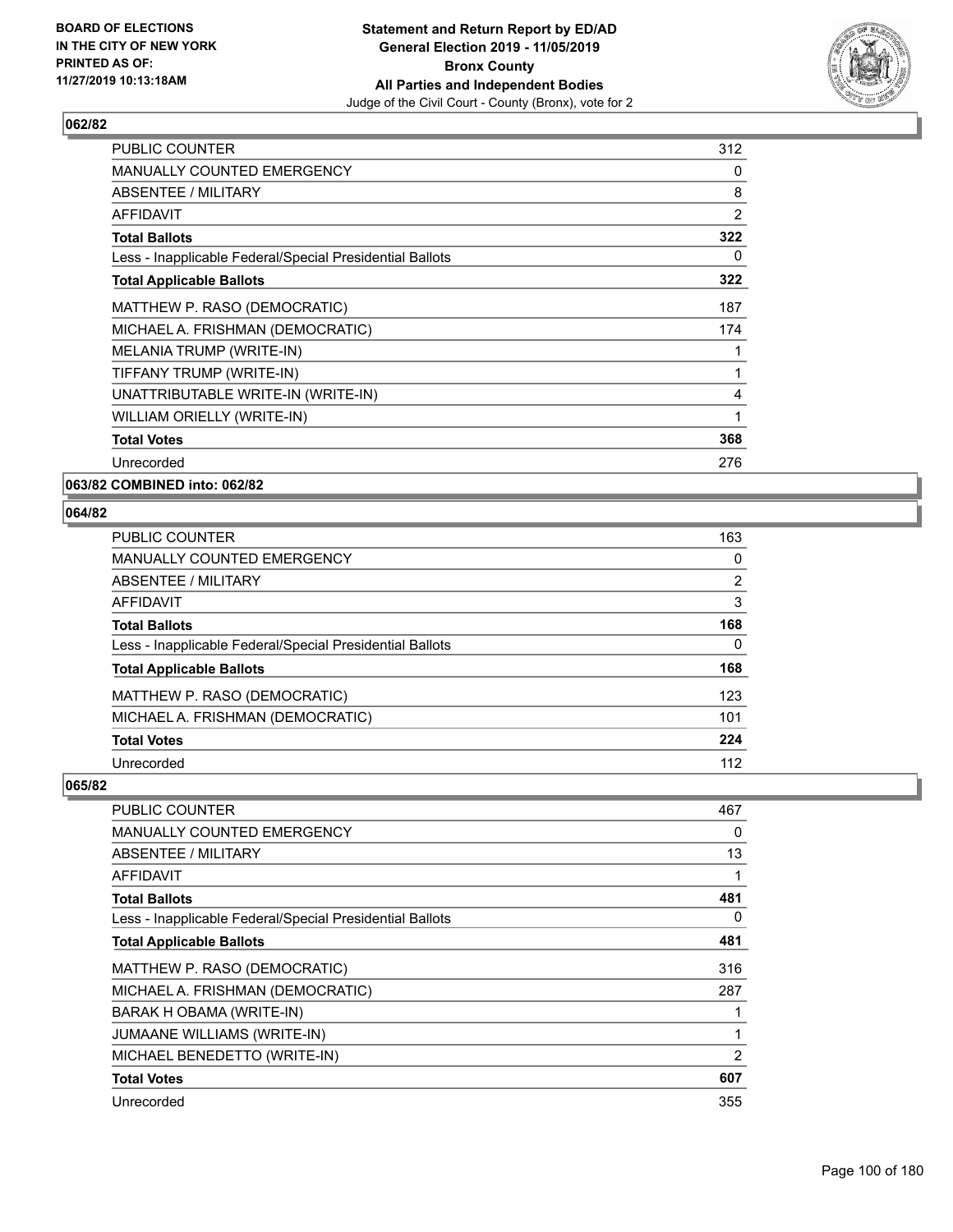**BOARD OF ELECTIONS IN THE CITY OF NEW YORK PRINTED AS OF: 11/27/2019 10:13:18AM**

**Statement and Return Report by ED/AD**
**General Election 2019 - 11/05/2019**
**Bronx County**
**All Parties and Independent Bodies**
Judge of the Civil Court - County (Bronx), vote for 2

### 062/82

| | |
|---|---|
| PUBLIC COUNTER | 312 |
| MANUALLY COUNTED EMERGENCY | 0 |
| ABSENTEE / MILITARY | 8 |
| AFFIDAVIT | 2 |
| **Total Ballots** | **322** |
| Less - Inapplicable Federal/Special Presidential Ballots | 0 |
| **Total Applicable Ballots** | **322** |
| MATTHEW P. RASO (DEMOCRATIC) | 187 |
| MICHAEL A. FRISHMAN (DEMOCRATIC) | 174 |
| MELANIA TRUMP (WRITE-IN) | 1 |
| TIFFANY TRUMP (WRITE-IN) | 1 |
| UNATTRIBUTABLE WRITE-IN (WRITE-IN) | 4 |
| WILLIAM ORIELLY (WRITE-IN) | 1 |
| **Total Votes** | **368** |
| Unrecorded | 276 |

### 063/82 COMBINED into: 062/82

### 064/82

| | |
|---|---|
| PUBLIC COUNTER | 163 |
| MANUALLY COUNTED EMERGENCY | 0 |
| ABSENTEE / MILITARY | 2 |
| AFFIDAVIT | 3 |
| **Total Ballots** | **168** |
| Less - Inapplicable Federal/Special Presidential Ballots | 0 |
| **Total Applicable Ballots** | **168** |
| MATTHEW P. RASO (DEMOCRATIC) | 123 |
| MICHAEL A. FRISHMAN (DEMOCRATIC) | 101 |
| **Total Votes** | **224** |
| Unrecorded | 112 |

### 065/82

| | |
|---|---|
| PUBLIC COUNTER | 467 |
| MANUALLY COUNTED EMERGENCY | 0 |
| ABSENTEE / MILITARY | 13 |
| AFFIDAVIT | 1 |
| **Total Ballots** | **481** |
| Less - Inapplicable Federal/Special Presidential Ballots | 0 |
| **Total Applicable Ballots** | **481** |
| MATTHEW P. RASO (DEMOCRATIC) | 316 |
| MICHAEL A. FRISHMAN (DEMOCRATIC) | 287 |
| BARAK H OBAMA (WRITE-IN) | 1 |
| JUMAANE WILLIAMS (WRITE-IN) | 1 |
| MICHAEL BENEDETTO (WRITE-IN) | 2 |
| **Total Votes** | **607** |
| Unrecorded | 355 |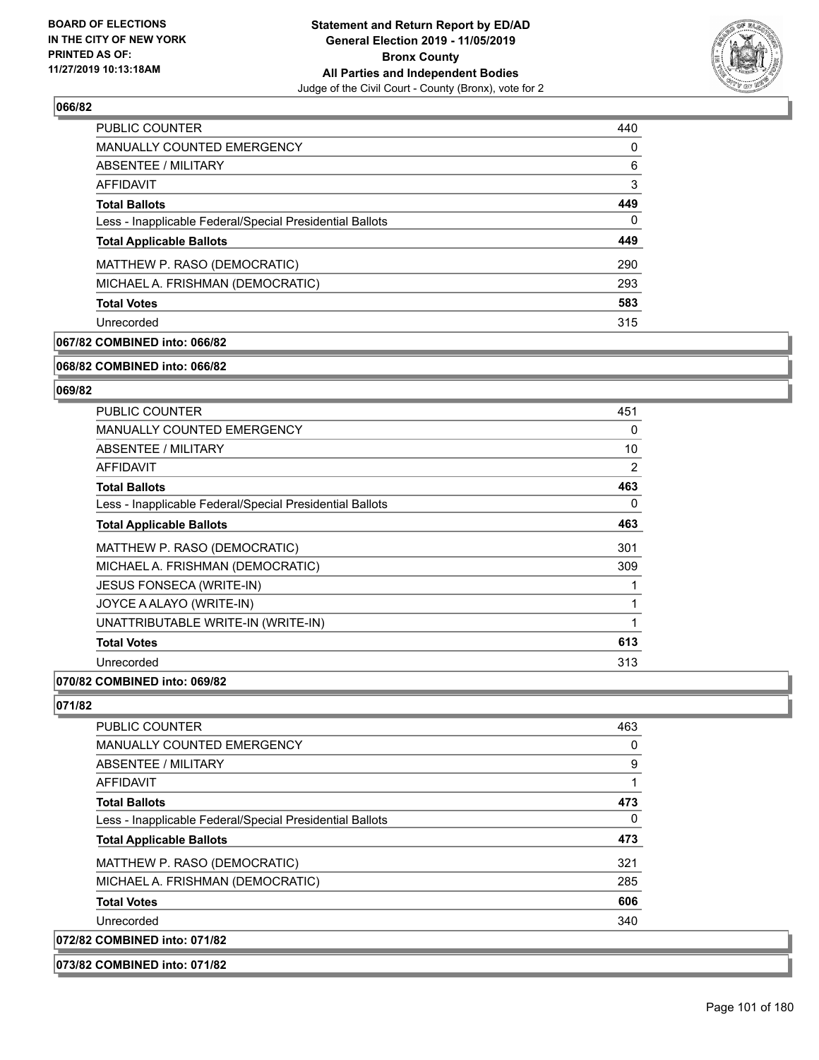**Statement and Return Report by ED/AD**
**General Election 2019 - 11/05/2019**
**Bronx County**
**All Parties and Independent Bodies**
Judge of the Civil Court - County (Bronx), vote for 2

BOARD OF ELECTIONS IN THE CITY OF NEW YORK PRINTED AS OF: 11/27/2019 10:13:18AM

**066/82**

| | |
|---|---|
| PUBLIC COUNTER | 440 |
| MANUALLY COUNTED EMERGENCY | 0 |
| ABSENTEE / MILITARY | 6 |
| AFFIDAVIT | 3 |
| **Total Ballots** | **449** |
| Less - Inapplicable Federal/Special Presidential Ballots | 0 |
| **Total Applicable Ballots** | **449** |
| MATTHEW P. RASO (DEMOCRATIC) | 290 |
| MICHAEL A. FRISHMAN (DEMOCRATIC) | 293 |
| **Total Votes** | **583** |
| Unrecorded | 315 |

**067/82 COMBINED into: 066/82**

**068/82 COMBINED into: 066/82**

**069/82**

| | |
|---|---|
| PUBLIC COUNTER | 451 |
| MANUALLY COUNTED EMERGENCY | 0 |
| ABSENTEE / MILITARY | 10 |
| AFFIDAVIT | 2 |
| **Total Ballots** | **463** |
| Less - Inapplicable Federal/Special Presidential Ballots | 0 |
| **Total Applicable Ballots** | **463** |
| MATTHEW P. RASO (DEMOCRATIC) | 301 |
| MICHAEL A. FRISHMAN (DEMOCRATIC) | 309 |
| JESUS FONSECA (WRITE-IN) | 1 |
| JOYCE A ALAYO (WRITE-IN) | 1 |
| UNATTRIBUTABLE WRITE-IN (WRITE-IN) | 1 |
| **Total Votes** | **613** |
| Unrecorded | 313 |

**070/82 COMBINED into: 069/82**

**071/82**

| | |
|---|---|
| PUBLIC COUNTER | 463 |
| MANUALLY COUNTED EMERGENCY | 0 |
| ABSENTEE / MILITARY | 9 |
| AFFIDAVIT | 1 |
| **Total Ballots** | **473** |
| Less - Inapplicable Federal/Special Presidential Ballots | 0 |
| **Total Applicable Ballots** | **473** |
| MATTHEW P. RASO (DEMOCRATIC) | 321 |
| MICHAEL A. FRISHMAN (DEMOCRATIC) | 285 |
| **Total Votes** | **606** |
| Unrecorded | 340 |

**072/82 COMBINED into: 071/82**

**073/82 COMBINED into: 071/82**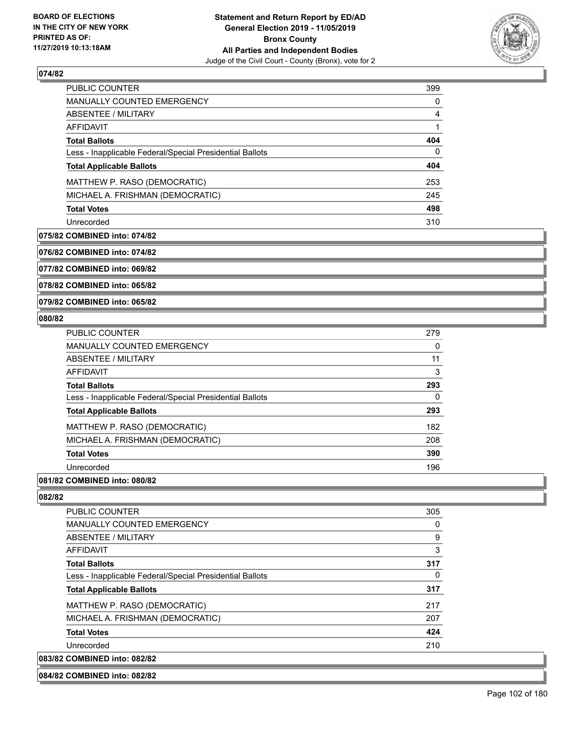## 074/82

| | |
|---|---|
| PUBLIC COUNTER | 399 |
| MANUALLY COUNTED EMERGENCY | 0 |
| ABSENTEE / MILITARY | 4 |
| AFFIDAVIT | 1 |
| **Total Ballots** | **404** |
| Less - Inapplicable Federal/Special Presidential Ballots | 0 |
| **Total Applicable Ballots** | **404** |
| MATTHEW P. RASO (DEMOCRATIC) | 253 |
| MICHAEL A. FRISHMAN (DEMOCRATIC) | 245 |
| **Total Votes** | **498** |
| Unrecorded | 310 |

**075/82 COMBINED into: 074/82**

**076/82 COMBINED into: 074/82**

**077/82 COMBINED into: 069/82**

**078/82 COMBINED into: 065/82**

**079/82 COMBINED into: 065/82**

## 080/82

| | |
|---|---|
| PUBLIC COUNTER | 279 |
| MANUALLY COUNTED EMERGENCY | 0 |
| ABSENTEE / MILITARY | 11 |
| AFFIDAVIT | 3 |
| **Total Ballots** | **293** |
| Less - Inapplicable Federal/Special Presidential Ballots | 0 |
| **Total Applicable Ballots** | **293** |
| MATTHEW P. RASO (DEMOCRATIC) | 182 |
| MICHAEL A. FRISHMAN (DEMOCRATIC) | 208 |
| **Total Votes** | **390** |
| Unrecorded | 196 |

**081/82 COMBINED into: 080/82**

## 082/82

| | |
|---|---|
| PUBLIC COUNTER | 305 |
| MANUALLY COUNTED EMERGENCY | 0 |
| ABSENTEE / MILITARY | 9 |
| AFFIDAVIT | 3 |
| **Total Ballots** | **317** |
| Less - Inapplicable Federal/Special Presidential Ballots | 0 |
| **Total Applicable Ballots** | **317** |
| MATTHEW P. RASO (DEMOCRATIC) | 217 |
| MICHAEL A. FRISHMAN (DEMOCRATIC) | 207 |
| **Total Votes** | **424** |
| Unrecorded | 210 |

**083/82 COMBINED into: 082/82**

**084/82 COMBINED into: 082/82**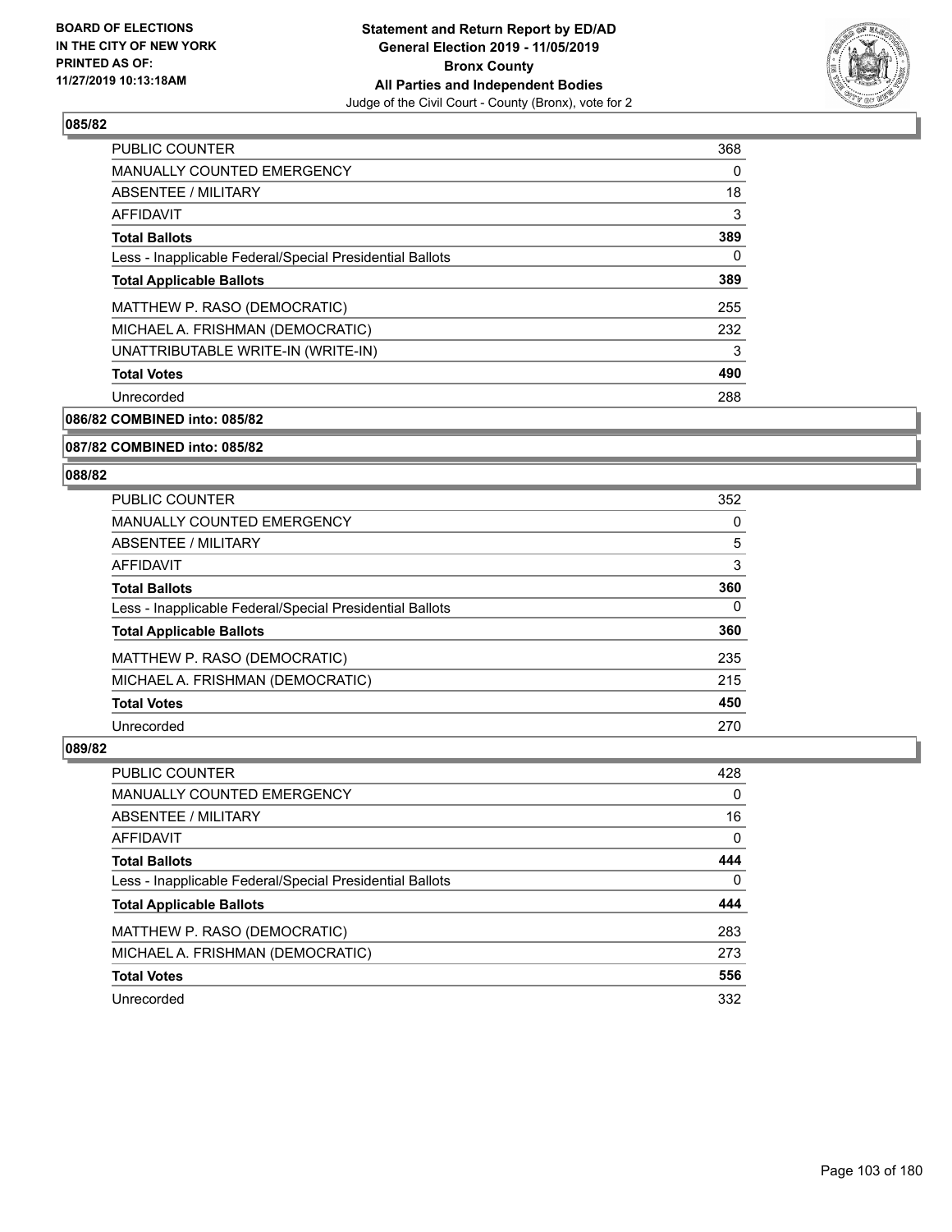### 085/82

| | |
|---|---|
| PUBLIC COUNTER | 368 |
| MANUALLY COUNTED EMERGENCY | 0 |
| ABSENTEE / MILITARY | 18 |
| AFFIDAVIT | 3 |
| **Total Ballots** | **389** |
| Less - Inapplicable Federal/Special Presidential Ballots | 0 |
| **Total Applicable Ballots** | **389** |
| MATTHEW P. RASO (DEMOCRATIC) | 255 |
| MICHAEL A. FRISHMAN (DEMOCRATIC) | 232 |
| UNATTRIBUTABLE WRITE-IN (WRITE-IN) | 3 |
| **Total Votes** | **490** |
| Unrecorded | 288 |

### 086/82 COMBINED into: 085/82

### 087/82 COMBINED into: 085/82

### 088/82

| | |
|---|---|
| PUBLIC COUNTER | 352 |
| MANUALLY COUNTED EMERGENCY | 0 |
| ABSENTEE / MILITARY | 5 |
| AFFIDAVIT | 3 |
| **Total Ballots** | **360** |
| Less - Inapplicable Federal/Special Presidential Ballots | 0 |
| **Total Applicable Ballots** | **360** |
| MATTHEW P. RASO (DEMOCRATIC) | 235 |
| MICHAEL A. FRISHMAN (DEMOCRATIC) | 215 |
| **Total Votes** | **450** |
| Unrecorded | 270 |

### 089/82

| | |
|---|---|
| PUBLIC COUNTER | 428 |
| MANUALLY COUNTED EMERGENCY | 0 |
| ABSENTEE / MILITARY | 16 |
| AFFIDAVIT | 0 |
| **Total Ballots** | **444** |
| Less - Inapplicable Federal/Special Presidential Ballots | 0 |
| **Total Applicable Ballots** | **444** |
| MATTHEW P. RASO (DEMOCRATIC) | 283 |
| MICHAEL A. FRISHMAN (DEMOCRATIC) | 273 |
| **Total Votes** | **556** |
| Unrecorded | 332 |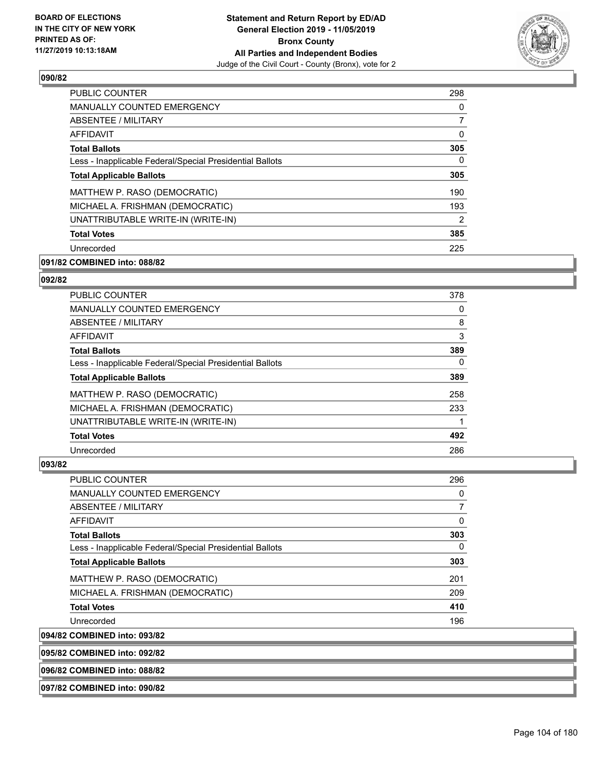**BOARD OF ELECTIONS IN THE CITY OF NEW YORK PRINTED AS OF: 11/27/2019 10:13:18AM**

**Statement and Return Report by ED/AD General Election 2019 - 11/05/2019 Bronx County All Parties and Independent Bodies**

Judge of the Civil Court - County (Bronx), vote for 2

### 090/82

| | |
|---|---|
| PUBLIC COUNTER | 298 |
| MANUALLY COUNTED EMERGENCY | 0 |
| ABSENTEE / MILITARY | 7 |
| AFFIDAVIT | 0 |
| **Total Ballots** | **305** |
| Less - Inapplicable Federal/Special Presidential Ballots | 0 |
| **Total Applicable Ballots** | **305** |
| MATTHEW P. RASO (DEMOCRATIC) | 190 |
| MICHAEL A. FRISHMAN (DEMOCRATIC) | 193 |
| UNATTRIBUTABLE WRITE-IN (WRITE-IN) | 2 |
| **Total Votes** | **385** |
| Unrecorded | 225 |

### 091/82 COMBINED into: 088/82

### 092/82

| | |
|---|---|
| PUBLIC COUNTER | 378 |
| MANUALLY COUNTED EMERGENCY | 0 |
| ABSENTEE / MILITARY | 8 |
| AFFIDAVIT | 3 |
| **Total Ballots** | **389** |
| Less - Inapplicable Federal/Special Presidential Ballots | 0 |
| **Total Applicable Ballots** | **389** |
| MATTHEW P. RASO (DEMOCRATIC) | 258 |
| MICHAEL A. FRISHMAN (DEMOCRATIC) | 233 |
| UNATTRIBUTABLE WRITE-IN (WRITE-IN) | 1 |
| **Total Votes** | **492** |
| Unrecorded | 286 |

### 093/82

| | |
|---|---|
| PUBLIC COUNTER | 296 |
| MANUALLY COUNTED EMERGENCY | 0 |
| ABSENTEE / MILITARY | 7 |
| AFFIDAVIT | 0 |
| **Total Ballots** | **303** |
| Less - Inapplicable Federal/Special Presidential Ballots | 0 |
| **Total Applicable Ballots** | **303** |
| MATTHEW P. RASO (DEMOCRATIC) | 201 |
| MICHAEL A. FRISHMAN (DEMOCRATIC) | 209 |
| **Total Votes** | **410** |
| Unrecorded | 196 |

### 094/82 COMBINED into: 093/82

### 095/82 COMBINED into: 092/82

### 096/82 COMBINED into: 088/82

### 097/82 COMBINED into: 090/82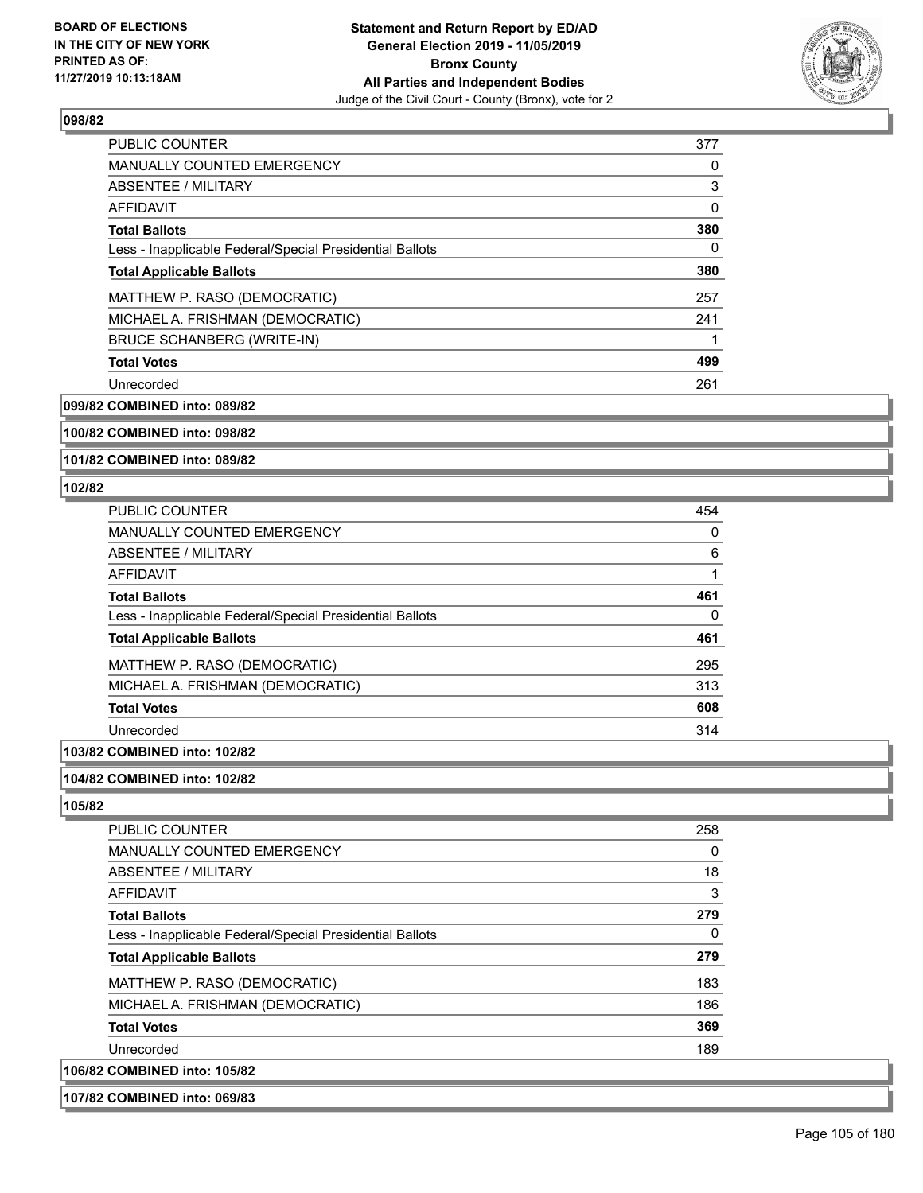**BOARD OF ELECTIONS IN THE CITY OF NEW YORK PRINTED AS OF: 11/27/2019 10:13:18AM**

**Statement and Return Report by ED/AD General Election 2019 - 11/05/2019 Bronx County All Parties and Independent Bodies**
Judge of the Civil Court - County (Bronx), vote for 2

**098/82**

| | |
|---|---|
| PUBLIC COUNTER | 377 |
| MANUALLY COUNTED EMERGENCY | 0 |
| ABSENTEE / MILITARY | 3 |
| AFFIDAVIT | 0 |
| **Total Ballots** | **380** |
| Less - Inapplicable Federal/Special Presidential Ballots | 0 |
| **Total Applicable Ballots** | **380** |
| MATTHEW P. RASO (DEMOCRATIC) | 257 |
| MICHAEL A. FRISHMAN (DEMOCRATIC) | 241 |
| BRUCE SCHANBERG (WRITE-IN) | 1 |
| **Total Votes** | **499** |
| Unrecorded | 261 |

**099/82 COMBINED into: 089/82**

**100/82 COMBINED into: 098/82**

**101/82 COMBINED into: 089/82**

**102/82**

| | |
|---|---|
| PUBLIC COUNTER | 454 |
| MANUALLY COUNTED EMERGENCY | 0 |
| ABSENTEE / MILITARY | 6 |
| AFFIDAVIT | 1 |
| **Total Ballots** | **461** |
| Less - Inapplicable Federal/Special Presidential Ballots | 0 |
| **Total Applicable Ballots** | **461** |
| MATTHEW P. RASO (DEMOCRATIC) | 295 |
| MICHAEL A. FRISHMAN (DEMOCRATIC) | 313 |
| **Total Votes** | **608** |
| Unrecorded | 314 |

**103/82 COMBINED into: 102/82**

**104/82 COMBINED into: 102/82**

**105/82**

| | |
|---|---|
| PUBLIC COUNTER | 258 |
| MANUALLY COUNTED EMERGENCY | 0 |
| ABSENTEE / MILITARY | 18 |
| AFFIDAVIT | 3 |
| **Total Ballots** | **279** |
| Less - Inapplicable Federal/Special Presidential Ballots | 0 |
| **Total Applicable Ballots** | **279** |
| MATTHEW P. RASO (DEMOCRATIC) | 183 |
| MICHAEL A. FRISHMAN (DEMOCRATIC) | 186 |
| **Total Votes** | **369** |
| Unrecorded | 189 |

**106/82 COMBINED into: 105/82**

**107/82 COMBINED into: 069/83**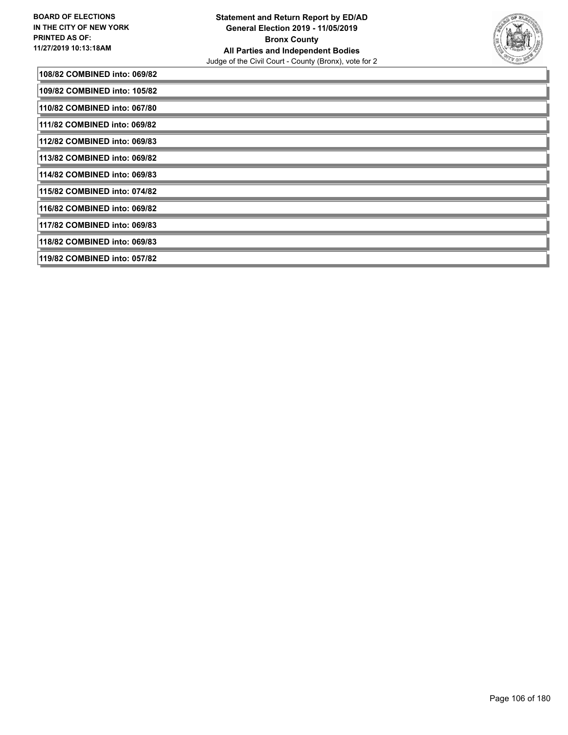108/82 COMBINED into: 069/82

109/82 COMBINED into: 105/82

110/82 COMBINED into: 067/80

111/82 COMBINED into: 069/82

112/82 COMBINED into: 069/83

113/82 COMBINED into: 069/82

114/82 COMBINED into: 069/83

115/82 COMBINED into: 074/82

116/82 COMBINED into: 069/82

117/82 COMBINED into: 069/83

118/82 COMBINED into: 069/83

119/82 COMBINED into: 057/82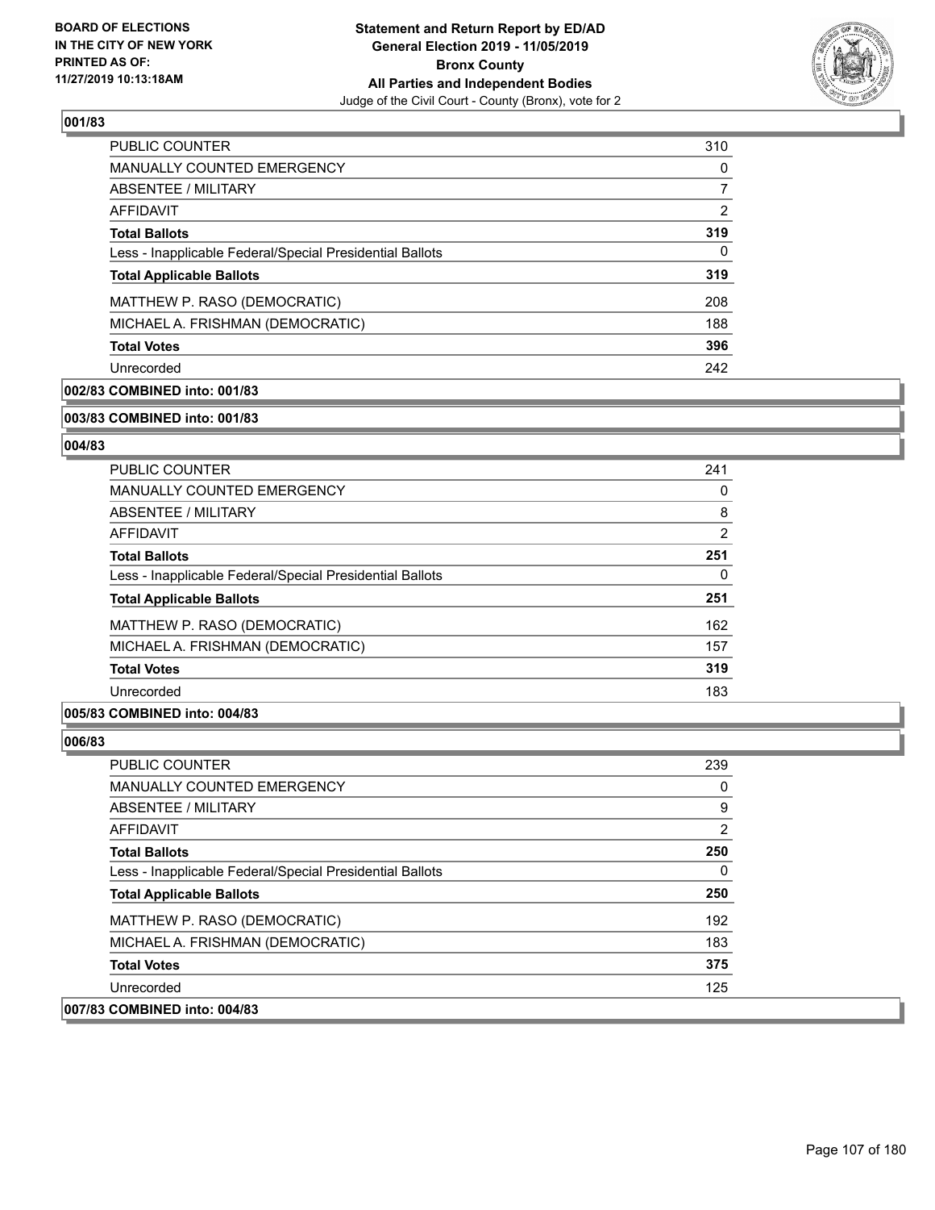**Statement and Return Report by ED/AD**
**General Election 2019 - 11/05/2019**
**Bronx County**
**All Parties and Independent Bodies**
Judge of the Civil Court - County (Bronx), vote for 2

BOARD OF ELECTIONS
IN THE CITY OF NEW YORK
PRINTED AS OF:
11/27/2019 10:13:18AM

### 001/83

| | |
|---|---|
| PUBLIC COUNTER | 310 |
| MANUALLY COUNTED EMERGENCY | 0 |
| ABSENTEE / MILITARY | 7 |
| AFFIDAVIT | 2 |
| **Total Ballots** | **319** |
| Less - Inapplicable Federal/Special Presidential Ballots | 0 |
| **Total Applicable Ballots** | **319** |
| MATTHEW P. RASO (DEMOCRATIC) | 208 |
| MICHAEL A. FRISHMAN (DEMOCRATIC) | 188 |
| **Total Votes** | **396** |
| Unrecorded | 242 |

### 002/83 COMBINED into: 001/83

### 003/83 COMBINED into: 001/83

### 004/83

| | |
|---|---|
| PUBLIC COUNTER | 241 |
| MANUALLY COUNTED EMERGENCY | 0 |
| ABSENTEE / MILITARY | 8 |
| AFFIDAVIT | 2 |
| **Total Ballots** | **251** |
| Less - Inapplicable Federal/Special Presidential Ballots | 0 |
| **Total Applicable Ballots** | **251** |
| MATTHEW P. RASO (DEMOCRATIC) | 162 |
| MICHAEL A. FRISHMAN (DEMOCRATIC) | 157 |
| **Total Votes** | **319** |
| Unrecorded | 183 |

### 005/83 COMBINED into: 004/83

### 006/83

| | |
|---|---|
| PUBLIC COUNTER | 239 |
| MANUALLY COUNTED EMERGENCY | 0 |
| ABSENTEE / MILITARY | 9 |
| AFFIDAVIT | 2 |
| **Total Ballots** | **250** |
| Less - Inapplicable Federal/Special Presidential Ballots | 0 |
| **Total Applicable Ballots** | **250** |
| MATTHEW P. RASO (DEMOCRATIC) | 192 |
| MICHAEL A. FRISHMAN (DEMOCRATIC) | 183 |
| **Total Votes** | **375** |
| Unrecorded | 125 |

### 007/83 COMBINED into: 004/83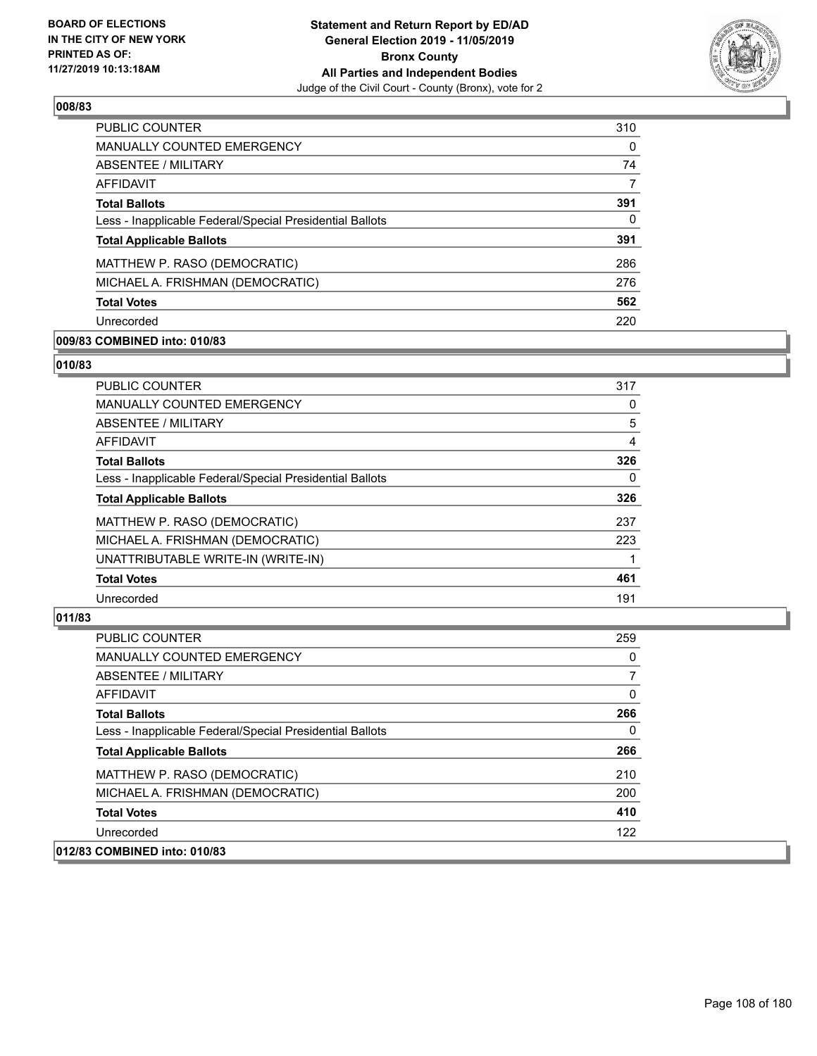**Statement and Return Report by ED/AD**
**General Election 2019 - 11/05/2019**
**Bronx County**
**All Parties and Independent Bodies**
Judge of the Civil Court - County (Bronx), vote for 2

BOARD OF ELECTIONS
IN THE CITY OF NEW YORK
PRINTED AS OF:
11/27/2019 10:13:18AM

### 008/83

| | |
|---|---|
| PUBLIC COUNTER | 310 |
| MANUALLY COUNTED EMERGENCY | 0 |
| ABSENTEE / MILITARY | 74 |
| AFFIDAVIT | 7 |
| **Total Ballots** | **391** |
| Less - Inapplicable Federal/Special Presidential Ballots | 0 |
| **Total Applicable Ballots** | **391** |
| MATTHEW P. RASO (DEMOCRATIC) | 286 |
| MICHAEL A. FRISHMAN (DEMOCRATIC) | 276 |
| **Total Votes** | **562** |
| Unrecorded | 220 |

### 009/83 COMBINED into: 010/83

### 010/83

| | |
|---|---|
| PUBLIC COUNTER | 317 |
| MANUALLY COUNTED EMERGENCY | 0 |
| ABSENTEE / MILITARY | 5 |
| AFFIDAVIT | 4 |
| **Total Ballots** | **326** |
| Less - Inapplicable Federal/Special Presidential Ballots | 0 |
| **Total Applicable Ballots** | **326** |
| MATTHEW P. RASO (DEMOCRATIC) | 237 |
| MICHAEL A. FRISHMAN (DEMOCRATIC) | 223 |
| UNATTRIBUTABLE WRITE-IN (WRITE-IN) | 1 |
| **Total Votes** | **461** |
| Unrecorded | 191 |

### 011/83

| | |
|---|---|
| PUBLIC COUNTER | 259 |
| MANUALLY COUNTED EMERGENCY | 0 |
| ABSENTEE / MILITARY | 7 |
| AFFIDAVIT | 0 |
| **Total Ballots** | **266** |
| Less - Inapplicable Federal/Special Presidential Ballots | 0 |
| **Total Applicable Ballots** | **266** |
| MATTHEW P. RASO (DEMOCRATIC) | 210 |
| MICHAEL A. FRISHMAN (DEMOCRATIC) | 200 |
| **Total Votes** | **410** |
| Unrecorded | 122 |

### 012/83 COMBINED into: 010/83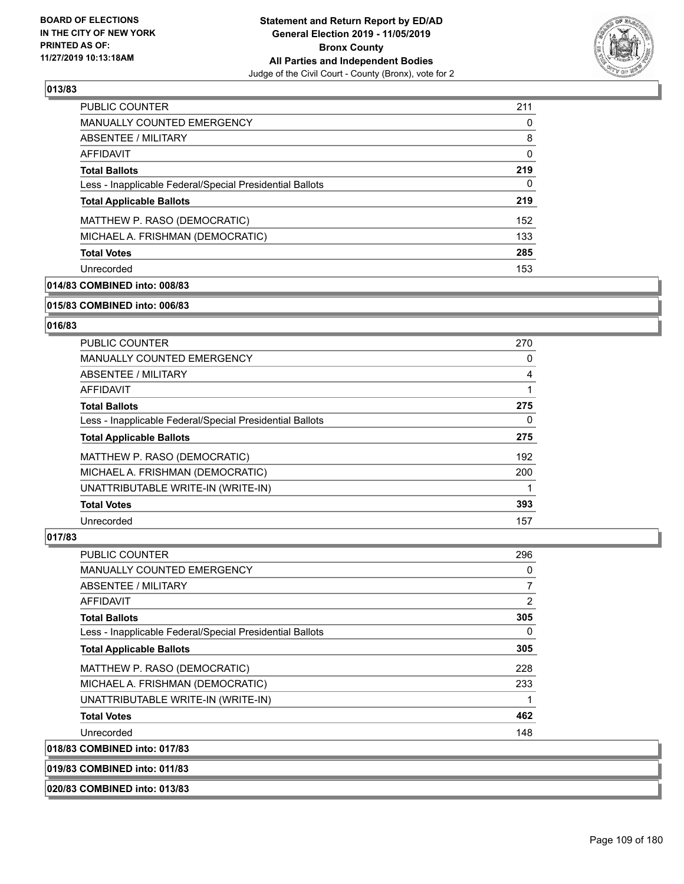**BOARD OF ELECTIONS IN THE CITY OF NEW YORK PRINTED AS OF: 11/27/2019 10:13:18AM**

**Statement and Return Report by ED/AD General Election 2019 - 11/05/2019 Bronx County All Parties and Independent Bodies**
Judge of the Civil Court - County (Bronx), vote for 2

### 013/83

| | |
|---|---|
| PUBLIC COUNTER | 211 |
| MANUALLY COUNTED EMERGENCY | 0 |
| ABSENTEE / MILITARY | 8 |
| AFFIDAVIT | 0 |
| **Total Ballots** | **219** |
| Less - Inapplicable Federal/Special Presidential Ballots | 0 |
| **Total Applicable Ballots** | **219** |
| MATTHEW P. RASO (DEMOCRATIC) | 152 |
| MICHAEL A. FRISHMAN (DEMOCRATIC) | 133 |
| **Total Votes** | **285** |
| Unrecorded | 153 |

### 014/83 COMBINED into: 008/83

### 015/83 COMBINED into: 006/83

### 016/83

| | |
|---|---|
| PUBLIC COUNTER | 270 |
| MANUALLY COUNTED EMERGENCY | 0 |
| ABSENTEE / MILITARY | 4 |
| AFFIDAVIT | 1 |
| **Total Ballots** | **275** |
| Less - Inapplicable Federal/Special Presidential Ballots | 0 |
| **Total Applicable Ballots** | **275** |
| MATTHEW P. RASO (DEMOCRATIC) | 192 |
| MICHAEL A. FRISHMAN (DEMOCRATIC) | 200 |
| UNATTRIBUTABLE WRITE-IN (WRITE-IN) | 1 |
| **Total Votes** | **393** |
| Unrecorded | 157 |

### 017/83

| | |
|---|---|
| PUBLIC COUNTER | 296 |
| MANUALLY COUNTED EMERGENCY | 0 |
| ABSENTEE / MILITARY | 7 |
| AFFIDAVIT | 2 |
| **Total Ballots** | **305** |
| Less - Inapplicable Federal/Special Presidential Ballots | 0 |
| **Total Applicable Ballots** | **305** |
| MATTHEW P. RASO (DEMOCRATIC) | 228 |
| MICHAEL A. FRISHMAN (DEMOCRATIC) | 233 |
| UNATTRIBUTABLE WRITE-IN (WRITE-IN) | 1 |
| **Total Votes** | **462** |
| Unrecorded | 148 |

### 018/83 COMBINED into: 017/83

### 019/83 COMBINED into: 011/83

### 020/83 COMBINED into: 013/83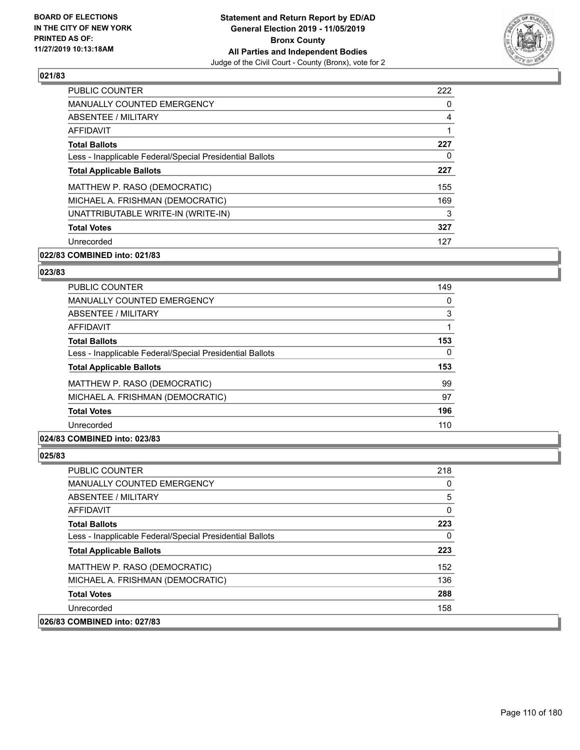BOARD OF ELECTIONS
IN THE CITY OF NEW YORK
PRINTED AS OF:
11/27/2019 10:13:18AM

**Statement and Return Report by ED/AD**
**General Election 2019 - 11/05/2019**
**Bronx County**
**All Parties and Independent Bodies**
Judge of the Civil Court - County (Bronx), vote for 2

## 021/83

| | |
|---|---|
| PUBLIC COUNTER | 222 |
| MANUALLY COUNTED EMERGENCY | 0 |
| ABSENTEE / MILITARY | 4 |
| AFFIDAVIT | 1 |
| **Total Ballots** | **227** |
| Less - Inapplicable Federal/Special Presidential Ballots | 0 |
| **Total Applicable Ballots** | **227** |
| MATTHEW P. RASO (DEMOCRATIC) | 155 |
| MICHAEL A. FRISHMAN (DEMOCRATIC) | 169 |
| UNATTRIBUTABLE WRITE-IN (WRITE-IN) | 3 |
| **Total Votes** | **327** |
| Unrecorded | 127 |

**022/83 COMBINED into: 021/83**

## 023/83

| | |
|---|---|
| PUBLIC COUNTER | 149 |
| MANUALLY COUNTED EMERGENCY | 0 |
| ABSENTEE / MILITARY | 3 |
| AFFIDAVIT | 1 |
| **Total Ballots** | **153** |
| Less - Inapplicable Federal/Special Presidential Ballots | 0 |
| **Total Applicable Ballots** | **153** |
| MATTHEW P. RASO (DEMOCRATIC) | 99 |
| MICHAEL A. FRISHMAN (DEMOCRATIC) | 97 |
| **Total Votes** | **196** |
| Unrecorded | 110 |

**024/83 COMBINED into: 023/83**

## 025/83

| | |
|---|---|
| PUBLIC COUNTER | 218 |
| MANUALLY COUNTED EMERGENCY | 0 |
| ABSENTEE / MILITARY | 5 |
| AFFIDAVIT | 0 |
| **Total Ballots** | **223** |
| Less - Inapplicable Federal/Special Presidential Ballots | 0 |
| **Total Applicable Ballots** | **223** |
| MATTHEW P. RASO (DEMOCRATIC) | 152 |
| MICHAEL A. FRISHMAN (DEMOCRATIC) | 136 |
| **Total Votes** | **288** |
| Unrecorded | 158 |

**026/83 COMBINED into: 027/83**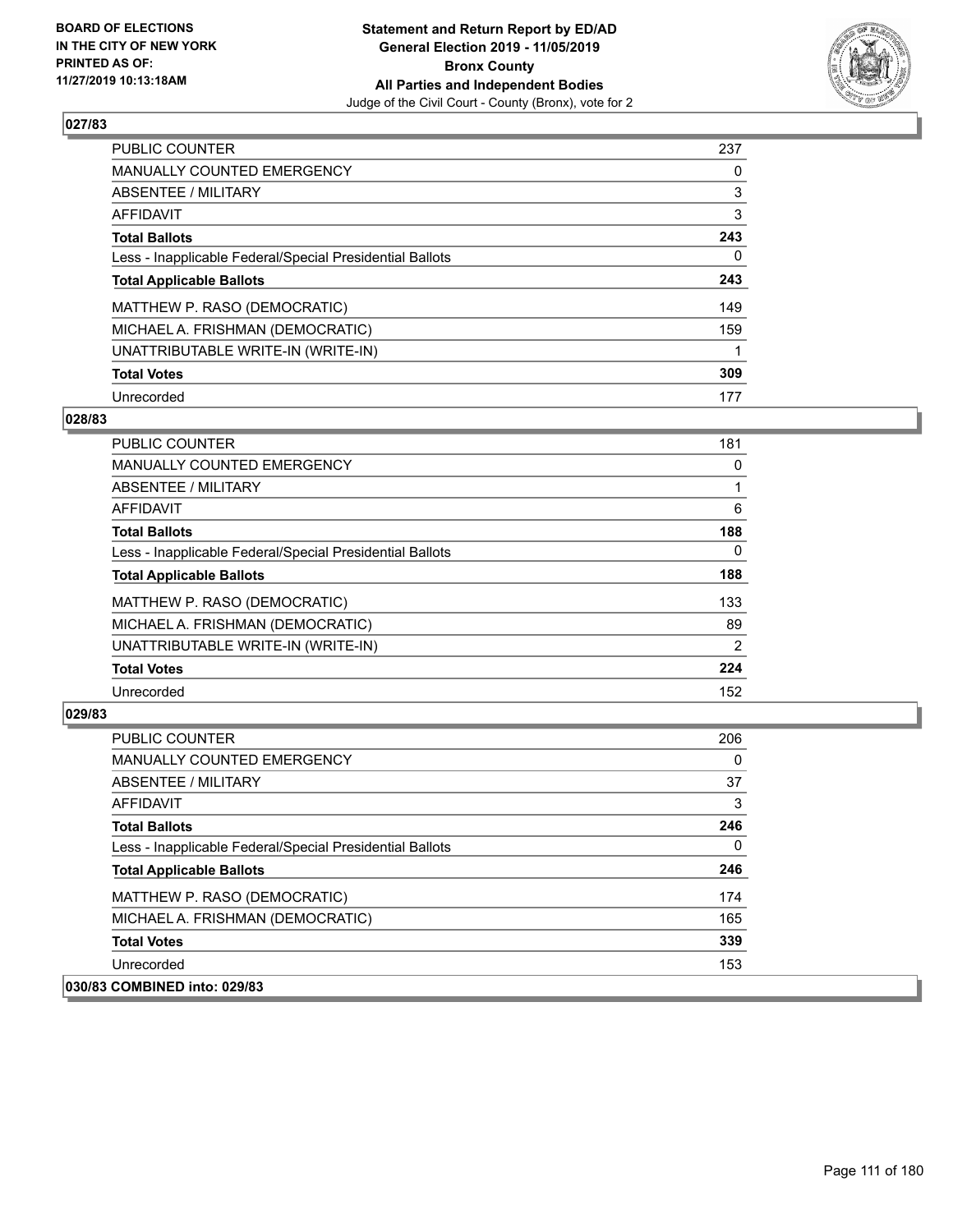## 027/83

| | |
|---|---|
| PUBLIC COUNTER | 237 |
| MANUALLY COUNTED EMERGENCY | 0 |
| ABSENTEE / MILITARY | 3 |
| AFFIDAVIT | 3 |
| **Total Ballots** | **243** |
| Less - Inapplicable Federal/Special Presidential Ballots | 0 |
| **Total Applicable Ballots** | **243** |
| MATTHEW P. RASO (DEMOCRATIC) | 149 |
| MICHAEL A. FRISHMAN (DEMOCRATIC) | 159 |
| UNATTRIBUTABLE WRITE-IN (WRITE-IN) | 1 |
| **Total Votes** | **309** |
| Unrecorded | 177 |

## 028/83

| | |
|---|---|
| PUBLIC COUNTER | 181 |
| MANUALLY COUNTED EMERGENCY | 0 |
| ABSENTEE / MILITARY | 1 |
| AFFIDAVIT | 6 |
| **Total Ballots** | **188** |
| Less - Inapplicable Federal/Special Presidential Ballots | 0 |
| **Total Applicable Ballots** | **188** |
| MATTHEW P. RASO (DEMOCRATIC) | 133 |
| MICHAEL A. FRISHMAN (DEMOCRATIC) | 89 |
| UNATTRIBUTABLE WRITE-IN (WRITE-IN) | 2 |
| **Total Votes** | **224** |
| Unrecorded | 152 |

## 029/83

| | |
|---|---|
| PUBLIC COUNTER | 206 |
| MANUALLY COUNTED EMERGENCY | 0 |
| ABSENTEE / MILITARY | 37 |
| AFFIDAVIT | 3 |
| **Total Ballots** | **246** |
| Less - Inapplicable Federal/Special Presidential Ballots | 0 |
| **Total Applicable Ballots** | **246** |
| MATTHEW P. RASO (DEMOCRATIC) | 174 |
| MICHAEL A. FRISHMAN (DEMOCRATIC) | 165 |
| **Total Votes** | **339** |
| Unrecorded | 153 |

## 030/83 COMBINED into: 029/83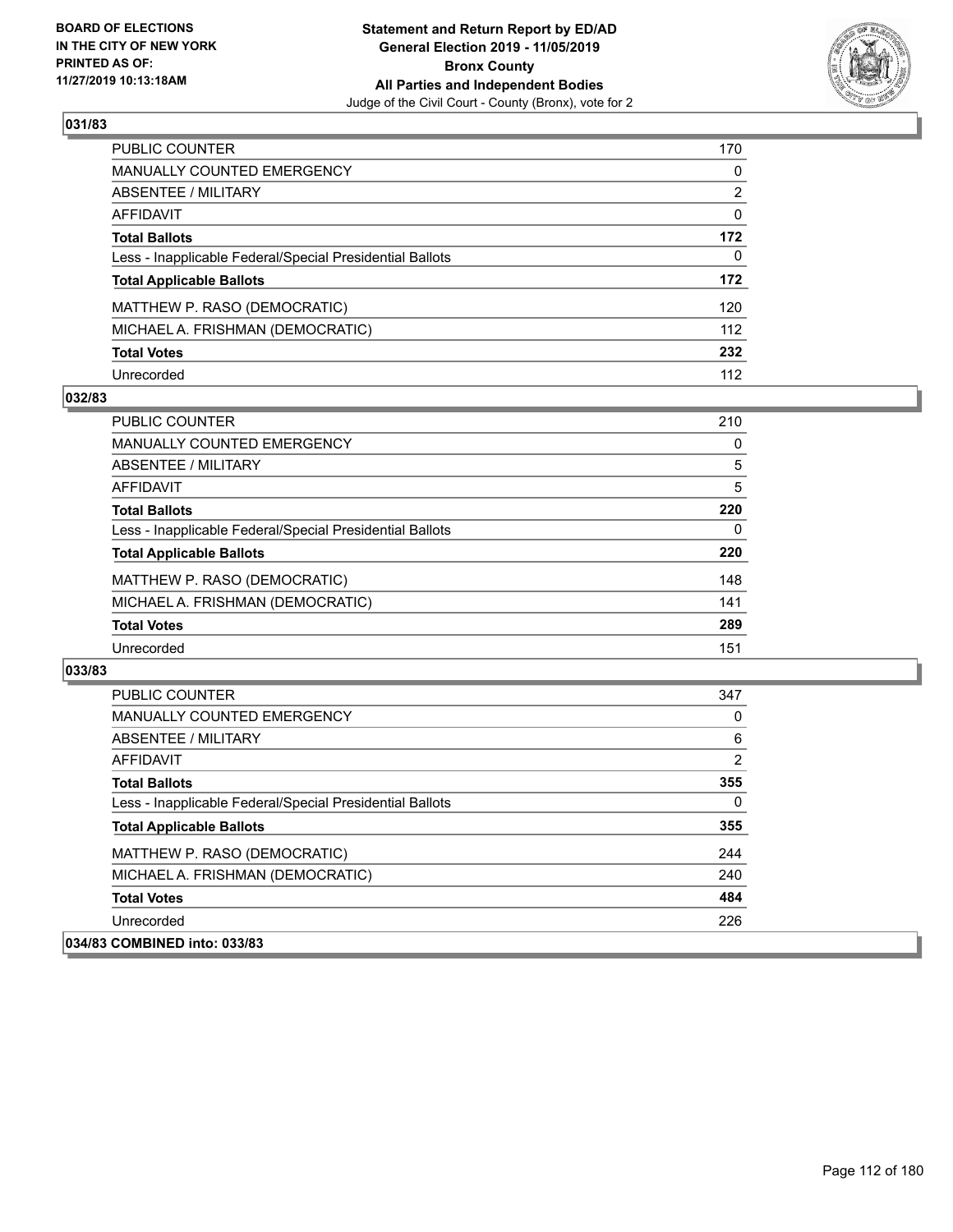**Statement and Return Report by ED/AD**
**General Election 2019 - 11/05/2019**
**Bronx County**
**All Parties and Independent Bodies**
Judge of the Civil Court - County (Bronx), vote for 2

BOARD OF ELECTIONS IN THE CITY OF NEW YORK PRINTED AS OF: 11/27/2019 10:13:18AM

## 031/83

| | |
|---|---|
| PUBLIC COUNTER | 170 |
| MANUALLY COUNTED EMERGENCY | 0 |
| ABSENTEE / MILITARY | 2 |
| AFFIDAVIT | 0 |
| **Total Ballots** | **172** |
| Less - Inapplicable Federal/Special Presidential Ballots | 0 |
| **Total Applicable Ballots** | **172** |
| MATTHEW P. RASO (DEMOCRATIC) | 120 |
| MICHAEL A. FRISHMAN (DEMOCRATIC) | 112 |
| **Total Votes** | **232** |
| Unrecorded | 112 |

## 032/83

| | |
|---|---|
| PUBLIC COUNTER | 210 |
| MANUALLY COUNTED EMERGENCY | 0 |
| ABSENTEE / MILITARY | 5 |
| AFFIDAVIT | 5 |
| **Total Ballots** | **220** |
| Less - Inapplicable Federal/Special Presidential Ballots | 0 |
| **Total Applicable Ballots** | **220** |
| MATTHEW P. RASO (DEMOCRATIC) | 148 |
| MICHAEL A. FRISHMAN (DEMOCRATIC) | 141 |
| **Total Votes** | **289** |
| Unrecorded | 151 |

## 033/83

| | |
|---|---|
| PUBLIC COUNTER | 347 |
| MANUALLY COUNTED EMERGENCY | 0 |
| ABSENTEE / MILITARY | 6 |
| AFFIDAVIT | 2 |
| **Total Ballots** | **355** |
| Less - Inapplicable Federal/Special Presidential Ballots | 0 |
| **Total Applicable Ballots** | **355** |
| MATTHEW P. RASO (DEMOCRATIC) | 244 |
| MICHAEL A. FRISHMAN (DEMOCRATIC) | 240 |
| **Total Votes** | **484** |
| Unrecorded | 226 |

## 034/83 COMBINED into: 033/83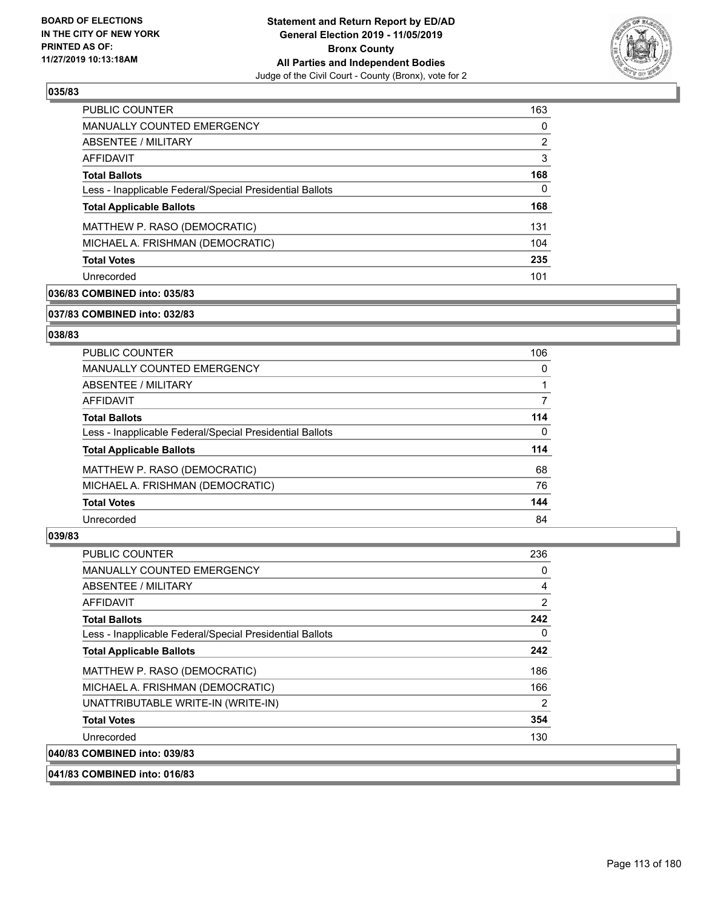**Statement and Return Report by ED/AD**
**General Election 2019 - 11/05/2019**
**Bronx County**
**All Parties and Independent Bodies**
Judge of the Civil Court - County (Bronx), vote for 2

BOARD OF ELECTIONS IN THE CITY OF NEW YORK PRINTED AS OF: 11/27/2019 10:13:18AM

### 035/83

| | |
|---|---|
| PUBLIC COUNTER | 163 |
| MANUALLY COUNTED EMERGENCY | 0 |
| ABSENTEE / MILITARY | 2 |
| AFFIDAVIT | 3 |
| **Total Ballots** | **168** |
| Less - Inapplicable Federal/Special Presidential Ballots | 0 |
| **Total Applicable Ballots** | **168** |
| MATTHEW P. RASO (DEMOCRATIC) | 131 |
| MICHAEL A. FRISHMAN (DEMOCRATIC) | 104 |
| **Total Votes** | **235** |
| Unrecorded | 101 |

### 036/83 COMBINED into: 035/83

### 037/83 COMBINED into: 032/83

### 038/83

| | |
|---|---|
| PUBLIC COUNTER | 106 |
| MANUALLY COUNTED EMERGENCY | 0 |
| ABSENTEE / MILITARY | 1 |
| AFFIDAVIT | 7 |
| **Total Ballots** | **114** |
| Less - Inapplicable Federal/Special Presidential Ballots | 0 |
| **Total Applicable Ballots** | **114** |
| MATTHEW P. RASO (DEMOCRATIC) | 68 |
| MICHAEL A. FRISHMAN (DEMOCRATIC) | 76 |
| **Total Votes** | **144** |
| Unrecorded | 84 |

### 039/83

| | |
|---|---|
| PUBLIC COUNTER | 236 |
| MANUALLY COUNTED EMERGENCY | 0 |
| ABSENTEE / MILITARY | 4 |
| AFFIDAVIT | 2 |
| **Total Ballots** | **242** |
| Less - Inapplicable Federal/Special Presidential Ballots | 0 |
| **Total Applicable Ballots** | **242** |
| MATTHEW P. RASO (DEMOCRATIC) | 186 |
| MICHAEL A. FRISHMAN (DEMOCRATIC) | 166 |
| UNATTRIBUTABLE WRITE-IN (WRITE-IN) | 2 |
| **Total Votes** | **354** |
| Unrecorded | 130 |

### 040/83 COMBINED into: 039/83

### 041/83 COMBINED into: 016/83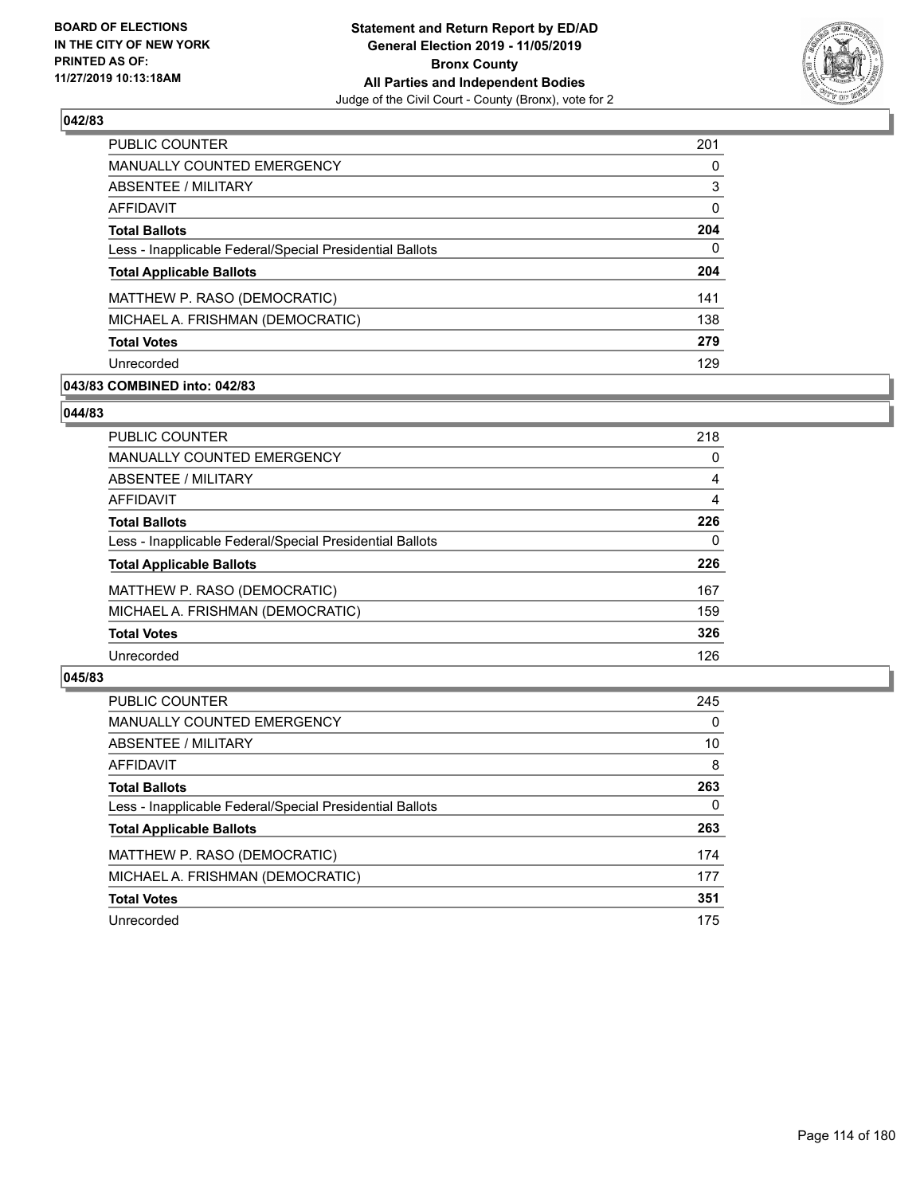### 042/83

| | |
|---|---|
| PUBLIC COUNTER | 201 |
| MANUALLY COUNTED EMERGENCY | 0 |
| ABSENTEE / MILITARY | 3 |
| AFFIDAVIT | 0 |
| **Total Ballots** | **204** |
| Less - Inapplicable Federal/Special Presidential Ballots | 0 |
| **Total Applicable Ballots** | **204** |
| MATTHEW P. RASO (DEMOCRATIC) | 141 |
| MICHAEL A. FRISHMAN (DEMOCRATIC) | 138 |
| **Total Votes** | **279** |
| Unrecorded | 129 |

### 043/83 COMBINED into: 042/83

### 044/83

| | |
|---|---|
| PUBLIC COUNTER | 218 |
| MANUALLY COUNTED EMERGENCY | 0 |
| ABSENTEE / MILITARY | 4 |
| AFFIDAVIT | 4 |
| **Total Ballots** | **226** |
| Less - Inapplicable Federal/Special Presidential Ballots | 0 |
| **Total Applicable Ballots** | **226** |
| MATTHEW P. RASO (DEMOCRATIC) | 167 |
| MICHAEL A. FRISHMAN (DEMOCRATIC) | 159 |
| **Total Votes** | **326** |
| Unrecorded | 126 |

### 045/83

| | |
|---|---|
| PUBLIC COUNTER | 245 |
| MANUALLY COUNTED EMERGENCY | 0 |
| ABSENTEE / MILITARY | 10 |
| AFFIDAVIT | 8 |
| **Total Ballots** | **263** |
| Less - Inapplicable Federal/Special Presidential Ballots | 0 |
| **Total Applicable Ballots** | **263** |
| MATTHEW P. RASO (DEMOCRATIC) | 174 |
| MICHAEL A. FRISHMAN (DEMOCRATIC) | 177 |
| **Total Votes** | **351** |
| Unrecorded | 175 |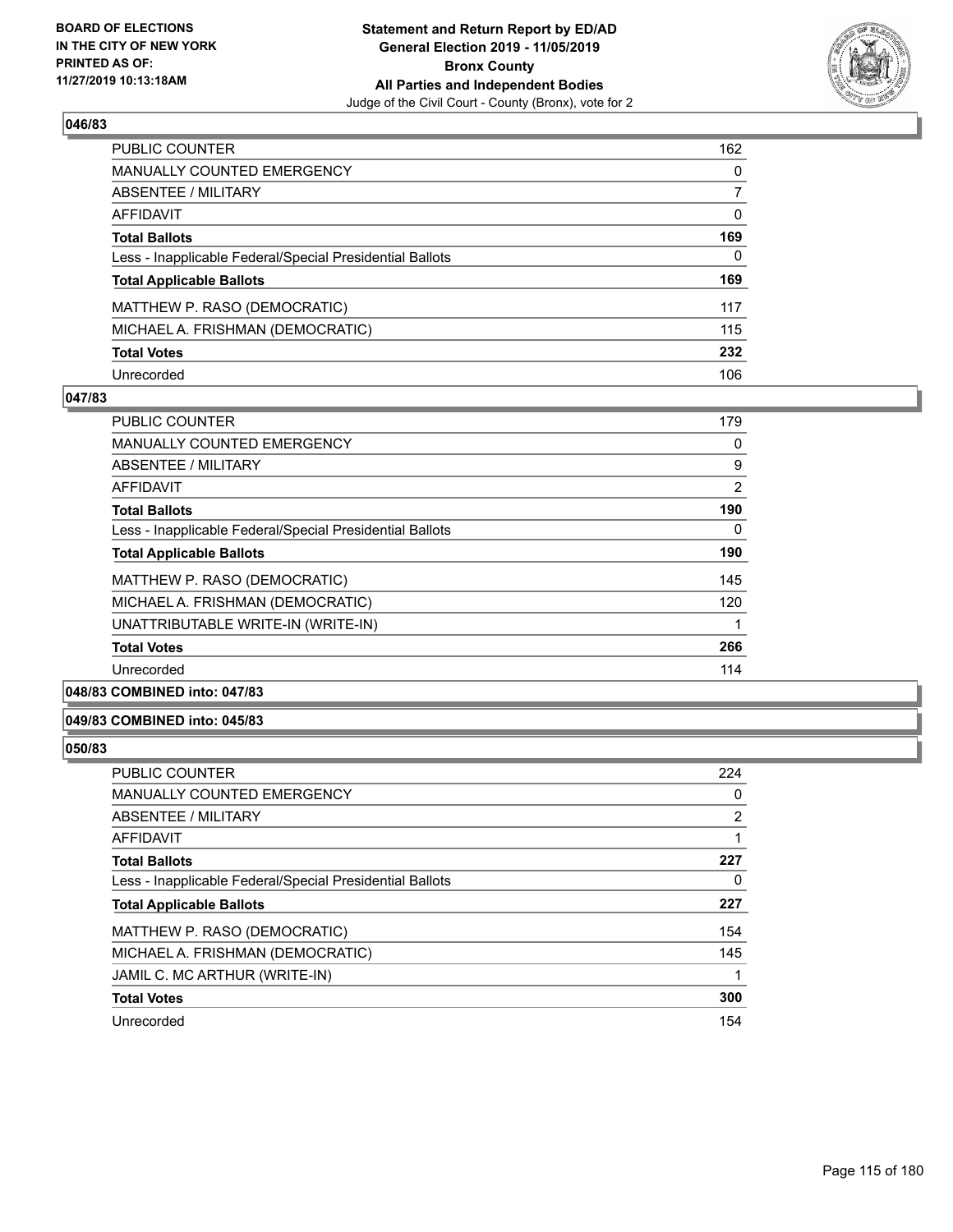**BOARD OF ELECTIONS IN THE CITY OF NEW YORK PRINTED AS OF: 11/27/2019 10:13:18AM**

**Statement and Return Report by ED/AD General Election 2019 - 11/05/2019 Bronx County All Parties and Independent Bodies**
Judge of the Civil Court - County (Bronx), vote for 2

### 046/83

| | |
|---|---|
| PUBLIC COUNTER | 162 |
| MANUALLY COUNTED EMERGENCY | 0 |
| ABSENTEE / MILITARY | 7 |
| AFFIDAVIT | 0 |
| **Total Ballots** | **169** |
| Less - Inapplicable Federal/Special Presidential Ballots | 0 |
| **Total Applicable Ballots** | **169** |
| MATTHEW P. RASO (DEMOCRATIC) | 117 |
| MICHAEL A. FRISHMAN (DEMOCRATIC) | 115 |
| **Total Votes** | **232** |
| Unrecorded | 106 |

### 047/83

| | |
|---|---|
| PUBLIC COUNTER | 179 |
| MANUALLY COUNTED EMERGENCY | 0 |
| ABSENTEE / MILITARY | 9 |
| AFFIDAVIT | 2 |
| **Total Ballots** | **190** |
| Less - Inapplicable Federal/Special Presidential Ballots | 0 |
| **Total Applicable Ballots** | **190** |
| MATTHEW P. RASO (DEMOCRATIC) | 145 |
| MICHAEL A. FRISHMAN (DEMOCRATIC) | 120 |
| UNATTRIBUTABLE WRITE-IN (WRITE-IN) | 1 |
| **Total Votes** | **266** |
| Unrecorded | 114 |

### 048/83 COMBINED into: 047/83

### 049/83 COMBINED into: 045/83

### 050/83

| | |
|---|---|
| PUBLIC COUNTER | 224 |
| MANUALLY COUNTED EMERGENCY | 0 |
| ABSENTEE / MILITARY | 2 |
| AFFIDAVIT | 1 |
| **Total Ballots** | **227** |
| Less - Inapplicable Federal/Special Presidential Ballots | 0 |
| **Total Applicable Ballots** | **227** |
| MATTHEW P. RASO (DEMOCRATIC) | 154 |
| MICHAEL A. FRISHMAN (DEMOCRATIC) | 145 |
| JAMIL C. MC ARTHUR (WRITE-IN) | 1 |
| **Total Votes** | **300** |
| Unrecorded | 154 |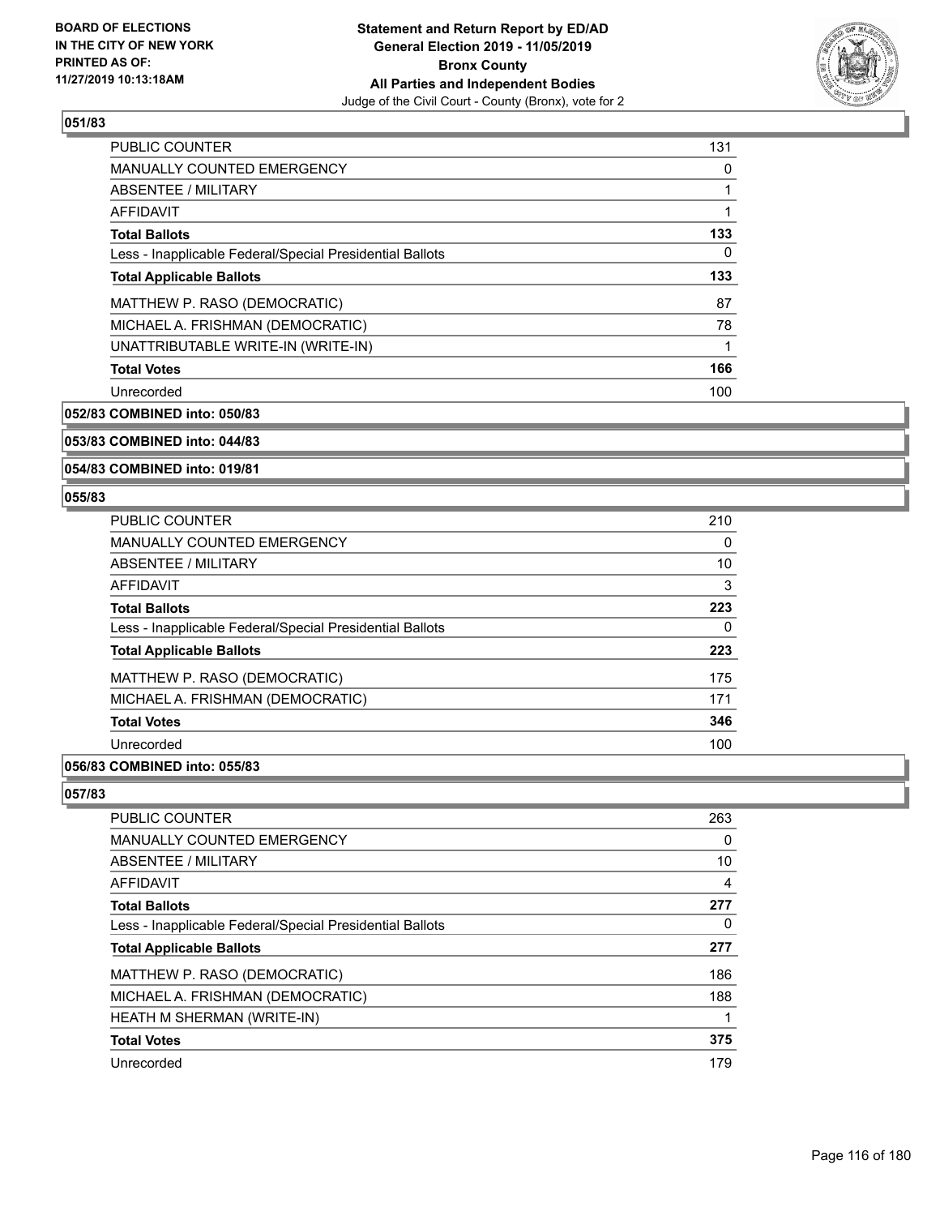### 051/83

| | |
|---|---|
| PUBLIC COUNTER | 131 |
| MANUALLY COUNTED EMERGENCY | 0 |
| ABSENTEE / MILITARY | 1 |
| AFFIDAVIT | 1 |
| **Total Ballots** | **133** |
| Less - Inapplicable Federal/Special Presidential Ballots | 0 |
| **Total Applicable Ballots** | **133** |
| MATTHEW P. RASO (DEMOCRATIC) | 87 |
| MICHAEL A. FRISHMAN (DEMOCRATIC) | 78 |
| UNATTRIBUTABLE WRITE-IN (WRITE-IN) | 1 |
| **Total Votes** | **166** |
| Unrecorded | 100 |

### 052/83 COMBINED into: 050/83

### 053/83 COMBINED into: 044/83

### 054/83 COMBINED into: 019/81

### 055/83

| | |
|---|---|
| PUBLIC COUNTER | 210 |
| MANUALLY COUNTED EMERGENCY | 0 |
| ABSENTEE / MILITARY | 10 |
| AFFIDAVIT | 3 |
| **Total Ballots** | **223** |
| Less - Inapplicable Federal/Special Presidential Ballots | 0 |
| **Total Applicable Ballots** | **223** |
| MATTHEW P. RASO (DEMOCRATIC) | 175 |
| MICHAEL A. FRISHMAN (DEMOCRATIC) | 171 |
| **Total Votes** | **346** |
| Unrecorded | 100 |

### 056/83 COMBINED into: 055/83

### 057/83

| | |
|---|---|
| PUBLIC COUNTER | 263 |
| MANUALLY COUNTED EMERGENCY | 0 |
| ABSENTEE / MILITARY | 10 |
| AFFIDAVIT | 4 |
| **Total Ballots** | **277** |
| Less - Inapplicable Federal/Special Presidential Ballots | 0 |
| **Total Applicable Ballots** | **277** |
| MATTHEW P. RASO (DEMOCRATIC) | 186 |
| MICHAEL A. FRISHMAN (DEMOCRATIC) | 188 |
| HEATH M SHERMAN (WRITE-IN) | 1 |
| **Total Votes** | **375** |
| Unrecorded | 179 |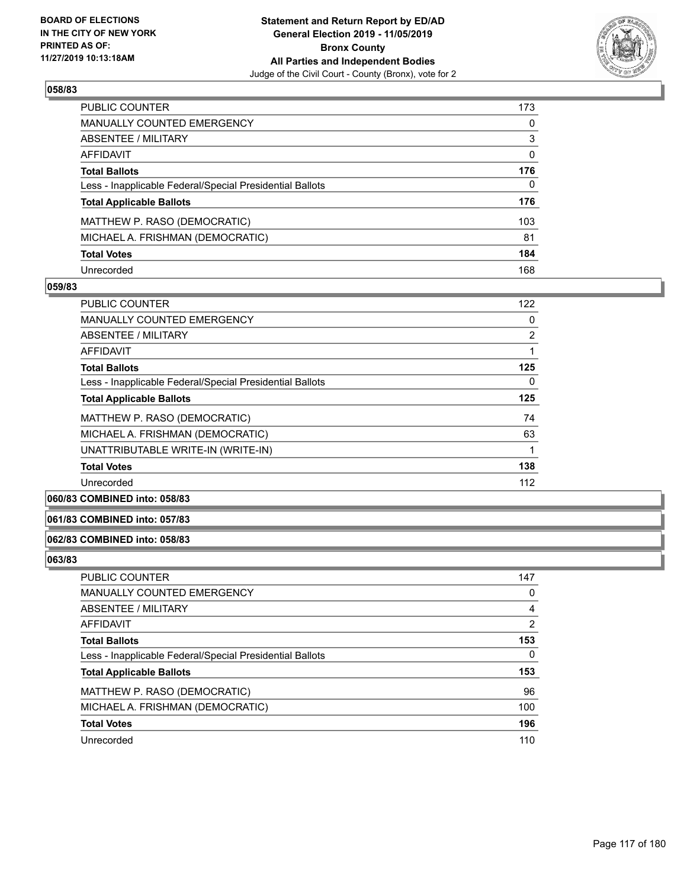**BOARD OF ELECTIONS IN THE CITY OF NEW YORK PRINTED AS OF: 11/27/2019 10:13:18AM**

**Statement and Return Report by ED/AD General Election 2019 - 11/05/2019 Bronx County All Parties and Independent Bodies**
Judge of the Civil Court - County (Bronx), vote for 2

### 058/83

| | |
|---|---|
| PUBLIC COUNTER | 173 |
| MANUALLY COUNTED EMERGENCY | 0 |
| ABSENTEE / MILITARY | 3 |
| AFFIDAVIT | 0 |
| **Total Ballots** | **176** |
| Less - Inapplicable Federal/Special Presidential Ballots | 0 |
| **Total Applicable Ballots** | **176** |
| MATTHEW P. RASO (DEMOCRATIC) | 103 |
| MICHAEL A. FRISHMAN (DEMOCRATIC) | 81 |
| **Total Votes** | **184** |
| Unrecorded | 168 |

### 059/83

| | |
|---|---|
| PUBLIC COUNTER | 122 |
| MANUALLY COUNTED EMERGENCY | 0 |
| ABSENTEE / MILITARY | 2 |
| AFFIDAVIT | 1 |
| **Total Ballots** | **125** |
| Less - Inapplicable Federal/Special Presidential Ballots | 0 |
| **Total Applicable Ballots** | **125** |
| MATTHEW P. RASO (DEMOCRATIC) | 74 |
| MICHAEL A. FRISHMAN (DEMOCRATIC) | 63 |
| UNATTRIBUTABLE WRITE-IN (WRITE-IN) | 1 |
| **Total Votes** | **138** |
| Unrecorded | 112 |

### 060/83 COMBINED into: 058/83

### 061/83 COMBINED into: 057/83

### 062/83 COMBINED into: 058/83

### 063/83

| | |
|---|---|
| PUBLIC COUNTER | 147 |
| MANUALLY COUNTED EMERGENCY | 0 |
| ABSENTEE / MILITARY | 4 |
| AFFIDAVIT | 2 |
| **Total Ballots** | **153** |
| Less - Inapplicable Federal/Special Presidential Ballots | 0 |
| **Total Applicable Ballots** | **153** |
| MATTHEW P. RASO (DEMOCRATIC) | 96 |
| MICHAEL A. FRISHMAN (DEMOCRATIC) | 100 |
| **Total Votes** | **196** |
| Unrecorded | 110 |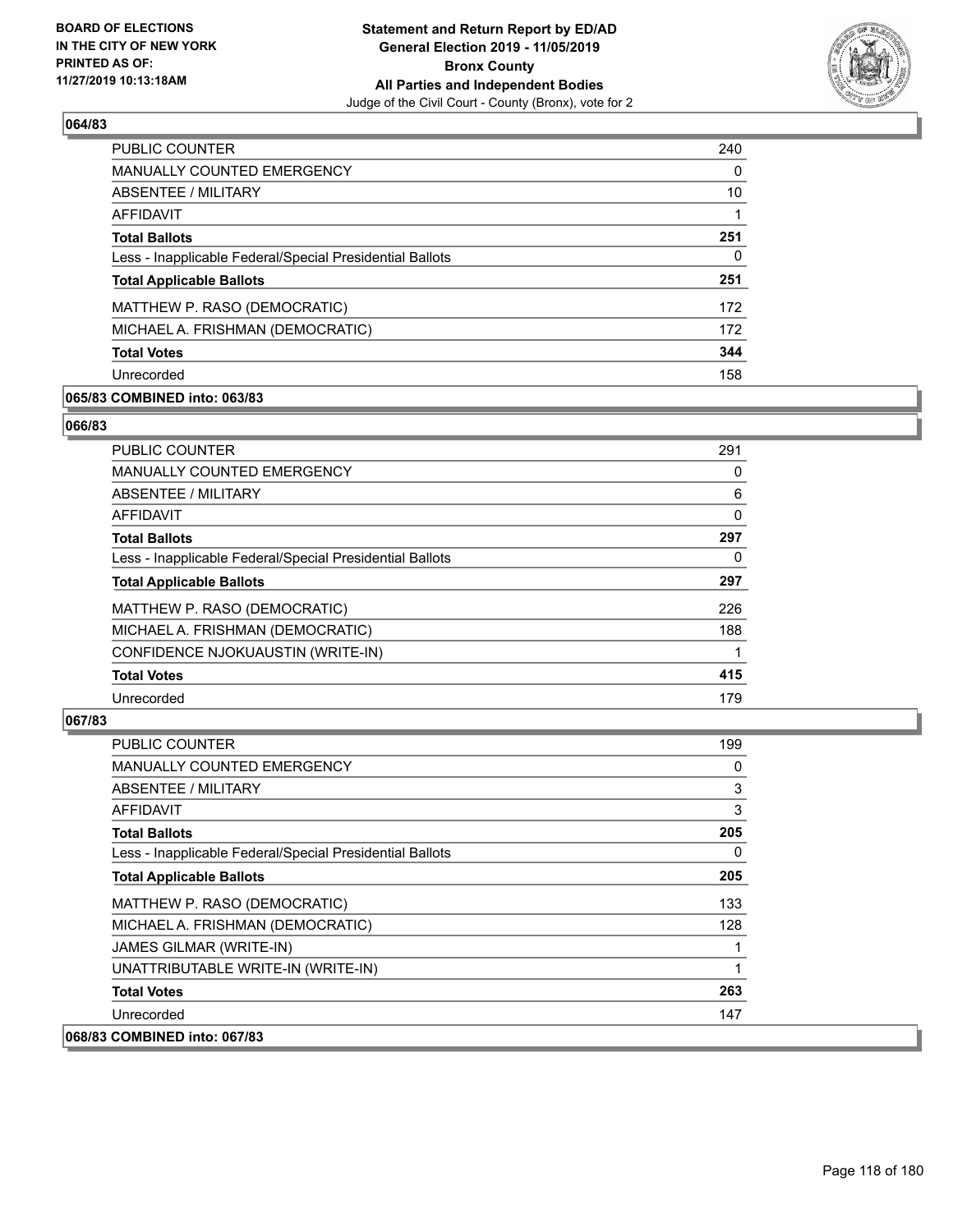## 064/83

| | |
|---|---|
| PUBLIC COUNTER | 240 |
| MANUALLY COUNTED EMERGENCY | 0 |
| ABSENTEE / MILITARY | 10 |
| AFFIDAVIT | 1 |
| **Total Ballots** | **251** |
| Less - Inapplicable Federal/Special Presidential Ballots | 0 |
| **Total Applicable Ballots** | **251** |
| MATTHEW P. RASO (DEMOCRATIC) | 172 |
| MICHAEL A. FRISHMAN (DEMOCRATIC) | 172 |
| **Total Votes** | **344** |
| Unrecorded | 158 |

## 065/83 COMBINED into: 063/83

## 066/83

| | |
|---|---|
| PUBLIC COUNTER | 291 |
| MANUALLY COUNTED EMERGENCY | 0 |
| ABSENTEE / MILITARY | 6 |
| AFFIDAVIT | 0 |
| **Total Ballots** | **297** |
| Less - Inapplicable Federal/Special Presidential Ballots | 0 |
| **Total Applicable Ballots** | **297** |
| MATTHEW P. RASO (DEMOCRATIC) | 226 |
| MICHAEL A. FRISHMAN (DEMOCRATIC) | 188 |
| CONFIDENCE NJOKUAUSTIN (WRITE-IN) | 1 |
| **Total Votes** | **415** |
| Unrecorded | 179 |

## 067/83

| | |
|---|---|
| PUBLIC COUNTER | 199 |
| MANUALLY COUNTED EMERGENCY | 0 |
| ABSENTEE / MILITARY | 3 |
| AFFIDAVIT | 3 |
| **Total Ballots** | **205** |
| Less - Inapplicable Federal/Special Presidential Ballots | 0 |
| **Total Applicable Ballots** | **205** |
| MATTHEW P. RASO (DEMOCRATIC) | 133 |
| MICHAEL A. FRISHMAN (DEMOCRATIC) | 128 |
| JAMES GILMAR (WRITE-IN) | 1 |
| UNATTRIBUTABLE WRITE-IN (WRITE-IN) | 1 |
| **Total Votes** | **263** |
| Unrecorded | 147 |

## 068/83 COMBINED into: 067/83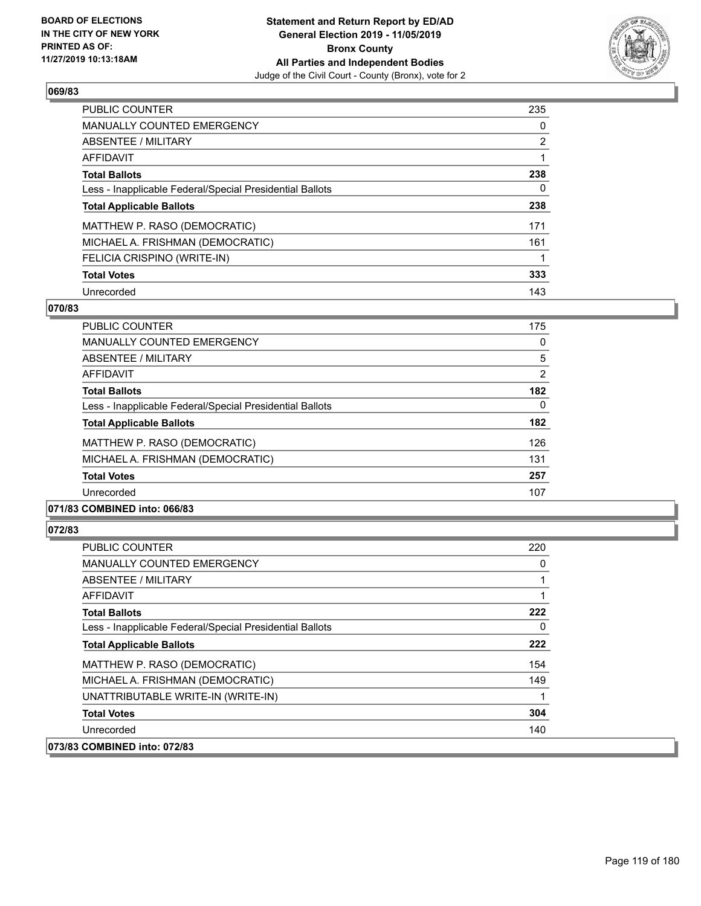### 069/83

| | |
|---|---|
| PUBLIC COUNTER | 235 |
| MANUALLY COUNTED EMERGENCY | 0 |
| ABSENTEE / MILITARY | 2 |
| AFFIDAVIT | 1 |
| **Total Ballots** | **238** |
| Less - Inapplicable Federal/Special Presidential Ballots | 0 |
| **Total Applicable Ballots** | **238** |
| MATTHEW P. RASO (DEMOCRATIC) | 171 |
| MICHAEL A. FRISHMAN (DEMOCRATIC) | 161 |
| FELICIA CRISPINO (WRITE-IN) | 1 |
| **Total Votes** | **333** |
| Unrecorded | 143 |

### 070/83

| | |
|---|---|
| PUBLIC COUNTER | 175 |
| MANUALLY COUNTED EMERGENCY | 0 |
| ABSENTEE / MILITARY | 5 |
| AFFIDAVIT | 2 |
| **Total Ballots** | **182** |
| Less - Inapplicable Federal/Special Presidential Ballots | 0 |
| **Total Applicable Ballots** | **182** |
| MATTHEW P. RASO (DEMOCRATIC) | 126 |
| MICHAEL A. FRISHMAN (DEMOCRATIC) | 131 |
| **Total Votes** | **257** |
| Unrecorded | 107 |

### 071/83 COMBINED into: 066/83

### 072/83

| | |
|---|---|
| PUBLIC COUNTER | 220 |
| MANUALLY COUNTED EMERGENCY | 0 |
| ABSENTEE / MILITARY | 1 |
| AFFIDAVIT | 1 |
| **Total Ballots** | **222** |
| Less - Inapplicable Federal/Special Presidential Ballots | 0 |
| **Total Applicable Ballots** | **222** |
| MATTHEW P. RASO (DEMOCRATIC) | 154 |
| MICHAEL A. FRISHMAN (DEMOCRATIC) | 149 |
| UNATTRIBUTABLE WRITE-IN (WRITE-IN) | 1 |
| **Total Votes** | **304** |
| Unrecorded | 140 |

### 073/83 COMBINED into: 072/83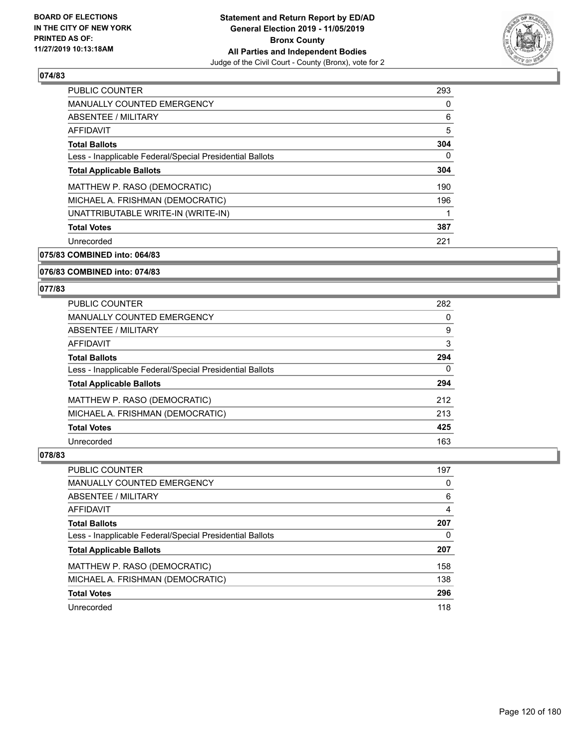**BOARD OF ELECTIONS IN THE CITY OF NEW YORK PRINTED AS OF: 11/27/2019 10:13:18AM**

**Statement and Return Report by ED/AD General Election 2019 - 11/05/2019 Bronx County All Parties and Independent Bodies**

Judge of the Civil Court - County (Bronx), vote for 2

## 074/83

| | |
|---|---|
| PUBLIC COUNTER | 293 |
| MANUALLY COUNTED EMERGENCY | 0 |
| ABSENTEE / MILITARY | 6 |
| AFFIDAVIT | 5 |
| **Total Ballots** | **304** |
| Less - Inapplicable Federal/Special Presidential Ballots | 0 |
| **Total Applicable Ballots** | **304** |
| MATTHEW P. RASO (DEMOCRATIC) | 190 |
| MICHAEL A. FRISHMAN (DEMOCRATIC) | 196 |
| UNATTRIBUTABLE WRITE-IN (WRITE-IN) | 1 |
| **Total Votes** | **387** |
| Unrecorded | 221 |

## 075/83 COMBINED into: 064/83

## 076/83 COMBINED into: 074/83

## 077/83

| | |
|---|---|
| PUBLIC COUNTER | 282 |
| MANUALLY COUNTED EMERGENCY | 0 |
| ABSENTEE / MILITARY | 9 |
| AFFIDAVIT | 3 |
| **Total Ballots** | **294** |
| Less - Inapplicable Federal/Special Presidential Ballots | 0 |
| **Total Applicable Ballots** | **294** |
| MATTHEW P. RASO (DEMOCRATIC) | 212 |
| MICHAEL A. FRISHMAN (DEMOCRATIC) | 213 |
| **Total Votes** | **425** |
| Unrecorded | 163 |

## 078/83

| | |
|---|---|
| PUBLIC COUNTER | 197 |
| MANUALLY COUNTED EMERGENCY | 0 |
| ABSENTEE / MILITARY | 6 |
| AFFIDAVIT | 4 |
| **Total Ballots** | **207** |
| Less - Inapplicable Federal/Special Presidential Ballots | 0 |
| **Total Applicable Ballots** | **207** |
| MATTHEW P. RASO (DEMOCRATIC) | 158 |
| MICHAEL A. FRISHMAN (DEMOCRATIC) | 138 |
| **Total Votes** | **296** |
| Unrecorded | 118 |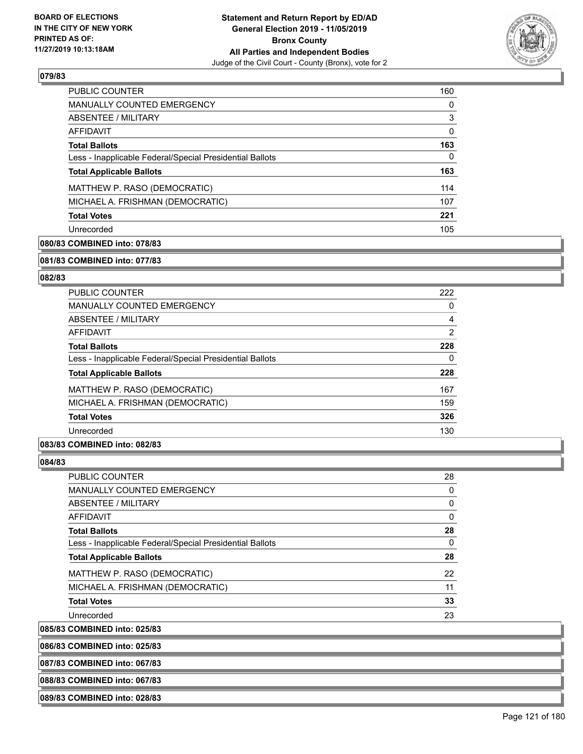## 079/83

| | |
|---|---|
| PUBLIC COUNTER | 160 |
| MANUALLY COUNTED EMERGENCY | 0 |
| ABSENTEE / MILITARY | 3 |
| AFFIDAVIT | 0 |
| **Total Ballots** | **163** |
| Less - Inapplicable Federal/Special Presidential Ballots | 0 |
| **Total Applicable Ballots** | **163** |
| MATTHEW P. RASO (DEMOCRATIC) | 114 |
| MICHAEL A. FRISHMAN (DEMOCRATIC) | 107 |
| **Total Votes** | **221** |
| Unrecorded | 105 |

**080/83 COMBINED into: 078/83**

**081/83 COMBINED into: 077/83**

## 082/83

| | |
|---|---|
| PUBLIC COUNTER | 222 |
| MANUALLY COUNTED EMERGENCY | 0 |
| ABSENTEE / MILITARY | 4 |
| AFFIDAVIT | 2 |
| **Total Ballots** | **228** |
| Less - Inapplicable Federal/Special Presidential Ballots | 0 |
| **Total Applicable Ballots** | **228** |
| MATTHEW P. RASO (DEMOCRATIC) | 167 |
| MICHAEL A. FRISHMAN (DEMOCRATIC) | 159 |
| **Total Votes** | **326** |
| Unrecorded | 130 |

**083/83 COMBINED into: 082/83**

## 084/83

| | |
|---|---|
| PUBLIC COUNTER | 28 |
| MANUALLY COUNTED EMERGENCY | 0 |
| ABSENTEE / MILITARY | 0 |
| AFFIDAVIT | 0 |
| **Total Ballots** | **28** |
| Less - Inapplicable Federal/Special Presidential Ballots | 0 |
| **Total Applicable Ballots** | **28** |
| MATTHEW P. RASO (DEMOCRATIC) | 22 |
| MICHAEL A. FRISHMAN (DEMOCRATIC) | 11 |
| **Total Votes** | **33** |
| Unrecorded | 23 |

**085/83 COMBINED into: 025/83**

**086/83 COMBINED into: 025/83**

**087/83 COMBINED into: 067/83**

**088/83 COMBINED into: 067/83**

**089/83 COMBINED into: 028/83**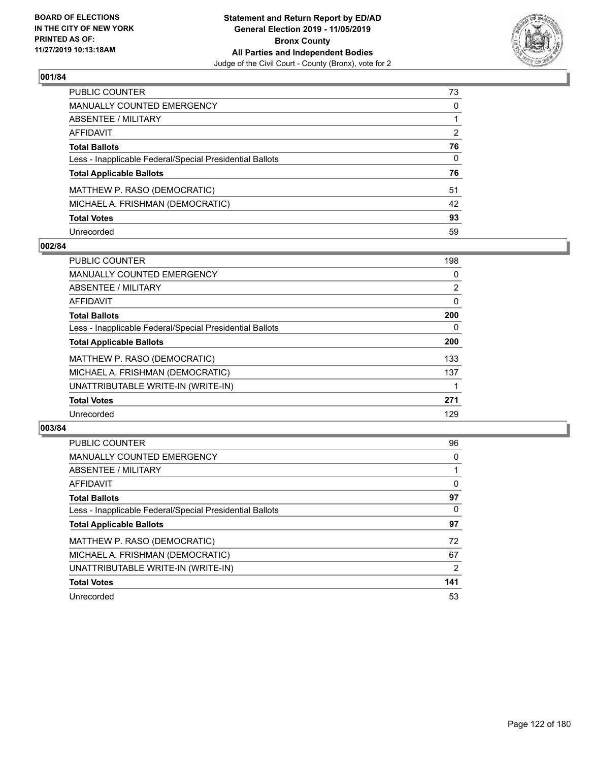**BOARD OF ELECTIONS IN THE CITY OF NEW YORK PRINTED AS OF: 11/27/2019 10:13:18AM**

**Statement and Return Report by ED/AD General Election 2019 - 11/05/2019 Bronx County All Parties and Independent Bodies**
Judge of the Civil Court - County (Bronx), vote for 2

### 001/84

| | |
|---|---|
| PUBLIC COUNTER | 73 |
| MANUALLY COUNTED EMERGENCY | 0 |
| ABSENTEE / MILITARY | 1 |
| AFFIDAVIT | 2 |
| **Total Ballots** | **76** |
| Less - Inapplicable Federal/Special Presidential Ballots | 0 |
| **Total Applicable Ballots** | **76** |
| MATTHEW P. RASO (DEMOCRATIC) | 51 |
| MICHAEL A. FRISHMAN (DEMOCRATIC) | 42 |
| **Total Votes** | **93** |
| Unrecorded | 59 |

### 002/84

| | |
|---|---|
| PUBLIC COUNTER | 198 |
| MANUALLY COUNTED EMERGENCY | 0 |
| ABSENTEE / MILITARY | 2 |
| AFFIDAVIT | 0 |
| **Total Ballots** | **200** |
| Less - Inapplicable Federal/Special Presidential Ballots | 0 |
| **Total Applicable Ballots** | **200** |
| MATTHEW P. RASO (DEMOCRATIC) | 133 |
| MICHAEL A. FRISHMAN (DEMOCRATIC) | 137 |
| UNATTRIBUTABLE WRITE-IN (WRITE-IN) | 1 |
| **Total Votes** | **271** |
| Unrecorded | 129 |

### 003/84

| | |
|---|---|
| PUBLIC COUNTER | 96 |
| MANUALLY COUNTED EMERGENCY | 0 |
| ABSENTEE / MILITARY | 1 |
| AFFIDAVIT | 0 |
| **Total Ballots** | **97** |
| Less - Inapplicable Federal/Special Presidential Ballots | 0 |
| **Total Applicable Ballots** | **97** |
| MATTHEW P. RASO (DEMOCRATIC) | 72 |
| MICHAEL A. FRISHMAN (DEMOCRATIC) | 67 |
| UNATTRIBUTABLE WRITE-IN (WRITE-IN) | 2 |
| **Total Votes** | **141** |
| Unrecorded | 53 |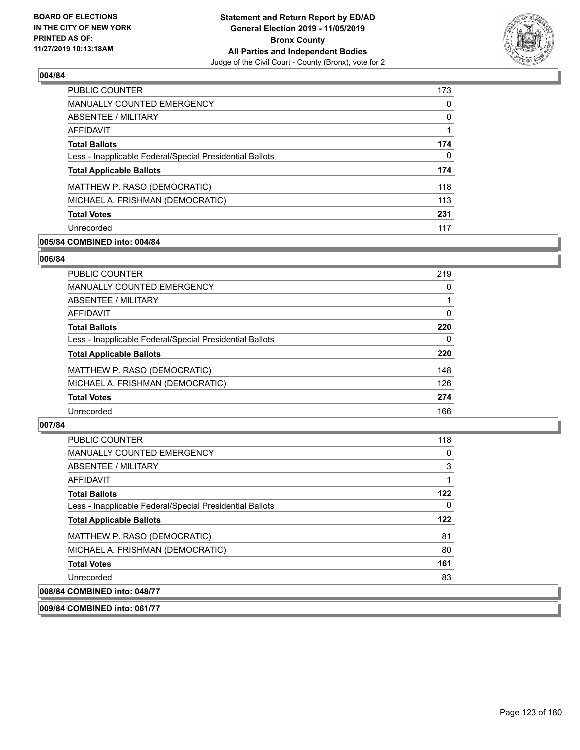## 004/84

| | |
|---|---|
| PUBLIC COUNTER | 173 |
| MANUALLY COUNTED EMERGENCY | 0 |
| ABSENTEE / MILITARY | 0 |
| AFFIDAVIT | 1 |
| **Total Ballots** | **174** |
| Less - Inapplicable Federal/Special Presidential Ballots | 0 |
| **Total Applicable Ballots** | **174** |
| MATTHEW P. RASO (DEMOCRATIC) | 118 |
| MICHAEL A. FRISHMAN (DEMOCRATIC) | 113 |
| **Total Votes** | **231** |
| Unrecorded | 117 |

## 005/84 COMBINED into: 004/84

## 006/84

| | |
|---|---|
| PUBLIC COUNTER | 219 |
| MANUALLY COUNTED EMERGENCY | 0 |
| ABSENTEE / MILITARY | 1 |
| AFFIDAVIT | 0 |
| **Total Ballots** | **220** |
| Less - Inapplicable Federal/Special Presidential Ballots | 0 |
| **Total Applicable Ballots** | **220** |
| MATTHEW P. RASO (DEMOCRATIC) | 148 |
| MICHAEL A. FRISHMAN (DEMOCRATIC) | 126 |
| **Total Votes** | **274** |
| Unrecorded | 166 |

## 007/84

| | |
|---|---|
| PUBLIC COUNTER | 118 |
| MANUALLY COUNTED EMERGENCY | 0 |
| ABSENTEE / MILITARY | 3 |
| AFFIDAVIT | 1 |
| **Total Ballots** | **122** |
| Less - Inapplicable Federal/Special Presidential Ballots | 0 |
| **Total Applicable Ballots** | **122** |
| MATTHEW P. RASO (DEMOCRATIC) | 81 |
| MICHAEL A. FRISHMAN (DEMOCRATIC) | 80 |
| **Total Votes** | **161** |
| Unrecorded | 83 |

## 008/84 COMBINED into: 048/77

## 009/84 COMBINED into: 061/77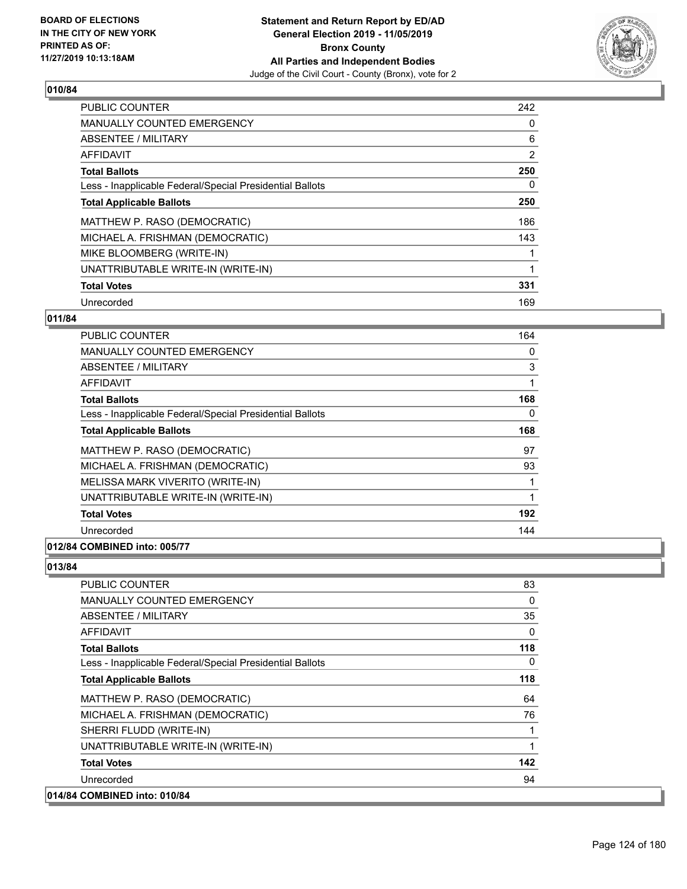## 010/84

| | |
|---|---|
| PUBLIC COUNTER | 242 |
| MANUALLY COUNTED EMERGENCY | 0 |
| ABSENTEE / MILITARY | 6 |
| AFFIDAVIT | 2 |
| **Total Ballots** | **250** |
| Less - Inapplicable Federal/Special Presidential Ballots | 0 |
| **Total Applicable Ballots** | **250** |
| MATTHEW P. RASO (DEMOCRATIC) | 186 |
| MICHAEL A. FRISHMAN (DEMOCRATIC) | 143 |
| MIKE BLOOMBERG (WRITE-IN) | 1 |
| UNATTRIBUTABLE WRITE-IN (WRITE-IN) | 1 |
| **Total Votes** | **331** |
| Unrecorded | 169 |

## 011/84

| | |
|---|---|
| PUBLIC COUNTER | 164 |
| MANUALLY COUNTED EMERGENCY | 0 |
| ABSENTEE / MILITARY | 3 |
| AFFIDAVIT | 1 |
| **Total Ballots** | **168** |
| Less - Inapplicable Federal/Special Presidential Ballots | 0 |
| **Total Applicable Ballots** | **168** |
| MATTHEW P. RASO (DEMOCRATIC) | 97 |
| MICHAEL A. FRISHMAN (DEMOCRATIC) | 93 |
| MELISSA MARK VIVERITO (WRITE-IN) | 1 |
| UNATTRIBUTABLE WRITE-IN (WRITE-IN) | 1 |
| **Total Votes** | **192** |
| Unrecorded | 144 |

## 012/84 COMBINED into: 005/77

## 013/84

| | |
|---|---|
| PUBLIC COUNTER | 83 |
| MANUALLY COUNTED EMERGENCY | 0 |
| ABSENTEE / MILITARY | 35 |
| AFFIDAVIT | 0 |
| **Total Ballots** | **118** |
| Less - Inapplicable Federal/Special Presidential Ballots | 0 |
| **Total Applicable Ballots** | **118** |
| MATTHEW P. RASO (DEMOCRATIC) | 64 |
| MICHAEL A. FRISHMAN (DEMOCRATIC) | 76 |
| SHERRI FLUDD (WRITE-IN) | 1 |
| UNATTRIBUTABLE WRITE-IN (WRITE-IN) | 1 |
| **Total Votes** | **142** |
| Unrecorded | 94 |

## 014/84 COMBINED into: 010/84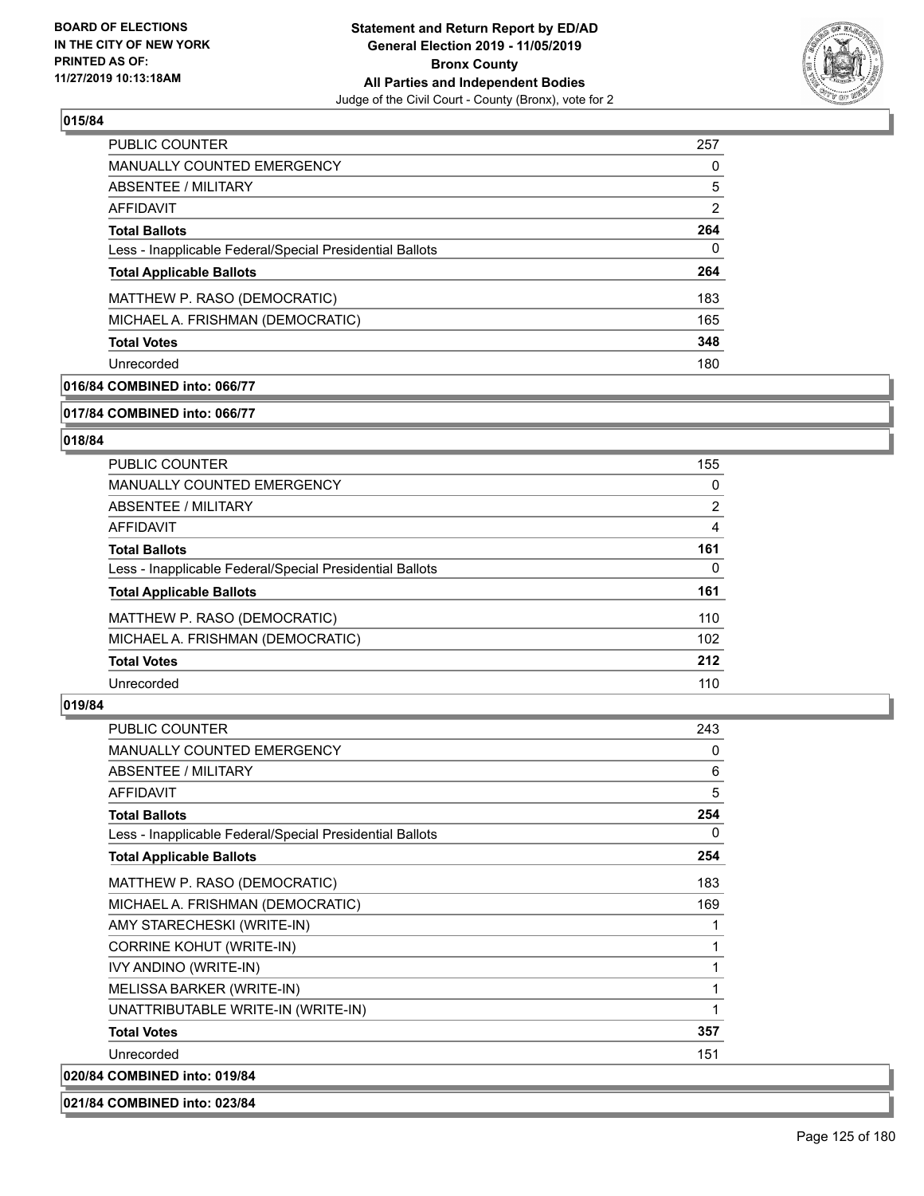**015/84**

| | |
|---|---|
| PUBLIC COUNTER | 257 |
| MANUALLY COUNTED EMERGENCY | 0 |
| ABSENTEE / MILITARY | 5 |
| AFFIDAVIT | 2 |
| **Total Ballots** | **264** |
| Less - Inapplicable Federal/Special Presidential Ballots | 0 |
| **Total Applicable Ballots** | **264** |
| MATTHEW P. RASO (DEMOCRATIC) | 183 |
| MICHAEL A. FRISHMAN (DEMOCRATIC) | 165 |
| **Total Votes** | **348** |
| Unrecorded | 180 |

**016/84 COMBINED into: 066/77**

**017/84 COMBINED into: 066/77**

**018/84**

| | |
|---|---|
| PUBLIC COUNTER | 155 |
| MANUALLY COUNTED EMERGENCY | 0 |
| ABSENTEE / MILITARY | 2 |
| AFFIDAVIT | 4 |
| **Total Ballots** | **161** |
| Less - Inapplicable Federal/Special Presidential Ballots | 0 |
| **Total Applicable Ballots** | **161** |
| MATTHEW P. RASO (DEMOCRATIC) | 110 |
| MICHAEL A. FRISHMAN (DEMOCRATIC) | 102 |
| **Total Votes** | **212** |
| Unrecorded | 110 |

**019/84**

| | |
|---|---|
| PUBLIC COUNTER | 243 |
| MANUALLY COUNTED EMERGENCY | 0 |
| ABSENTEE / MILITARY | 6 |
| AFFIDAVIT | 5 |
| **Total Ballots** | **254** |
| Less - Inapplicable Federal/Special Presidential Ballots | 0 |
| **Total Applicable Ballots** | **254** |
| MATTHEW P. RASO (DEMOCRATIC) | 183 |
| MICHAEL A. FRISHMAN (DEMOCRATIC) | 169 |
| AMY STARECHESKI (WRITE-IN) | 1 |
| CORRINE KOHUT (WRITE-IN) | 1 |
| IVY ANDINO (WRITE-IN) | 1 |
| MELISSA BARKER (WRITE-IN) | 1 |
| UNATTRIBUTABLE WRITE-IN (WRITE-IN) | 1 |
| **Total Votes** | **357** |
| Unrecorded | 151 |

**020/84 COMBINED into: 019/84**

**021/84 COMBINED into: 023/84**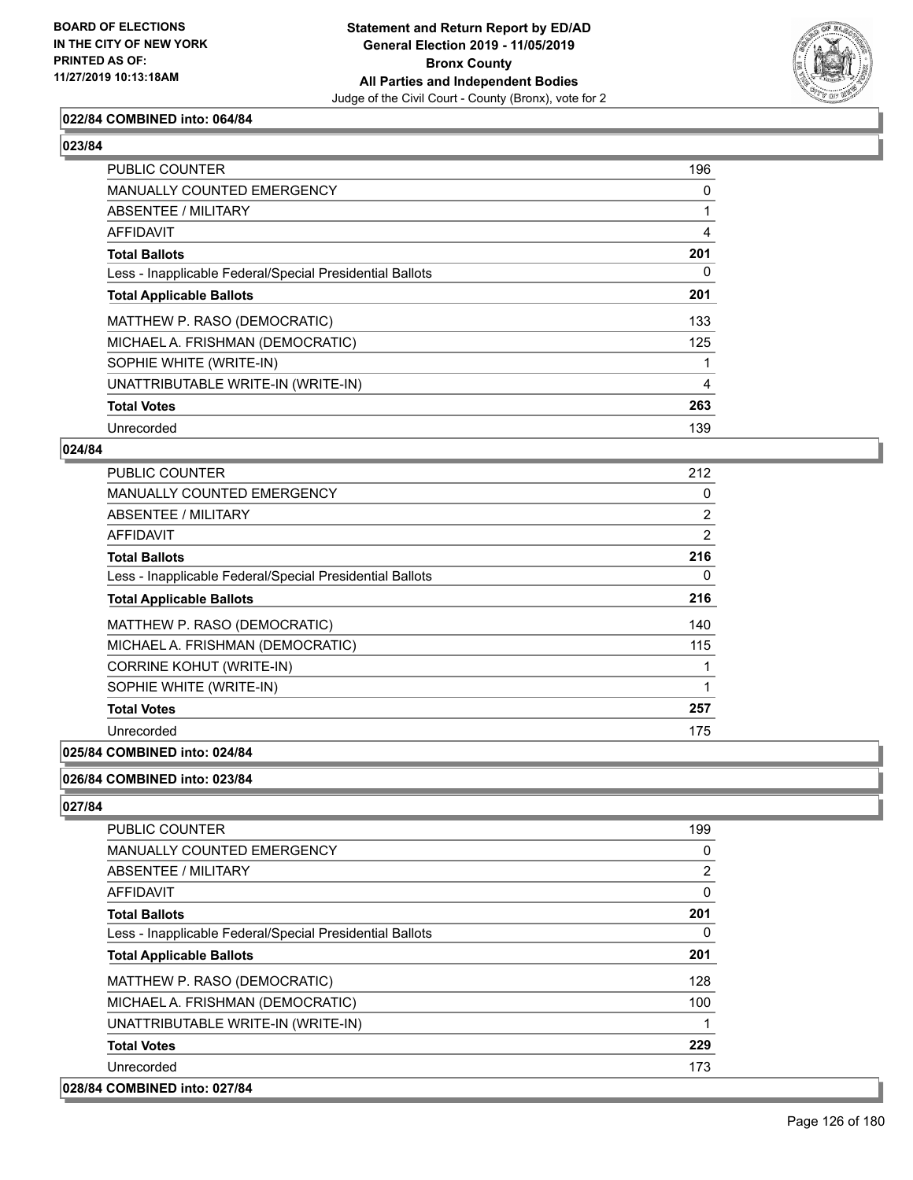**022/84 COMBINED into: 064/84**

**023/84**

| | |
|---|---|
| PUBLIC COUNTER | 196 |
| MANUALLY COUNTED EMERGENCY | 0 |
| ABSENTEE / MILITARY | 1 |
| AFFIDAVIT | 4 |
| **Total Ballots** | **201** |
| Less - Inapplicable Federal/Special Presidential Ballots | 0 |
| **Total Applicable Ballots** | **201** |
| MATTHEW P. RASO (DEMOCRATIC) | 133 |
| MICHAEL A. FRISHMAN (DEMOCRATIC) | 125 |
| SOPHIE WHITE (WRITE-IN) | 1 |
| UNATTRIBUTABLE WRITE-IN (WRITE-IN) | 4 |
| **Total Votes** | **263** |
| Unrecorded | 139 |

**024/84**

| | |
|---|---|
| PUBLIC COUNTER | 212 |
| MANUALLY COUNTED EMERGENCY | 0 |
| ABSENTEE / MILITARY | 2 |
| AFFIDAVIT | 2 |
| **Total Ballots** | **216** |
| Less - Inapplicable Federal/Special Presidential Ballots | 0 |
| **Total Applicable Ballots** | **216** |
| MATTHEW P. RASO (DEMOCRATIC) | 140 |
| MICHAEL A. FRISHMAN (DEMOCRATIC) | 115 |
| CORRINE KOHUT (WRITE-IN) | 1 |
| SOPHIE WHITE (WRITE-IN) | 1 |
| **Total Votes** | **257** |
| Unrecorded | 175 |

**025/84 COMBINED into: 024/84**

**026/84 COMBINED into: 023/84**

**027/84**

| | |
|---|---|
| PUBLIC COUNTER | 199 |
| MANUALLY COUNTED EMERGENCY | 0 |
| ABSENTEE / MILITARY | 2 |
| AFFIDAVIT | 0 |
| **Total Ballots** | **201** |
| Less - Inapplicable Federal/Special Presidential Ballots | 0 |
| **Total Applicable Ballots** | **201** |
| MATTHEW P. RASO (DEMOCRATIC) | 128 |
| MICHAEL A. FRISHMAN (DEMOCRATIC) | 100 |
| UNATTRIBUTABLE WRITE-IN (WRITE-IN) | 1 |
| **Total Votes** | **229** |
| Unrecorded | 173 |

**028/84 COMBINED into: 027/84**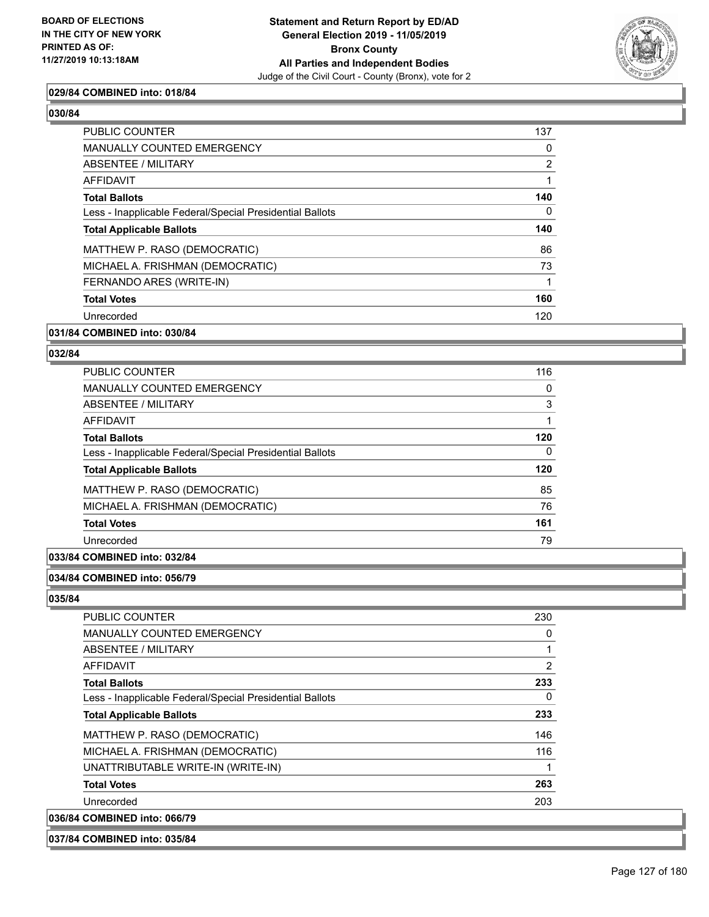**029/84 COMBINED into: 018/84**

**030/84**

| | |
|---|---|
| PUBLIC COUNTER | 137 |
| MANUALLY COUNTED EMERGENCY | 0 |
| ABSENTEE / MILITARY | 2 |
| AFFIDAVIT | 1 |
| **Total Ballots** | **140** |
| Less - Inapplicable Federal/Special Presidential Ballots | 0 |
| **Total Applicable Ballots** | **140** |
| MATTHEW P. RASO (DEMOCRATIC) | 86 |
| MICHAEL A. FRISHMAN (DEMOCRATIC) | 73 |
| FERNANDO ARES (WRITE-IN) | 1 |
| **Total Votes** | **160** |
| Unrecorded | 120 |

**031/84 COMBINED into: 030/84**

**032/84**

| | |
|---|---|
| PUBLIC COUNTER | 116 |
| MANUALLY COUNTED EMERGENCY | 0 |
| ABSENTEE / MILITARY | 3 |
| AFFIDAVIT | 1 |
| **Total Ballots** | **120** |
| Less - Inapplicable Federal/Special Presidential Ballots | 0 |
| **Total Applicable Ballots** | **120** |
| MATTHEW P. RASO (DEMOCRATIC) | 85 |
| MICHAEL A. FRISHMAN (DEMOCRATIC) | 76 |
| **Total Votes** | **161** |
| Unrecorded | 79 |

**033/84 COMBINED into: 032/84**

**034/84 COMBINED into: 056/79**

**035/84**

| | |
|---|---|
| PUBLIC COUNTER | 230 |
| MANUALLY COUNTED EMERGENCY | 0 |
| ABSENTEE / MILITARY | 1 |
| AFFIDAVIT | 2 |
| **Total Ballots** | **233** |
| Less - Inapplicable Federal/Special Presidential Ballots | 0 |
| **Total Applicable Ballots** | **233** |
| MATTHEW P. RASO (DEMOCRATIC) | 146 |
| MICHAEL A. FRISHMAN (DEMOCRATIC) | 116 |
| UNATTRIBUTABLE WRITE-IN (WRITE-IN) | 1 |
| **Total Votes** | **263** |
| Unrecorded | 203 |

**036/84 COMBINED into: 066/79**

**037/84 COMBINED into: 035/84**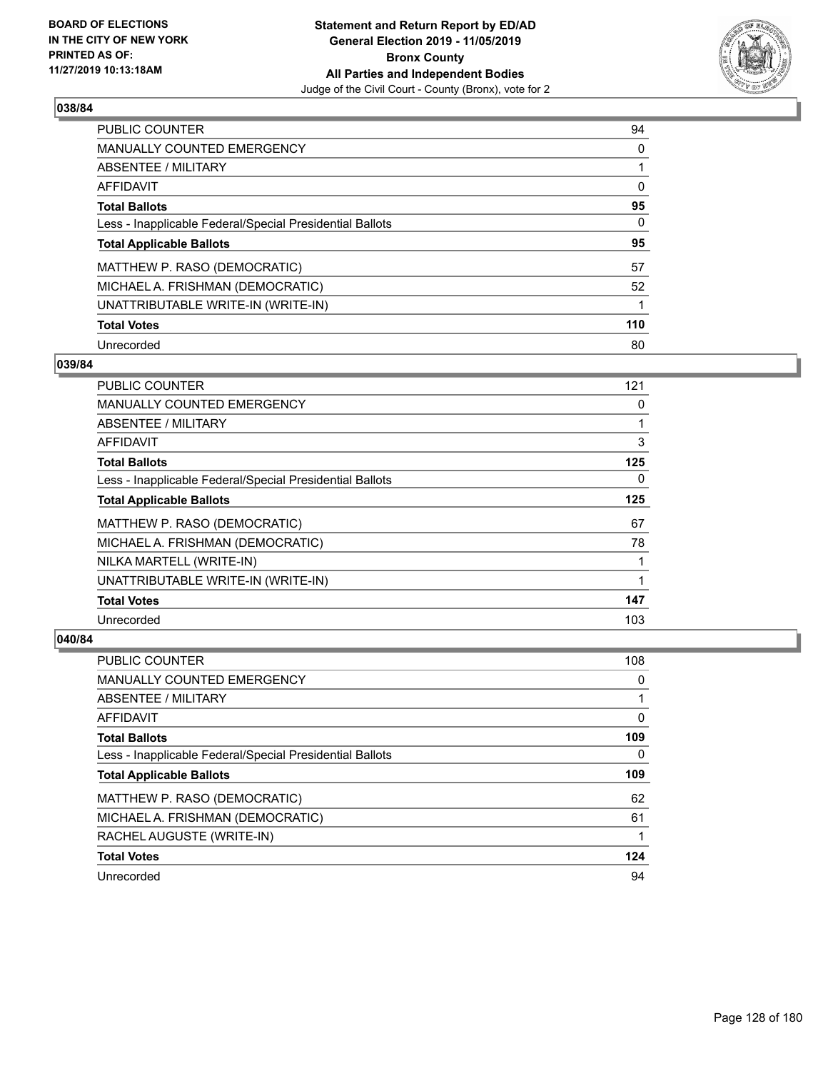### 038/84

| | |
|---|---|
| PUBLIC COUNTER | 94 |
| MANUALLY COUNTED EMERGENCY | 0 |
| ABSENTEE / MILITARY | 1 |
| AFFIDAVIT | 0 |
| **Total Ballots** | **95** |
| Less - Inapplicable Federal/Special Presidential Ballots | 0 |
| **Total Applicable Ballots** | **95** |
| MATTHEW P. RASO (DEMOCRATIC) | 57 |
| MICHAEL A. FRISHMAN (DEMOCRATIC) | 52 |
| UNATTRIBUTABLE WRITE-IN (WRITE-IN) | 1 |
| **Total Votes** | **110** |
| Unrecorded | 80 |

### 039/84

| | |
|---|---|
| PUBLIC COUNTER | 121 |
| MANUALLY COUNTED EMERGENCY | 0 |
| ABSENTEE / MILITARY | 1 |
| AFFIDAVIT | 3 |
| **Total Ballots** | **125** |
| Less - Inapplicable Federal/Special Presidential Ballots | 0 |
| **Total Applicable Ballots** | **125** |
| MATTHEW P. RASO (DEMOCRATIC) | 67 |
| MICHAEL A. FRISHMAN (DEMOCRATIC) | 78 |
| NILKA MARTELL (WRITE-IN) | 1 |
| UNATTRIBUTABLE WRITE-IN (WRITE-IN) | 1 |
| **Total Votes** | **147** |
| Unrecorded | 103 |

### 040/84

| | |
|---|---|
| PUBLIC COUNTER | 108 |
| MANUALLY COUNTED EMERGENCY | 0 |
| ABSENTEE / MILITARY | 1 |
| AFFIDAVIT | 0 |
| **Total Ballots** | **109** |
| Less - Inapplicable Federal/Special Presidential Ballots | 0 |
| **Total Applicable Ballots** | **109** |
| MATTHEW P. RASO (DEMOCRATIC) | 62 |
| MICHAEL A. FRISHMAN (DEMOCRATIC) | 61 |
| RACHEL AUGUSTE (WRITE-IN) | 1 |
| **Total Votes** | **124** |
| Unrecorded | 94 |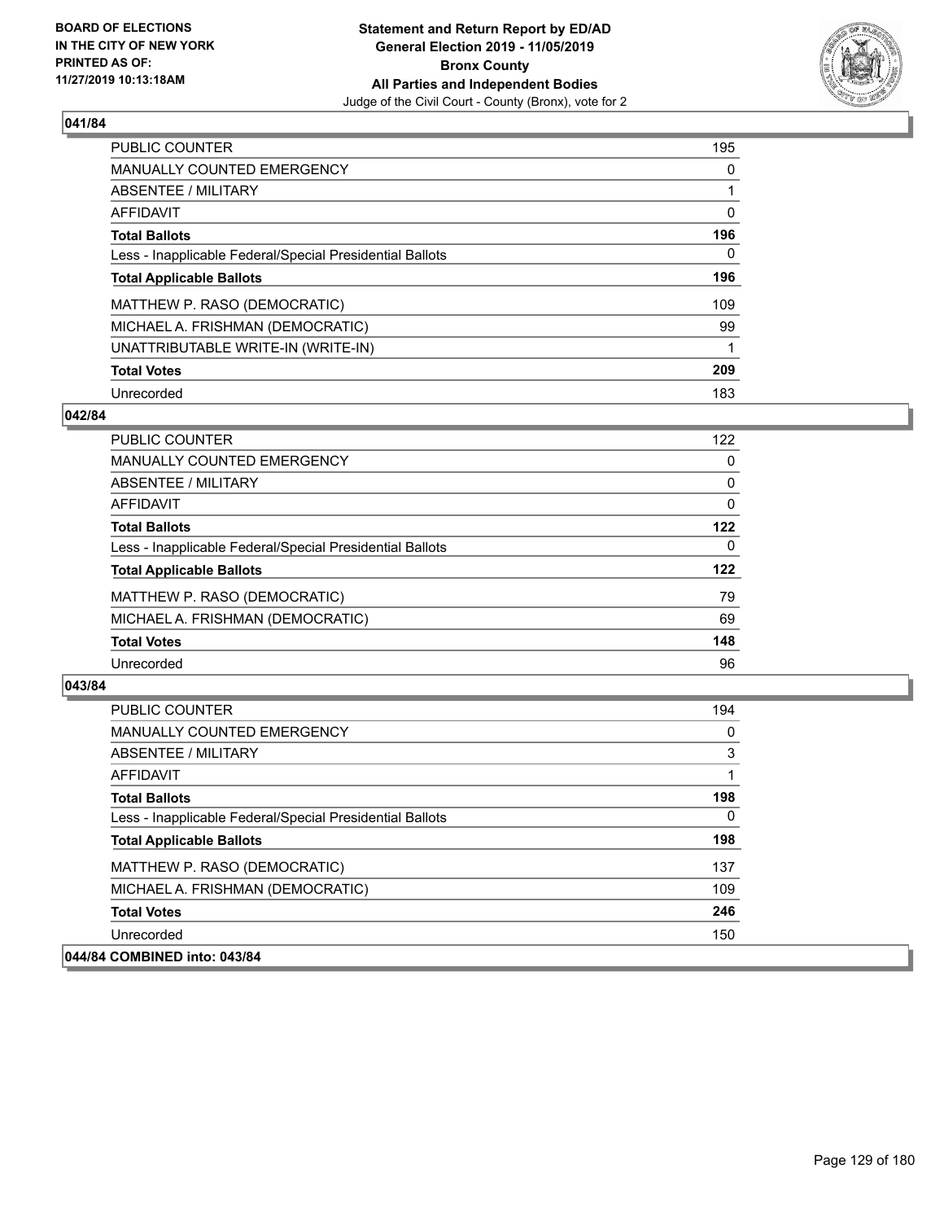### 041/84

| | |
|---|---|
| PUBLIC COUNTER | 195 |
| MANUALLY COUNTED EMERGENCY | 0 |
| ABSENTEE / MILITARY | 1 |
| AFFIDAVIT | 0 |
| **Total Ballots** | **196** |
| Less - Inapplicable Federal/Special Presidential Ballots | 0 |
| **Total Applicable Ballots** | **196** |
| MATTHEW P. RASO (DEMOCRATIC) | 109 |
| MICHAEL A. FRISHMAN (DEMOCRATIC) | 99 |
| UNATTRIBUTABLE WRITE-IN (WRITE-IN) | 1 |
| **Total Votes** | **209** |
| Unrecorded | 183 |

### 042/84

| | |
|---|---|
| PUBLIC COUNTER | 122 |
| MANUALLY COUNTED EMERGENCY | 0 |
| ABSENTEE / MILITARY | 0 |
| AFFIDAVIT | 0 |
| **Total Ballots** | **122** |
| Less - Inapplicable Federal/Special Presidential Ballots | 0 |
| **Total Applicable Ballots** | **122** |
| MATTHEW P. RASO (DEMOCRATIC) | 79 |
| MICHAEL A. FRISHMAN (DEMOCRATIC) | 69 |
| **Total Votes** | **148** |
| Unrecorded | 96 |

### 043/84

| | |
|---|---|
| PUBLIC COUNTER | 194 |
| MANUALLY COUNTED EMERGENCY | 0 |
| ABSENTEE / MILITARY | 3 |
| AFFIDAVIT | 1 |
| **Total Ballots** | **198** |
| Less - Inapplicable Federal/Special Presidential Ballots | 0 |
| **Total Applicable Ballots** | **198** |
| MATTHEW P. RASO (DEMOCRATIC) | 137 |
| MICHAEL A. FRISHMAN (DEMOCRATIC) | 109 |
| **Total Votes** | **246** |
| Unrecorded | 150 |

### 044/84 COMBINED into: 043/84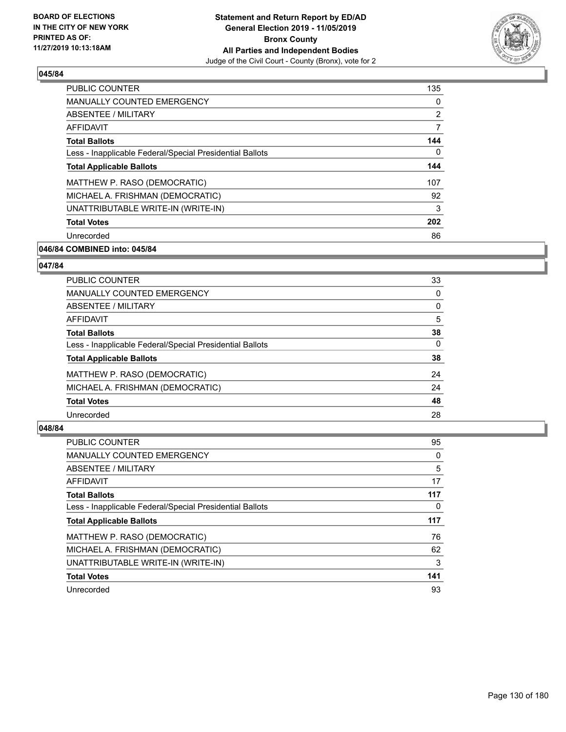**BOARD OF ELECTIONS IN THE CITY OF NEW YORK PRINTED AS OF: 11/27/2019 10:13:18AM**

**Statement and Return Report by ED/AD General Election 2019 - 11/05/2019 Bronx County All Parties and Independent Bodies**
Judge of the Civil Court - County (Bronx), vote for 2

### 045/84

| | |
|---|---|
| PUBLIC COUNTER | 135 |
| MANUALLY COUNTED EMERGENCY | 0 |
| ABSENTEE / MILITARY | 2 |
| AFFIDAVIT | 7 |
| **Total Ballots** | **144** |
| Less - Inapplicable Federal/Special Presidential Ballots | 0 |
| **Total Applicable Ballots** | **144** |
| MATTHEW P. RASO (DEMOCRATIC) | 107 |
| MICHAEL A. FRISHMAN (DEMOCRATIC) | 92 |
| UNATTRIBUTABLE WRITE-IN (WRITE-IN) | 3 |
| **Total Votes** | **202** |
| Unrecorded | 86 |

### 046/84 COMBINED into: 045/84

### 047/84

| | |
|---|---|
| PUBLIC COUNTER | 33 |
| MANUALLY COUNTED EMERGENCY | 0 |
| ABSENTEE / MILITARY | 0 |
| AFFIDAVIT | 5 |
| **Total Ballots** | **38** |
| Less - Inapplicable Federal/Special Presidential Ballots | 0 |
| **Total Applicable Ballots** | **38** |
| MATTHEW P. RASO (DEMOCRATIC) | 24 |
| MICHAEL A. FRISHMAN (DEMOCRATIC) | 24 |
| **Total Votes** | **48** |
| Unrecorded | 28 |

### 048/84

| | |
|---|---|
| PUBLIC COUNTER | 95 |
| MANUALLY COUNTED EMERGENCY | 0 |
| ABSENTEE / MILITARY | 5 |
| AFFIDAVIT | 17 |
| **Total Ballots** | **117** |
| Less - Inapplicable Federal/Special Presidential Ballots | 0 |
| **Total Applicable Ballots** | **117** |
| MATTHEW P. RASO (DEMOCRATIC) | 76 |
| MICHAEL A. FRISHMAN (DEMOCRATIC) | 62 |
| UNATTRIBUTABLE WRITE-IN (WRITE-IN) | 3 |
| **Total Votes** | **141** |
| Unrecorded | 93 |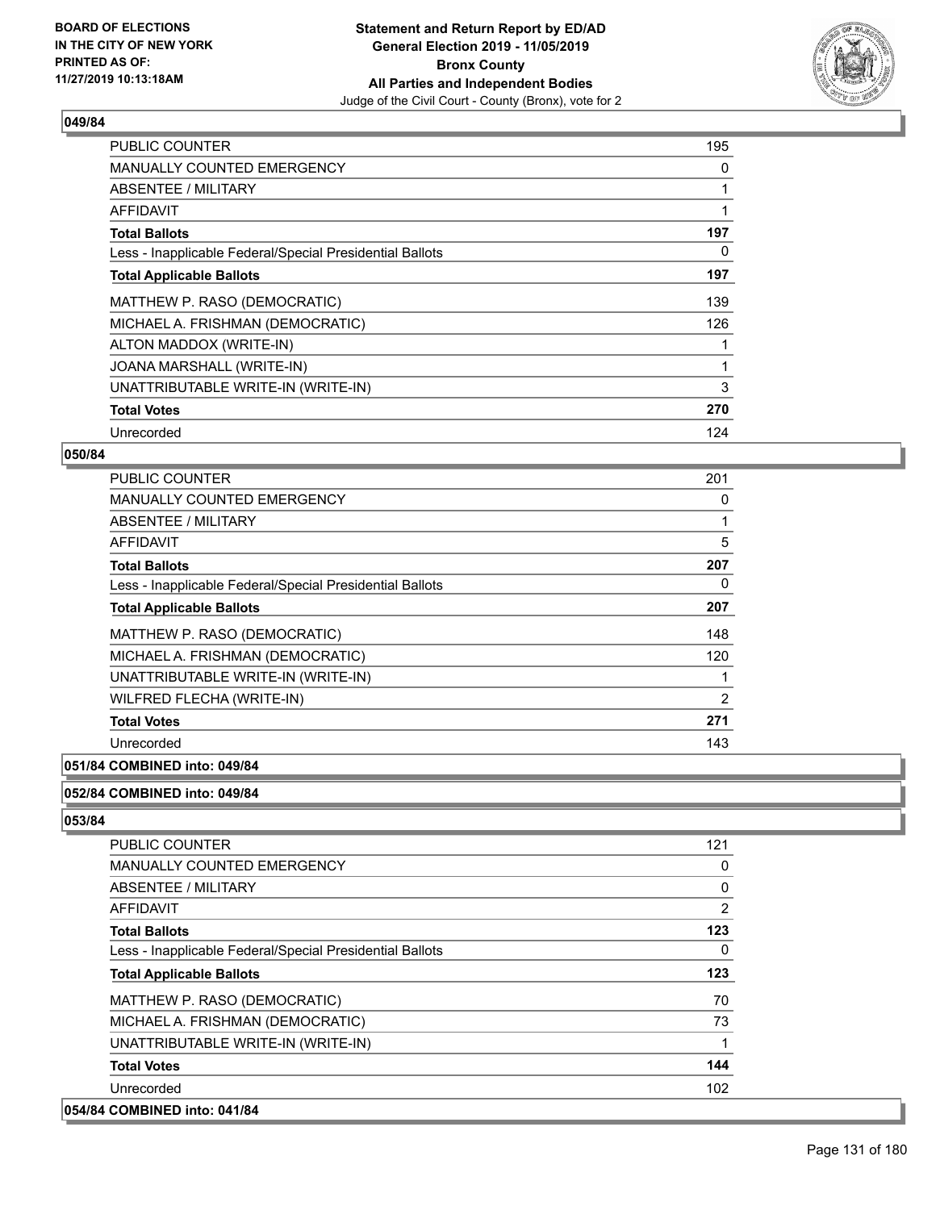**Statement and Return Report by ED/AD**
**General Election 2019 - 11/05/2019**
**Bronx County**
**All Parties and Independent Bodies**
Judge of the Civil Court - County (Bronx), vote for 2

BOARD OF ELECTIONS
IN THE CITY OF NEW YORK
PRINTED AS OF:
11/27/2019 10:13:18AM

### 049/84

| | |
|---|---|
| PUBLIC COUNTER | 195 |
| MANUALLY COUNTED EMERGENCY | 0 |
| ABSENTEE / MILITARY | 1 |
| AFFIDAVIT | 1 |
| **Total Ballots** | **197** |
| Less - Inapplicable Federal/Special Presidential Ballots | 0 |
| **Total Applicable Ballots** | **197** |
| MATTHEW P. RASO (DEMOCRATIC) | 139 |
| MICHAEL A. FRISHMAN (DEMOCRATIC) | 126 |
| ALTON MADDOX (WRITE-IN) | 1 |
| JOANA MARSHALL (WRITE-IN) | 1 |
| UNATTRIBUTABLE WRITE-IN (WRITE-IN) | 3 |
| **Total Votes** | **270** |
| Unrecorded | 124 |

### 050/84

| | |
|---|---|
| PUBLIC COUNTER | 201 |
| MANUALLY COUNTED EMERGENCY | 0 |
| ABSENTEE / MILITARY | 1 |
| AFFIDAVIT | 5 |
| **Total Ballots** | **207** |
| Less - Inapplicable Federal/Special Presidential Ballots | 0 |
| **Total Applicable Ballots** | **207** |
| MATTHEW P. RASO (DEMOCRATIC) | 148 |
| MICHAEL A. FRISHMAN (DEMOCRATIC) | 120 |
| UNATTRIBUTABLE WRITE-IN (WRITE-IN) | 1 |
| WILFRED FLECHA (WRITE-IN) | 2 |
| **Total Votes** | **271** |
| Unrecorded | 143 |

### 051/84 COMBINED into: 049/84

### 052/84 COMBINED into: 049/84

### 053/84

| | |
|---|---|
| PUBLIC COUNTER | 121 |
| MANUALLY COUNTED EMERGENCY | 0 |
| ABSENTEE / MILITARY | 0 |
| AFFIDAVIT | 2 |
| **Total Ballots** | **123** |
| Less - Inapplicable Federal/Special Presidential Ballots | 0 |
| **Total Applicable Ballots** | **123** |
| MATTHEW P. RASO (DEMOCRATIC) | 70 |
| MICHAEL A. FRISHMAN (DEMOCRATIC) | 73 |
| UNATTRIBUTABLE WRITE-IN (WRITE-IN) | 1 |
| **Total Votes** | **144** |
| Unrecorded | 102 |

### 054/84 COMBINED into: 041/84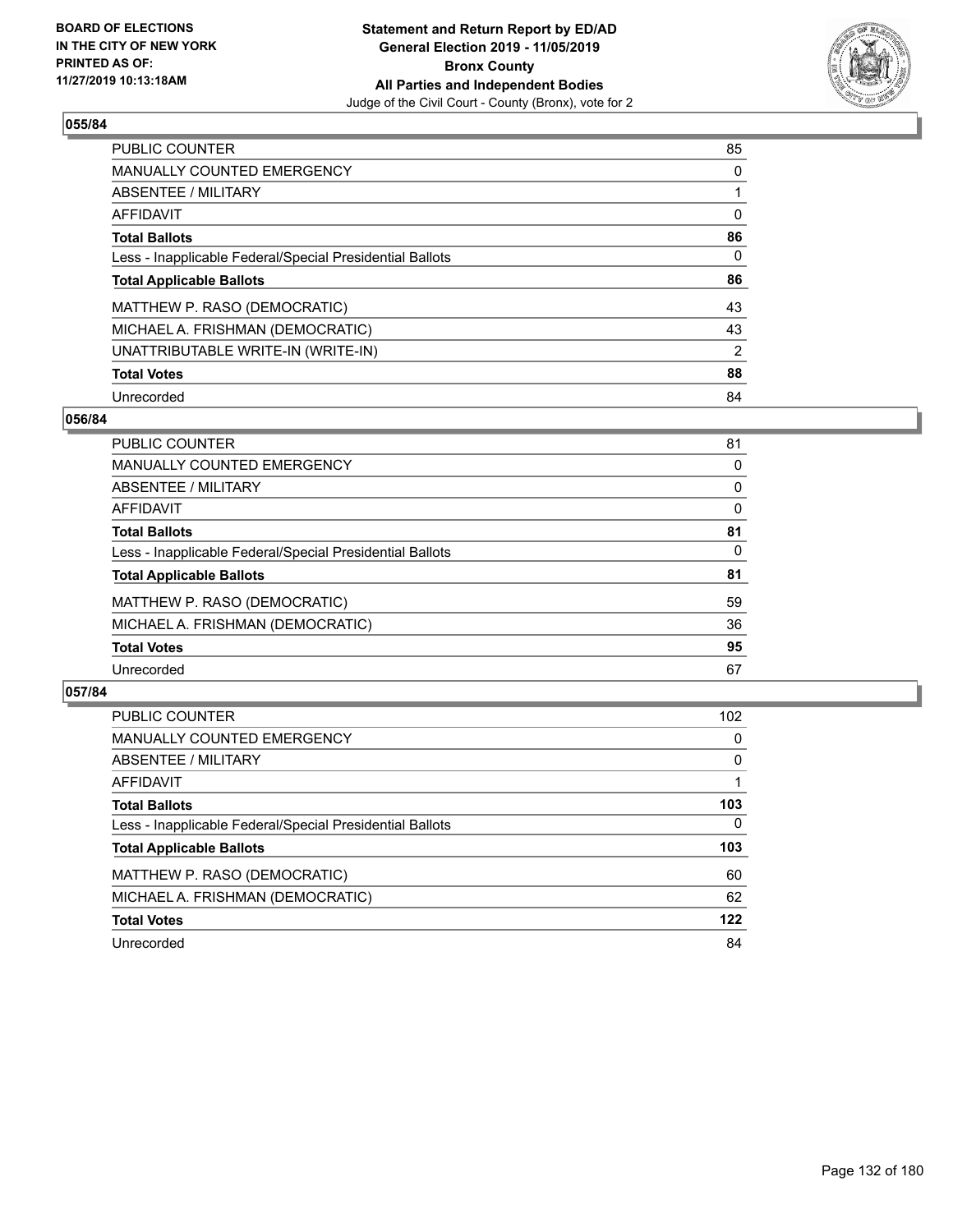**BOARD OF ELECTIONS IN THE CITY OF NEW YORK PRINTED AS OF: 11/27/2019 10:13:18AM**

**Statement and Return Report by ED/AD General Election 2019 - 11/05/2019 Bronx County All Parties and Independent Bodies**

Judge of the Civil Court - County (Bronx), vote for 2

### 055/84

| | |
|---|---|
| PUBLIC COUNTER | 85 |
| MANUALLY COUNTED EMERGENCY | 0 |
| ABSENTEE / MILITARY | 1 |
| AFFIDAVIT | 0 |
| **Total Ballots** | **86** |
| Less - Inapplicable Federal/Special Presidential Ballots | 0 |
| **Total Applicable Ballots** | **86** |
| MATTHEW P. RASO (DEMOCRATIC) | 43 |
| MICHAEL A. FRISHMAN (DEMOCRATIC) | 43 |
| UNATTRIBUTABLE WRITE-IN (WRITE-IN) | 2 |
| **Total Votes** | **88** |
| Unrecorded | 84 |

### 056/84

| | |
|---|---|
| PUBLIC COUNTER | 81 |
| MANUALLY COUNTED EMERGENCY | 0 |
| ABSENTEE / MILITARY | 0 |
| AFFIDAVIT | 0 |
| **Total Ballots** | **81** |
| Less - Inapplicable Federal/Special Presidential Ballots | 0 |
| **Total Applicable Ballots** | **81** |
| MATTHEW P. RASO (DEMOCRATIC) | 59 |
| MICHAEL A. FRISHMAN (DEMOCRATIC) | 36 |
| **Total Votes** | **95** |
| Unrecorded | 67 |

### 057/84

| | |
|---|---|
| PUBLIC COUNTER | 102 |
| MANUALLY COUNTED EMERGENCY | 0 |
| ABSENTEE / MILITARY | 0 |
| AFFIDAVIT | 1 |
| **Total Ballots** | **103** |
| Less - Inapplicable Federal/Special Presidential Ballots | 0 |
| **Total Applicable Ballots** | **103** |
| MATTHEW P. RASO (DEMOCRATIC) | 60 |
| MICHAEL A. FRISHMAN (DEMOCRATIC) | 62 |
| **Total Votes** | **122** |
| Unrecorded | 84 |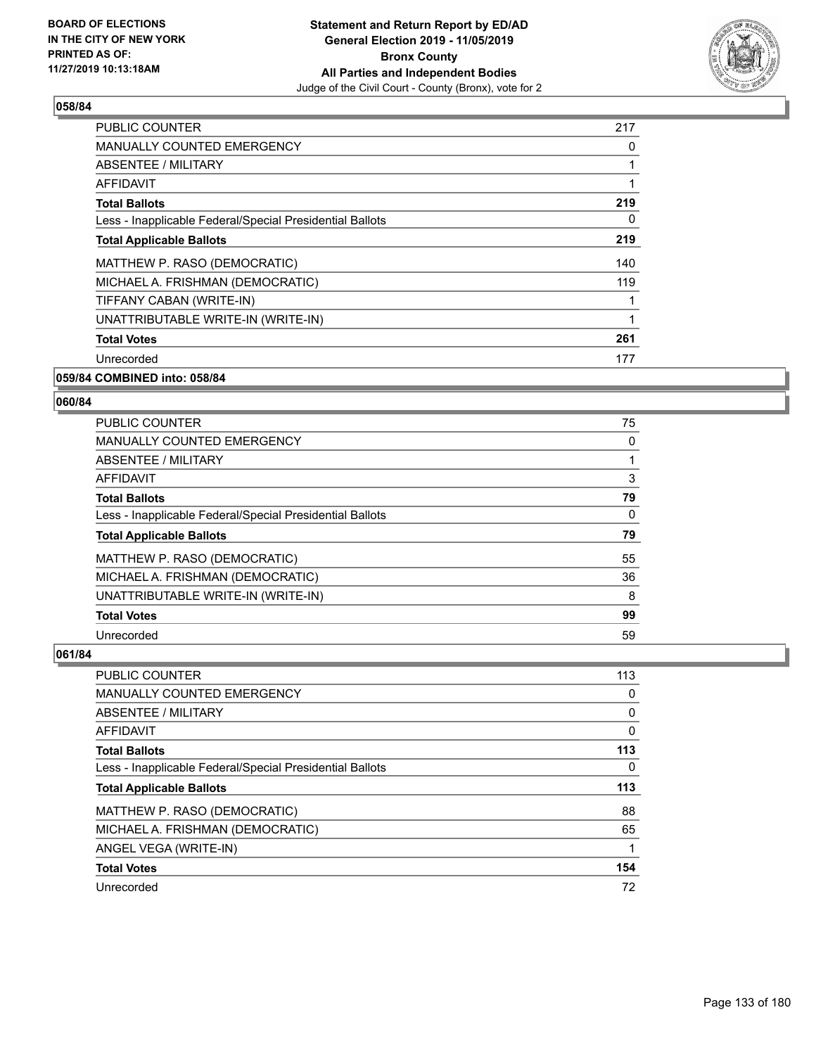**BOARD OF ELECTIONS IN THE CITY OF NEW YORK PRINTED AS OF: 11/27/2019 10:13:18AM**

**Statement and Return Report by ED/AD General Election 2019 - 11/05/2019 Bronx County All Parties and Independent Bodies**
Judge of the Civil Court - County (Bronx), vote for 2

### 058/84

| | |
|---|---|
| PUBLIC COUNTER | 217 |
| MANUALLY COUNTED EMERGENCY | 0 |
| ABSENTEE / MILITARY | 1 |
| AFFIDAVIT | 1 |
| **Total Ballots** | **219** |
| Less - Inapplicable Federal/Special Presidential Ballots | 0 |
| **Total Applicable Ballots** | **219** |
| MATTHEW P. RASO (DEMOCRATIC) | 140 |
| MICHAEL A. FRISHMAN (DEMOCRATIC) | 119 |
| TIFFANY CABAN (WRITE-IN) | 1 |
| UNATTRIBUTABLE WRITE-IN (WRITE-IN) | 1 |
| **Total Votes** | **261** |
| Unrecorded | 177 |

### 059/84 COMBINED into: 058/84

### 060/84

| | |
|---|---|
| PUBLIC COUNTER | 75 |
| MANUALLY COUNTED EMERGENCY | 0 |
| ABSENTEE / MILITARY | 1 |
| AFFIDAVIT | 3 |
| **Total Ballots** | **79** |
| Less - Inapplicable Federal/Special Presidential Ballots | 0 |
| **Total Applicable Ballots** | **79** |
| MATTHEW P. RASO (DEMOCRATIC) | 55 |
| MICHAEL A. FRISHMAN (DEMOCRATIC) | 36 |
| UNATTRIBUTABLE WRITE-IN (WRITE-IN) | 8 |
| **Total Votes** | **99** |
| Unrecorded | 59 |

### 061/84

| | |
|---|---|
| PUBLIC COUNTER | 113 |
| MANUALLY COUNTED EMERGENCY | 0 |
| ABSENTEE / MILITARY | 0 |
| AFFIDAVIT | 0 |
| **Total Ballots** | **113** |
| Less - Inapplicable Federal/Special Presidential Ballots | 0 |
| **Total Applicable Ballots** | **113** |
| MATTHEW P. RASO (DEMOCRATIC) | 88 |
| MICHAEL A. FRISHMAN (DEMOCRATIC) | 65 |
| ANGEL VEGA (WRITE-IN) | 1 |
| **Total Votes** | **154** |
| Unrecorded | 72 |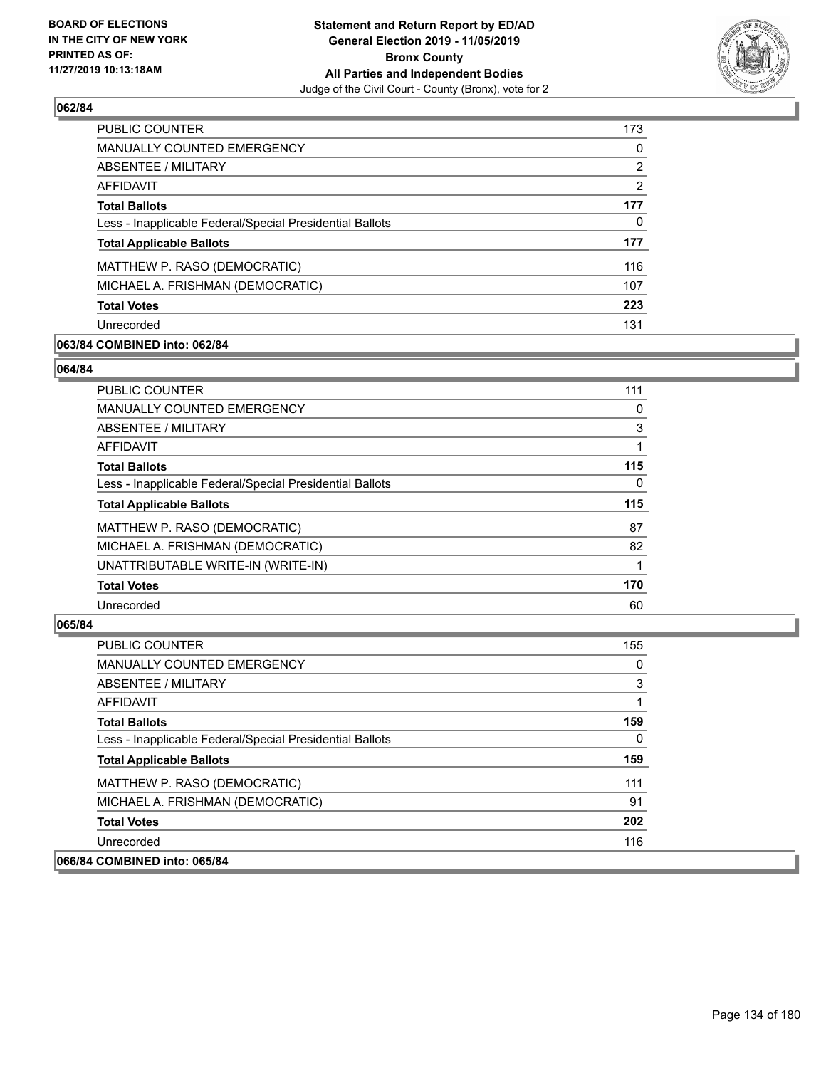**BOARD OF ELECTIONS IN THE CITY OF NEW YORK PRINTED AS OF: 11/27/2019 10:13:18AM**

**Statement and Return Report by ED/AD General Election 2019 - 11/05/2019 Bronx County All Parties and Independent Bodies**
Judge of the Civil Court - County (Bronx), vote for 2

### 062/84

| | |
|---|---|
| PUBLIC COUNTER | 173 |
| MANUALLY COUNTED EMERGENCY | 0 |
| ABSENTEE / MILITARY | 2 |
| AFFIDAVIT | 2 |
| **Total Ballots** | **177** |
| Less - Inapplicable Federal/Special Presidential Ballots | 0 |
| **Total Applicable Ballots** | **177** |
| MATTHEW P. RASO (DEMOCRATIC) | 116 |
| MICHAEL A. FRISHMAN (DEMOCRATIC) | 107 |
| **Total Votes** | **223** |
| Unrecorded | 131 |

**063/84 COMBINED into: 062/84**

### 064/84

| | |
|---|---|
| PUBLIC COUNTER | 111 |
| MANUALLY COUNTED EMERGENCY | 0 |
| ABSENTEE / MILITARY | 3 |
| AFFIDAVIT | 1 |
| **Total Ballots** | **115** |
| Less - Inapplicable Federal/Special Presidential Ballots | 0 |
| **Total Applicable Ballots** | **115** |
| MATTHEW P. RASO (DEMOCRATIC) | 87 |
| MICHAEL A. FRISHMAN (DEMOCRATIC) | 82 |
| UNATTRIBUTABLE WRITE-IN (WRITE-IN) | 1 |
| **Total Votes** | **170** |
| Unrecorded | 60 |

### 065/84

| | |
|---|---|
| PUBLIC COUNTER | 155 |
| MANUALLY COUNTED EMERGENCY | 0 |
| ABSENTEE / MILITARY | 3 |
| AFFIDAVIT | 1 |
| **Total Ballots** | **159** |
| Less - Inapplicable Federal/Special Presidential Ballots | 0 |
| **Total Applicable Ballots** | **159** |
| MATTHEW P. RASO (DEMOCRATIC) | 111 |
| MICHAEL A. FRISHMAN (DEMOCRATIC) | 91 |
| **Total Votes** | **202** |
| Unrecorded | 116 |

**066/84 COMBINED into: 065/84**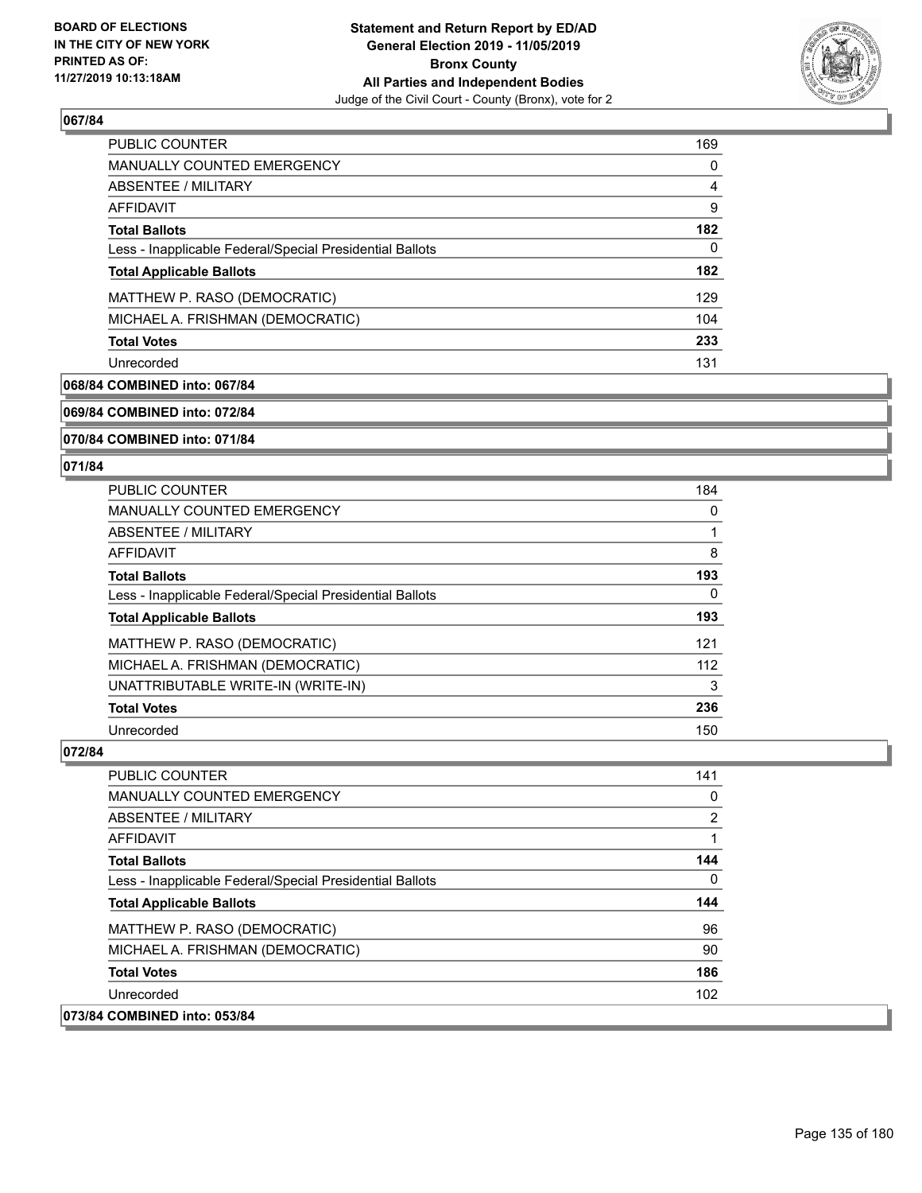### 067/84

| | |
|---|---|
| PUBLIC COUNTER | 169 |
| MANUALLY COUNTED EMERGENCY | 0 |
| ABSENTEE / MILITARY | 4 |
| AFFIDAVIT | 9 |
| **Total Ballots** | **182** |
| Less - Inapplicable Federal/Special Presidential Ballots | 0 |
| **Total Applicable Ballots** | **182** |
| MATTHEW P. RASO (DEMOCRATIC) | 129 |
| MICHAEL A. FRISHMAN (DEMOCRATIC) | 104 |
| **Total Votes** | **233** |
| Unrecorded | 131 |

### 068/84 COMBINED into: 067/84

### 069/84 COMBINED into: 072/84

### 070/84 COMBINED into: 071/84

### 071/84

| | |
|---|---|
| PUBLIC COUNTER | 184 |
| MANUALLY COUNTED EMERGENCY | 0 |
| ABSENTEE / MILITARY | 1 |
| AFFIDAVIT | 8 |
| **Total Ballots** | **193** |
| Less - Inapplicable Federal/Special Presidential Ballots | 0 |
| **Total Applicable Ballots** | **193** |
| MATTHEW P. RASO (DEMOCRATIC) | 121 |
| MICHAEL A. FRISHMAN (DEMOCRATIC) | 112 |
| UNATTRIBUTABLE WRITE-IN (WRITE-IN) | 3 |
| **Total Votes** | **236** |
| Unrecorded | 150 |

### 072/84

| | |
|---|---|
| PUBLIC COUNTER | 141 |
| MANUALLY COUNTED EMERGENCY | 0 |
| ABSENTEE / MILITARY | 2 |
| AFFIDAVIT | 1 |
| **Total Ballots** | **144** |
| Less - Inapplicable Federal/Special Presidential Ballots | 0 |
| **Total Applicable Ballots** | **144** |
| MATTHEW P. RASO (DEMOCRATIC) | 96 |
| MICHAEL A. FRISHMAN (DEMOCRATIC) | 90 |
| **Total Votes** | **186** |
| Unrecorded | 102 |

### 073/84 COMBINED into: 053/84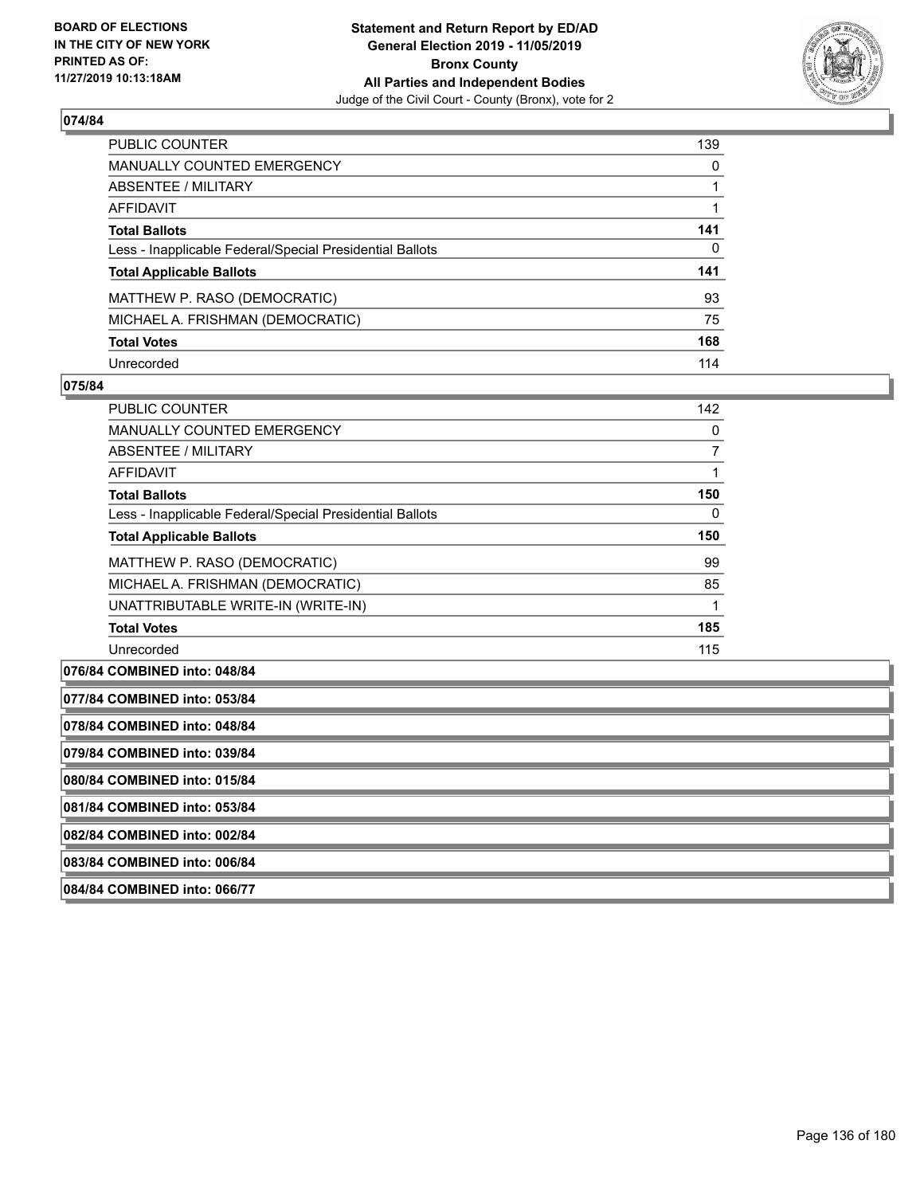**BOARD OF ELECTIONS IN THE CITY OF NEW YORK PRINTED AS OF: 11/27/2019 10:13:18AM**

**Statement and Return Report by ED/AD General Election 2019 - 11/05/2019 Bronx County All Parties and Independent Bodies**
Judge of the Civil Court - County (Bronx), vote for 2

### 074/84

| | |
|---|---|
| PUBLIC COUNTER | 139 |
| MANUALLY COUNTED EMERGENCY | 0 |
| ABSENTEE / MILITARY | 1 |
| AFFIDAVIT | 1 |
| **Total Ballots** | **141** |
| Less - Inapplicable Federal/Special Presidential Ballots | 0 |
| **Total Applicable Ballots** | **141** |
| MATTHEW P. RASO (DEMOCRATIC) | 93 |
| MICHAEL A. FRISHMAN (DEMOCRATIC) | 75 |
| **Total Votes** | **168** |
| Unrecorded | 114 |

### 075/84

| | |
|---|---|
| PUBLIC COUNTER | 142 |
| MANUALLY COUNTED EMERGENCY | 0 |
| ABSENTEE / MILITARY | 7 |
| AFFIDAVIT | 1 |
| **Total Ballots** | **150** |
| Less - Inapplicable Federal/Special Presidential Ballots | 0 |
| **Total Applicable Ballots** | **150** |
| MATTHEW P. RASO (DEMOCRATIC) | 99 |
| MICHAEL A. FRISHMAN (DEMOCRATIC) | 85 |
| UNATTRIBUTABLE WRITE-IN (WRITE-IN) | 1 |
| **Total Votes** | **185** |
| Unrecorded | 115 |

**076/84 COMBINED into: 048/84**

**077/84 COMBINED into: 053/84**

**078/84 COMBINED into: 048/84**

**079/84 COMBINED into: 039/84**

**080/84 COMBINED into: 015/84**

**081/84 COMBINED into: 053/84**

**082/84 COMBINED into: 002/84**

**083/84 COMBINED into: 006/84**

**084/84 COMBINED into: 066/77**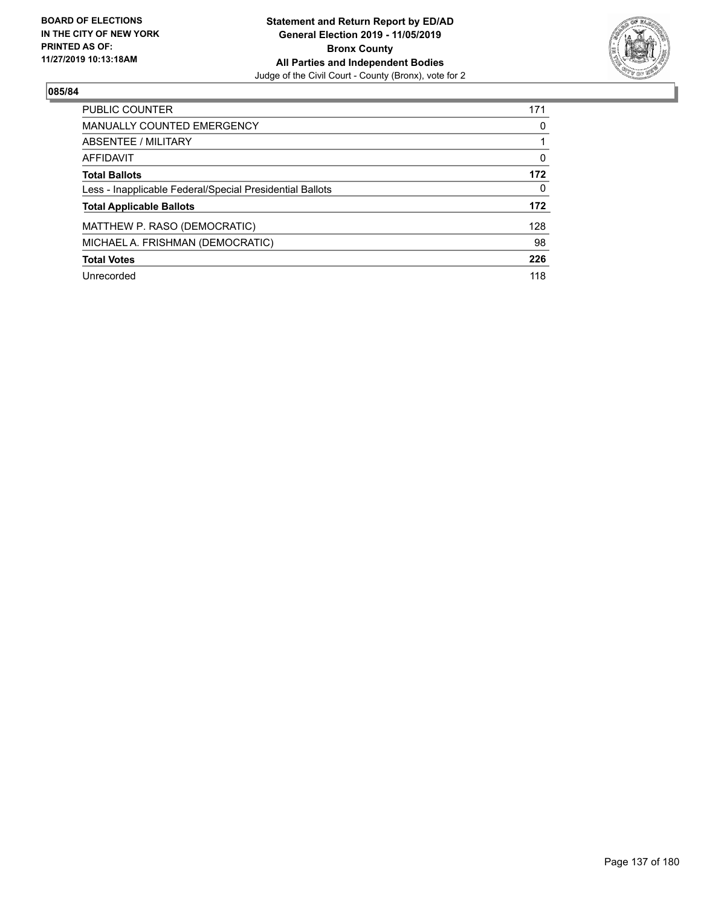BOARD OF ELECTIONS
IN THE CITY OF NEW YORK
PRINTED AS OF:
11/27/2019 10:13:18AM

**Statement and Return Report by ED/AD**
**General Election 2019 - 11/05/2019**
**Bronx County**
**All Parties and Independent Bodies**
Judge of the Civil Court - County (Bronx), vote for 2

## 085/84

| | |
|---|---|
| PUBLIC COUNTER | 171 |
| MANUALLY COUNTED EMERGENCY | 0 |
| ABSENTEE / MILITARY | 1 |
| AFFIDAVIT | 0 |
| **Total Ballots** | **172** |
| Less - Inapplicable Federal/Special Presidential Ballots | 0 |
| **Total Applicable Ballots** | **172** |
| MATTHEW P. RASO (DEMOCRATIC) | 128 |
| MICHAEL A. FRISHMAN (DEMOCRATIC) | 98 |
| **Total Votes** | **226** |
| Unrecorded | 118 |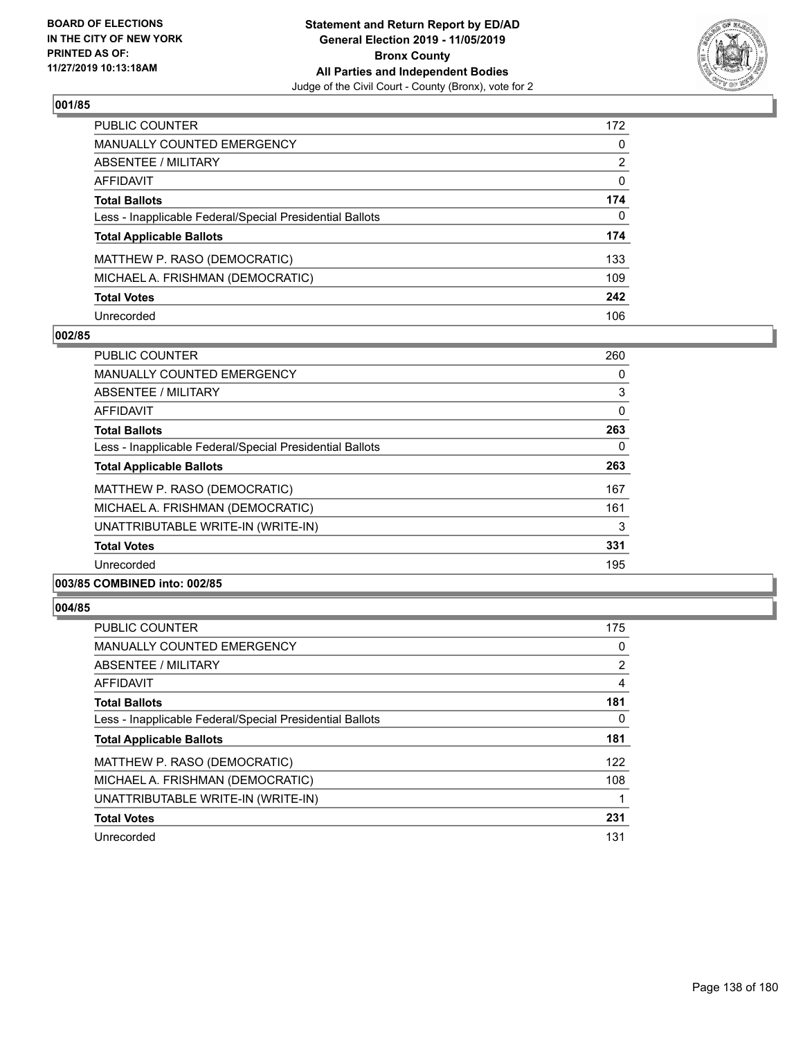BOARD OF ELECTIONS
IN THE CITY OF NEW YORK
PRINTED AS OF:
11/27/2019 10:13:18AM

**Statement and Return Report by ED/AD**
**General Election 2019 - 11/05/2019**
**Bronx County**
**All Parties and Independent Bodies**
Judge of the Civil Court - County (Bronx), vote for 2

### 001/85

| | |
|---|---|
| PUBLIC COUNTER | 172 |
| MANUALLY COUNTED EMERGENCY | 0 |
| ABSENTEE / MILITARY | 2 |
| AFFIDAVIT | 0 |
| **Total Ballots** | **174** |
| Less - Inapplicable Federal/Special Presidential Ballots | 0 |
| **Total Applicable Ballots** | **174** |
| MATTHEW P. RASO (DEMOCRATIC) | 133 |
| MICHAEL A. FRISHMAN (DEMOCRATIC) | 109 |
| **Total Votes** | **242** |
| Unrecorded | 106 |

### 002/85

| | |
|---|---|
| PUBLIC COUNTER | 260 |
| MANUALLY COUNTED EMERGENCY | 0 |
| ABSENTEE / MILITARY | 3 |
| AFFIDAVIT | 0 |
| **Total Ballots** | **263** |
| Less - Inapplicable Federal/Special Presidential Ballots | 0 |
| **Total Applicable Ballots** | **263** |
| MATTHEW P. RASO (DEMOCRATIC) | 167 |
| MICHAEL A. FRISHMAN (DEMOCRATIC) | 161 |
| UNATTRIBUTABLE WRITE-IN (WRITE-IN) | 3 |
| **Total Votes** | **331** |
| Unrecorded | 195 |

### 003/85 COMBINED into: 002/85

### 004/85

| | |
|---|---|
| PUBLIC COUNTER | 175 |
| MANUALLY COUNTED EMERGENCY | 0 |
| ABSENTEE / MILITARY | 2 |
| AFFIDAVIT | 4 |
| **Total Ballots** | **181** |
| Less - Inapplicable Federal/Special Presidential Ballots | 0 |
| **Total Applicable Ballots** | **181** |
| MATTHEW P. RASO (DEMOCRATIC) | 122 |
| MICHAEL A. FRISHMAN (DEMOCRATIC) | 108 |
| UNATTRIBUTABLE WRITE-IN (WRITE-IN) | 1 |
| **Total Votes** | **231** |
| Unrecorded | 131 |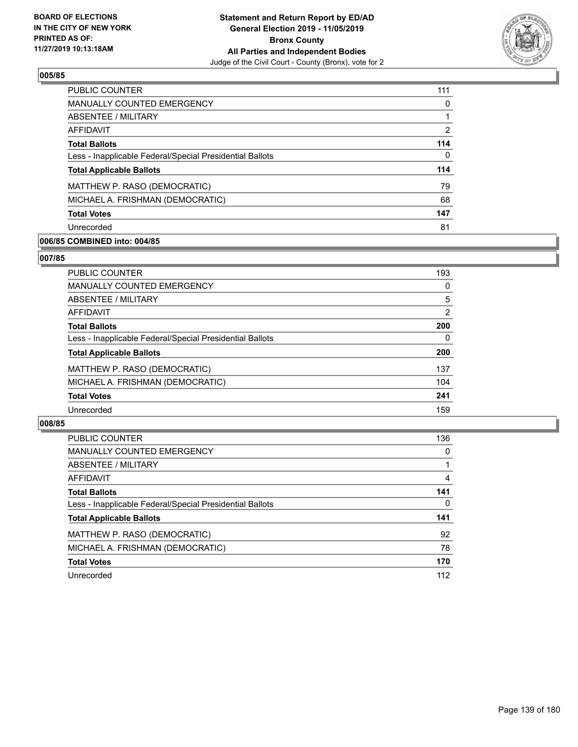### 005/85

| | |
|---|---|
| PUBLIC COUNTER | 111 |
| MANUALLY COUNTED EMERGENCY | 0 |
| ABSENTEE / MILITARY | 1 |
| AFFIDAVIT | 2 |
| **Total Ballots** | **114** |
| Less - Inapplicable Federal/Special Presidential Ballots | 0 |
| **Total Applicable Ballots** | **114** |
| MATTHEW P. RASO (DEMOCRATIC) | 79 |
| MICHAEL A. FRISHMAN (DEMOCRATIC) | 68 |
| **Total Votes** | **147** |
| Unrecorded | 81 |

### 006/85 COMBINED into: 004/85

### 007/85

| | |
|---|---|
| PUBLIC COUNTER | 193 |
| MANUALLY COUNTED EMERGENCY | 0 |
| ABSENTEE / MILITARY | 5 |
| AFFIDAVIT | 2 |
| **Total Ballots** | **200** |
| Less - Inapplicable Federal/Special Presidential Ballots | 0 |
| **Total Applicable Ballots** | **200** |
| MATTHEW P. RASO (DEMOCRATIC) | 137 |
| MICHAEL A. FRISHMAN (DEMOCRATIC) | 104 |
| **Total Votes** | **241** |
| Unrecorded | 159 |

### 008/85

| | |
|---|---|
| PUBLIC COUNTER | 136 |
| MANUALLY COUNTED EMERGENCY | 0 |
| ABSENTEE / MILITARY | 1 |
| AFFIDAVIT | 4 |
| **Total Ballots** | **141** |
| Less - Inapplicable Federal/Special Presidential Ballots | 0 |
| **Total Applicable Ballots** | **141** |
| MATTHEW P. RASO (DEMOCRATIC) | 92 |
| MICHAEL A. FRISHMAN (DEMOCRATIC) | 78 |
| **Total Votes** | **170** |
| Unrecorded | 112 |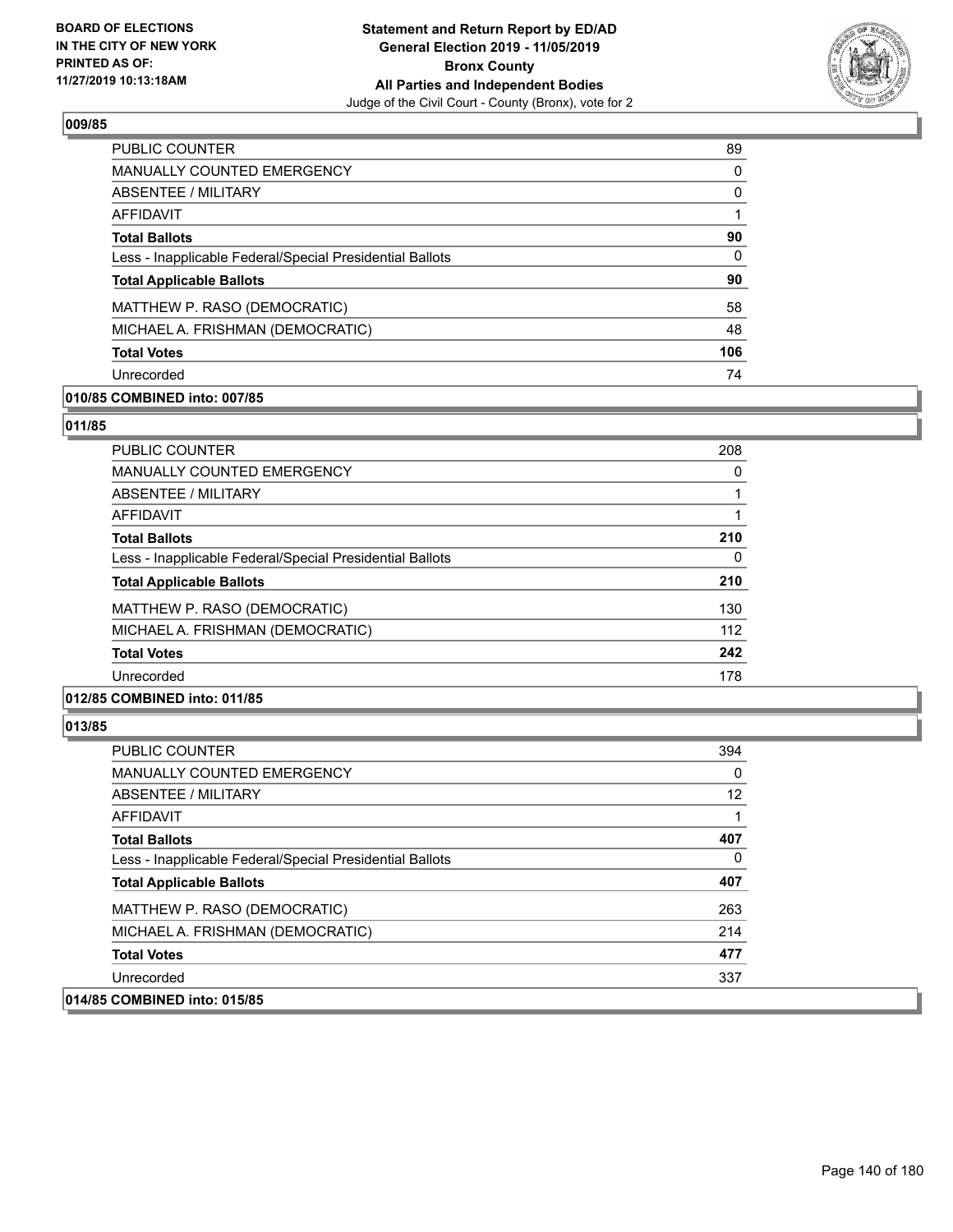**BOARD OF ELECTIONS IN THE CITY OF NEW YORK PRINTED AS OF: 11/27/2019 10:13:18AM**

**Statement and Return Report by ED/AD General Election 2019 - 11/05/2019 Bronx County All Parties and Independent Bodies**

Judge of the Civil Court - County (Bronx), vote for 2

## 009/85

| | |
|---|---|
| PUBLIC COUNTER | 89 |
| MANUALLY COUNTED EMERGENCY | 0 |
| ABSENTEE / MILITARY | 0 |
| AFFIDAVIT | 1 |
| **Total Ballots** | **90** |
| Less - Inapplicable Federal/Special Presidential Ballots | 0 |
| **Total Applicable Ballots** | **90** |
| MATTHEW P. RASO (DEMOCRATIC) | 58 |
| MICHAEL A. FRISHMAN (DEMOCRATIC) | 48 |
| **Total Votes** | **106** |
| Unrecorded | 74 |

## 010/85 COMBINED into: 007/85

## 011/85

| | |
|---|---|
| PUBLIC COUNTER | 208 |
| MANUALLY COUNTED EMERGENCY | 0 |
| ABSENTEE / MILITARY | 1 |
| AFFIDAVIT | 1 |
| **Total Ballots** | **210** |
| Less - Inapplicable Federal/Special Presidential Ballots | 0 |
| **Total Applicable Ballots** | **210** |
| MATTHEW P. RASO (DEMOCRATIC) | 130 |
| MICHAEL A. FRISHMAN (DEMOCRATIC) | 112 |
| **Total Votes** | **242** |
| Unrecorded | 178 |

## 012/85 COMBINED into: 011/85

## 013/85

| | |
|---|---|
| PUBLIC COUNTER | 394 |
| MANUALLY COUNTED EMERGENCY | 0 |
| ABSENTEE / MILITARY | 12 |
| AFFIDAVIT | 1 |
| **Total Ballots** | **407** |
| Less - Inapplicable Federal/Special Presidential Ballots | 0 |
| **Total Applicable Ballots** | **407** |
| MATTHEW P. RASO (DEMOCRATIC) | 263 |
| MICHAEL A. FRISHMAN (DEMOCRATIC) | 214 |
| **Total Votes** | **477** |
| Unrecorded | 337 |

## 014/85 COMBINED into: 015/85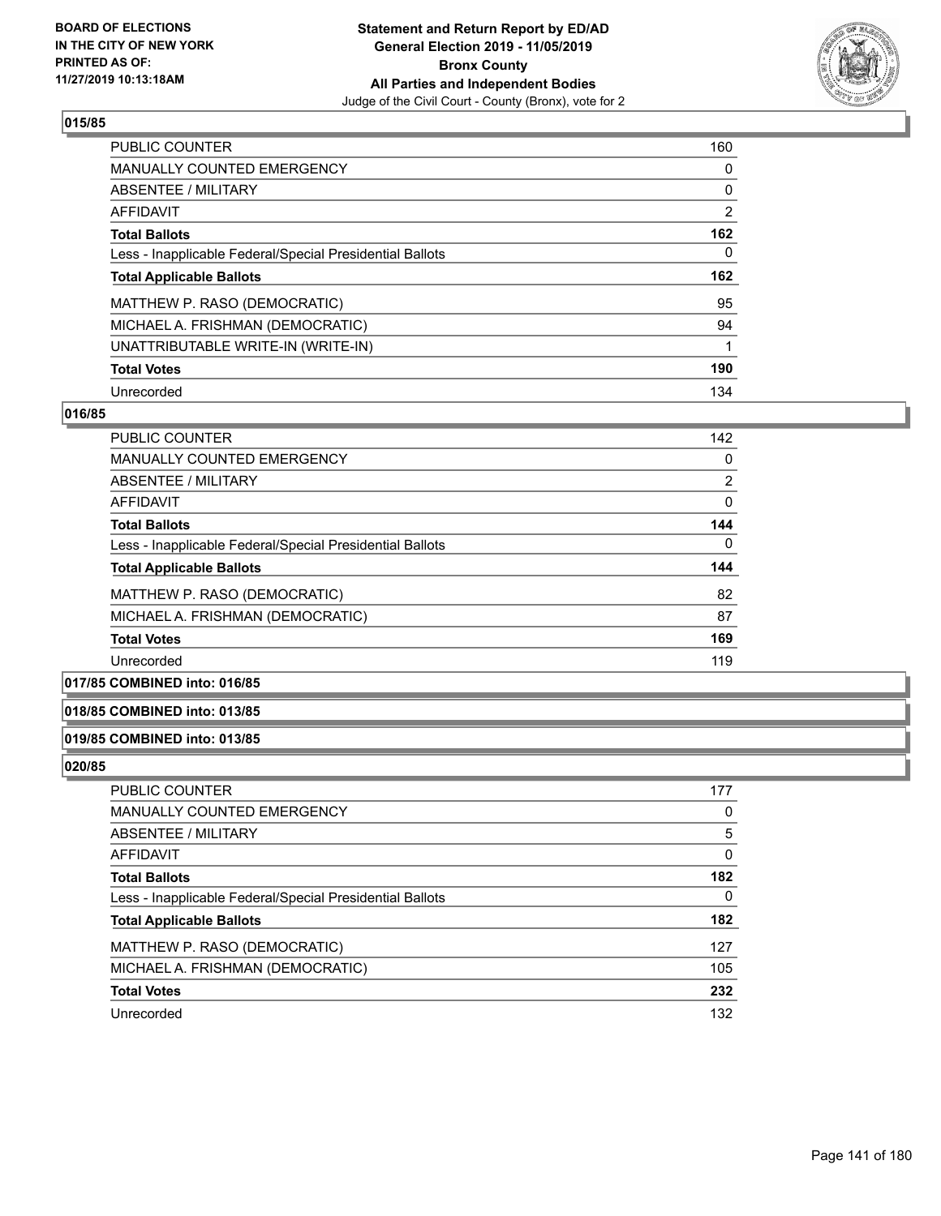### 015/85

| | |
|---|---|
| PUBLIC COUNTER | 160 |
| MANUALLY COUNTED EMERGENCY | 0 |
| ABSENTEE / MILITARY | 0 |
| AFFIDAVIT | 2 |
| **Total Ballots** | **162** |
| Less - Inapplicable Federal/Special Presidential Ballots | 0 |
| **Total Applicable Ballots** | **162** |
| MATTHEW P. RASO (DEMOCRATIC) | 95 |
| MICHAEL A. FRISHMAN (DEMOCRATIC) | 94 |
| UNATTRIBUTABLE WRITE-IN (WRITE-IN) | 1 |
| **Total Votes** | **190** |
| Unrecorded | 134 |

### 016/85

| | |
|---|---|
| PUBLIC COUNTER | 142 |
| MANUALLY COUNTED EMERGENCY | 0 |
| ABSENTEE / MILITARY | 2 |
| AFFIDAVIT | 0 |
| **Total Ballots** | **144** |
| Less - Inapplicable Federal/Special Presidential Ballots | 0 |
| **Total Applicable Ballots** | **144** |
| MATTHEW P. RASO (DEMOCRATIC) | 82 |
| MICHAEL A. FRISHMAN (DEMOCRATIC) | 87 |
| **Total Votes** | **169** |
| Unrecorded | 119 |

### 017/85 COMBINED into: 016/85

### 018/85 COMBINED into: 013/85

### 019/85 COMBINED into: 013/85

### 020/85

| | |
|---|---|
| PUBLIC COUNTER | 177 |
| MANUALLY COUNTED EMERGENCY | 0 |
| ABSENTEE / MILITARY | 5 |
| AFFIDAVIT | 0 |
| **Total Ballots** | **182** |
| Less - Inapplicable Federal/Special Presidential Ballots | 0 |
| **Total Applicable Ballots** | **182** |
| MATTHEW P. RASO (DEMOCRATIC) | 127 |
| MICHAEL A. FRISHMAN (DEMOCRATIC) | 105 |
| **Total Votes** | **232** |
| Unrecorded | 132 |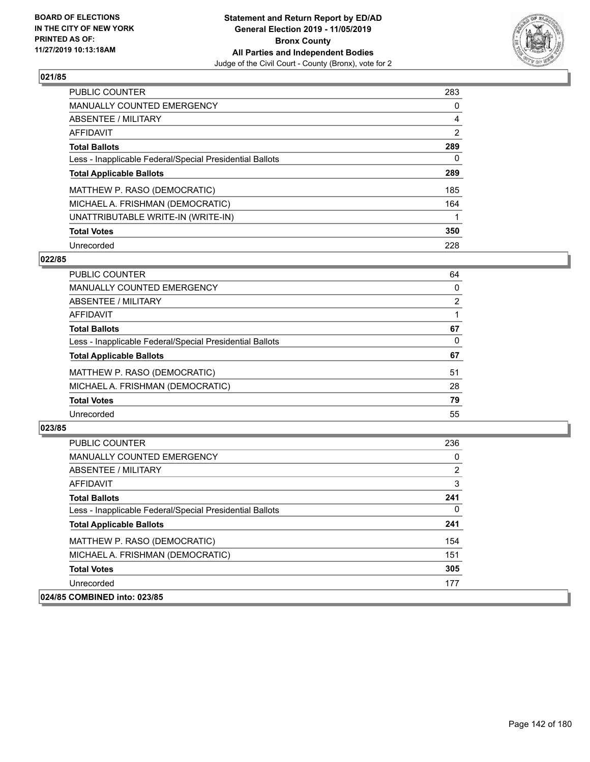## 021/85

| | |
|---|---|
| PUBLIC COUNTER | 283 |
| MANUALLY COUNTED EMERGENCY | 0 |
| ABSENTEE / MILITARY | 4 |
| AFFIDAVIT | 2 |
| **Total Ballots** | **289** |
| Less - Inapplicable Federal/Special Presidential Ballots | 0 |
| **Total Applicable Ballots** | **289** |
| MATTHEW P. RASO (DEMOCRATIC) | 185 |
| MICHAEL A. FRISHMAN (DEMOCRATIC) | 164 |
| UNATTRIBUTABLE WRITE-IN (WRITE-IN) | 1 |
| **Total Votes** | **350** |
| Unrecorded | 228 |

## 022/85

| | |
|---|---|
| PUBLIC COUNTER | 64 |
| MANUALLY COUNTED EMERGENCY | 0 |
| ABSENTEE / MILITARY | 2 |
| AFFIDAVIT | 1 |
| **Total Ballots** | **67** |
| Less - Inapplicable Federal/Special Presidential Ballots | 0 |
| **Total Applicable Ballots** | **67** |
| MATTHEW P. RASO (DEMOCRATIC) | 51 |
| MICHAEL A. FRISHMAN (DEMOCRATIC) | 28 |
| **Total Votes** | **79** |
| Unrecorded | 55 |

## 023/85

| | |
|---|---|
| PUBLIC COUNTER | 236 |
| MANUALLY COUNTED EMERGENCY | 0 |
| ABSENTEE / MILITARY | 2 |
| AFFIDAVIT | 3 |
| **Total Ballots** | **241** |
| Less - Inapplicable Federal/Special Presidential Ballots | 0 |
| **Total Applicable Ballots** | **241** |
| MATTHEW P. RASO (DEMOCRATIC) | 154 |
| MICHAEL A. FRISHMAN (DEMOCRATIC) | 151 |
| **Total Votes** | **305** |
| Unrecorded | 177 |

## 024/85 COMBINED into: 023/85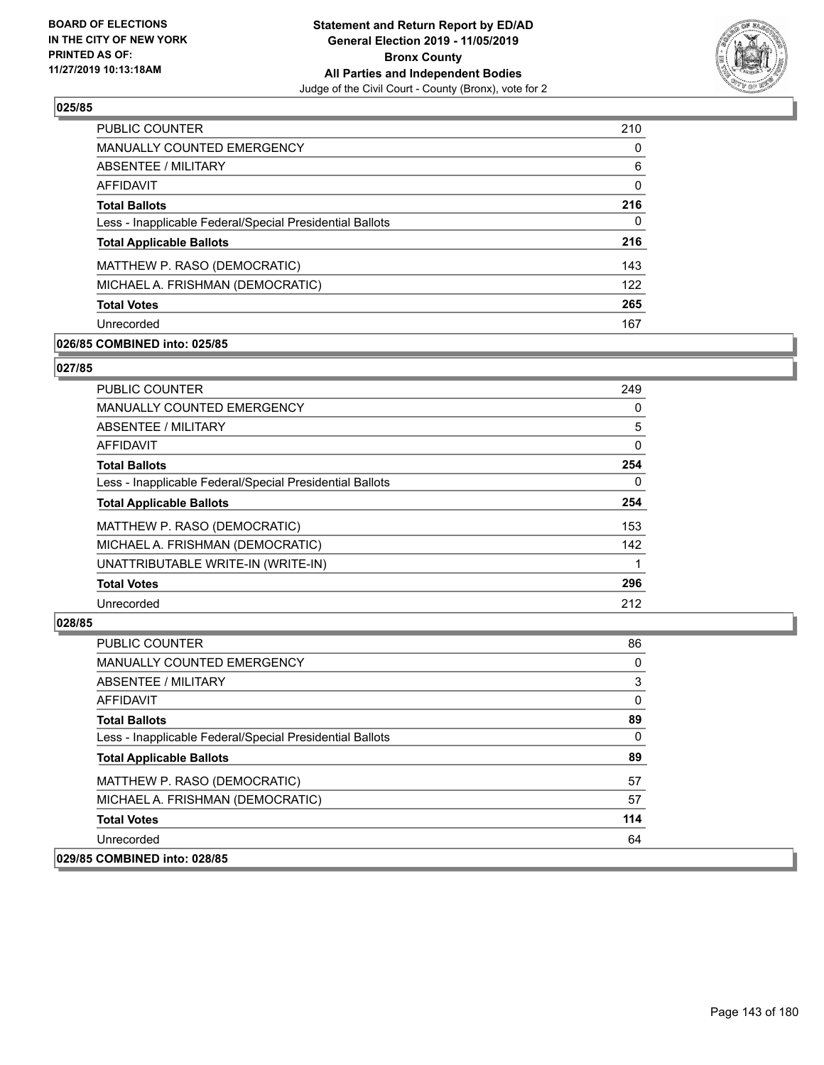### 025/85

| | |
|---|---|
| PUBLIC COUNTER | 210 |
| MANUALLY COUNTED EMERGENCY | 0 |
| ABSENTEE / MILITARY | 6 |
| AFFIDAVIT | 0 |
| **Total Ballots** | **216** |
| Less - Inapplicable Federal/Special Presidential Ballots | 0 |
| **Total Applicable Ballots** | **216** |
| MATTHEW P. RASO (DEMOCRATIC) | 143 |
| MICHAEL A. FRISHMAN (DEMOCRATIC) | 122 |
| **Total Votes** | **265** |
| Unrecorded | 167 |

### 026/85 COMBINED into: 025/85

### 027/85

| | |
|---|---|
| PUBLIC COUNTER | 249 |
| MANUALLY COUNTED EMERGENCY | 0 |
| ABSENTEE / MILITARY | 5 |
| AFFIDAVIT | 0 |
| **Total Ballots** | **254** |
| Less - Inapplicable Federal/Special Presidential Ballots | 0 |
| **Total Applicable Ballots** | **254** |
| MATTHEW P. RASO (DEMOCRATIC) | 153 |
| MICHAEL A. FRISHMAN (DEMOCRATIC) | 142 |
| UNATTRIBUTABLE WRITE-IN (WRITE-IN) | 1 |
| **Total Votes** | **296** |
| Unrecorded | 212 |

### 028/85

| | |
|---|---|
| PUBLIC COUNTER | 86 |
| MANUALLY COUNTED EMERGENCY | 0 |
| ABSENTEE / MILITARY | 3 |
| AFFIDAVIT | 0 |
| **Total Ballots** | **89** |
| Less - Inapplicable Federal/Special Presidential Ballots | 0 |
| **Total Applicable Ballots** | **89** |
| MATTHEW P. RASO (DEMOCRATIC) | 57 |
| MICHAEL A. FRISHMAN (DEMOCRATIC) | 57 |
| **Total Votes** | **114** |
| Unrecorded | 64 |

### 029/85 COMBINED into: 028/85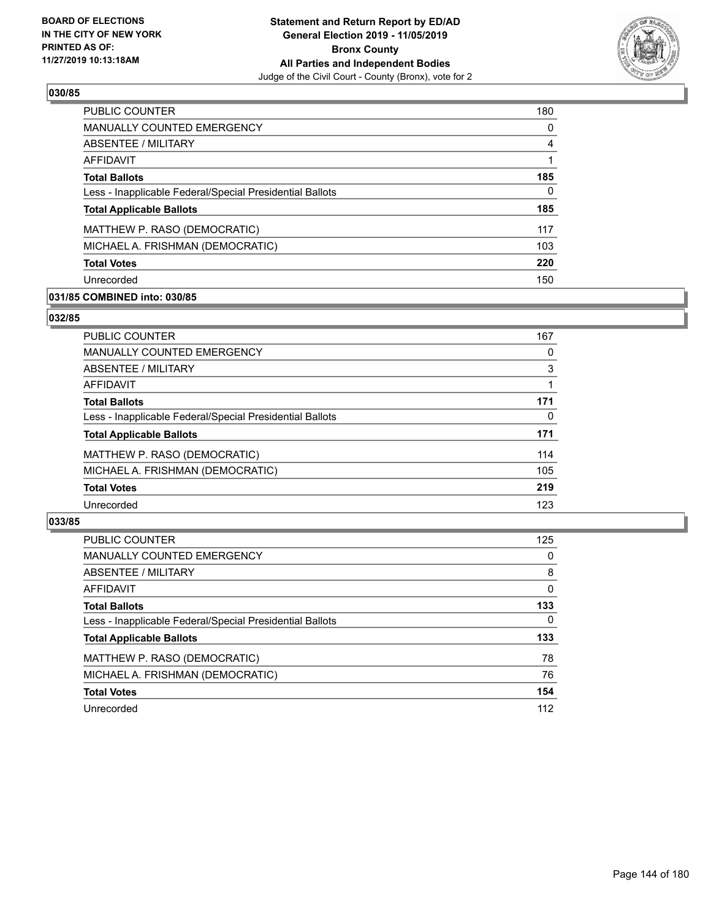### 030/85

| | |
|---|---|
| PUBLIC COUNTER | 180 |
| MANUALLY COUNTED EMERGENCY | 0 |
| ABSENTEE / MILITARY | 4 |
| AFFIDAVIT | 1 |
| **Total Ballots** | **185** |
| Less - Inapplicable Federal/Special Presidential Ballots | 0 |
| **Total Applicable Ballots** | **185** |
| MATTHEW P. RASO (DEMOCRATIC) | 117 |
| MICHAEL A. FRISHMAN (DEMOCRATIC) | 103 |
| **Total Votes** | **220** |
| Unrecorded | 150 |

### 031/85 COMBINED into: 030/85

### 032/85

| | |
|---|---|
| PUBLIC COUNTER | 167 |
| MANUALLY COUNTED EMERGENCY | 0 |
| ABSENTEE / MILITARY | 3 |
| AFFIDAVIT | 1 |
| **Total Ballots** | **171** |
| Less - Inapplicable Federal/Special Presidential Ballots | 0 |
| **Total Applicable Ballots** | **171** |
| MATTHEW P. RASO (DEMOCRATIC) | 114 |
| MICHAEL A. FRISHMAN (DEMOCRATIC) | 105 |
| **Total Votes** | **219** |
| Unrecorded | 123 |

### 033/85

| | |
|---|---|
| PUBLIC COUNTER | 125 |
| MANUALLY COUNTED EMERGENCY | 0 |
| ABSENTEE / MILITARY | 8 |
| AFFIDAVIT | 0 |
| **Total Ballots** | **133** |
| Less - Inapplicable Federal/Special Presidential Ballots | 0 |
| **Total Applicable Ballots** | **133** |
| MATTHEW P. RASO (DEMOCRATIC) | 78 |
| MICHAEL A. FRISHMAN (DEMOCRATIC) | 76 |
| **Total Votes** | **154** |
| Unrecorded | 112 |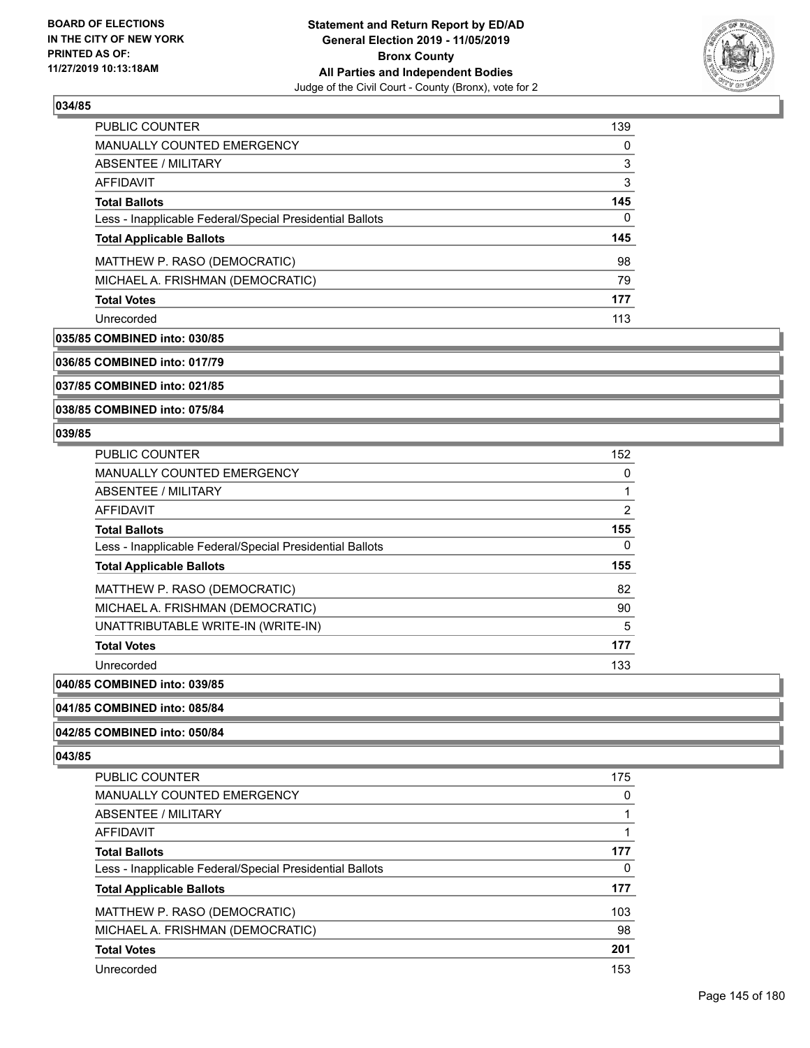## 034/85

| | |
|---|---|
| PUBLIC COUNTER | 139 |
| MANUALLY COUNTED EMERGENCY | 0 |
| ABSENTEE / MILITARY | 3 |
| AFFIDAVIT | 3 |
| **Total Ballots** | **145** |
| Less - Inapplicable Federal/Special Presidential Ballots | 0 |
| **Total Applicable Ballots** | **145** |
| MATTHEW P. RASO (DEMOCRATIC) | 98 |
| MICHAEL A. FRISHMAN (DEMOCRATIC) | 79 |
| **Total Votes** | **177** |
| Unrecorded | 113 |

**035/85 COMBINED into: 030/85**

**036/85 COMBINED into: 017/79**

**037/85 COMBINED into: 021/85**

**038/85 COMBINED into: 075/84**

## 039/85

| | |
|---|---|
| PUBLIC COUNTER | 152 |
| MANUALLY COUNTED EMERGENCY | 0 |
| ABSENTEE / MILITARY | 1 |
| AFFIDAVIT | 2 |
| **Total Ballots** | **155** |
| Less - Inapplicable Federal/Special Presidential Ballots | 0 |
| **Total Applicable Ballots** | **155** |
| MATTHEW P. RASO (DEMOCRATIC) | 82 |
| MICHAEL A. FRISHMAN (DEMOCRATIC) | 90 |
| UNATTRIBUTABLE WRITE-IN (WRITE-IN) | 5 |
| **Total Votes** | **177** |
| Unrecorded | 133 |

**040/85 COMBINED into: 039/85**

**041/85 COMBINED into: 085/84**

**042/85 COMBINED into: 050/84**

## 043/85

| | |
|---|---|
| PUBLIC COUNTER | 175 |
| MANUALLY COUNTED EMERGENCY | 0 |
| ABSENTEE / MILITARY | 1 |
| AFFIDAVIT | 1 |
| **Total Ballots** | **177** |
| Less - Inapplicable Federal/Special Presidential Ballots | 0 |
| **Total Applicable Ballots** | **177** |
| MATTHEW P. RASO (DEMOCRATIC) | 103 |
| MICHAEL A. FRISHMAN (DEMOCRATIC) | 98 |
| **Total Votes** | **201** |
| Unrecorded | 153 |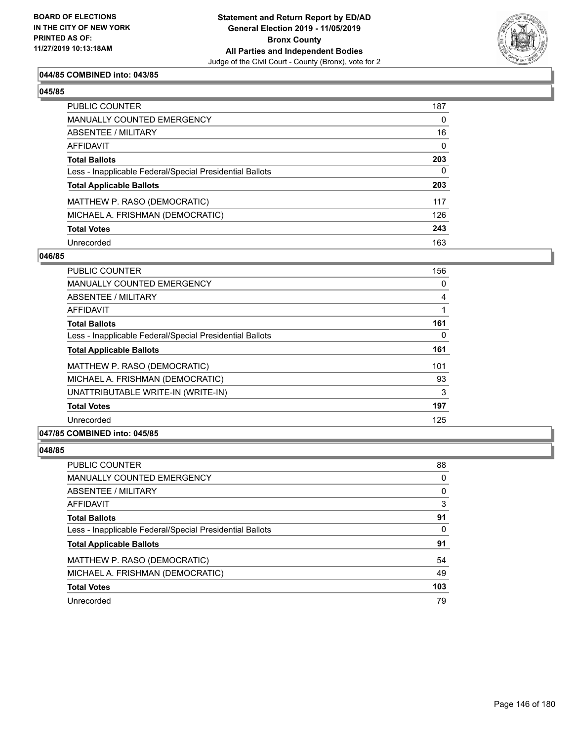**044/85 COMBINED into: 043/85**

**045/85**

| | |
|---|---|
| PUBLIC COUNTER | 187 |
| MANUALLY COUNTED EMERGENCY | 0 |
| ABSENTEE / MILITARY | 16 |
| AFFIDAVIT | 0 |
| **Total Ballots** | **203** |
| Less - Inapplicable Federal/Special Presidential Ballots | 0 |
| **Total Applicable Ballots** | **203** |
| MATTHEW P. RASO (DEMOCRATIC) | 117 |
| MICHAEL A. FRISHMAN (DEMOCRATIC) | 126 |
| **Total Votes** | **243** |
| Unrecorded | 163 |

**046/85**

| | |
|---|---|
| PUBLIC COUNTER | 156 |
| MANUALLY COUNTED EMERGENCY | 0 |
| ABSENTEE / MILITARY | 4 |
| AFFIDAVIT | 1 |
| **Total Ballots** | **161** |
| Less - Inapplicable Federal/Special Presidential Ballots | 0 |
| **Total Applicable Ballots** | **161** |
| MATTHEW P. RASO (DEMOCRATIC) | 101 |
| MICHAEL A. FRISHMAN (DEMOCRATIC) | 93 |
| UNATTRIBUTABLE WRITE-IN (WRITE-IN) | 3 |
| **Total Votes** | **197** |
| Unrecorded | 125 |

**047/85 COMBINED into: 045/85**

**048/85**

| | |
|---|---|
| PUBLIC COUNTER | 88 |
| MANUALLY COUNTED EMERGENCY | 0 |
| ABSENTEE / MILITARY | 0 |
| AFFIDAVIT | 3 |
| **Total Ballots** | **91** |
| Less - Inapplicable Federal/Special Presidential Ballots | 0 |
| **Total Applicable Ballots** | **91** |
| MATTHEW P. RASO (DEMOCRATIC) | 54 |
| MICHAEL A. FRISHMAN (DEMOCRATIC) | 49 |
| **Total Votes** | **103** |
| Unrecorded | 79 |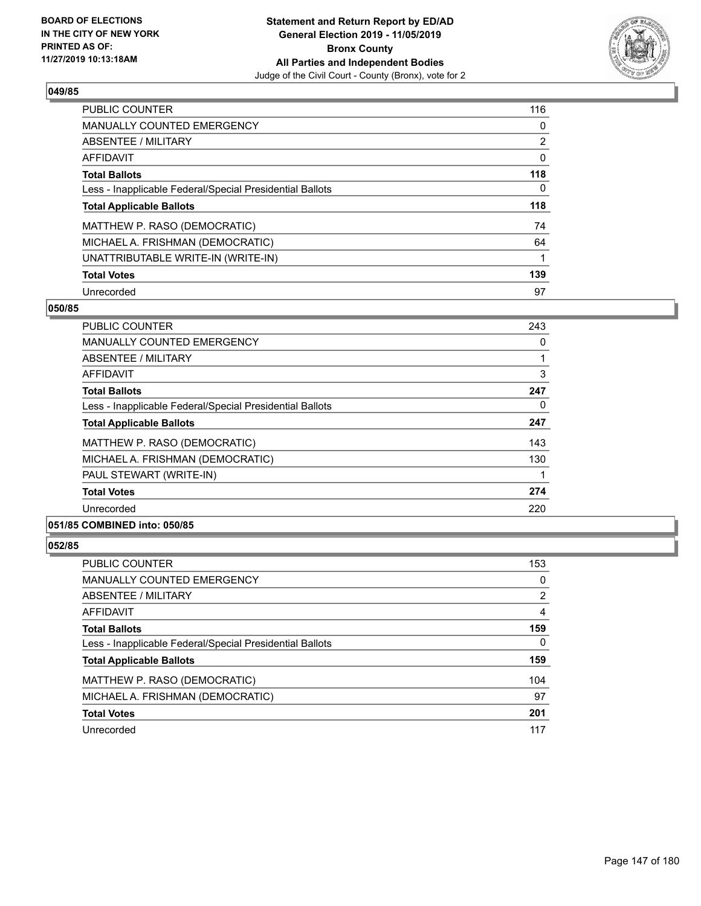BOARD OF ELECTIONS
IN THE CITY OF NEW YORK
PRINTED AS OF:
11/27/2019 10:13:18AM

**Statement and Return Report by ED/AD**
**General Election 2019 - 11/05/2019**
**Bronx County**
**All Parties and Independent Bodies**
Judge of the Civil Court - County (Bronx), vote for 2

### 049/85

| | |
|---|---|
| PUBLIC COUNTER | 116 |
| MANUALLY COUNTED EMERGENCY | 0 |
| ABSENTEE / MILITARY | 2 |
| AFFIDAVIT | 0 |
| **Total Ballots** | **118** |
| Less - Inapplicable Federal/Special Presidential Ballots | 0 |
| **Total Applicable Ballots** | **118** |
| MATTHEW P. RASO (DEMOCRATIC) | 74 |
| MICHAEL A. FRISHMAN (DEMOCRATIC) | 64 |
| UNATTRIBUTABLE WRITE-IN (WRITE-IN) | 1 |
| **Total Votes** | **139** |
| Unrecorded | 97 |

### 050/85

| | |
|---|---|
| PUBLIC COUNTER | 243 |
| MANUALLY COUNTED EMERGENCY | 0 |
| ABSENTEE / MILITARY | 1 |
| AFFIDAVIT | 3 |
| **Total Ballots** | **247** |
| Less - Inapplicable Federal/Special Presidential Ballots | 0 |
| **Total Applicable Ballots** | **247** |
| MATTHEW P. RASO (DEMOCRATIC) | 143 |
| MICHAEL A. FRISHMAN (DEMOCRATIC) | 130 |
| PAUL STEWART (WRITE-IN) | 1 |
| **Total Votes** | **274** |
| Unrecorded | 220 |

### 051/85 COMBINED into: 050/85

### 052/85

| | |
|---|---|
| PUBLIC COUNTER | 153 |
| MANUALLY COUNTED EMERGENCY | 0 |
| ABSENTEE / MILITARY | 2 |
| AFFIDAVIT | 4 |
| **Total Ballots** | **159** |
| Less - Inapplicable Federal/Special Presidential Ballots | 0 |
| **Total Applicable Ballots** | **159** |
| MATTHEW P. RASO (DEMOCRATIC) | 104 |
| MICHAEL A. FRISHMAN (DEMOCRATIC) | 97 |
| **Total Votes** | **201** |
| Unrecorded | 117 |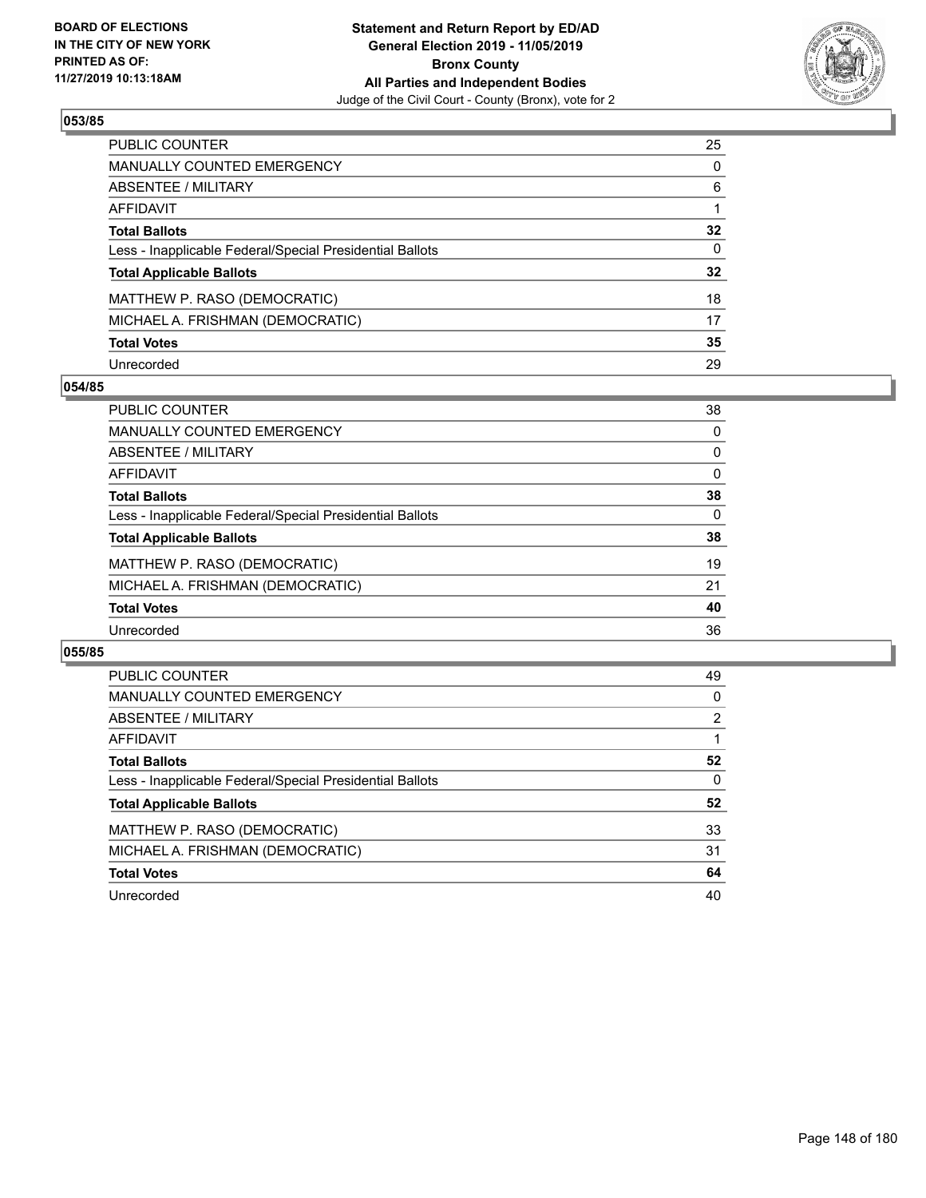BOARD OF ELECTIONS
IN THE CITY OF NEW YORK
PRINTED AS OF:
11/27/2019 10:13:18AM

**Statement and Return Report by ED/AD**
**General Election 2019 - 11/05/2019**
**Bronx County**
**All Parties and Independent Bodies**
Judge of the Civil Court - County (Bronx), vote for 2

### 053/85

| | |
|---|---|
| PUBLIC COUNTER | 25 |
| MANUALLY COUNTED EMERGENCY | 0 |
| ABSENTEE / MILITARY | 6 |
| AFFIDAVIT | 1 |
| **Total Ballots** | **32** |
| Less - Inapplicable Federal/Special Presidential Ballots | 0 |
| **Total Applicable Ballots** | **32** |
| MATTHEW P. RASO (DEMOCRATIC) | 18 |
| MICHAEL A. FRISHMAN (DEMOCRATIC) | 17 |
| **Total Votes** | **35** |
| Unrecorded | 29 |

### 054/85

| | |
|---|---|
| PUBLIC COUNTER | 38 |
| MANUALLY COUNTED EMERGENCY | 0 |
| ABSENTEE / MILITARY | 0 |
| AFFIDAVIT | 0 |
| **Total Ballots** | **38** |
| Less - Inapplicable Federal/Special Presidential Ballots | 0 |
| **Total Applicable Ballots** | **38** |
| MATTHEW P. RASO (DEMOCRATIC) | 19 |
| MICHAEL A. FRISHMAN (DEMOCRATIC) | 21 |
| **Total Votes** | **40** |
| Unrecorded | 36 |

### 055/85

| | |
|---|---|
| PUBLIC COUNTER | 49 |
| MANUALLY COUNTED EMERGENCY | 0 |
| ABSENTEE / MILITARY | 2 |
| AFFIDAVIT | 1 |
| **Total Ballots** | **52** |
| Less - Inapplicable Federal/Special Presidential Ballots | 0 |
| **Total Applicable Ballots** | **52** |
| MATTHEW P. RASO (DEMOCRATIC) | 33 |
| MICHAEL A. FRISHMAN (DEMOCRATIC) | 31 |
| **Total Votes** | **64** |
| Unrecorded | 40 |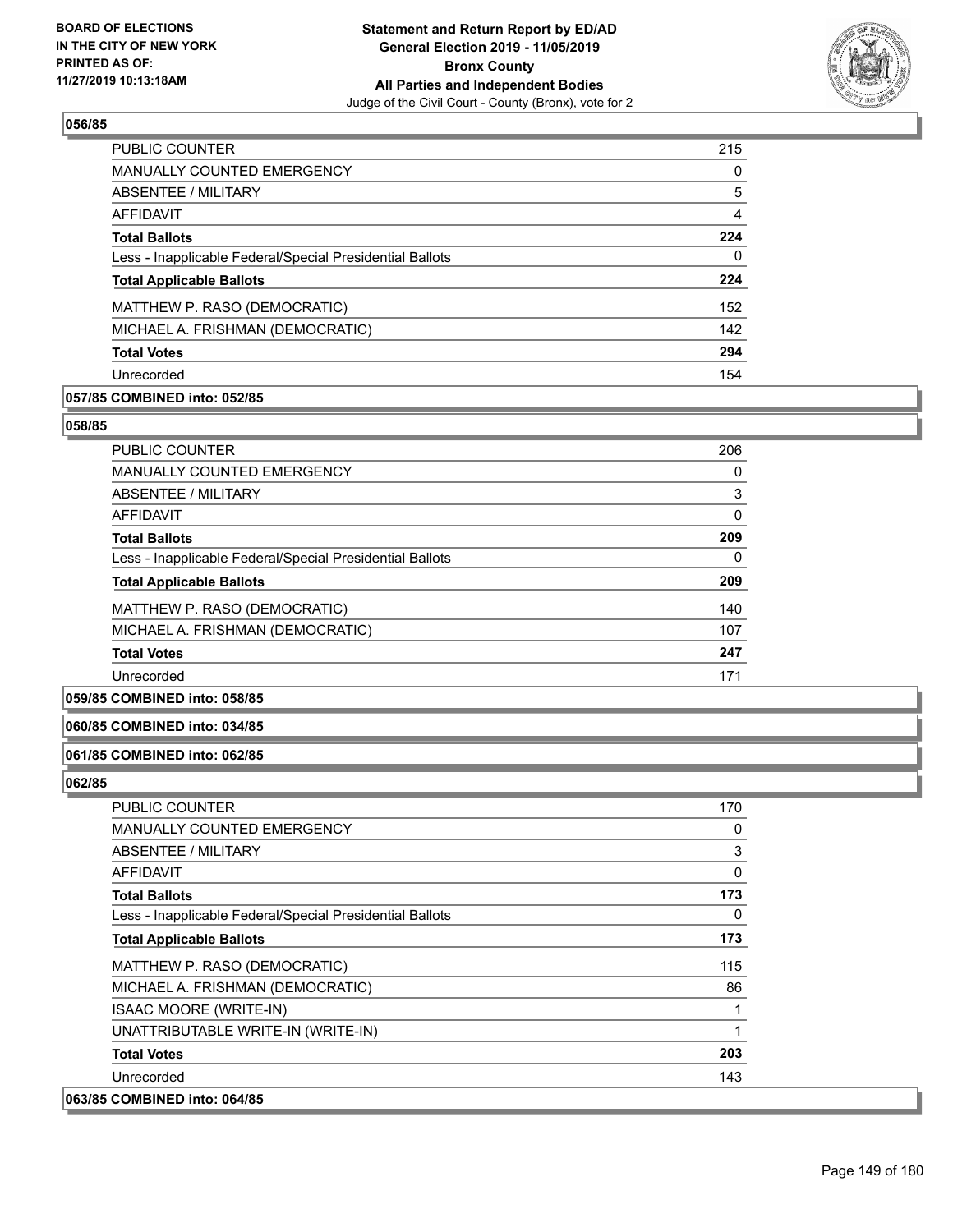## 056/85

| | |
|---|---|
| PUBLIC COUNTER | 215 |
| MANUALLY COUNTED EMERGENCY | 0 |
| ABSENTEE / MILITARY | 5 |
| AFFIDAVIT | 4 |
| **Total Ballots** | **224** |
| Less - Inapplicable Federal/Special Presidential Ballots | 0 |
| **Total Applicable Ballots** | **224** |
| MATTHEW P. RASO (DEMOCRATIC) | 152 |
| MICHAEL A. FRISHMAN (DEMOCRATIC) | 142 |
| **Total Votes** | **294** |
| Unrecorded | 154 |

**057/85 COMBINED into: 052/85**

## 058/85

| | |
|---|---|
| PUBLIC COUNTER | 206 |
| MANUALLY COUNTED EMERGENCY | 0 |
| ABSENTEE / MILITARY | 3 |
| AFFIDAVIT | 0 |
| **Total Ballots** | **209** |
| Less - Inapplicable Federal/Special Presidential Ballots | 0 |
| **Total Applicable Ballots** | **209** |
| MATTHEW P. RASO (DEMOCRATIC) | 140 |
| MICHAEL A. FRISHMAN (DEMOCRATIC) | 107 |
| **Total Votes** | **247** |
| Unrecorded | 171 |

**059/85 COMBINED into: 058/85**

**060/85 COMBINED into: 034/85**

**061/85 COMBINED into: 062/85**

## 062/85

| | |
|---|---|
| PUBLIC COUNTER | 170 |
| MANUALLY COUNTED EMERGENCY | 0 |
| ABSENTEE / MILITARY | 3 |
| AFFIDAVIT | 0 |
| **Total Ballots** | **173** |
| Less - Inapplicable Federal/Special Presidential Ballots | 0 |
| **Total Applicable Ballots** | **173** |
| MATTHEW P. RASO (DEMOCRATIC) | 115 |
| MICHAEL A. FRISHMAN (DEMOCRATIC) | 86 |
| ISAAC MOORE (WRITE-IN) | 1 |
| UNATTRIBUTABLE WRITE-IN (WRITE-IN) | 1 |
| **Total Votes** | **203** |
| Unrecorded | 143 |

**063/85 COMBINED into: 064/85**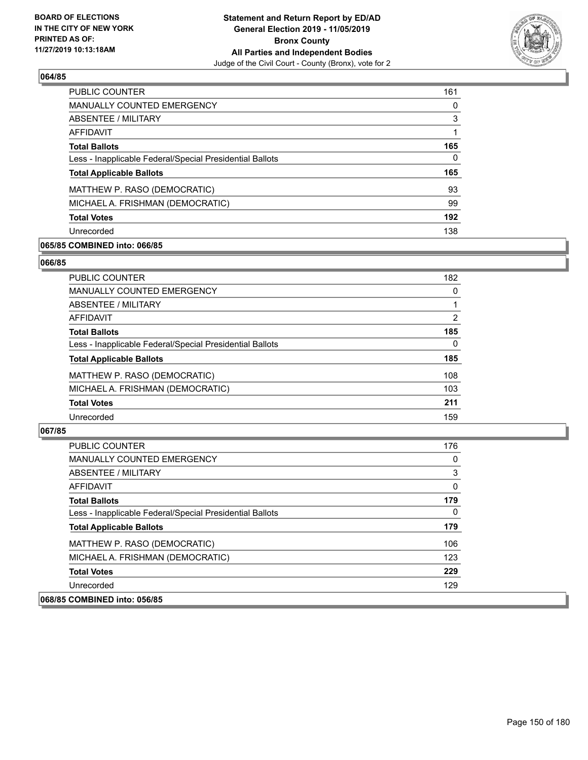**BOARD OF ELECTIONS IN THE CITY OF NEW YORK PRINTED AS OF: 11/27/2019 10:13:18AM**

**Statement and Return Report by ED/AD General Election 2019 - 11/05/2019 Bronx County All Parties and Independent Bodies**
Judge of the Civil Court - County (Bronx), vote for 2

### 064/85

| | |
|---|---|
| PUBLIC COUNTER | 161 |
| MANUALLY COUNTED EMERGENCY | 0 |
| ABSENTEE / MILITARY | 3 |
| AFFIDAVIT | 1 |
| **Total Ballots** | **165** |
| Less - Inapplicable Federal/Special Presidential Ballots | 0 |
| **Total Applicable Ballots** | **165** |
| MATTHEW P. RASO (DEMOCRATIC) | 93 |
| MICHAEL A. FRISHMAN (DEMOCRATIC) | 99 |
| **Total Votes** | **192** |
| Unrecorded | 138 |

### 065/85 COMBINED into: 066/85

### 066/85

| | |
|---|---|
| PUBLIC COUNTER | 182 |
| MANUALLY COUNTED EMERGENCY | 0 |
| ABSENTEE / MILITARY | 1 |
| AFFIDAVIT | 2 |
| **Total Ballots** | **185** |
| Less - Inapplicable Federal/Special Presidential Ballots | 0 |
| **Total Applicable Ballots** | **185** |
| MATTHEW P. RASO (DEMOCRATIC) | 108 |
| MICHAEL A. FRISHMAN (DEMOCRATIC) | 103 |
| **Total Votes** | **211** |
| Unrecorded | 159 |

### 067/85

| | |
|---|---|
| PUBLIC COUNTER | 176 |
| MANUALLY COUNTED EMERGENCY | 0 |
| ABSENTEE / MILITARY | 3 |
| AFFIDAVIT | 0 |
| **Total Ballots** | **179** |
| Less - Inapplicable Federal/Special Presidential Ballots | 0 |
| **Total Applicable Ballots** | **179** |
| MATTHEW P. RASO (DEMOCRATIC) | 106 |
| MICHAEL A. FRISHMAN (DEMOCRATIC) | 123 |
| **Total Votes** | **229** |
| Unrecorded | 129 |

### 068/85 COMBINED into: 056/85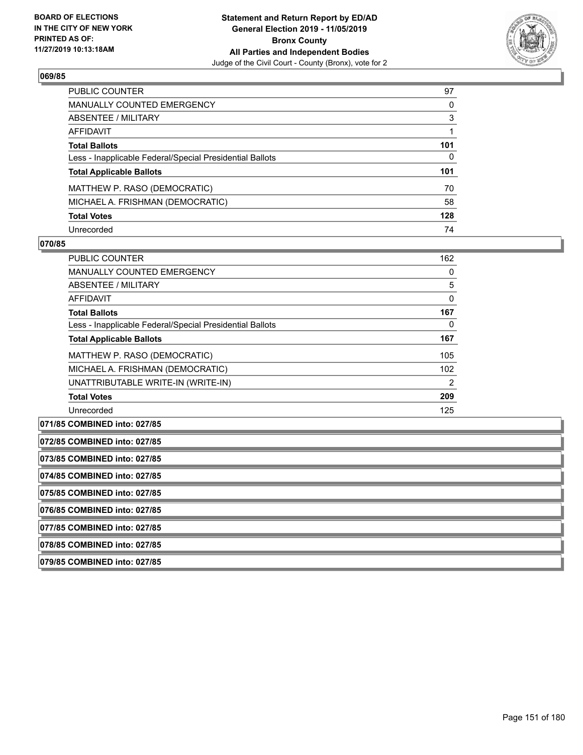## 069/85

| | |
|---|---|
| PUBLIC COUNTER | 97 |
| MANUALLY COUNTED EMERGENCY | 0 |
| ABSENTEE / MILITARY | 3 |
| AFFIDAVIT | 1 |
| **Total Ballots** | **101** |
| Less - Inapplicable Federal/Special Presidential Ballots | 0 |
| **Total Applicable Ballots** | **101** |
| MATTHEW P. RASO (DEMOCRATIC) | 70 |
| MICHAEL A. FRISHMAN (DEMOCRATIC) | 58 |
| **Total Votes** | **128** |
| Unrecorded | 74 |

## 070/85

| | |
|---|---|
| PUBLIC COUNTER | 162 |
| MANUALLY COUNTED EMERGENCY | 0 |
| ABSENTEE / MILITARY | 5 |
| AFFIDAVIT | 0 |
| **Total Ballots** | **167** |
| Less - Inapplicable Federal/Special Presidential Ballots | 0 |
| **Total Applicable Ballots** | **167** |
| MATTHEW P. RASO (DEMOCRATIC) | 105 |
| MICHAEL A. FRISHMAN (DEMOCRATIC) | 102 |
| UNATTRIBUTABLE WRITE-IN (WRITE-IN) | 2 |
| **Total Votes** | **209** |
| Unrecorded | 125 |

**071/85 COMBINED into: 027/85**

**072/85 COMBINED into: 027/85**

**073/85 COMBINED into: 027/85**

**074/85 COMBINED into: 027/85**

**075/85 COMBINED into: 027/85**

**076/85 COMBINED into: 027/85**

**077/85 COMBINED into: 027/85**

**078/85 COMBINED into: 027/85**

**079/85 COMBINED into: 027/85**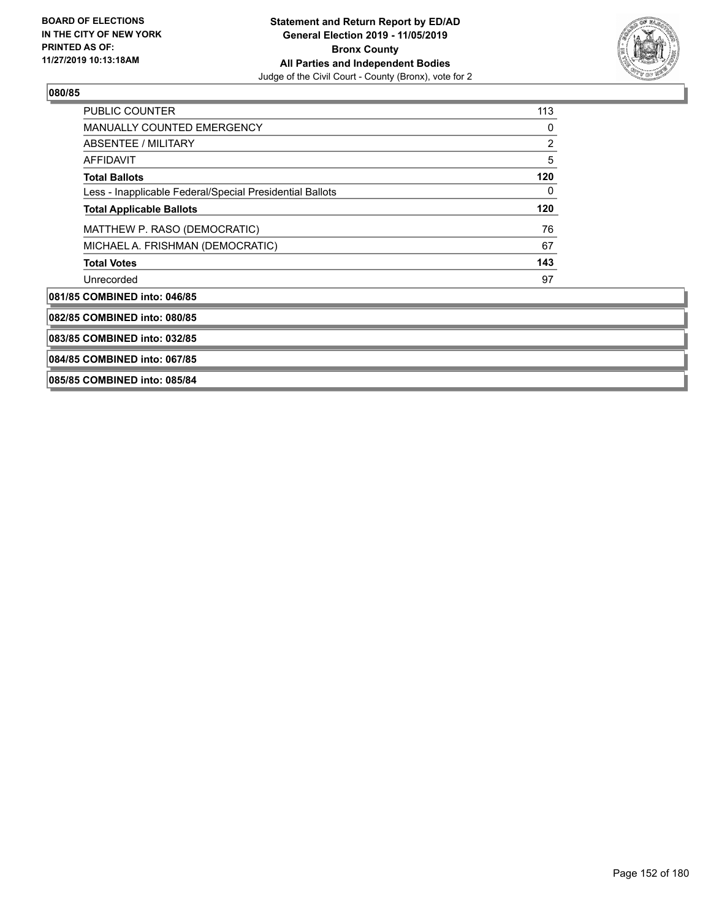BOARD OF ELECTIONS IN THE CITY OF NEW YORK PRINTED AS OF: 11/27/2019 10:13:18AM

**Statement and Return Report by ED/AD General Election 2019 - 11/05/2019 Bronx County All Parties and Independent Bodies**
Judge of the Civil Court - County (Bronx), vote for 2

## 080/85

| | |
|---|---|
| PUBLIC COUNTER | 113 |
| MANUALLY COUNTED EMERGENCY | 0 |
| ABSENTEE / MILITARY | 2 |
| AFFIDAVIT | 5 |
| **Total Ballots** | **120** |
| Less - Inapplicable Federal/Special Presidential Ballots | 0 |
| **Total Applicable Ballots** | **120** |
| MATTHEW P. RASO (DEMOCRATIC) | 76 |
| MICHAEL A. FRISHMAN (DEMOCRATIC) | 67 |
| **Total Votes** | **143** |
| Unrecorded | 97 |

**081/85 COMBINED into: 046/85**

**082/85 COMBINED into: 080/85**

**083/85 COMBINED into: 032/85**

**084/85 COMBINED into: 067/85**

**085/85 COMBINED into: 085/84**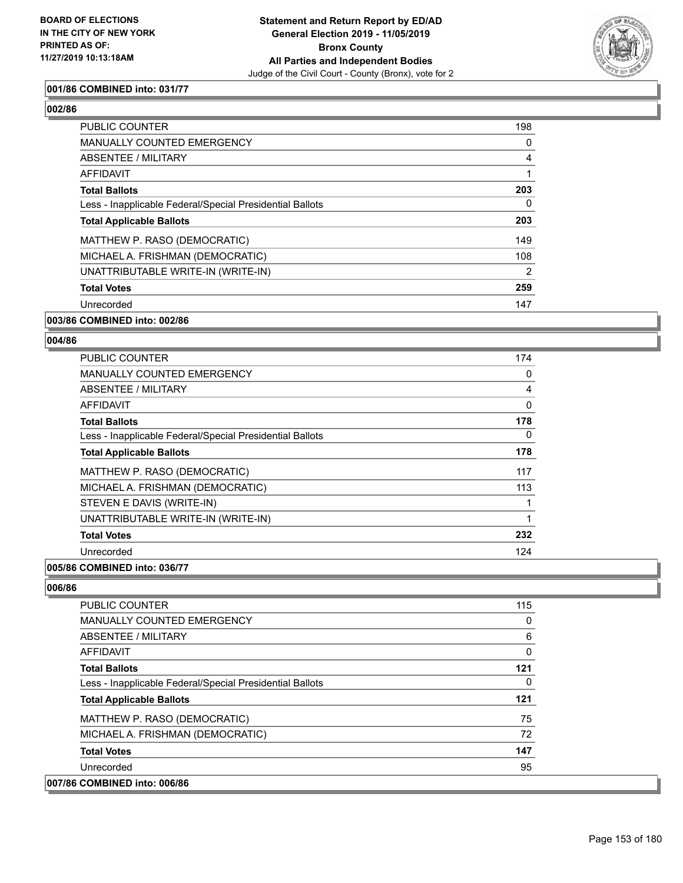**001/86 COMBINED into: 031/77**

**002/86**

| | |
|---|---|
| PUBLIC COUNTER | 198 |
| MANUALLY COUNTED EMERGENCY | 0 |
| ABSENTEE / MILITARY | 4 |
| AFFIDAVIT | 1 |
| **Total Ballots** | **203** |
| Less - Inapplicable Federal/Special Presidential Ballots | 0 |
| **Total Applicable Ballots** | **203** |
| MATTHEW P. RASO (DEMOCRATIC) | 149 |
| MICHAEL A. FRISHMAN (DEMOCRATIC) | 108 |
| UNATTRIBUTABLE WRITE-IN (WRITE-IN) | 2 |
| **Total Votes** | **259** |
| Unrecorded | 147 |

**003/86 COMBINED into: 002/86**

**004/86**

| | |
|---|---|
| PUBLIC COUNTER | 174 |
| MANUALLY COUNTED EMERGENCY | 0 |
| ABSENTEE / MILITARY | 4 |
| AFFIDAVIT | 0 |
| **Total Ballots** | **178** |
| Less - Inapplicable Federal/Special Presidential Ballots | 0 |
| **Total Applicable Ballots** | **178** |
| MATTHEW P. RASO (DEMOCRATIC) | 117 |
| MICHAEL A. FRISHMAN (DEMOCRATIC) | 113 |
| STEVEN E DAVIS (WRITE-IN) | 1 |
| UNATTRIBUTABLE WRITE-IN (WRITE-IN) | 1 |
| **Total Votes** | **232** |
| Unrecorded | 124 |

**005/86 COMBINED into: 036/77**

**006/86**

| | |
|---|---|
| PUBLIC COUNTER | 115 |
| MANUALLY COUNTED EMERGENCY | 0 |
| ABSENTEE / MILITARY | 6 |
| AFFIDAVIT | 0 |
| **Total Ballots** | **121** |
| Less - Inapplicable Federal/Special Presidential Ballots | 0 |
| **Total Applicable Ballots** | **121** |
| MATTHEW P. RASO (DEMOCRATIC) | 75 |
| MICHAEL A. FRISHMAN (DEMOCRATIC) | 72 |
| **Total Votes** | **147** |
| Unrecorded | 95 |

**007/86 COMBINED into: 006/86**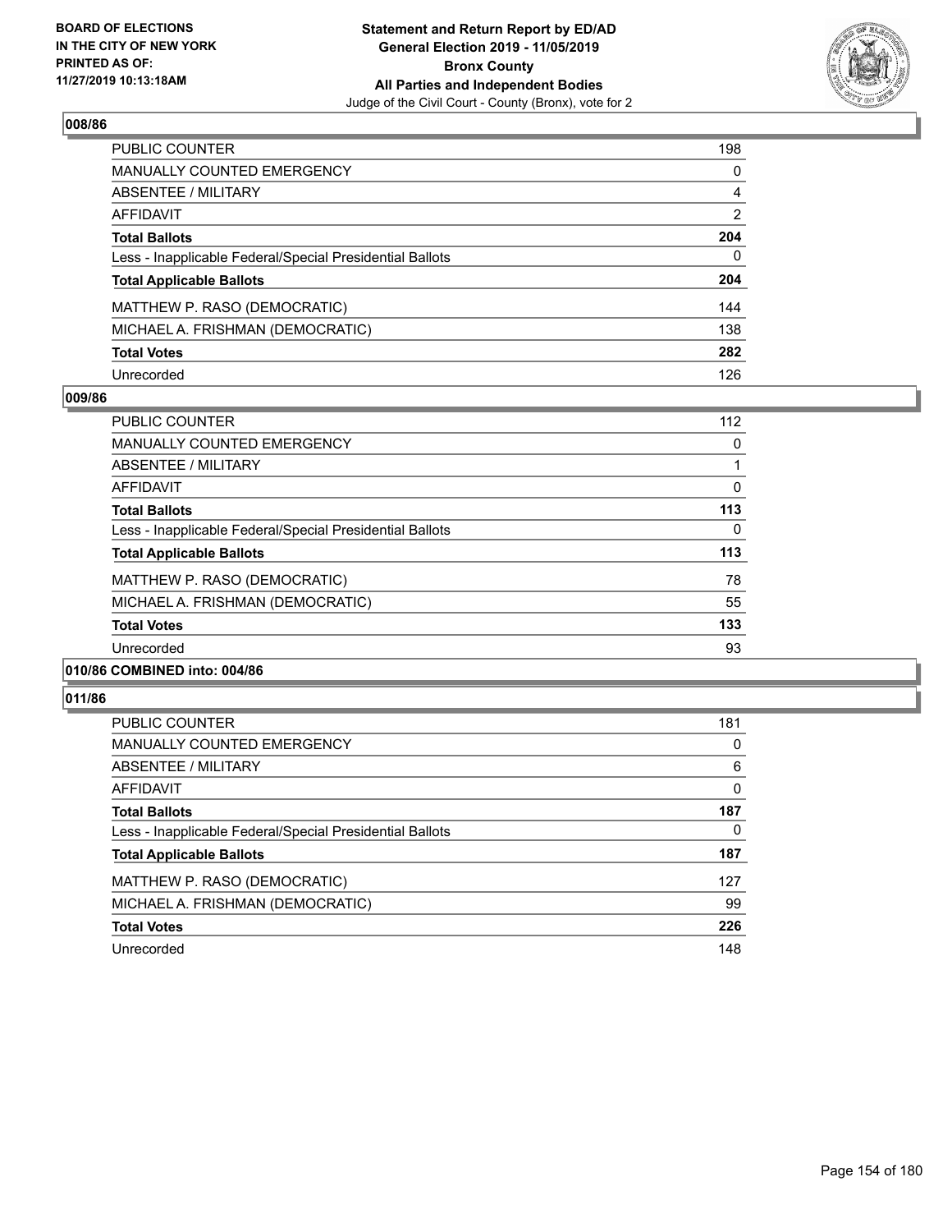**BOARD OF ELECTIONS IN THE CITY OF NEW YORK PRINTED AS OF: 11/27/2019 10:13:18AM**

**Statement and Return Report by ED/AD General Election 2019 - 11/05/2019 Bronx County All Parties and Independent Bodies**
Judge of the Civil Court - County (Bronx), vote for 2

## 008/86

| | |
|---|---|
| PUBLIC COUNTER | 198 |
| MANUALLY COUNTED EMERGENCY | 0 |
| ABSENTEE / MILITARY | 4 |
| AFFIDAVIT | 2 |
| **Total Ballots** | **204** |
| Less - Inapplicable Federal/Special Presidential Ballots | 0 |
| **Total Applicable Ballots** | **204** |
| MATTHEW P. RASO (DEMOCRATIC) | 144 |
| MICHAEL A. FRISHMAN (DEMOCRATIC) | 138 |
| **Total Votes** | **282** |
| Unrecorded | 126 |

## 009/86

| | |
|---|---|
| PUBLIC COUNTER | 112 |
| MANUALLY COUNTED EMERGENCY | 0 |
| ABSENTEE / MILITARY | 1 |
| AFFIDAVIT | 0 |
| **Total Ballots** | **113** |
| Less - Inapplicable Federal/Special Presidential Ballots | 0 |
| **Total Applicable Ballots** | **113** |
| MATTHEW P. RASO (DEMOCRATIC) | 78 |
| MICHAEL A. FRISHMAN (DEMOCRATIC) | 55 |
| **Total Votes** | **133** |
| Unrecorded | 93 |

## 010/86 COMBINED into: 004/86

## 011/86

| | |
|---|---|
| PUBLIC COUNTER | 181 |
| MANUALLY COUNTED EMERGENCY | 0 |
| ABSENTEE / MILITARY | 6 |
| AFFIDAVIT | 0 |
| **Total Ballots** | **187** |
| Less - Inapplicable Federal/Special Presidential Ballots | 0 |
| **Total Applicable Ballots** | **187** |
| MATTHEW P. RASO (DEMOCRATIC) | 127 |
| MICHAEL A. FRISHMAN (DEMOCRATIC) | 99 |
| **Total Votes** | **226** |
| Unrecorded | 148 |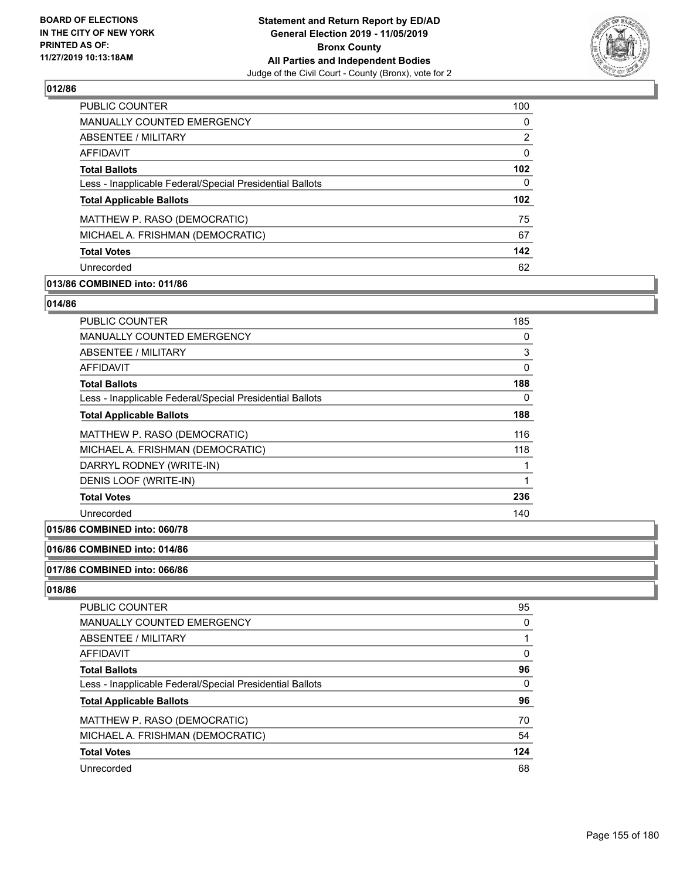## 012/86

| | |
|---|---|
| PUBLIC COUNTER | 100 |
| MANUALLY COUNTED EMERGENCY | 0 |
| ABSENTEE / MILITARY | 2 |
| AFFIDAVIT | 0 |
| **Total Ballots** | **102** |
| Less - Inapplicable Federal/Special Presidential Ballots | 0 |
| **Total Applicable Ballots** | **102** |
| MATTHEW P. RASO (DEMOCRATIC) | 75 |
| MICHAEL A. FRISHMAN (DEMOCRATIC) | 67 |
| **Total Votes** | **142** |
| Unrecorded | 62 |

## 013/86 COMBINED into: 011/86

## 014/86

| | |
|---|---|
| PUBLIC COUNTER | 185 |
| MANUALLY COUNTED EMERGENCY | 0 |
| ABSENTEE / MILITARY | 3 |
| AFFIDAVIT | 0 |
| **Total Ballots** | **188** |
| Less - Inapplicable Federal/Special Presidential Ballots | 0 |
| **Total Applicable Ballots** | **188** |
| MATTHEW P. RASO (DEMOCRATIC) | 116 |
| MICHAEL A. FRISHMAN (DEMOCRATIC) | 118 |
| DARRYL RODNEY (WRITE-IN) | 1 |
| DENIS LOOF (WRITE-IN) | 1 |
| **Total Votes** | **236** |
| Unrecorded | 140 |

## 015/86 COMBINED into: 060/78

## 016/86 COMBINED into: 014/86

## 017/86 COMBINED into: 066/86

## 018/86

| | |
|---|---|
| PUBLIC COUNTER | 95 |
| MANUALLY COUNTED EMERGENCY | 0 |
| ABSENTEE / MILITARY | 1 |
| AFFIDAVIT | 0 |
| **Total Ballots** | **96** |
| Less - Inapplicable Federal/Special Presidential Ballots | 0 |
| **Total Applicable Ballots** | **96** |
| MATTHEW P. RASO (DEMOCRATIC) | 70 |
| MICHAEL A. FRISHMAN (DEMOCRATIC) | 54 |
| **Total Votes** | **124** |
| Unrecorded | 68 |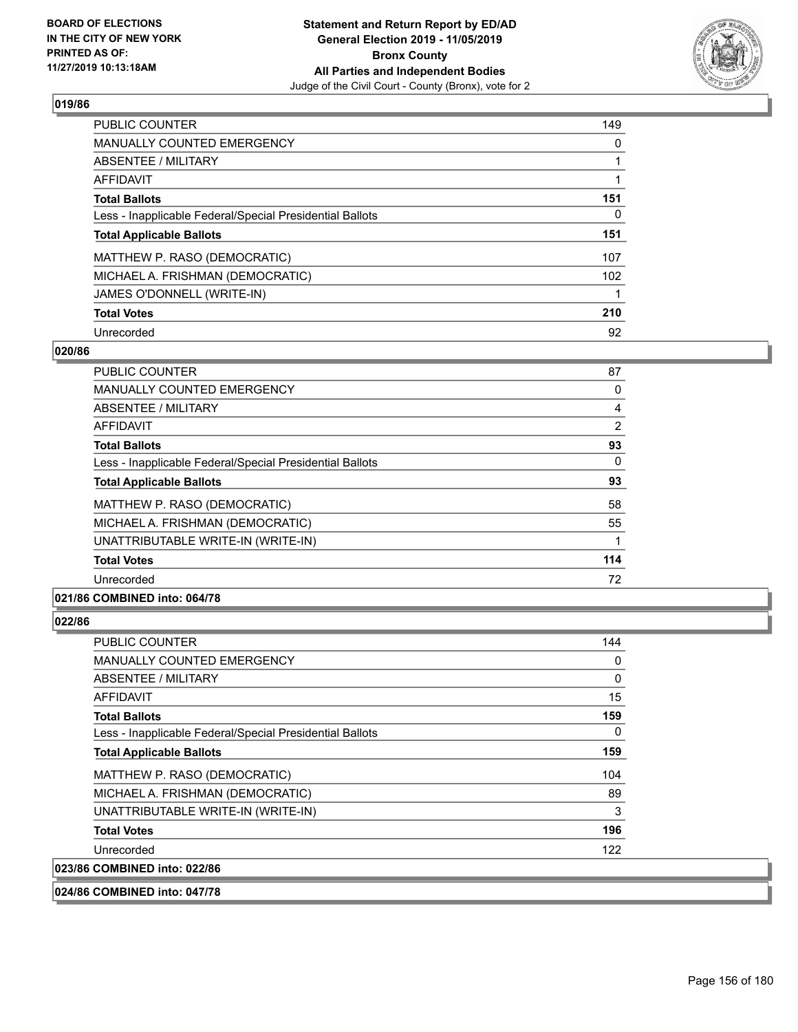### 019/86

| | |
|---|---|
| PUBLIC COUNTER | 149 |
| MANUALLY COUNTED EMERGENCY | 0 |
| ABSENTEE / MILITARY | 1 |
| AFFIDAVIT | 1 |
| **Total Ballots** | **151** |
| Less - Inapplicable Federal/Special Presidential Ballots | 0 |
| **Total Applicable Ballots** | **151** |
| MATTHEW P. RASO (DEMOCRATIC) | 107 |
| MICHAEL A. FRISHMAN (DEMOCRATIC) | 102 |
| JAMES O'DONNELL (WRITE-IN) | 1 |
| **Total Votes** | **210** |
| Unrecorded | 92 |

### 020/86

| | |
|---|---|
| PUBLIC COUNTER | 87 |
| MANUALLY COUNTED EMERGENCY | 0 |
| ABSENTEE / MILITARY | 4 |
| AFFIDAVIT | 2 |
| **Total Ballots** | **93** |
| Less - Inapplicable Federal/Special Presidential Ballots | 0 |
| **Total Applicable Ballots** | **93** |
| MATTHEW P. RASO (DEMOCRATIC) | 58 |
| MICHAEL A. FRISHMAN (DEMOCRATIC) | 55 |
| UNATTRIBUTABLE WRITE-IN (WRITE-IN) | 1 |
| **Total Votes** | **114** |
| Unrecorded | 72 |

### 021/86 COMBINED into: 064/78

### 022/86

| | |
|---|---|
| PUBLIC COUNTER | 144 |
| MANUALLY COUNTED EMERGENCY | 0 |
| ABSENTEE / MILITARY | 0 |
| AFFIDAVIT | 15 |
| **Total Ballots** | **159** |
| Less - Inapplicable Federal/Special Presidential Ballots | 0 |
| **Total Applicable Ballots** | **159** |
| MATTHEW P. RASO (DEMOCRATIC) | 104 |
| MICHAEL A. FRISHMAN (DEMOCRATIC) | 89 |
| UNATTRIBUTABLE WRITE-IN (WRITE-IN) | 3 |
| **Total Votes** | **196** |
| Unrecorded | 122 |

### 023/86 COMBINED into: 022/86

### 024/86 COMBINED into: 047/78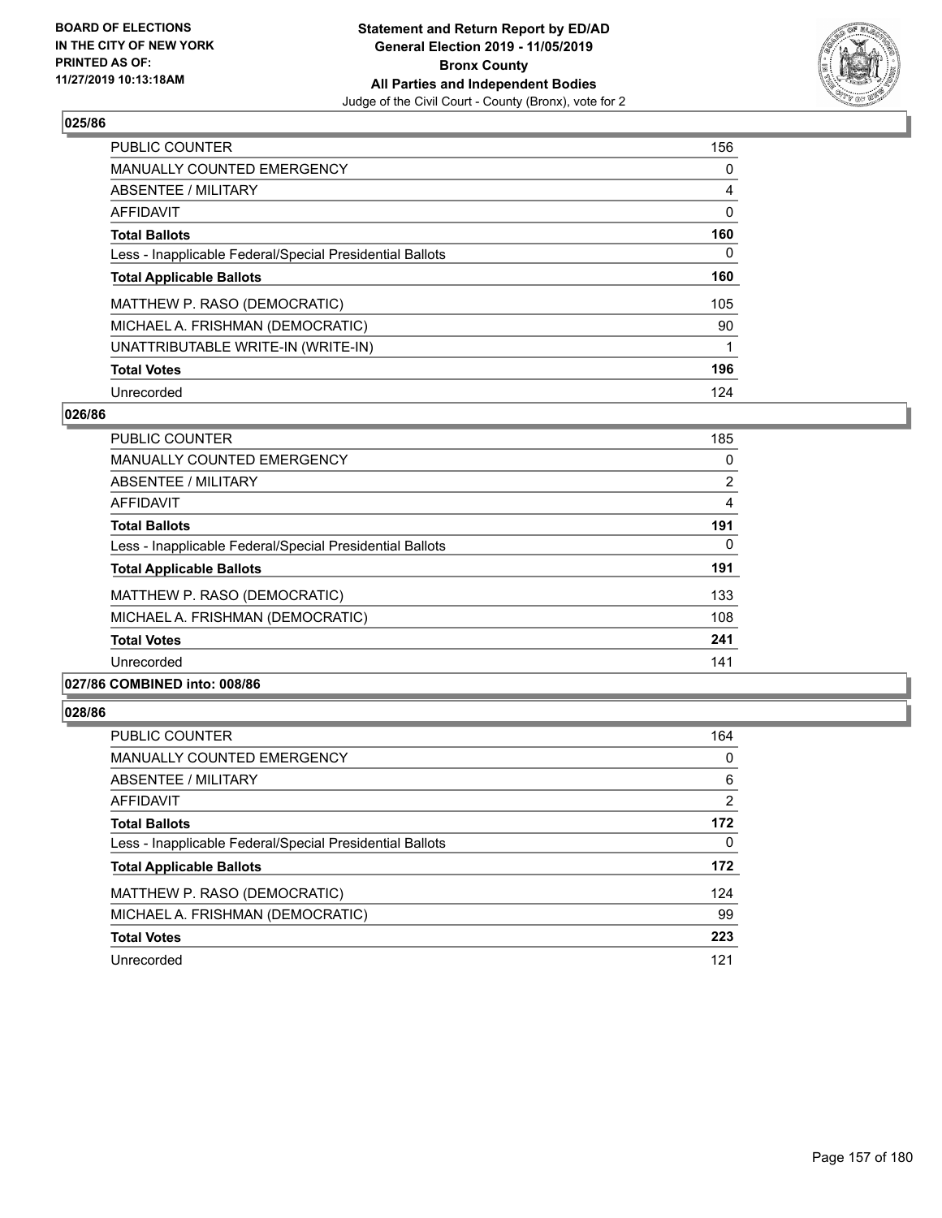## 025/86

| | |
|---|---|
| PUBLIC COUNTER | 156 |
| MANUALLY COUNTED EMERGENCY | 0 |
| ABSENTEE / MILITARY | 4 |
| AFFIDAVIT | 0 |
| **Total Ballots** | **160** |
| Less - Inapplicable Federal/Special Presidential Ballots | 0 |
| **Total Applicable Ballots** | **160** |
| MATTHEW P. RASO (DEMOCRATIC) | 105 |
| MICHAEL A. FRISHMAN (DEMOCRATIC) | 90 |
| UNATTRIBUTABLE WRITE-IN (WRITE-IN) | 1 |
| **Total Votes** | **196** |
| Unrecorded | 124 |

## 026/86

| | |
|---|---|
| PUBLIC COUNTER | 185 |
| MANUALLY COUNTED EMERGENCY | 0 |
| ABSENTEE / MILITARY | 2 |
| AFFIDAVIT | 4 |
| **Total Ballots** | **191** |
| Less - Inapplicable Federal/Special Presidential Ballots | 0 |
| **Total Applicable Ballots** | **191** |
| MATTHEW P. RASO (DEMOCRATIC) | 133 |
| MICHAEL A. FRISHMAN (DEMOCRATIC) | 108 |
| **Total Votes** | **241** |
| Unrecorded | 141 |

## 027/86 COMBINED into: 008/86

## 028/86

| | |
|---|---|
| PUBLIC COUNTER | 164 |
| MANUALLY COUNTED EMERGENCY | 0 |
| ABSENTEE / MILITARY | 6 |
| AFFIDAVIT | 2 |
| **Total Ballots** | **172** |
| Less - Inapplicable Federal/Special Presidential Ballots | 0 |
| **Total Applicable Ballots** | **172** |
| MATTHEW P. RASO (DEMOCRATIC) | 124 |
| MICHAEL A. FRISHMAN (DEMOCRATIC) | 99 |
| **Total Votes** | **223** |
| Unrecorded | 121 |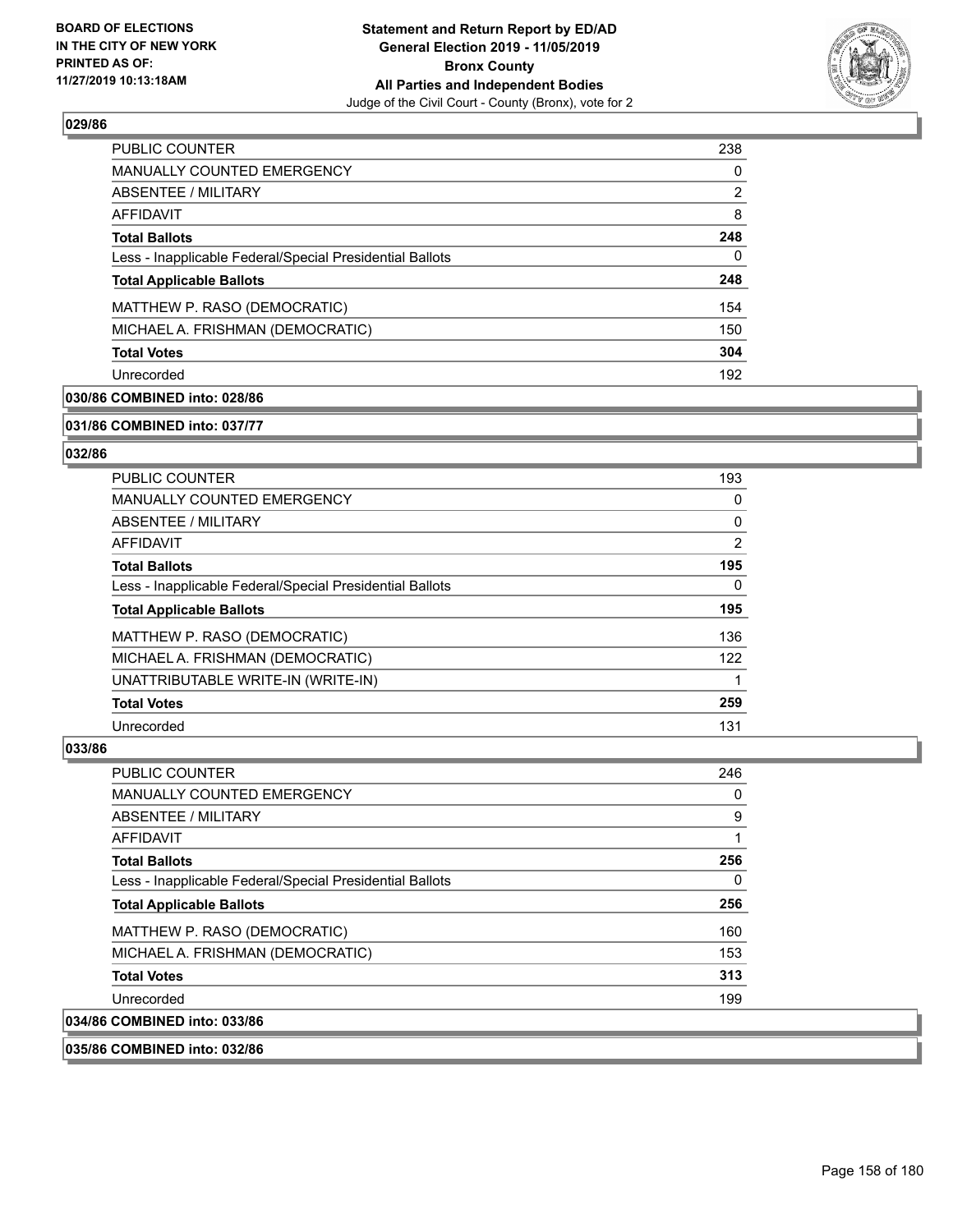## 029/86

| | |
|---|---|
| PUBLIC COUNTER | 238 |
| MANUALLY COUNTED EMERGENCY | 0 |
| ABSENTEE / MILITARY | 2 |
| AFFIDAVIT | 8 |
| **Total Ballots** | **248** |
| Less - Inapplicable Federal/Special Presidential Ballots | 0 |
| **Total Applicable Ballots** | **248** |
| MATTHEW P. RASO (DEMOCRATIC) | 154 |
| MICHAEL A. FRISHMAN (DEMOCRATIC) | 150 |
| **Total Votes** | **304** |
| Unrecorded | 192 |

## 030/86 COMBINED into: 028/86

## 031/86 COMBINED into: 037/77

## 032/86

| | |
|---|---|
| PUBLIC COUNTER | 193 |
| MANUALLY COUNTED EMERGENCY | 0 |
| ABSENTEE / MILITARY | 0 |
| AFFIDAVIT | 2 |
| **Total Ballots** | **195** |
| Less - Inapplicable Federal/Special Presidential Ballots | 0 |
| **Total Applicable Ballots** | **195** |
| MATTHEW P. RASO (DEMOCRATIC) | 136 |
| MICHAEL A. FRISHMAN (DEMOCRATIC) | 122 |
| UNATTRIBUTABLE WRITE-IN (WRITE-IN) | 1 |
| **Total Votes** | **259** |
| Unrecorded | 131 |

## 033/86

| | |
|---|---|
| PUBLIC COUNTER | 246 |
| MANUALLY COUNTED EMERGENCY | 0 |
| ABSENTEE / MILITARY | 9 |
| AFFIDAVIT | 1 |
| **Total Ballots** | **256** |
| Less - Inapplicable Federal/Special Presidential Ballots | 0 |
| **Total Applicable Ballots** | **256** |
| MATTHEW P. RASO (DEMOCRATIC) | 160 |
| MICHAEL A. FRISHMAN (DEMOCRATIC) | 153 |
| **Total Votes** | **313** |
| Unrecorded | 199 |

## 034/86 COMBINED into: 033/86

## 035/86 COMBINED into: 032/86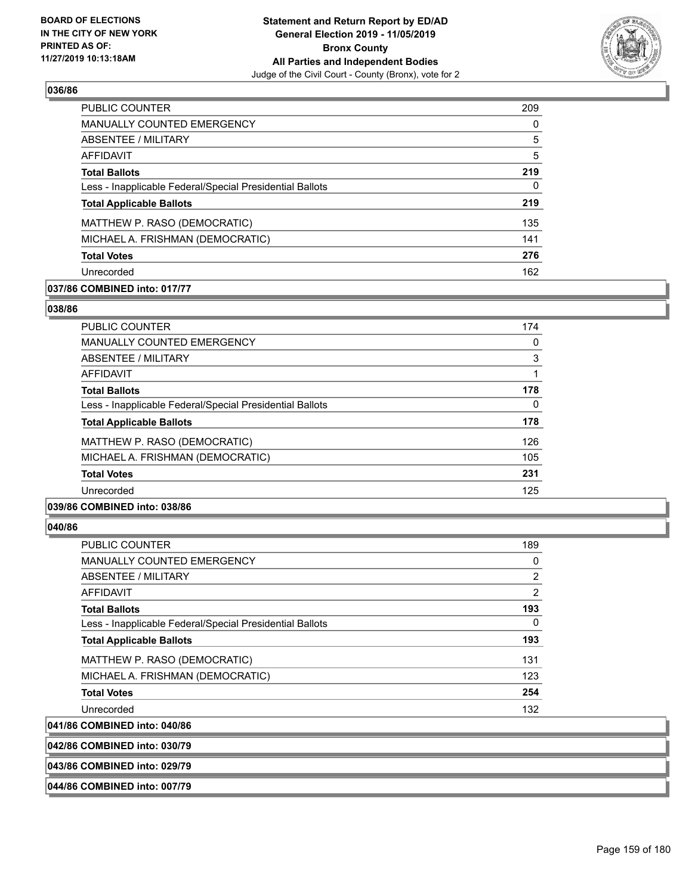**Statement and Return Report by ED/AD**
**General Election 2019 - 11/05/2019**
**Bronx County**
**All Parties and Independent Bodies**
Judge of the Civil Court - County (Bronx), vote for 2

BOARD OF ELECTIONS IN THE CITY OF NEW YORK PRINTED AS OF: 11/27/2019 10:13:18AM

**036/86**

| | |
|---|---|
| PUBLIC COUNTER | 209 |
| MANUALLY COUNTED EMERGENCY | 0 |
| ABSENTEE / MILITARY | 5 |
| AFFIDAVIT | 5 |
| **Total Ballots** | **219** |
| Less - Inapplicable Federal/Special Presidential Ballots | 0 |
| **Total Applicable Ballots** | **219** |
| MATTHEW P. RASO (DEMOCRATIC) | 135 |
| MICHAEL A. FRISHMAN (DEMOCRATIC) | 141 |
| **Total Votes** | **276** |
| Unrecorded | 162 |

**037/86 COMBINED into: 017/77**

**038/86**

| | |
|---|---|
| PUBLIC COUNTER | 174 |
| MANUALLY COUNTED EMERGENCY | 0 |
| ABSENTEE / MILITARY | 3 |
| AFFIDAVIT | 1 |
| **Total Ballots** | **178** |
| Less - Inapplicable Federal/Special Presidential Ballots | 0 |
| **Total Applicable Ballots** | **178** |
| MATTHEW P. RASO (DEMOCRATIC) | 126 |
| MICHAEL A. FRISHMAN (DEMOCRATIC) | 105 |
| **Total Votes** | **231** |
| Unrecorded | 125 |

**039/86 COMBINED into: 038/86**

**040/86**

| | |
|---|---|
| PUBLIC COUNTER | 189 |
| MANUALLY COUNTED EMERGENCY | 0 |
| ABSENTEE / MILITARY | 2 |
| AFFIDAVIT | 2 |
| **Total Ballots** | **193** |
| Less - Inapplicable Federal/Special Presidential Ballots | 0 |
| **Total Applicable Ballots** | **193** |
| MATTHEW P. RASO (DEMOCRATIC) | 131 |
| MICHAEL A. FRISHMAN (DEMOCRATIC) | 123 |
| **Total Votes** | **254** |
| Unrecorded | 132 |

**041/86 COMBINED into: 040/86**

**042/86 COMBINED into: 030/79**

**043/86 COMBINED into: 029/79**

**044/86 COMBINED into: 007/79**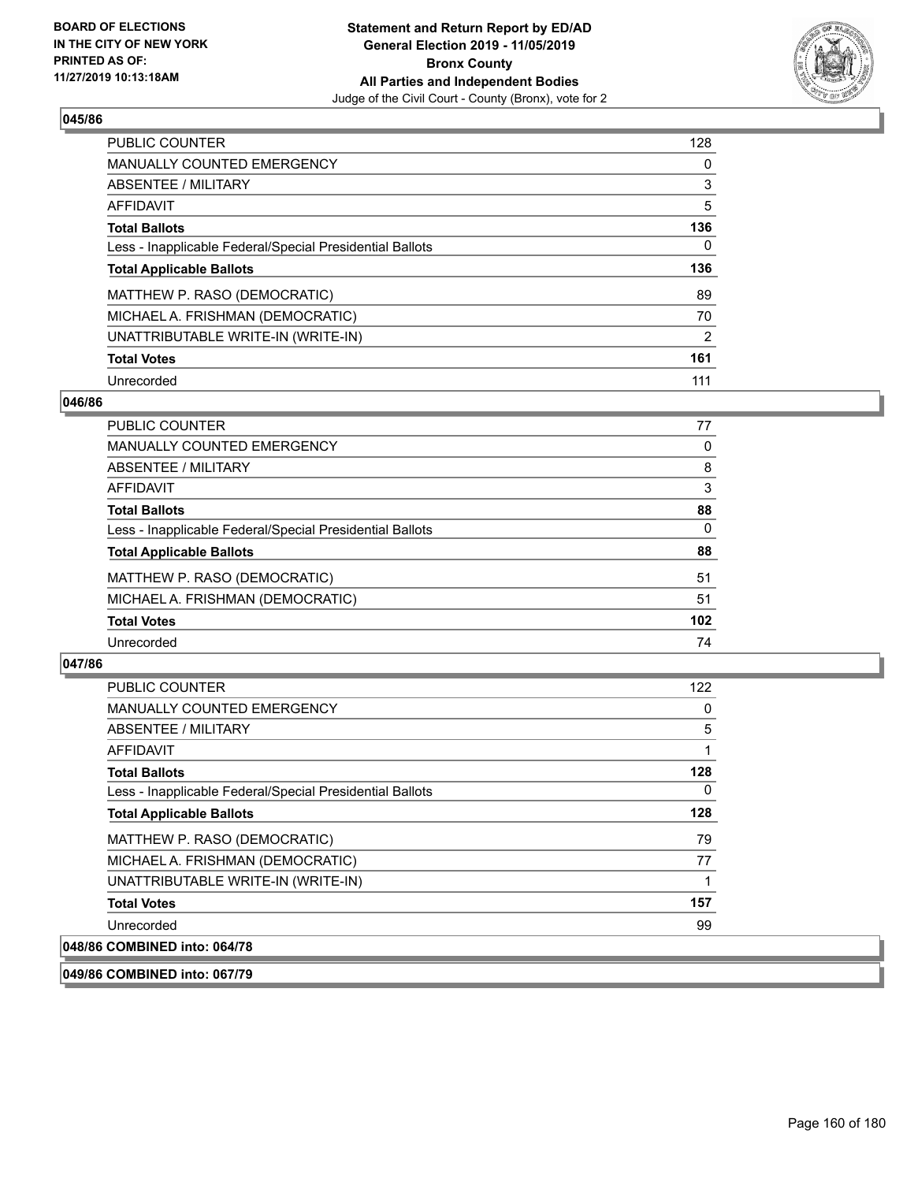**Statement and Return Report by ED/AD**
**General Election 2019 - 11/05/2019**
**Bronx County**
**All Parties and Independent Bodies**
Judge of the Civil Court - County (Bronx), vote for 2

BOARD OF ELECTIONS
IN THE CITY OF NEW YORK
PRINTED AS OF:
11/27/2019 10:13:18AM

### 045/86

| | |
|---|---|
| PUBLIC COUNTER | 128 |
| MANUALLY COUNTED EMERGENCY | 0 |
| ABSENTEE / MILITARY | 3 |
| AFFIDAVIT | 5 |
| **Total Ballots** | **136** |
| Less - Inapplicable Federal/Special Presidential Ballots | 0 |
| **Total Applicable Ballots** | **136** |
| MATTHEW P. RASO (DEMOCRATIC) | 89 |
| MICHAEL A. FRISHMAN (DEMOCRATIC) | 70 |
| UNATTRIBUTABLE WRITE-IN (WRITE-IN) | 2 |
| **Total Votes** | **161** |
| Unrecorded | 111 |

### 046/86

| | |
|---|---|
| PUBLIC COUNTER | 77 |
| MANUALLY COUNTED EMERGENCY | 0 |
| ABSENTEE / MILITARY | 8 |
| AFFIDAVIT | 3 |
| **Total Ballots** | **88** |
| Less - Inapplicable Federal/Special Presidential Ballots | 0 |
| **Total Applicable Ballots** | **88** |
| MATTHEW P. RASO (DEMOCRATIC) | 51 |
| MICHAEL A. FRISHMAN (DEMOCRATIC) | 51 |
| **Total Votes** | **102** |
| Unrecorded | 74 |

### 047/86

| | |
|---|---|
| PUBLIC COUNTER | 122 |
| MANUALLY COUNTED EMERGENCY | 0 |
| ABSENTEE / MILITARY | 5 |
| AFFIDAVIT | 1 |
| **Total Ballots** | **128** |
| Less - Inapplicable Federal/Special Presidential Ballots | 0 |
| **Total Applicable Ballots** | **128** |
| MATTHEW P. RASO (DEMOCRATIC) | 79 |
| MICHAEL A. FRISHMAN (DEMOCRATIC) | 77 |
| UNATTRIBUTABLE WRITE-IN (WRITE-IN) | 1 |
| **Total Votes** | **157** |
| Unrecorded | 99 |

**048/86 COMBINED into: 064/78**

**049/86 COMBINED into: 067/79**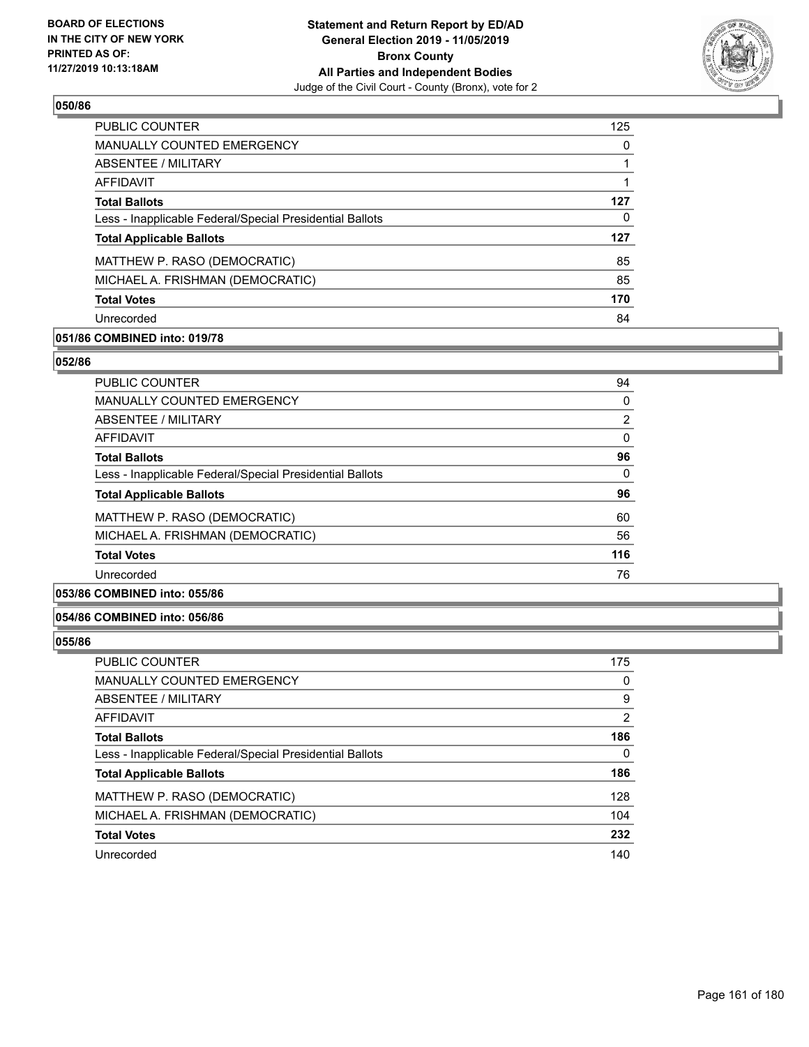## 050/86

| | |
|---|---|
| PUBLIC COUNTER | 125 |
| MANUALLY COUNTED EMERGENCY | 0 |
| ABSENTEE / MILITARY | 1 |
| AFFIDAVIT | 1 |
| **Total Ballots** | **127** |
| Less - Inapplicable Federal/Special Presidential Ballots | 0 |
| **Total Applicable Ballots** | **127** |
| MATTHEW P. RASO (DEMOCRATIC) | 85 |
| MICHAEL A. FRISHMAN (DEMOCRATIC) | 85 |
| **Total Votes** | **170** |
| Unrecorded | 84 |

## 051/86 COMBINED into: 019/78

## 052/86

| | |
|---|---|
| PUBLIC COUNTER | 94 |
| MANUALLY COUNTED EMERGENCY | 0 |
| ABSENTEE / MILITARY | 2 |
| AFFIDAVIT | 0 |
| **Total Ballots** | **96** |
| Less - Inapplicable Federal/Special Presidential Ballots | 0 |
| **Total Applicable Ballots** | **96** |
| MATTHEW P. RASO (DEMOCRATIC) | 60 |
| MICHAEL A. FRISHMAN (DEMOCRATIC) | 56 |
| **Total Votes** | **116** |
| Unrecorded | 76 |

## 053/86 COMBINED into: 055/86

## 054/86 COMBINED into: 056/86

## 055/86

| | |
|---|---|
| PUBLIC COUNTER | 175 |
| MANUALLY COUNTED EMERGENCY | 0 |
| ABSENTEE / MILITARY | 9 |
| AFFIDAVIT | 2 |
| **Total Ballots** | **186** |
| Less - Inapplicable Federal/Special Presidential Ballots | 0 |
| **Total Applicable Ballots** | **186** |
| MATTHEW P. RASO (DEMOCRATIC) | 128 |
| MICHAEL A. FRISHMAN (DEMOCRATIC) | 104 |
| **Total Votes** | **232** |
| Unrecorded | 140 |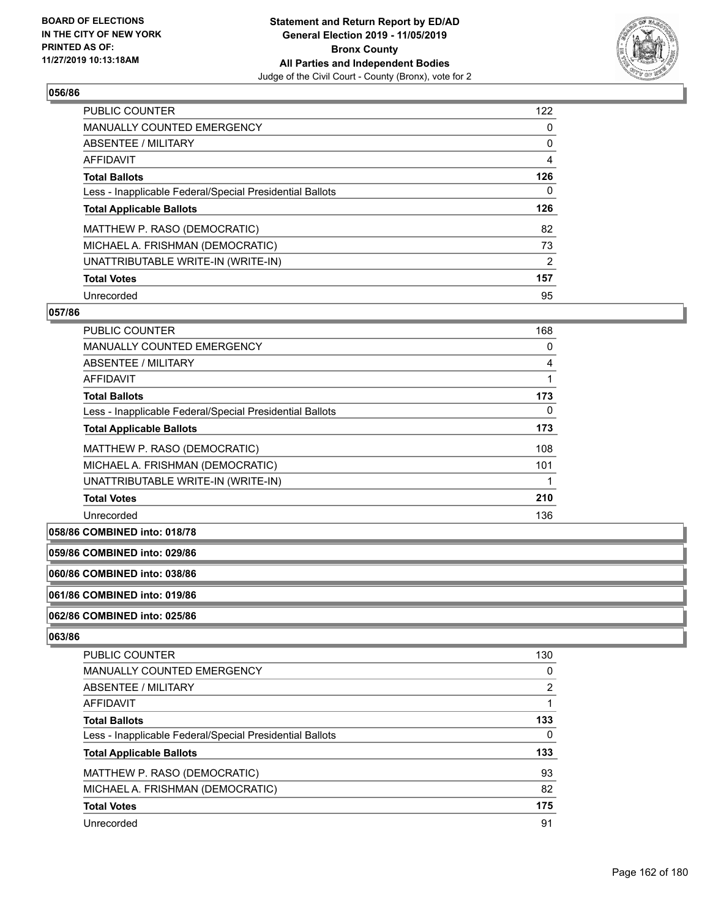**BOARD OF ELECTIONS IN THE CITY OF NEW YORK PRINTED AS OF: 11/27/2019 10:13:18AM**

**Statement and Return Report by ED/AD General Election 2019 - 11/05/2019 Bronx County All Parties and Independent Bodies**
Judge of the Civil Court - County (Bronx), vote for 2

## 056/86

| | |
|---|---|
| PUBLIC COUNTER | 122 |
| MANUALLY COUNTED EMERGENCY | 0 |
| ABSENTEE / MILITARY | 0 |
| AFFIDAVIT | 4 |
| **Total Ballots** | **126** |
| Less - Inapplicable Federal/Special Presidential Ballots | 0 |
| **Total Applicable Ballots** | **126** |
| MATTHEW P. RASO (DEMOCRATIC) | 82 |
| MICHAEL A. FRISHMAN (DEMOCRATIC) | 73 |
| UNATTRIBUTABLE WRITE-IN (WRITE-IN) | 2 |
| **Total Votes** | **157** |
| Unrecorded | 95 |

## 057/86

| | |
|---|---|
| PUBLIC COUNTER | 168 |
| MANUALLY COUNTED EMERGENCY | 0 |
| ABSENTEE / MILITARY | 4 |
| AFFIDAVIT | 1 |
| **Total Ballots** | **173** |
| Less - Inapplicable Federal/Special Presidential Ballots | 0 |
| **Total Applicable Ballots** | **173** |
| MATTHEW P. RASO (DEMOCRATIC) | 108 |
| MICHAEL A. FRISHMAN (DEMOCRATIC) | 101 |
| UNATTRIBUTABLE WRITE-IN (WRITE-IN) | 1 |
| **Total Votes** | **210** |
| Unrecorded | 136 |

## 058/86 COMBINED into: 018/78

## 059/86 COMBINED into: 029/86

## 060/86 COMBINED into: 038/86

## 061/86 COMBINED into: 019/86

## 062/86 COMBINED into: 025/86

## 063/86

| | |
|---|---|
| PUBLIC COUNTER | 130 |
| MANUALLY COUNTED EMERGENCY | 0 |
| ABSENTEE / MILITARY | 2 |
| AFFIDAVIT | 1 |
| **Total Ballots** | **133** |
| Less - Inapplicable Federal/Special Presidential Ballots | 0 |
| **Total Applicable Ballots** | **133** |
| MATTHEW P. RASO (DEMOCRATIC) | 93 |
| MICHAEL A. FRISHMAN (DEMOCRATIC) | 82 |
| **Total Votes** | **175** |
| Unrecorded | 91 |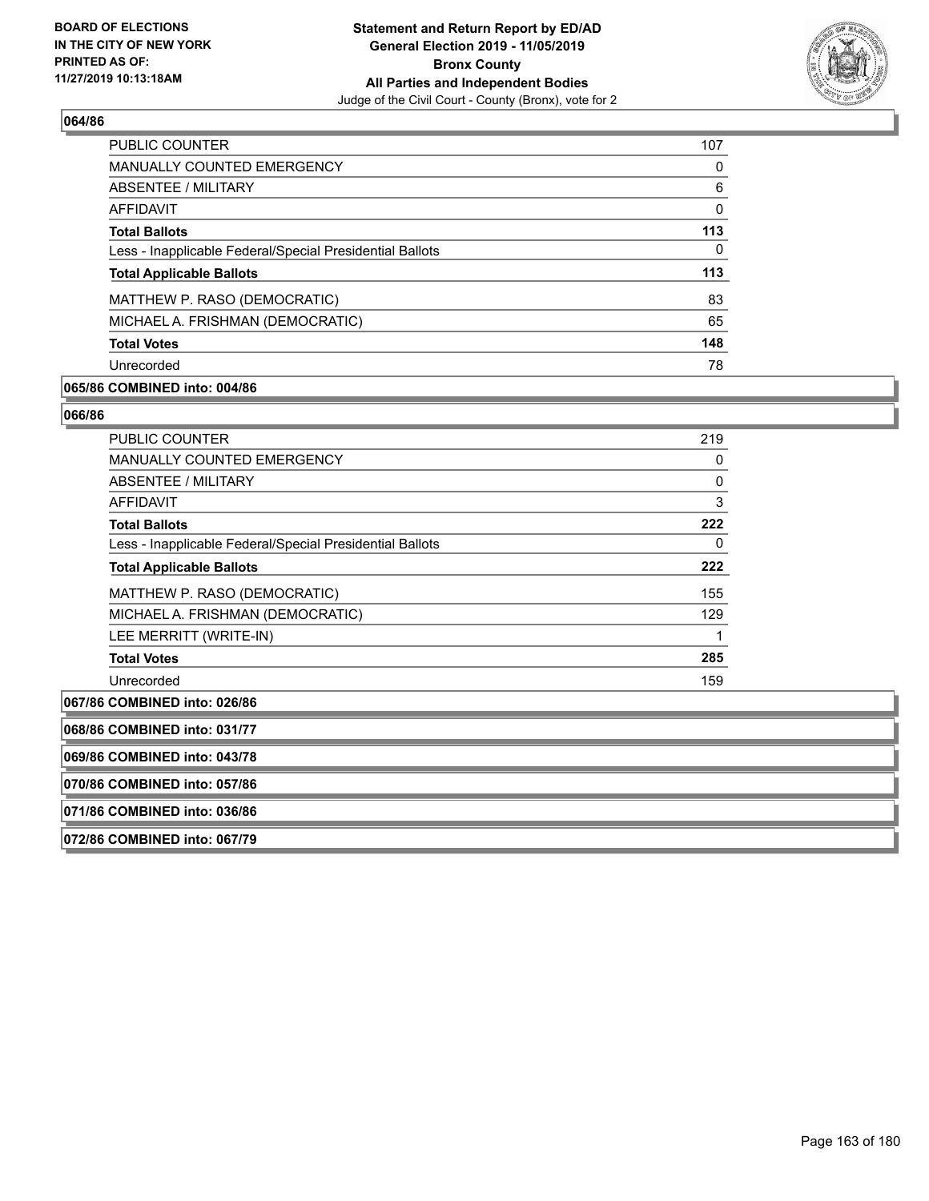### 064/86

| | |
|---|---|
| PUBLIC COUNTER | 107 |
| MANUALLY COUNTED EMERGENCY | 0 |
| ABSENTEE / MILITARY | 6 |
| AFFIDAVIT | 0 |
| **Total Ballots** | **113** |
| Less - Inapplicable Federal/Special Presidential Ballots | 0 |
| **Total Applicable Ballots** | **113** |
| MATTHEW P. RASO (DEMOCRATIC) | 83 |
| MICHAEL A. FRISHMAN (DEMOCRATIC) | 65 |
| **Total Votes** | **148** |
| Unrecorded | 78 |

### 065/86 COMBINED into: 004/86

### 066/86

| | |
|---|---|
| PUBLIC COUNTER | 219 |
| MANUALLY COUNTED EMERGENCY | 0 |
| ABSENTEE / MILITARY | 0 |
| AFFIDAVIT | 3 |
| **Total Ballots** | **222** |
| Less - Inapplicable Federal/Special Presidential Ballots | 0 |
| **Total Applicable Ballots** | **222** |
| MATTHEW P. RASO (DEMOCRATIC) | 155 |
| MICHAEL A. FRISHMAN (DEMOCRATIC) | 129 |
| LEE MERRITT (WRITE-IN) | 1 |
| **Total Votes** | **285** |
| Unrecorded | 159 |

### 067/86 COMBINED into: 026/86

### 068/86 COMBINED into: 031/77

### 069/86 COMBINED into: 043/78

### 070/86 COMBINED into: 057/86

### 071/86 COMBINED into: 036/86

### 072/86 COMBINED into: 067/79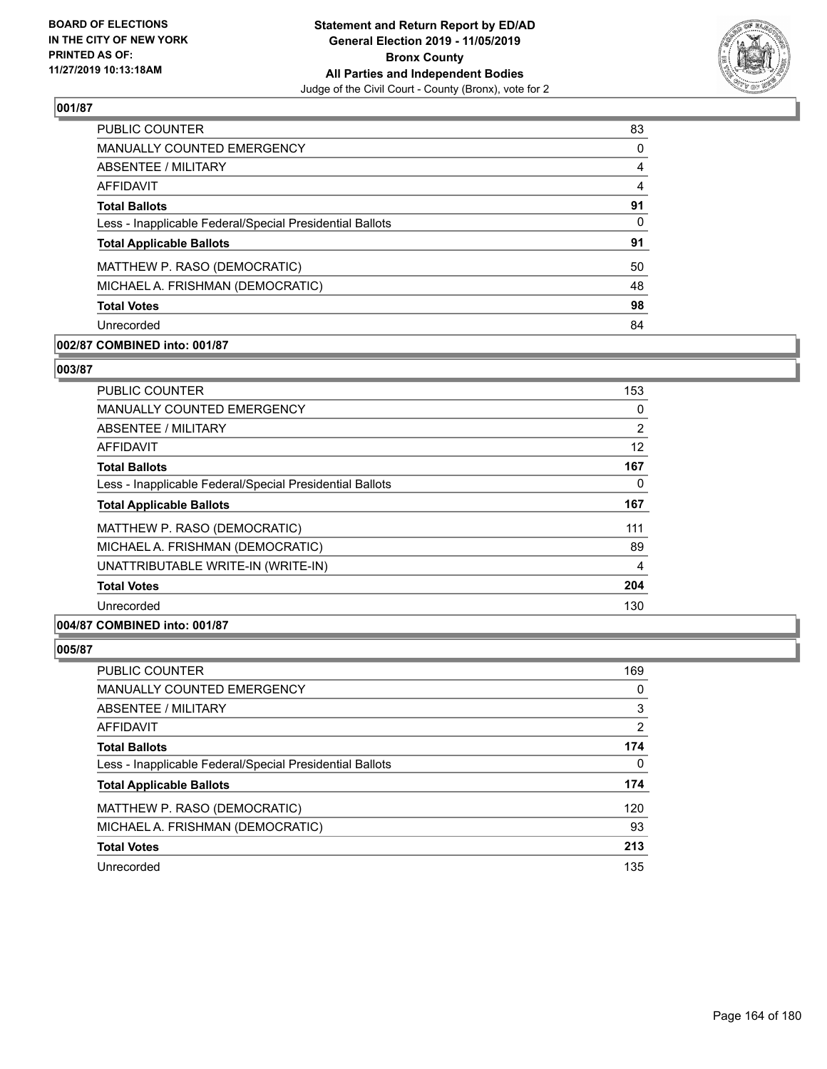**BOARD OF ELECTIONS IN THE CITY OF NEW YORK PRINTED AS OF: 11/27/2019 10:13:18AM**

**Statement and Return Report by ED/AD General Election 2019 - 11/05/2019 Bronx County All Parties and Independent Bodies**
Judge of the Civil Court - County (Bronx), vote for 2

### 001/87

| | |
|---|---|
| PUBLIC COUNTER | 83 |
| MANUALLY COUNTED EMERGENCY | 0 |
| ABSENTEE / MILITARY | 4 |
| AFFIDAVIT | 4 |
| **Total Ballots** | **91** |
| Less - Inapplicable Federal/Special Presidential Ballots | 0 |
| **Total Applicable Ballots** | **91** |
| MATTHEW P. RASO (DEMOCRATIC) | 50 |
| MICHAEL A. FRISHMAN (DEMOCRATIC) | 48 |
| **Total Votes** | **98** |
| Unrecorded | 84 |

### 002/87 COMBINED into: 001/87

### 003/87

| | |
|---|---|
| PUBLIC COUNTER | 153 |
| MANUALLY COUNTED EMERGENCY | 0 |
| ABSENTEE / MILITARY | 2 |
| AFFIDAVIT | 12 |
| **Total Ballots** | **167** |
| Less - Inapplicable Federal/Special Presidential Ballots | 0 |
| **Total Applicable Ballots** | **167** |
| MATTHEW P. RASO (DEMOCRATIC) | 111 |
| MICHAEL A. FRISHMAN (DEMOCRATIC) | 89 |
| UNATTRIBUTABLE WRITE-IN (WRITE-IN) | 4 |
| **Total Votes** | **204** |
| Unrecorded | 130 |

### 004/87 COMBINED into: 001/87

### 005/87

| | |
|---|---|
| PUBLIC COUNTER | 169 |
| MANUALLY COUNTED EMERGENCY | 0 |
| ABSENTEE / MILITARY | 3 |
| AFFIDAVIT | 2 |
| **Total Ballots** | **174** |
| Less - Inapplicable Federal/Special Presidential Ballots | 0 |
| **Total Applicable Ballots** | **174** |
| MATTHEW P. RASO (DEMOCRATIC) | 120 |
| MICHAEL A. FRISHMAN (DEMOCRATIC) | 93 |
| **Total Votes** | **213** |
| Unrecorded | 135 |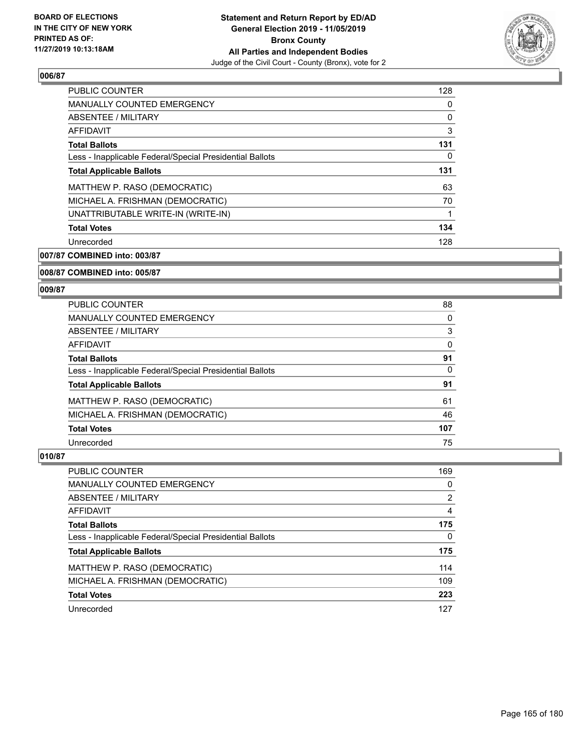## 006/87

| | |
|---|---|
| PUBLIC COUNTER | 128 |
| MANUALLY COUNTED EMERGENCY | 0 |
| ABSENTEE / MILITARY | 0 |
| AFFIDAVIT | 3 |
| **Total Ballots** | **131** |
| Less - Inapplicable Federal/Special Presidential Ballots | 0 |
| **Total Applicable Ballots** | **131** |
| MATTHEW P. RASO (DEMOCRATIC) | 63 |
| MICHAEL A. FRISHMAN (DEMOCRATIC) | 70 |
| UNATTRIBUTABLE WRITE-IN (WRITE-IN) | 1 |
| **Total Votes** | **134** |
| Unrecorded | 128 |

## 007/87 COMBINED into: 003/87

## 008/87 COMBINED into: 005/87

## 009/87

| | |
|---|---|
| PUBLIC COUNTER | 88 |
| MANUALLY COUNTED EMERGENCY | 0 |
| ABSENTEE / MILITARY | 3 |
| AFFIDAVIT | 0 |
| **Total Ballots** | **91** |
| Less - Inapplicable Federal/Special Presidential Ballots | 0 |
| **Total Applicable Ballots** | **91** |
| MATTHEW P. RASO (DEMOCRATIC) | 61 |
| MICHAEL A. FRISHMAN (DEMOCRATIC) | 46 |
| **Total Votes** | **107** |
| Unrecorded | 75 |

## 010/87

| | |
|---|---|
| PUBLIC COUNTER | 169 |
| MANUALLY COUNTED EMERGENCY | 0 |
| ABSENTEE / MILITARY | 2 |
| AFFIDAVIT | 4 |
| **Total Ballots** | **175** |
| Less - Inapplicable Federal/Special Presidential Ballots | 0 |
| **Total Applicable Ballots** | **175** |
| MATTHEW P. RASO (DEMOCRATIC) | 114 |
| MICHAEL A. FRISHMAN (DEMOCRATIC) | 109 |
| **Total Votes** | **223** |
| Unrecorded | 127 |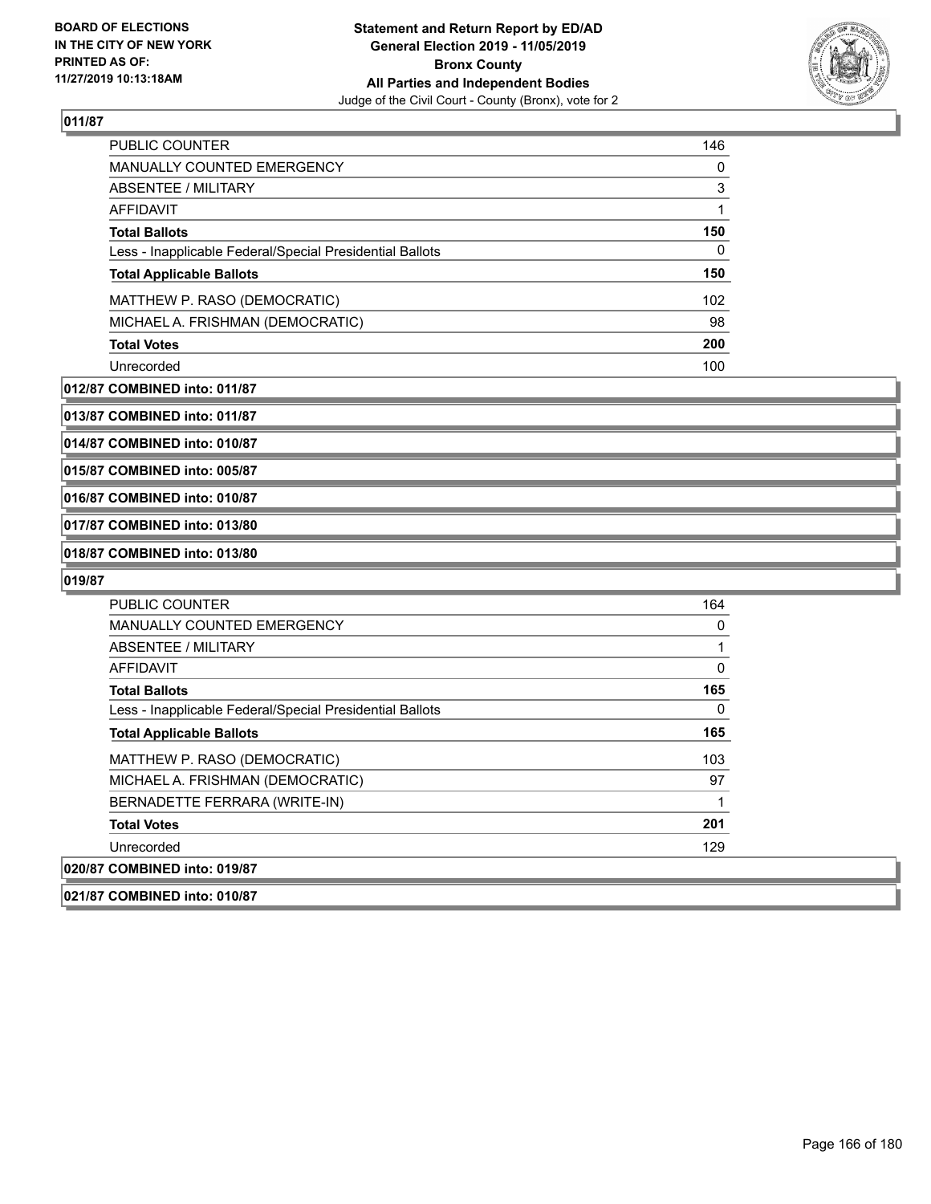**011/87**

| | |
|---|---|
| PUBLIC COUNTER | 146 |
| MANUALLY COUNTED EMERGENCY | 0 |
| ABSENTEE / MILITARY | 3 |
| AFFIDAVIT | 1 |
| **Total Ballots** | **150** |
| Less - Inapplicable Federal/Special Presidential Ballots | 0 |
| **Total Applicable Ballots** | **150** |
| MATTHEW P. RASO (DEMOCRATIC) | 102 |
| MICHAEL A. FRISHMAN (DEMOCRATIC) | 98 |
| **Total Votes** | **200** |
| Unrecorded | 100 |

**012/87 COMBINED into: 011/87**

**013/87 COMBINED into: 011/87**

**014/87 COMBINED into: 010/87**

**015/87 COMBINED into: 005/87**

**016/87 COMBINED into: 010/87**

**017/87 COMBINED into: 013/80**

**018/87 COMBINED into: 013/80**

**019/87**

| | |
|---|---|
| PUBLIC COUNTER | 164 |
| MANUALLY COUNTED EMERGENCY | 0 |
| ABSENTEE / MILITARY | 1 |
| AFFIDAVIT | 0 |
| **Total Ballots** | **165** |
| Less - Inapplicable Federal/Special Presidential Ballots | 0 |
| **Total Applicable Ballots** | **165** |
| MATTHEW P. RASO (DEMOCRATIC) | 103 |
| MICHAEL A. FRISHMAN (DEMOCRATIC) | 97 |
| BERNADETTE FERRARA (WRITE-IN) | 1 |
| **Total Votes** | **201** |
| Unrecorded | 129 |

**020/87 COMBINED into: 019/87**

**021/87 COMBINED into: 010/87**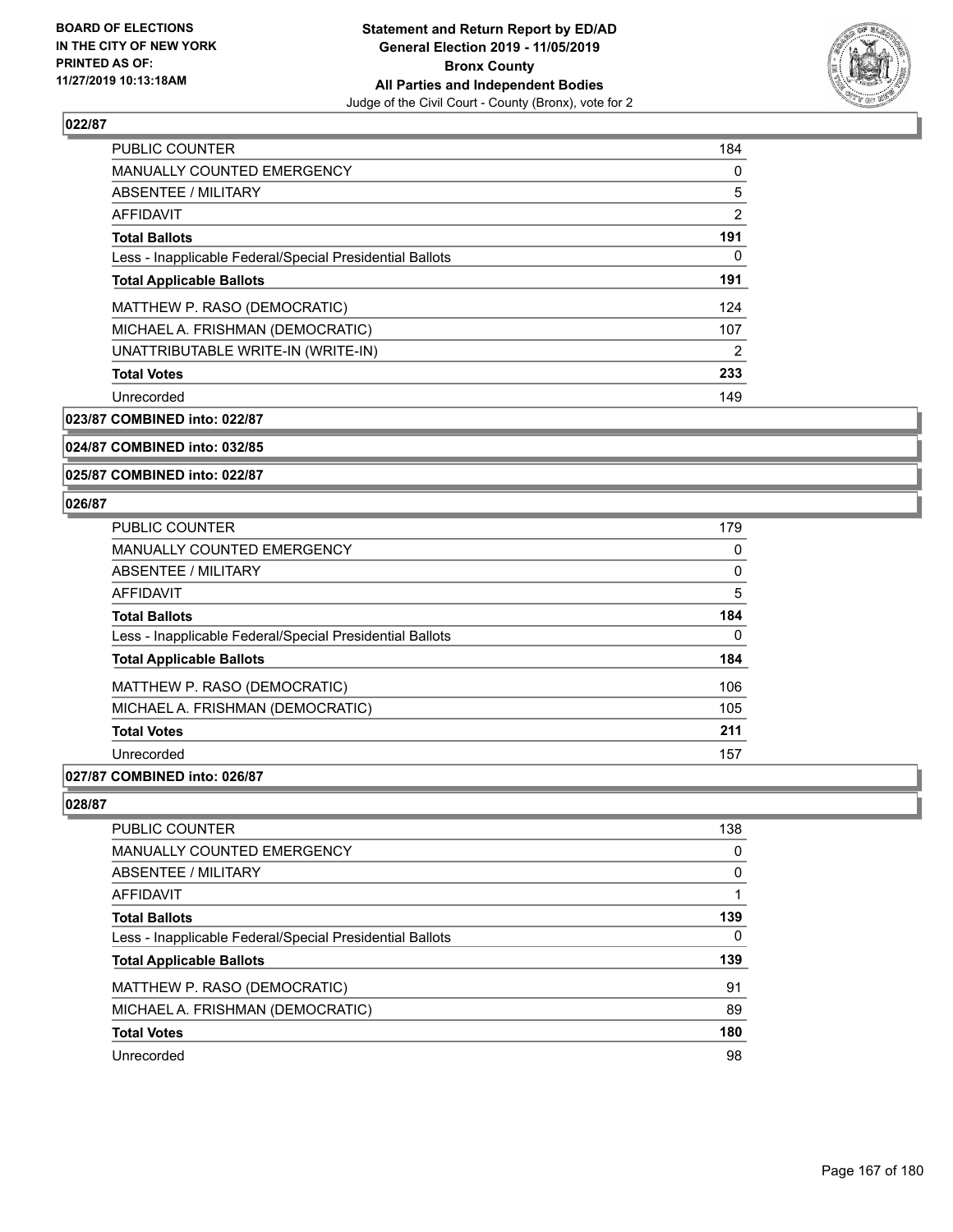**BOARD OF ELECTIONS IN THE CITY OF NEW YORK PRINTED AS OF: 11/27/2019 10:13:18AM**

**Statement and Return Report by ED/AD General Election 2019 - 11/05/2019 Bronx County All Parties and Independent Bodies**
Judge of the Civil Court - County (Bronx), vote for 2

### 022/87

| | |
|---|---|
| PUBLIC COUNTER | 184 |
| MANUALLY COUNTED EMERGENCY | 0 |
| ABSENTEE / MILITARY | 5 |
| AFFIDAVIT | 2 |
| **Total Ballots** | **191** |
| Less - Inapplicable Federal/Special Presidential Ballots | 0 |
| **Total Applicable Ballots** | **191** |
| MATTHEW P. RASO (DEMOCRATIC) | 124 |
| MICHAEL A. FRISHMAN (DEMOCRATIC) | 107 |
| UNATTRIBUTABLE WRITE-IN (WRITE-IN) | 2 |
| **Total Votes** | **233** |
| Unrecorded | 149 |

**023/87 COMBINED into: 022/87**

**024/87 COMBINED into: 032/85**

**025/87 COMBINED into: 022/87**

### 026/87

| | |
|---|---|
| PUBLIC COUNTER | 179 |
| MANUALLY COUNTED EMERGENCY | 0 |
| ABSENTEE / MILITARY | 0 |
| AFFIDAVIT | 5 |
| **Total Ballots** | **184** |
| Less - Inapplicable Federal/Special Presidential Ballots | 0 |
| **Total Applicable Ballots** | **184** |
| MATTHEW P. RASO (DEMOCRATIC) | 106 |
| MICHAEL A. FRISHMAN (DEMOCRATIC) | 105 |
| **Total Votes** | **211** |
| Unrecorded | 157 |

**027/87 COMBINED into: 026/87**

### 028/87

| | |
|---|---|
| PUBLIC COUNTER | 138 |
| MANUALLY COUNTED EMERGENCY | 0 |
| ABSENTEE / MILITARY | 0 |
| AFFIDAVIT | 1 |
| **Total Ballots** | **139** |
| Less - Inapplicable Federal/Special Presidential Ballots | 0 |
| **Total Applicable Ballots** | **139** |
| MATTHEW P. RASO (DEMOCRATIC) | 91 |
| MICHAEL A. FRISHMAN (DEMOCRATIC) | 89 |
| **Total Votes** | **180** |
| Unrecorded | 98 |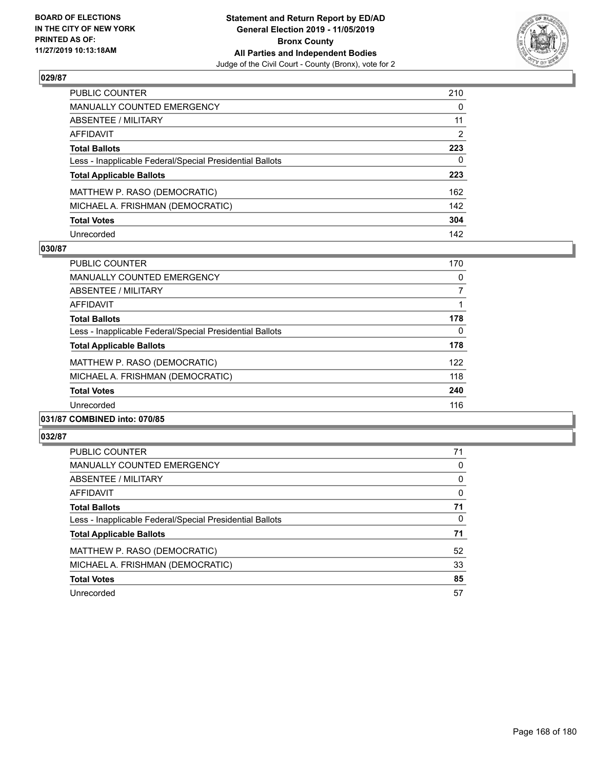**Statement and Return Report by ED/AD**
**General Election 2019 - 11/05/2019**
**Bronx County**
**All Parties and Independent Bodies**
Judge of the Civil Court - County (Bronx), vote for 2

BOARD OF ELECTIONS IN THE CITY OF NEW YORK PRINTED AS OF: 11/27/2019 10:13:18AM

## 029/87

| | |
|---|---|
| PUBLIC COUNTER | 210 |
| MANUALLY COUNTED EMERGENCY | 0 |
| ABSENTEE / MILITARY | 11 |
| AFFIDAVIT | 2 |
| **Total Ballots** | **223** |
| Less - Inapplicable Federal/Special Presidential Ballots | 0 |
| **Total Applicable Ballots** | **223** |
| MATTHEW P. RASO (DEMOCRATIC) | 162 |
| MICHAEL A. FRISHMAN (DEMOCRATIC) | 142 |
| **Total Votes** | **304** |
| Unrecorded | 142 |

## 030/87

| | |
|---|---|
| PUBLIC COUNTER | 170 |
| MANUALLY COUNTED EMERGENCY | 0 |
| ABSENTEE / MILITARY | 7 |
| AFFIDAVIT | 1 |
| **Total Ballots** | **178** |
| Less - Inapplicable Federal/Special Presidential Ballots | 0 |
| **Total Applicable Ballots** | **178** |
| MATTHEW P. RASO (DEMOCRATIC) | 122 |
| MICHAEL A. FRISHMAN (DEMOCRATIC) | 118 |
| **Total Votes** | **240** |
| Unrecorded | 116 |

## 031/87 COMBINED into: 070/85

## 032/87

| | |
|---|---|
| PUBLIC COUNTER | 71 |
| MANUALLY COUNTED EMERGENCY | 0 |
| ABSENTEE / MILITARY | 0 |
| AFFIDAVIT | 0 |
| **Total Ballots** | **71** |
| Less - Inapplicable Federal/Special Presidential Ballots | 0 |
| **Total Applicable Ballots** | **71** |
| MATTHEW P. RASO (DEMOCRATIC) | 52 |
| MICHAEL A. FRISHMAN (DEMOCRATIC) | 33 |
| **Total Votes** | **85** |
| Unrecorded | 57 |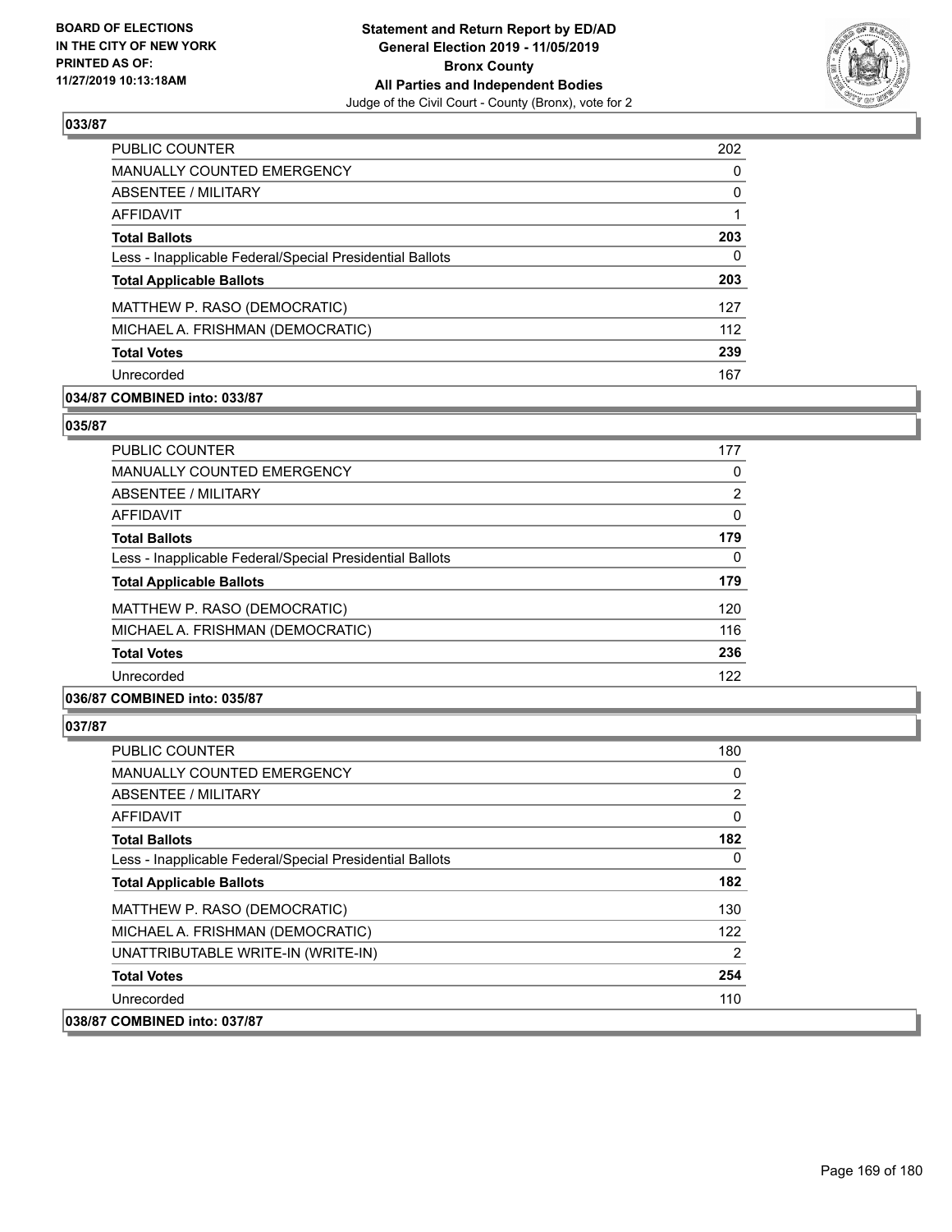**BOARD OF ELECTIONS IN THE CITY OF NEW YORK PRINTED AS OF: 11/27/2019 10:13:18AM**

**Statement and Return Report by ED/AD General Election 2019 - 11/05/2019 Bronx County All Parties and Independent Bodies**

Judge of the Civil Court - County (Bronx), vote for 2

### 033/87

| | |
|---|---|
| PUBLIC COUNTER | 202 |
| MANUALLY COUNTED EMERGENCY | 0 |
| ABSENTEE / MILITARY | 0 |
| AFFIDAVIT | 1 |
| **Total Ballots** | **203** |
| Less - Inapplicable Federal/Special Presidential Ballots | 0 |
| **Total Applicable Ballots** | **203** |
| MATTHEW P. RASO (DEMOCRATIC) | 127 |
| MICHAEL A. FRISHMAN (DEMOCRATIC) | 112 |
| **Total Votes** | **239** |
| Unrecorded | 167 |

**034/87 COMBINED into: 033/87**

### 035/87

| | |
|---|---|
| PUBLIC COUNTER | 177 |
| MANUALLY COUNTED EMERGENCY | 0 |
| ABSENTEE / MILITARY | 2 |
| AFFIDAVIT | 0 |
| **Total Ballots** | **179** |
| Less - Inapplicable Federal/Special Presidential Ballots | 0 |
| **Total Applicable Ballots** | **179** |
| MATTHEW P. RASO (DEMOCRATIC) | 120 |
| MICHAEL A. FRISHMAN (DEMOCRATIC) | 116 |
| **Total Votes** | **236** |
| Unrecorded | 122 |

**036/87 COMBINED into: 035/87**

### 037/87

| | |
|---|---|
| PUBLIC COUNTER | 180 |
| MANUALLY COUNTED EMERGENCY | 0 |
| ABSENTEE / MILITARY | 2 |
| AFFIDAVIT | 0 |
| **Total Ballots** | **182** |
| Less - Inapplicable Federal/Special Presidential Ballots | 0 |
| **Total Applicable Ballots** | **182** |
| MATTHEW P. RASO (DEMOCRATIC) | 130 |
| MICHAEL A. FRISHMAN (DEMOCRATIC) | 122 |
| UNATTRIBUTABLE WRITE-IN (WRITE-IN) | 2 |
| **Total Votes** | **254** |
| Unrecorded | 110 |

**038/87 COMBINED into: 037/87**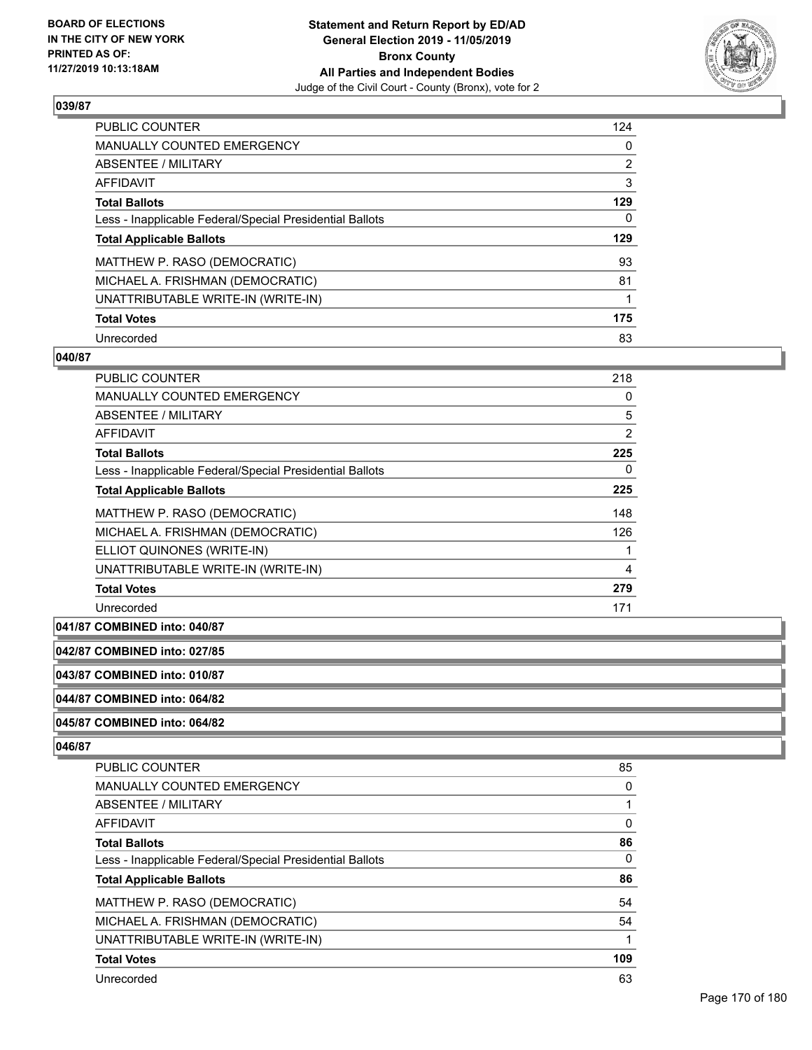## 039/87

| | |
|---|---|
| PUBLIC COUNTER | 124 |
| MANUALLY COUNTED EMERGENCY | 0 |
| ABSENTEE / MILITARY | 2 |
| AFFIDAVIT | 3 |
| **Total Ballots** | **129** |
| Less - Inapplicable Federal/Special Presidential Ballots | 0 |
| **Total Applicable Ballots** | **129** |
| MATTHEW P. RASO (DEMOCRATIC) | 93 |
| MICHAEL A. FRISHMAN (DEMOCRATIC) | 81 |
| UNATTRIBUTABLE WRITE-IN (WRITE-IN) | 1 |
| **Total Votes** | **175** |
| Unrecorded | 83 |

## 040/87

| | |
|---|---|
| PUBLIC COUNTER | 218 |
| MANUALLY COUNTED EMERGENCY | 0 |
| ABSENTEE / MILITARY | 5 |
| AFFIDAVIT | 2 |
| **Total Ballots** | **225** |
| Less - Inapplicable Federal/Special Presidential Ballots | 0 |
| **Total Applicable Ballots** | **225** |
| MATTHEW P. RASO (DEMOCRATIC) | 148 |
| MICHAEL A. FRISHMAN (DEMOCRATIC) | 126 |
| ELLIOT QUINONES (WRITE-IN) | 1 |
| UNATTRIBUTABLE WRITE-IN (WRITE-IN) | 4 |
| **Total Votes** | **279** |
| Unrecorded | 171 |

**041/87 COMBINED into: 040/87**

**042/87 COMBINED into: 027/85**

**043/87 COMBINED into: 010/87**

**044/87 COMBINED into: 064/82**

**045/87 COMBINED into: 064/82**

## 046/87

| | |
|---|---|
| PUBLIC COUNTER | 85 |
| MANUALLY COUNTED EMERGENCY | 0 |
| ABSENTEE / MILITARY | 1 |
| AFFIDAVIT | 0 |
| **Total Ballots** | **86** |
| Less - Inapplicable Federal/Special Presidential Ballots | 0 |
| **Total Applicable Ballots** | **86** |
| MATTHEW P. RASO (DEMOCRATIC) | 54 |
| MICHAEL A. FRISHMAN (DEMOCRATIC) | 54 |
| UNATTRIBUTABLE WRITE-IN (WRITE-IN) | 1 |
| **Total Votes** | **109** |
| Unrecorded | 63 |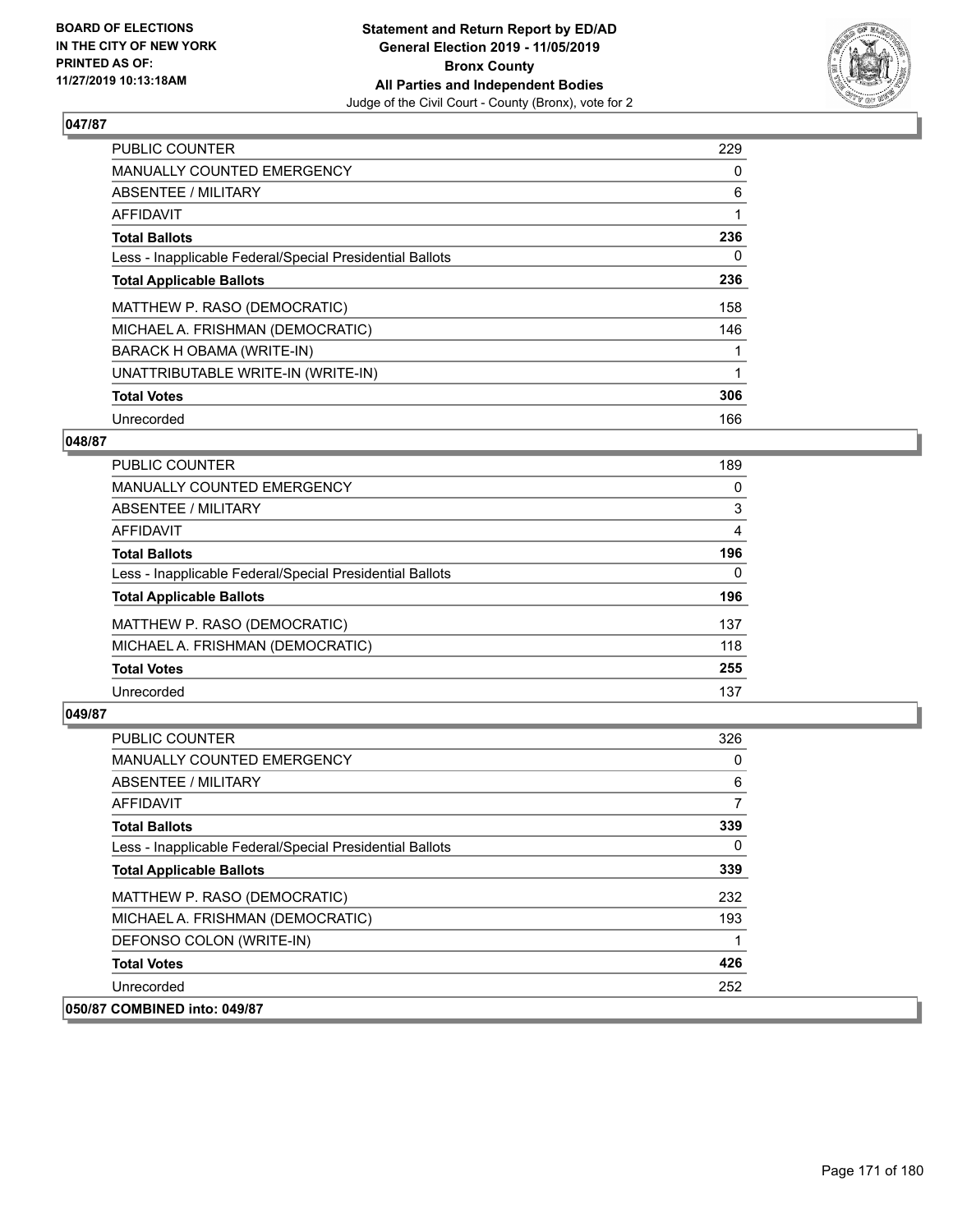## 047/87

| | |
|---|---|
| PUBLIC COUNTER | 229 |
| MANUALLY COUNTED EMERGENCY | 0 |
| ABSENTEE / MILITARY | 6 |
| AFFIDAVIT | 1 |
| **Total Ballots** | **236** |
| Less - Inapplicable Federal/Special Presidential Ballots | 0 |
| **Total Applicable Ballots** | **236** |
| MATTHEW P. RASO (DEMOCRATIC) | 158 |
| MICHAEL A. FRISHMAN (DEMOCRATIC) | 146 |
| BARACK H OBAMA (WRITE-IN) | 1 |
| UNATTRIBUTABLE WRITE-IN (WRITE-IN) | 1 |
| **Total Votes** | **306** |
| Unrecorded | 166 |

## 048/87

| | |
|---|---|
| PUBLIC COUNTER | 189 |
| MANUALLY COUNTED EMERGENCY | 0 |
| ABSENTEE / MILITARY | 3 |
| AFFIDAVIT | 4 |
| **Total Ballots** | **196** |
| Less - Inapplicable Federal/Special Presidential Ballots | 0 |
| **Total Applicable Ballots** | **196** |
| MATTHEW P. RASO (DEMOCRATIC) | 137 |
| MICHAEL A. FRISHMAN (DEMOCRATIC) | 118 |
| **Total Votes** | **255** |
| Unrecorded | 137 |

## 049/87

| | |
|---|---|
| PUBLIC COUNTER | 326 |
| MANUALLY COUNTED EMERGENCY | 0 |
| ABSENTEE / MILITARY | 6 |
| AFFIDAVIT | 7 |
| **Total Ballots** | **339** |
| Less - Inapplicable Federal/Special Presidential Ballots | 0 |
| **Total Applicable Ballots** | **339** |
| MATTHEW P. RASO (DEMOCRATIC) | 232 |
| MICHAEL A. FRISHMAN (DEMOCRATIC) | 193 |
| DEFONSO COLON (WRITE-IN) | 1 |
| **Total Votes** | **426** |
| Unrecorded | 252 |

## 050/87 COMBINED into: 049/87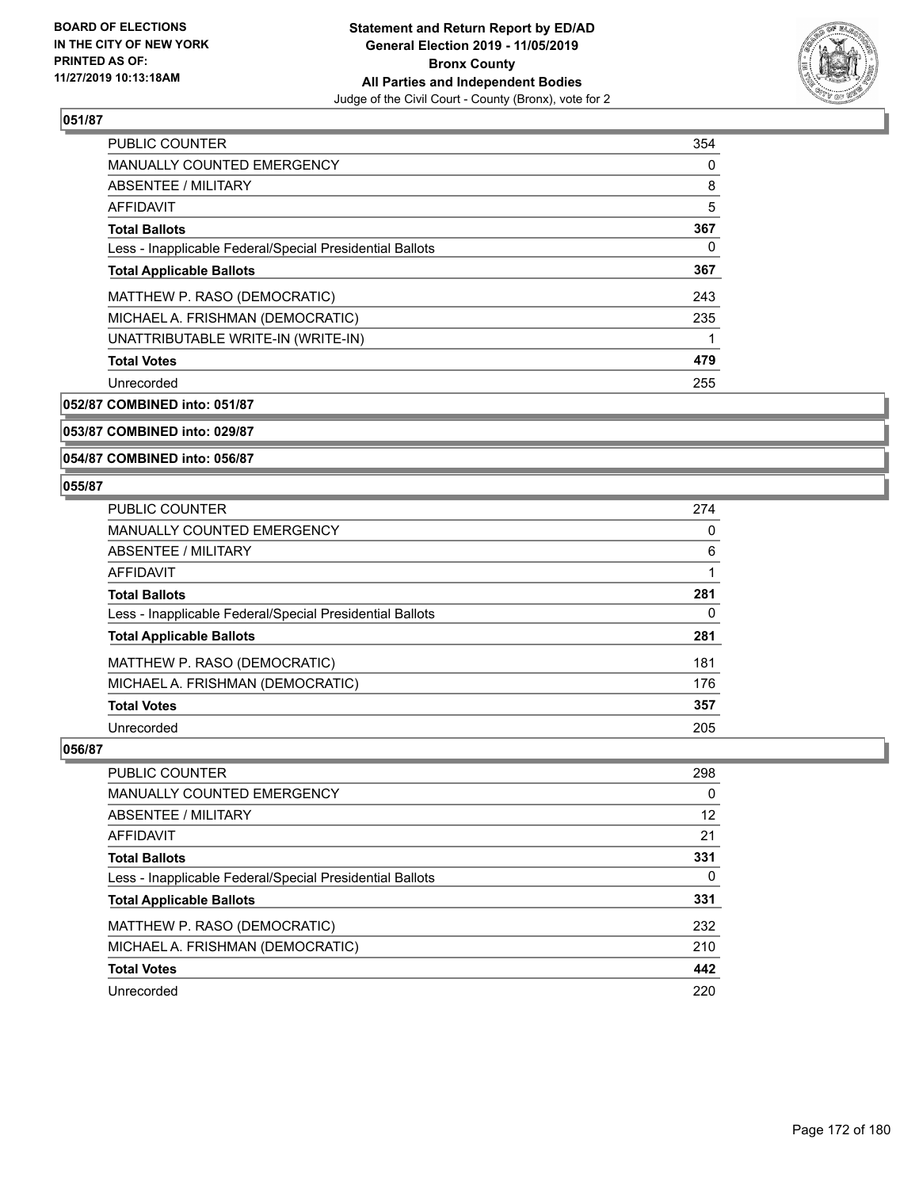## 051/87

| | |
|---|---|
| PUBLIC COUNTER | 354 |
| MANUALLY COUNTED EMERGENCY | 0 |
| ABSENTEE / MILITARY | 8 |
| AFFIDAVIT | 5 |
| **Total Ballots** | **367** |
| Less - Inapplicable Federal/Special Presidential Ballots | 0 |
| **Total Applicable Ballots** | **367** |
| MATTHEW P. RASO (DEMOCRATIC) | 243 |
| MICHAEL A. FRISHMAN (DEMOCRATIC) | 235 |
| UNATTRIBUTABLE WRITE-IN (WRITE-IN) | 1 |
| **Total Votes** | **479** |
| Unrecorded | 255 |

## 052/87 COMBINED into: 051/87

## 053/87 COMBINED into: 029/87

## 054/87 COMBINED into: 056/87

## 055/87

| | |
|---|---|
| PUBLIC COUNTER | 274 |
| MANUALLY COUNTED EMERGENCY | 0 |
| ABSENTEE / MILITARY | 6 |
| AFFIDAVIT | 1 |
| **Total Ballots** | **281** |
| Less - Inapplicable Federal/Special Presidential Ballots | 0 |
| **Total Applicable Ballots** | **281** |
| MATTHEW P. RASO (DEMOCRATIC) | 181 |
| MICHAEL A. FRISHMAN (DEMOCRATIC) | 176 |
| **Total Votes** | **357** |
| Unrecorded | 205 |

## 056/87

| | |
|---|---|
| PUBLIC COUNTER | 298 |
| MANUALLY COUNTED EMERGENCY | 0 |
| ABSENTEE / MILITARY | 12 |
| AFFIDAVIT | 21 |
| **Total Ballots** | **331** |
| Less - Inapplicable Federal/Special Presidential Ballots | 0 |
| **Total Applicable Ballots** | **331** |
| MATTHEW P. RASO (DEMOCRATIC) | 232 |
| MICHAEL A. FRISHMAN (DEMOCRATIC) | 210 |
| **Total Votes** | **442** |
| Unrecorded | 220 |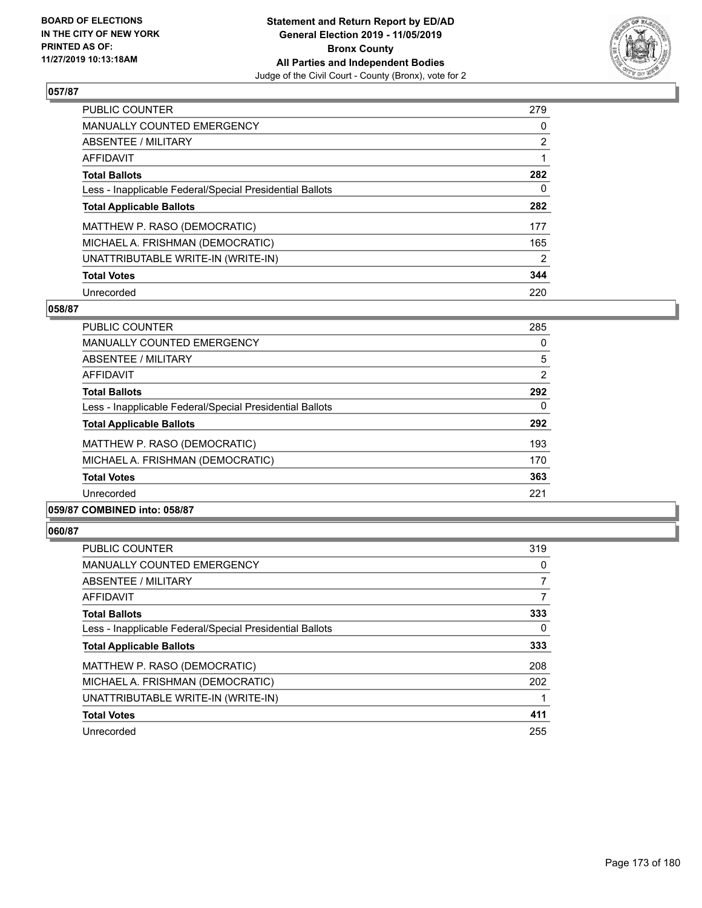## 057/87

| | |
|---|---|
| PUBLIC COUNTER | 279 |
| MANUALLY COUNTED EMERGENCY | 0 |
| ABSENTEE / MILITARY | 2 |
| AFFIDAVIT | 1 |
| **Total Ballots** | **282** |
| Less - Inapplicable Federal/Special Presidential Ballots | 0 |
| **Total Applicable Ballots** | **282** |
| MATTHEW P. RASO (DEMOCRATIC) | 177 |
| MICHAEL A. FRISHMAN (DEMOCRATIC) | 165 |
| UNATTRIBUTABLE WRITE-IN (WRITE-IN) | 2 |
| **Total Votes** | **344** |
| Unrecorded | 220 |

## 058/87

| | |
|---|---|
| PUBLIC COUNTER | 285 |
| MANUALLY COUNTED EMERGENCY | 0 |
| ABSENTEE / MILITARY | 5 |
| AFFIDAVIT | 2 |
| **Total Ballots** | **292** |
| Less - Inapplicable Federal/Special Presidential Ballots | 0 |
| **Total Applicable Ballots** | **292** |
| MATTHEW P. RASO (DEMOCRATIC) | 193 |
| MICHAEL A. FRISHMAN (DEMOCRATIC) | 170 |
| **Total Votes** | **363** |
| Unrecorded | 221 |

## 059/87 COMBINED into: 058/87

## 060/87

| | |
|---|---|
| PUBLIC COUNTER | 319 |
| MANUALLY COUNTED EMERGENCY | 0 |
| ABSENTEE / MILITARY | 7 |
| AFFIDAVIT | 7 |
| **Total Ballots** | **333** |
| Less - Inapplicable Federal/Special Presidential Ballots | 0 |
| **Total Applicable Ballots** | **333** |
| MATTHEW P. RASO (DEMOCRATIC) | 208 |
| MICHAEL A. FRISHMAN (DEMOCRATIC) | 202 |
| UNATTRIBUTABLE WRITE-IN (WRITE-IN) | 1 |
| **Total Votes** | **411** |
| Unrecorded | 255 |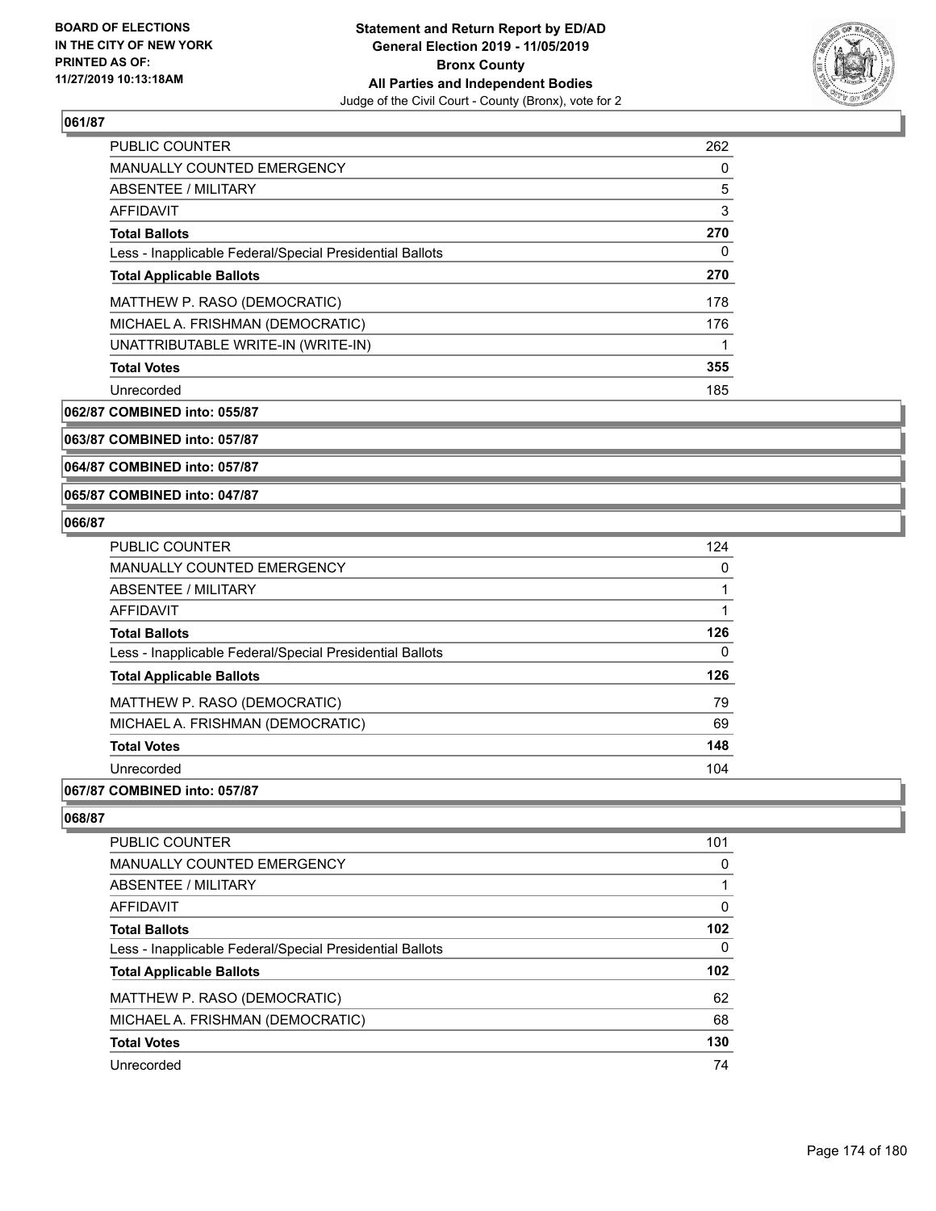## 061/87

| | |
|---|---|
| PUBLIC COUNTER | 262 |
| MANUALLY COUNTED EMERGENCY | 0 |
| ABSENTEE / MILITARY | 5 |
| AFFIDAVIT | 3 |
| **Total Ballots** | **270** |
| Less - Inapplicable Federal/Special Presidential Ballots | 0 |
| **Total Applicable Ballots** | **270** |
| MATTHEW P. RASO (DEMOCRATIC) | 178 |
| MICHAEL A. FRISHMAN (DEMOCRATIC) | 176 |
| UNATTRIBUTABLE WRITE-IN (WRITE-IN) | 1 |
| **Total Votes** | **355** |
| Unrecorded | 185 |

## 062/87 COMBINED into: 055/87

## 063/87 COMBINED into: 057/87

## 064/87 COMBINED into: 057/87

## 065/87 COMBINED into: 047/87

## 066/87

| | |
|---|---|
| PUBLIC COUNTER | 124 |
| MANUALLY COUNTED EMERGENCY | 0 |
| ABSENTEE / MILITARY | 1 |
| AFFIDAVIT | 1 |
| **Total Ballots** | **126** |
| Less - Inapplicable Federal/Special Presidential Ballots | 0 |
| **Total Applicable Ballots** | **126** |
| MATTHEW P. RASO (DEMOCRATIC) | 79 |
| MICHAEL A. FRISHMAN (DEMOCRATIC) | 69 |
| **Total Votes** | **148** |
| Unrecorded | 104 |

## 067/87 COMBINED into: 057/87

## 068/87

| | |
|---|---|
| PUBLIC COUNTER | 101 |
| MANUALLY COUNTED EMERGENCY | 0 |
| ABSENTEE / MILITARY | 1 |
| AFFIDAVIT | 0 |
| **Total Ballots** | **102** |
| Less - Inapplicable Federal/Special Presidential Ballots | 0 |
| **Total Applicable Ballots** | **102** |
| MATTHEW P. RASO (DEMOCRATIC) | 62 |
| MICHAEL A. FRISHMAN (DEMOCRATIC) | 68 |
| **Total Votes** | **130** |
| Unrecorded | 74 |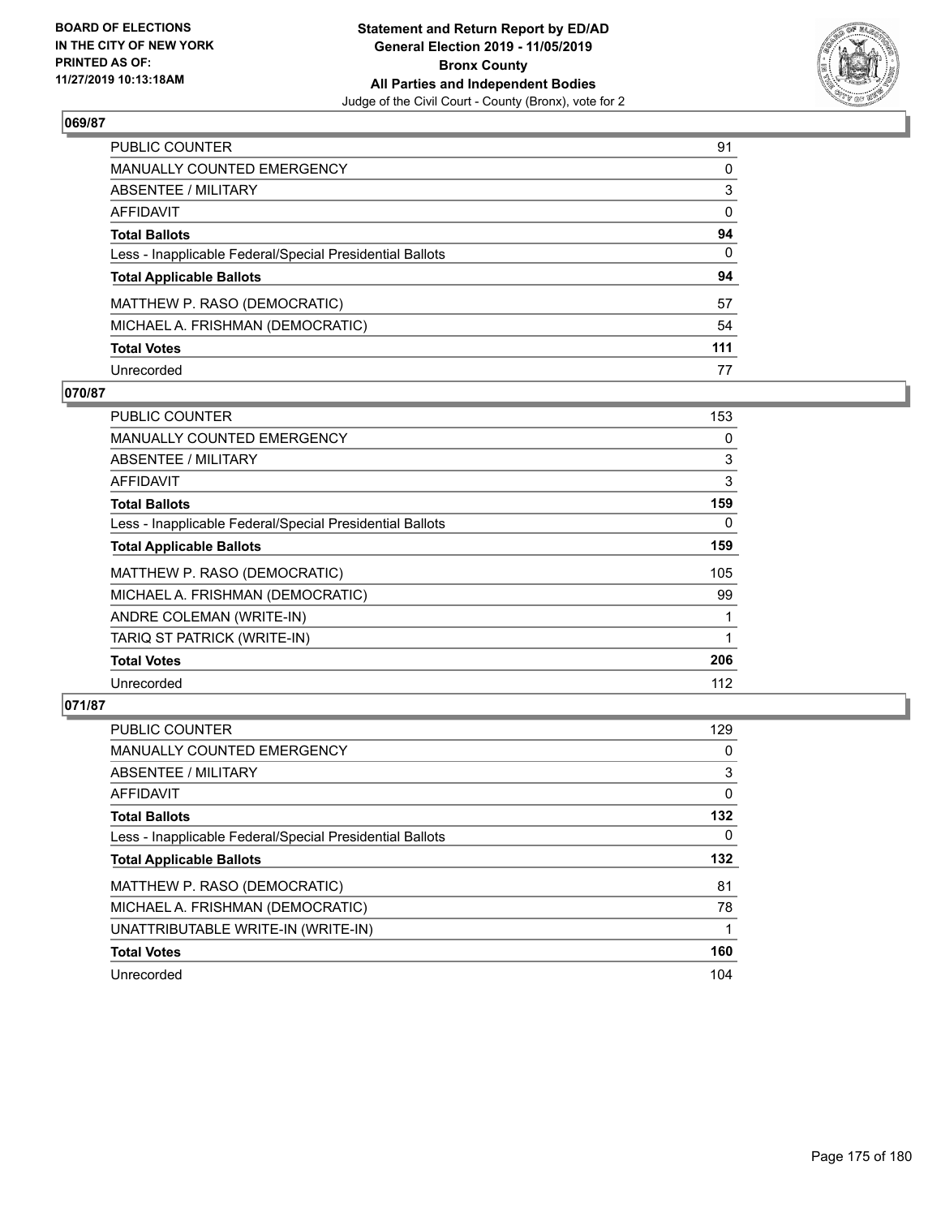## 069/87

| | |
|---|---|
| PUBLIC COUNTER | 91 |
| MANUALLY COUNTED EMERGENCY | 0 |
| ABSENTEE / MILITARY | 3 |
| AFFIDAVIT | 0 |
| **Total Ballots** | **94** |
| Less - Inapplicable Federal/Special Presidential Ballots | 0 |
| **Total Applicable Ballots** | **94** |
| MATTHEW P. RASO (DEMOCRATIC) | 57 |
| MICHAEL A. FRISHMAN (DEMOCRATIC) | 54 |
| **Total Votes** | **111** |
| Unrecorded | 77 |

## 070/87

| | |
|---|---|
| PUBLIC COUNTER | 153 |
| MANUALLY COUNTED EMERGENCY | 0 |
| ABSENTEE / MILITARY | 3 |
| AFFIDAVIT | 3 |
| **Total Ballots** | **159** |
| Less - Inapplicable Federal/Special Presidential Ballots | 0 |
| **Total Applicable Ballots** | **159** |
| MATTHEW P. RASO (DEMOCRATIC) | 105 |
| MICHAEL A. FRISHMAN (DEMOCRATIC) | 99 |
| ANDRE COLEMAN (WRITE-IN) | 1 |
| TARIQ ST PATRICK (WRITE-IN) | 1 |
| **Total Votes** | **206** |
| Unrecorded | 112 |

## 071/87

| | |
|---|---|
| PUBLIC COUNTER | 129 |
| MANUALLY COUNTED EMERGENCY | 0 |
| ABSENTEE / MILITARY | 3 |
| AFFIDAVIT | 0 |
| **Total Ballots** | **132** |
| Less - Inapplicable Federal/Special Presidential Ballots | 0 |
| **Total Applicable Ballots** | **132** |
| MATTHEW P. RASO (DEMOCRATIC) | 81 |
| MICHAEL A. FRISHMAN (DEMOCRATIC) | 78 |
| UNATTRIBUTABLE WRITE-IN (WRITE-IN) | 1 |
| **Total Votes** | **160** |
| Unrecorded | 104 |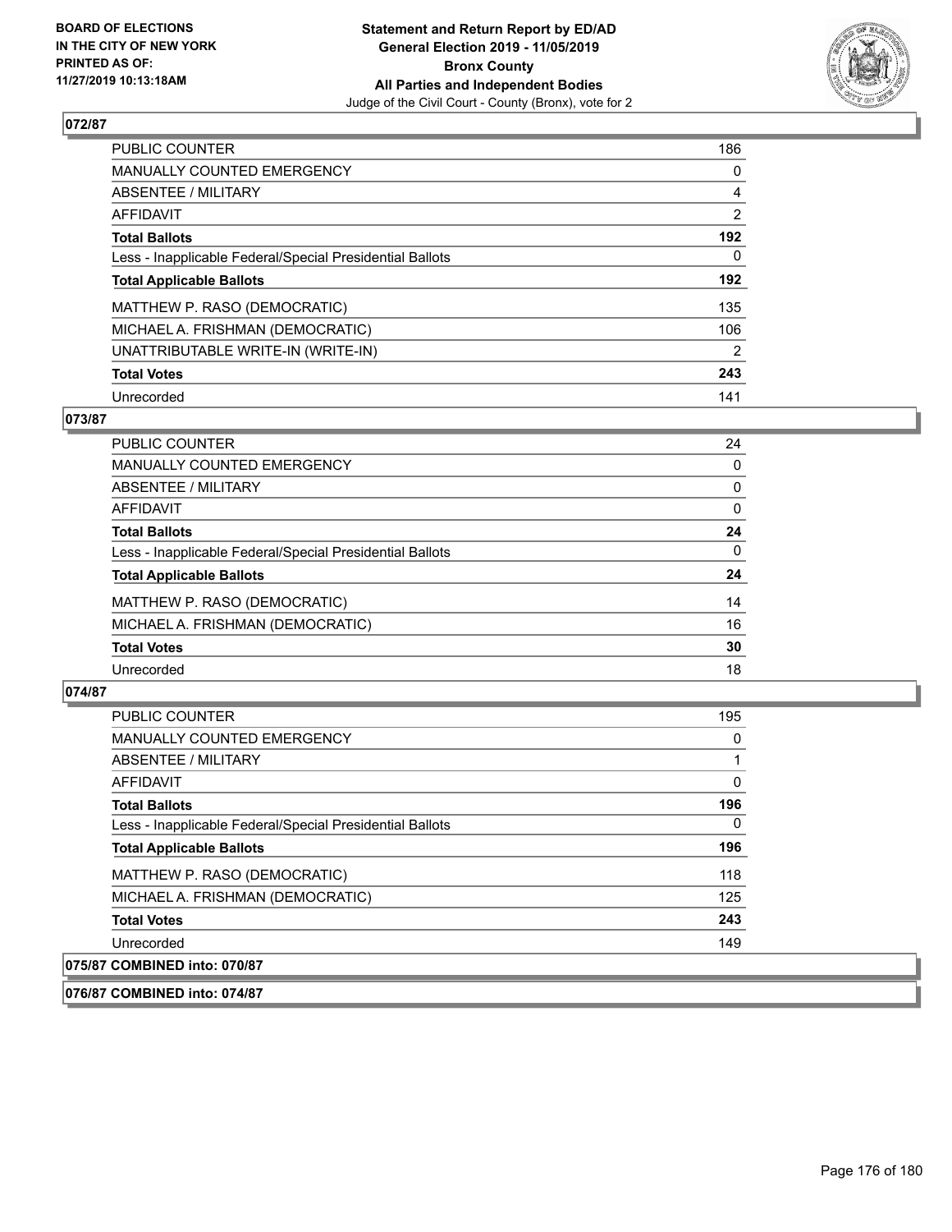## 072/87

| | |
|---|---|
| PUBLIC COUNTER | 186 |
| MANUALLY COUNTED EMERGENCY | 0 |
| ABSENTEE / MILITARY | 4 |
| AFFIDAVIT | 2 |
| **Total Ballots** | **192** |
| Less - Inapplicable Federal/Special Presidential Ballots | 0 |
| **Total Applicable Ballots** | **192** |
| MATTHEW P. RASO (DEMOCRATIC) | 135 |
| MICHAEL A. FRISHMAN (DEMOCRATIC) | 106 |
| UNATTRIBUTABLE WRITE-IN (WRITE-IN) | 2 |
| **Total Votes** | **243** |
| Unrecorded | 141 |

## 073/87

| | |
|---|---|
| PUBLIC COUNTER | 24 |
| MANUALLY COUNTED EMERGENCY | 0 |
| ABSENTEE / MILITARY | 0 |
| AFFIDAVIT | 0 |
| **Total Ballots** | **24** |
| Less - Inapplicable Federal/Special Presidential Ballots | 0 |
| **Total Applicable Ballots** | **24** |
| MATTHEW P. RASO (DEMOCRATIC) | 14 |
| MICHAEL A. FRISHMAN (DEMOCRATIC) | 16 |
| **Total Votes** | **30** |
| Unrecorded | 18 |

## 074/87

| | |
|---|---|
| PUBLIC COUNTER | 195 |
| MANUALLY COUNTED EMERGENCY | 0 |
| ABSENTEE / MILITARY | 1 |
| AFFIDAVIT | 0 |
| **Total Ballots** | **196** |
| Less - Inapplicable Federal/Special Presidential Ballots | 0 |
| **Total Applicable Ballots** | **196** |
| MATTHEW P. RASO (DEMOCRATIC) | 118 |
| MICHAEL A. FRISHMAN (DEMOCRATIC) | 125 |
| **Total Votes** | **243** |
| Unrecorded | 149 |

## 075/87 COMBINED into: 070/87

## 076/87 COMBINED into: 074/87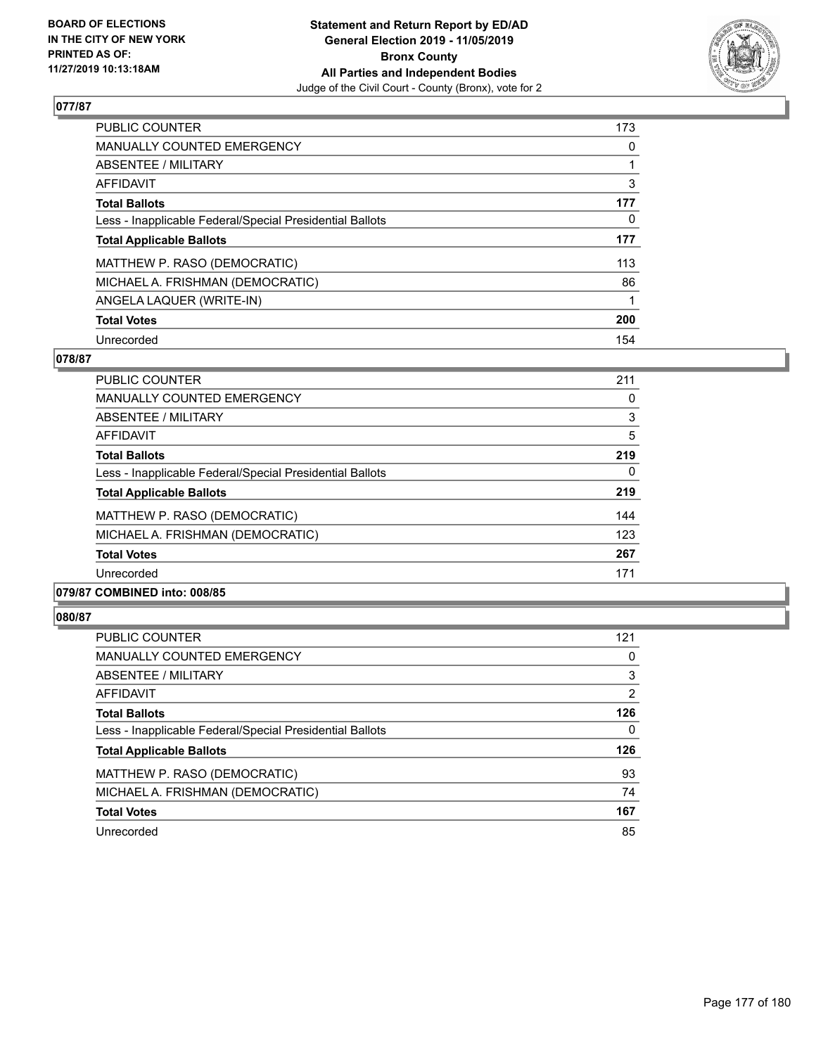## 077/87

| | |
|---|---|
| PUBLIC COUNTER | 173 |
| MANUALLY COUNTED EMERGENCY | 0 |
| ABSENTEE / MILITARY | 1 |
| AFFIDAVIT | 3 |
| **Total Ballots** | **177** |
| Less - Inapplicable Federal/Special Presidential Ballots | 0 |
| **Total Applicable Ballots** | **177** |
| MATTHEW P. RASO (DEMOCRATIC) | 113 |
| MICHAEL A. FRISHMAN (DEMOCRATIC) | 86 |
| ANGELA LAQUER (WRITE-IN) | 1 |
| **Total Votes** | **200** |
| Unrecorded | 154 |

## 078/87

| | |
|---|---|
| PUBLIC COUNTER | 211 |
| MANUALLY COUNTED EMERGENCY | 0 |
| ABSENTEE / MILITARY | 3 |
| AFFIDAVIT | 5 |
| **Total Ballots** | **219** |
| Less - Inapplicable Federal/Special Presidential Ballots | 0 |
| **Total Applicable Ballots** | **219** |
| MATTHEW P. RASO (DEMOCRATIC) | 144 |
| MICHAEL A. FRISHMAN (DEMOCRATIC) | 123 |
| **Total Votes** | **267** |
| Unrecorded | 171 |

## 079/87 COMBINED into: 008/85

## 080/87

| | |
|---|---|
| PUBLIC COUNTER | 121 |
| MANUALLY COUNTED EMERGENCY | 0 |
| ABSENTEE / MILITARY | 3 |
| AFFIDAVIT | 2 |
| **Total Ballots** | **126** |
| Less - Inapplicable Federal/Special Presidential Ballots | 0 |
| **Total Applicable Ballots** | **126** |
| MATTHEW P. RASO (DEMOCRATIC) | 93 |
| MICHAEL A. FRISHMAN (DEMOCRATIC) | 74 |
| **Total Votes** | **167** |
| Unrecorded | 85 |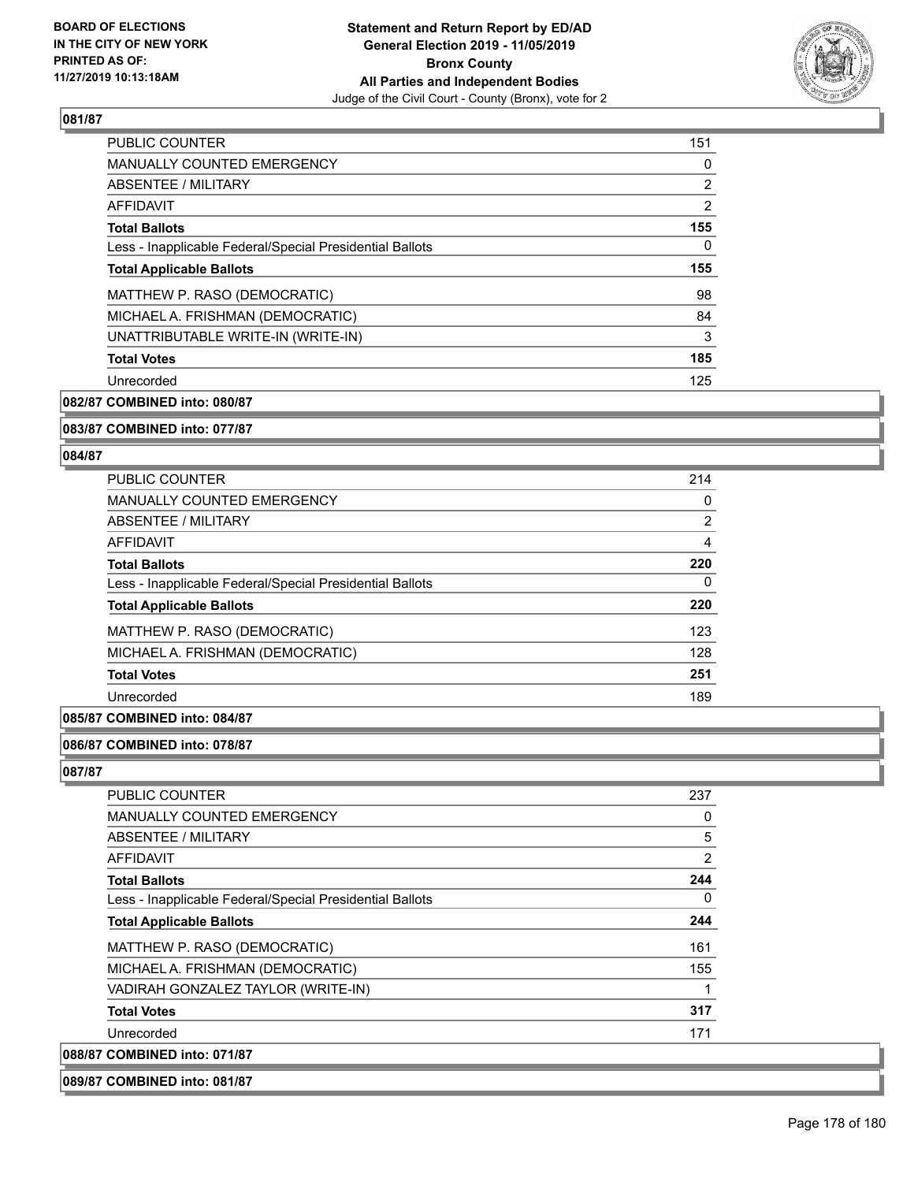**081/87**

| | |
|---|---|
| PUBLIC COUNTER | 151 |
| MANUALLY COUNTED EMERGENCY | 0 |
| ABSENTEE / MILITARY | 2 |
| AFFIDAVIT | 2 |
| **Total Ballots** | **155** |
| Less - Inapplicable Federal/Special Presidential Ballots | 0 |
| **Total Applicable Ballots** | **155** |
| MATTHEW P. RASO (DEMOCRATIC) | 98 |
| MICHAEL A. FRISHMAN (DEMOCRATIC) | 84 |
| UNATTRIBUTABLE WRITE-IN (WRITE-IN) | 3 |
| **Total Votes** | **185** |
| Unrecorded | 125 |

**082/87 COMBINED into: 080/87**

**083/87 COMBINED into: 077/87**

**084/87**

| | |
|---|---|
| PUBLIC COUNTER | 214 |
| MANUALLY COUNTED EMERGENCY | 0 |
| ABSENTEE / MILITARY | 2 |
| AFFIDAVIT | 4 |
| **Total Ballots** | **220** |
| Less - Inapplicable Federal/Special Presidential Ballots | 0 |
| **Total Applicable Ballots** | **220** |
| MATTHEW P. RASO (DEMOCRATIC) | 123 |
| MICHAEL A. FRISHMAN (DEMOCRATIC) | 128 |
| **Total Votes** | **251** |
| Unrecorded | 189 |

**085/87 COMBINED into: 084/87**

**086/87 COMBINED into: 078/87**

**087/87**

| | |
|---|---|
| PUBLIC COUNTER | 237 |
| MANUALLY COUNTED EMERGENCY | 0 |
| ABSENTEE / MILITARY | 5 |
| AFFIDAVIT | 2 |
| **Total Ballots** | **244** |
| Less - Inapplicable Federal/Special Presidential Ballots | 0 |
| **Total Applicable Ballots** | **244** |
| MATTHEW P. RASO (DEMOCRATIC) | 161 |
| MICHAEL A. FRISHMAN (DEMOCRATIC) | 155 |
| VADIRAH GONZALEZ TAYLOR (WRITE-IN) | 1 |
| **Total Votes** | **317** |
| Unrecorded | 171 |

**088/87 COMBINED into: 071/87**

**089/87 COMBINED into: 081/87**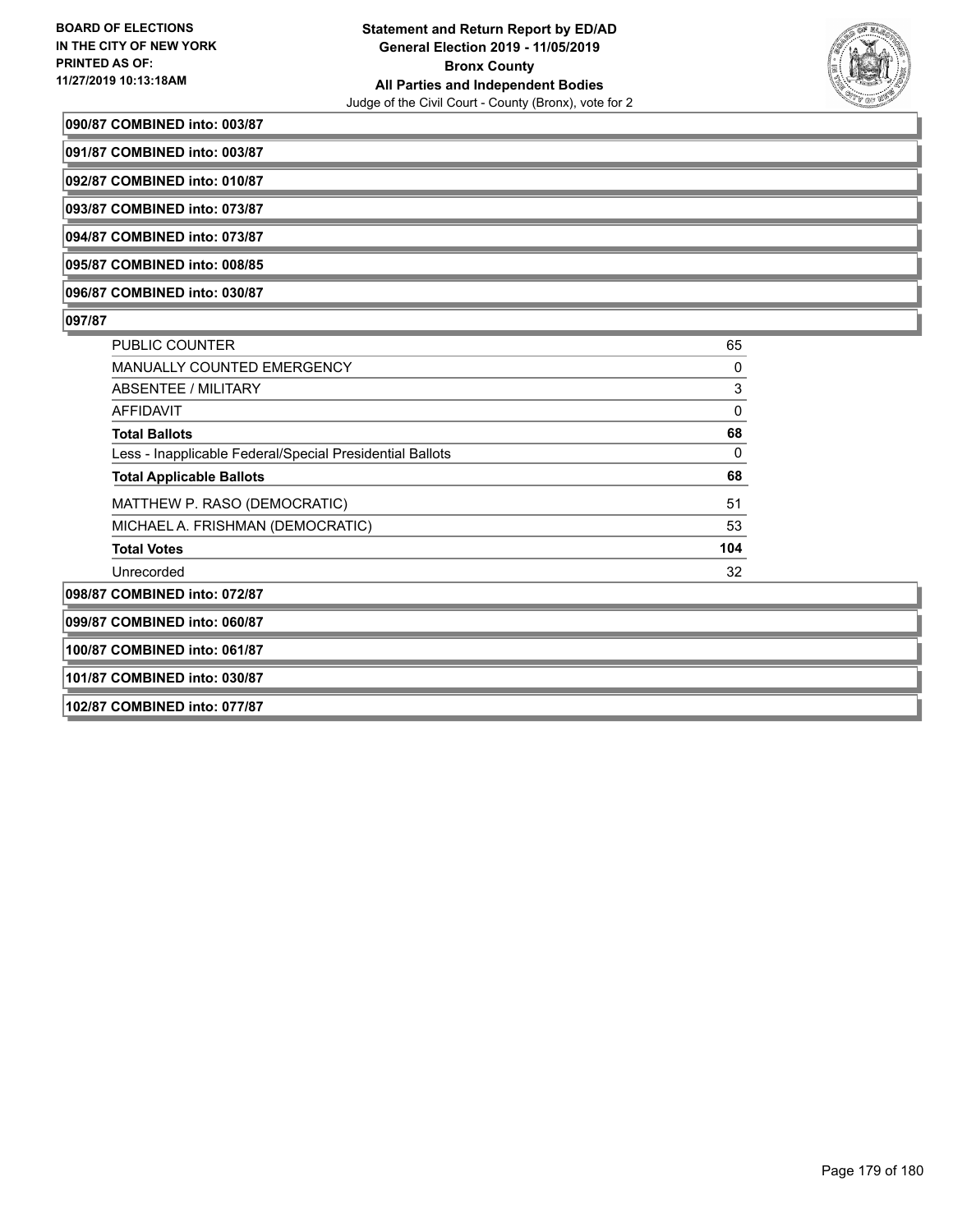**090/87 COMBINED into: 003/87**

**091/87 COMBINED into: 003/87**

**092/87 COMBINED into: 010/87**

**093/87 COMBINED into: 073/87**

**094/87 COMBINED into: 073/87**

**095/87 COMBINED into: 008/85**

**096/87 COMBINED into: 030/87**

**097/87**

| | |
|---|---|
| PUBLIC COUNTER | 65 |
| MANUALLY COUNTED EMERGENCY | 0 |
| ABSENTEE / MILITARY | 3 |
| AFFIDAVIT | 0 |
| **Total Ballots** | **68** |
| Less - Inapplicable Federal/Special Presidential Ballots | 0 |
| **Total Applicable Ballots** | **68** |
| MATTHEW P. RASO (DEMOCRATIC) | 51 |
| MICHAEL A. FRISHMAN (DEMOCRATIC) | 53 |
| **Total Votes** | **104** |
| Unrecorded | 32 |

**098/87 COMBINED into: 072/87**

**099/87 COMBINED into: 060/87**

**100/87 COMBINED into: 061/87**

**101/87 COMBINED into: 030/87**

**102/87 COMBINED into: 077/87**